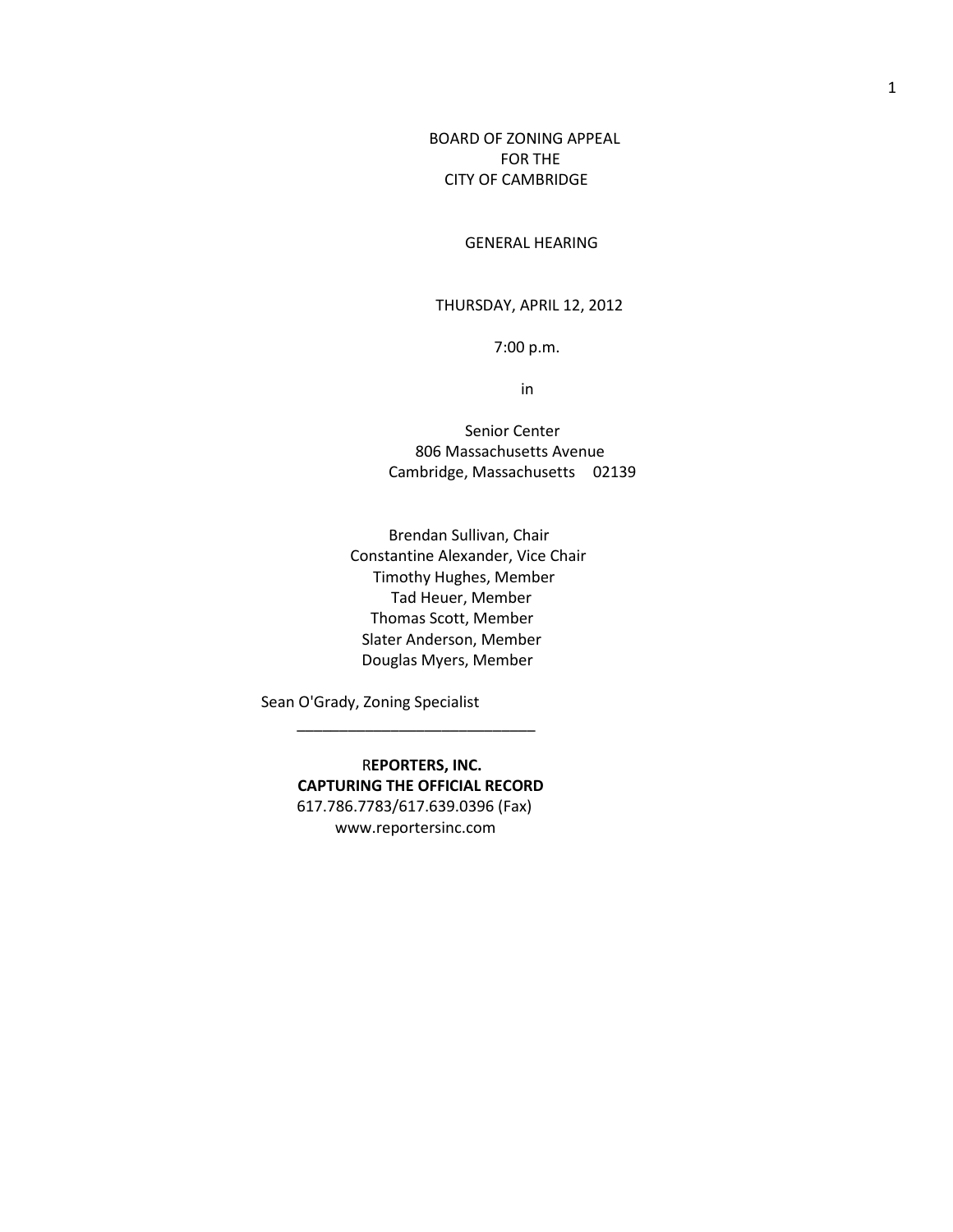# BOARD OF ZONING APPEAL
# FOR THE
# CITY OF CAMBRIDGE

GENERAL HEARING

THURSDAY, APRIL 12, 2012

7:00 p.m.

in

Senior Center
806 Massachusetts Avenue
Cambridge, Massachusetts 02139

Brendan Sullivan, Chair
Constantine Alexander, Vice Chair
Timothy Hughes, Member
Tad Heuer, Member
Thomas Scott, Member
Slater Anderson, Member
Douglas Myers, Member

Sean O'Grady, Zoning Specialist

---

R**EPORTERS, INC.**
**CAPTURING THE OFFICIAL RECORD**
617.786.7783/617.639.0396 (Fax)
www.reportersinc.com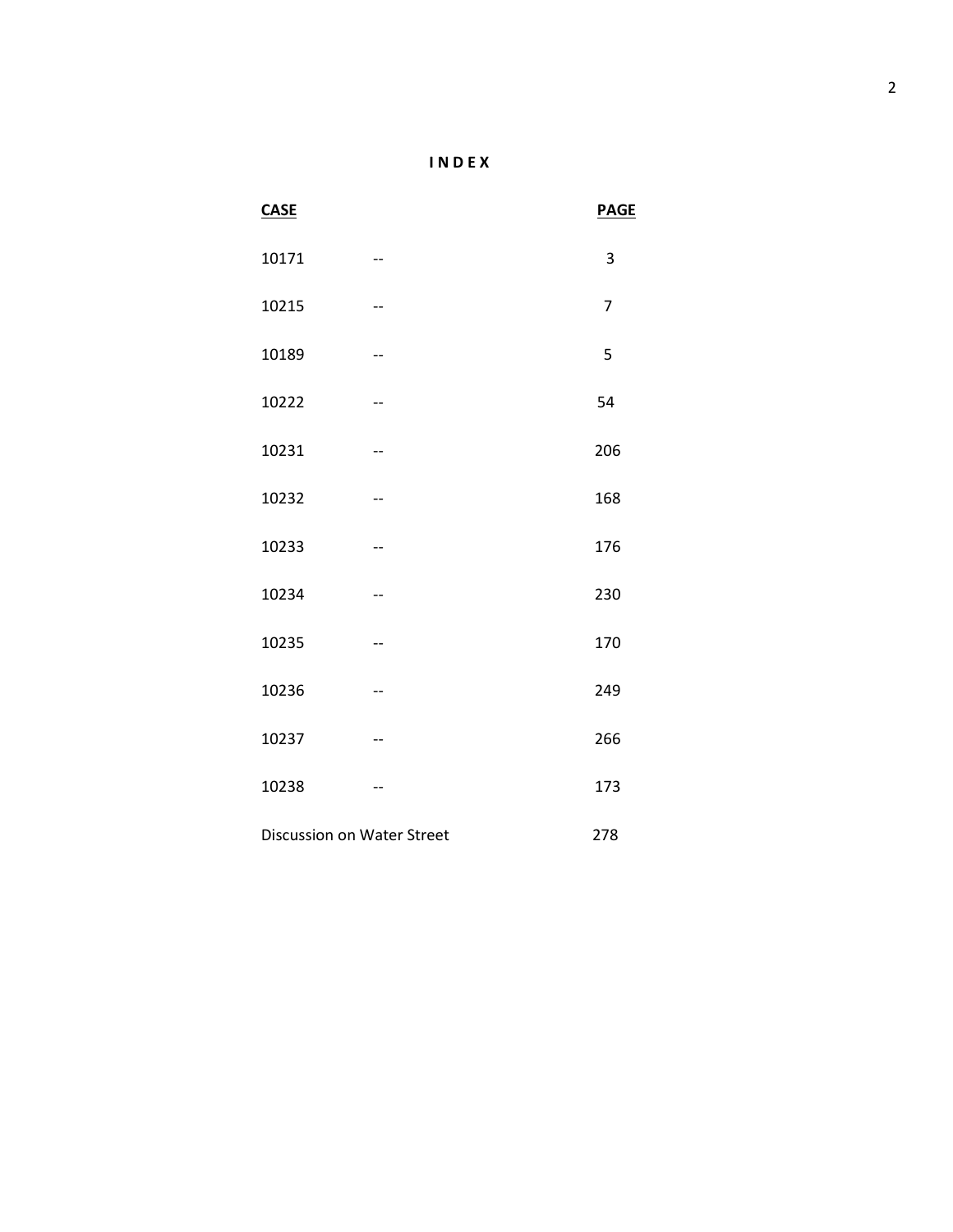# I N D E X

| CASE | | PAGE |
|---|---|---|
| 10171 | -- | 3 |
| 10215 | -- | 7 |
| 10189 | -- | 5 |
| 10222 | -- | 54 |
| 10231 | -- | 206 |
| 10232 | -- | 168 |
| 10233 | -- | 176 |
| 10234 | -- | 230 |
| 10235 | -- | 170 |
| 10236 | -- | 249 |
| 10237 | -- | 266 |
| 10238 | -- | 173 |
| Discussion on Water Street | | 278 |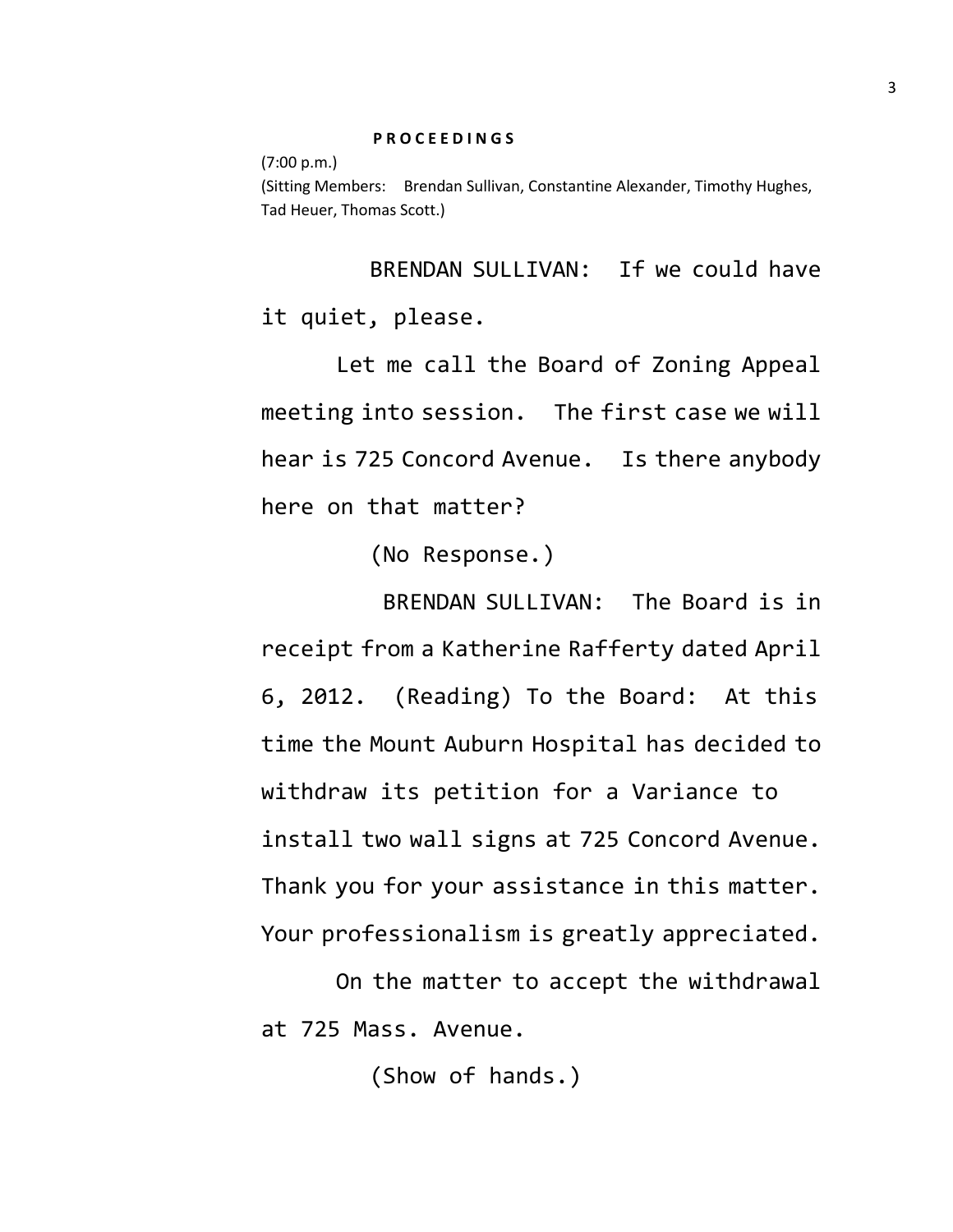**P R O C E E D I N G S**

(7:00 p.m.)

(Sitting Members: Brendan Sullivan, Constantine Alexander, Timothy Hughes, Tad Heuer, Thomas Scott.)

BRENDAN SULLIVAN: If we could have it quiet, please.

Let me call the Board of Zoning Appeal meeting into session. The first case we will hear is 725 Concord Avenue. Is there anybody here on that matter?

(No Response.)

BRENDAN SULLIVAN: The Board is in receipt from a Katherine Rafferty dated April 6, 2012. (Reading) To the Board: At this time the Mount Auburn Hospital has decided to withdraw its petition for a Variance to install two wall signs at 725 Concord Avenue. Thank you for your assistance in this matter. Your professionalism is greatly appreciated.

On the matter to accept the withdrawal at 725 Mass. Avenue.

(Show of hands.)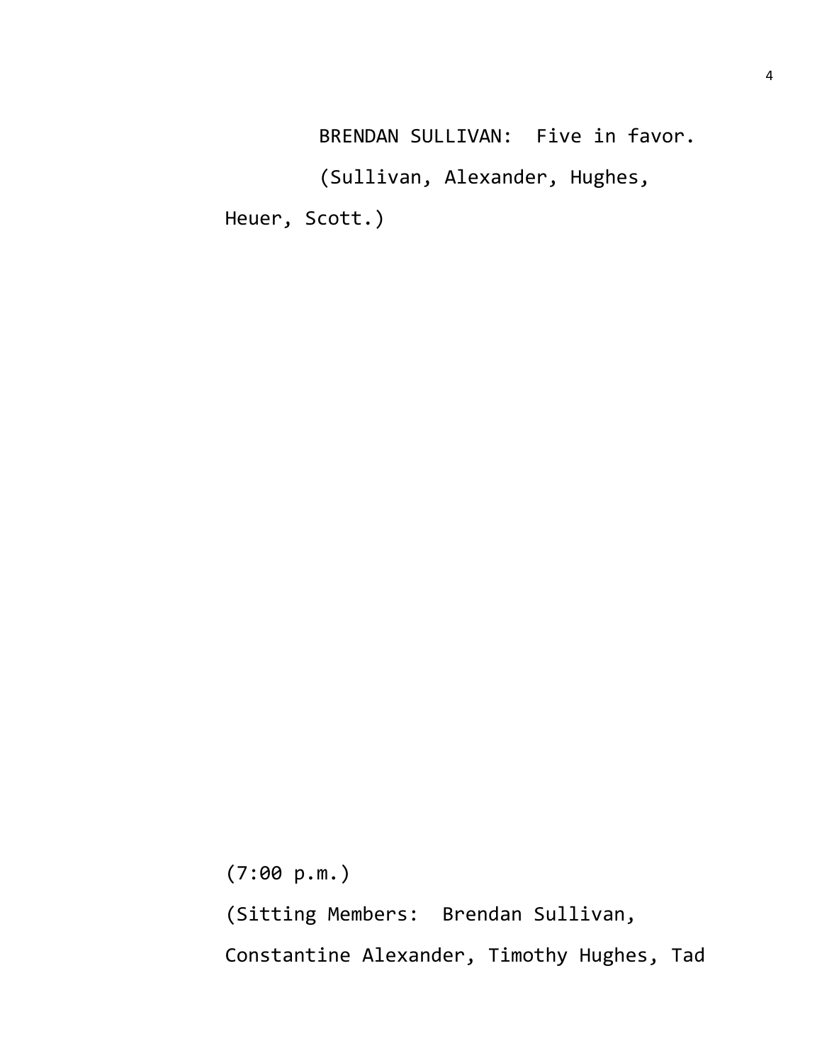BRENDAN SULLIVAN: Five in favor.

(Sullivan, Alexander, Hughes, Heuer, Scott.)

(7:00 p.m.)

(Sitting Members: Brendan Sullivan, Constantine Alexander, Timothy Hughes, Tad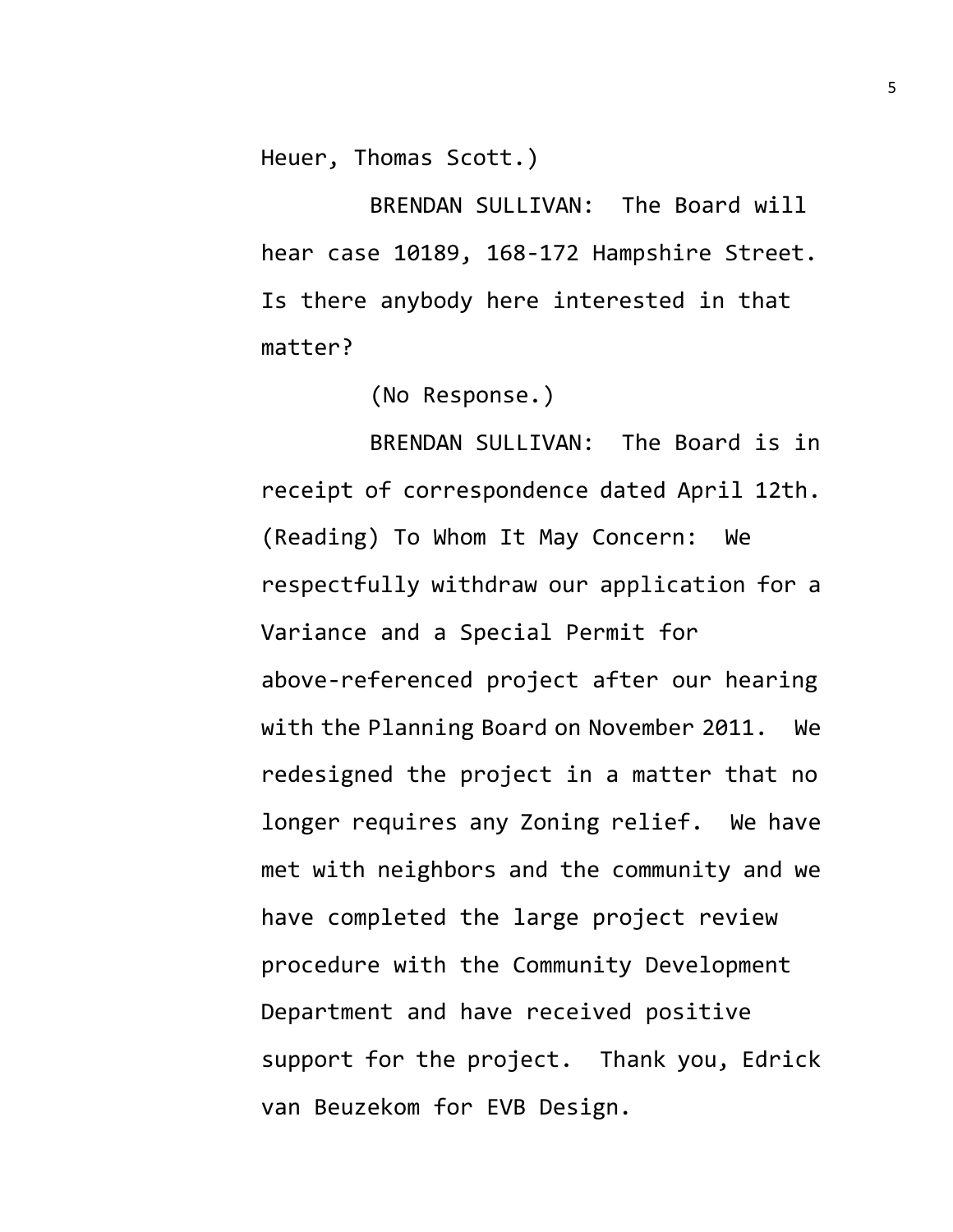Heuer, Thomas Scott.)

BRENDAN SULLIVAN: The Board will hear case 10189, 168-172 Hampshire Street. Is there anybody here interested in that matter?

(No Response.)

BRENDAN SULLIVAN: The Board is in receipt of correspondence dated April 12th. (Reading) To Whom It May Concern: We respectfully withdraw our application for a Variance and a Special Permit for above-referenced project after our hearing with the Planning Board on November 2011. We redesigned the project in a matter that no longer requires any Zoning relief. We have met with neighbors and the community and we have completed the large project review procedure with the Community Development Department and have received positive support for the project. Thank you, Edrick van Beuzekom for EVB Design.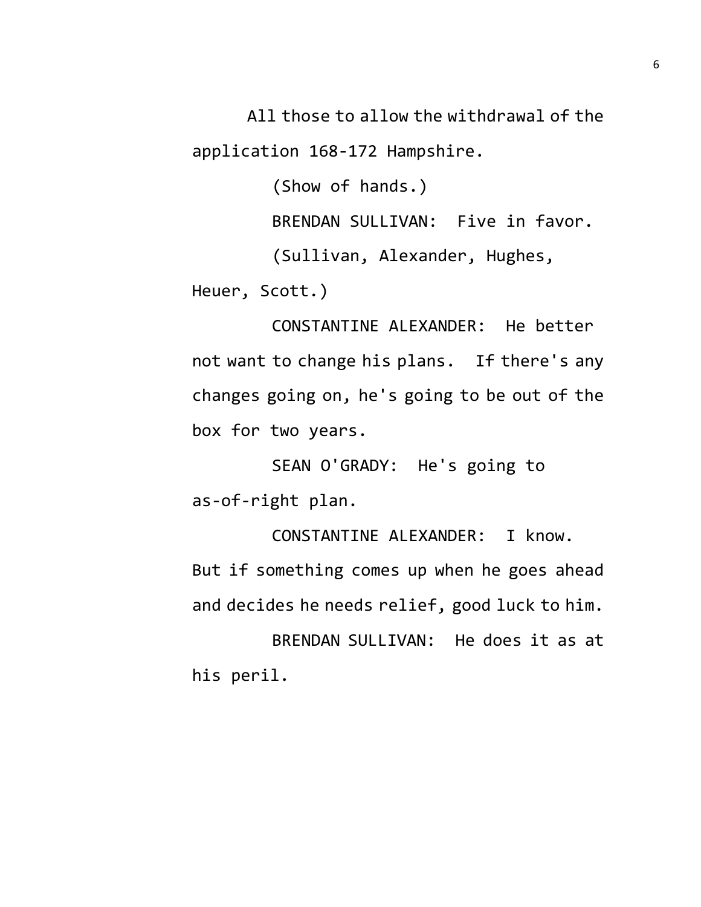All those to allow the withdrawal of the application 168-172 Hampshire.

(Show of hands.)

BRENDAN SULLIVAN: Five in favor.

(Sullivan, Alexander, Hughes, Heuer, Scott.)

CONSTANTINE ALEXANDER: He better not want to change his plans. If there's any changes going on, he's going to be out of the box for two years.

SEAN O'GRADY: He's going to as-of-right plan.

CONSTANTINE ALEXANDER: I know. But if something comes up when he goes ahead and decides he needs relief, good luck to him.

BRENDAN SULLIVAN: He does it as at his peril.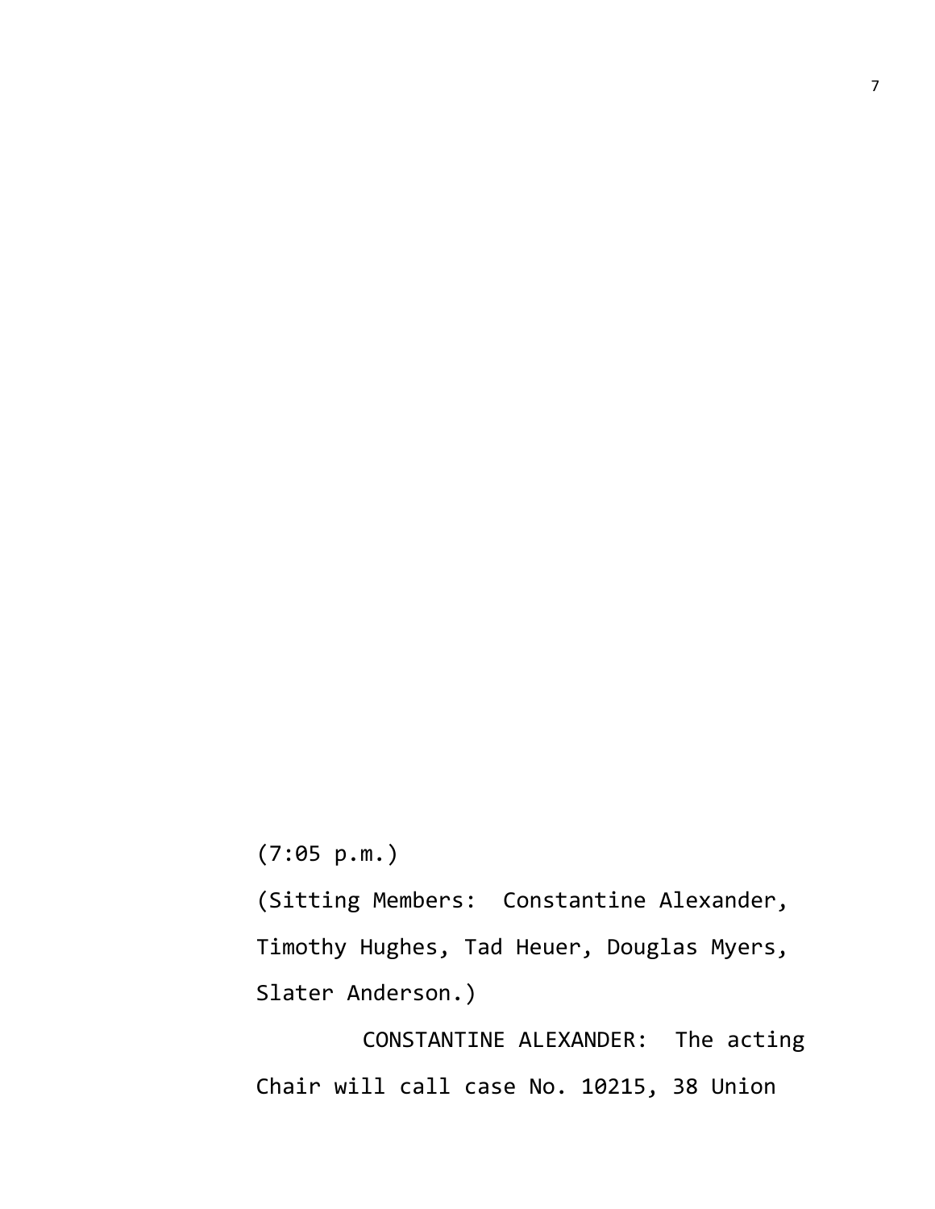(7:05 p.m.)

(Sitting Members: Constantine Alexander, Timothy Hughes, Tad Heuer, Douglas Myers, Slater Anderson.)

CONSTANTINE ALEXANDER: The acting Chair will call case No. 10215, 38 Union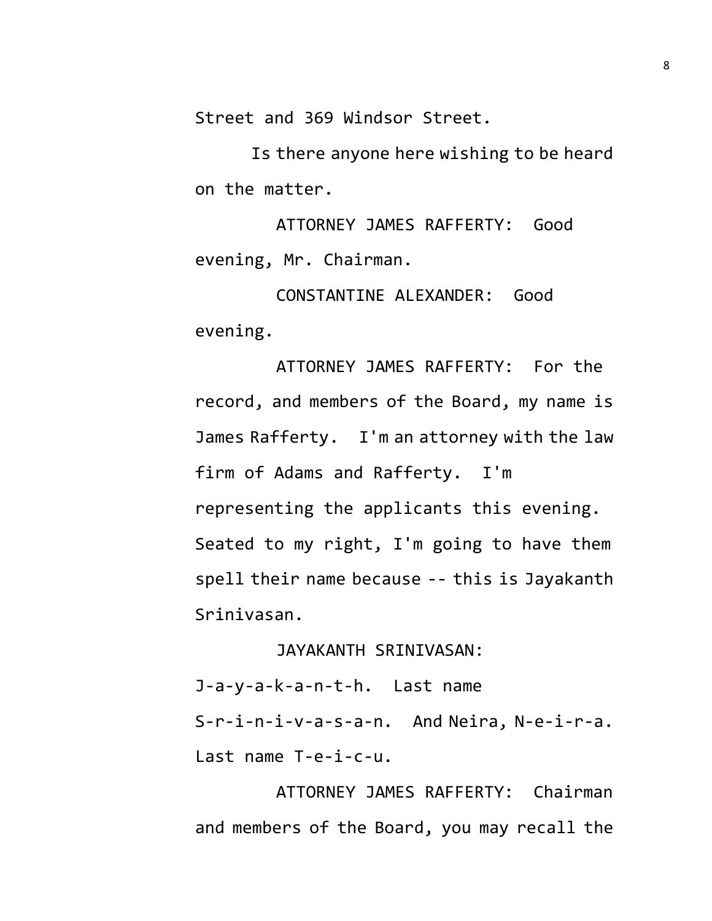Street and 369 Windsor Street.

Is there anyone here wishing to be heard on the matter.

ATTORNEY JAMES RAFFERTY: Good evening, Mr. Chairman.

CONSTANTINE ALEXANDER: Good evening.

ATTORNEY JAMES RAFFERTY: For the record, and members of the Board, my name is James Rafferty. I'm an attorney with the law firm of Adams and Rafferty. I'm representing the applicants this evening. Seated to my right, I'm going to have them spell their name because -- this is Jayakanth Srinivasan.

JAYAKANTH SRINIVASAN: J-a-y-a-k-a-n-t-h. Last name S-r-i-n-i-v-a-s-a-n. And Neira, N-e-i-r-a. Last name T-e-i-c-u.

ATTORNEY JAMES RAFFERTY: Chairman and members of the Board, you may recall the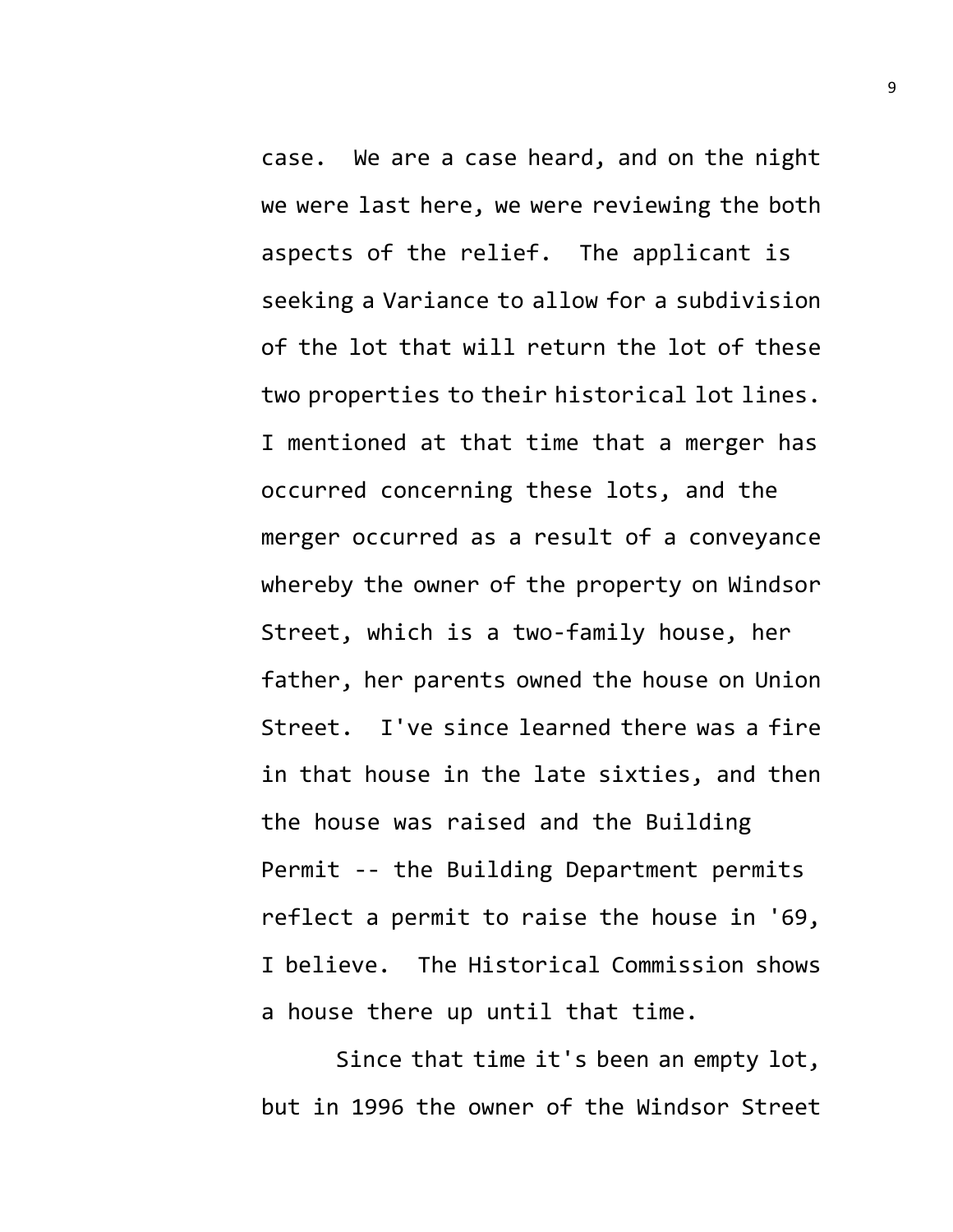case. We are a case heard, and on the night we were last here, we were reviewing the both aspects of the relief. The applicant is seeking a Variance to allow for a subdivision of the lot that will return the lot of these two properties to their historical lot lines. I mentioned at that time that a merger has occurred concerning these lots, and the merger occurred as a result of a conveyance whereby the owner of the property on Windsor Street, which is a two-family house, her father, her parents owned the house on Union Street. I've since learned there was a fire in that house in the late sixties, and then the house was raised and the Building Permit -- the Building Department permits reflect a permit to raise the house in '69, I believe. The Historical Commission shows a house there up until that time.

Since that time it's been an empty lot, but in 1996 the owner of the Windsor Street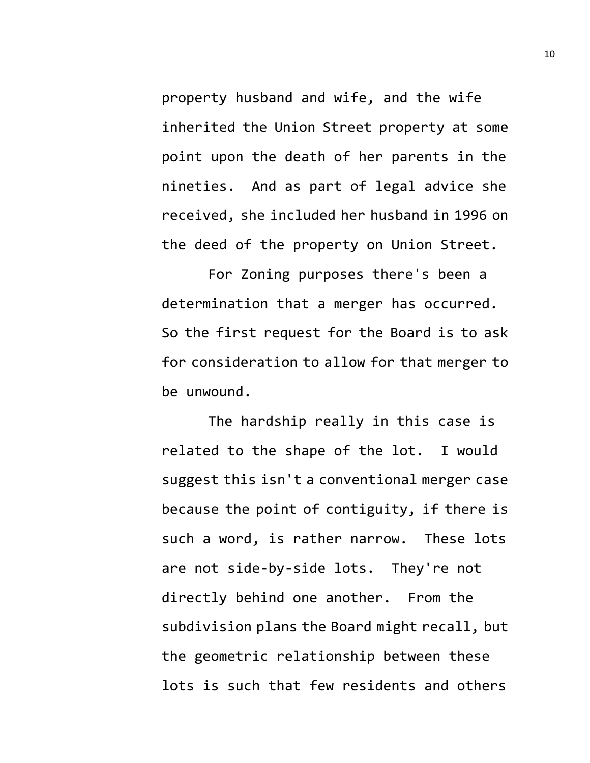property husband and wife, and the wife inherited the Union Street property at some point upon the death of her parents in the nineties. And as part of legal advice she received, she included her husband in 1996 on the deed of the property on Union Street.

For Zoning purposes there's been a determination that a merger has occurred. So the first request for the Board is to ask for consideration to allow for that merger to be unwound.

The hardship really in this case is related to the shape of the lot. I would suggest this isn't a conventional merger case because the point of contiguity, if there is such a word, is rather narrow. These lots are not side-by-side lots. They're not directly behind one another. From the subdivision plans the Board might recall, but the geometric relationship between these lots is such that few residents and others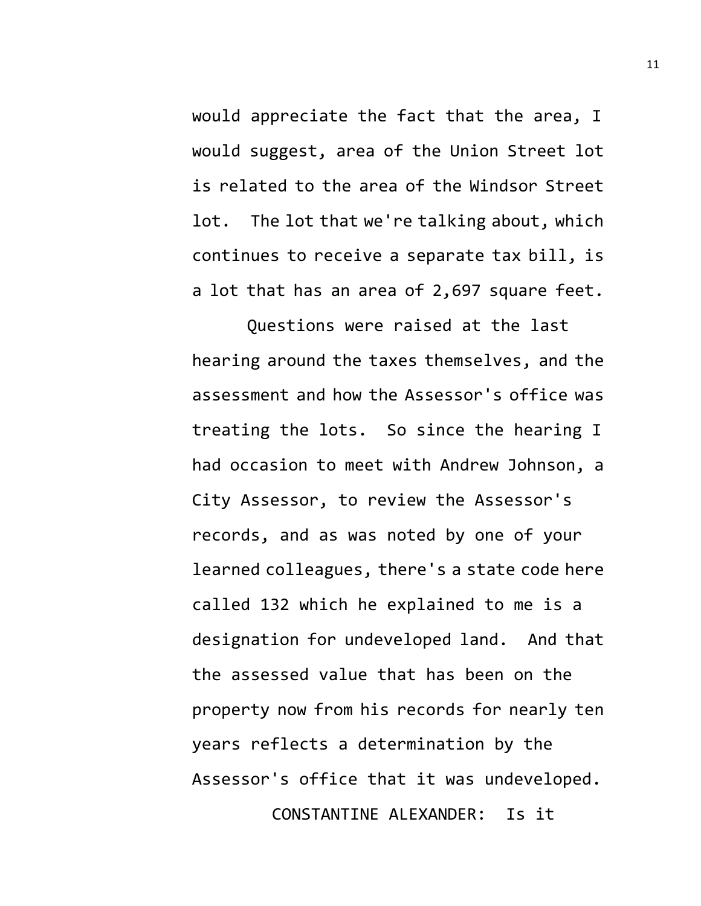would appreciate the fact that the area, I would suggest, area of the Union Street lot is related to the area of the Windsor Street lot. The lot that we're talking about, which continues to receive a separate tax bill, is a lot that has an area of 2,697 square feet.

Questions were raised at the last hearing around the taxes themselves, and the assessment and how the Assessor's office was treating the lots. So since the hearing I had occasion to meet with Andrew Johnson, a City Assessor, to review the Assessor's records, and as was noted by one of your learned colleagues, there's a state code here called 132 which he explained to me is a designation for undeveloped land. And that the assessed value that has been on the property now from his records for nearly ten years reflects a determination by the Assessor's office that it was undeveloped.

CONSTANTINE ALEXANDER: Is it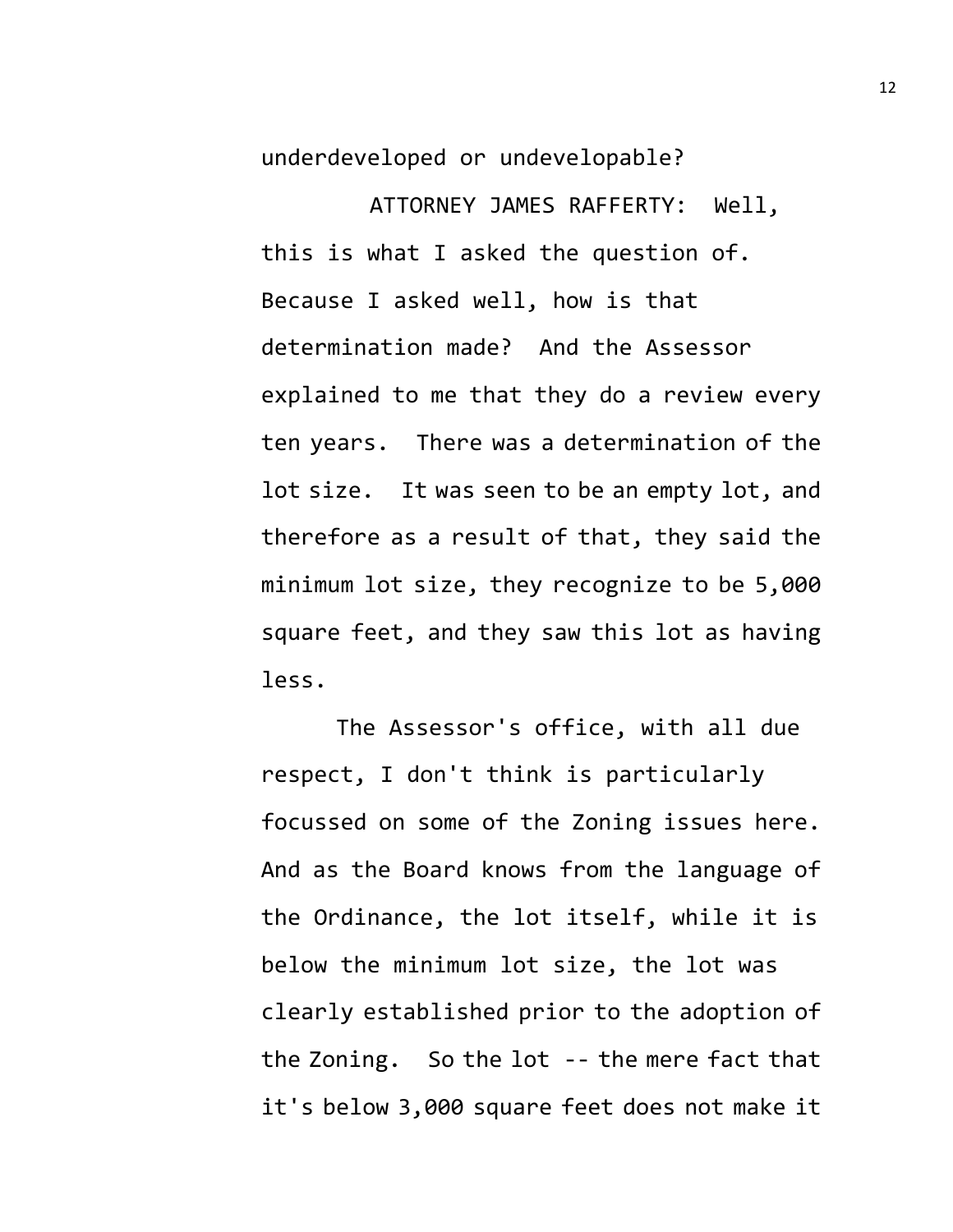underdeveloped or undevelopable?

ATTORNEY JAMES RAFFERTY: Well, this is what I asked the question of. Because I asked well, how is that determination made? And the Assessor explained to me that they do a review every ten years. There was a determination of the lot size. It was seen to be an empty lot, and therefore as a result of that, they said the minimum lot size, they recognize to be 5,000 square feet, and they saw this lot as having less.

The Assessor's office, with all due respect, I don't think is particularly focussed on some of the Zoning issues here. And as the Board knows from the language of the Ordinance, the lot itself, while it is below the minimum lot size, the lot was clearly established prior to the adoption of the Zoning. So the lot -- the mere fact that it's below 3,000 square feet does not make it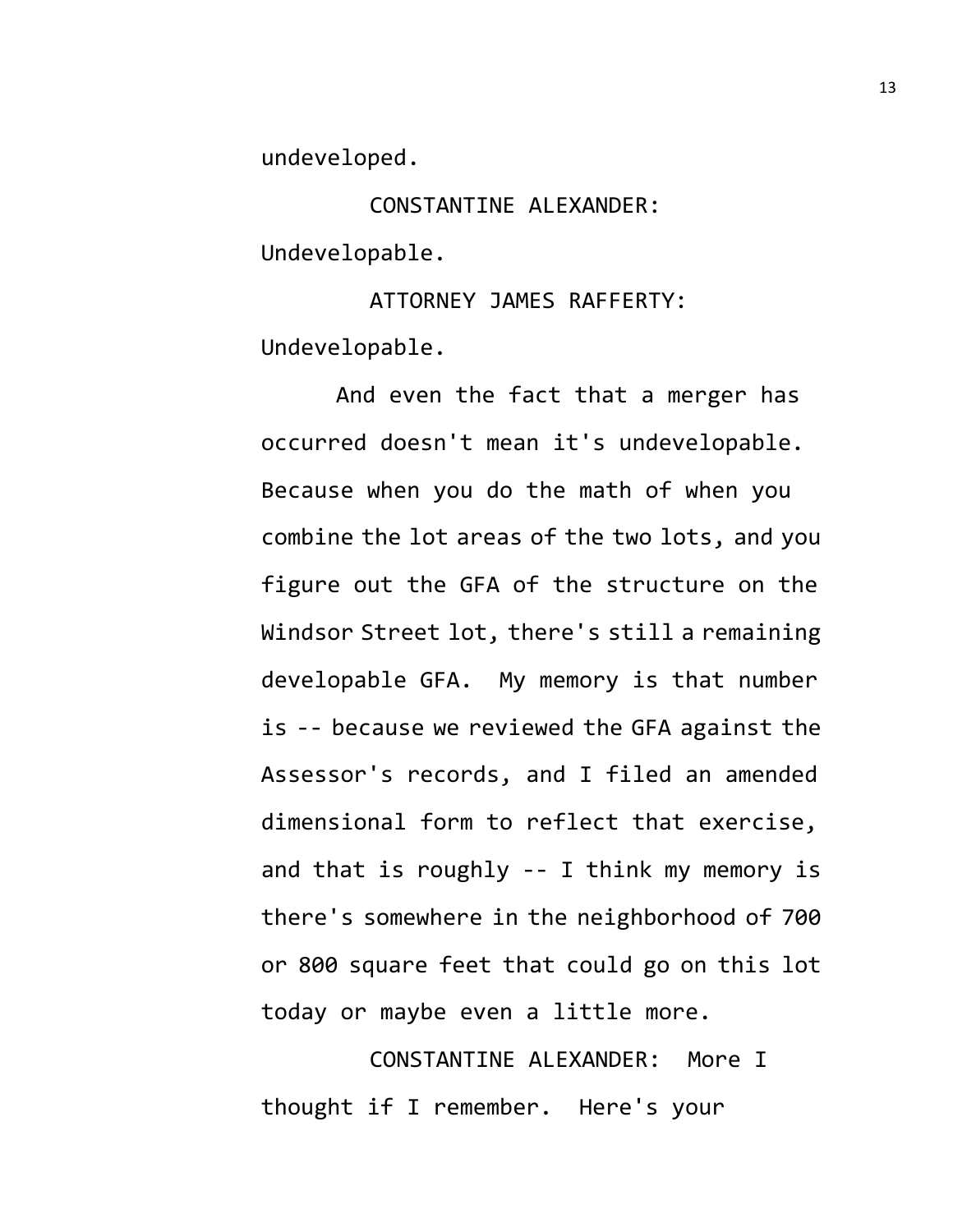undeveloped.

CONSTANTINE ALEXANDER: Undevelopable.

ATTORNEY JAMES RAFFERTY: Undevelopable.

And even the fact that a merger has occurred doesn't mean it's undevelopable. Because when you do the math of when you combine the lot areas of the two lots, and you figure out the GFA of the structure on the Windsor Street lot, there's still a remaining developable GFA. My memory is that number is -- because we reviewed the GFA against the Assessor's records, and I filed an amended dimensional form to reflect that exercise, and that is roughly -- I think my memory is there's somewhere in the neighborhood of 700 or 800 square feet that could go on this lot today or maybe even a little more.

CONSTANTINE ALEXANDER: More I thought if I remember. Here's your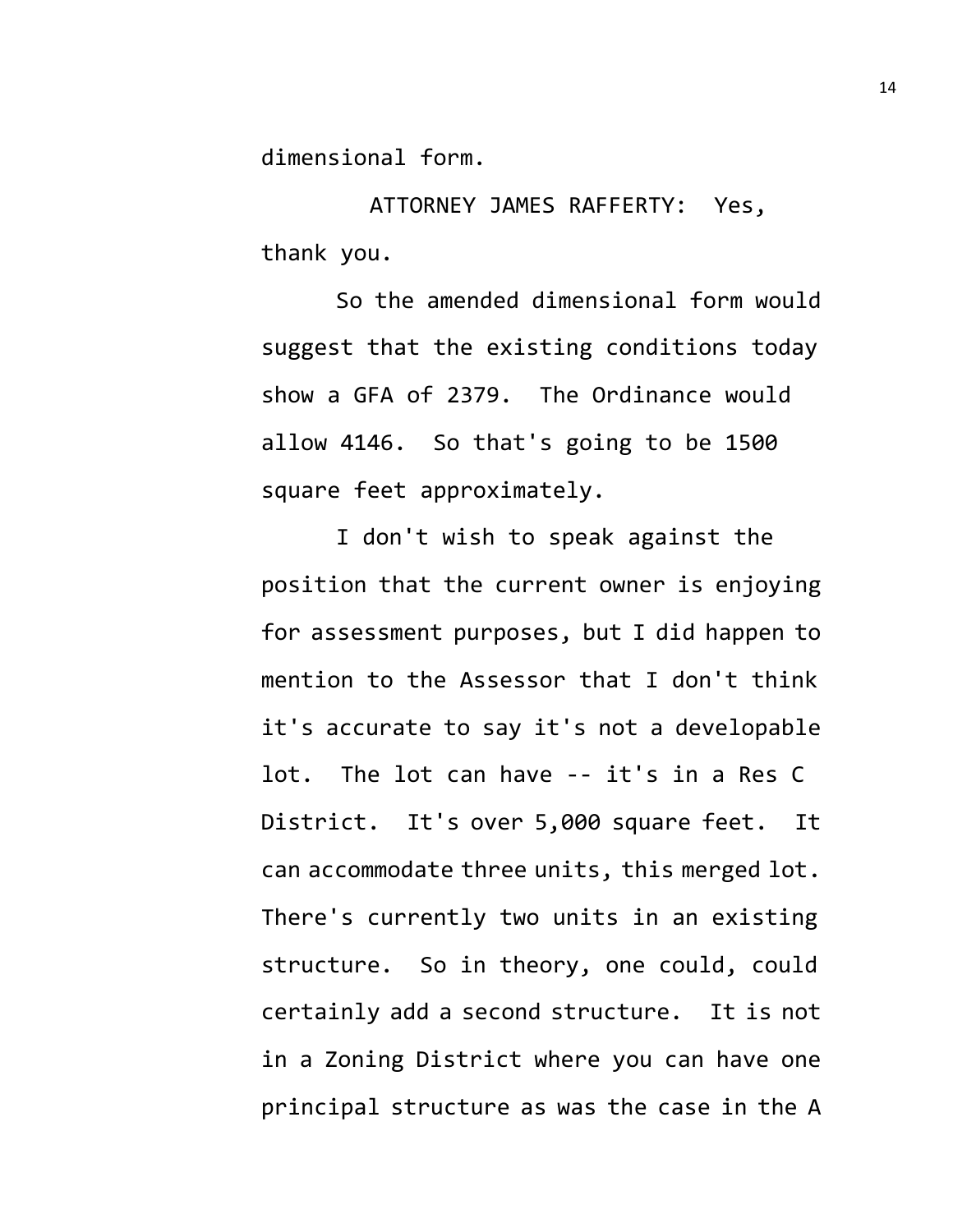dimensional form.

ATTORNEY JAMES RAFFERTY: Yes, thank you.

So the amended dimensional form would suggest that the existing conditions today show a GFA of 2379. The Ordinance would allow 4146. So that's going to be 1500 square feet approximately.

I don't wish to speak against the position that the current owner is enjoying for assessment purposes, but I did happen to mention to the Assessor that I don't think it's accurate to say it's not a developable lot. The lot can have -- it's in a Res C District. It's over 5,000 square feet. It can accommodate three units, this merged lot. There's currently two units in an existing structure. So in theory, one could, could certainly add a second structure. It is not in a Zoning District where you can have one principal structure as was the case in the A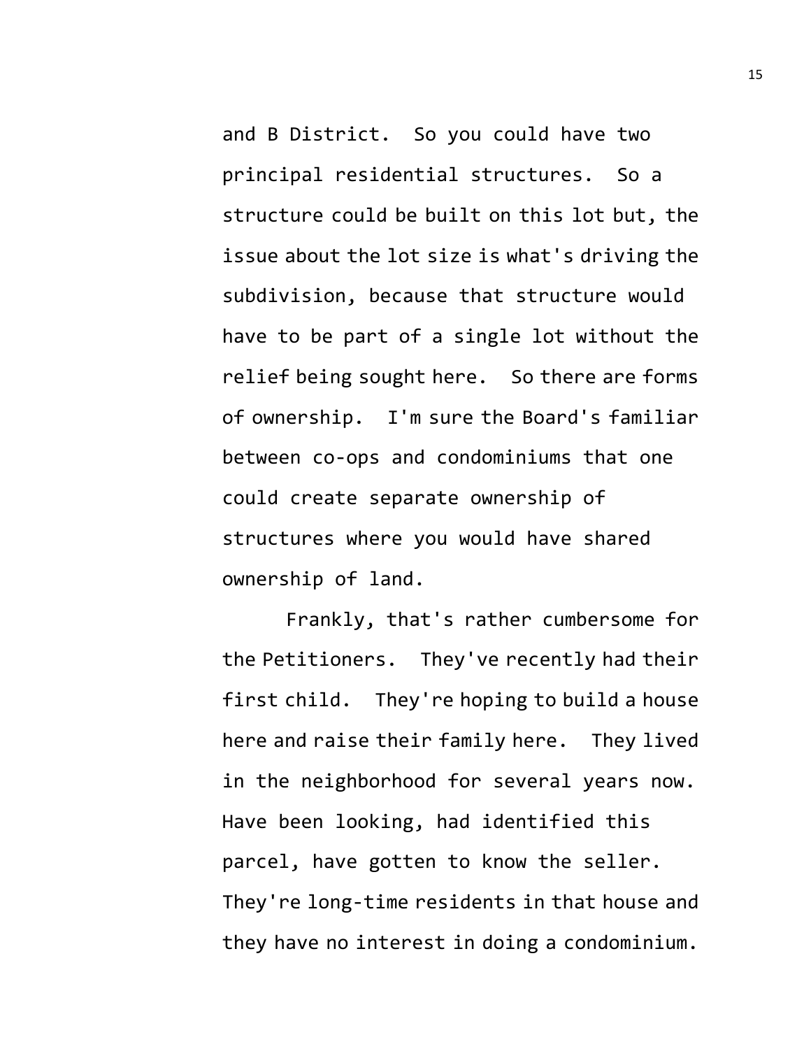and B District. So you could have two principal residential structures. So a structure could be built on this lot but, the issue about the lot size is what's driving the subdivision, because that structure would have to be part of a single lot without the relief being sought here. So there are forms of ownership. I'm sure the Board's familiar between co-ops and condominiums that one could create separate ownership of structures where you would have shared ownership of land.

Frankly, that's rather cumbersome for the Petitioners. They've recently had their first child. They're hoping to build a house here and raise their family here. They lived in the neighborhood for several years now. Have been looking, had identified this parcel, have gotten to know the seller. They're long-time residents in that house and they have no interest in doing a condominium.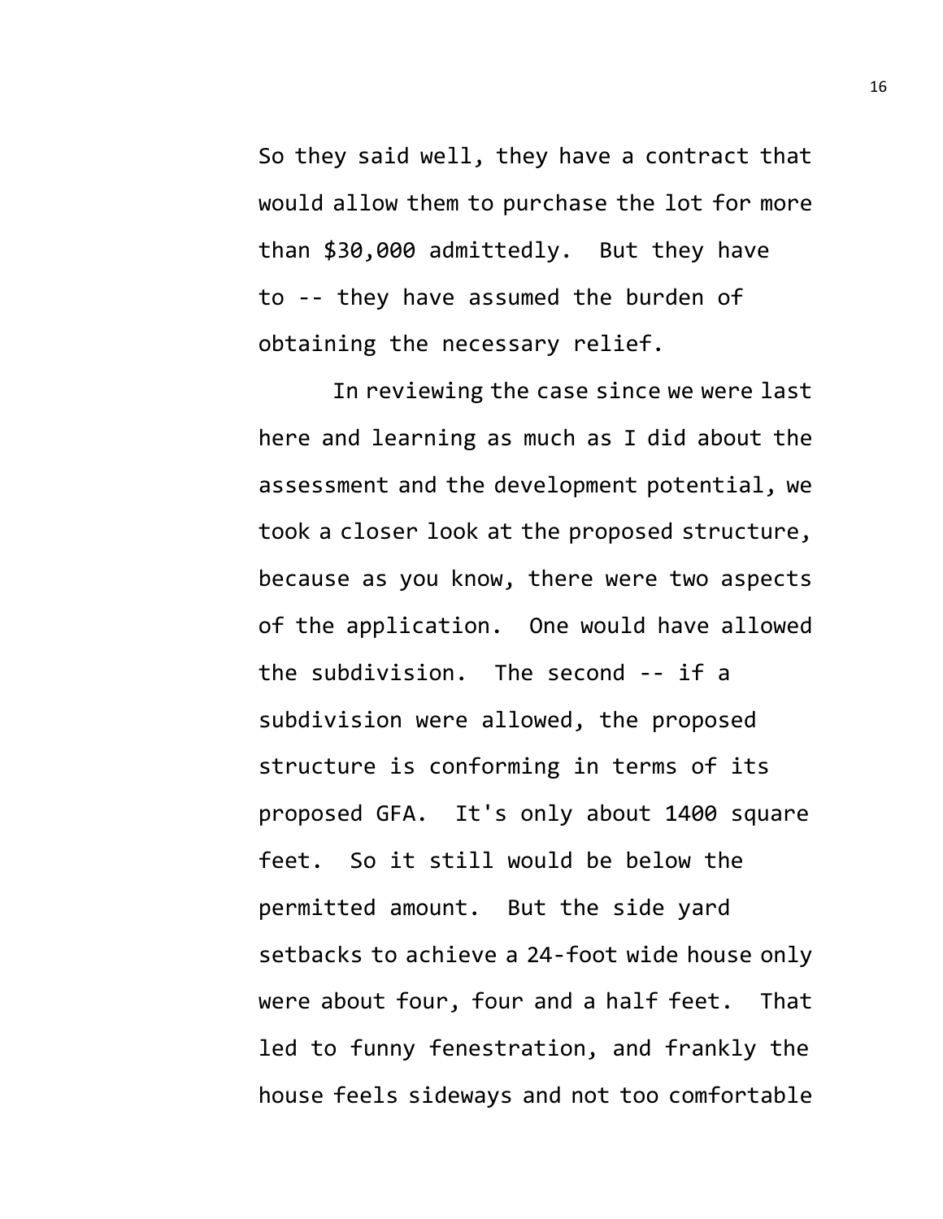So they said well, they have a contract that would allow them to purchase the lot for more than $30,000 admittedly. But they have to -- they have assumed the burden of obtaining the necessary relief.

In reviewing the case since we were last here and learning as much as I did about the assessment and the development potential, we took a closer look at the proposed structure, because as you know, there were two aspects of the application. One would have allowed the subdivision. The second -- if a subdivision were allowed, the proposed structure is conforming in terms of its proposed GFA. It's only about 1400 square feet. So it still would be below the permitted amount. But the side yard setbacks to achieve a 24-foot wide house only were about four, four and a half feet. That led to funny fenestration, and frankly the house feels sideways and not too comfortable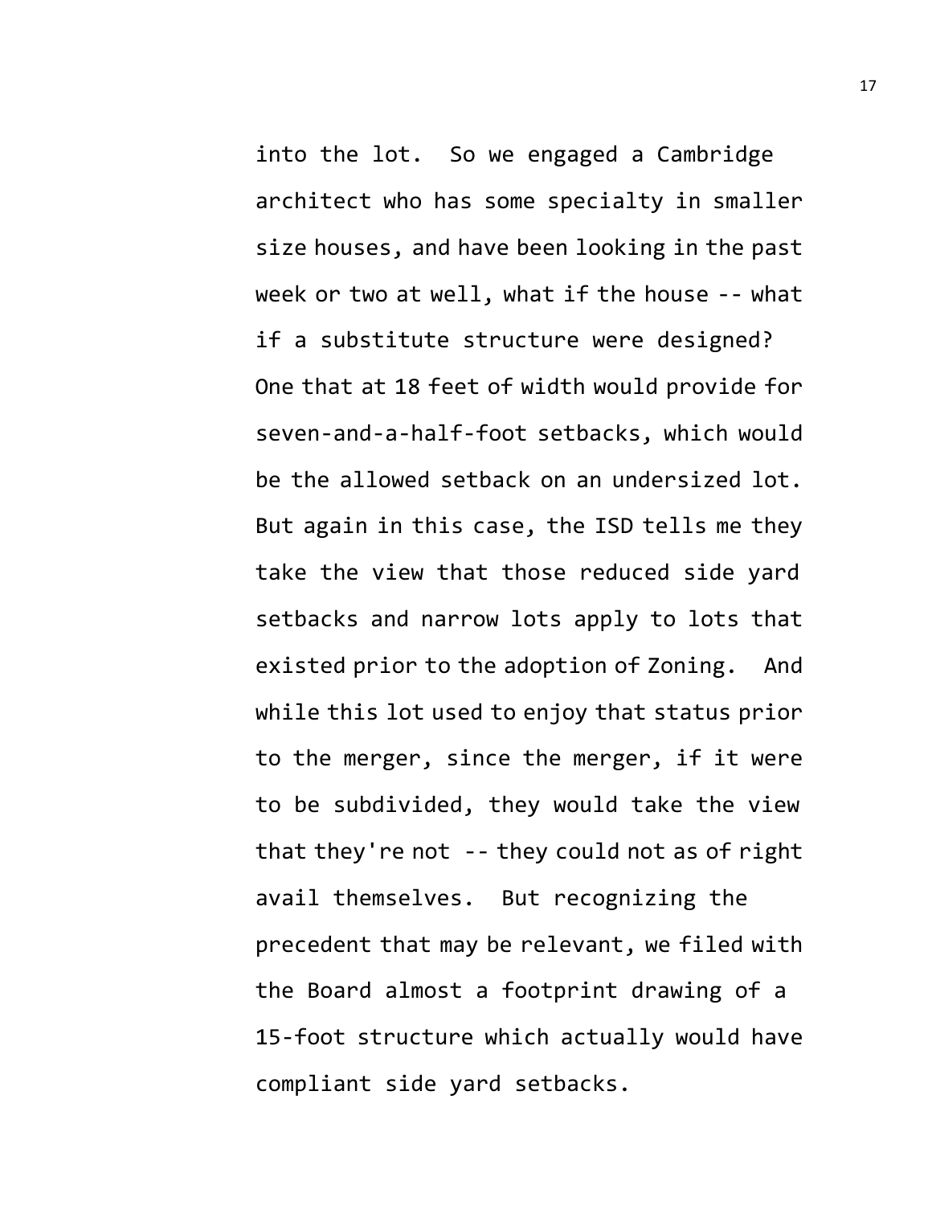into the lot. So we engaged a Cambridge architect who has some specialty in smaller size houses, and have been looking in the past week or two at well, what if the house -- what if a substitute structure were designed? One that at 18 feet of width would provide for seven-and-a-half-foot setbacks, which would be the allowed setback on an undersized lot. But again in this case, the ISD tells me they take the view that those reduced side yard setbacks and narrow lots apply to lots that existed prior to the adoption of Zoning. And while this lot used to enjoy that status prior to the merger, since the merger, if it were to be subdivided, they would take the view that they're not -- they could not as of right avail themselves. But recognizing the precedent that may be relevant, we filed with the Board almost a footprint drawing of a 15-foot structure which actually would have compliant side yard setbacks.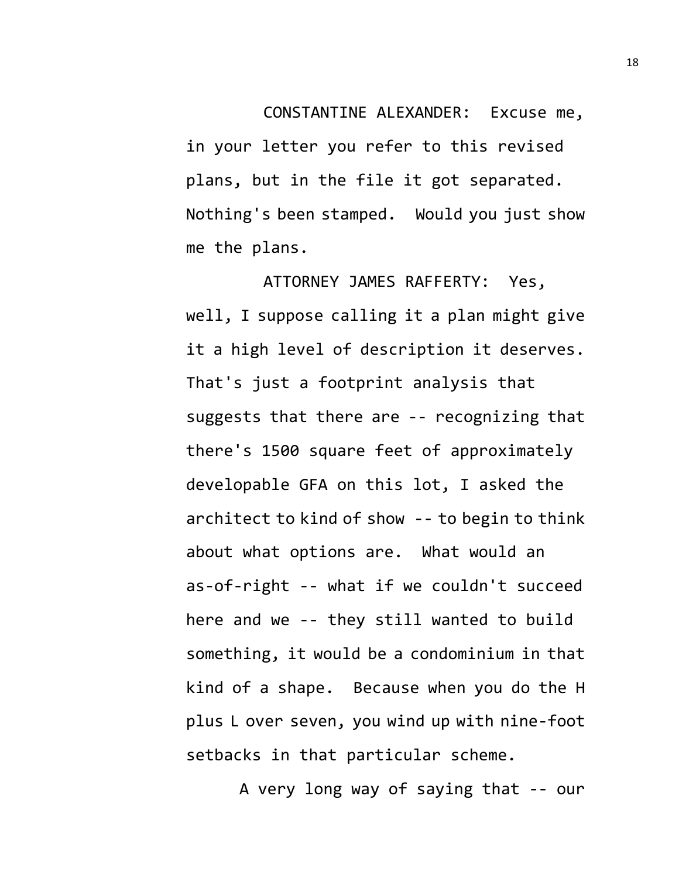CONSTANTINE ALEXANDER: Excuse me, in your letter you refer to this revised plans, but in the file it got separated. Nothing's been stamped. Would you just show me the plans.

ATTORNEY JAMES RAFFERTY: Yes, well, I suppose calling it a plan might give it a high level of description it deserves. That's just a footprint analysis that suggests that there are -- recognizing that there's 1500 square feet of approximately developable GFA on this lot, I asked the architect to kind of show -- to begin to think about what options are. What would an as-of-right -- what if we couldn't succeed here and we -- they still wanted to build something, it would be a condominium in that kind of a shape. Because when you do the H plus L over seven, you wind up with nine-foot setbacks in that particular scheme.

A very long way of saying that -- our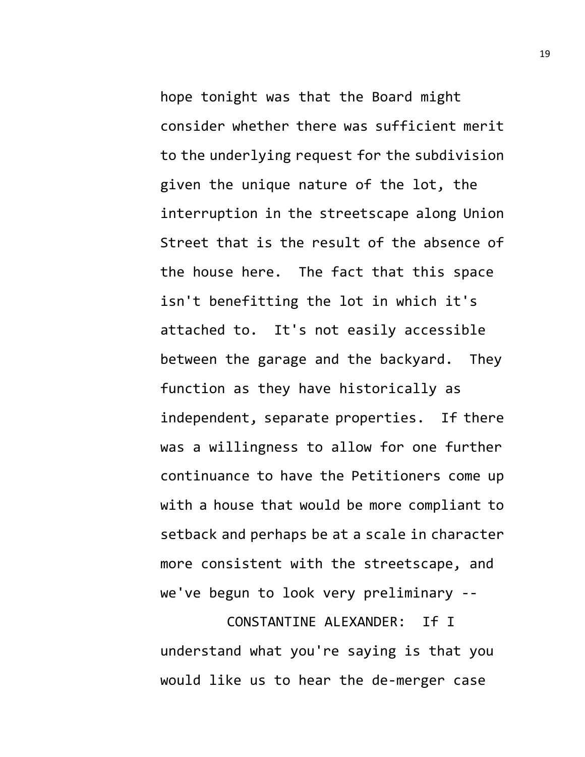hope tonight was that the Board might consider whether there was sufficient merit to the underlying request for the subdivision given the unique nature of the lot, the interruption in the streetscape along Union Street that is the result of the absence of the house here. The fact that this space isn't benefitting the lot in which it's attached to. It's not easily accessible between the garage and the backyard. They function as they have historically as independent, separate properties. If there was a willingness to allow for one further continuance to have the Petitioners come up with a house that would be more compliant to setback and perhaps be at a scale in character more consistent with the streetscape, and we've begun to look very preliminary --

CONSTANTINE ALEXANDER: If I understand what you're saying is that you would like us to hear the de-merger case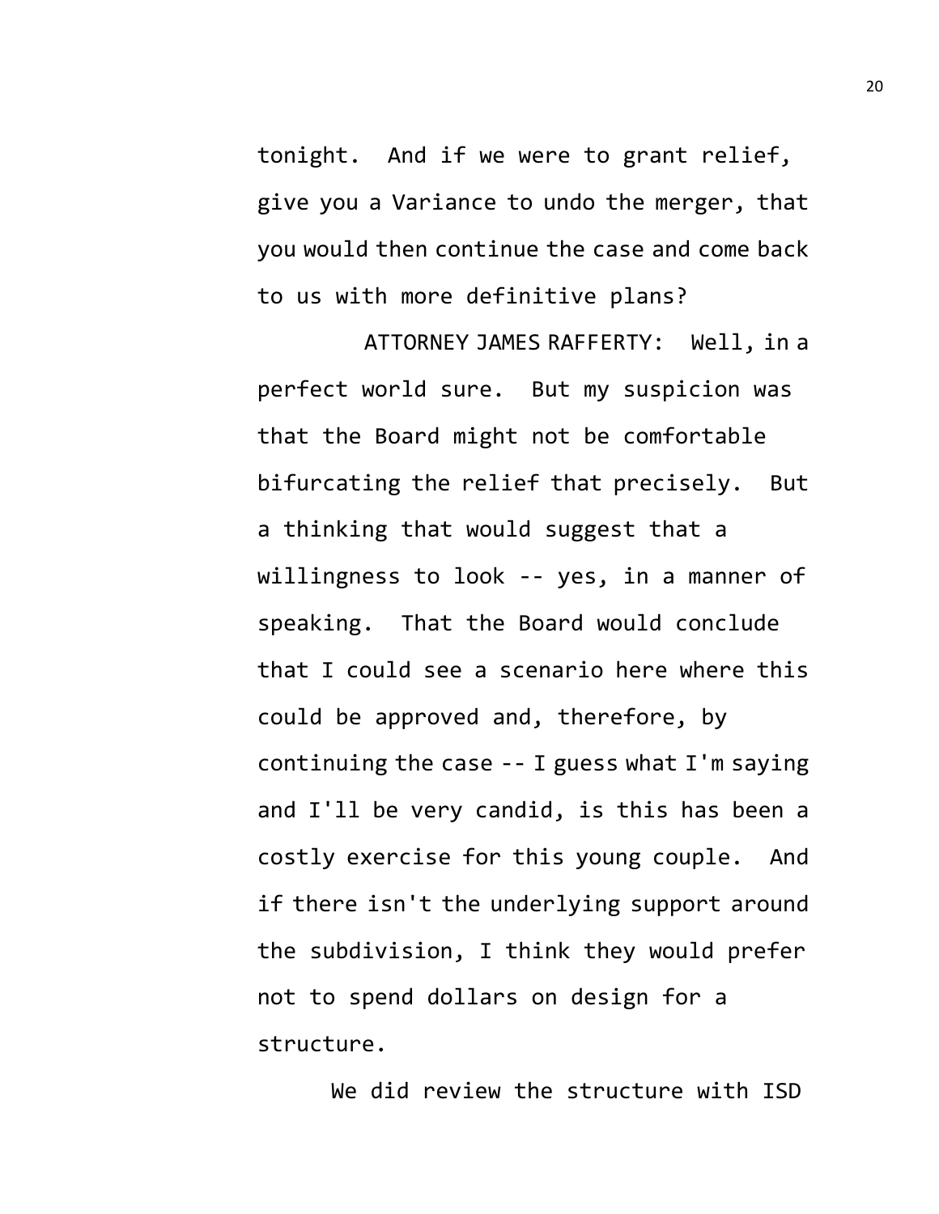tonight. And if we were to grant relief, give you a Variance to undo the merger, that you would then continue the case and come back to us with more definitive plans?

ATTORNEY JAMES RAFFERTY: Well, in a perfect world sure. But my suspicion was that the Board might not be comfortable bifurcating the relief that precisely. But a thinking that would suggest that a willingness to look -- yes, in a manner of speaking. That the Board would conclude that I could see a scenario here where this could be approved and, therefore, by continuing the case -- I guess what I'm saying and I'll be very candid, is this has been a costly exercise for this young couple. And if there isn't the underlying support around the subdivision, I think they would prefer not to spend dollars on design for a structure.

We did review the structure with ISD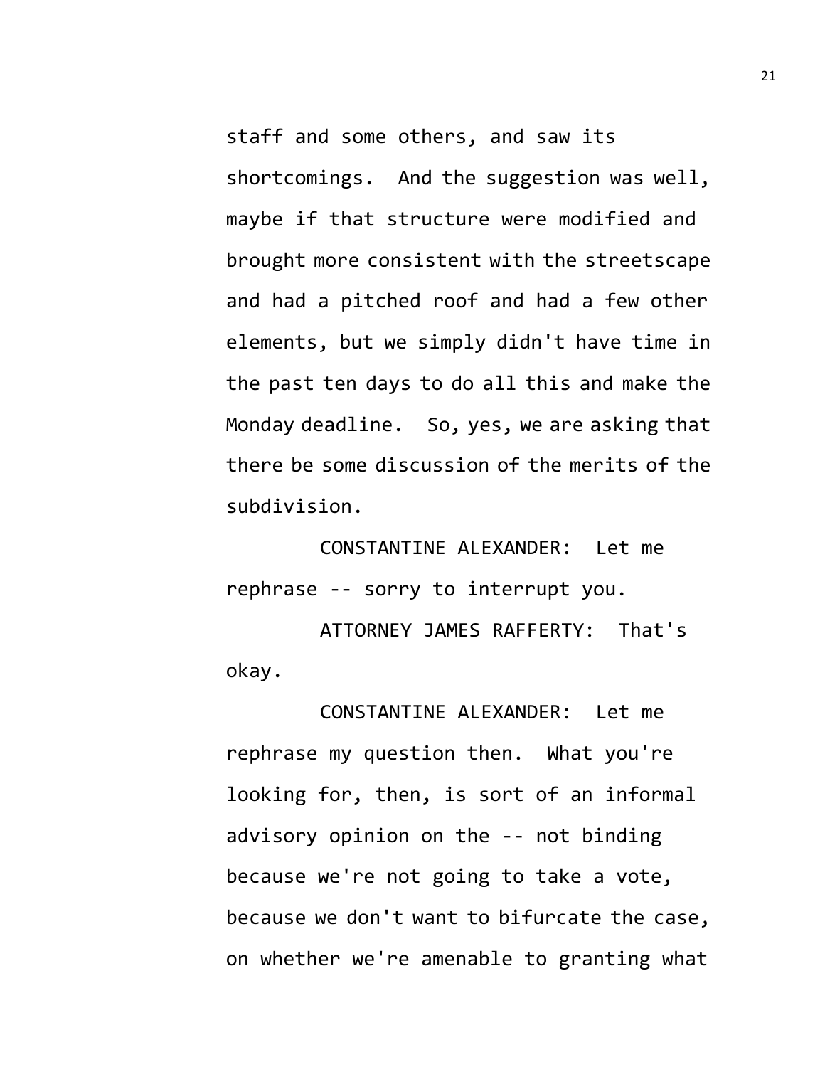staff and some others, and saw its shortcomings. And the suggestion was well, maybe if that structure were modified and brought more consistent with the streetscape and had a pitched roof and had a few other elements, but we simply didn't have time in the past ten days to do all this and make the Monday deadline. So, yes, we are asking that there be some discussion of the merits of the subdivision.

CONSTANTINE ALEXANDER: Let me rephrase -- sorry to interrupt you.

ATTORNEY JAMES RAFFERTY: That's okay.

CONSTANTINE ALEXANDER: Let me rephrase my question then. What you're looking for, then, is sort of an informal advisory opinion on the -- not binding because we're not going to take a vote, because we don't want to bifurcate the case, on whether we're amenable to granting what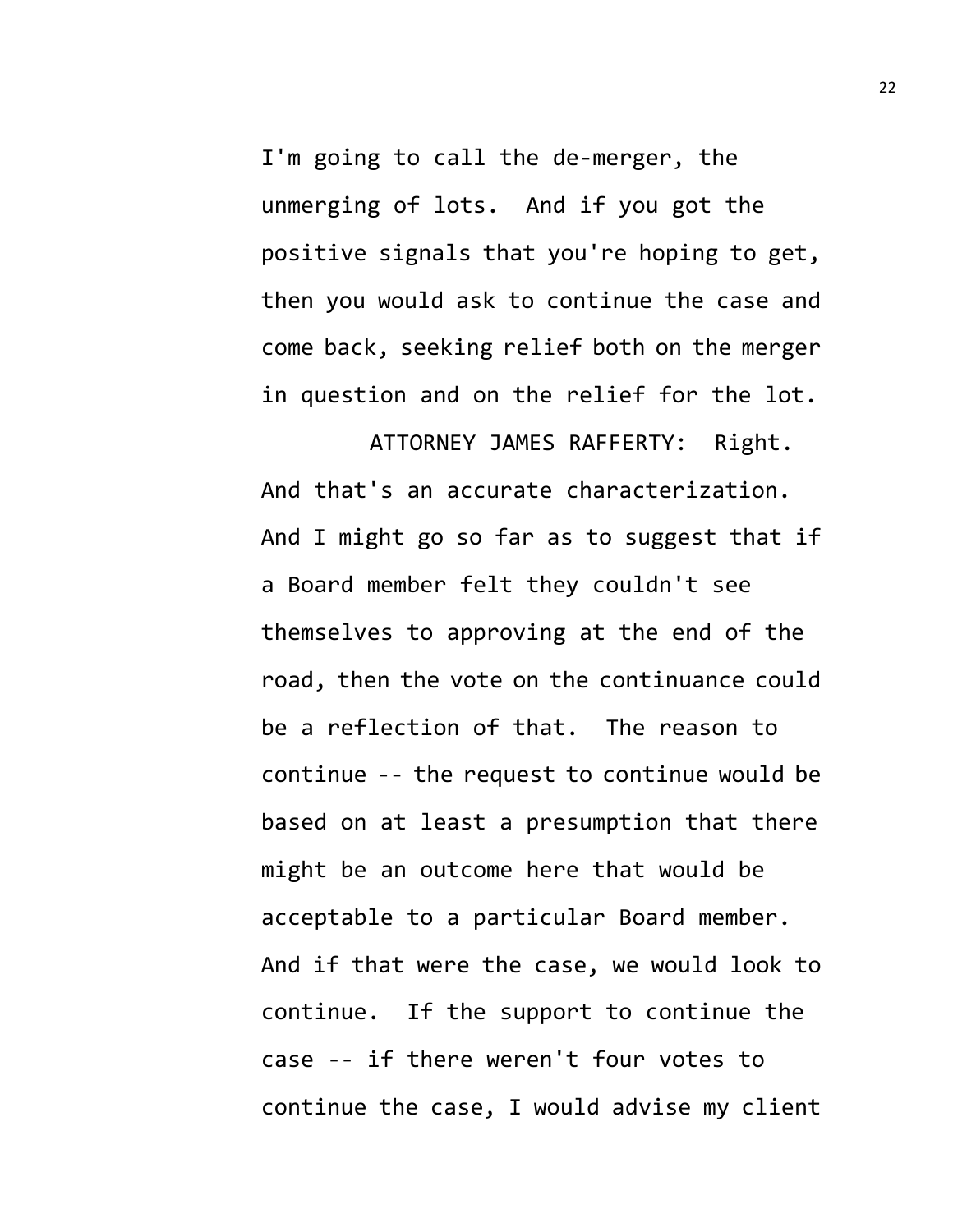I'm going to call the de-merger, the unmerging of lots. And if you got the positive signals that you're hoping to get, then you would ask to continue the case and come back, seeking relief both on the merger in question and on the relief for the lot.

ATTORNEY JAMES RAFFERTY: Right. And that's an accurate characterization. And I might go so far as to suggest that if a Board member felt they couldn't see themselves to approving at the end of the road, then the vote on the continuance could be a reflection of that. The reason to continue -- the request to continue would be based on at least a presumption that there might be an outcome here that would be acceptable to a particular Board member. And if that were the case, we would look to continue. If the support to continue the case -- if there weren't four votes to continue the case, I would advise my client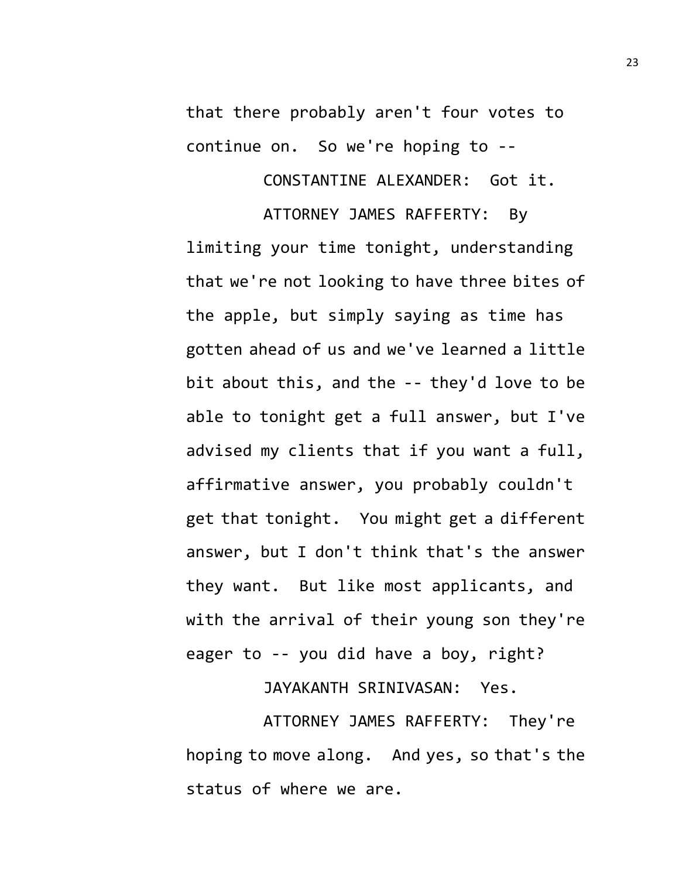that there probably aren't four votes to continue on. So we're hoping to --

CONSTANTINE ALEXANDER: Got it.

ATTORNEY JAMES RAFFERTY: By limiting your time tonight, understanding that we're not looking to have three bites of the apple, but simply saying as time has gotten ahead of us and we've learned a little bit about this, and the -- they'd love to be able to tonight get a full answer, but I've advised my clients that if you want a full, affirmative answer, you probably couldn't get that tonight. You might get a different answer, but I don't think that's the answer they want. But like most applicants, and with the arrival of their young son they're eager to -- you did have a boy, right?

JAYAKANTH SRINIVASAN: Yes.

ATTORNEY JAMES RAFFERTY: They're hoping to move along. And yes, so that's the status of where we are.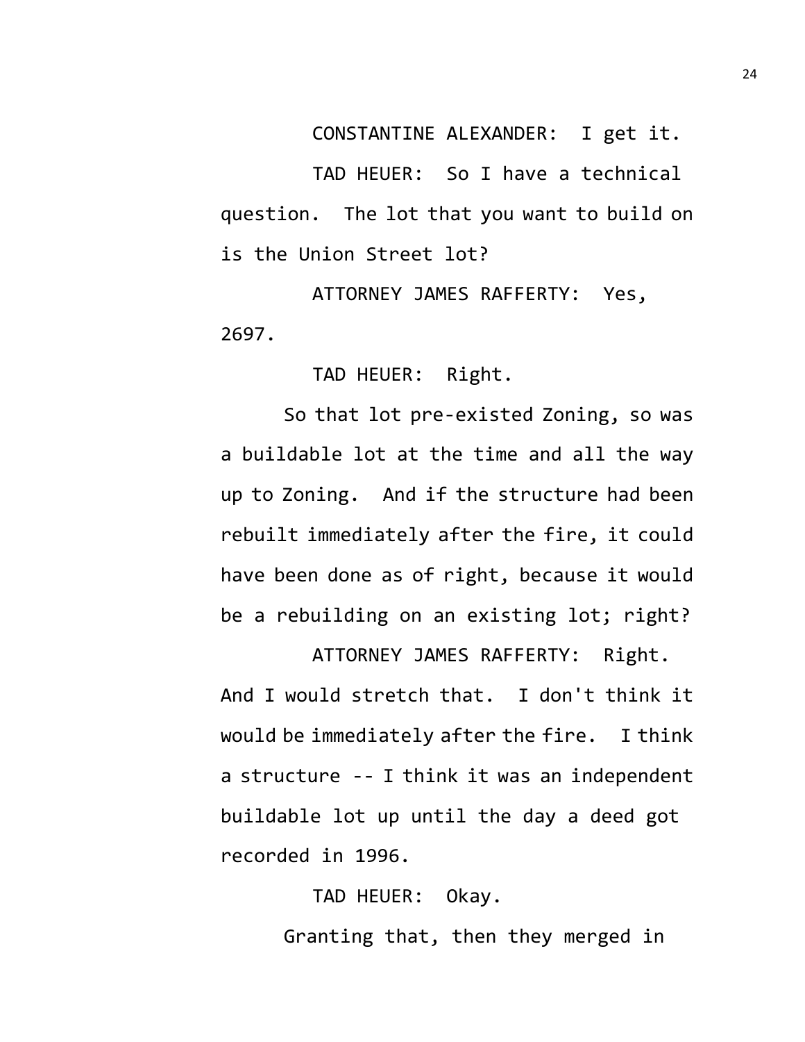CONSTANTINE ALEXANDER: I get it.

TAD HEUER: So I have a technical question. The lot that you want to build on is the Union Street lot?

ATTORNEY JAMES RAFFERTY: Yes, 2697.

TAD HEUER: Right.

So that lot pre-existed Zoning, so was a buildable lot at the time and all the way up to Zoning. And if the structure had been rebuilt immediately after the fire, it could have been done as of right, because it would be a rebuilding on an existing lot; right?

ATTORNEY JAMES RAFFERTY: Right. And I would stretch that. I don't think it would be immediately after the fire. I think a structure -- I think it was an independent buildable lot up until the day a deed got recorded in 1996.

TAD HEUER: Okay.

Granting that, then they merged in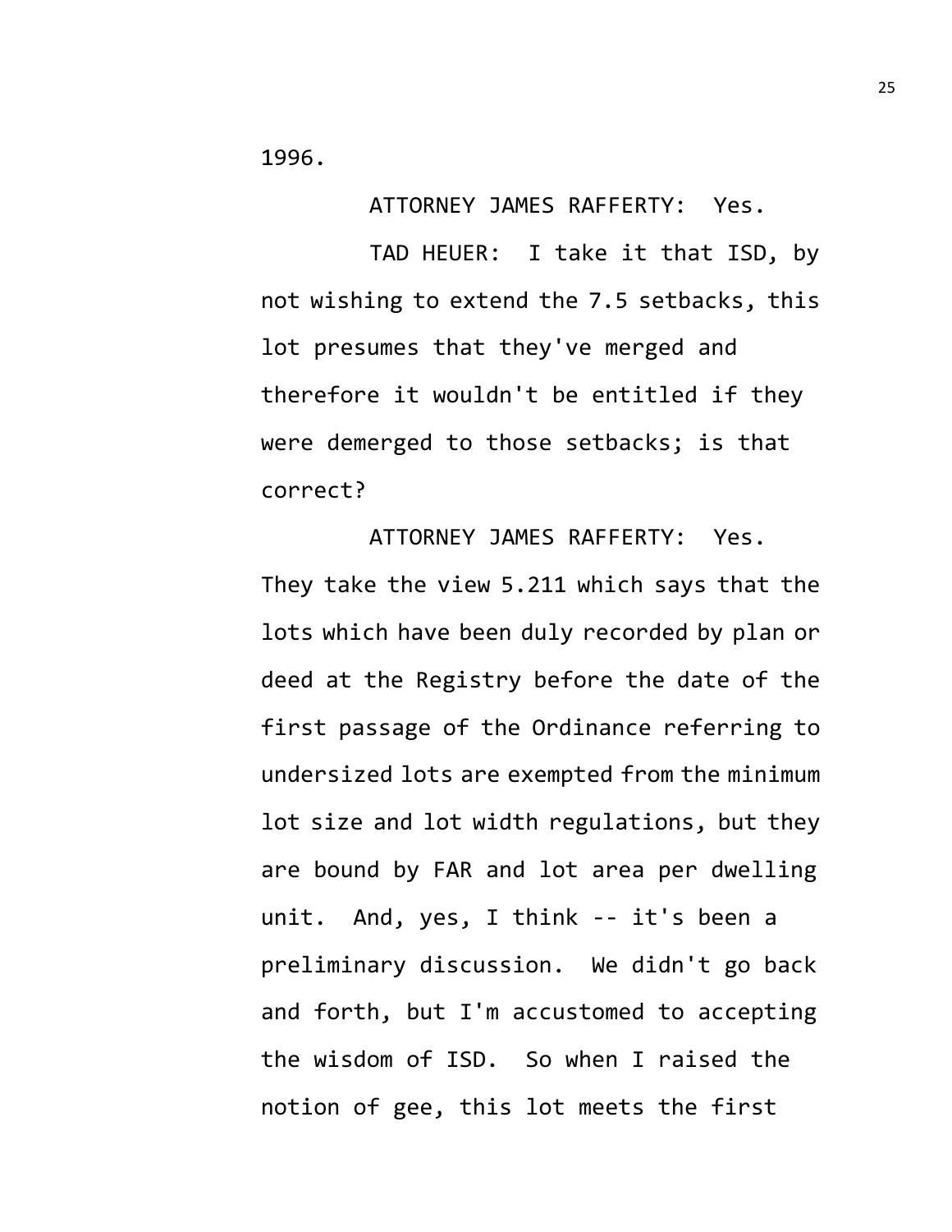1996.

ATTORNEY JAMES RAFFERTY: Yes.

TAD HEUER: I take it that ISD, by not wishing to extend the 7.5 setbacks, this lot presumes that they've merged and therefore it wouldn't be entitled if they were demerged to those setbacks; is that correct?

ATTORNEY JAMES RAFFERTY: Yes. They take the view 5.211 which says that the lots which have been duly recorded by plan or deed at the Registry before the date of the first passage of the Ordinance referring to undersized lots are exempted from the minimum lot size and lot width regulations, but they are bound by FAR and lot area per dwelling unit. And, yes, I think -- it's been a preliminary discussion. We didn't go back and forth, but I'm accustomed to accepting the wisdom of ISD. So when I raised the notion of gee, this lot meets the first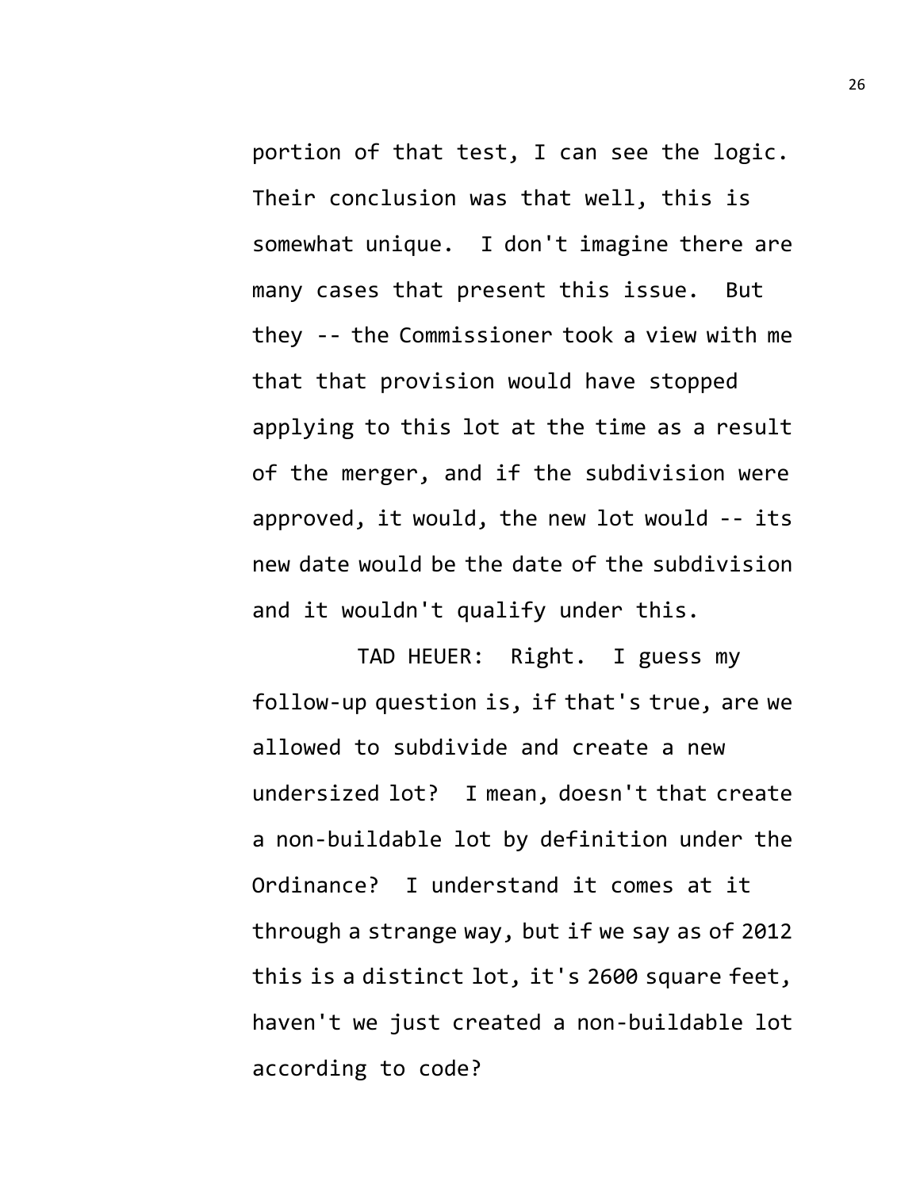portion of that test, I can see the logic. Their conclusion was that well, this is somewhat unique. I don't imagine there are many cases that present this issue. But they -- the Commissioner took a view with me that that provision would have stopped applying to this lot at the time as a result of the merger, and if the subdivision were approved, it would, the new lot would -- its new date would be the date of the subdivision and it wouldn't qualify under this.

TAD HEUER: Right. I guess my follow-up question is, if that's true, are we allowed to subdivide and create a new undersized lot? I mean, doesn't that create a non-buildable lot by definition under the Ordinance? I understand it comes at it through a strange way, but if we say as of 2012 this is a distinct lot, it's 2600 square feet, haven't we just created a non-buildable lot according to code?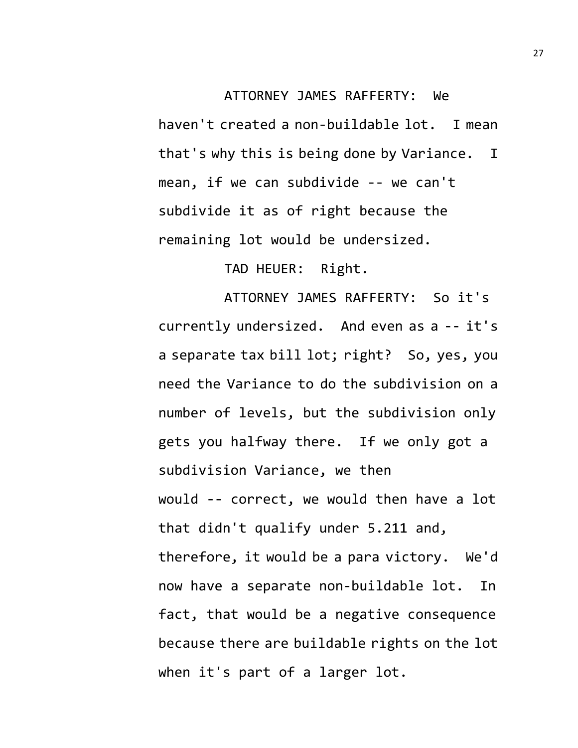ATTORNEY JAMES RAFFERTY: We haven't created a non-buildable lot. I mean that's why this is being done by Variance. I mean, if we can subdivide -- we can't subdivide it as of right because the remaining lot would be undersized.

TAD HEUER: Right.

ATTORNEY JAMES RAFFERTY: So it's currently undersized. And even as a -- it's a separate tax bill lot; right? So, yes, you need the Variance to do the subdivision on a number of levels, but the subdivision only gets you halfway there. If we only got a subdivision Variance, we then would -- correct, we would then have a lot that didn't qualify under 5.211 and, therefore, it would be a para victory. We'd now have a separate non-buildable lot. In fact, that would be a negative consequence because there are buildable rights on the lot when it's part of a larger lot.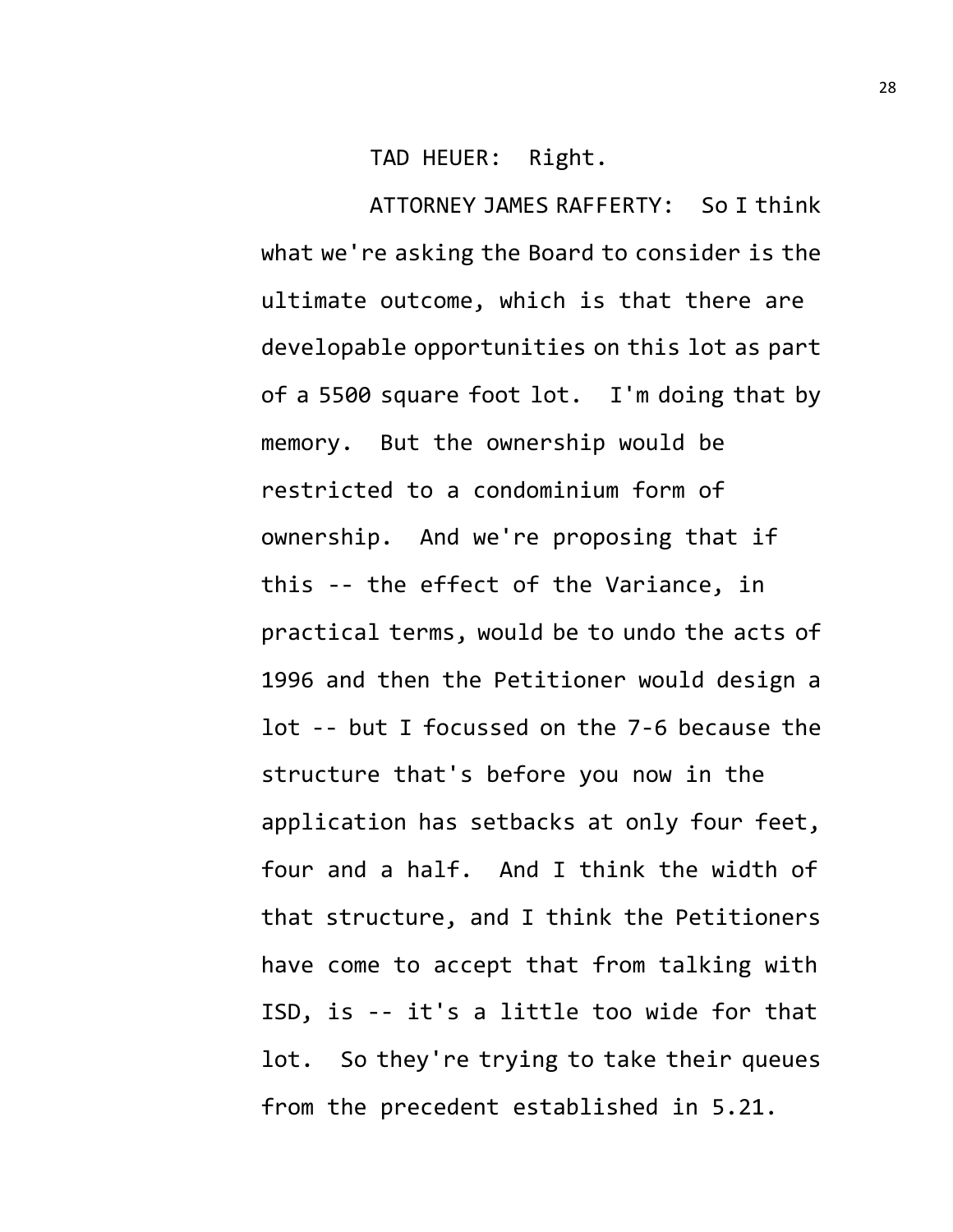TAD HEUER: Right.

ATTORNEY JAMES RAFFERTY: So I think what we're asking the Board to consider is the ultimate outcome, which is that there are developable opportunities on this lot as part of a 5500 square foot lot. I'm doing that by memory. But the ownership would be restricted to a condominium form of ownership. And we're proposing that if this -- the effect of the Variance, in practical terms, would be to undo the acts of 1996 and then the Petitioner would design a lot -- but I focussed on the 7-6 because the structure that's before you now in the application has setbacks at only four feet, four and a half. And I think the width of that structure, and I think the Petitioners have come to accept that from talking with ISD, is -- it's a little too wide for that lot. So they're trying to take their queues from the precedent established in 5.21.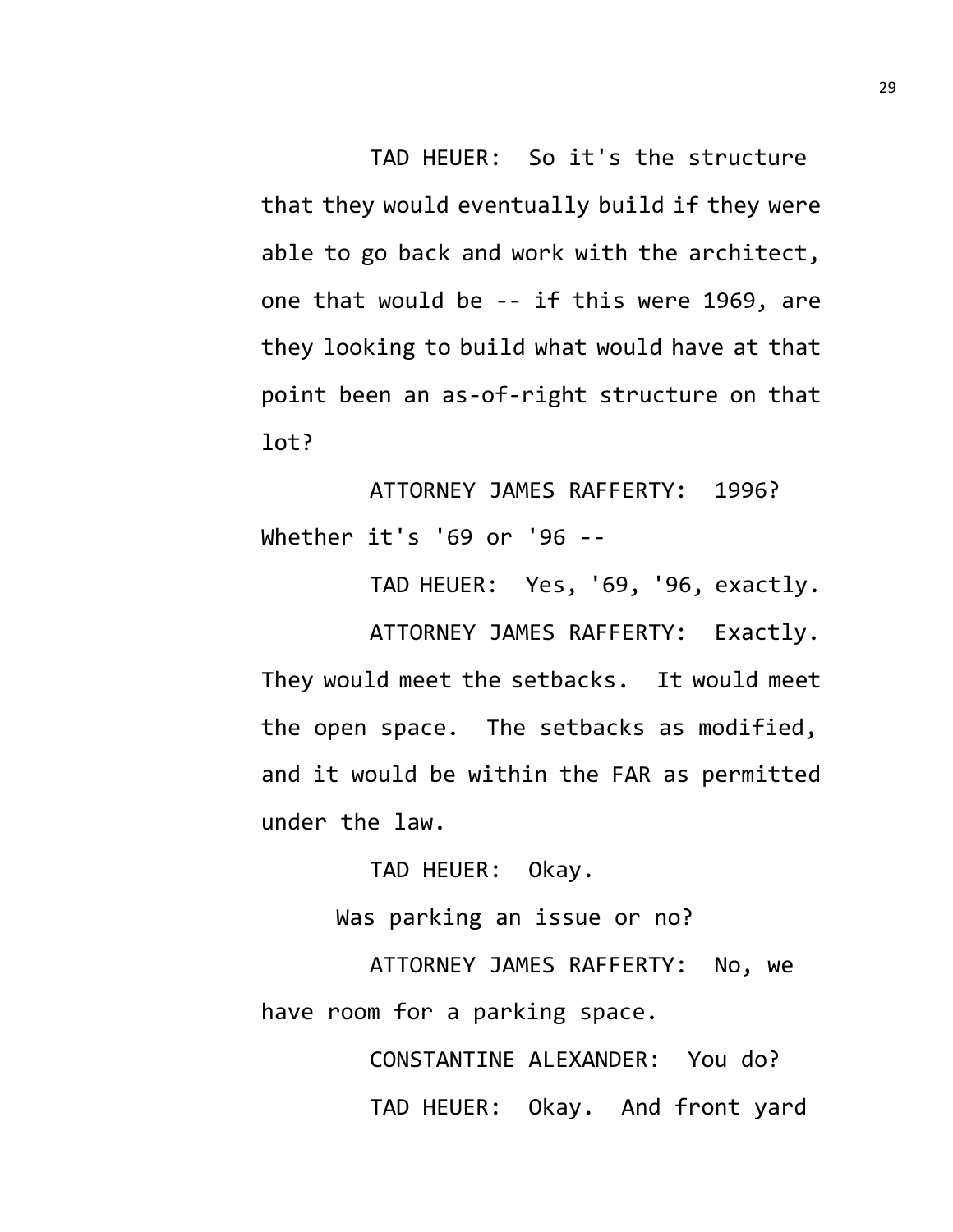TAD HEUER: So it's the structure that they would eventually build if they were able to go back and work with the architect, one that would be -- if this were 1969, are they looking to build what would have at that point been an as-of-right structure on that lot?

ATTORNEY JAMES RAFFERTY: 1996? Whether it's '69 or '96 --

TAD HEUER: Yes, '69, '96, exactly.

ATTORNEY JAMES RAFFERTY: Exactly. They would meet the setbacks. It would meet the open space. The setbacks as modified, and it would be within the FAR as permitted under the law.

TAD HEUER: Okay.

Was parking an issue or no?

ATTORNEY JAMES RAFFERTY: No, we have room for a parking space.

CONSTANTINE ALEXANDER: You do?

TAD HEUER: Okay. And front yard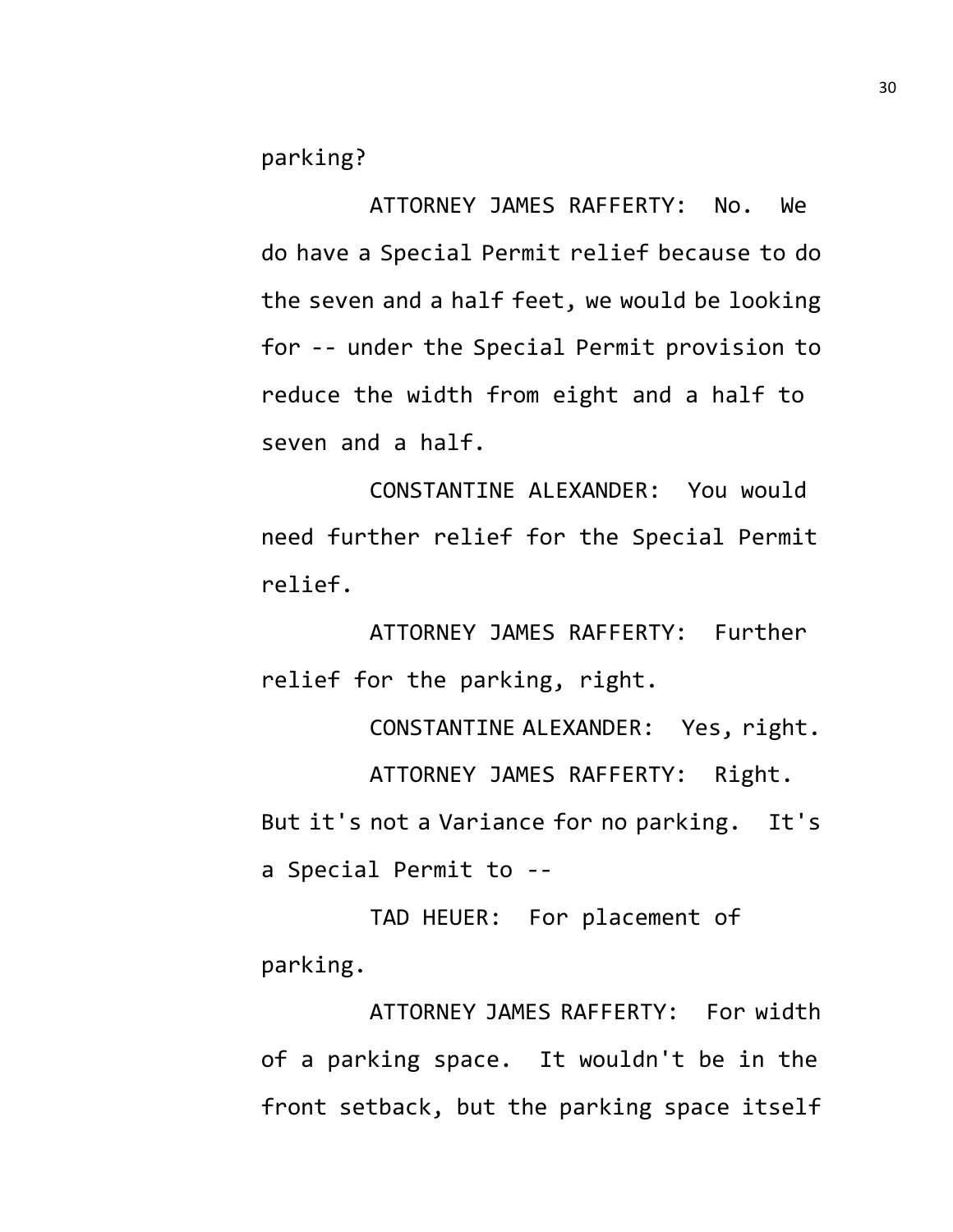parking?

ATTORNEY JAMES RAFFERTY: No. We do have a Special Permit relief because to do the seven and a half feet, we would be looking for -- under the Special Permit provision to reduce the width from eight and a half to seven and a half.

CONSTANTINE ALEXANDER: You would need further relief for the Special Permit relief.

ATTORNEY JAMES RAFFERTY: Further relief for the parking, right.

CONSTANTINE ALEXANDER: Yes, right.

ATTORNEY JAMES RAFFERTY: Right. But it's not a Variance for no parking. It's a Special Permit to --

TAD HEUER: For placement of parking.

ATTORNEY JAMES RAFFERTY: For width of a parking space. It wouldn't be in the front setback, but the parking space itself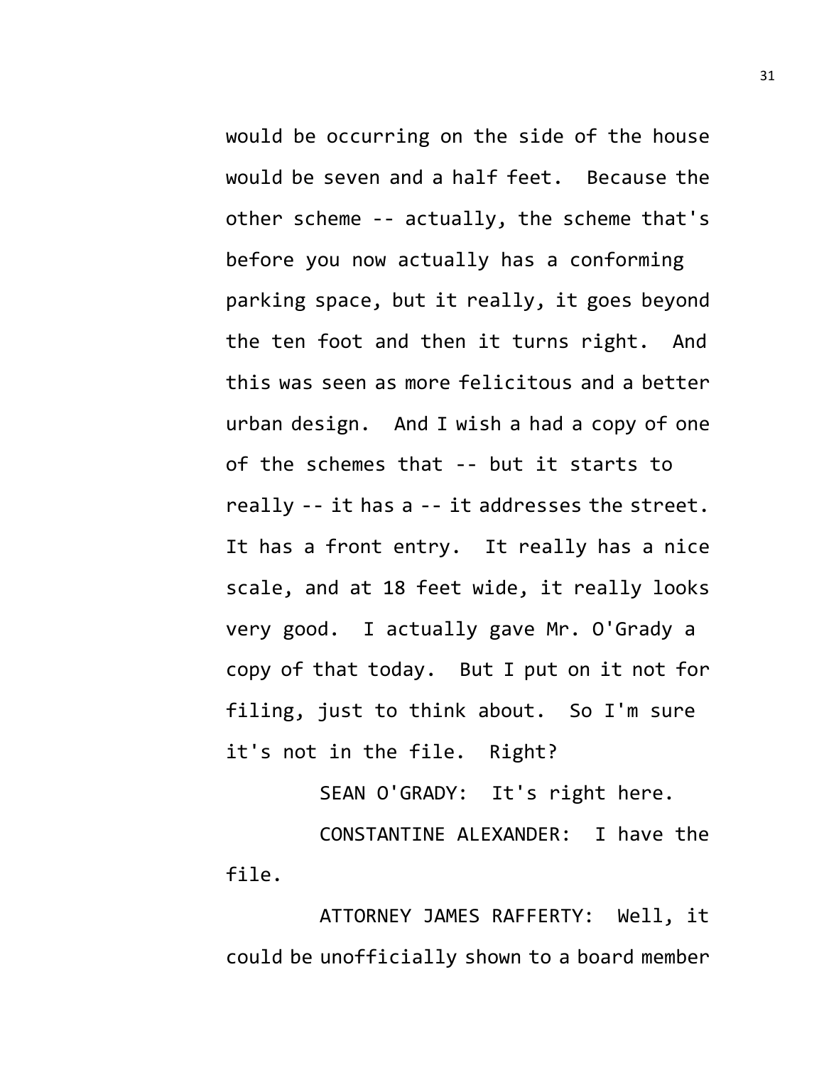would be occurring on the side of the house would be seven and a half feet. Because the other scheme -- actually, the scheme that's before you now actually has a conforming parking space, but it really, it goes beyond the ten foot and then it turns right. And this was seen as more felicitous and a better urban design. And I wish a had a copy of one of the schemes that -- but it starts to really -- it has a -- it addresses the street. It has a front entry. It really has a nice scale, and at 18 feet wide, it really looks very good. I actually gave Mr. O'Grady a copy of that today. But I put on it not for filing, just to think about. So I'm sure it's not in the file. Right?

SEAN O'GRADY: It's right here.

CONSTANTINE ALEXANDER: I have the file.

ATTORNEY JAMES RAFFERTY: Well, it could be unofficially shown to a board member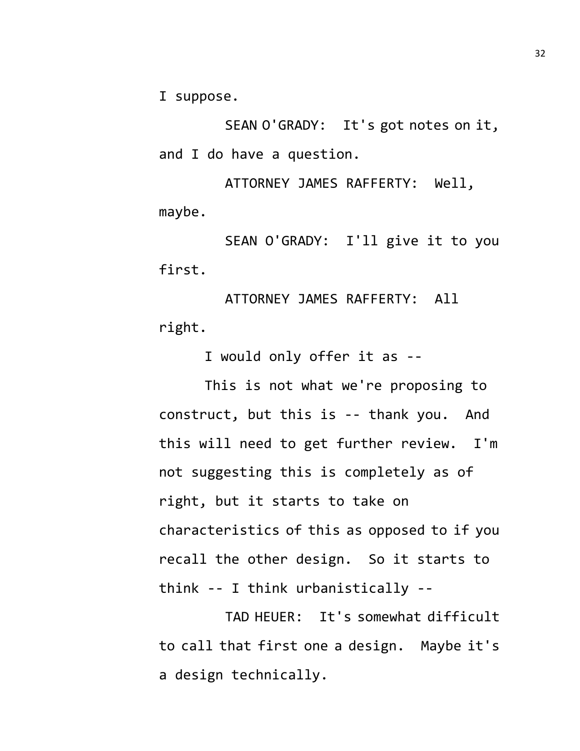I suppose.

SEAN O'GRADY: It's got notes on it, and I do have a question.

ATTORNEY JAMES RAFFERTY: Well, maybe.

SEAN O'GRADY: I'll give it to you first.

ATTORNEY JAMES RAFFERTY: All right.

I would only offer it as --

This is not what we're proposing to construct, but this is -- thank you. And this will need to get further review. I'm not suggesting this is completely as of right, but it starts to take on characteristics of this as opposed to if you recall the other design. So it starts to think -- I think urbanistically --

TAD HEUER: It's somewhat difficult to call that first one a design. Maybe it's a design technically.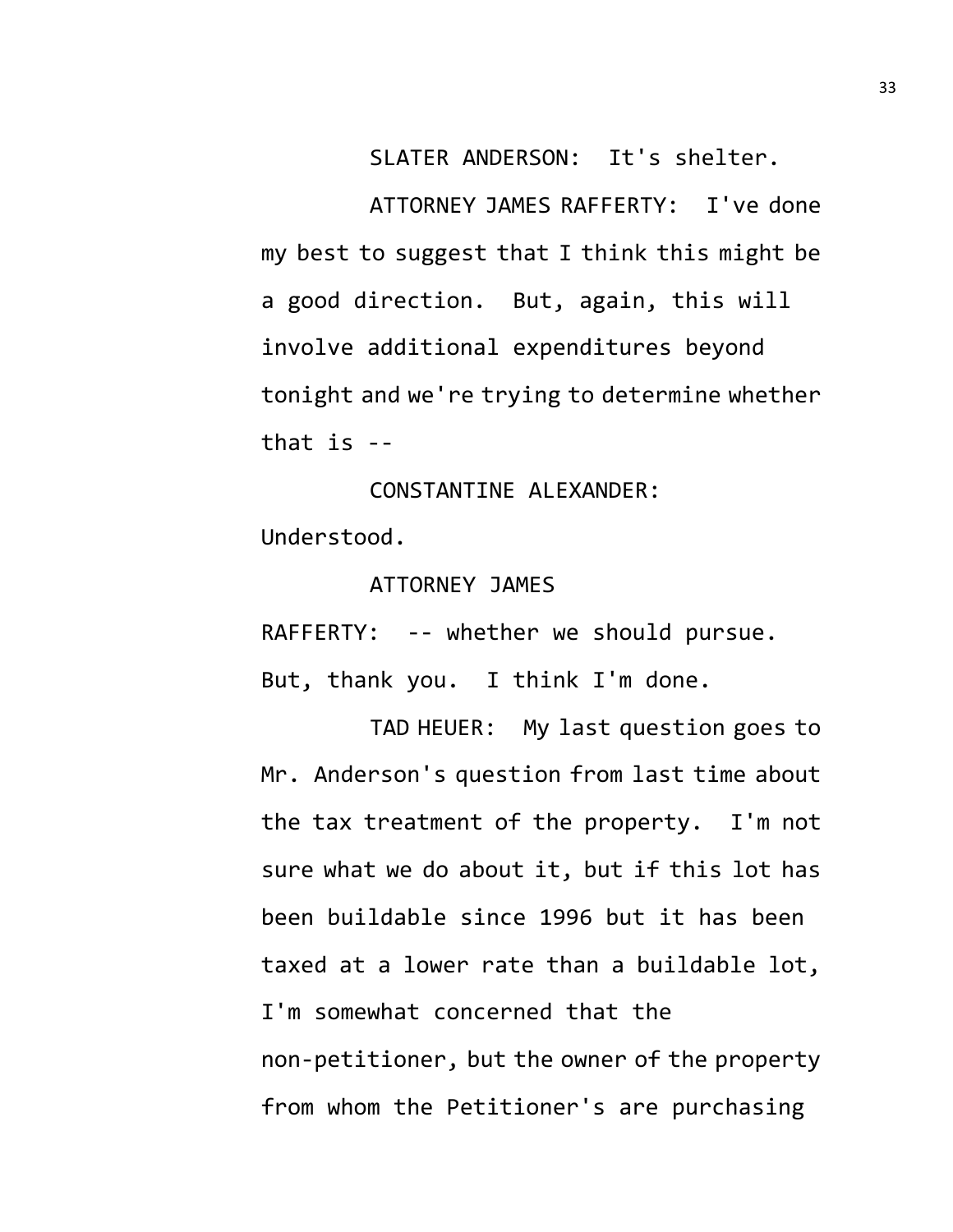SLATER ANDERSON: It's shelter.

ATTORNEY JAMES RAFFERTY: I've done my best to suggest that I think this might be a good direction. But, again, this will involve additional expenditures beyond tonight and we're trying to determine whether that is --

CONSTANTINE ALEXANDER: Understood.

ATTORNEY JAMES RAFFERTY: -- whether we should pursue. But, thank you. I think I'm done.

TAD HEUER: My last question goes to Mr. Anderson's question from last time about the tax treatment of the property. I'm not sure what we do about it, but if this lot has been buildable since 1996 but it has been taxed at a lower rate than a buildable lot, I'm somewhat concerned that the non-petitioner, but the owner of the property from whom the Petitioner's are purchasing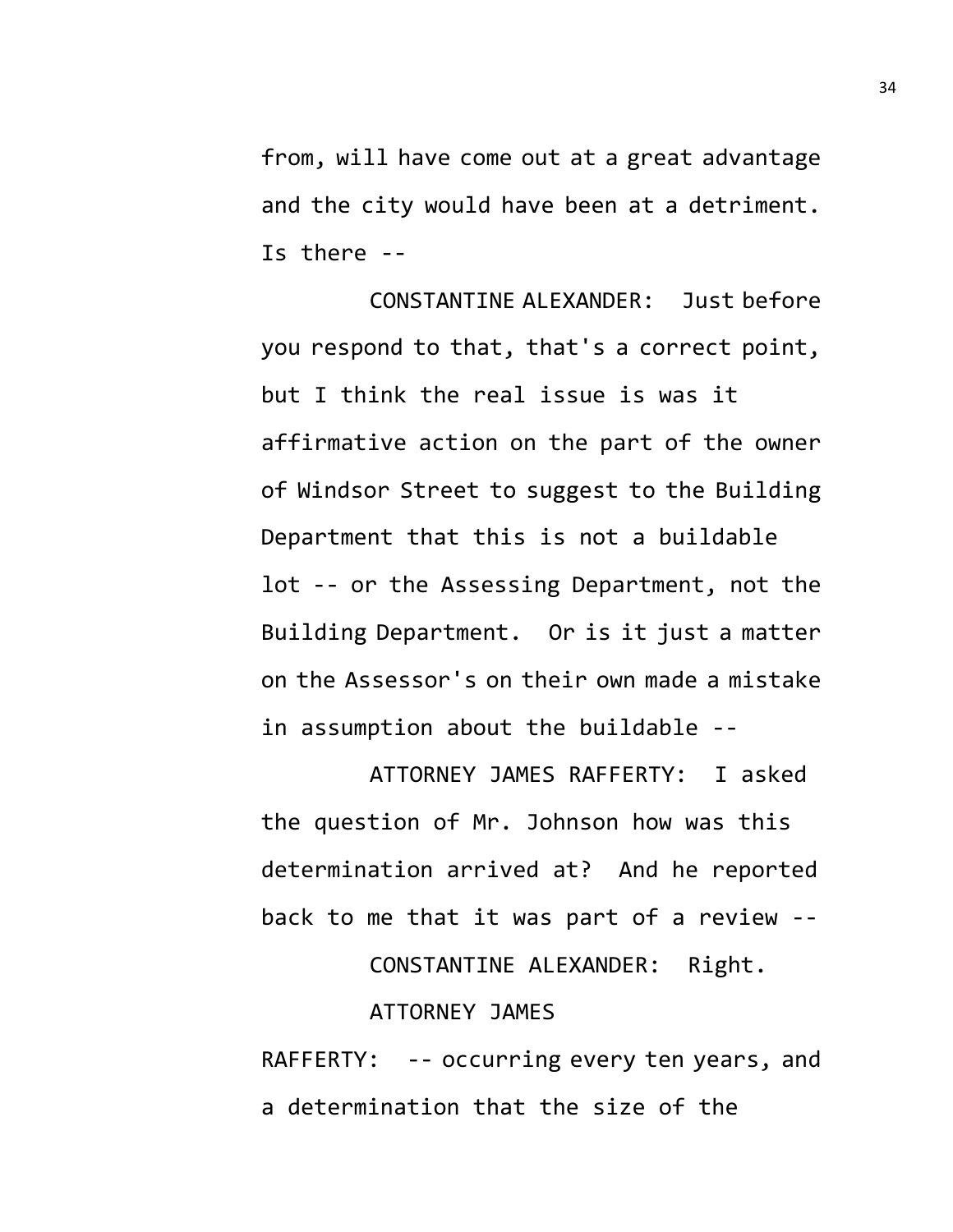from, will have come out at a great advantage and the city would have been at a detriment. Is there --

CONSTANTINE ALEXANDER: Just before you respond to that, that's a correct point, but I think the real issue is was it affirmative action on the part of the owner of Windsor Street to suggest to the Building Department that this is not a buildable lot -- or the Assessing Department, not the Building Department. Or is it just a matter on the Assessor's on their own made a mistake in assumption about the buildable --

ATTORNEY JAMES RAFFERTY: I asked the question of Mr. Johnson how was this determination arrived at? And he reported back to me that it was part of a review --

CONSTANTINE ALEXANDER: Right.

ATTORNEY JAMES RAFFERTY: -- occurring every ten years, and a determination that the size of the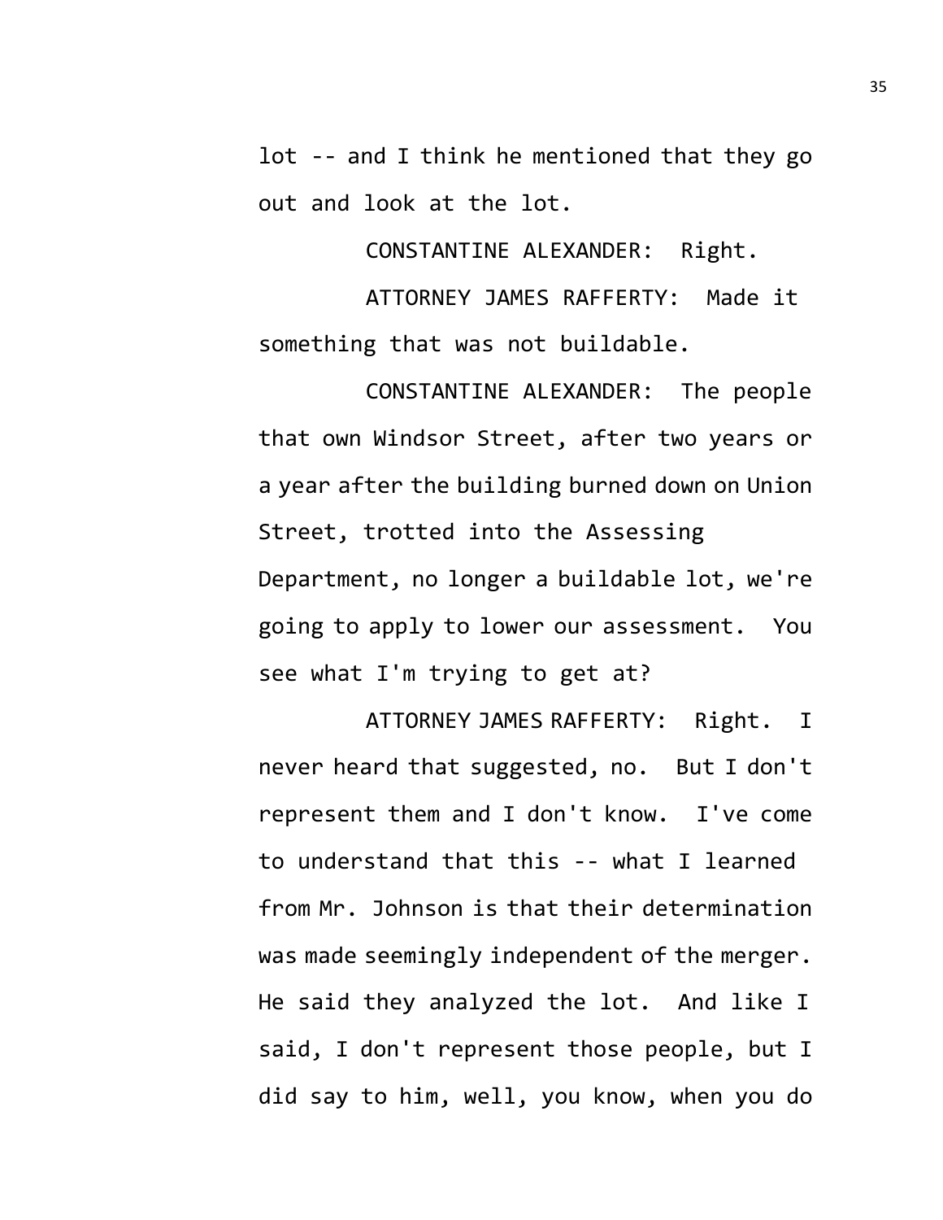lot -- and I think he mentioned that they go out and look at the lot.

CONSTANTINE ALEXANDER: Right.

ATTORNEY JAMES RAFFERTY: Made it something that was not buildable.

CONSTANTINE ALEXANDER: The people that own Windsor Street, after two years or a year after the building burned down on Union Street, trotted into the Assessing Department, no longer a buildable lot, we're going to apply to lower our assessment. You see what I'm trying to get at?

ATTORNEY JAMES RAFFERTY: Right. I never heard that suggested, no. But I don't represent them and I don't know. I've come to understand that this -- what I learned from Mr. Johnson is that their determination was made seemingly independent of the merger. He said they analyzed the lot. And like I said, I don't represent those people, but I did say to him, well, you know, when you do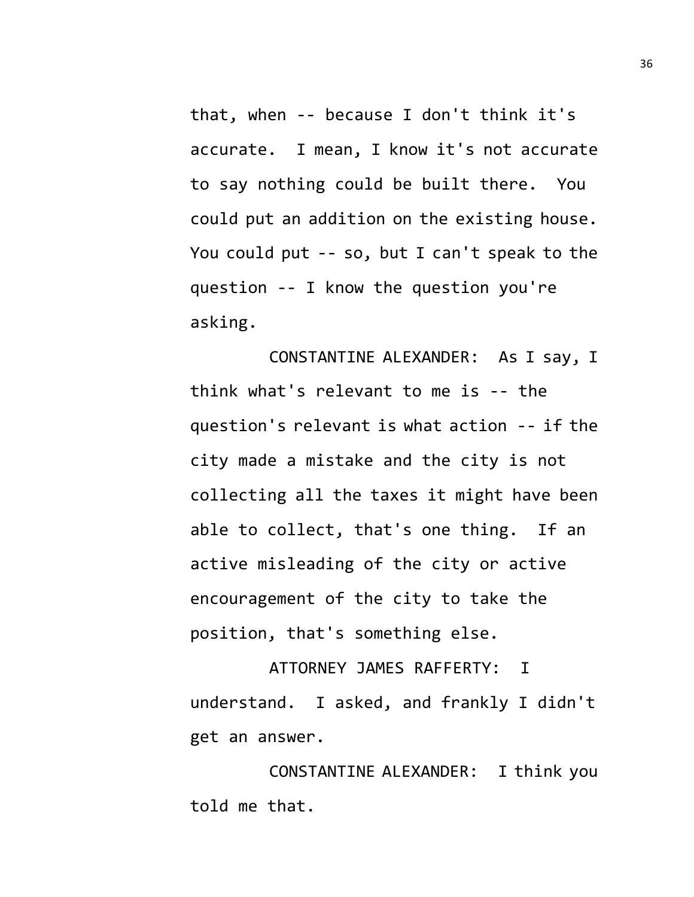that, when -- because I don't think it's accurate. I mean, I know it's not accurate to say nothing could be built there. You could put an addition on the existing house. You could put -- so, but I can't speak to the question -- I know the question you're asking.

CONSTANTINE ALEXANDER: As I say, I think what's relevant to me is -- the question's relevant is what action -- if the city made a mistake and the city is not collecting all the taxes it might have been able to collect, that's one thing. If an active misleading of the city or active encouragement of the city to take the position, that's something else.

ATTORNEY JAMES RAFFERTY: I understand. I asked, and frankly I didn't get an answer.

CONSTANTINE ALEXANDER: I think you told me that.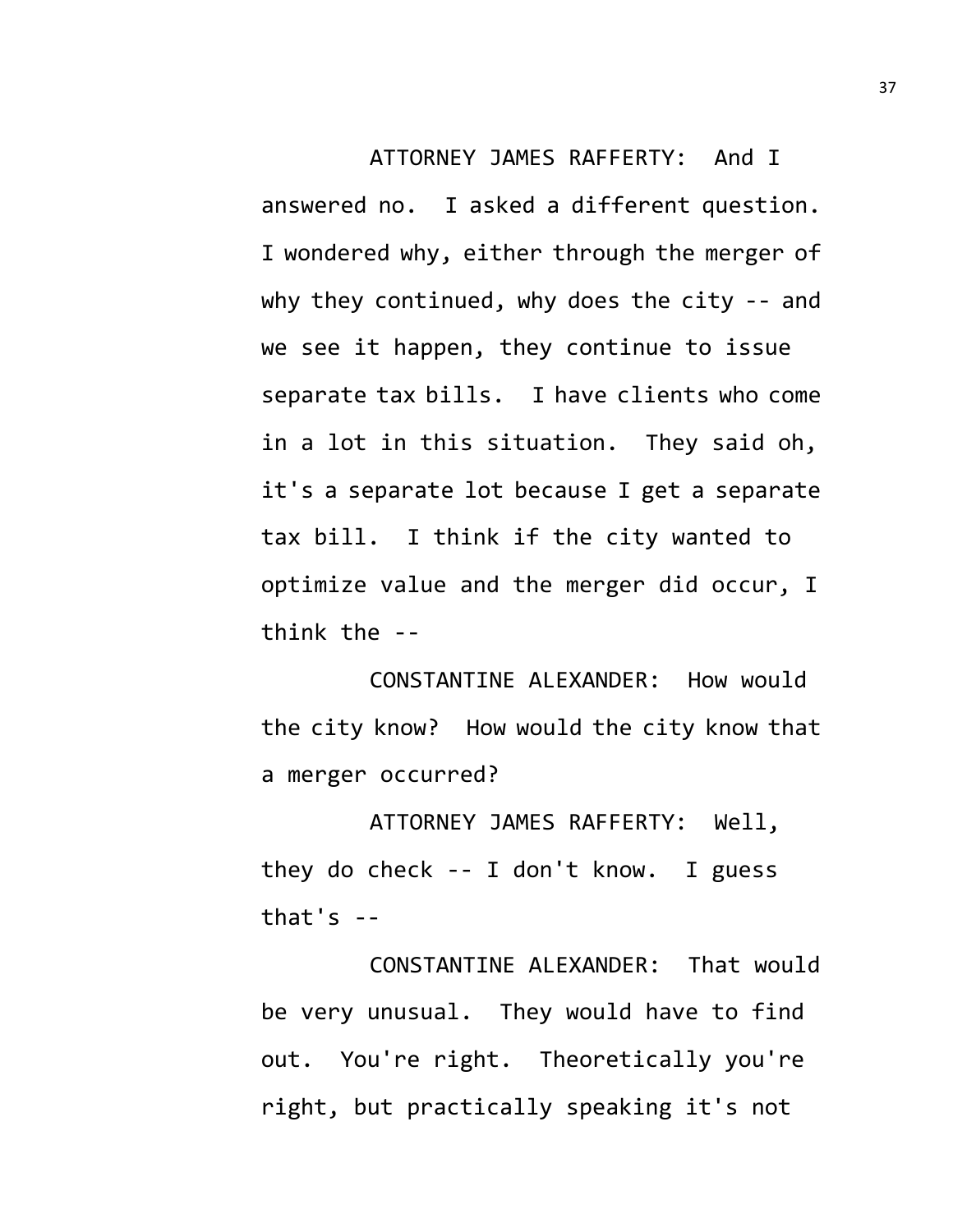ATTORNEY JAMES RAFFERTY: And I answered no. I asked a different question. I wondered why, either through the merger of why they continued, why does the city -- and we see it happen, they continue to issue separate tax bills. I have clients who come in a lot in this situation. They said oh, it's a separate lot because I get a separate tax bill. I think if the city wanted to optimize value and the merger did occur, I think the --

CONSTANTINE ALEXANDER: How would the city know? How would the city know that a merger occurred?

ATTORNEY JAMES RAFFERTY: Well, they do check -- I don't know. I guess that's --

CONSTANTINE ALEXANDER: That would be very unusual. They would have to find out. You're right. Theoretically you're right, but practically speaking it's not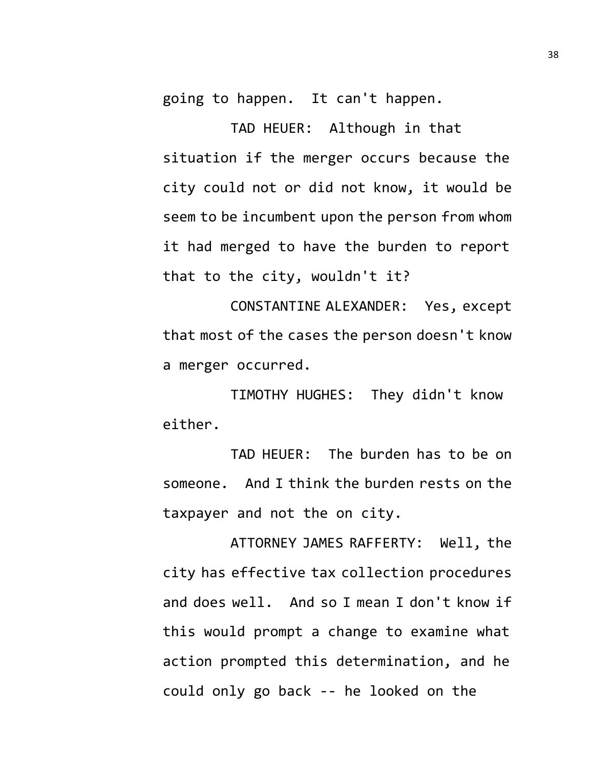going to happen. It can't happen.

TAD HEUER: Although in that situation if the merger occurs because the city could not or did not know, it would be seem to be incumbent upon the person from whom it had merged to have the burden to report that to the city, wouldn't it?

CONSTANTINE ALEXANDER: Yes, except that most of the cases the person doesn't know a merger occurred.

TIMOTHY HUGHES: They didn't know either.

TAD HEUER: The burden has to be on someone. And I think the burden rests on the taxpayer and not the on city.

ATTORNEY JAMES RAFFERTY: Well, the city has effective tax collection procedures and does well. And so I mean I don't know if this would prompt a change to examine what action prompted this determination, and he could only go back -- he looked on the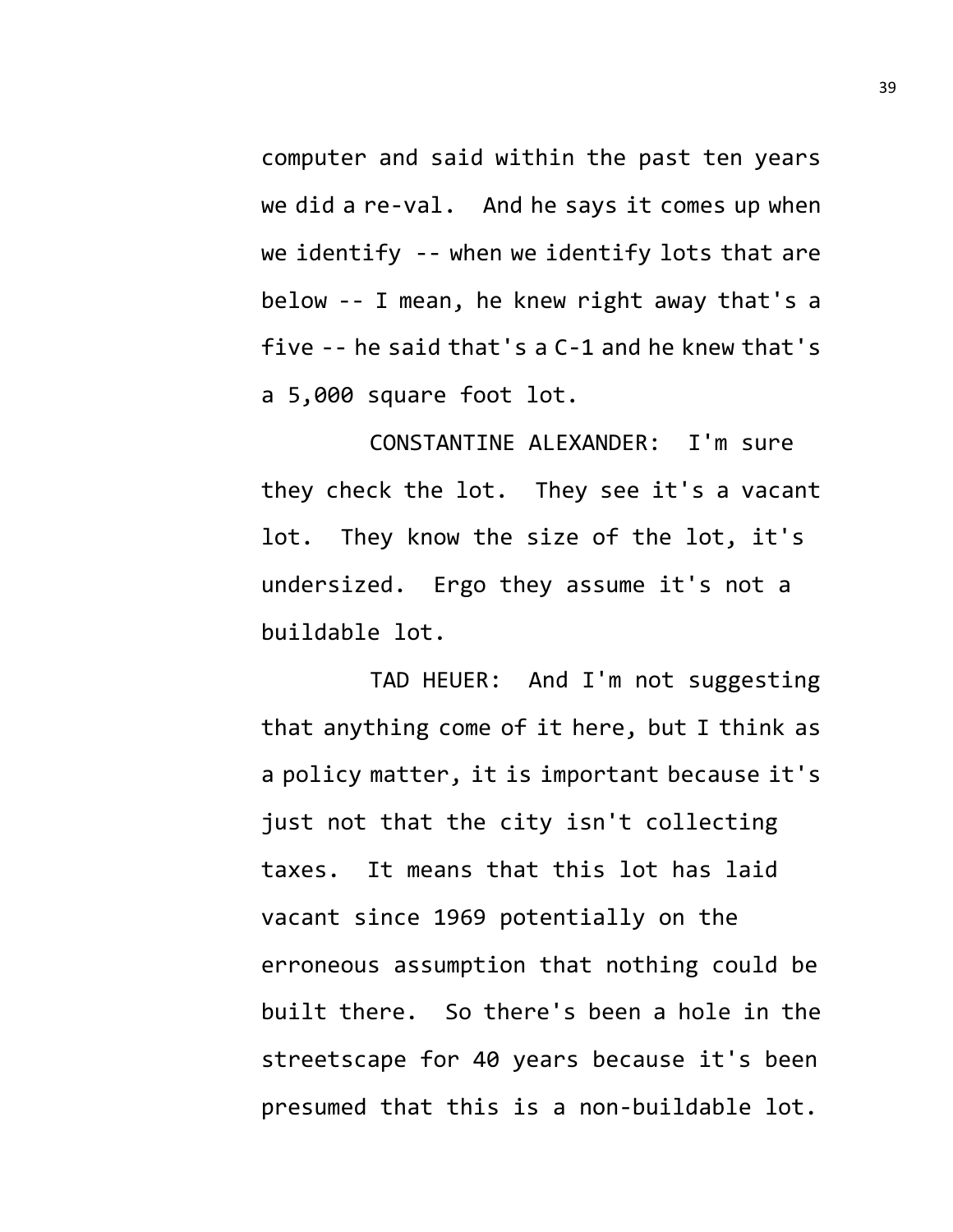computer and said within the past ten years we did a re-val. And he says it comes up when we identify -- when we identify lots that are below -- I mean, he knew right away that's a five -- he said that's a C-1 and he knew that's a 5,000 square foot lot.

CONSTANTINE ALEXANDER: I'm sure they check the lot. They see it's a vacant lot. They know the size of the lot, it's undersized. Ergo they assume it's not a buildable lot.

TAD HEUER: And I'm not suggesting that anything come of it here, but I think as a policy matter, it is important because it's just not that the city isn't collecting taxes. It means that this lot has laid vacant since 1969 potentially on the erroneous assumption that nothing could be built there. So there's been a hole in the streetscape for 40 years because it's been presumed that this is a non-buildable lot.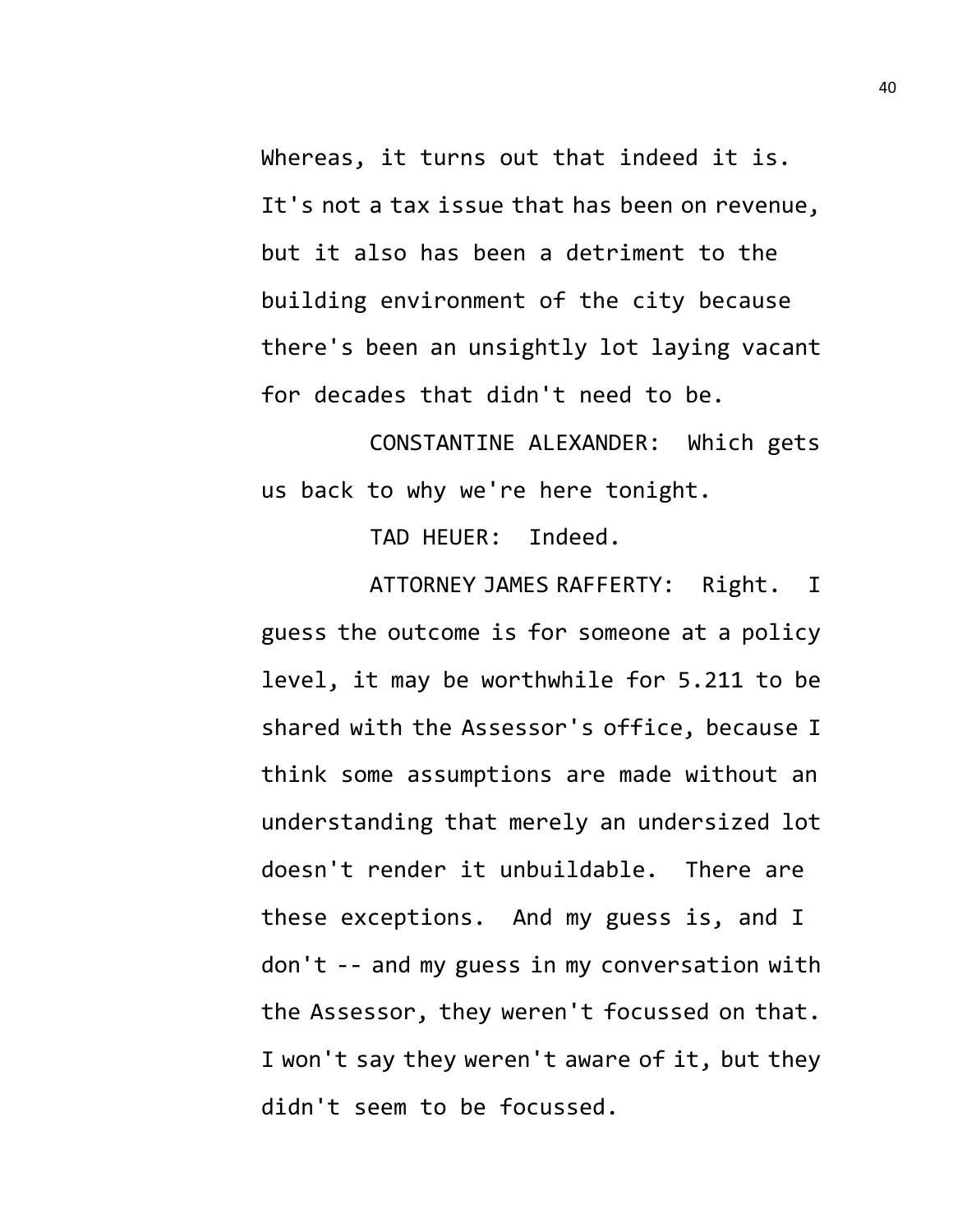Whereas, it turns out that indeed it is. It's not a tax issue that has been on revenue, but it also has been a detriment to the building environment of the city because there's been an unsightly lot laying vacant for decades that didn't need to be.

CONSTANTINE ALEXANDER: Which gets us back to why we're here tonight.

TAD HEUER: Indeed.

ATTORNEY JAMES RAFFERTY: Right. I guess the outcome is for someone at a policy level, it may be worthwhile for 5.211 to be shared with the Assessor's office, because I think some assumptions are made without an understanding that merely an undersized lot doesn't render it unbuildable. There are these exceptions. And my guess is, and I don't -- and my guess in my conversation with the Assessor, they weren't focussed on that. I won't say they weren't aware of it, but they didn't seem to be focussed.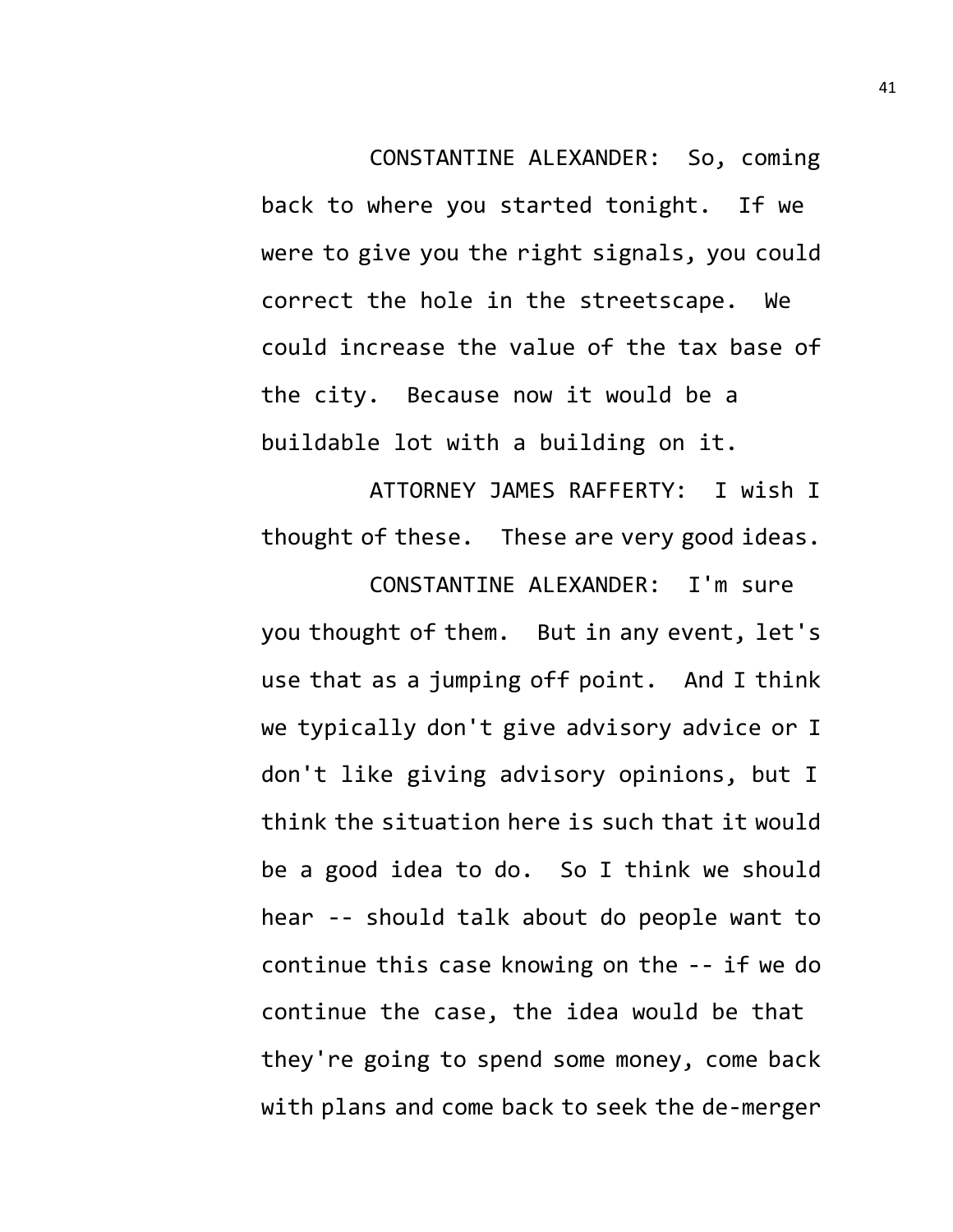CONSTANTINE ALEXANDER: So, coming back to where you started tonight. If we were to give you the right signals, you could correct the hole in the streetscape. We could increase the value of the tax base of the city. Because now it would be a buildable lot with a building on it.

ATTORNEY JAMES RAFFERTY: I wish I thought of these. These are very good ideas.

CONSTANTINE ALEXANDER: I'm sure you thought of them. But in any event, let's use that as a jumping off point. And I think we typically don't give advisory advice or I don't like giving advisory opinions, but I think the situation here is such that it would be a good idea to do. So I think we should hear -- should talk about do people want to continue this case knowing on the -- if we do continue the case, the idea would be that they're going to spend some money, come back with plans and come back to seek the de-merger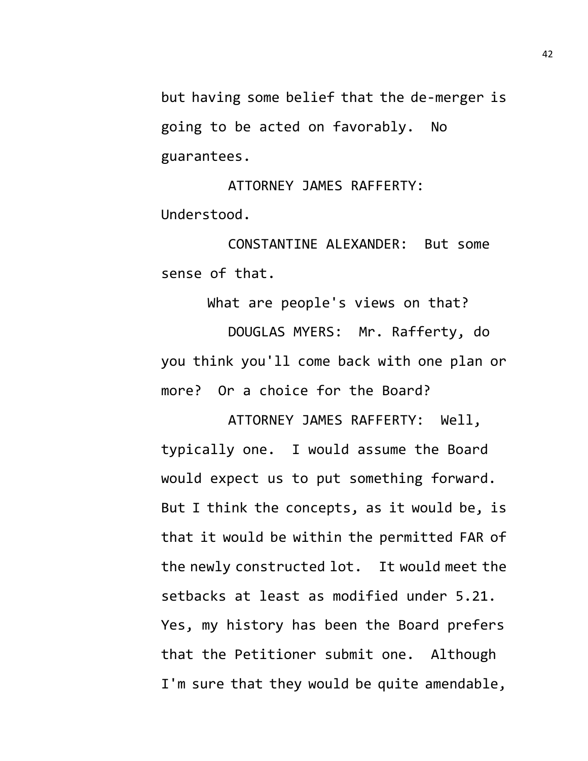but having some belief that the de-merger is going to be acted on favorably. No guarantees.

ATTORNEY JAMES RAFFERTY: Understood.

CONSTANTINE ALEXANDER: But some sense of that.

What are people's views on that?

DOUGLAS MYERS: Mr. Rafferty, do you think you'll come back with one plan or more? Or a choice for the Board?

ATTORNEY JAMES RAFFERTY: Well, typically one. I would assume the Board would expect us to put something forward. But I think the concepts, as it would be, is that it would be within the permitted FAR of the newly constructed lot. It would meet the setbacks at least as modified under 5.21. Yes, my history has been the Board prefers that the Petitioner submit one. Although I'm sure that they would be quite amendable,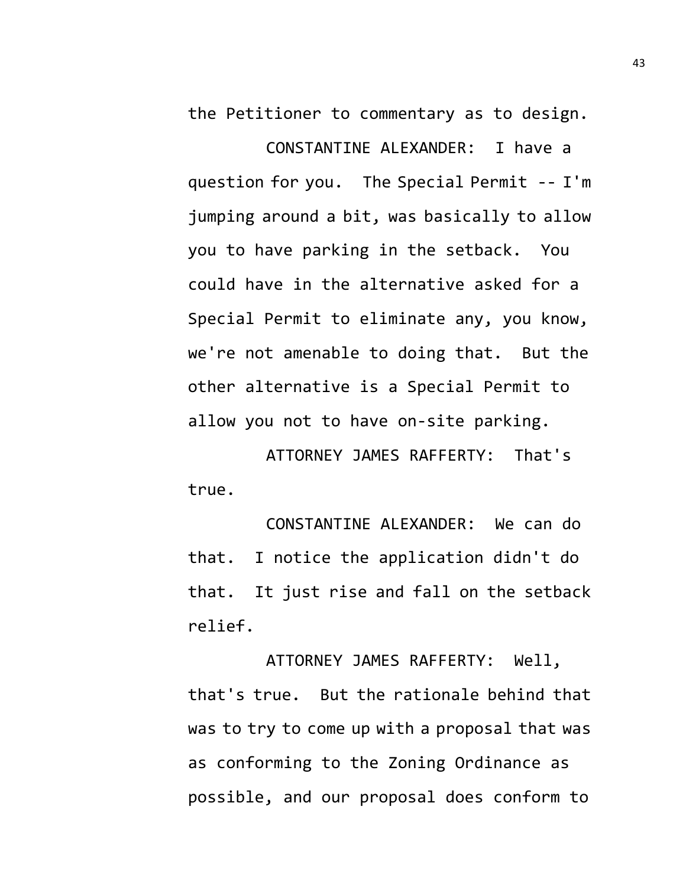the Petitioner to commentary as to design.

CONSTANTINE ALEXANDER: I have a question for you. The Special Permit -- I'm jumping around a bit, was basically to allow you to have parking in the setback. You could have in the alternative asked for a Special Permit to eliminate any, you know, we're not amenable to doing that. But the other alternative is a Special Permit to allow you not to have on-site parking.

ATTORNEY JAMES RAFFERTY: That's true.

CONSTANTINE ALEXANDER: We can do that. I notice the application didn't do that. It just rise and fall on the setback relief.

ATTORNEY JAMES RAFFERTY: Well, that's true. But the rationale behind that was to try to come up with a proposal that was as conforming to the Zoning Ordinance as possible, and our proposal does conform to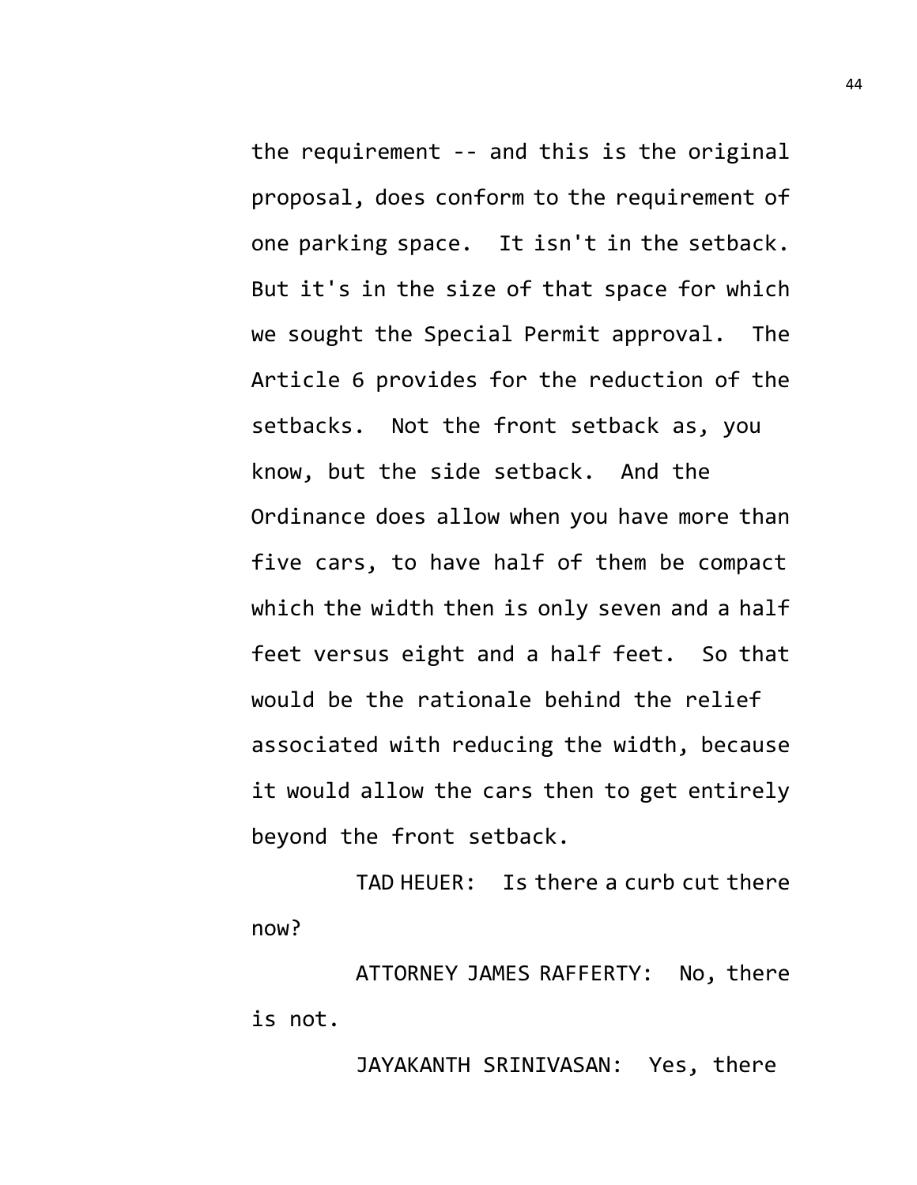the requirement -- and this is the original proposal, does conform to the requirement of one parking space. It isn't in the setback. But it's in the size of that space for which we sought the Special Permit approval. The Article 6 provides for the reduction of the setbacks. Not the front setback as, you know, but the side setback. And the Ordinance does allow when you have more than five cars, to have half of them be compact which the width then is only seven and a half feet versus eight and a half feet. So that would be the rationale behind the relief associated with reducing the width, because it would allow the cars then to get entirely beyond the front setback.

TAD HEUER: Is there a curb cut there now?

ATTORNEY JAMES RAFFERTY: No, there is not.

JAYAKANTH SRINIVASAN: Yes, there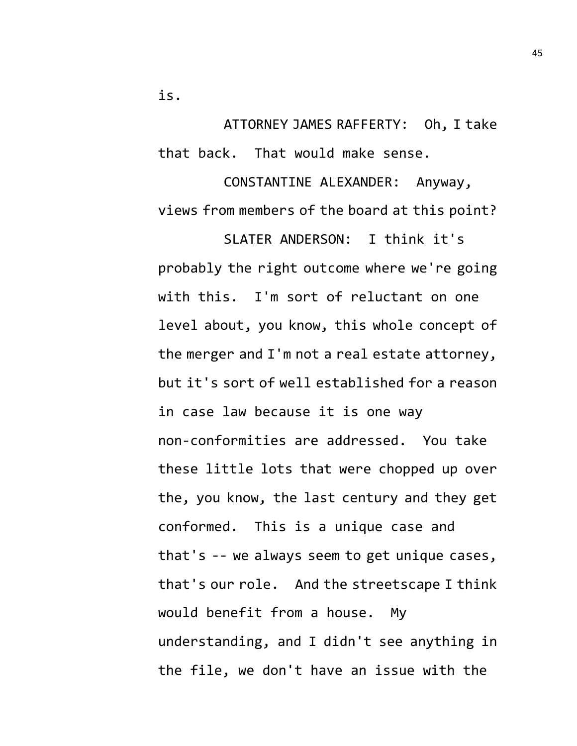is.

ATTORNEY JAMES RAFFERTY: Oh, I take that back. That would make sense.

CONSTANTINE ALEXANDER: Anyway, views from members of the board at this point?

SLATER ANDERSON: I think it's probably the right outcome where we're going with this. I'm sort of reluctant on one level about, you know, this whole concept of the merger and I'm not a real estate attorney, but it's sort of well established for a reason in case law because it is one way non-conformities are addressed. You take these little lots that were chopped up over the, you know, the last century and they get conformed. This is a unique case and that's -- we always seem to get unique cases, that's our role. And the streetscape I think would benefit from a house. My understanding, and I didn't see anything in the file, we don't have an issue with the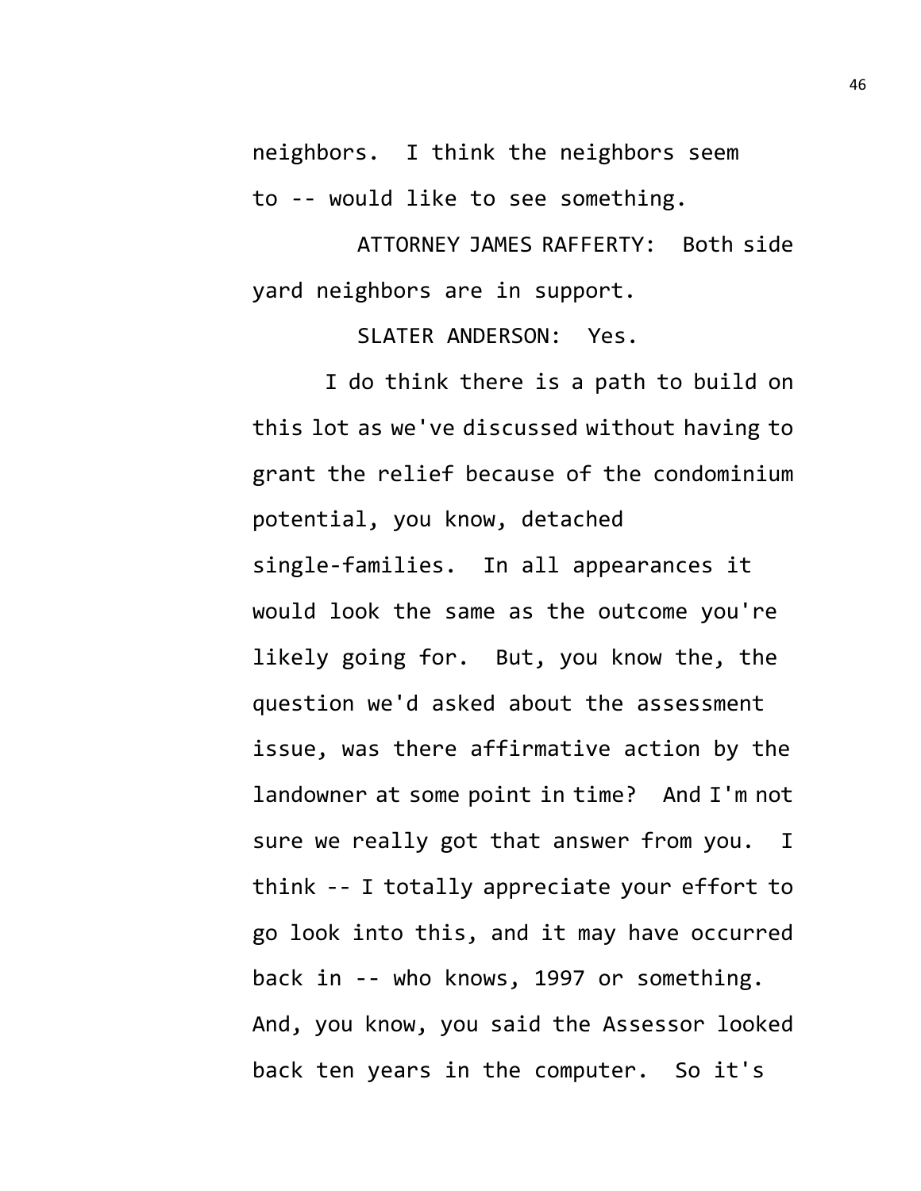neighbors. I think the neighbors seem to -- would like to see something.

ATTORNEY JAMES RAFFERTY: Both side yard neighbors are in support.

SLATER ANDERSON: Yes.

I do think there is a path to build on this lot as we've discussed without having to grant the relief because of the condominium potential, you know, detached single-families. In all appearances it would look the same as the outcome you're likely going for. But, you know the, the question we'd asked about the assessment issue, was there affirmative action by the landowner at some point in time? And I'm not sure we really got that answer from you. I think -- I totally appreciate your effort to go look into this, and it may have occurred back in -- who knows, 1997 or something. And, you know, you said the Assessor looked back ten years in the computer. So it's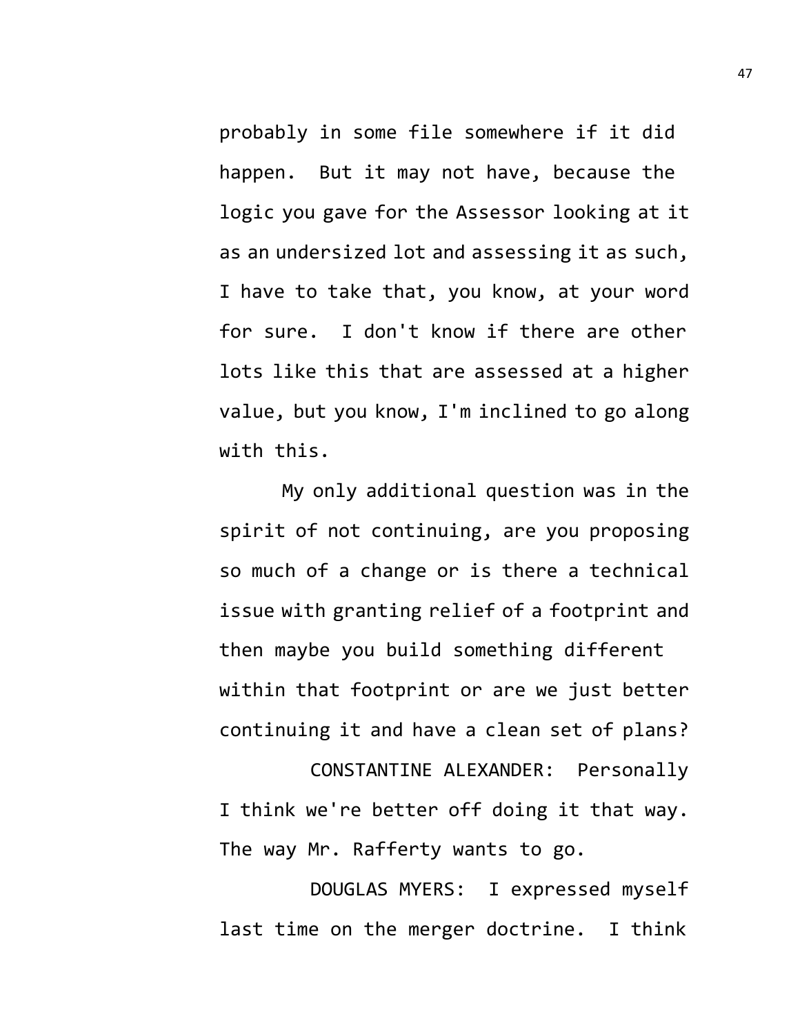probably in some file somewhere if it did happen. But it may not have, because the logic you gave for the Assessor looking at it as an undersized lot and assessing it as such, I have to take that, you know, at your word for sure. I don't know if there are other lots like this that are assessed at a higher value, but you know, I'm inclined to go along with this.

My only additional question was in the spirit of not continuing, are you proposing so much of a change or is there a technical issue with granting relief of a footprint and then maybe you build something different within that footprint or are we just better continuing it and have a clean set of plans?

CONSTANTINE ALEXANDER: Personally I think we're better off doing it that way. The way Mr. Rafferty wants to go.

DOUGLAS MYERS: I expressed myself last time on the merger doctrine. I think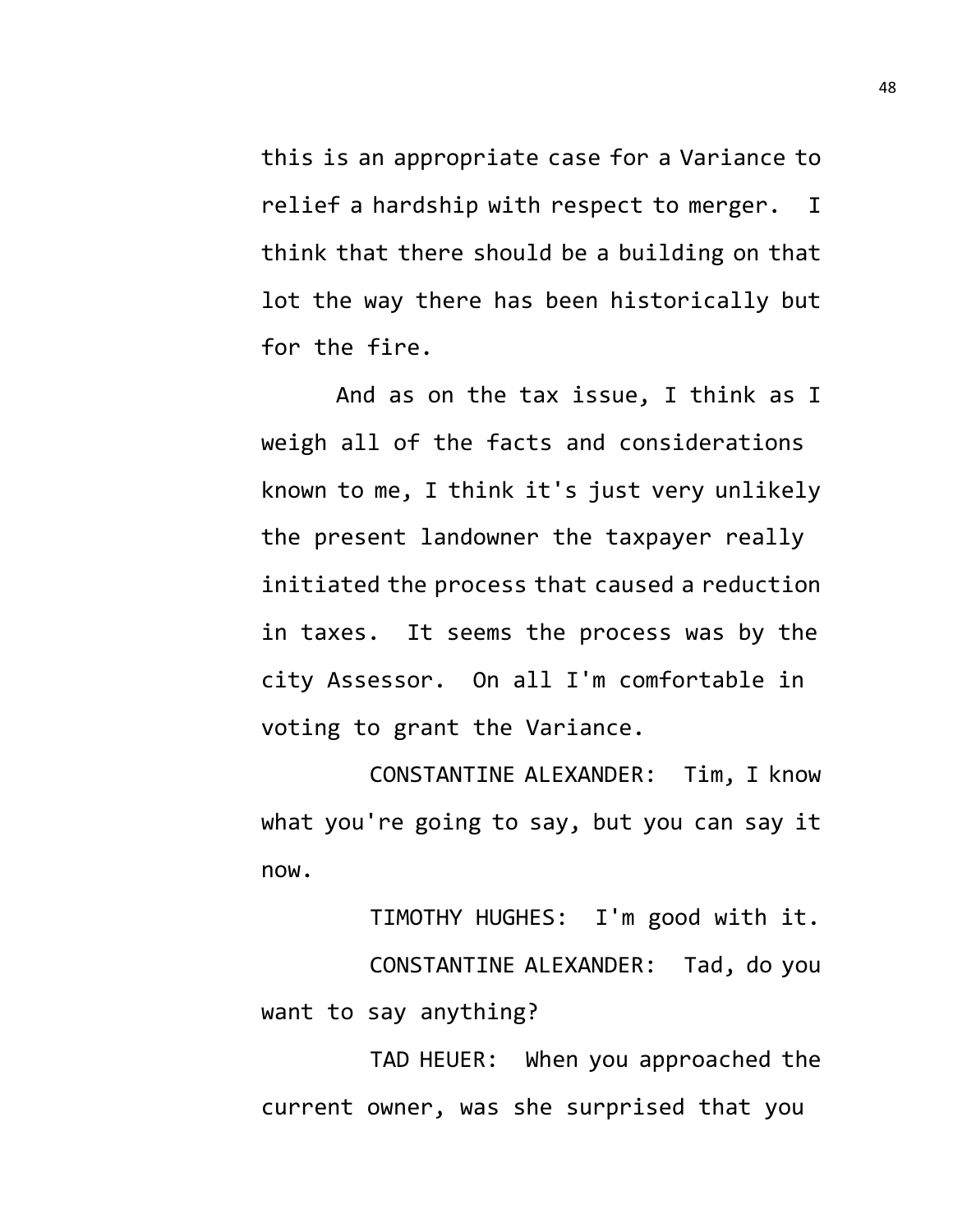this is an appropriate case for a Variance to relief a hardship with respect to merger. I think that there should be a building on that lot the way there has been historically but for the fire.

And as on the tax issue, I think as I weigh all of the facts and considerations known to me, I think it's just very unlikely the present landowner the taxpayer really initiated the process that caused a reduction in taxes. It seems the process was by the city Assessor. On all I'm comfortable in voting to grant the Variance.

CONSTANTINE ALEXANDER: Tim, I know what you're going to say, but you can say it now.

TIMOTHY HUGHES: I'm good with it.

CONSTANTINE ALEXANDER: Tad, do you want to say anything?

TAD HEUER: When you approached the current owner, was she surprised that you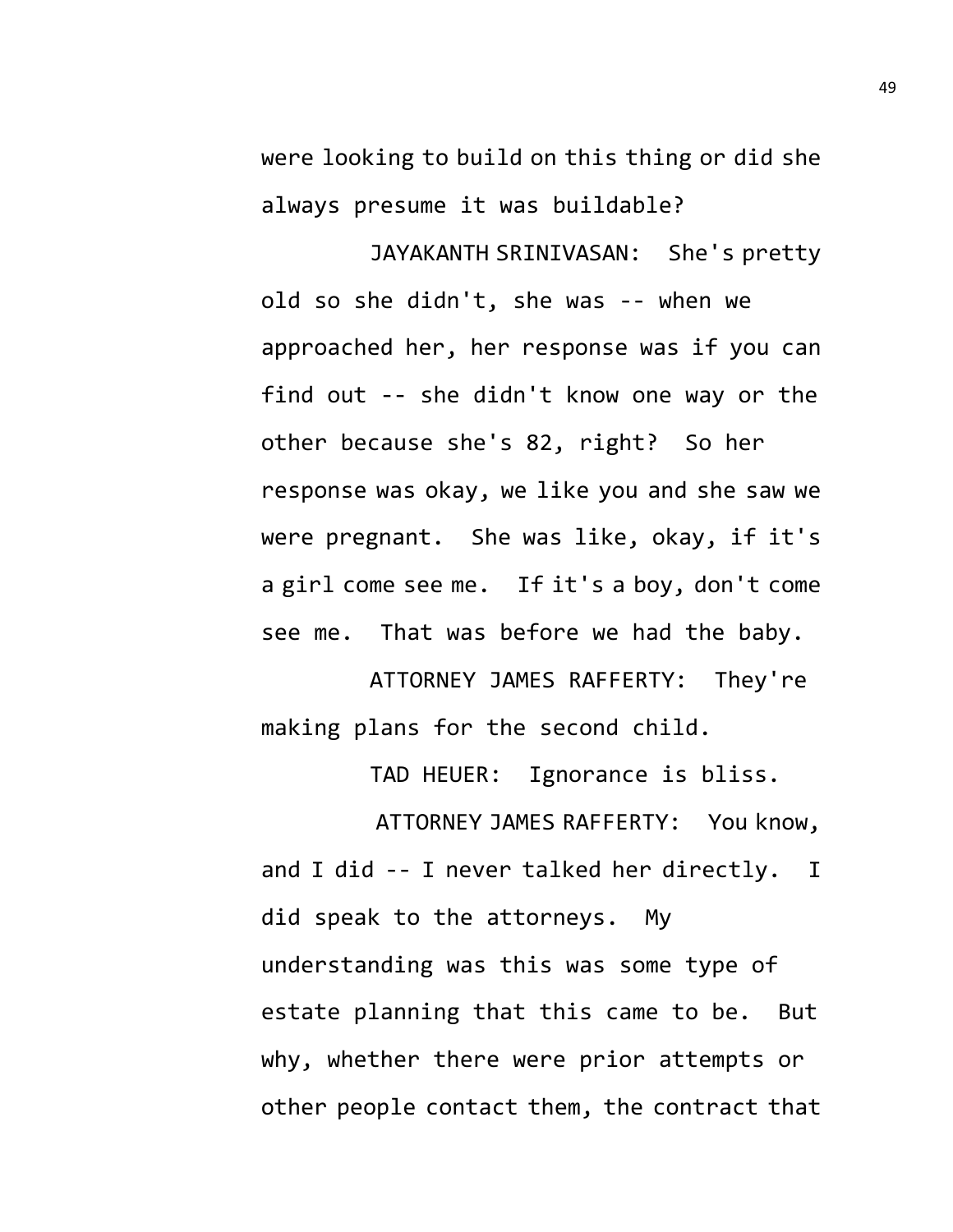were looking to build on this thing or did she always presume it was buildable?

JAYAKANTH SRINIVASAN: She's pretty old so she didn't, she was -- when we approached her, her response was if you can find out -- she didn't know one way or the other because she's 82, right? So her response was okay, we like you and she saw we were pregnant. She was like, okay, if it's a girl come see me. If it's a boy, don't come see me. That was before we had the baby.

ATTORNEY JAMES RAFFERTY: They're making plans for the second child.

TAD HEUER: Ignorance is bliss.

ATTORNEY JAMES RAFFERTY: You know, and I did -- I never talked her directly. I did speak to the attorneys. My understanding was this was some type of estate planning that this came to be. But why, whether there were prior attempts or other people contact them, the contract that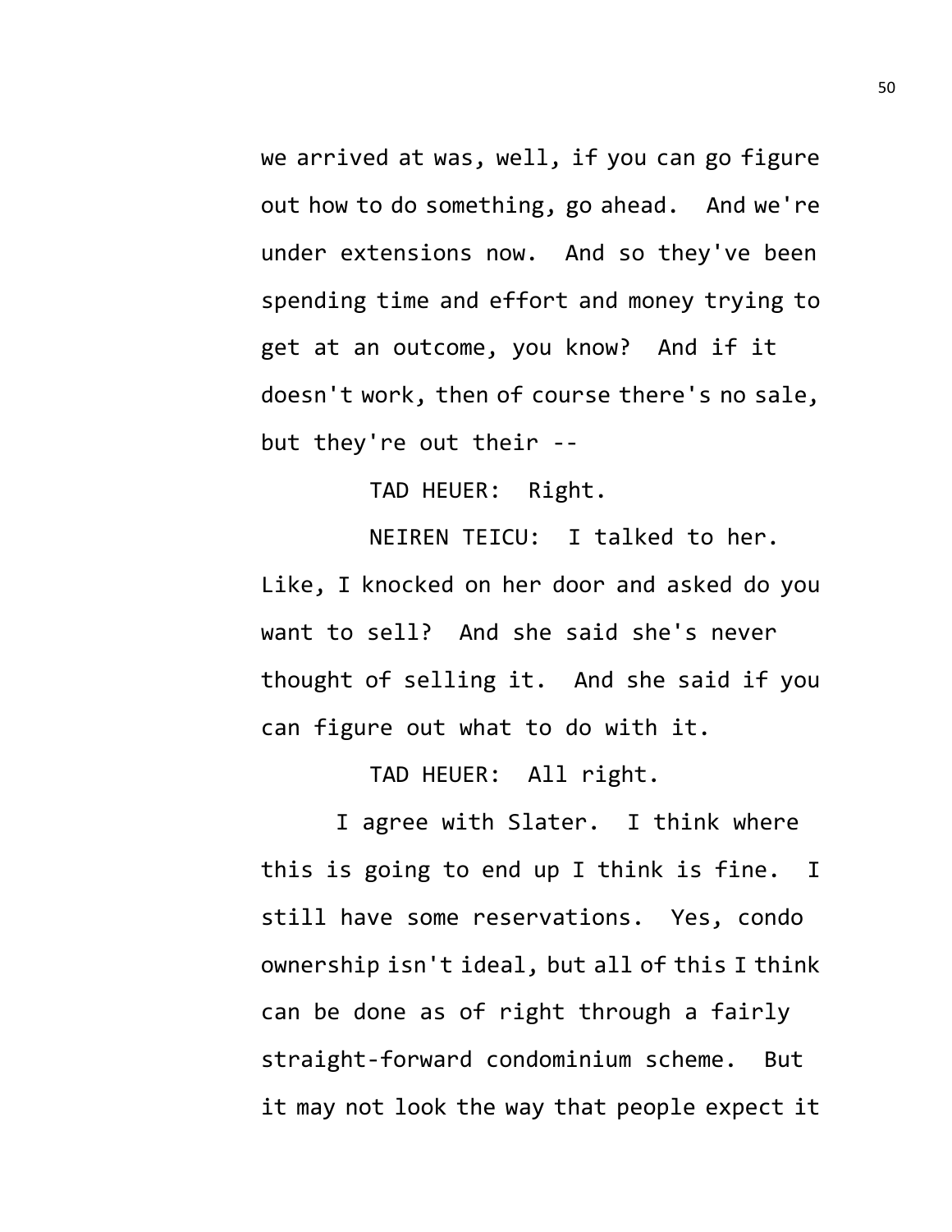we arrived at was, well, if you can go figure out how to do something, go ahead. And we're under extensions now. And so they've been spending time and effort and money trying to get at an outcome, you know? And if it doesn't work, then of course there's no sale, but they're out their --

TAD HEUER: Right.

NEIREN TEICU: I talked to her. Like, I knocked on her door and asked do you want to sell? And she said she's never thought of selling it. And she said if you can figure out what to do with it.

TAD HEUER: All right.

I agree with Slater. I think where this is going to end up I think is fine. I still have some reservations. Yes, condo ownership isn't ideal, but all of this I think can be done as of right through a fairly straight-forward condominium scheme. But it may not look the way that people expect it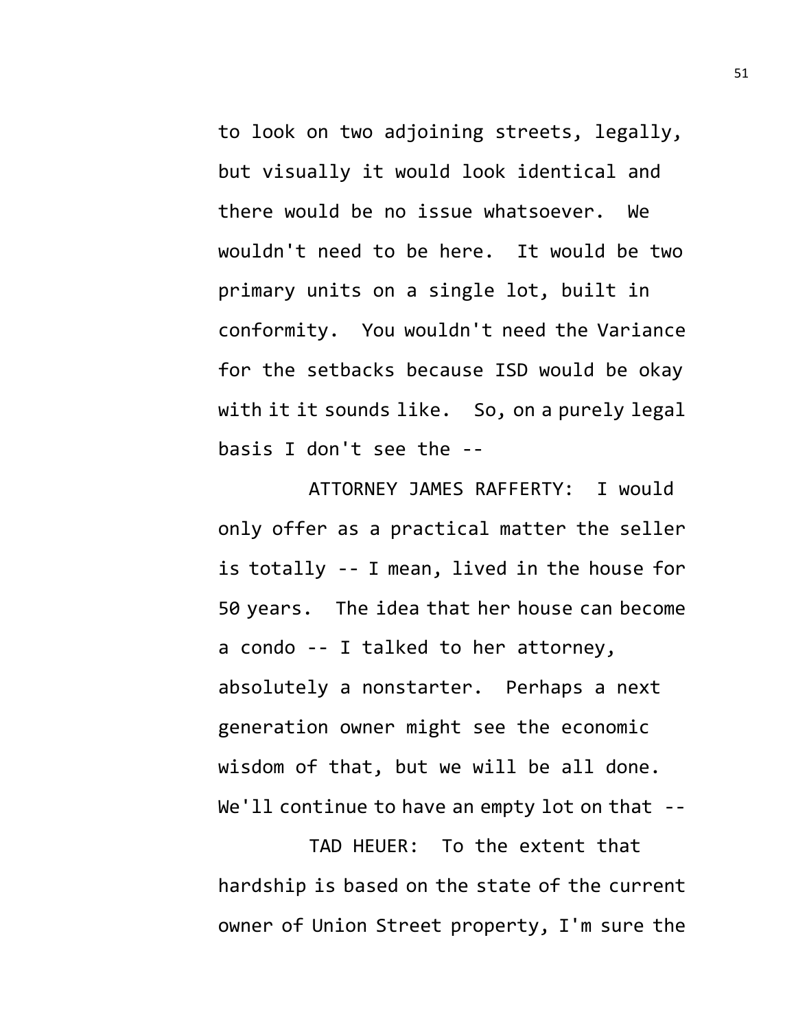to look on two adjoining streets, legally, but visually it would look identical and there would be no issue whatsoever. We wouldn't need to be here. It would be two primary units on a single lot, built in conformity. You wouldn't need the Variance for the setbacks because ISD would be okay with it it sounds like. So, on a purely legal basis I don't see the --

ATTORNEY JAMES RAFFERTY: I would only offer as a practical matter the seller is totally -- I mean, lived in the house for 50 years. The idea that her house can become a condo -- I talked to her attorney, absolutely a nonstarter. Perhaps a next generation owner might see the economic wisdom of that, but we will be all done. We'll continue to have an empty lot on that --

TAD HEUER: To the extent that hardship is based on the state of the current owner of Union Street property, I'm sure the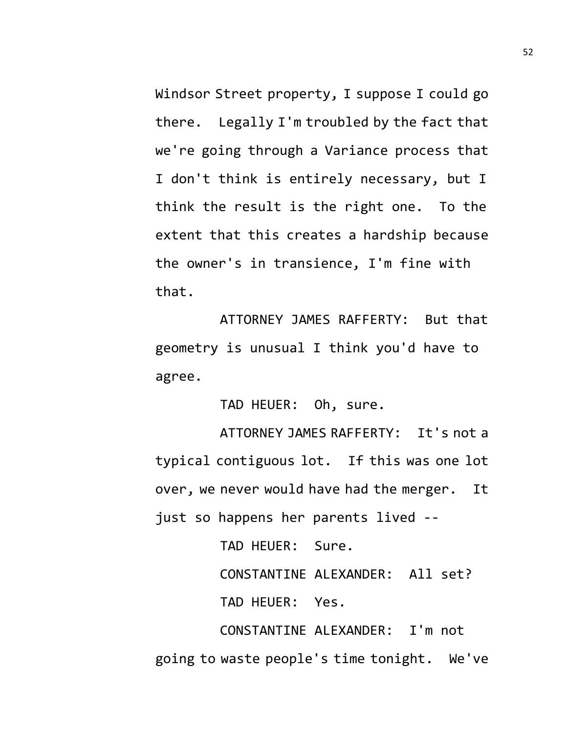Windsor Street property, I suppose I could go there. Legally I'm troubled by the fact that we're going through a Variance process that I don't think is entirely necessary, but I think the result is the right one. To the extent that this creates a hardship because the owner's in transience, I'm fine with that.

ATTORNEY JAMES RAFFERTY: But that geometry is unusual I think you'd have to agree.

TAD HEUER: Oh, sure.

ATTORNEY JAMES RAFFERTY: It's not a typical contiguous lot. If this was one lot over, we never would have had the merger. It just so happens her parents lived --

TAD HEUER: Sure.

CONSTANTINE ALEXANDER: All set?

TAD HEUER: Yes.

CONSTANTINE ALEXANDER: I'm not going to waste people's time tonight. We've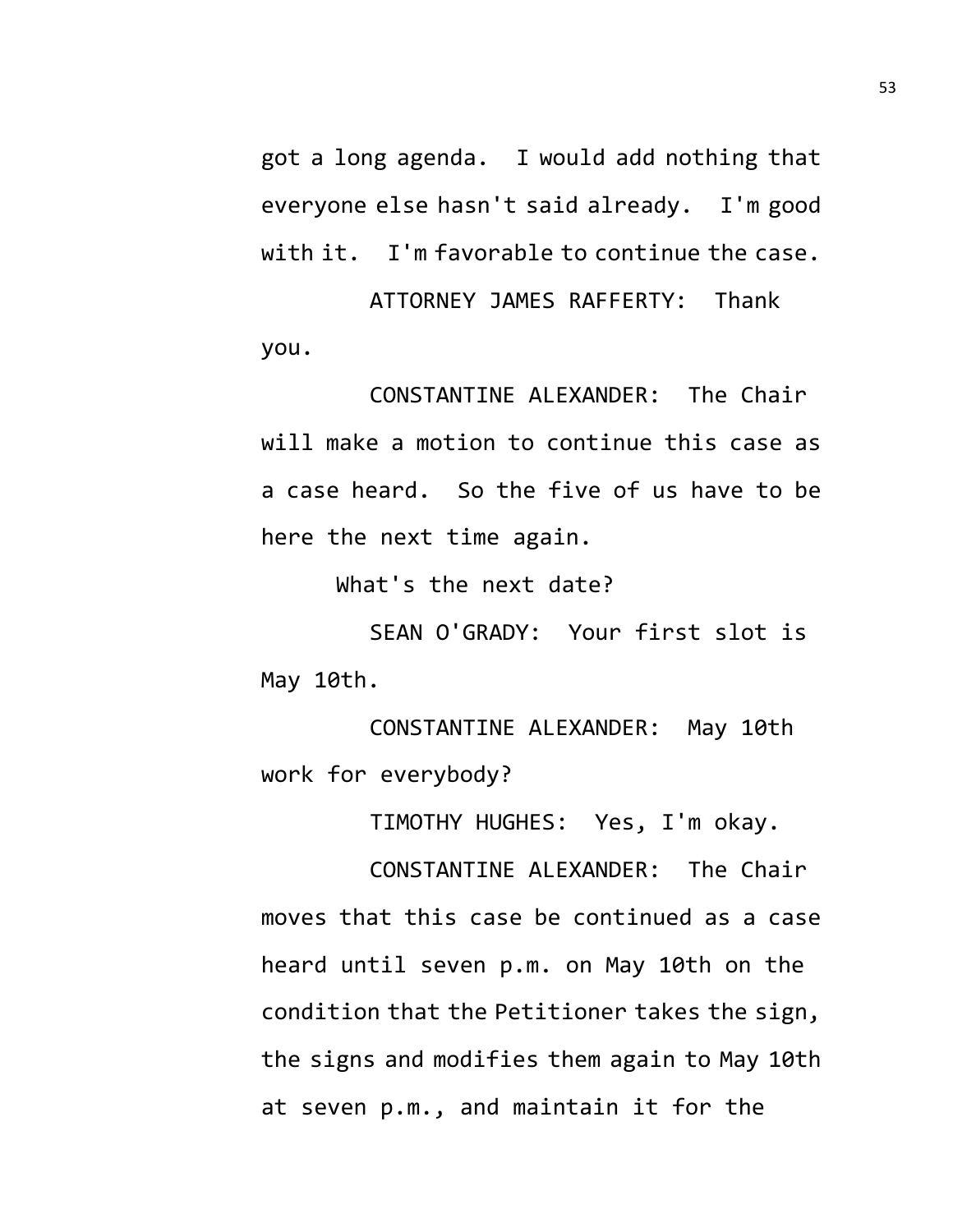got a long agenda. I would add nothing that everyone else hasn't said already. I'm good with it. I'm favorable to continue the case.

ATTORNEY JAMES RAFFERTY: Thank you.

CONSTANTINE ALEXANDER: The Chair will make a motion to continue this case as a case heard. So the five of us have to be here the next time again.

What's the next date?

SEAN O'GRADY: Your first slot is May 10th.

CONSTANTINE ALEXANDER: May 10th work for everybody?

TIMOTHY HUGHES: Yes, I'm okay.

CONSTANTINE ALEXANDER: The Chair moves that this case be continued as a case heard until seven p.m. on May 10th on the condition that the Petitioner takes the sign, the signs and modifies them again to May 10th at seven p.m., and maintain it for the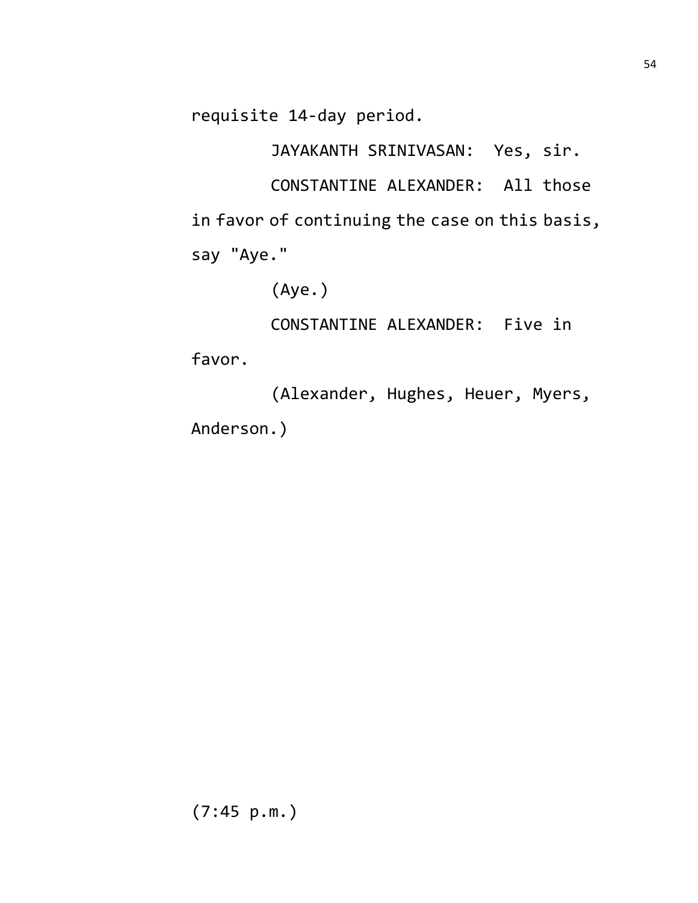requisite 14-day period.

JAYAKANTH SRINIVASAN: Yes, sir.

CONSTANTINE ALEXANDER: All those in favor of continuing the case on this basis, say "Aye."

(Aye.)

CONSTANTINE ALEXANDER: Five in favor.

(Alexander, Hughes, Heuer, Myers, Anderson.)

(7:45 p.m.)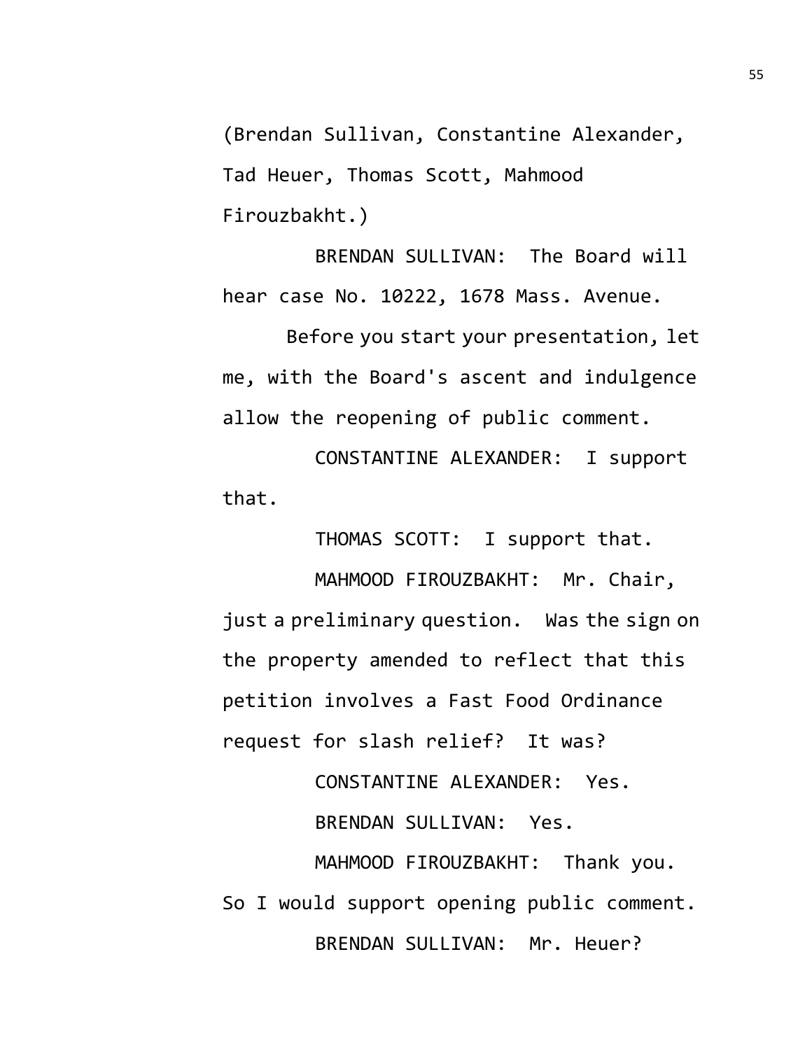(Brendan Sullivan, Constantine Alexander, Tad Heuer, Thomas Scott, Mahmood Firouzbakht.)

BRENDAN SULLIVAN: The Board will hear case No. 10222, 1678 Mass. Avenue.

Before you start your presentation, let me, with the Board's ascent and indulgence allow the reopening of public comment.

CONSTANTINE ALEXANDER: I support that.

THOMAS SCOTT: I support that.

MAHMOOD FIROUZBAKHT: Mr. Chair, just a preliminary question. Was the sign on the property amended to reflect that this petition involves a Fast Food Ordinance request for slash relief? It was?

CONSTANTINE ALEXANDER: Yes.

BRENDAN SULLIVAN: Yes.

MAHMOOD FIROUZBAKHT: Thank you. So I would support opening public comment.

BRENDAN SULLIVAN: Mr. Heuer?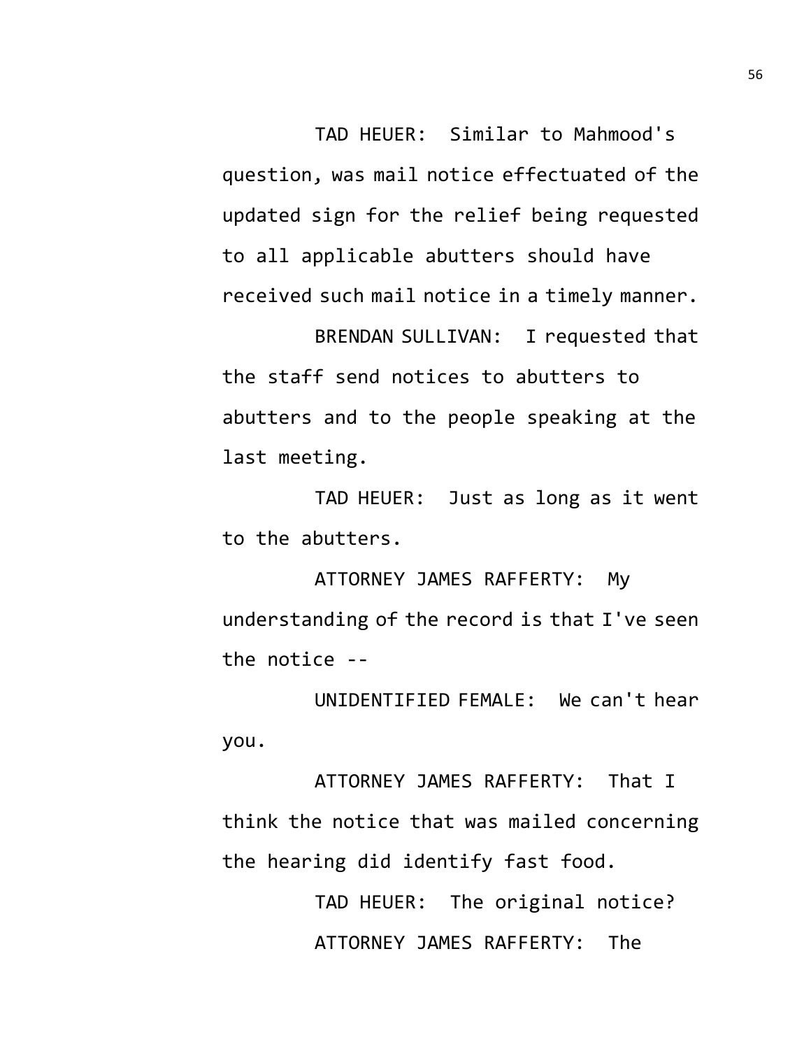TAD HEUER: Similar to Mahmood's question, was mail notice effectuated of the updated sign for the relief being requested to all applicable abutters should have received such mail notice in a timely manner.

BRENDAN SULLIVAN: I requested that the staff send notices to abutters to abutters and to the people speaking at the last meeting.

TAD HEUER: Just as long as it went to the abutters.

ATTORNEY JAMES RAFFERTY: My understanding of the record is that I've seen the notice --

UNIDENTIFIED FEMALE: We can't hear you.

ATTORNEY JAMES RAFFERTY: That I think the notice that was mailed concerning the hearing did identify fast food.

TAD HEUER: The original notice?

ATTORNEY JAMES RAFFERTY: The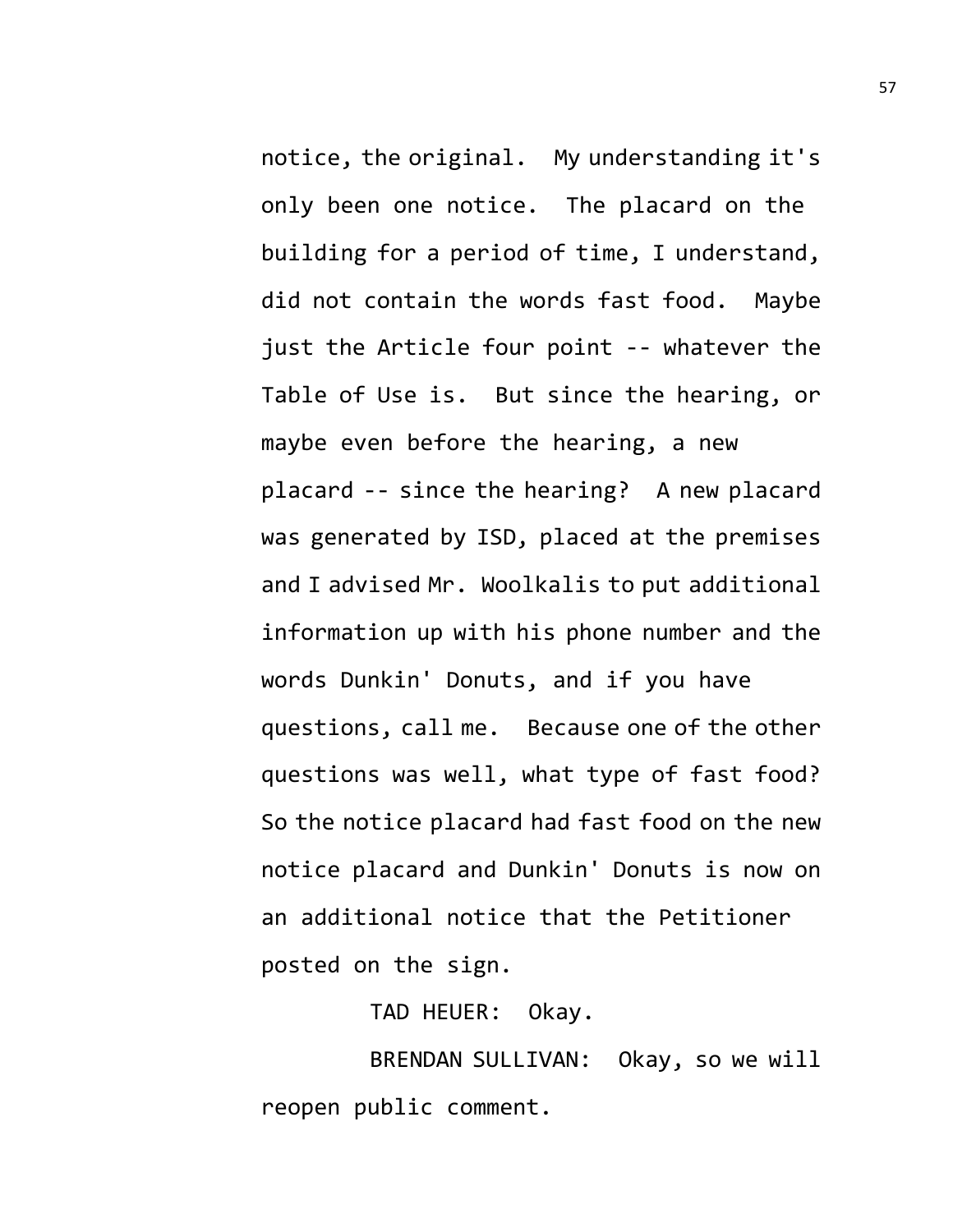notice, the original. My understanding it's only been one notice. The placard on the building for a period of time, I understand, did not contain the words fast food. Maybe just the Article four point -- whatever the Table of Use is. But since the hearing, or maybe even before the hearing, a new placard -- since the hearing? A new placard was generated by ISD, placed at the premises and I advised Mr. Woolkalis to put additional information up with his phone number and the words Dunkin' Donuts, and if you have questions, call me. Because one of the other questions was well, what type of fast food? So the notice placard had fast food on the new notice placard and Dunkin' Donuts is now on an additional notice that the Petitioner posted on the sign.

TAD HEUER: Okay.

BRENDAN SULLIVAN: Okay, so we will reopen public comment.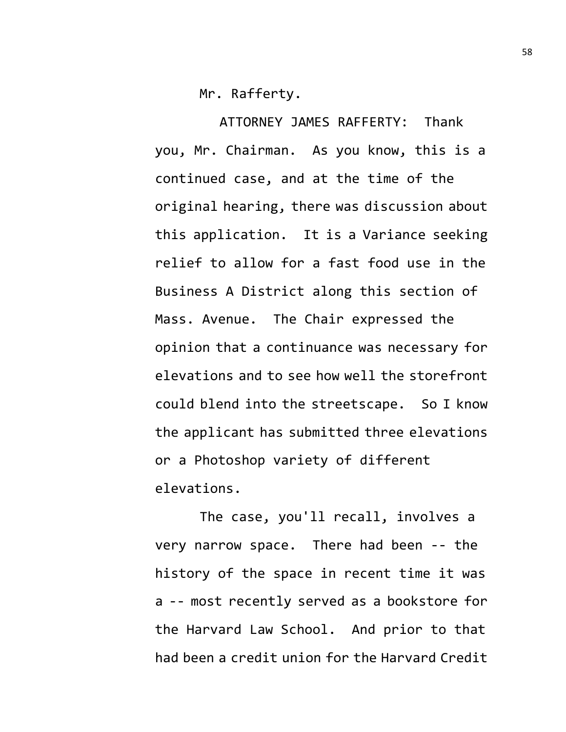Mr. Rafferty.

ATTORNEY JAMES RAFFERTY: Thank you, Mr. Chairman. As you know, this is a continued case, and at the time of the original hearing, there was discussion about this application. It is a Variance seeking relief to allow for a fast food use in the Business A District along this section of Mass. Avenue. The Chair expressed the opinion that a continuance was necessary for elevations and to see how well the storefront could blend into the streetscape. So I know the applicant has submitted three elevations or a Photoshop variety of different elevations.

The case, you'll recall, involves a very narrow space. There had been -- the history of the space in recent time it was a -- most recently served as a bookstore for the Harvard Law School. And prior to that had been a credit union for the Harvard Credit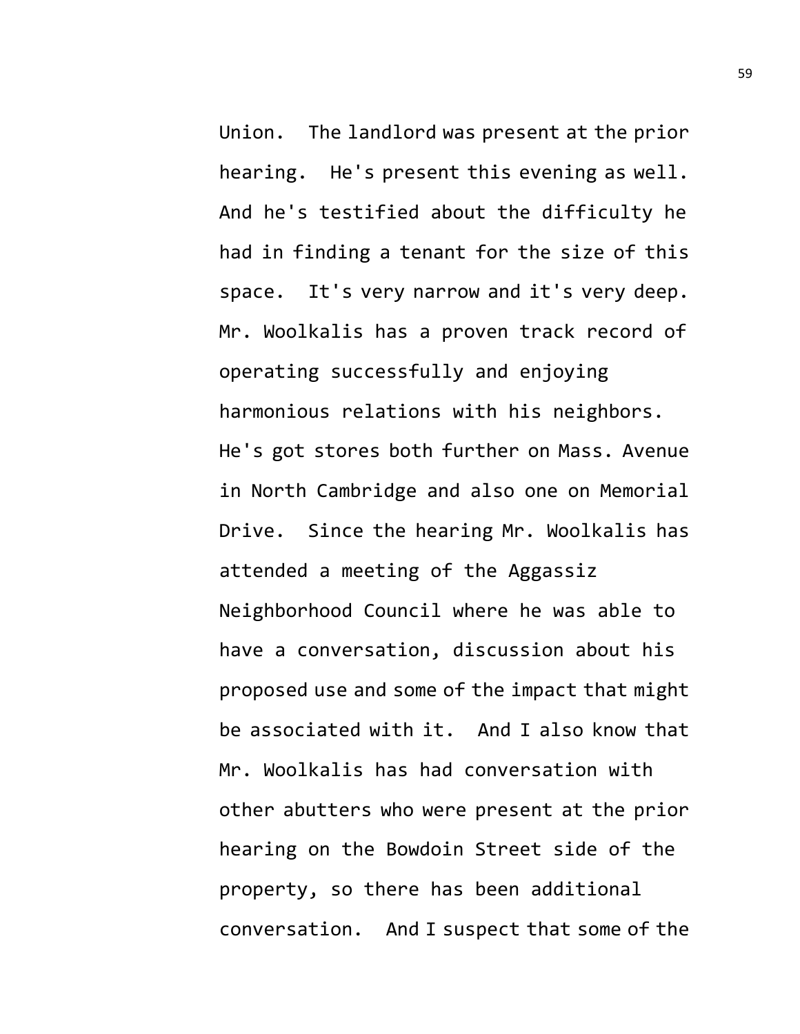Union. The landlord was present at the prior hearing. He's present this evening as well. And he's testified about the difficulty he had in finding a tenant for the size of this space. It's very narrow and it's very deep. Mr. Woolkalis has a proven track record of operating successfully and enjoying harmonious relations with his neighbors. He's got stores both further on Mass. Avenue in North Cambridge and also one on Memorial Drive. Since the hearing Mr. Woolkalis has attended a meeting of the Aggassiz Neighborhood Council where he was able to have a conversation, discussion about his proposed use and some of the impact that might be associated with it. And I also know that Mr. Woolkalis has had conversation with other abutters who were present at the prior hearing on the Bowdoin Street side of the property, so there has been additional conversation. And I suspect that some of the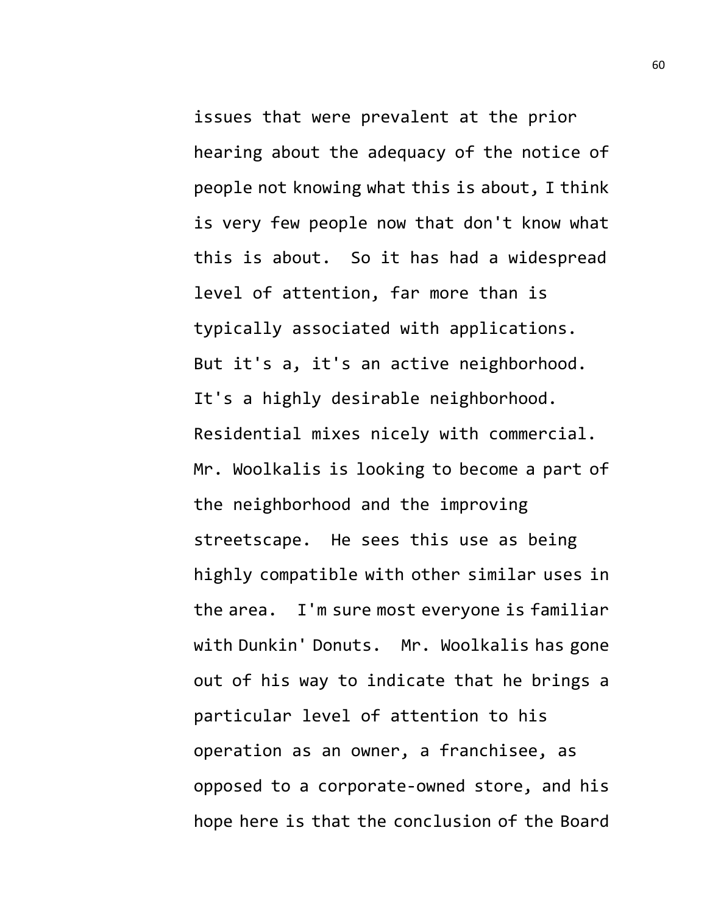issues that were prevalent at the prior hearing about the adequacy of the notice of people not knowing what this is about, I think is very few people now that don't know what this is about. So it has had a widespread level of attention, far more than is typically associated with applications. But it's a, it's an active neighborhood. It's a highly desirable neighborhood. Residential mixes nicely with commercial. Mr. Woolkalis is looking to become a part of the neighborhood and the improving streetscape. He sees this use as being highly compatible with other similar uses in the area. I'm sure most everyone is familiar with Dunkin' Donuts. Mr. Woolkalis has gone out of his way to indicate that he brings a particular level of attention to his operation as an owner, a franchisee, as opposed to a corporate-owned store, and his hope here is that the conclusion of the Board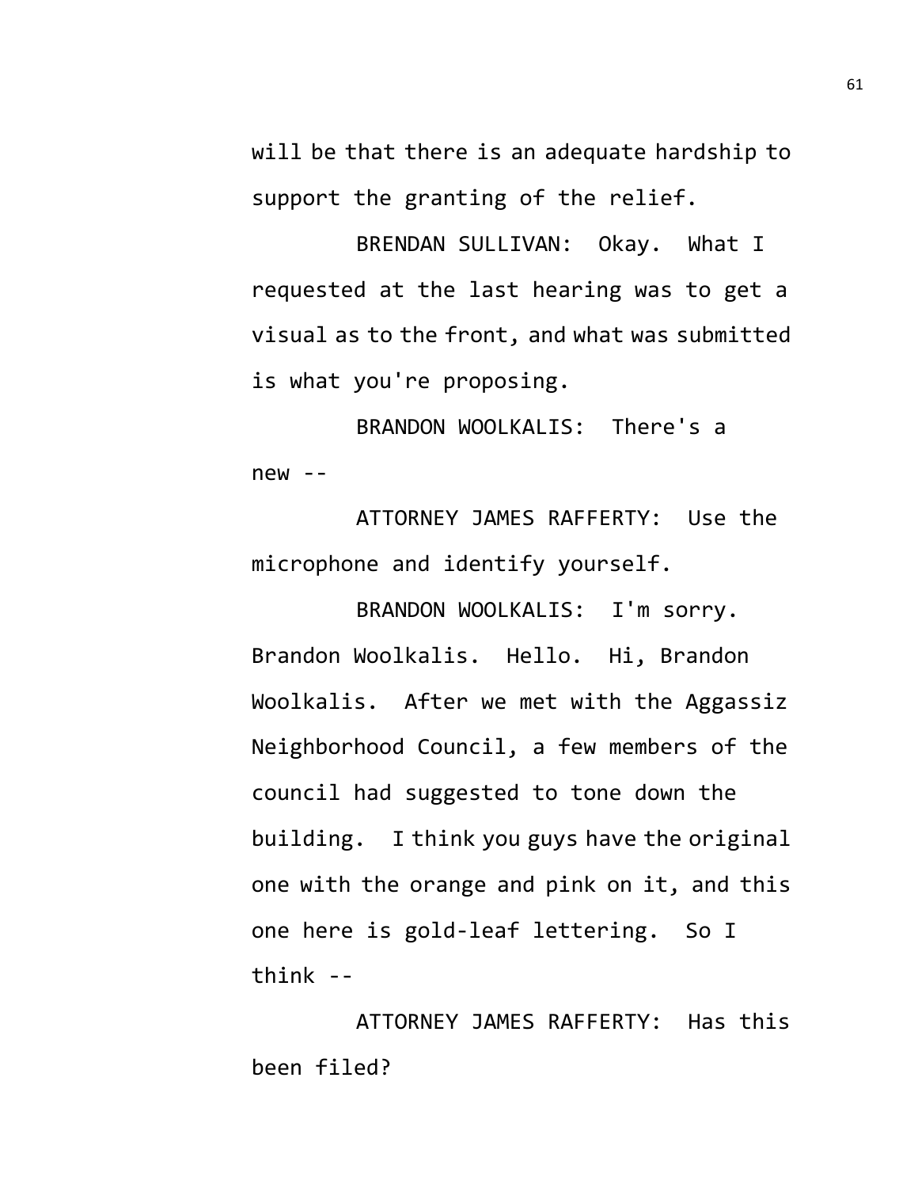will be that there is an adequate hardship to support the granting of the relief.

BRENDAN SULLIVAN: Okay. What I requested at the last hearing was to get a visual as to the front, and what was submitted is what you're proposing.

BRANDON WOOLKALIS: There's a new --

ATTORNEY JAMES RAFFERTY: Use the microphone and identify yourself.

BRANDON WOOLKALIS: I'm sorry. Brandon Woolkalis. Hello. Hi, Brandon Woolkalis. After we met with the Aggassiz Neighborhood Council, a few members of the council had suggested to tone down the building. I think you guys have the original one with the orange and pink on it, and this one here is gold-leaf lettering. So I think --

ATTORNEY JAMES RAFFERTY: Has this been filed?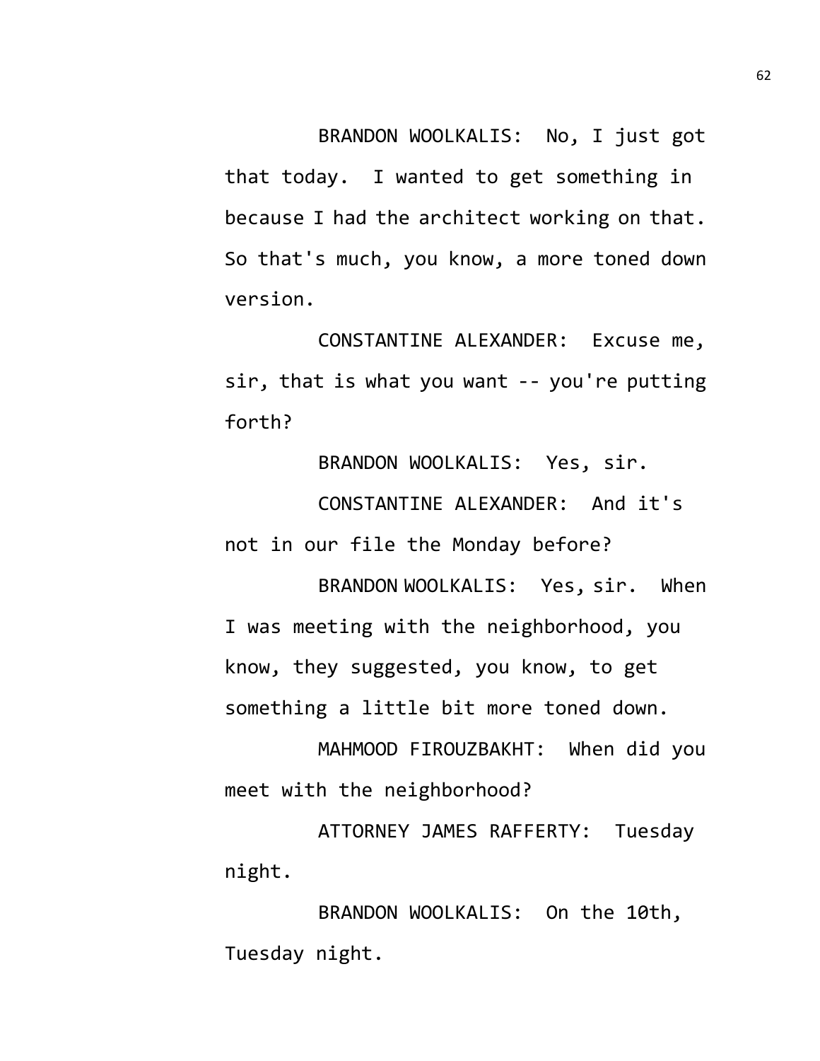BRANDON WOOLKALIS: No, I just got that today. I wanted to get something in because I had the architect working on that. So that's much, you know, a more toned down version.

CONSTANTINE ALEXANDER: Excuse me, sir, that is what you want -- you're putting forth?

BRANDON WOOLKALIS: Yes, sir.

CONSTANTINE ALEXANDER: And it's not in our file the Monday before?

BRANDON WOOLKALIS: Yes, sir. When I was meeting with the neighborhood, you know, they suggested, you know, to get something a little bit more toned down.

MAHMOOD FIROUZBAKHT: When did you meet with the neighborhood?

ATTORNEY JAMES RAFFERTY: Tuesday night.

BRANDON WOOLKALIS: On the 10th, Tuesday night.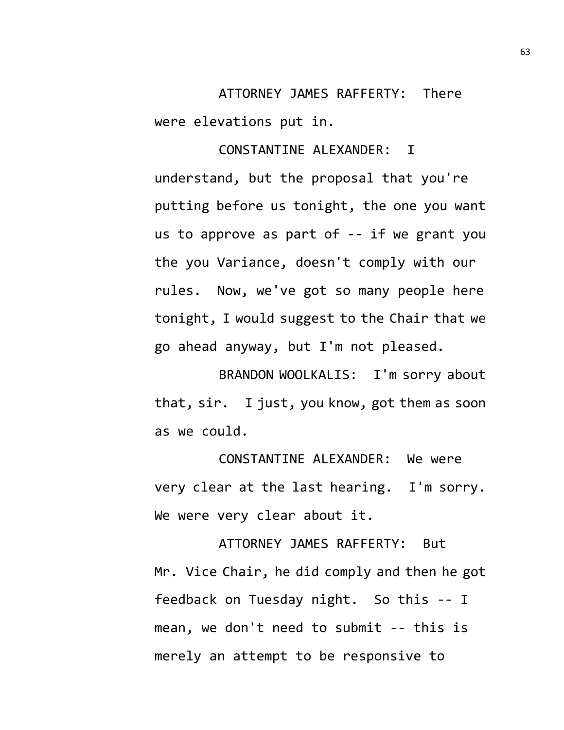ATTORNEY JAMES RAFFERTY: There were elevations put in.

CONSTANTINE ALEXANDER: I understand, but the proposal that you're putting before us tonight, the one you want us to approve as part of -- if we grant you the you Variance, doesn't comply with our rules. Now, we've got so many people here tonight, I would suggest to the Chair that we go ahead anyway, but I'm not pleased.

BRANDON WOOLKALIS: I'm sorry about that, sir. I just, you know, got them as soon as we could.

CONSTANTINE ALEXANDER: We were very clear at the last hearing. I'm sorry. We were very clear about it.

ATTORNEY JAMES RAFFERTY: But Mr. Vice Chair, he did comply and then he got feedback on Tuesday night. So this -- I mean, we don't need to submit -- this is merely an attempt to be responsive to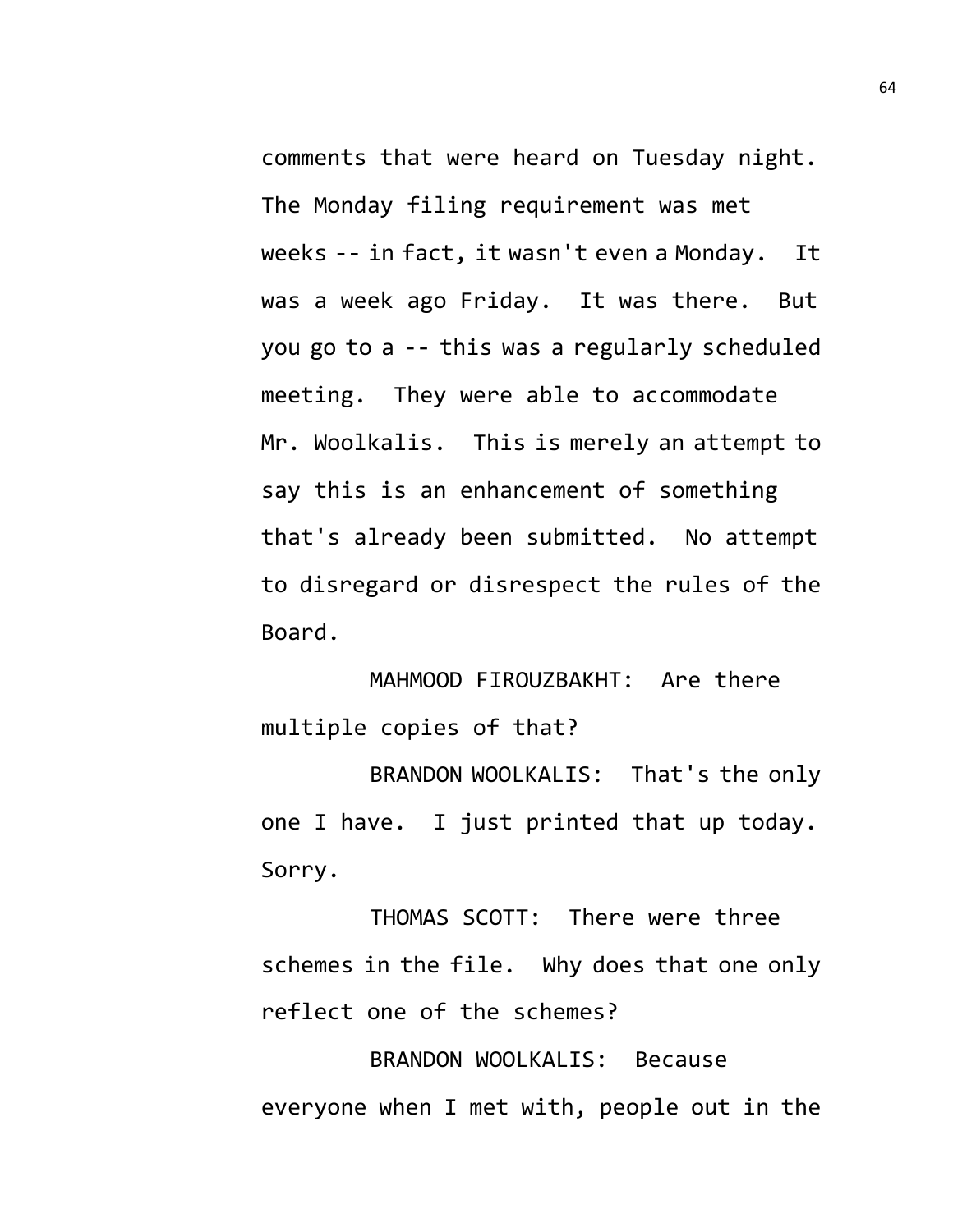comments that were heard on Tuesday night. The Monday filing requirement was met weeks -- in fact, it wasn't even a Monday. It was a week ago Friday. It was there. But you go to a -- this was a regularly scheduled meeting. They were able to accommodate Mr. Woolkalis. This is merely an attempt to say this is an enhancement of something that's already been submitted. No attempt to disregard or disrespect the rules of the Board.

MAHMOOD FIROUZBAKHT: Are there multiple copies of that?

BRANDON WOOLKALIS: That's the only one I have. I just printed that up today. Sorry.

THOMAS SCOTT: There were three schemes in the file. Why does that one only reflect one of the schemes?

BRANDON WOOLKALIS: Because everyone when I met with, people out in the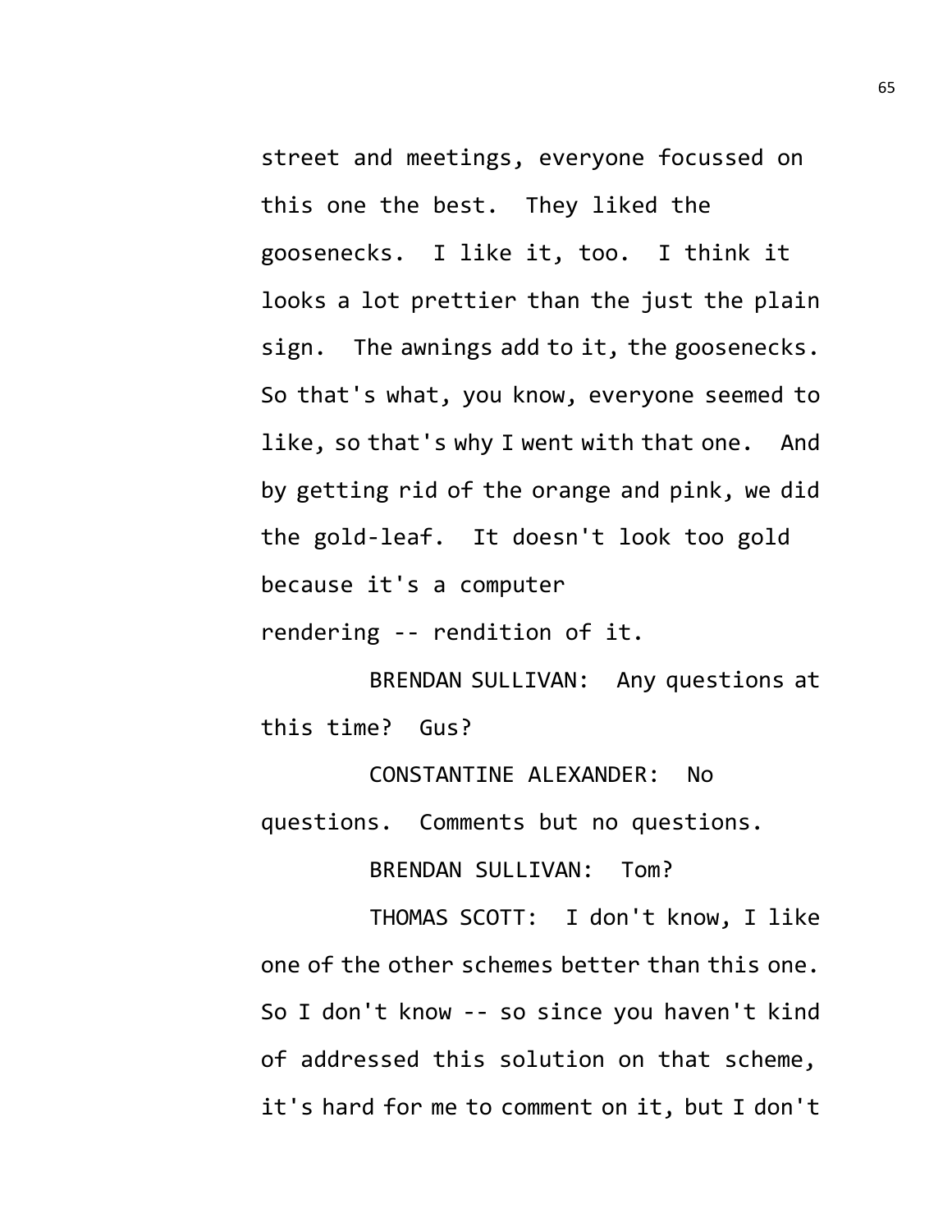street and meetings, everyone focussed on this one the best. They liked the goosenecks. I like it, too. I think it looks a lot prettier than the just the plain sign. The awnings add to it, the goosenecks. So that's what, you know, everyone seemed to like, so that's why I went with that one. And by getting rid of the orange and pink, we did the gold-leaf. It doesn't look too gold because it's a computer rendering -- rendition of it.

BRENDAN SULLIVAN: Any questions at this time? Gus?

CONSTANTINE ALEXANDER: No questions. Comments but no questions.

BRENDAN SULLIVAN: Tom?

THOMAS SCOTT: I don't know, I like one of the other schemes better than this one. So I don't know -- so since you haven't kind of addressed this solution on that scheme, it's hard for me to comment on it, but I don't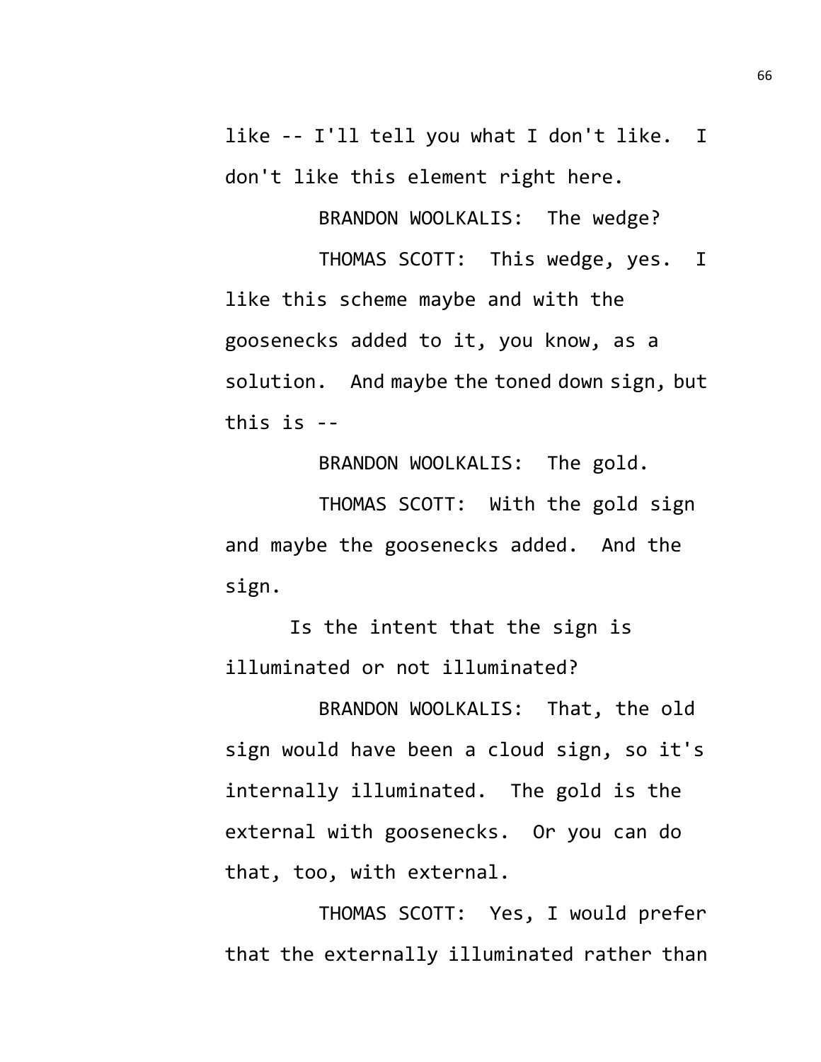like -- I'll tell you what I don't like. I don't like this element right here.

BRANDON WOOLKALIS: The wedge?

THOMAS SCOTT: This wedge, yes. I like this scheme maybe and with the goosenecks added to it, you know, as a solution. And maybe the toned down sign, but this is --

BRANDON WOOLKALIS: The gold.

THOMAS SCOTT: With the gold sign and maybe the goosenecks added. And the sign.

Is the intent that the sign is illuminated or not illuminated?

BRANDON WOOLKALIS: That, the old sign would have been a cloud sign, so it's internally illuminated. The gold is the external with goosenecks. Or you can do that, too, with external.

THOMAS SCOTT: Yes, I would prefer that the externally illuminated rather than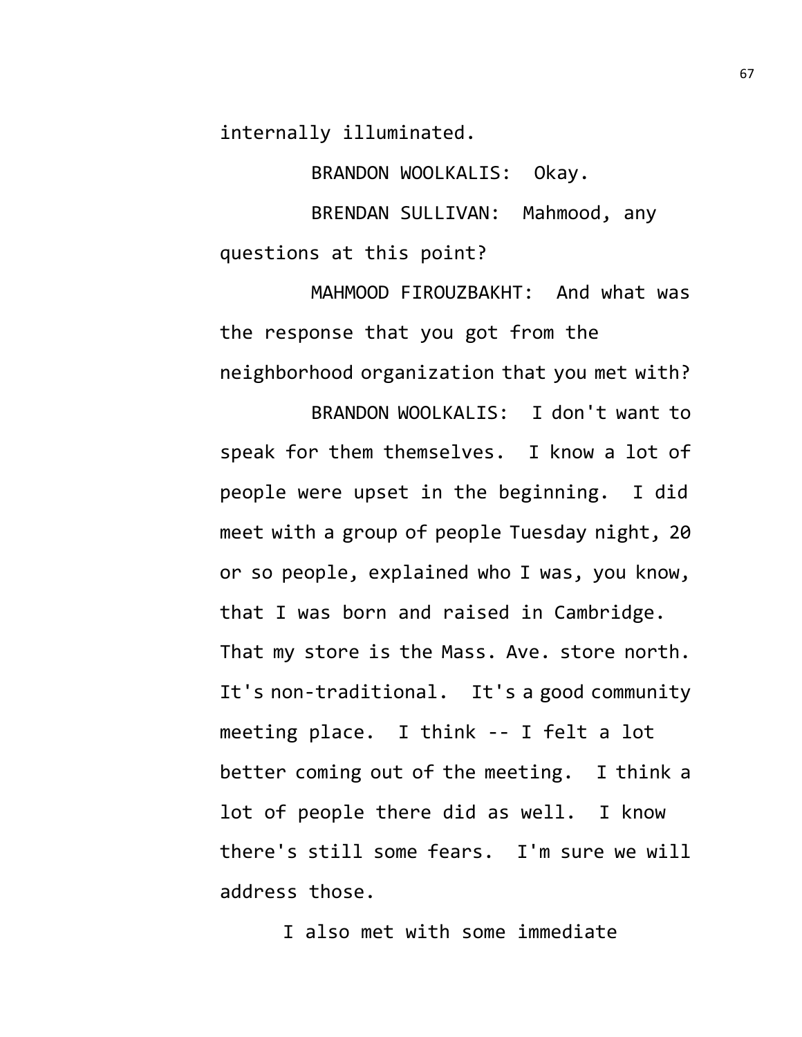internally illuminated.

BRANDON WOOLKALIS: Okay.

BRENDAN SULLIVAN: Mahmood, any questions at this point?

MAHMOOD FIROUZBAKHT: And what was the response that you got from the neighborhood organization that you met with?

BRANDON WOOLKALIS: I don't want to speak for them themselves. I know a lot of people were upset in the beginning. I did meet with a group of people Tuesday night, 20 or so people, explained who I was, you know, that I was born and raised in Cambridge. That my store is the Mass. Ave. store north. It's non-traditional. It's a good community meeting place. I think -- I felt a lot better coming out of the meeting. I think a lot of people there did as well. I know there's still some fears. I'm sure we will address those.

I also met with some immediate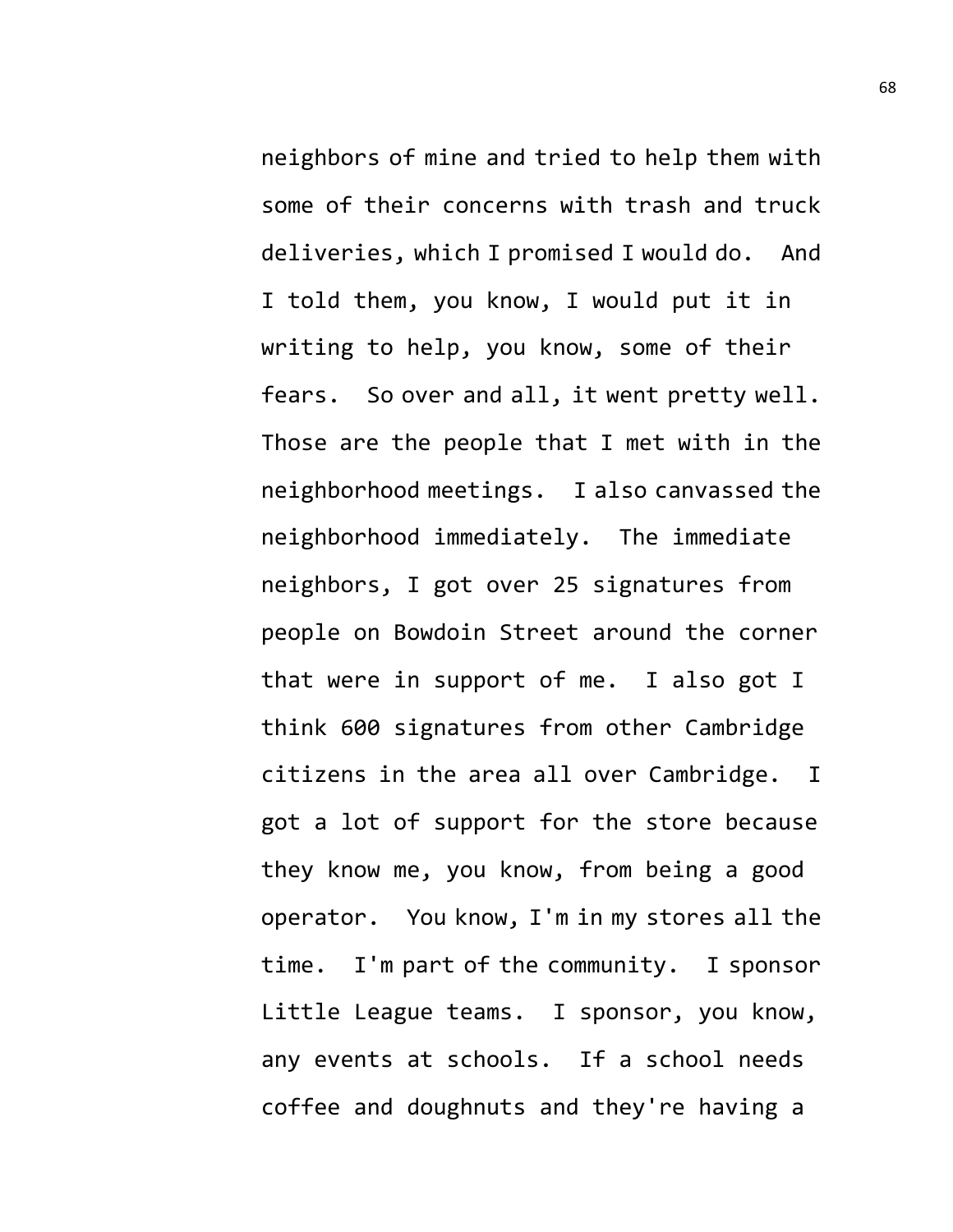neighbors of mine and tried to help them with some of their concerns with trash and truck deliveries, which I promised I would do. And I told them, you know, I would put it in writing to help, you know, some of their fears. So over and all, it went pretty well. Those are the people that I met with in the neighborhood meetings. I also canvassed the neighborhood immediately. The immediate neighbors, I got over 25 signatures from people on Bowdoin Street around the corner that were in support of me. I also got I think 600 signatures from other Cambridge citizens in the area all over Cambridge. I got a lot of support for the store because they know me, you know, from being a good operator. You know, I'm in my stores all the time. I'm part of the community. I sponsor Little League teams. I sponsor, you know, any events at schools. If a school needs coffee and doughnuts and they're having a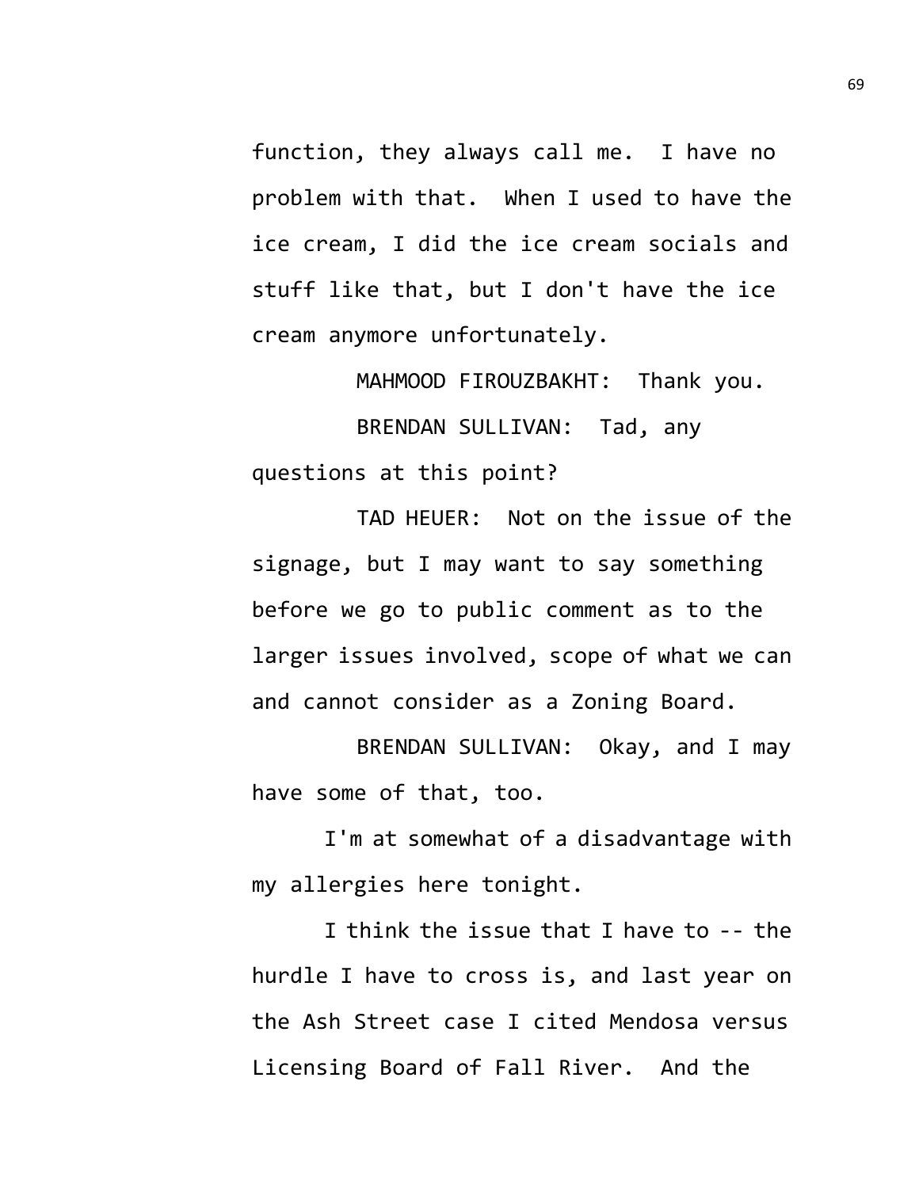function, they always call me. I have no problem with that. When I used to have the ice cream, I did the ice cream socials and stuff like that, but I don't have the ice cream anymore unfortunately.

MAHMOOD FIROUZBAKHT: Thank you.

BRENDAN SULLIVAN: Tad, any questions at this point?

TAD HEUER: Not on the issue of the signage, but I may want to say something before we go to public comment as to the larger issues involved, scope of what we can and cannot consider as a Zoning Board.

BRENDAN SULLIVAN: Okay, and I may have some of that, too.

I'm at somewhat of a disadvantage with my allergies here tonight.

I think the issue that I have to -- the hurdle I have to cross is, and last year on the Ash Street case I cited Mendosa versus Licensing Board of Fall River. And the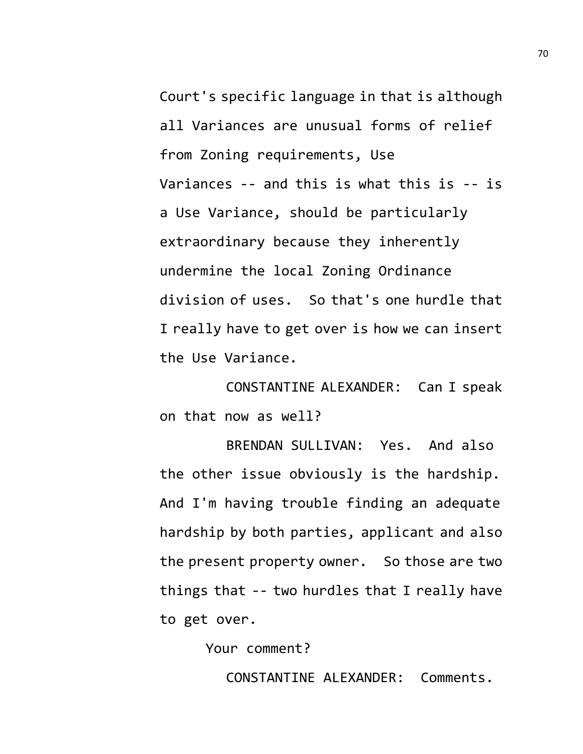Court's specific language in that is although all Variances are unusual forms of relief from Zoning requirements, Use Variances -- and this is what this is -- is a Use Variance, should be particularly extraordinary because they inherently undermine the local Zoning Ordinance division of uses. So that's one hurdle that I really have to get over is how we can insert the Use Variance.

CONSTANTINE ALEXANDER: Can I speak on that now as well?

BRENDAN SULLIVAN: Yes. And also the other issue obviously is the hardship. And I'm having trouble finding an adequate hardship by both parties, applicant and also the present property owner. So those are two things that -- two hurdles that I really have to get over.

Your comment?

CONSTANTINE ALEXANDER: Comments.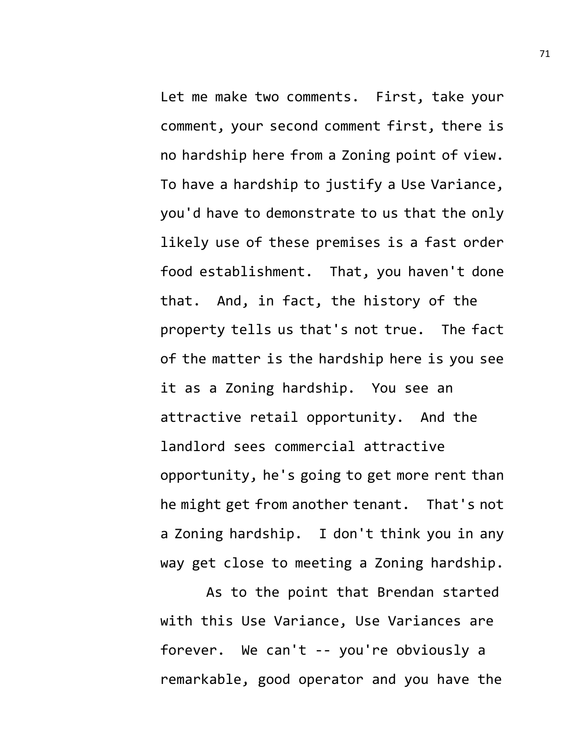Let me make two comments. First, take your comment, your second comment first, there is no hardship here from a Zoning point of view. To have a hardship to justify a Use Variance, you'd have to demonstrate to us that the only likely use of these premises is a fast order food establishment. That, you haven't done that. And, in fact, the history of the property tells us that's not true. The fact of the matter is the hardship here is you see it as a Zoning hardship. You see an attractive retail opportunity. And the landlord sees commercial attractive opportunity, he's going to get more rent than he might get from another tenant. That's not a Zoning hardship. I don't think you in any way get close to meeting a Zoning hardship.

As to the point that Brendan started with this Use Variance, Use Variances are forever. We can't -- you're obviously a remarkable, good operator and you have the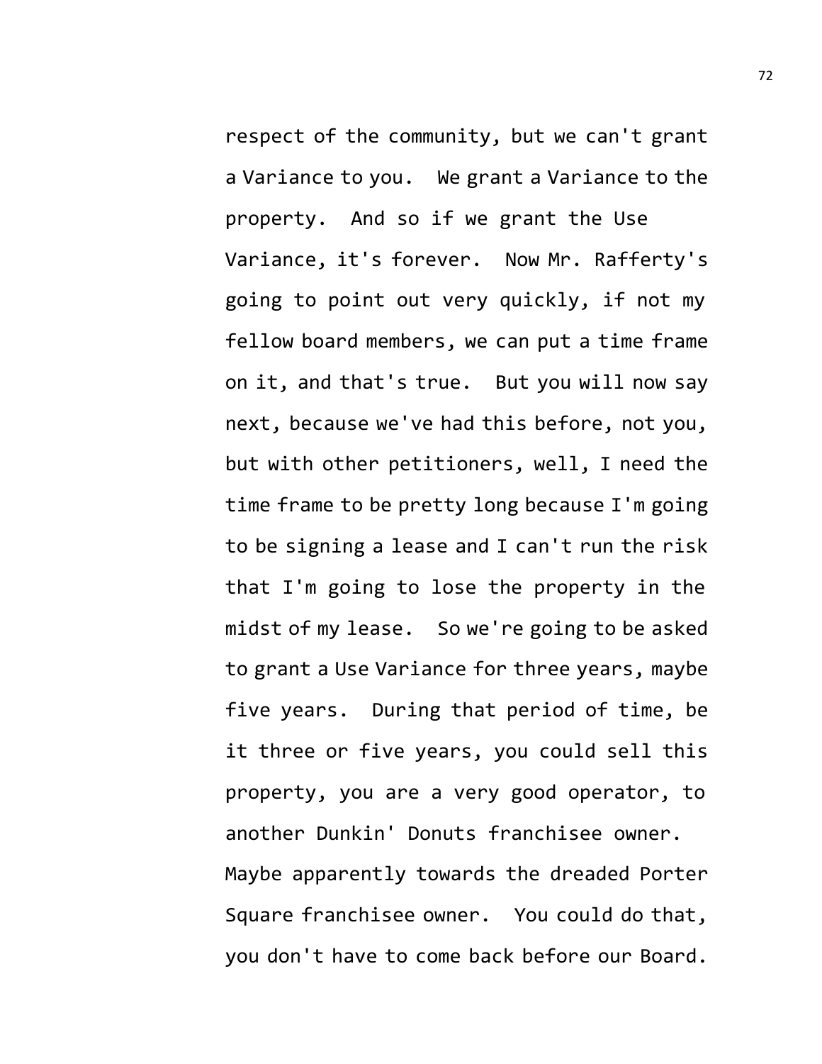respect of the community, but we can't grant a Variance to you. We grant a Variance to the property. And so if we grant the Use Variance, it's forever. Now Mr. Rafferty's going to point out very quickly, if not my fellow board members, we can put a time frame on it, and that's true. But you will now say next, because we've had this before, not you, but with other petitioners, well, I need the time frame to be pretty long because I'm going to be signing a lease and I can't run the risk that I'm going to lose the property in the midst of my lease. So we're going to be asked to grant a Use Variance for three years, maybe five years. During that period of time, be it three or five years, you could sell this property, you are a very good operator, to another Dunkin' Donuts franchisee owner. Maybe apparently towards the dreaded Porter Square franchisee owner. You could do that, you don't have to come back before our Board.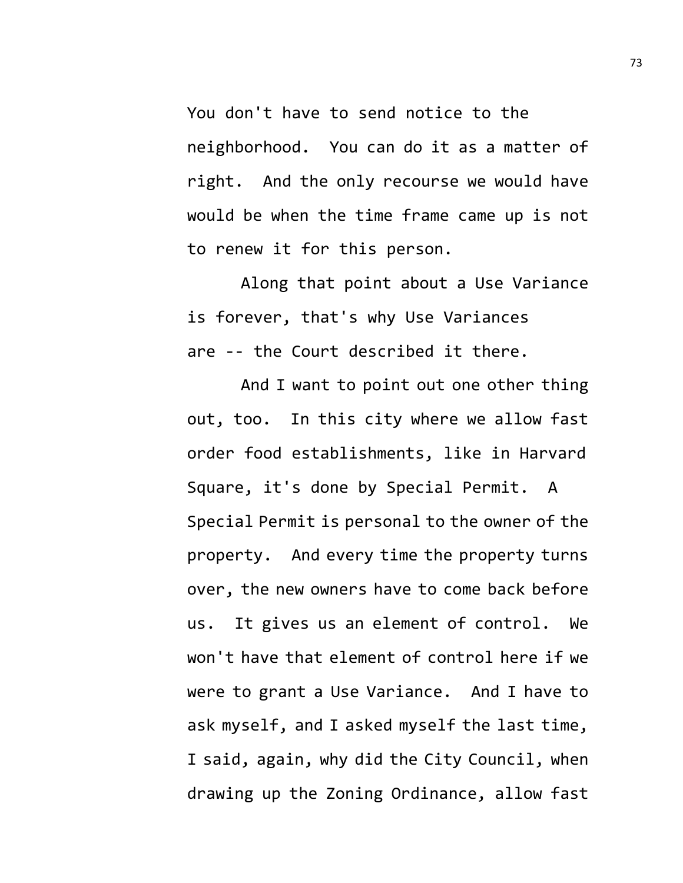You don't have to send notice to the neighborhood. You can do it as a matter of right. And the only recourse we would have would be when the time frame came up is not to renew it for this person.

Along that point about a Use Variance is forever, that's why Use Variances are -- the Court described it there.

And I want to point out one other thing out, too. In this city where we allow fast order food establishments, like in Harvard Square, it's done by Special Permit. A Special Permit is personal to the owner of the property. And every time the property turns over, the new owners have to come back before us. It gives us an element of control. We won't have that element of control here if we were to grant a Use Variance. And I have to ask myself, and I asked myself the last time, I said, again, why did the City Council, when drawing up the Zoning Ordinance, allow fast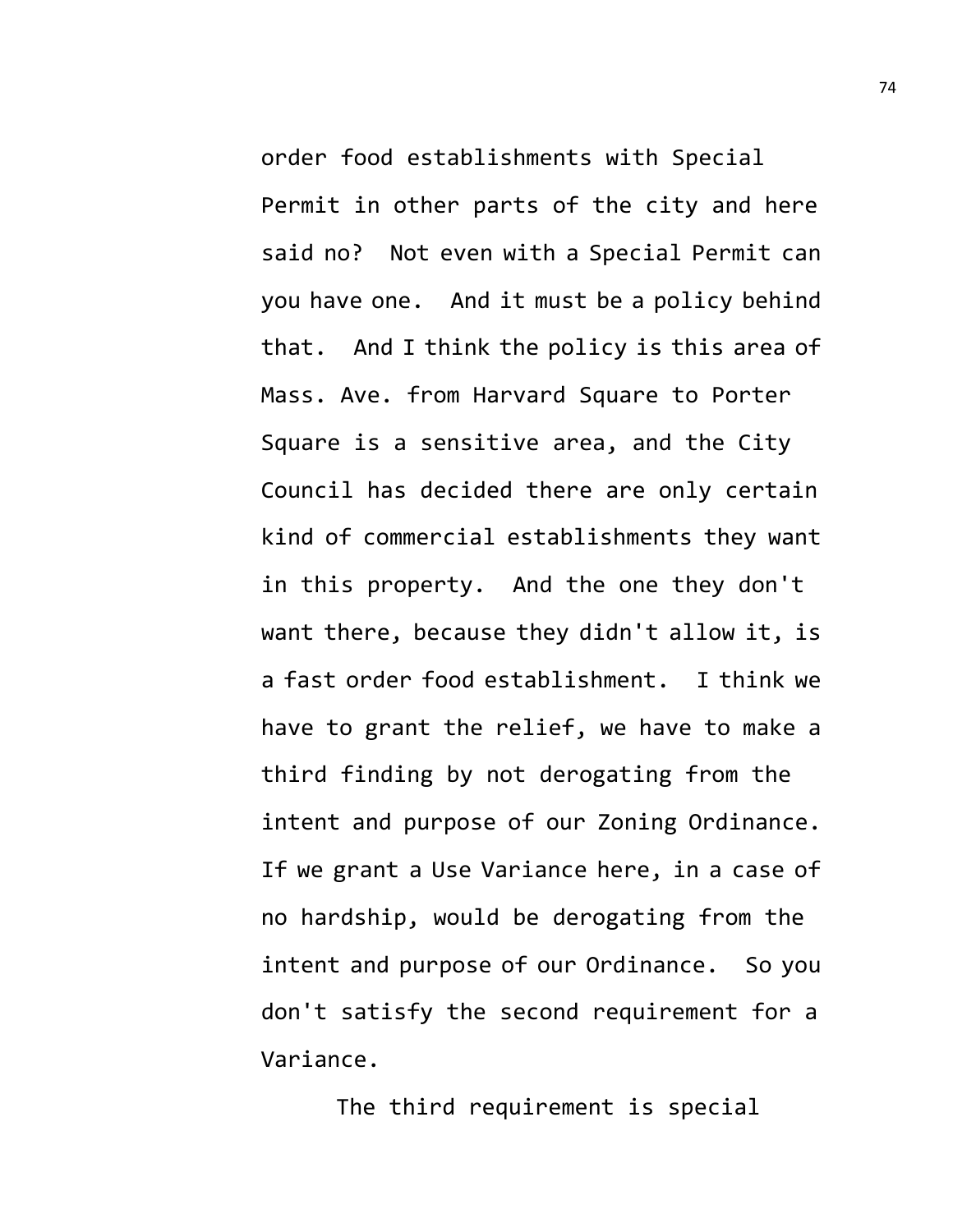order food establishments with Special Permit in other parts of the city and here said no? Not even with a Special Permit can you have one. And it must be a policy behind that. And I think the policy is this area of Mass. Ave. from Harvard Square to Porter Square is a sensitive area, and the City Council has decided there are only certain kind of commercial establishments they want in this property. And the one they don't want there, because they didn't allow it, is a fast order food establishment. I think we have to grant the relief, we have to make a third finding by not derogating from the intent and purpose of our Zoning Ordinance. If we grant a Use Variance here, in a case of no hardship, would be derogating from the intent and purpose of our Ordinance. So you don't satisfy the second requirement for a Variance.

The third requirement is special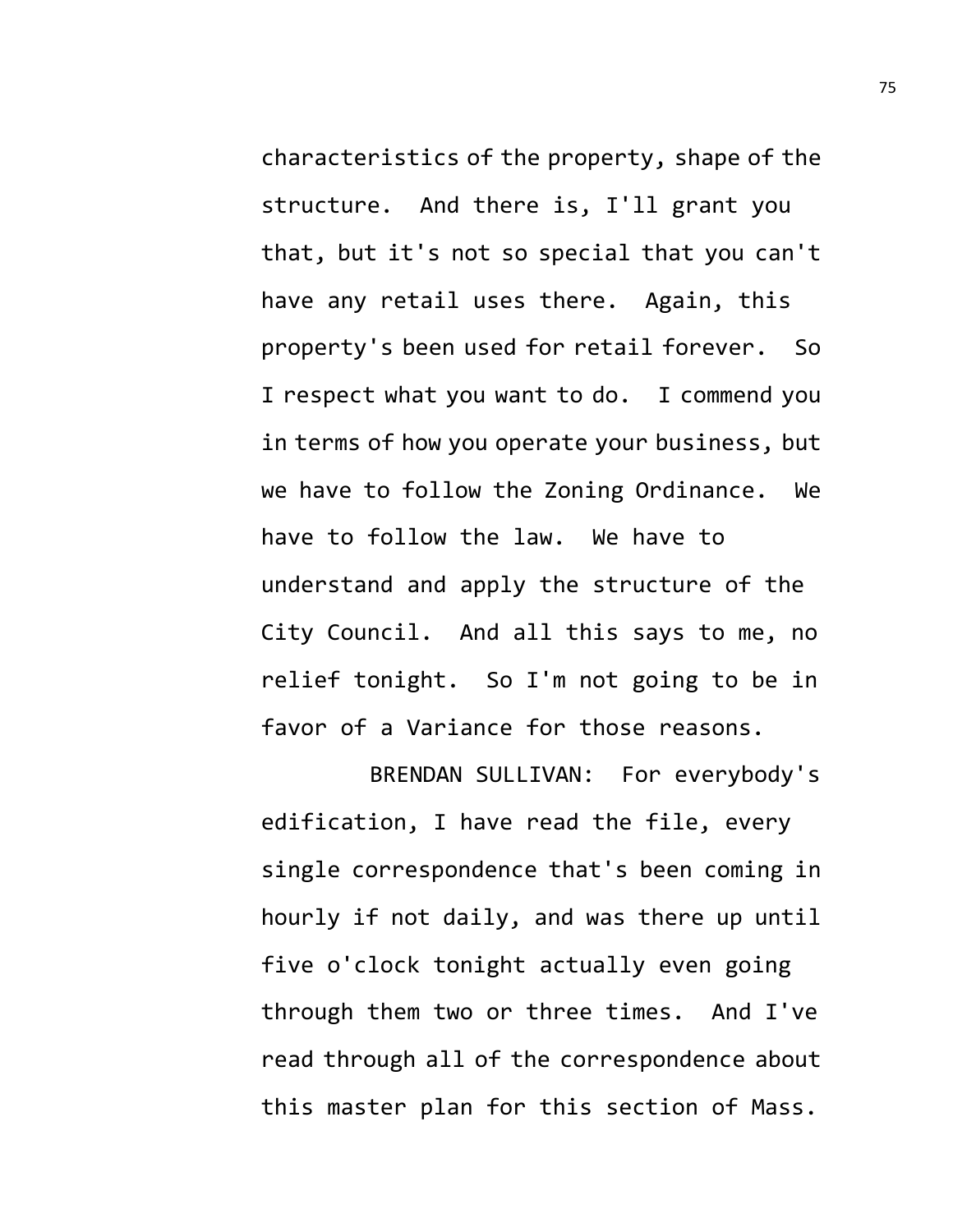characteristics of the property, shape of the structure. And there is, I'll grant you that, but it's not so special that you can't have any retail uses there. Again, this property's been used for retail forever. So I respect what you want to do. I commend you in terms of how you operate your business, but we have to follow the Zoning Ordinance. We have to follow the law. We have to understand and apply the structure of the City Council. And all this says to me, no relief tonight. So I'm not going to be in favor of a Variance for those reasons.

BRENDAN SULLIVAN: For everybody's edification, I have read the file, every single correspondence that's been coming in hourly if not daily, and was there up until five o'clock tonight actually even going through them two or three times. And I've read through all of the correspondence about this master plan for this section of Mass.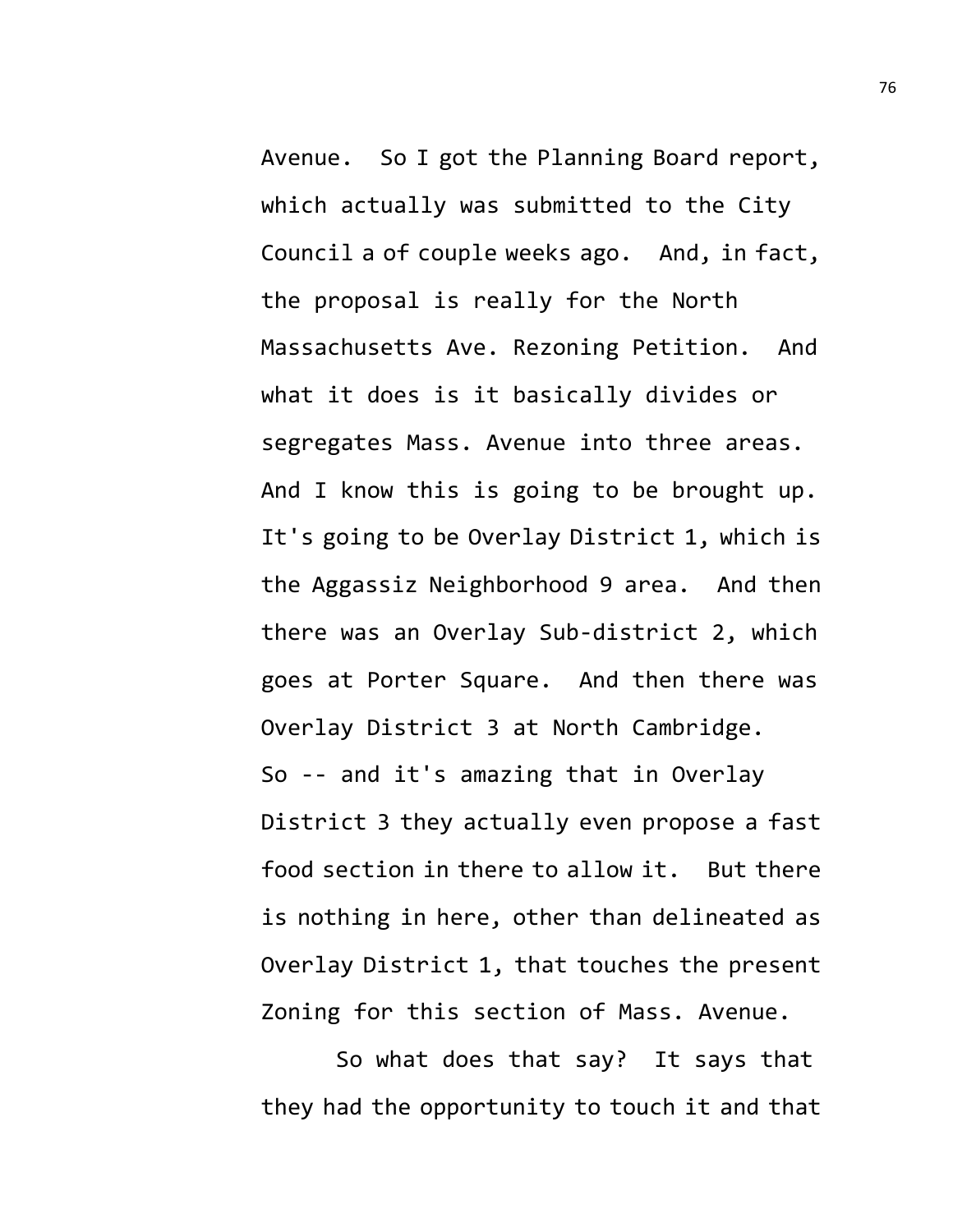Avenue. So I got the Planning Board report, which actually was submitted to the City Council a of couple weeks ago. And, in fact, the proposal is really for the North Massachusetts Ave. Rezoning Petition. And what it does is it basically divides or segregates Mass. Avenue into three areas. And I know this is going to be brought up. It's going to be Overlay District 1, which is the Aggassiz Neighborhood 9 area. And then there was an Overlay Sub-district 2, which goes at Porter Square. And then there was Overlay District 3 at North Cambridge. So -- and it's amazing that in Overlay District 3 they actually even propose a fast food section in there to allow it. But there is nothing in here, other than delineated as Overlay District 1, that touches the present Zoning for this section of Mass. Avenue.

So what does that say? It says that they had the opportunity to touch it and that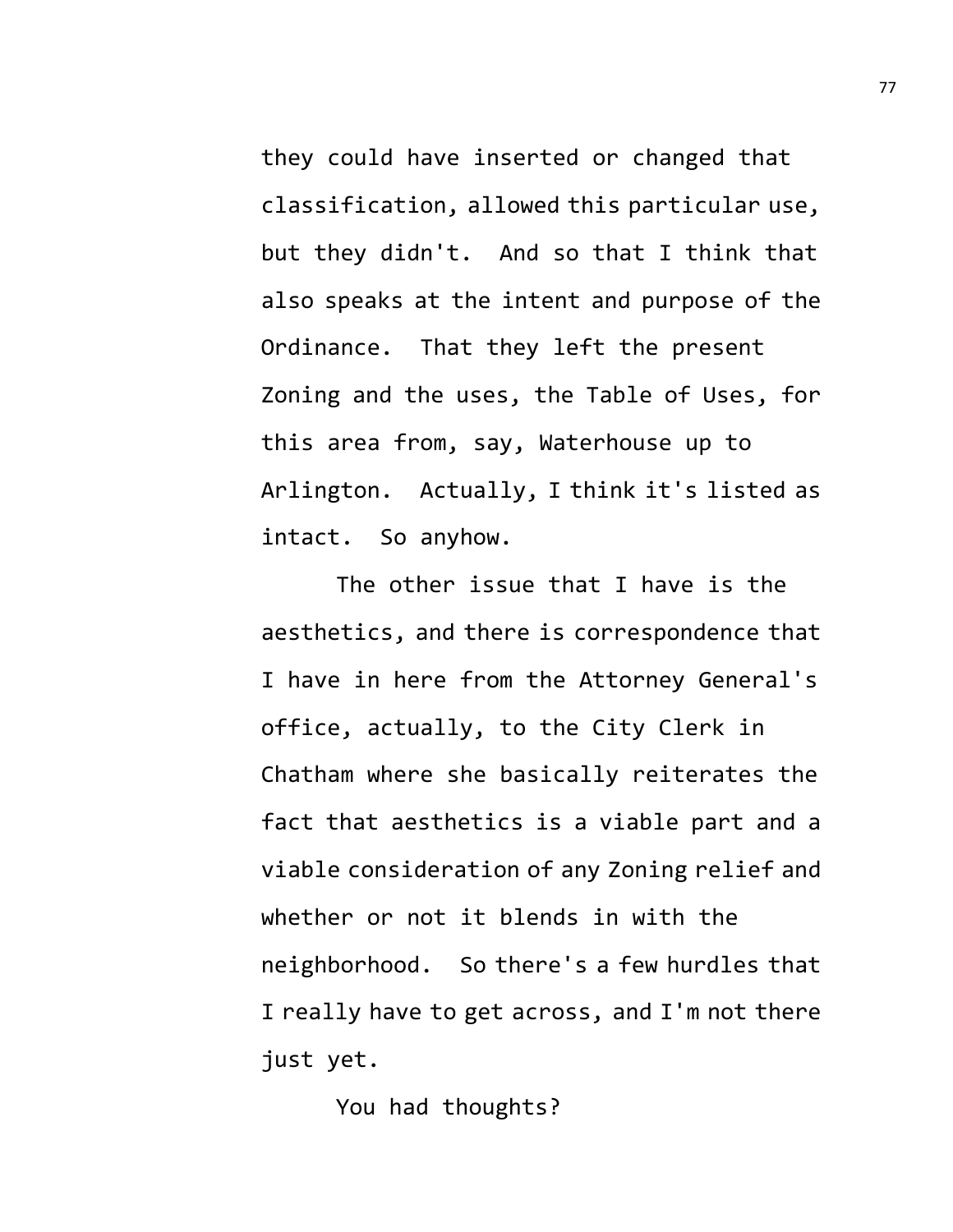they could have inserted or changed that classification, allowed this particular use, but they didn't. And so that I think that also speaks at the intent and purpose of the Ordinance. That they left the present Zoning and the uses, the Table of Uses, for this area from, say, Waterhouse up to Arlington. Actually, I think it's listed as intact. So anyhow.

The other issue that I have is the aesthetics, and there is correspondence that I have in here from the Attorney General's office, actually, to the City Clerk in Chatham where she basically reiterates the fact that aesthetics is a viable part and a viable consideration of any Zoning relief and whether or not it blends in with the neighborhood. So there's a few hurdles that I really have to get across, and I'm not there just yet.

You had thoughts?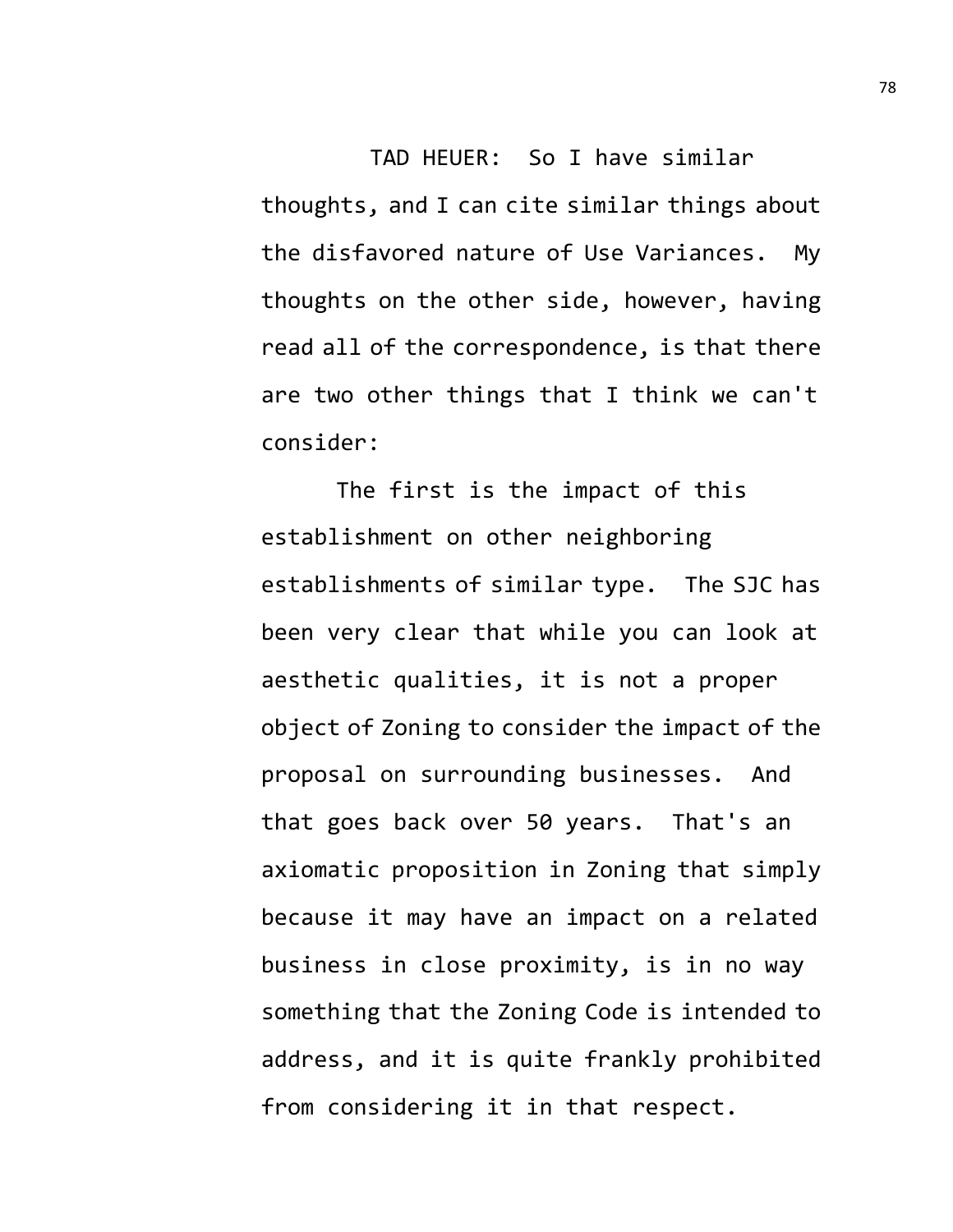TAD HEUER: So I have similar thoughts, and I can cite similar things about the disfavored nature of Use Variances. My thoughts on the other side, however, having read all of the correspondence, is that there are two other things that I think we can't consider:

The first is the impact of this establishment on other neighboring establishments of similar type. The SJC has been very clear that while you can look at aesthetic qualities, it is not a proper object of Zoning to consider the impact of the proposal on surrounding businesses. And that goes back over 50 years. That's an axiomatic proposition in Zoning that simply because it may have an impact on a related business in close proximity, is in no way something that the Zoning Code is intended to address, and it is quite frankly prohibited from considering it in that respect.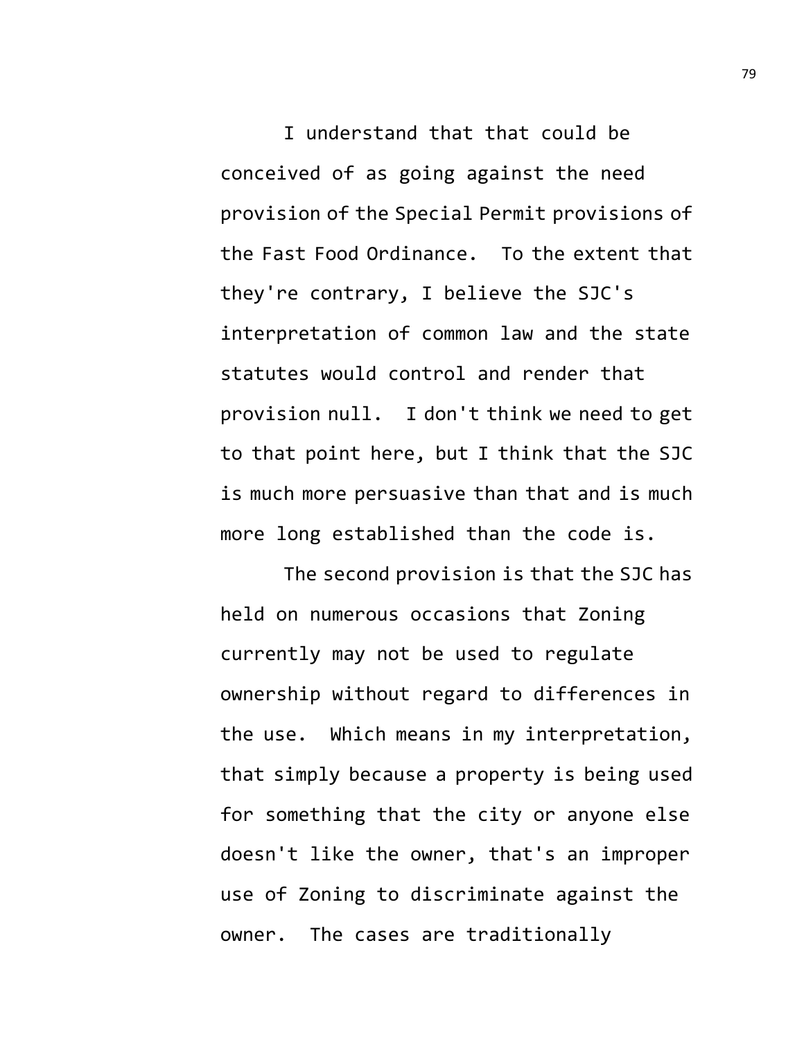I understand that that could be conceived of as going against the need provision of the Special Permit provisions of the Fast Food Ordinance. To the extent that they're contrary, I believe the SJC's interpretation of common law and the state statutes would control and render that provision null. I don't think we need to get to that point here, but I think that the SJC is much more persuasive than that and is much more long established than the code is.

The second provision is that the SJC has held on numerous occasions that Zoning currently may not be used to regulate ownership without regard to differences in the use. Which means in my interpretation, that simply because a property is being used for something that the city or anyone else doesn't like the owner, that's an improper use of Zoning to discriminate against the owner. The cases are traditionally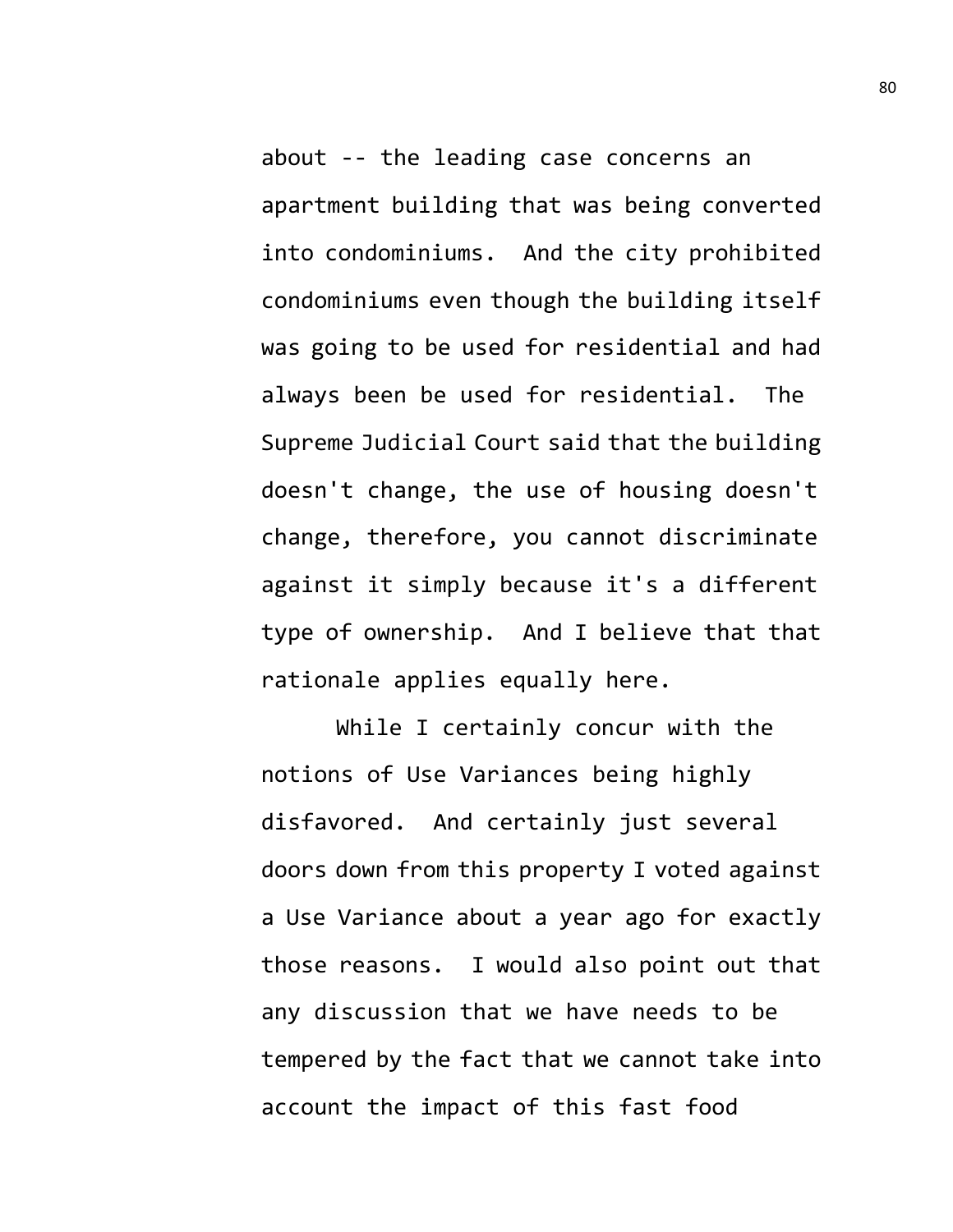about -- the leading case concerns an apartment building that was being converted into condominiums. And the city prohibited condominiums even though the building itself was going to be used for residential and had always been be used for residential. The Supreme Judicial Court said that the building doesn't change, the use of housing doesn't change, therefore, you cannot discriminate against it simply because it's a different type of ownership. And I believe that that rationale applies equally here.

While I certainly concur with the notions of Use Variances being highly disfavored. And certainly just several doors down from this property I voted against a Use Variance about a year ago for exactly those reasons. I would also point out that any discussion that we have needs to be tempered by the fact that we cannot take into account the impact of this fast food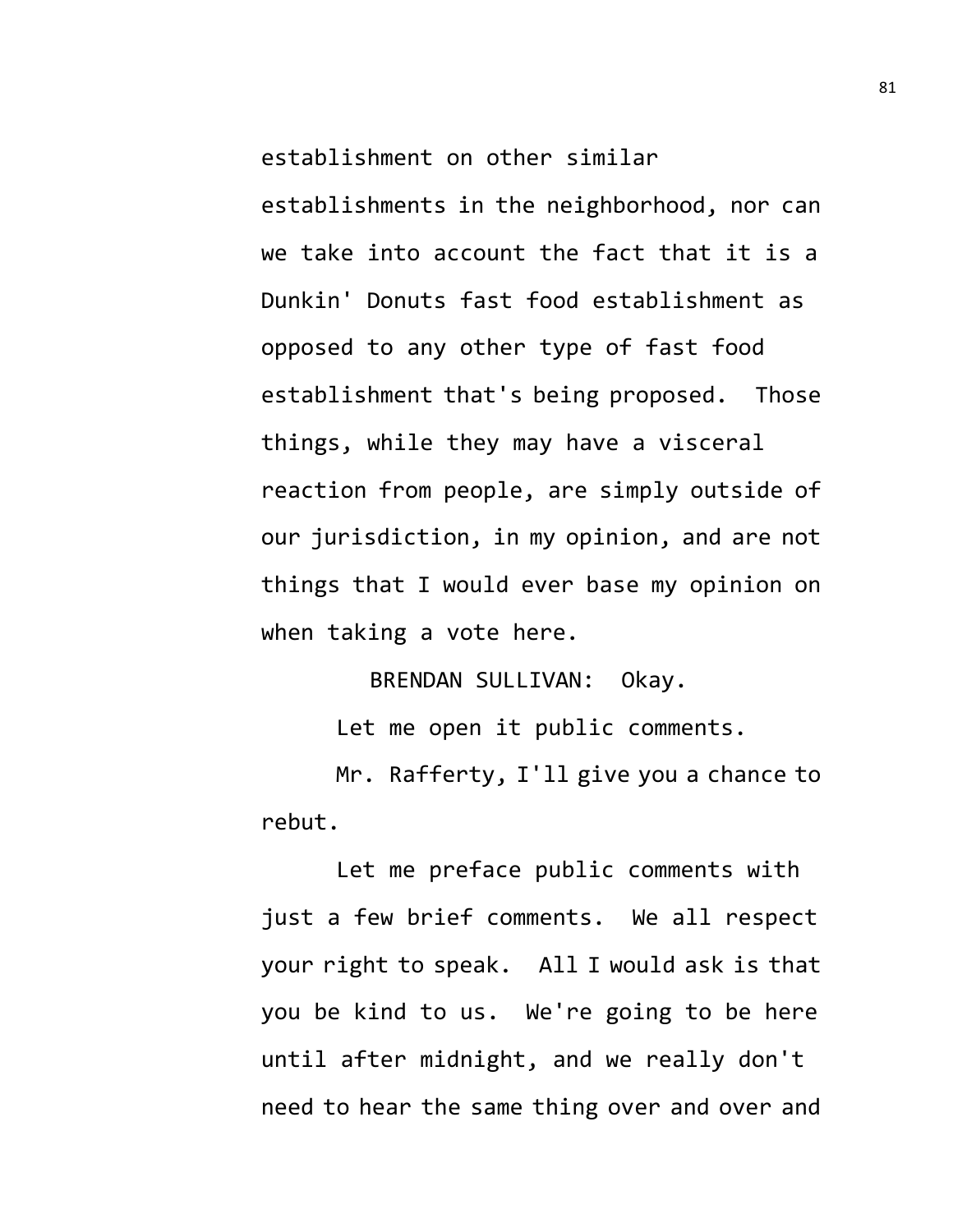establishment on other similar establishments in the neighborhood, nor can we take into account the fact that it is a Dunkin' Donuts fast food establishment as opposed to any other type of fast food establishment that's being proposed. Those things, while they may have a visceral reaction from people, are simply outside of our jurisdiction, in my opinion, and are not things that I would ever base my opinion on when taking a vote here.

BRENDAN SULLIVAN: Okay.

Let me open it public comments.

Mr. Rafferty, I'll give you a chance to rebut.

Let me preface public comments with just a few brief comments. We all respect your right to speak. All I would ask is that you be kind to us. We're going to be here until after midnight, and we really don't need to hear the same thing over and over and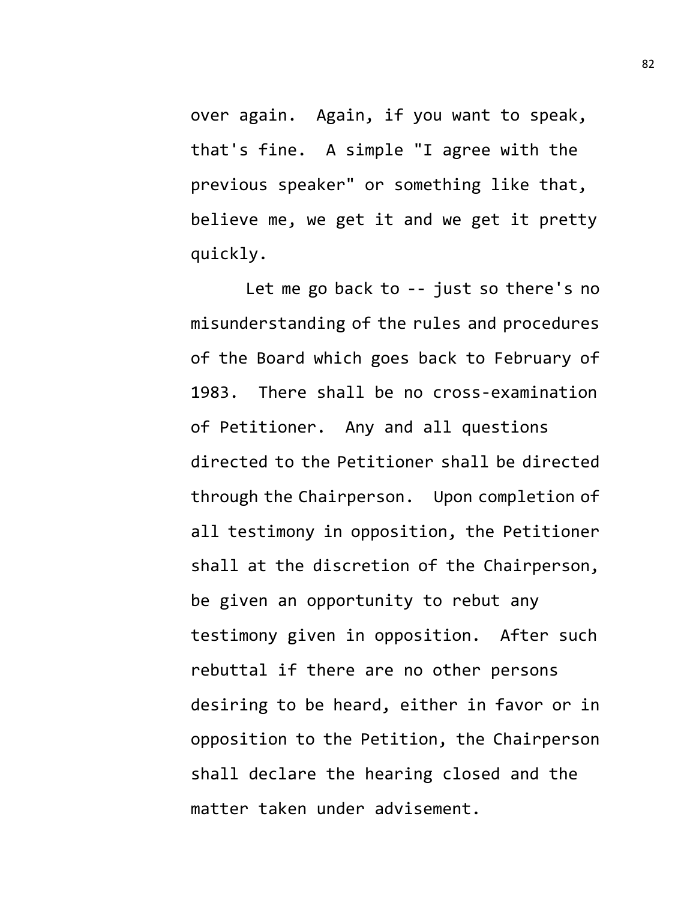over again. Again, if you want to speak, that's fine. A simple "I agree with the previous speaker" or something like that, believe me, we get it and we get it pretty quickly.

Let me go back to -- just so there's no misunderstanding of the rules and procedures of the Board which goes back to February of 1983. There shall be no cross-examination of Petitioner. Any and all questions directed to the Petitioner shall be directed through the Chairperson. Upon completion of all testimony in opposition, the Petitioner shall at the discretion of the Chairperson, be given an opportunity to rebut any testimony given in opposition. After such rebuttal if there are no other persons desiring to be heard, either in favor or in opposition to the Petition, the Chairperson shall declare the hearing closed and the matter taken under advisement.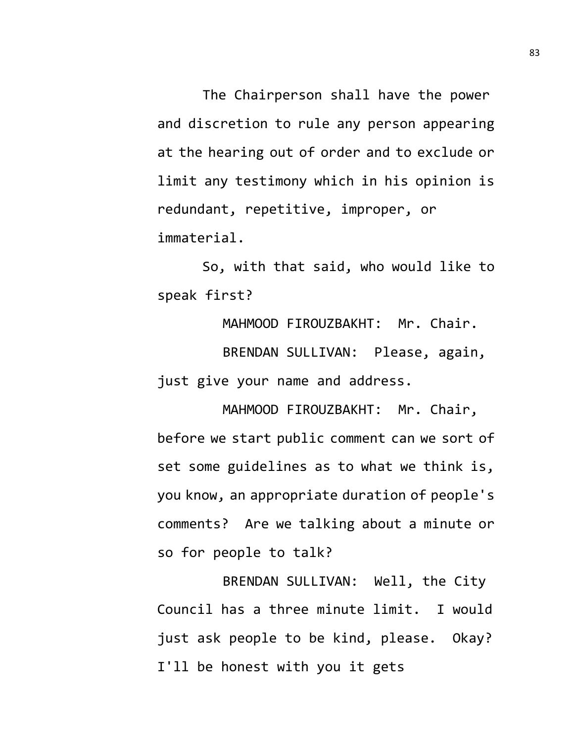The Chairperson shall have the power and discretion to rule any person appearing at the hearing out of order and to exclude or limit any testimony which in his opinion is redundant, repetitive, improper, or immaterial.

So, with that said, who would like to speak first?

MAHMOOD FIROUZBAKHT: Mr. Chair.

BRENDAN SULLIVAN: Please, again, just give your name and address.

MAHMOOD FIROUZBAKHT: Mr. Chair, before we start public comment can we sort of set some guidelines as to what we think is, you know, an appropriate duration of people's comments? Are we talking about a minute or so for people to talk?

BRENDAN SULLIVAN: Well, the City Council has a three minute limit. I would just ask people to be kind, please. Okay? I'll be honest with you it gets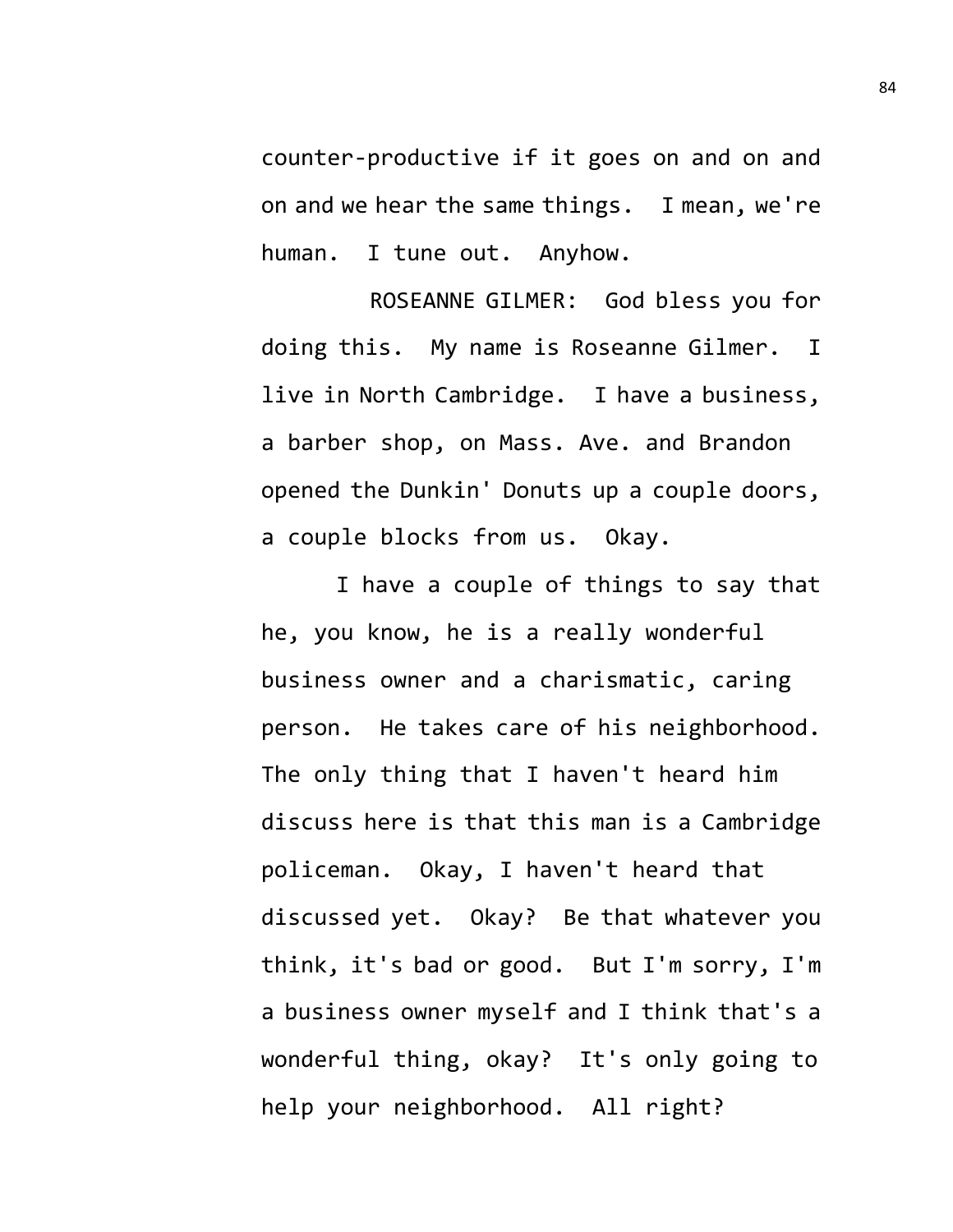counter-productive if it goes on and on and on and we hear the same things. I mean, we're human. I tune out. Anyhow.

ROSEANNE GILMER: God bless you for doing this. My name is Roseanne Gilmer. I live in North Cambridge. I have a business, a barber shop, on Mass. Ave. and Brandon opened the Dunkin' Donuts up a couple doors, a couple blocks from us. Okay.

I have a couple of things to say that he, you know, he is a really wonderful business owner and a charismatic, caring person. He takes care of his neighborhood. The only thing that I haven't heard him discuss here is that this man is a Cambridge policeman. Okay, I haven't heard that discussed yet. Okay? Be that whatever you think, it's bad or good. But I'm sorry, I'm a business owner myself and I think that's a wonderful thing, okay? It's only going to help your neighborhood. All right?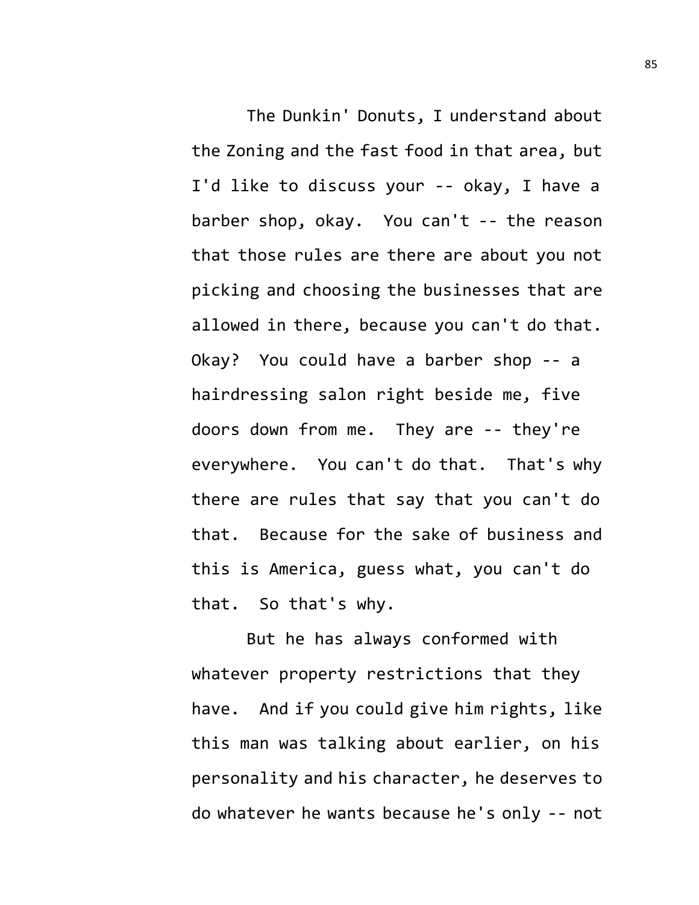The Dunkin' Donuts, I understand about the Zoning and the fast food in that area, but I'd like to discuss your -- okay, I have a barber shop, okay. You can't -- the reason that those rules are there are about you not picking and choosing the businesses that are allowed in there, because you can't do that. Okay? You could have a barber shop -- a hairdressing salon right beside me, five doors down from me. They are -- they're everywhere. You can't do that. That's why there are rules that say that you can't do that. Because for the sake of business and this is America, guess what, you can't do that. So that's why.

But he has always conformed with whatever property restrictions that they have. And if you could give him rights, like this man was talking about earlier, on his personality and his character, he deserves to do whatever he wants because he's only -- not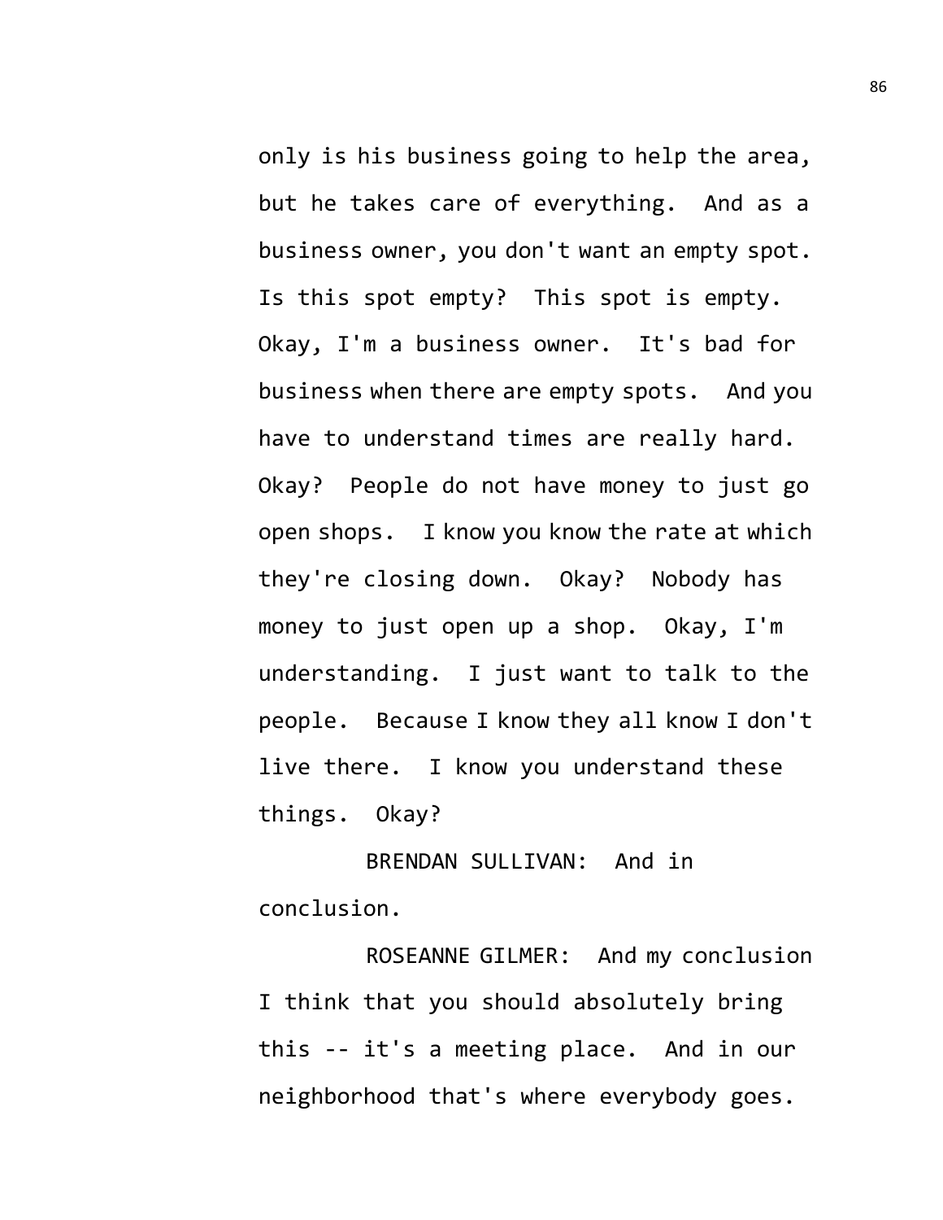only is his business going to help the area, but he takes care of everything. And as a business owner, you don't want an empty spot. Is this spot empty? This spot is empty. Okay, I'm a business owner. It's bad for business when there are empty spots. And you have to understand times are really hard. Okay? People do not have money to just go open shops. I know you know the rate at which they're closing down. Okay? Nobody has money to just open up a shop. Okay, I'm understanding. I just want to talk to the people. Because I know they all know I don't live there. I know you understand these things. Okay?

BRENDAN SULLIVAN: And in conclusion.

ROSEANNE GILMER: And my conclusion I think that you should absolutely bring this -- it's a meeting place. And in our neighborhood that's where everybody goes.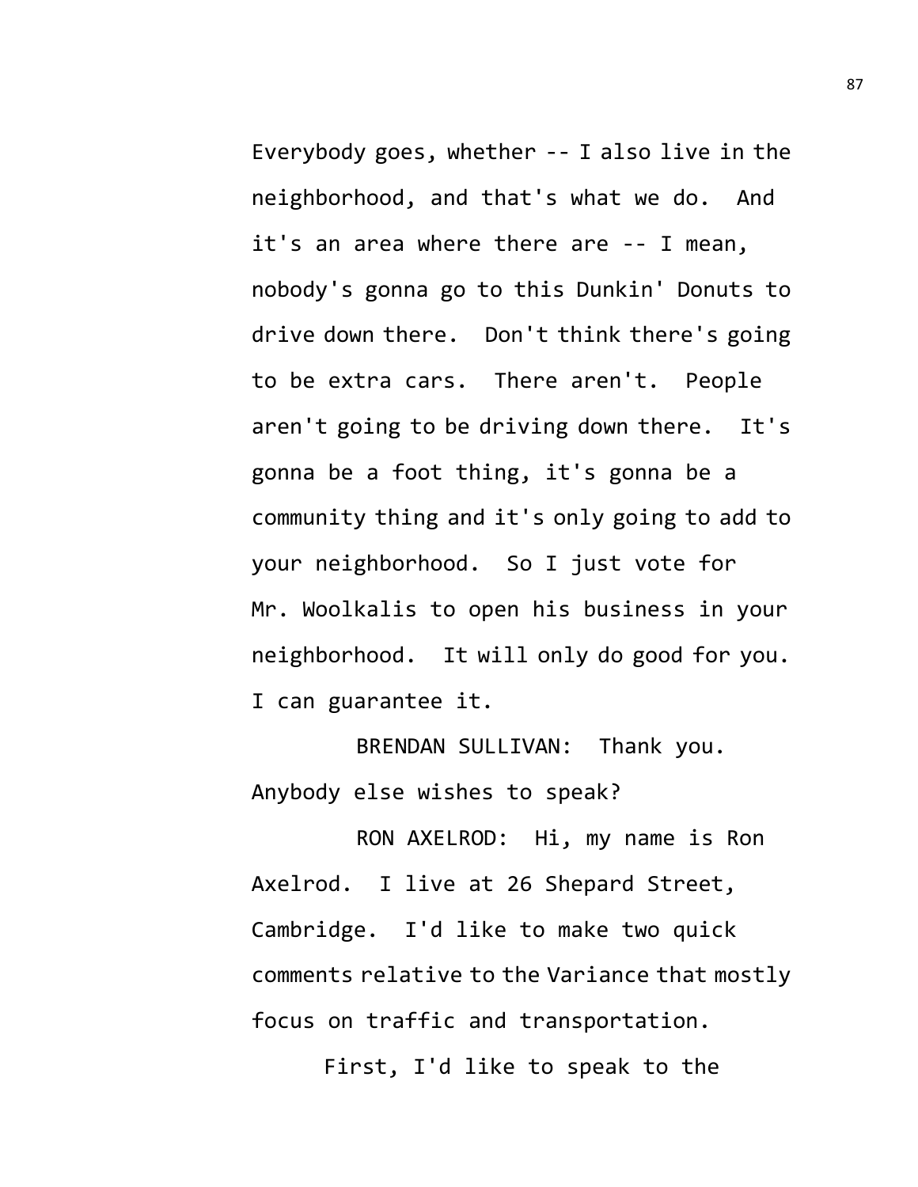Everybody goes, whether -- I also live in the neighborhood, and that's what we do. And it's an area where there are -- I mean, nobody's gonna go to this Dunkin' Donuts to drive down there. Don't think there's going to be extra cars. There aren't. People aren't going to be driving down there. It's gonna be a foot thing, it's gonna be a community thing and it's only going to add to your neighborhood. So I just vote for Mr. Woolkalis to open his business in your neighborhood. It will only do good for you. I can guarantee it.

BRENDAN SULLIVAN: Thank you. Anybody else wishes to speak?

RON AXELROD: Hi, my name is Ron Axelrod. I live at 26 Shepard Street, Cambridge. I'd like to make two quick comments relative to the Variance that mostly focus on traffic and transportation.

First, I'd like to speak to the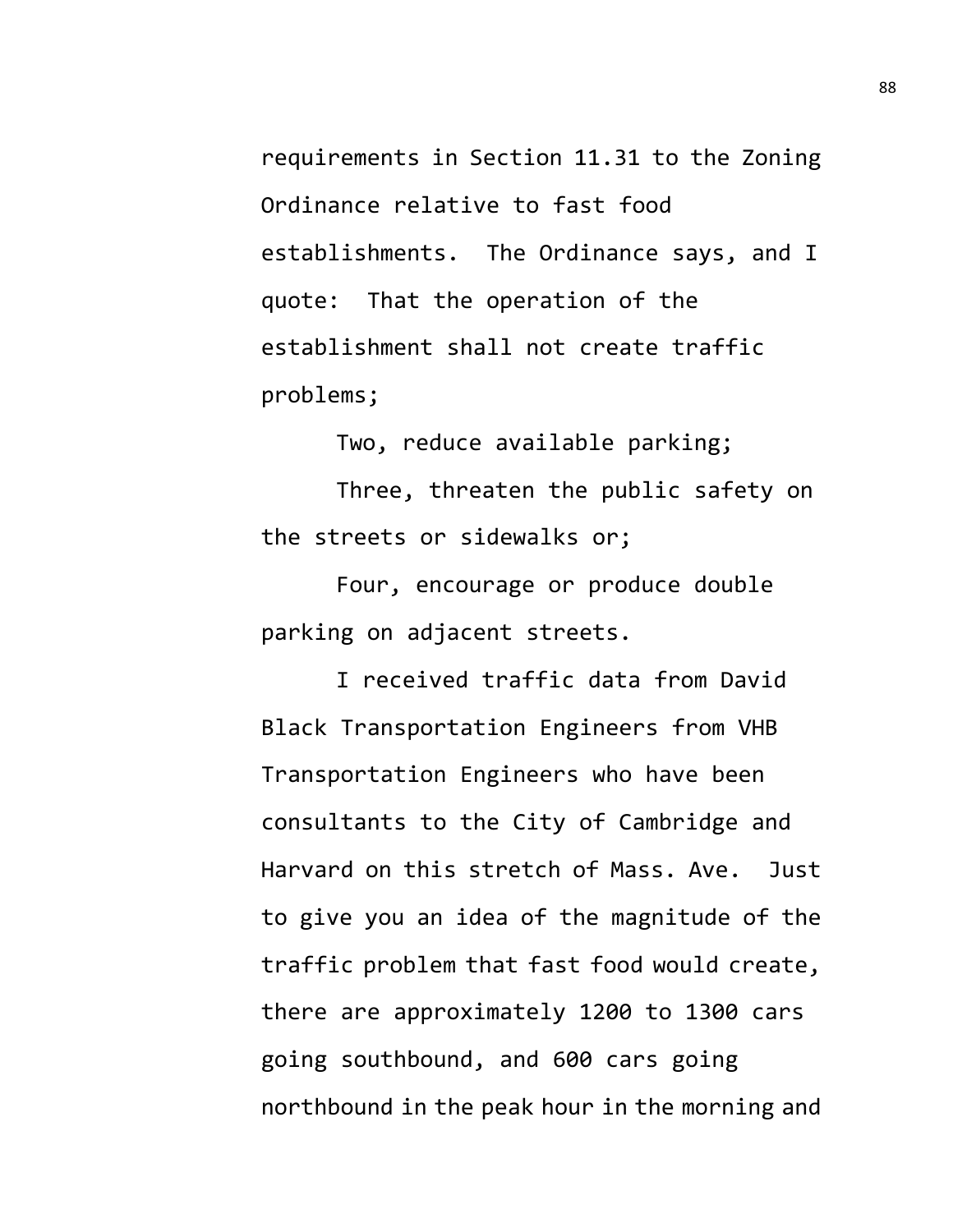requirements in Section 11.31 to the Zoning Ordinance relative to fast food establishments. The Ordinance says, and I quote: That the operation of the establishment shall not create traffic problems;

Two, reduce available parking;

Three, threaten the public safety on the streets or sidewalks or;

Four, encourage or produce double parking on adjacent streets.

I received traffic data from David Black Transportation Engineers from VHB Transportation Engineers who have been consultants to the City of Cambridge and Harvard on this stretch of Mass. Ave. Just to give you an idea of the magnitude of the traffic problem that fast food would create, there are approximately 1200 to 1300 cars going southbound, and 600 cars going northbound in the peak hour in the morning and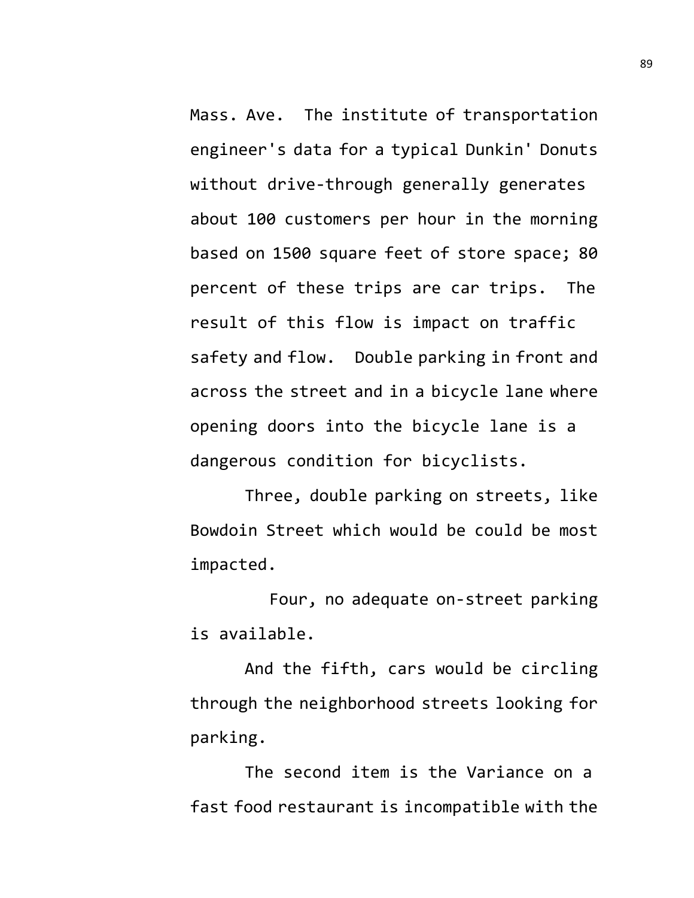Mass. Ave. The institute of transportation engineer's data for a typical Dunkin' Donuts without drive-through generally generates about 100 customers per hour in the morning based on 1500 square feet of store space; 80 percent of these trips are car trips. The result of this flow is impact on traffic safety and flow. Double parking in front and across the street and in a bicycle lane where opening doors into the bicycle lane is a dangerous condition for bicyclists.

Three, double parking on streets, like Bowdoin Street which would be could be most impacted.

Four, no adequate on-street parking is available.

And the fifth, cars would be circling through the neighborhood streets looking for parking.

The second item is the Variance on a fast food restaurant is incompatible with the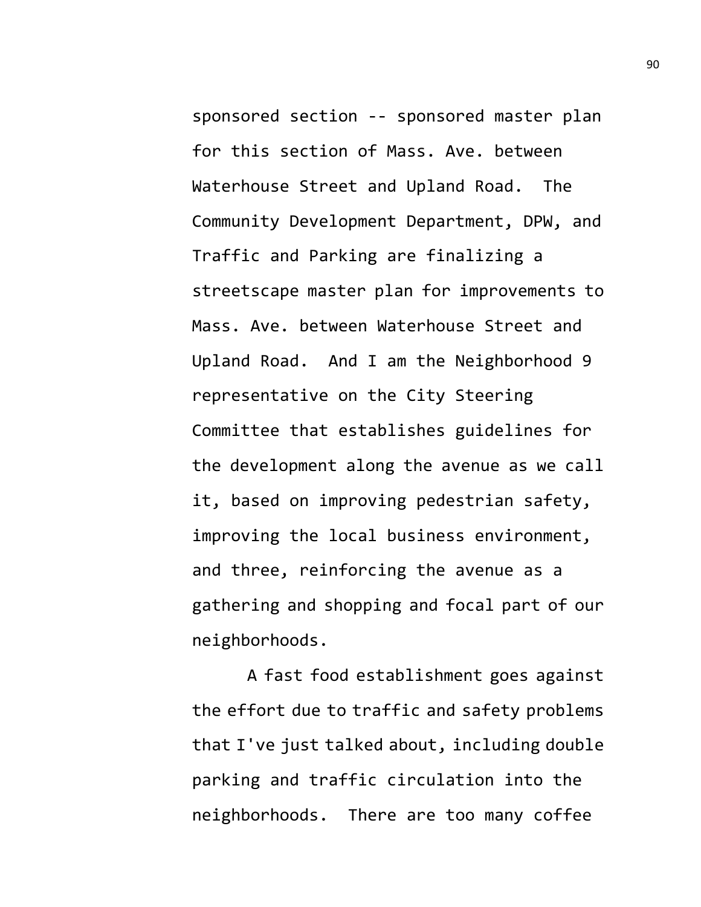sponsored section -- sponsored master plan for this section of Mass. Ave. between Waterhouse Street and Upland Road. The Community Development Department, DPW, and Traffic and Parking are finalizing a streetscape master plan for improvements to Mass. Ave. between Waterhouse Street and Upland Road. And I am the Neighborhood 9 representative on the City Steering Committee that establishes guidelines for the development along the avenue as we call it, based on improving pedestrian safety, improving the local business environment, and three, reinforcing the avenue as a gathering and shopping and focal part of our neighborhoods.

A fast food establishment goes against the effort due to traffic and safety problems that I've just talked about, including double parking and traffic circulation into the neighborhoods. There are too many coffee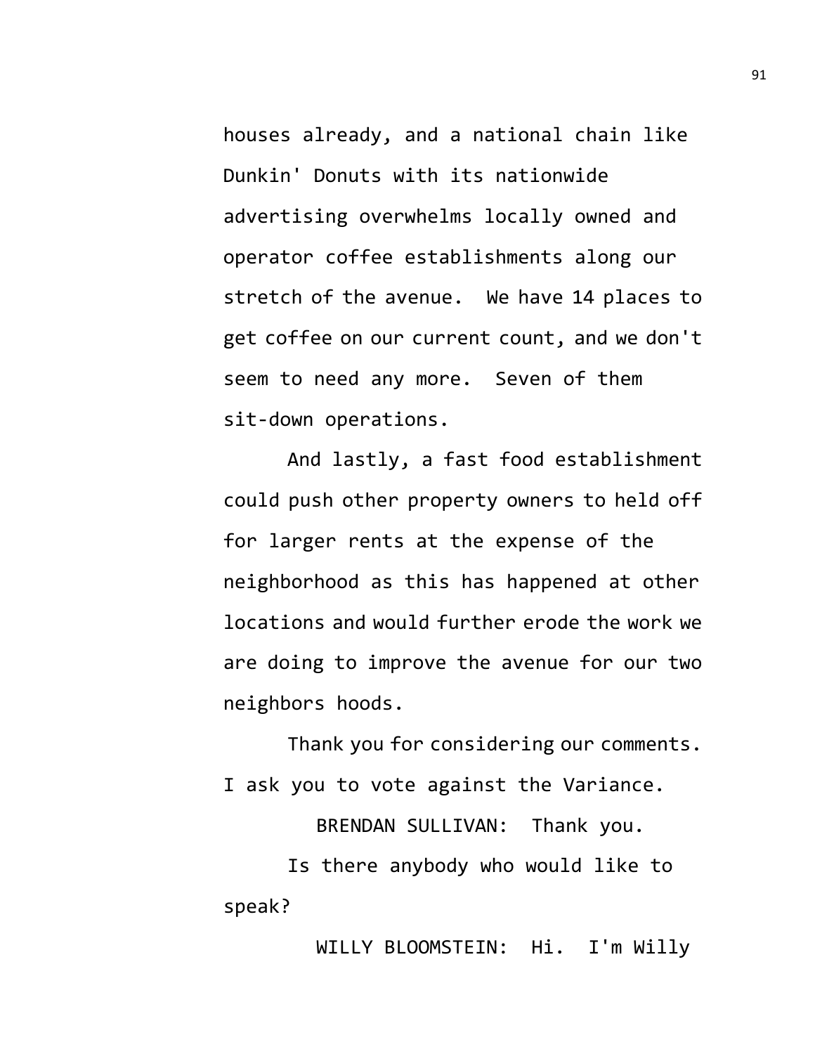houses already, and a national chain like Dunkin' Donuts with its nationwide advertising overwhelms locally owned and operator coffee establishments along our stretch of the avenue. We have 14 places to get coffee on our current count, and we don't seem to need any more. Seven of them sit-down operations.

And lastly, a fast food establishment could push other property owners to held off for larger rents at the expense of the neighborhood as this has happened at other locations and would further erode the work we are doing to improve the avenue for our two neighbors hoods.

Thank you for considering our comments. I ask you to vote against the Variance.

BRENDAN SULLIVAN: Thank you.

Is there anybody who would like to speak?

WILLY BLOOMSTEIN: Hi. I'm Willy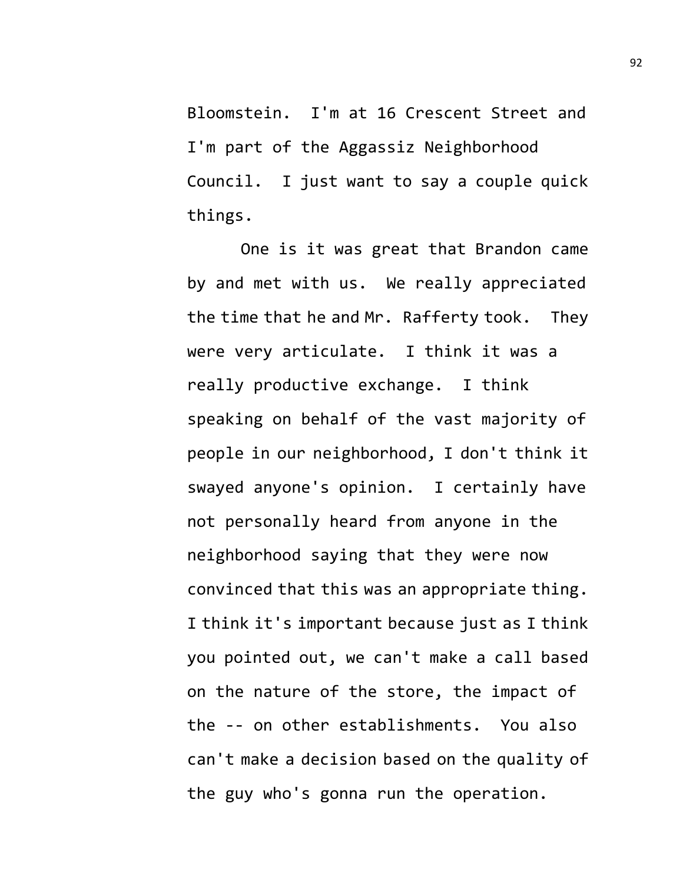Bloomstein. I'm at 16 Crescent Street and I'm part of the Aggassiz Neighborhood Council. I just want to say a couple quick things.

One is it was great that Brandon came by and met with us. We really appreciated the time that he and Mr. Rafferty took. They were very articulate. I think it was a really productive exchange. I think speaking on behalf of the vast majority of people in our neighborhood, I don't think it swayed anyone's opinion. I certainly have not personally heard from anyone in the neighborhood saying that they were now convinced that this was an appropriate thing. I think it's important because just as I think you pointed out, we can't make a call based on the nature of the store, the impact of the -- on other establishments. You also can't make a decision based on the quality of the guy who's gonna run the operation.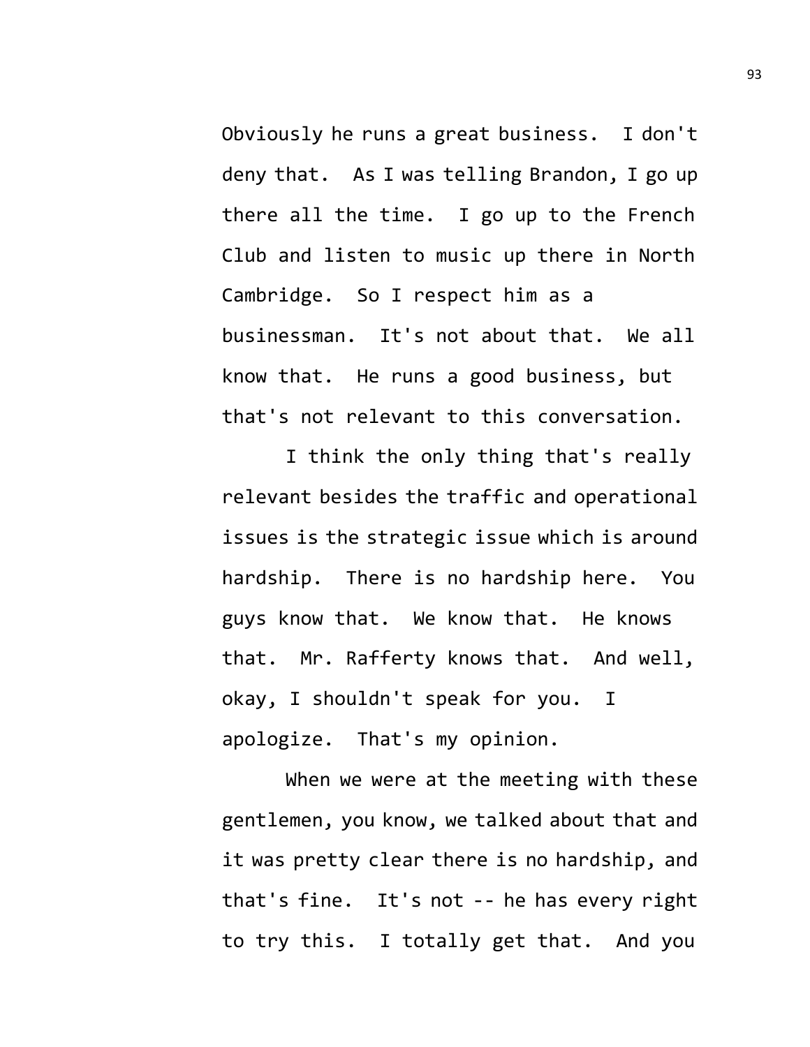Obviously he runs a great business. I don't deny that. As I was telling Brandon, I go up there all the time. I go up to the French Club and listen to music up there in North Cambridge. So I respect him as a businessman. It's not about that. We all know that. He runs a good business, but that's not relevant to this conversation.

I think the only thing that's really relevant besides the traffic and operational issues is the strategic issue which is around hardship. There is no hardship here. You guys know that. We know that. He knows that. Mr. Rafferty knows that. And well, okay, I shouldn't speak for you. I apologize. That's my opinion.

When we were at the meeting with these gentlemen, you know, we talked about that and it was pretty clear there is no hardship, and that's fine. It's not -- he has every right to try this. I totally get that. And you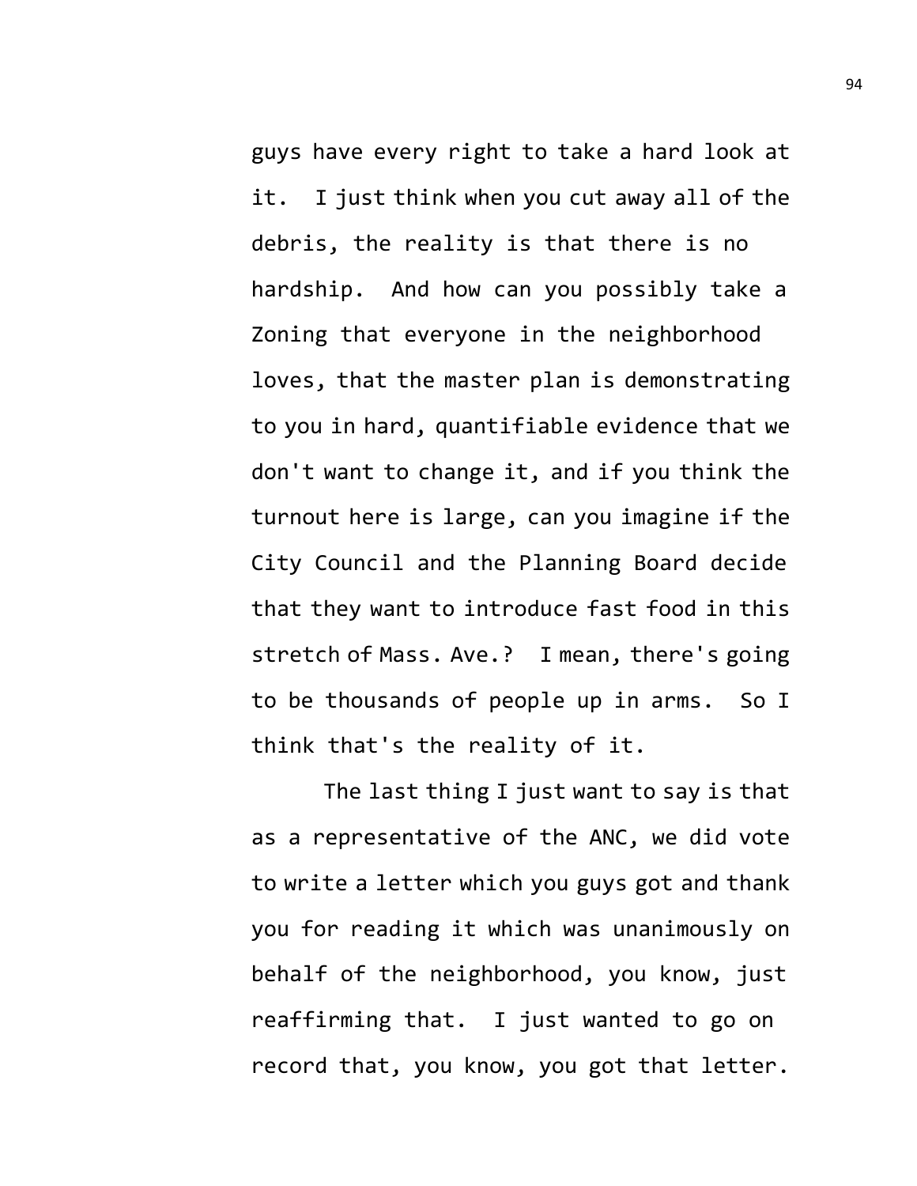guys have every right to take a hard look at it. I just think when you cut away all of the debris, the reality is that there is no hardship. And how can you possibly take a Zoning that everyone in the neighborhood loves, that the master plan is demonstrating to you in hard, quantifiable evidence that we don't want to change it, and if you think the turnout here is large, can you imagine if the City Council and the Planning Board decide that they want to introduce fast food in this stretch of Mass. Ave.? I mean, there's going to be thousands of people up in arms. So I think that's the reality of it.

The last thing I just want to say is that as a representative of the ANC, we did vote to write a letter which you guys got and thank you for reading it which was unanimously on behalf of the neighborhood, you know, just reaffirming that. I just wanted to go on record that, you know, you got that letter.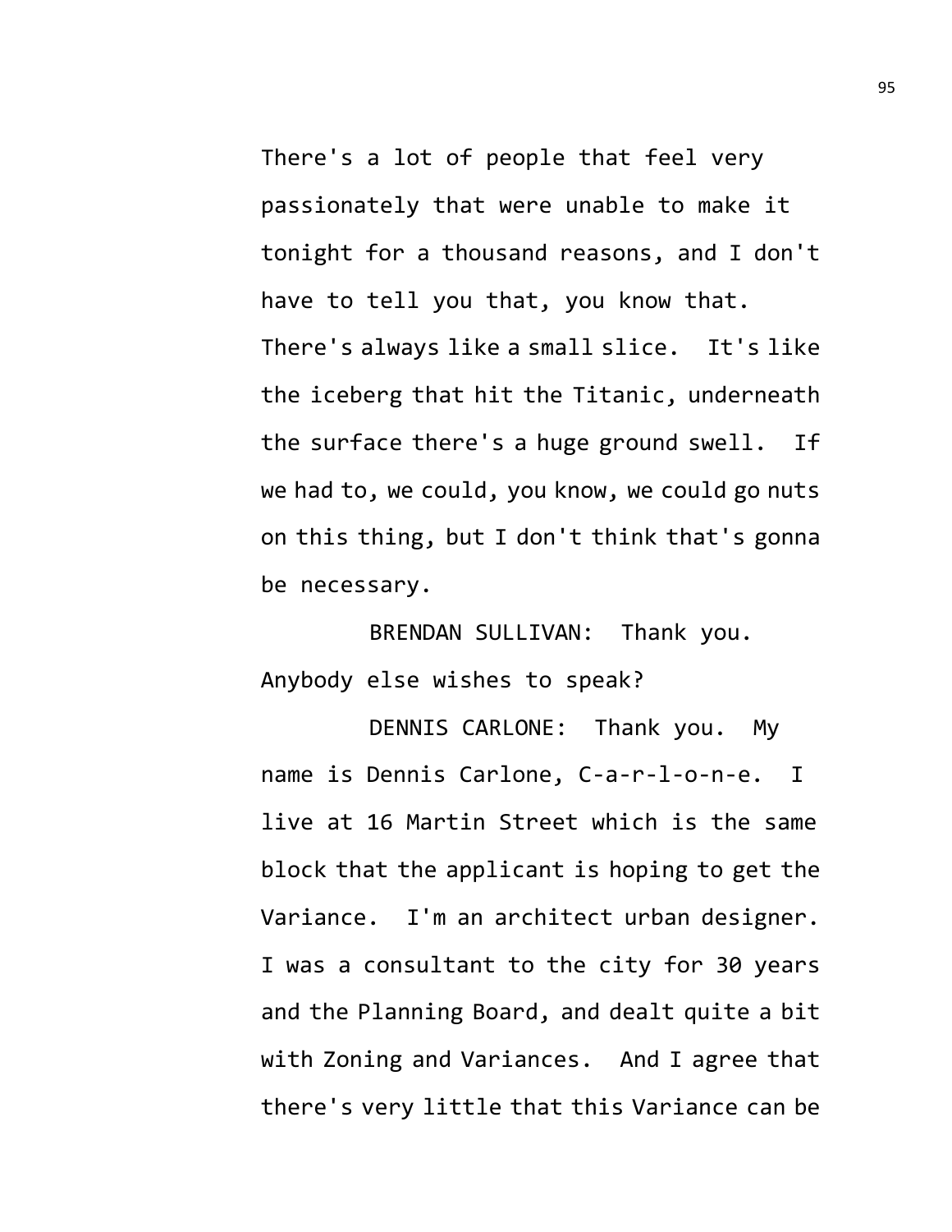There's a lot of people that feel very passionately that were unable to make it tonight for a thousand reasons, and I don't have to tell you that, you know that. There's always like a small slice. It's like the iceberg that hit the Titanic, underneath the surface there's a huge ground swell. If we had to, we could, you know, we could go nuts on this thing, but I don't think that's gonna be necessary.

BRENDAN SULLIVAN: Thank you. Anybody else wishes to speak?

DENNIS CARLONE: Thank you. My name is Dennis Carlone, C-a-r-l-o-n-e. I live at 16 Martin Street which is the same block that the applicant is hoping to get the Variance. I'm an architect urban designer. I was a consultant to the city for 30 years and the Planning Board, and dealt quite a bit with Zoning and Variances. And I agree that there's very little that this Variance can be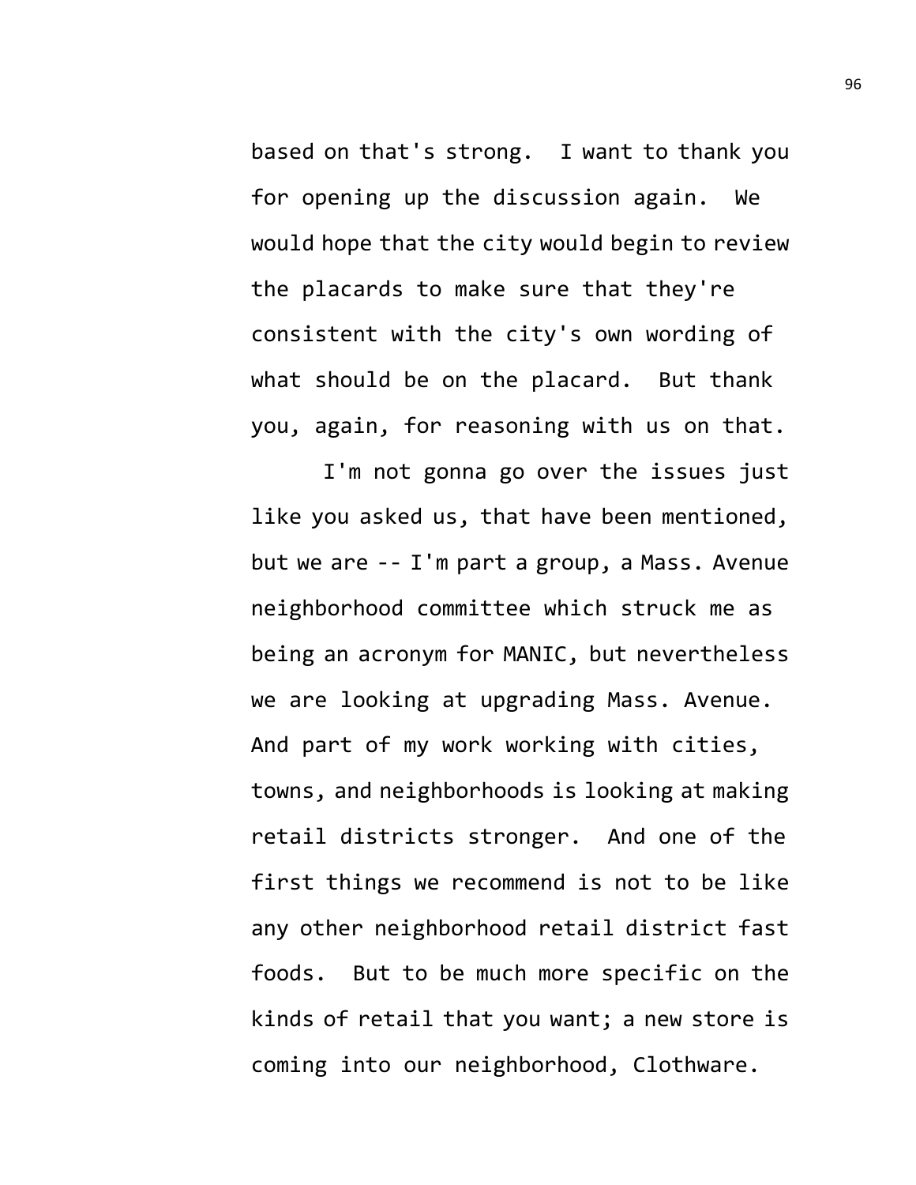based on that's strong. I want to thank you for opening up the discussion again. We would hope that the city would begin to review the placards to make sure that they're consistent with the city's own wording of what should be on the placard. But thank you, again, for reasoning with us on that.

I'm not gonna go over the issues just like you asked us, that have been mentioned, but we are -- I'm part a group, a Mass. Avenue neighborhood committee which struck me as being an acronym for MANIC, but nevertheless we are looking at upgrading Mass. Avenue. And part of my work working with cities, towns, and neighborhoods is looking at making retail districts stronger. And one of the first things we recommend is not to be like any other neighborhood retail district fast foods. But to be much more specific on the kinds of retail that you want; a new store is coming into our neighborhood, Clothware.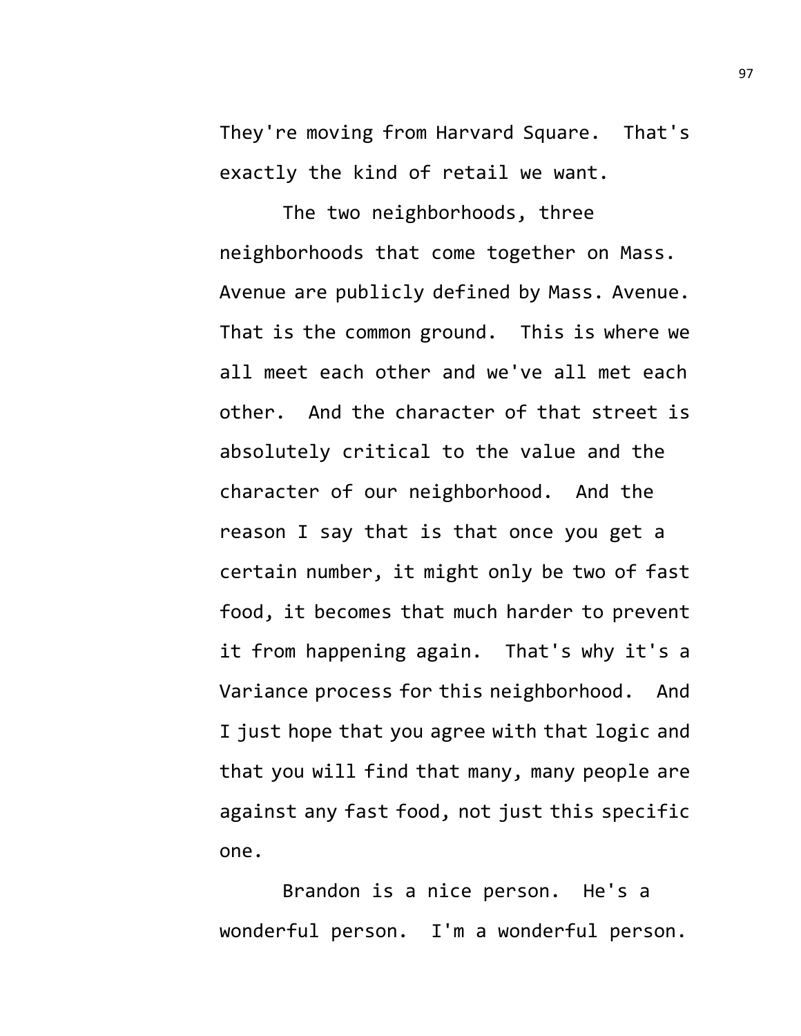They're moving from Harvard Square. That's exactly the kind of retail we want.

The two neighborhoods, three neighborhoods that come together on Mass. Avenue are publicly defined by Mass. Avenue. That is the common ground. This is where we all meet each other and we've all met each other. And the character of that street is absolutely critical to the value and the character of our neighborhood. And the reason I say that is that once you get a certain number, it might only be two of fast food, it becomes that much harder to prevent it from happening again. That's why it's a Variance process for this neighborhood. And I just hope that you agree with that logic and that you will find that many, many people are against any fast food, not just this specific one.

Brandon is a nice person. He's a wonderful person. I'm a wonderful person.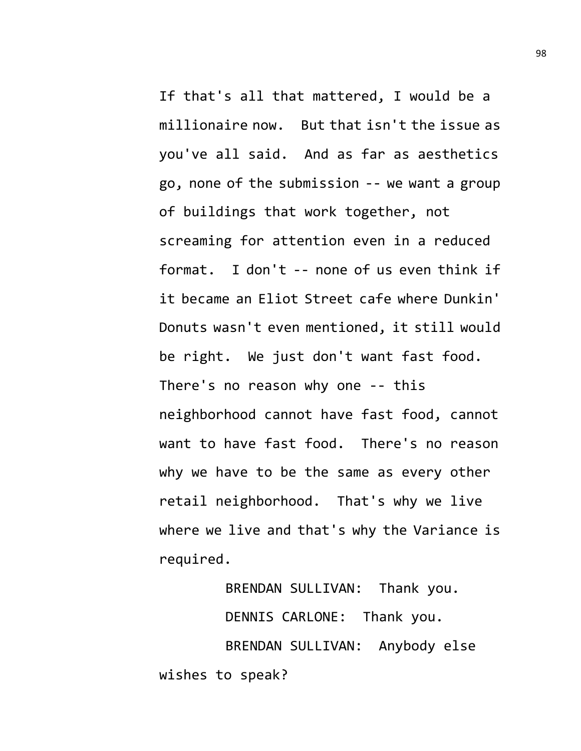If that's all that mattered, I would be a millionaire now. But that isn't the issue as you've all said. And as far as aesthetics go, none of the submission -- we want a group of buildings that work together, not screaming for attention even in a reduced format. I don't -- none of us even think if it became an Eliot Street cafe where Dunkin' Donuts wasn't even mentioned, it still would be right. We just don't want fast food. There's no reason why one -- this neighborhood cannot have fast food, cannot want to have fast food. There's no reason why we have to be the same as every other retail neighborhood. That's why we live where we live and that's why the Variance is required.

BRENDAN SULLIVAN: Thank you.

DENNIS CARLONE: Thank you.

BRENDAN SULLIVAN: Anybody else wishes to speak?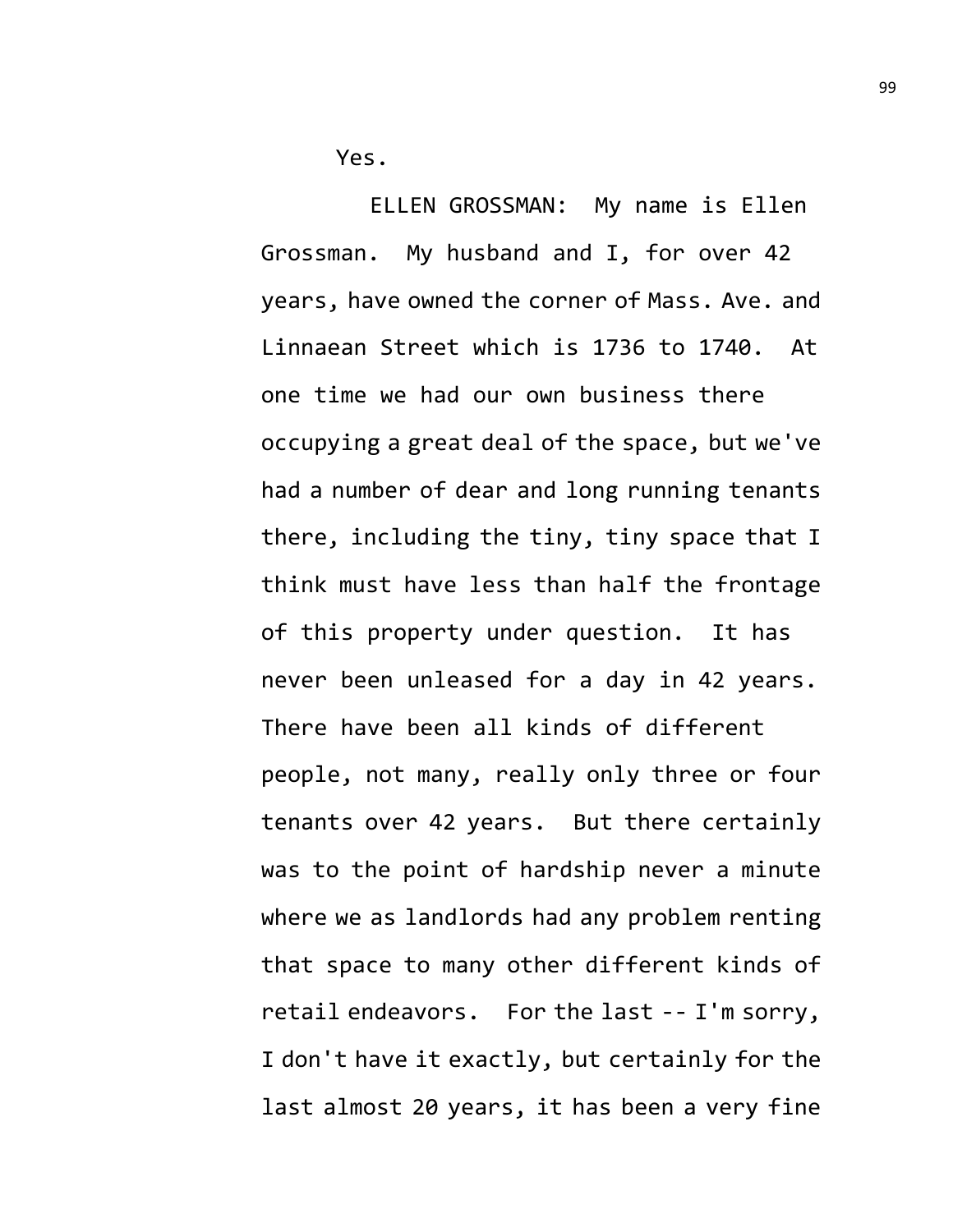Yes.

ELLEN GROSSMAN: My name is Ellen Grossman. My husband and I, for over 42 years, have owned the corner of Mass. Ave. and Linnaean Street which is 1736 to 1740. At one time we had our own business there occupying a great deal of the space, but we've had a number of dear and long running tenants there, including the tiny, tiny space that I think must have less than half the frontage of this property under question. It has never been unleased for a day in 42 years. There have been all kinds of different people, not many, really only three or four tenants over 42 years. But there certainly was to the point of hardship never a minute where we as landlords had any problem renting that space to many other different kinds of retail endeavors. For the last -- I'm sorry, I don't have it exactly, but certainly for the last almost 20 years, it has been a very fine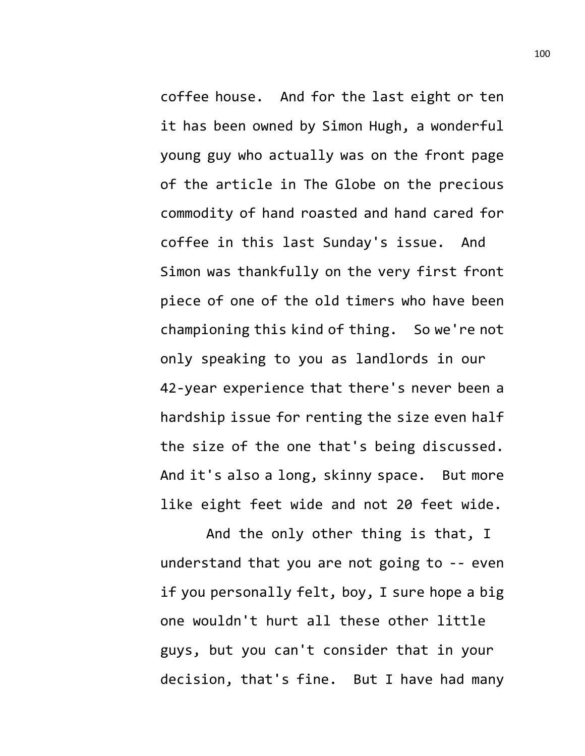coffee house. And for the last eight or ten it has been owned by Simon Hugh, a wonderful young guy who actually was on the front page of the article in The Globe on the precious commodity of hand roasted and hand cared for coffee in this last Sunday's issue. And Simon was thankfully on the very first front piece of one of the old timers who have been championing this kind of thing. So we're not only speaking to you as landlords in our 42-year experience that there's never been a hardship issue for renting the size even half the size of the one that's being discussed. And it's also a long, skinny space. But more like eight feet wide and not 20 feet wide.

And the only other thing is that, I understand that you are not going to -- even if you personally felt, boy, I sure hope a big one wouldn't hurt all these other little guys, but you can't consider that in your decision, that's fine. But I have had many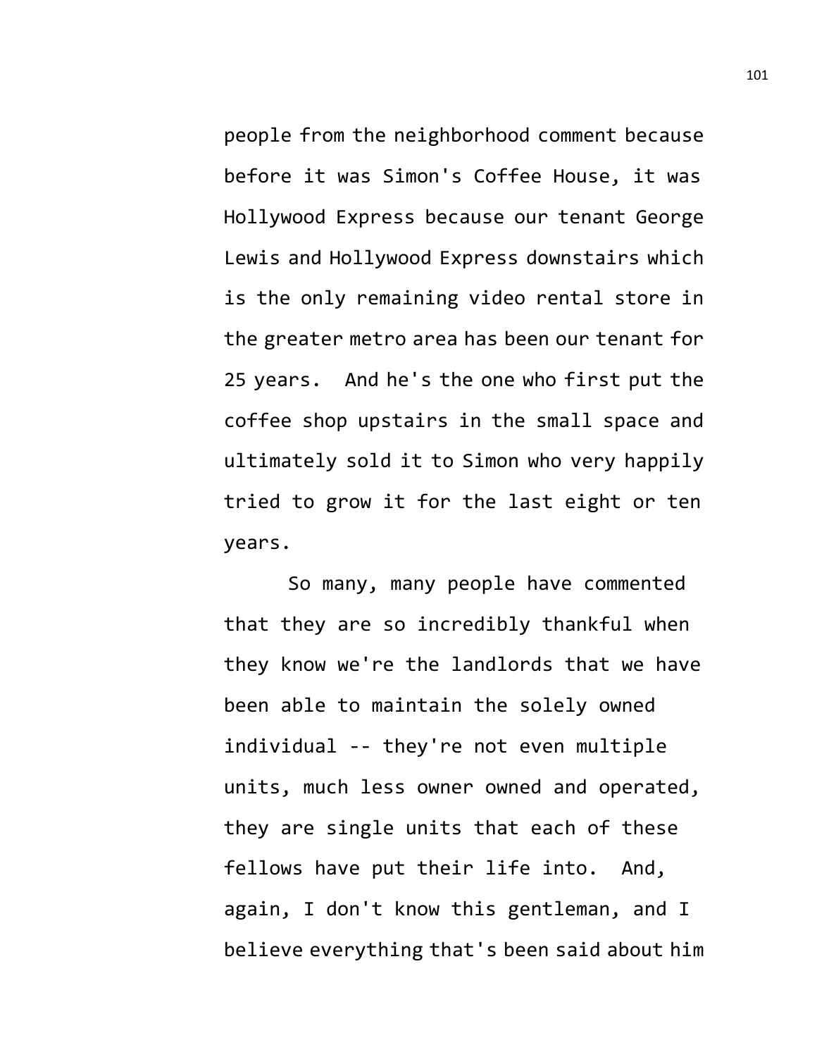people from the neighborhood comment because before it was Simon's Coffee House, it was Hollywood Express because our tenant George Lewis and Hollywood Express downstairs which is the only remaining video rental store in the greater metro area has been our tenant for 25 years.  And he's the one who first put the coffee shop upstairs in the small space and ultimately sold it to Simon who very happily tried to grow it for the last eight or ten years.

So many, many people have commented that they are so incredibly thankful when they know we're the landlords that we have been able to maintain the solely owned individual -- they're not even multiple units, much less owner owned and operated, they are single units that each of these fellows have put their life into.  And, again, I don't know this gentleman, and I believe everything that's been said about him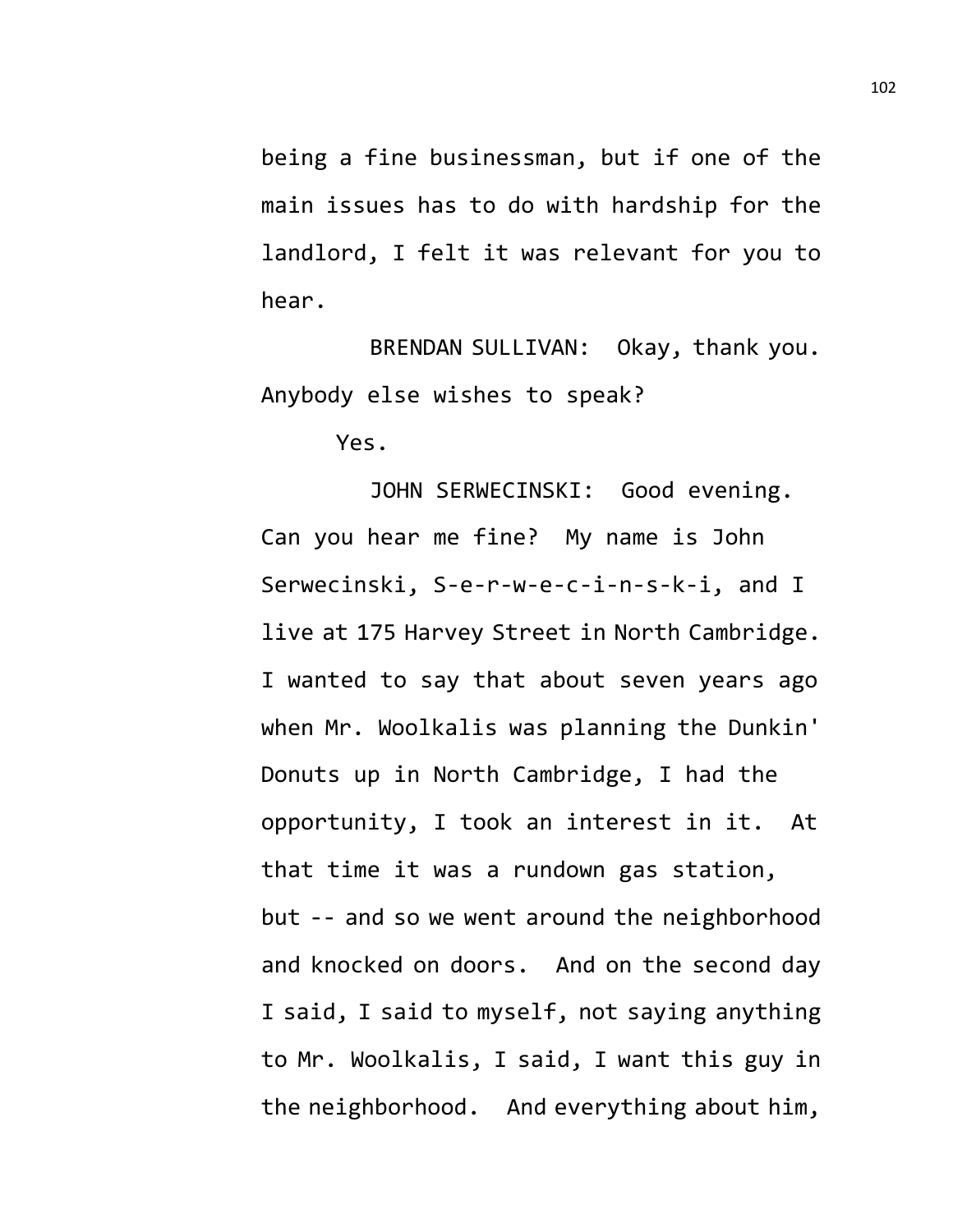being a fine businessman, but if one of the main issues has to do with hardship for the landlord, I felt it was relevant for you to hear.

BRENDAN SULLIVAN: Okay, thank you. Anybody else wishes to speak?

Yes.

JOHN SERWECINSKI: Good evening. Can you hear me fine? My name is John Serwecinski, S-e-r-w-e-c-i-n-s-k-i, and I live at 175 Harvey Street in North Cambridge. I wanted to say that about seven years ago when Mr. Woolkalis was planning the Dunkin' Donuts up in North Cambridge, I had the opportunity, I took an interest in it. At that time it was a rundown gas station, but -- and so we went around the neighborhood and knocked on doors. And on the second day I said, I said to myself, not saying anything to Mr. Woolkalis, I said, I want this guy in the neighborhood. And everything about him,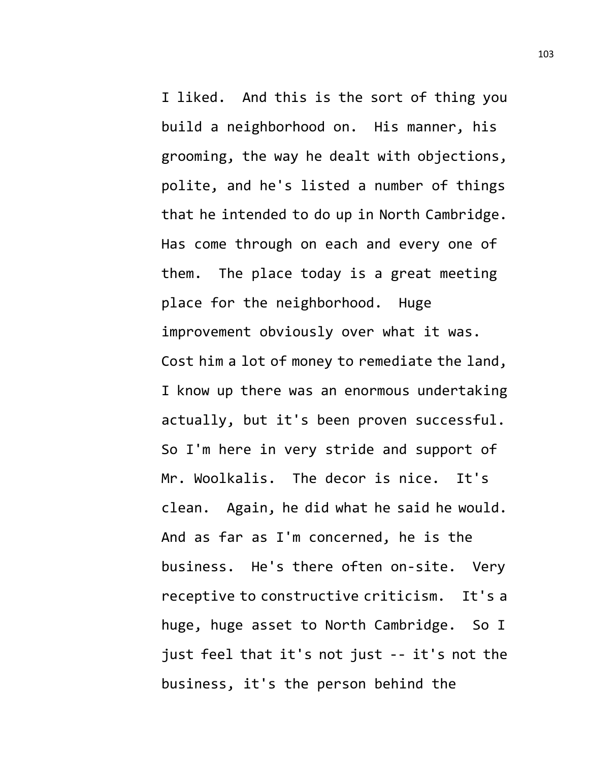I liked. And this is the sort of thing you build a neighborhood on. His manner, his grooming, the way he dealt with objections, polite, and he's listed a number of things that he intended to do up in North Cambridge. Has come through on each and every one of them. The place today is a great meeting place for the neighborhood. Huge improvement obviously over what it was. Cost him a lot of money to remediate the land, I know up there was an enormous undertaking actually, but it's been proven successful. So I'm here in very stride and support of Mr. Woolkalis. The decor is nice. It's clean. Again, he did what he said he would. And as far as I'm concerned, he is the business. He's there often on-site. Very receptive to constructive criticism. It's a huge, huge asset to North Cambridge. So I just feel that it's not just -- it's not the business, it's the person behind the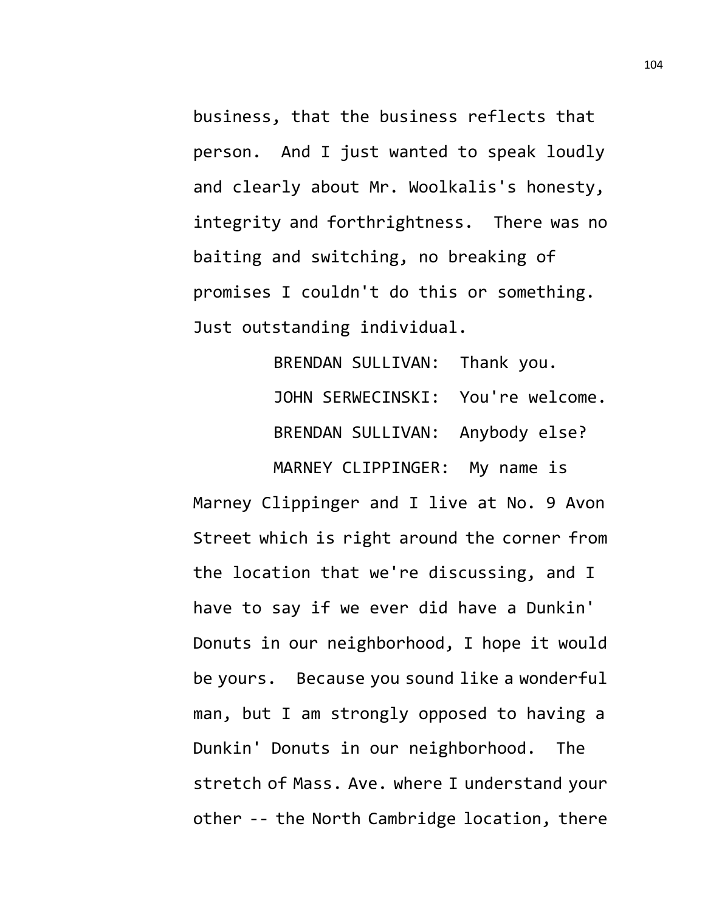business, that the business reflects that person. And I just wanted to speak loudly and clearly about Mr. Woolkalis's honesty, integrity and forthrightness. There was no baiting and switching, no breaking of promises I couldn't do this or something. Just outstanding individual.

BRENDAN SULLIVAN: Thank you.

JOHN SERWECINSKI: You're welcome.

BRENDAN SULLIVAN: Anybody else?

MARNEY CLIPPINGER: My name is Marney Clippinger and I live at No. 9 Avon Street which is right around the corner from the location that we're discussing, and I have to say if we ever did have a Dunkin' Donuts in our neighborhood, I hope it would be yours. Because you sound like a wonderful man, but I am strongly opposed to having a Dunkin' Donuts in our neighborhood. The stretch of Mass. Ave. where I understand your other -- the North Cambridge location, there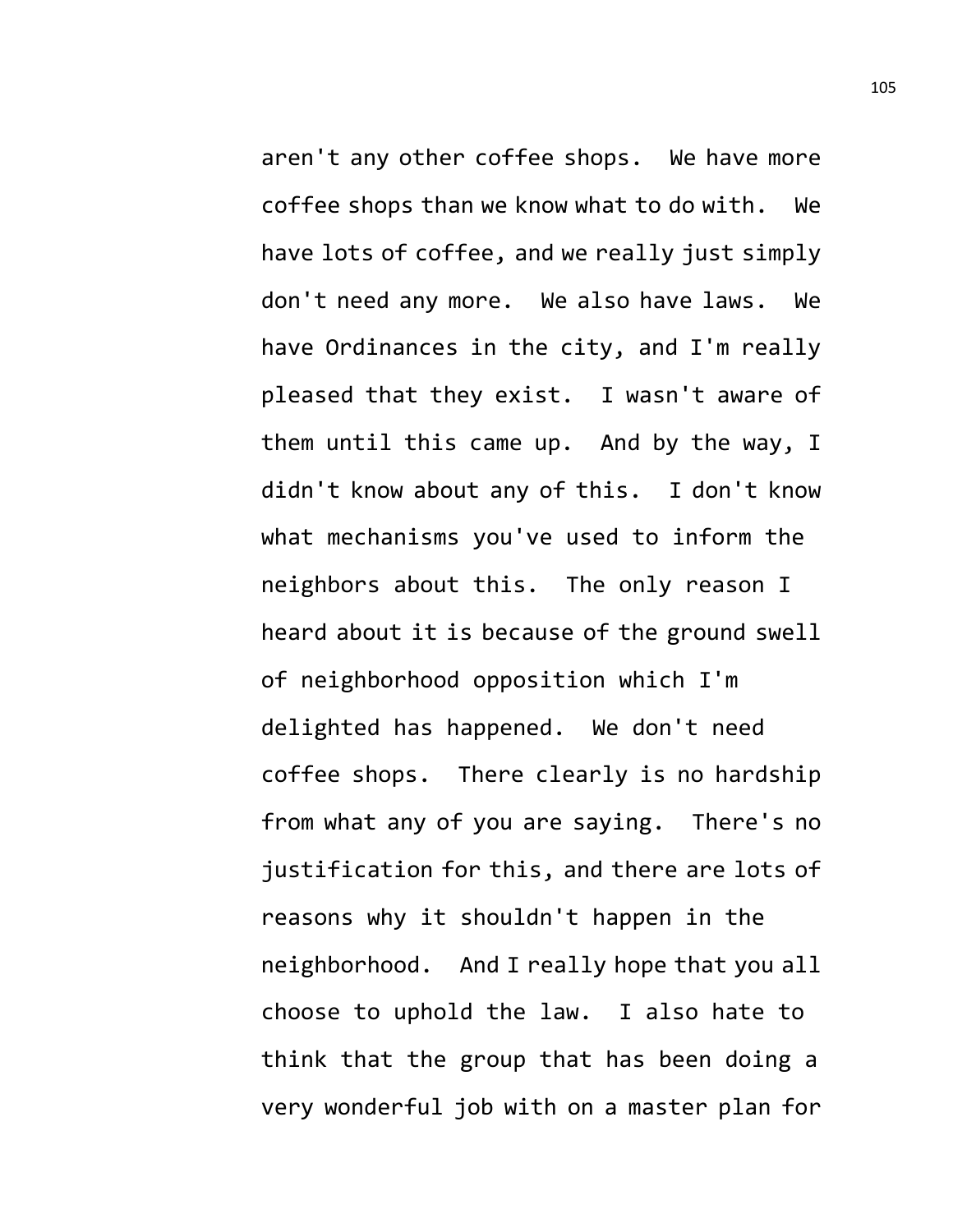aren't any other coffee shops. We have more coffee shops than we know what to do with. We have lots of coffee, and we really just simply don't need any more. We also have laws. We have Ordinances in the city, and I'm really pleased that they exist. I wasn't aware of them until this came up. And by the way, I didn't know about any of this. I don't know what mechanisms you've used to inform the neighbors about this. The only reason I heard about it is because of the ground swell of neighborhood opposition which I'm delighted has happened. We don't need coffee shops. There clearly is no hardship from what any of you are saying. There's no justification for this, and there are lots of reasons why it shouldn't happen in the neighborhood. And I really hope that you all choose to uphold the law. I also hate to think that the group that has been doing a very wonderful job with on a master plan for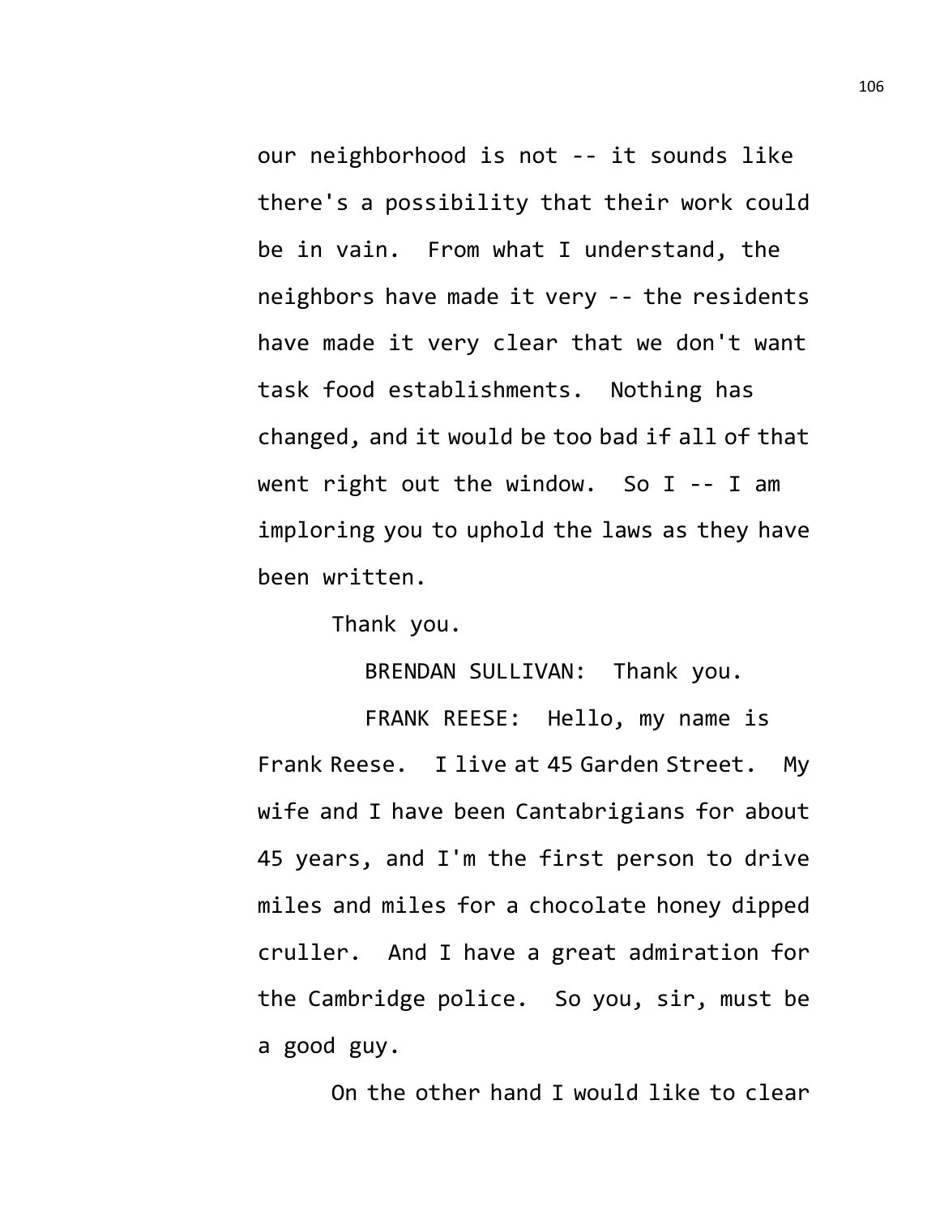our neighborhood is not -- it sounds like there's a possibility that their work could be in vain. From what I understand, the neighbors have made it very -- the residents have made it very clear that we don't want task food establishments. Nothing has changed, and it would be too bad if all of that went right out the window. So I -- I am imploring you to uphold the laws as they have been written.

Thank you.

BRENDAN SULLIVAN: Thank you.

FRANK REESE: Hello, my name is Frank Reese. I live at 45 Garden Street. My wife and I have been Cantabrigians for about 45 years, and I'm the first person to drive miles and miles for a chocolate honey dipped cruller. And I have a great admiration for the Cambridge police. So you, sir, must be a good guy.

On the other hand I would like to clear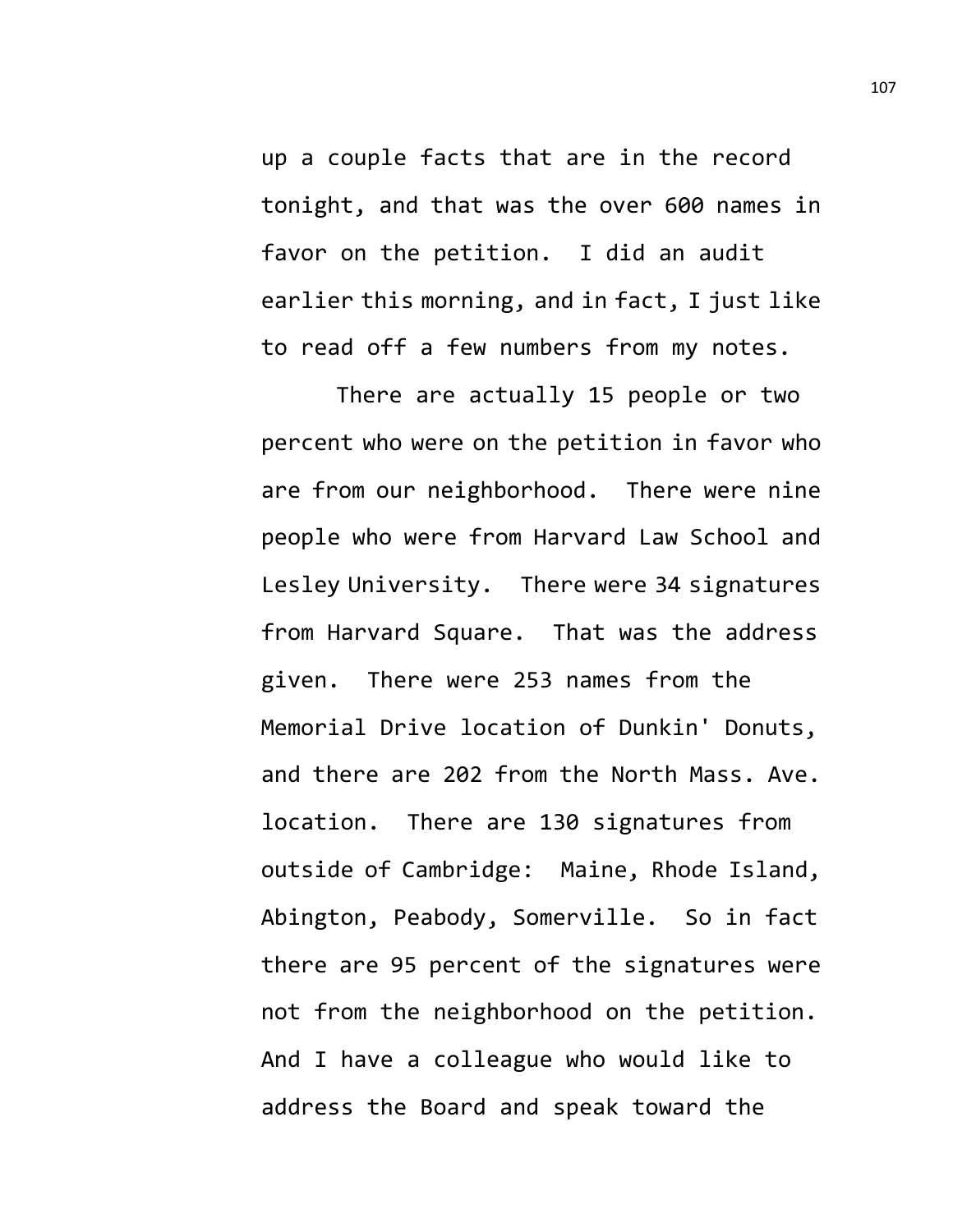up a couple facts that are in the record tonight, and that was the over 600 names in favor on the petition. I did an audit earlier this morning, and in fact, I just like to read off a few numbers from my notes.

There are actually 15 people or two percent who were on the petition in favor who are from our neighborhood. There were nine people who were from Harvard Law School and Lesley University. There were 34 signatures from Harvard Square. That was the address given. There were 253 names from the Memorial Drive location of Dunkin' Donuts, and there are 202 from the North Mass. Ave. location. There are 130 signatures from outside of Cambridge: Maine, Rhode Island, Abington, Peabody, Somerville. So in fact there are 95 percent of the signatures were not from the neighborhood on the petition. And I have a colleague who would like to address the Board and speak toward the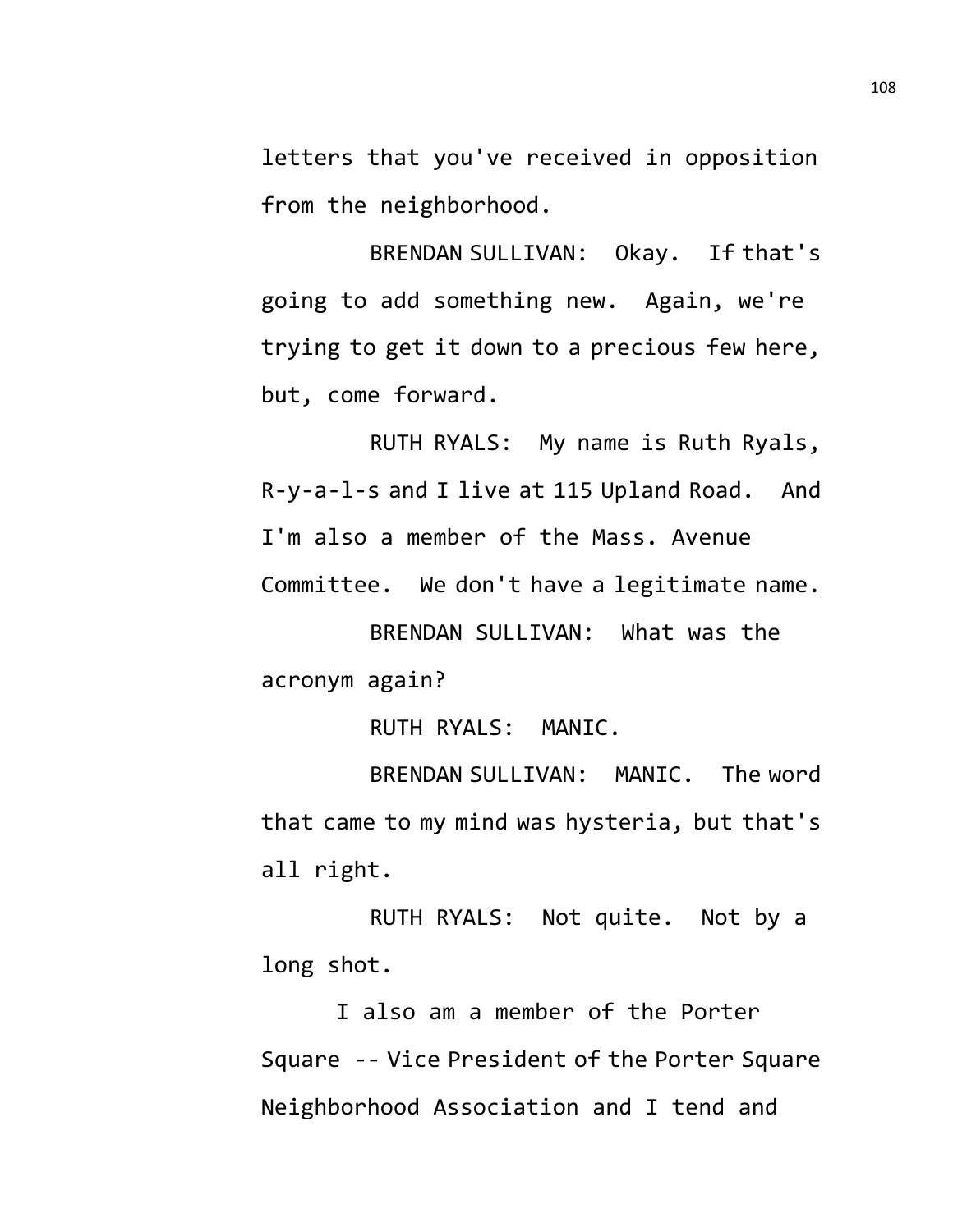letters that you've received in opposition from the neighborhood.

BRENDAN SULLIVAN: Okay. If that's going to add something new. Again, we're trying to get it down to a precious few here, but, come forward.

RUTH RYALS: My name is Ruth Ryals, R-y-a-l-s and I live at 115 Upland Road. And I'm also a member of the Mass. Avenue Committee. We don't have a legitimate name.

BRENDAN SULLIVAN: What was the acronym again?

RUTH RYALS: MANIC.

BRENDAN SULLIVAN: MANIC. The word that came to my mind was hysteria, but that's all right.

RUTH RYALS: Not quite. Not by a long shot.

I also am a member of the Porter Square -- Vice President of the Porter Square Neighborhood Association and I tend and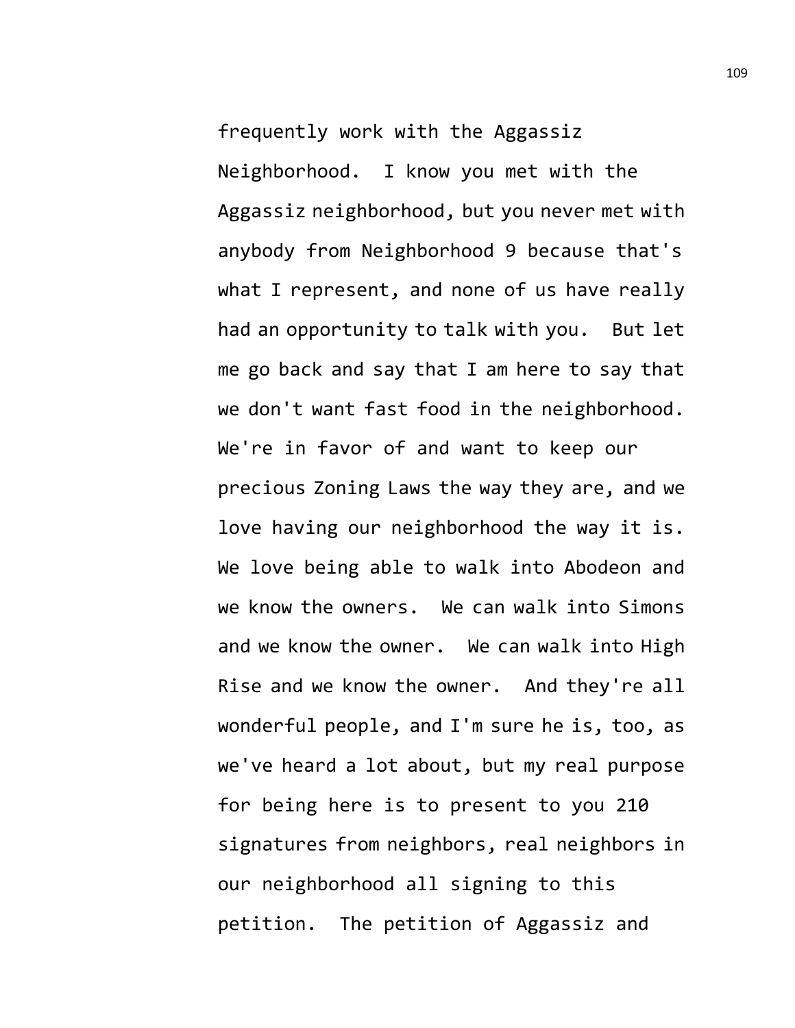frequently work with the Aggassiz Neighborhood. I know you met with the Aggassiz neighborhood, but you never met with anybody from Neighborhood 9 because that's what I represent, and none of us have really had an opportunity to talk with you. But let me go back and say that I am here to say that we don't want fast food in the neighborhood. We're in favor of and want to keep our precious Zoning Laws the way they are, and we love having our neighborhood the way it is. We love being able to walk into Abodeon and we know the owners. We can walk into Simons and we know the owner. We can walk into High Rise and we know the owner. And they're all wonderful people, and I'm sure he is, too, as we've heard a lot about, but my real purpose for being here is to present to you 210 signatures from neighbors, real neighbors in our neighborhood all signing to this petition. The petition of Aggassiz and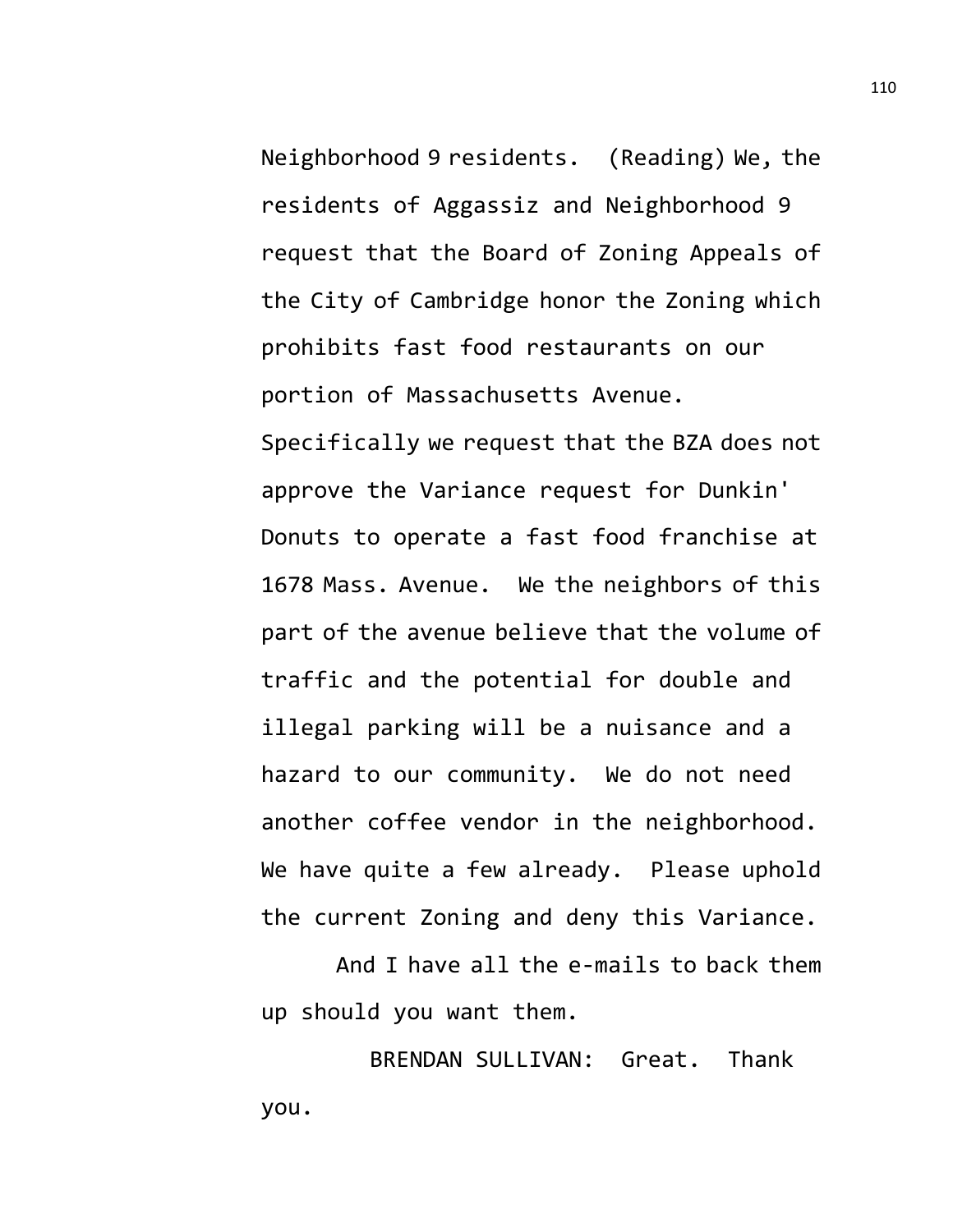Neighborhood 9 residents. (Reading) We, the residents of Aggassiz and Neighborhood 9 request that the Board of Zoning Appeals of the City of Cambridge honor the Zoning which prohibits fast food restaurants on our portion of Massachusetts Avenue. Specifically we request that the BZA does not approve the Variance request for Dunkin' Donuts to operate a fast food franchise at 1678 Mass. Avenue. We the neighbors of this part of the avenue believe that the volume of traffic and the potential for double and illegal parking will be a nuisance and a hazard to our community. We do not need another coffee vendor in the neighborhood. We have quite a few already. Please uphold the current Zoning and deny this Variance.

And I have all the e-mails to back them up should you want them.

BRENDAN SULLIVAN: Great. Thank you.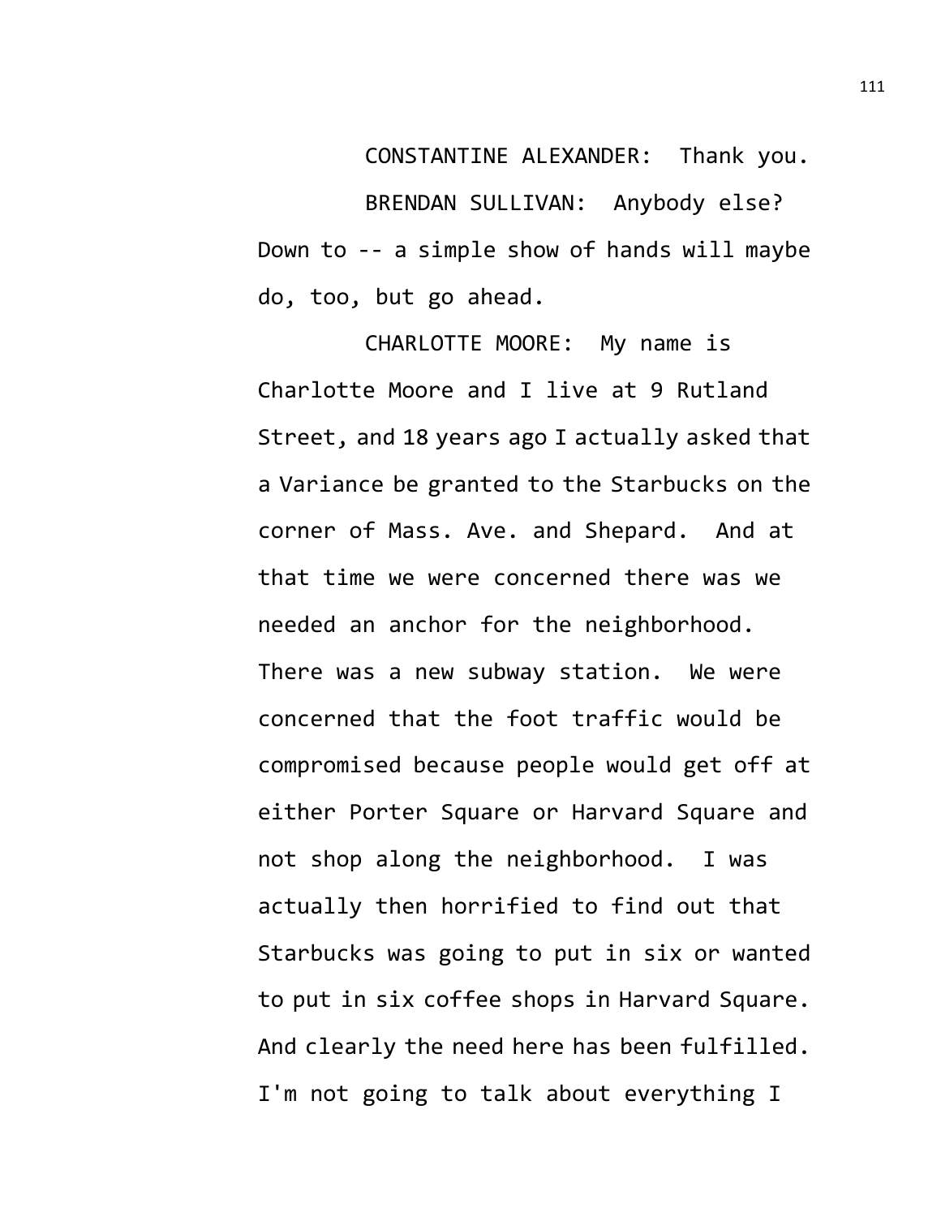CONSTANTINE ALEXANDER: Thank you.

BRENDAN SULLIVAN: Anybody else? Down to -- a simple show of hands will maybe do, too, but go ahead.

CHARLOTTE MOORE: My name is Charlotte Moore and I live at 9 Rutland Street, and 18 years ago I actually asked that a Variance be granted to the Starbucks on the corner of Mass. Ave. and Shepard. And at that time we were concerned there was we needed an anchor for the neighborhood. There was a new subway station. We were concerned that the foot traffic would be compromised because people would get off at either Porter Square or Harvard Square and not shop along the neighborhood. I was actually then horrified to find out that Starbucks was going to put in six or wanted to put in six coffee shops in Harvard Square. And clearly the need here has been fulfilled. I'm not going to talk about everything I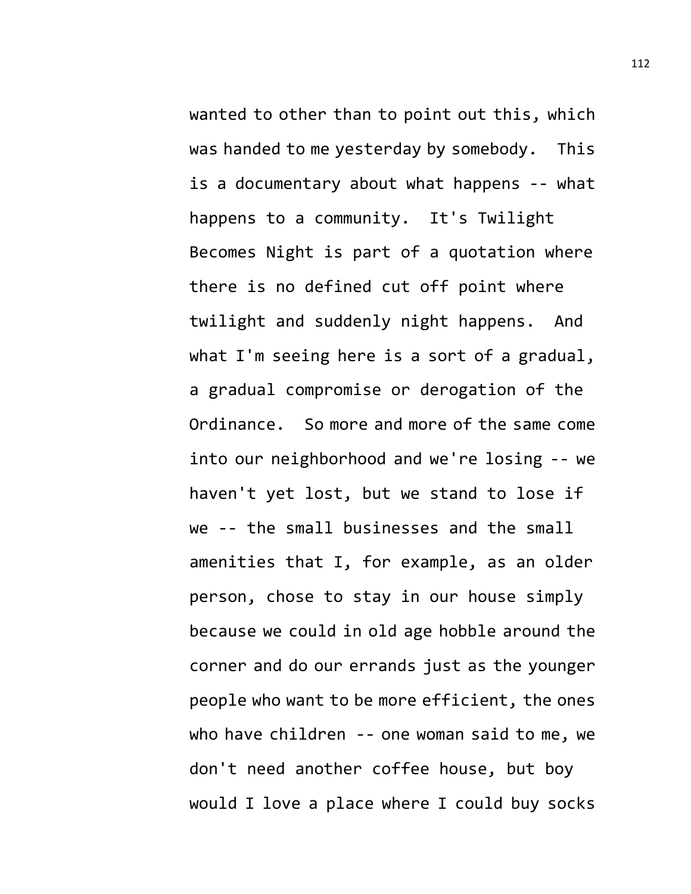wanted to other than to point out this, which was handed to me yesterday by somebody. This is a documentary about what happens -- what happens to a community. It's Twilight Becomes Night is part of a quotation where there is no defined cut off point where twilight and suddenly night happens. And what I'm seeing here is a sort of a gradual, a gradual compromise or derogation of the Ordinance. So more and more of the same come into our neighborhood and we're losing -- we haven't yet lost, but we stand to lose if we -- the small businesses and the small amenities that I, for example, as an older person, chose to stay in our house simply because we could in old age hobble around the corner and do our errands just as the younger people who want to be more efficient, the ones who have children -- one woman said to me, we don't need another coffee house, but boy would I love a place where I could buy socks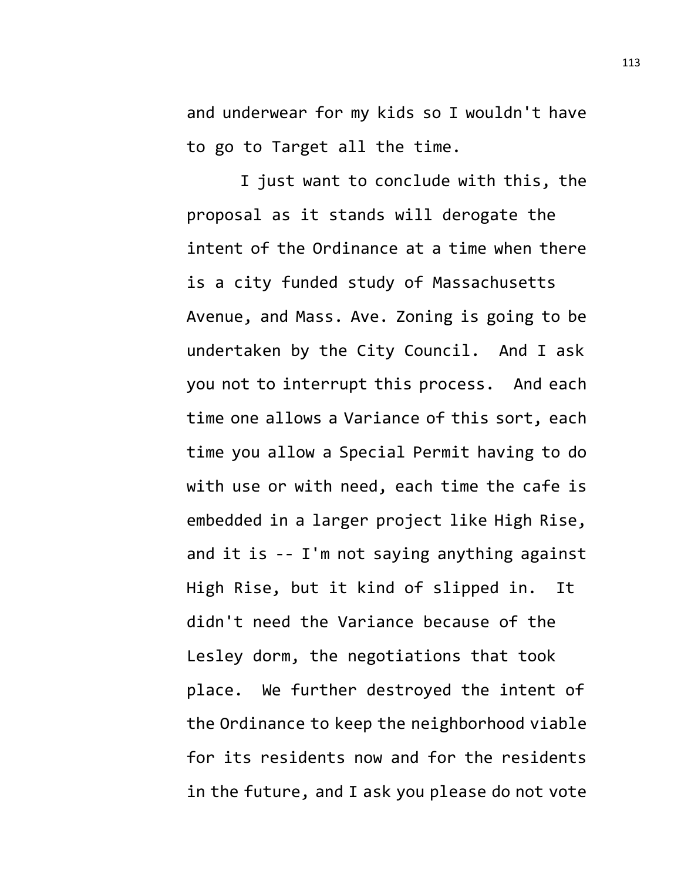and underwear for my kids so I wouldn't have to go to Target all the time.

I just want to conclude with this, the proposal as it stands will derogate the intent of the Ordinance at a time when there is a city funded study of Massachusetts Avenue, and Mass. Ave. Zoning is going to be undertaken by the City Council. And I ask you not to interrupt this process. And each time one allows a Variance of this sort, each time you allow a Special Permit having to do with use or with need, each time the cafe is embedded in a larger project like High Rise, and it is -- I'm not saying anything against High Rise, but it kind of slipped in. It didn't need the Variance because of the Lesley dorm, the negotiations that took place. We further destroyed the intent of the Ordinance to keep the neighborhood viable for its residents now and for the residents in the future, and I ask you please do not vote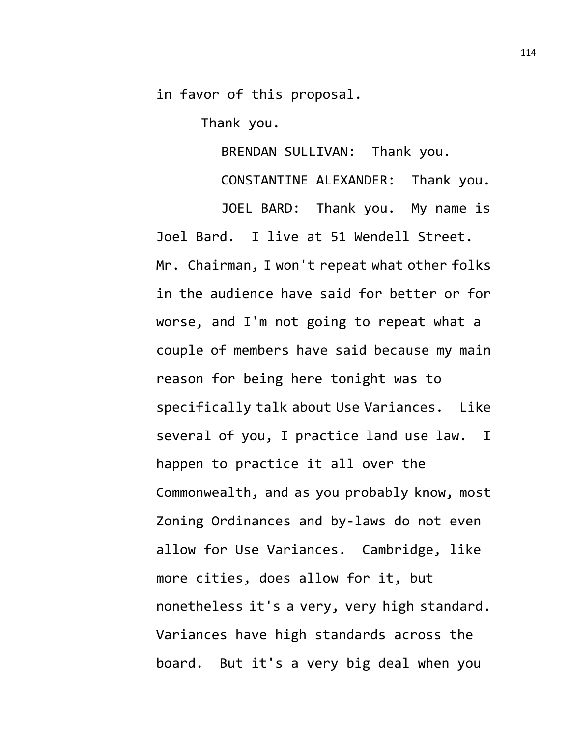in favor of this proposal.

Thank you.

BRENDAN SULLIVAN: Thank you.

CONSTANTINE ALEXANDER: Thank you.

JOEL BARD: Thank you. My name is Joel Bard. I live at 51 Wendell Street. Mr. Chairman, I won't repeat what other folks in the audience have said for better or for worse, and I'm not going to repeat what a couple of members have said because my main reason for being here tonight was to specifically talk about Use Variances. Like several of you, I practice land use law. I happen to practice it all over the Commonwealth, and as you probably know, most Zoning Ordinances and by-laws do not even allow for Use Variances. Cambridge, like more cities, does allow for it, but nonetheless it's a very, very high standard. Variances have high standards across the board. But it's a very big deal when you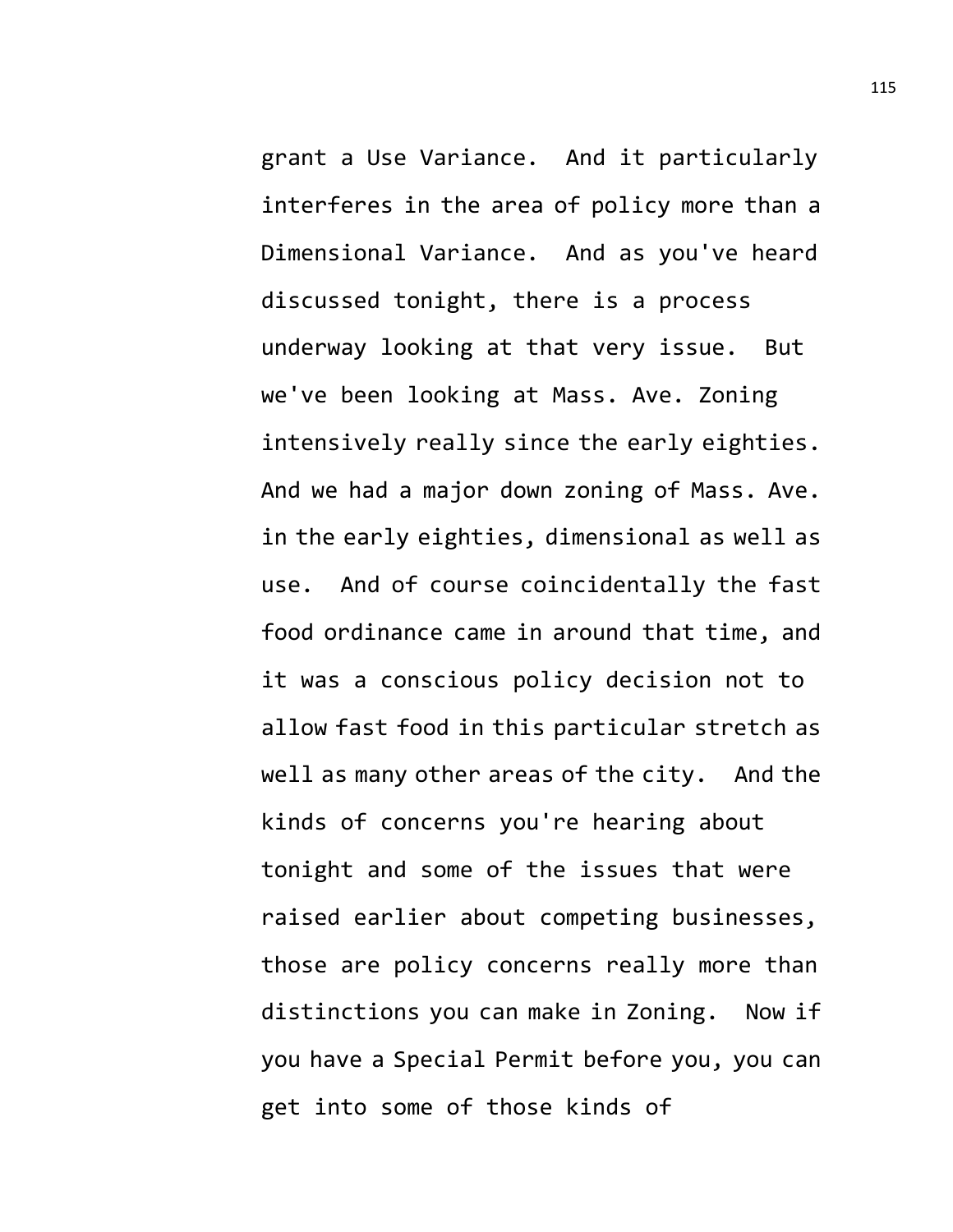grant a Use Variance. And it particularly interferes in the area of policy more than a Dimensional Variance. And as you've heard discussed tonight, there is a process underway looking at that very issue. But we've been looking at Mass. Ave. Zoning intensively really since the early eighties. And we had a major down zoning of Mass. Ave. in the early eighties, dimensional as well as use. And of course coincidentally the fast food ordinance came in around that time, and it was a conscious policy decision not to allow fast food in this particular stretch as well as many other areas of the city. And the kinds of concerns you're hearing about tonight and some of the issues that were raised earlier about competing businesses, those are policy concerns really more than distinctions you can make in Zoning. Now if you have a Special Permit before you, you can get into some of those kinds of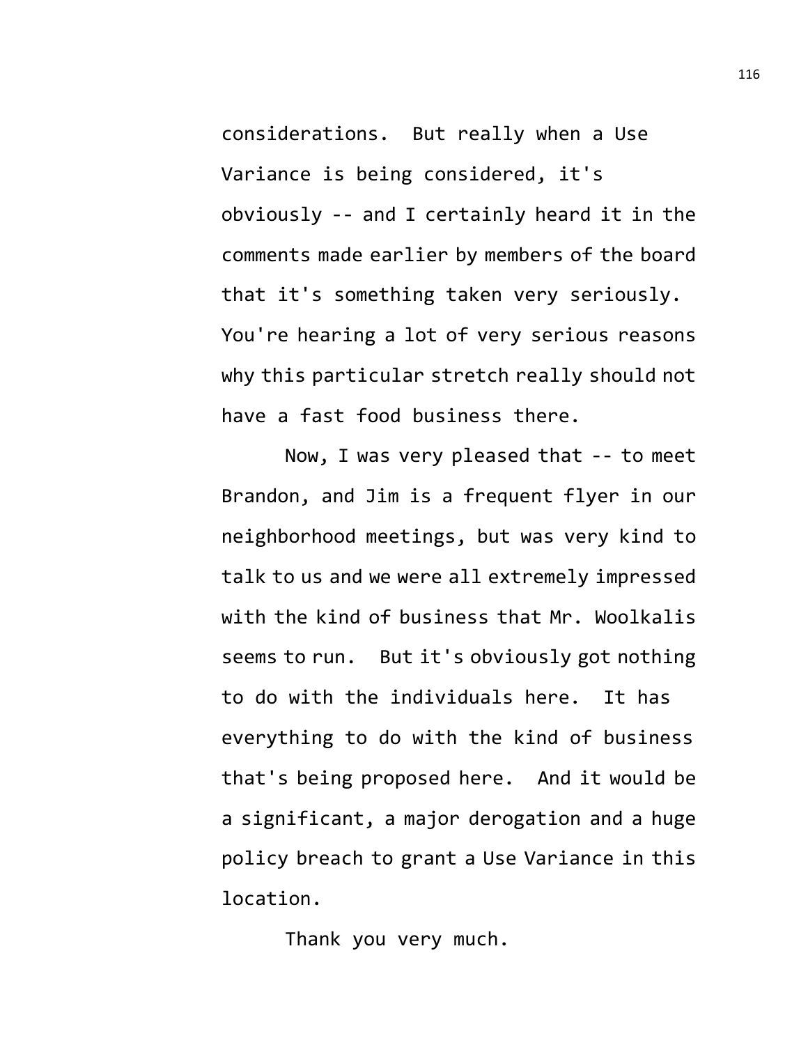considerations. But really when a Use Variance is being considered, it's obviously -- and I certainly heard it in the comments made earlier by members of the board that it's something taken very seriously. You're hearing a lot of very serious reasons why this particular stretch really should not have a fast food business there.

Now, I was very pleased that -- to meet Brandon, and Jim is a frequent flyer in our neighborhood meetings, but was very kind to talk to us and we were all extremely impressed with the kind of business that Mr. Woolkalis seems to run. But it's obviously got nothing to do with the individuals here. It has everything to do with the kind of business that's being proposed here. And it would be a significant, a major derogation and a huge policy breach to grant a Use Variance in this location.

Thank you very much.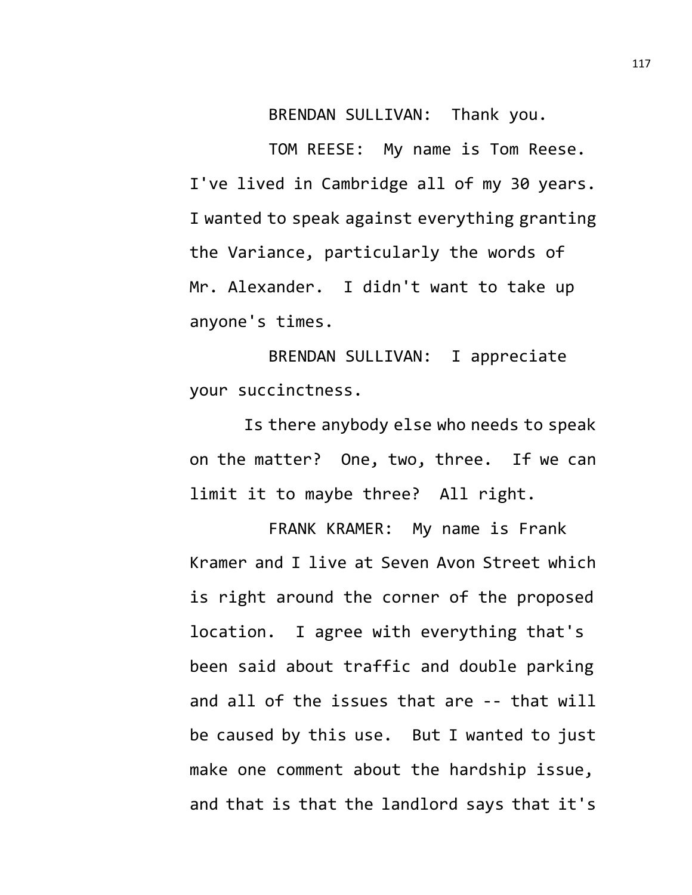BRENDAN SULLIVAN: Thank you.

TOM REESE: My name is Tom Reese. I've lived in Cambridge all of my 30 years. I wanted to speak against everything granting the Variance, particularly the words of Mr. Alexander. I didn't want to take up anyone's times.

BRENDAN SULLIVAN: I appreciate your succinctness.

Is there anybody else who needs to speak on the matter? One, two, three. If we can limit it to maybe three? All right.

FRANK KRAMER: My name is Frank Kramer and I live at Seven Avon Street which is right around the corner of the proposed location. I agree with everything that's been said about traffic and double parking and all of the issues that are -- that will be caused by this use. But I wanted to just make one comment about the hardship issue, and that is that the landlord says that it's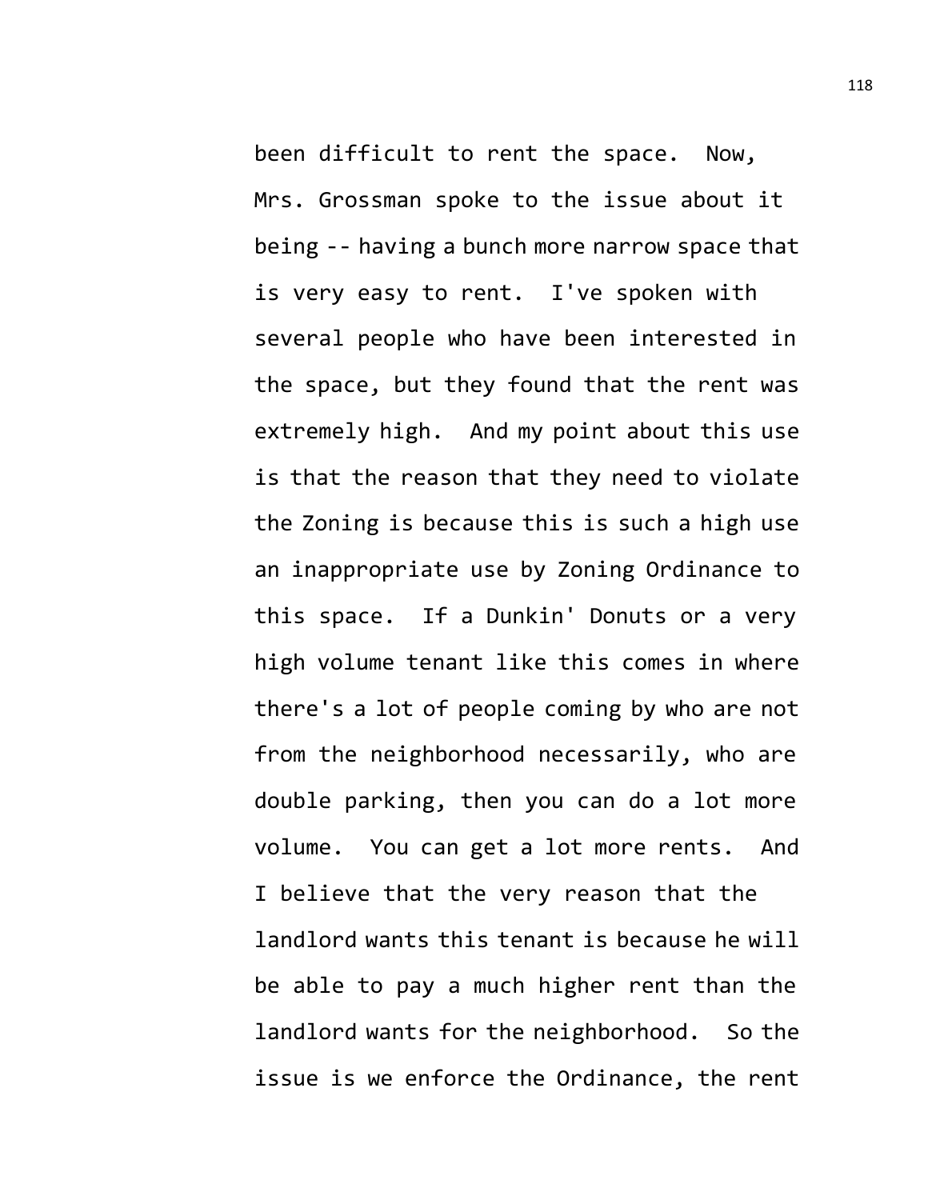been difficult to rent the space. Now, Mrs. Grossman spoke to the issue about it being -- having a bunch more narrow space that is very easy to rent. I've spoken with several people who have been interested in the space, but they found that the rent was extremely high. And my point about this use is that the reason that they need to violate the Zoning is because this is such a high use an inappropriate use by Zoning Ordinance to this space. If a Dunkin' Donuts or a very high volume tenant like this comes in where there's a lot of people coming by who are not from the neighborhood necessarily, who are double parking, then you can do a lot more volume. You can get a lot more rents. And I believe that the very reason that the landlord wants this tenant is because he will be able to pay a much higher rent than the landlord wants for the neighborhood. So the issue is we enforce the Ordinance, the rent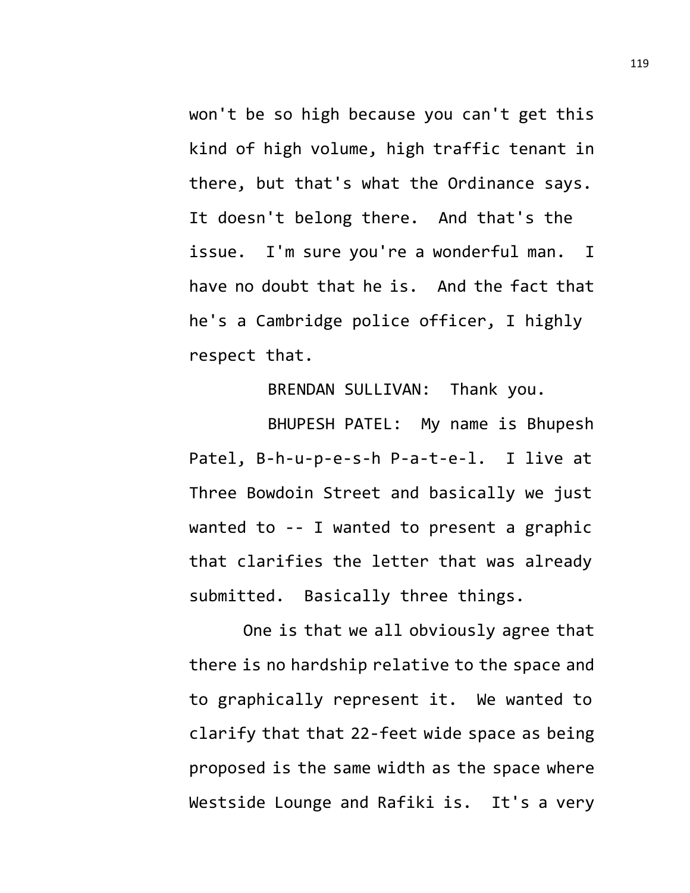won't be so high because you can't get this kind of high volume, high traffic tenant in there, but that's what the Ordinance says. It doesn't belong there. And that's the issue. I'm sure you're a wonderful man. I have no doubt that he is. And the fact that he's a Cambridge police officer, I highly respect that.

BRENDAN SULLIVAN: Thank you.

BHUPESH PATEL: My name is Bhupesh Patel, B-h-u-p-e-s-h P-a-t-e-l. I live at Three Bowdoin Street and basically we just wanted to -- I wanted to present a graphic that clarifies the letter that was already submitted. Basically three things.

One is that we all obviously agree that there is no hardship relative to the space and to graphically represent it. We wanted to clarify that that 22-feet wide space as being proposed is the same width as the space where Westside Lounge and Rafiki is. It's a very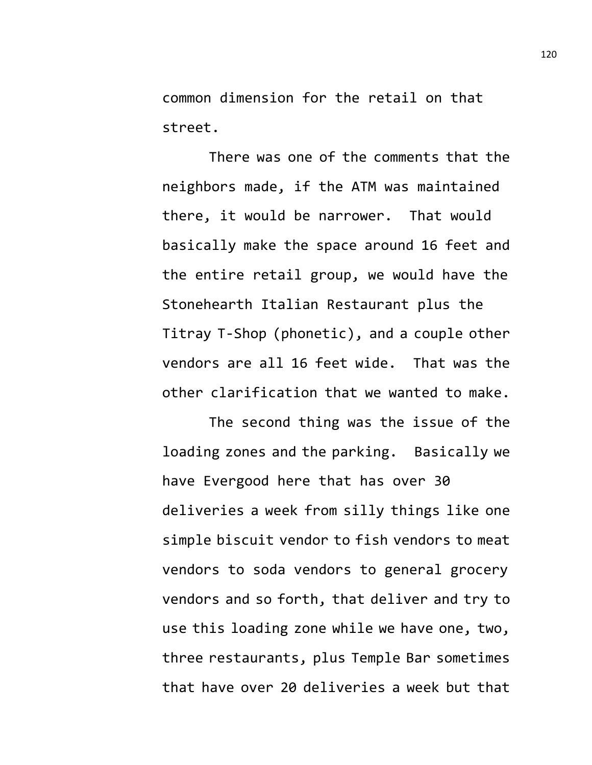common dimension for the retail on that street.

There was one of the comments that the neighbors made, if the ATM was maintained there, it would be narrower. That would basically make the space around 16 feet and the entire retail group, we would have the Stonehearth Italian Restaurant plus the Titray T-Shop (phonetic), and a couple other vendors are all 16 feet wide. That was the other clarification that we wanted to make.

The second thing was the issue of the loading zones and the parking. Basically we have Evergood here that has over 30 deliveries a week from silly things like one simple biscuit vendor to fish vendors to meat vendors to soda vendors to general grocery vendors and so forth, that deliver and try to use this loading zone while we have one, two, three restaurants, plus Temple Bar sometimes that have over 20 deliveries a week but that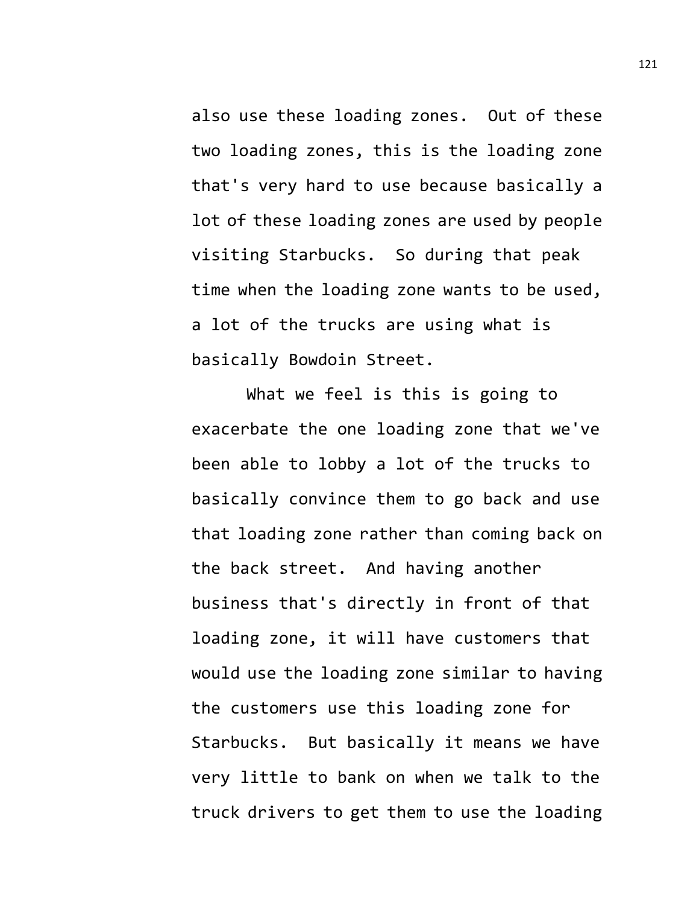also use these loading zones. Out of these two loading zones, this is the loading zone that's very hard to use because basically a lot of these loading zones are used by people visiting Starbucks. So during that peak time when the loading zone wants to be used, a lot of the trucks are using what is basically Bowdoin Street.

What we feel is this is going to exacerbate the one loading zone that we've been able to lobby a lot of the trucks to basically convince them to go back and use that loading zone rather than coming back on the back street. And having another business that's directly in front of that loading zone, it will have customers that would use the loading zone similar to having the customers use this loading zone for Starbucks. But basically it means we have very little to bank on when we talk to the truck drivers to get them to use the loading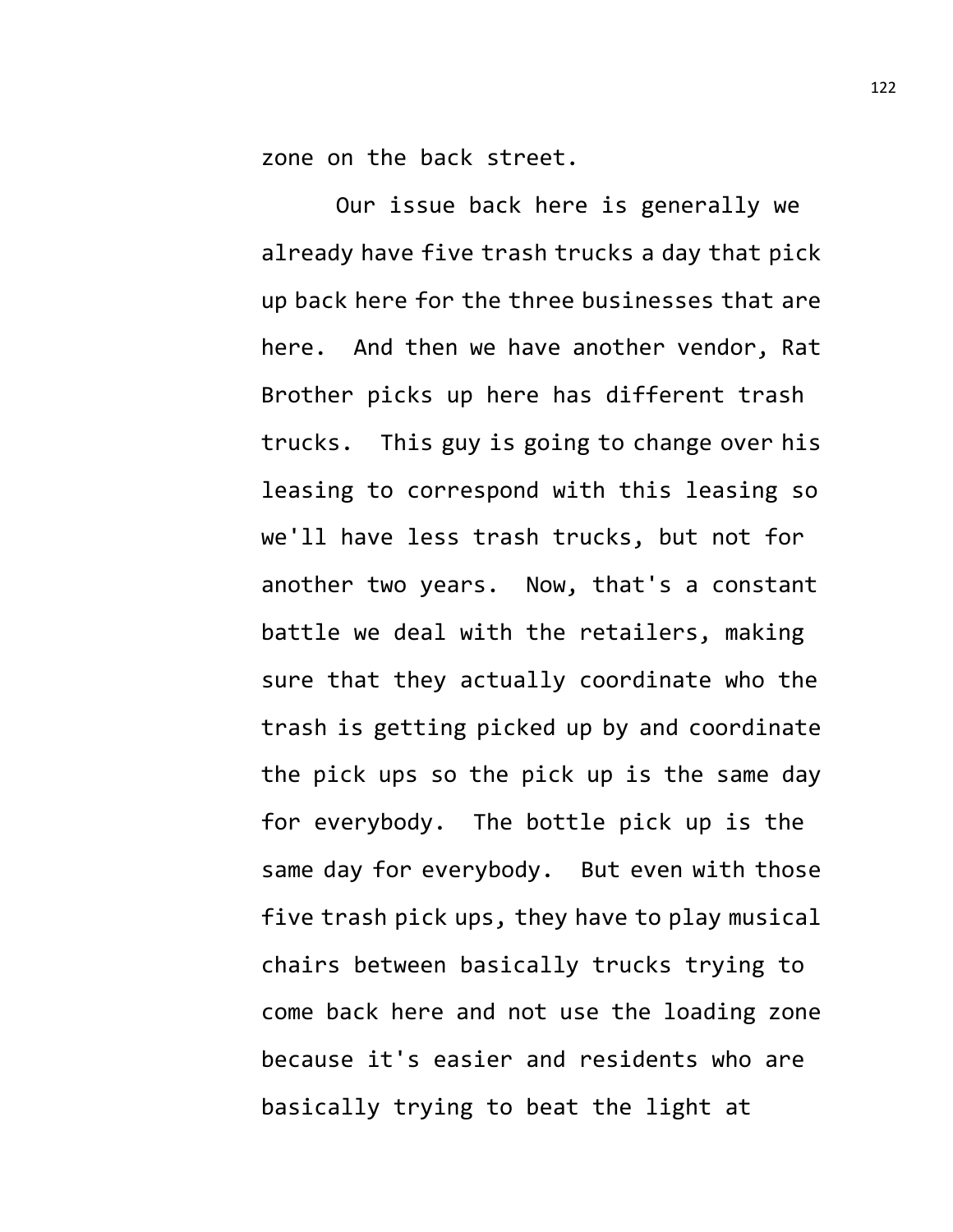zone on the back street.

Our issue back here is generally we already have five trash trucks a day that pick up back here for the three businesses that are here. And then we have another vendor, Rat Brother picks up here has different trash trucks. This guy is going to change over his leasing to correspond with this leasing so we'll have less trash trucks, but not for another two years. Now, that's a constant battle we deal with the retailers, making sure that they actually coordinate who the trash is getting picked up by and coordinate the pick ups so the pick up is the same day for everybody. The bottle pick up is the same day for everybody. But even with those five trash pick ups, they have to play musical chairs between basically trucks trying to come back here and not use the loading zone because it's easier and residents who are basically trying to beat the light at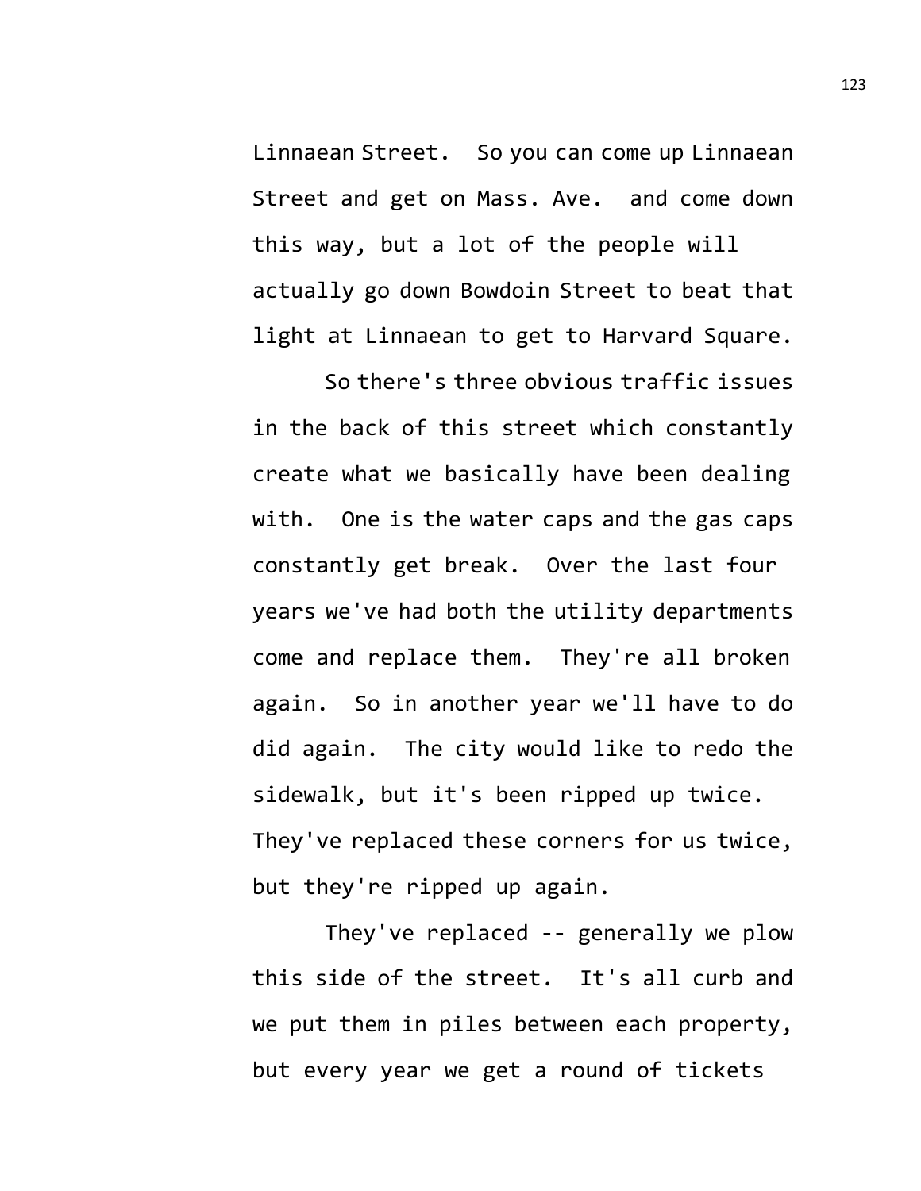Linnaean Street. So you can come up Linnaean Street and get on Mass. Ave. and come down this way, but a lot of the people will actually go down Bowdoin Street to beat that light at Linnaean to get to Harvard Square.

So there's three obvious traffic issues in the back of this street which constantly create what we basically have been dealing with. One is the water caps and the gas caps constantly get break. Over the last four years we've had both the utility departments come and replace them. They're all broken again. So in another year we'll have to do did again. The city would like to redo the sidewalk, but it's been ripped up twice. They've replaced these corners for us twice, but they're ripped up again.

They've replaced -- generally we plow this side of the street. It's all curb and we put them in piles between each property, but every year we get a round of tickets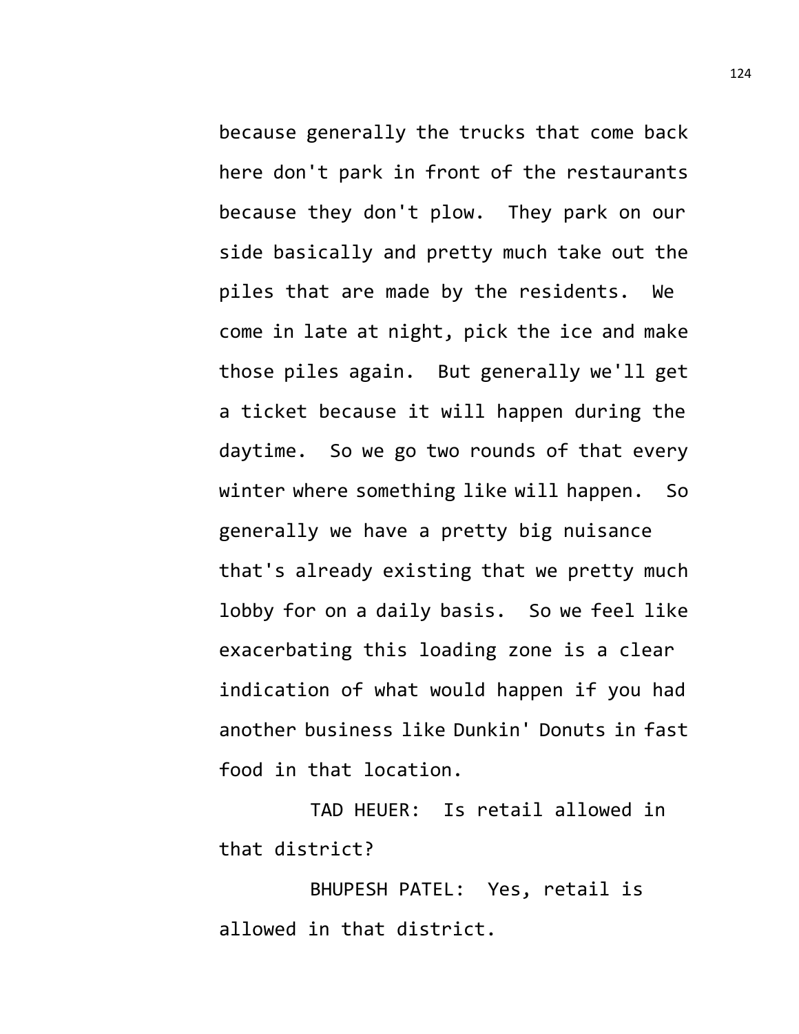because generally the trucks that come back here don't park in front of the restaurants because they don't plow. They park on our side basically and pretty much take out the piles that are made by the residents. We come in late at night, pick the ice and make those piles again. But generally we'll get a ticket because it will happen during the daytime. So we go two rounds of that every winter where something like will happen. So generally we have a pretty big nuisance that's already existing that we pretty much lobby for on a daily basis. So we feel like exacerbating this loading zone is a clear indication of what would happen if you had another business like Dunkin' Donuts in fast food in that location.

TAD HEUER: Is retail allowed in that district?

BHUPESH PATEL: Yes, retail is allowed in that district.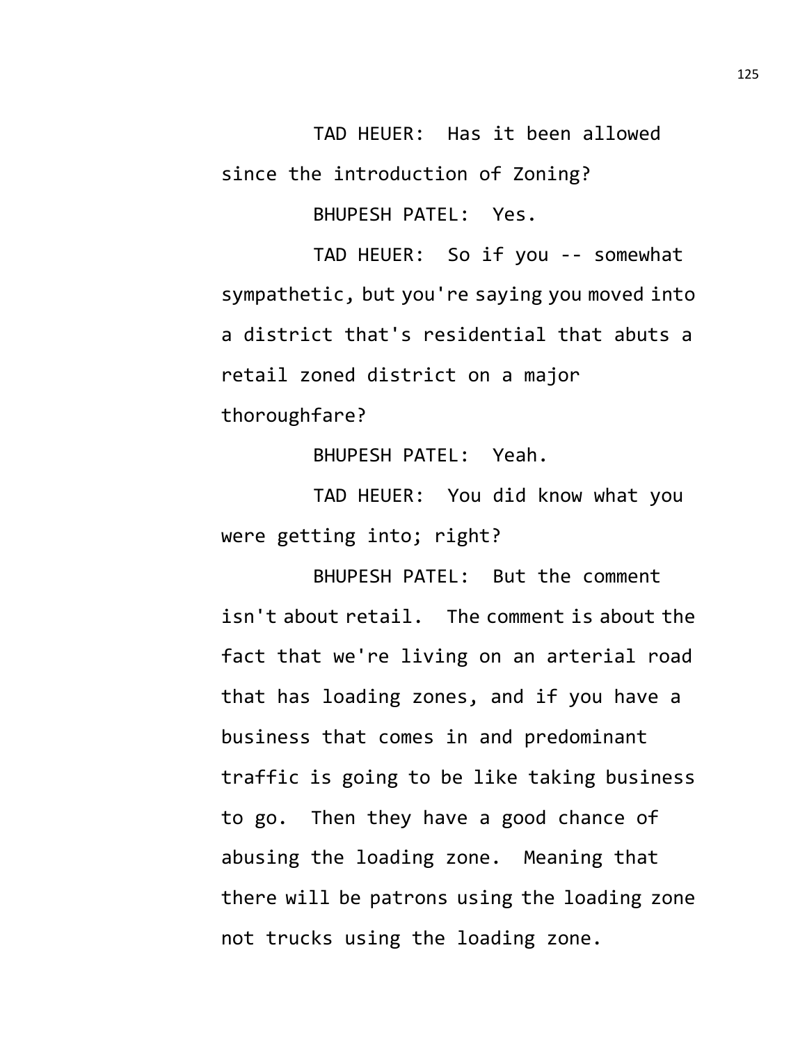TAD HEUER: Has it been allowed since the introduction of Zoning?

BHUPESH PATEL: Yes.

TAD HEUER: So if you -- somewhat sympathetic, but you're saying you moved into a district that's residential that abuts a retail zoned district on a major thoroughfare?

BHUPESH PATEL: Yeah.

TAD HEUER: You did know what you were getting into; right?

BHUPESH PATEL: But the comment isn't about retail. The comment is about the fact that we're living on an arterial road that has loading zones, and if you have a business that comes in and predominant traffic is going to be like taking business to go. Then they have a good chance of abusing the loading zone. Meaning that there will be patrons using the loading zone not trucks using the loading zone.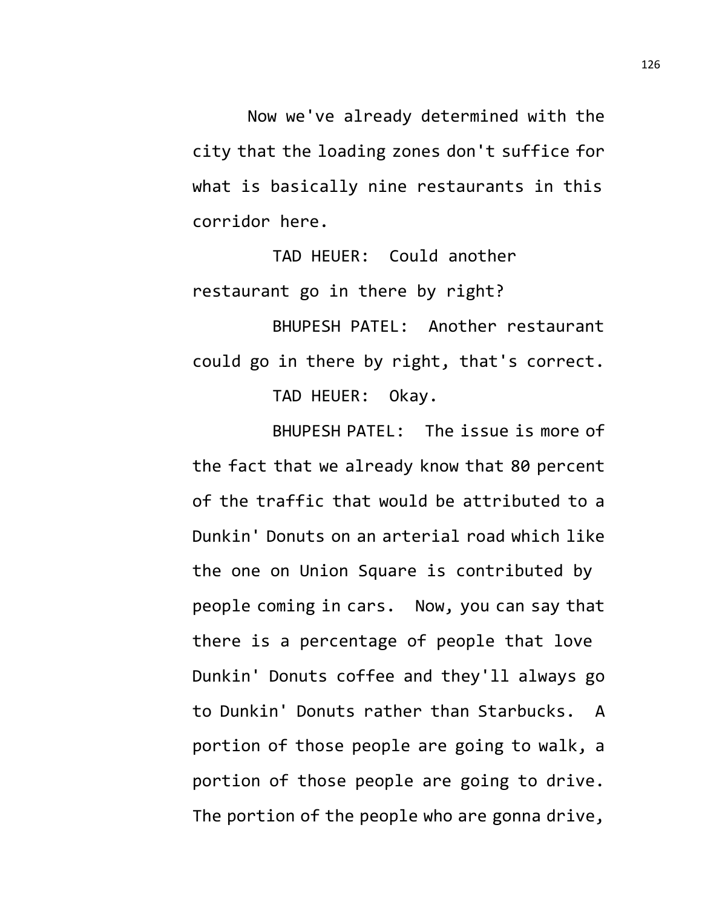Now we've already determined with the city that the loading zones don't suffice for what is basically nine restaurants in this corridor here.

TAD HEUER: Could another restaurant go in there by right?

BHUPESH PATEL: Another restaurant could go in there by right, that's correct.

TAD HEUER: Okay.

BHUPESH PATEL: The issue is more of the fact that we already know that 80 percent of the traffic that would be attributed to a Dunkin' Donuts on an arterial road which like the one on Union Square is contributed by people coming in cars. Now, you can say that there is a percentage of people that love Dunkin' Donuts coffee and they'll always go to Dunkin' Donuts rather than Starbucks. A portion of those people are going to walk, a portion of those people are going to drive. The portion of the people who are gonna drive,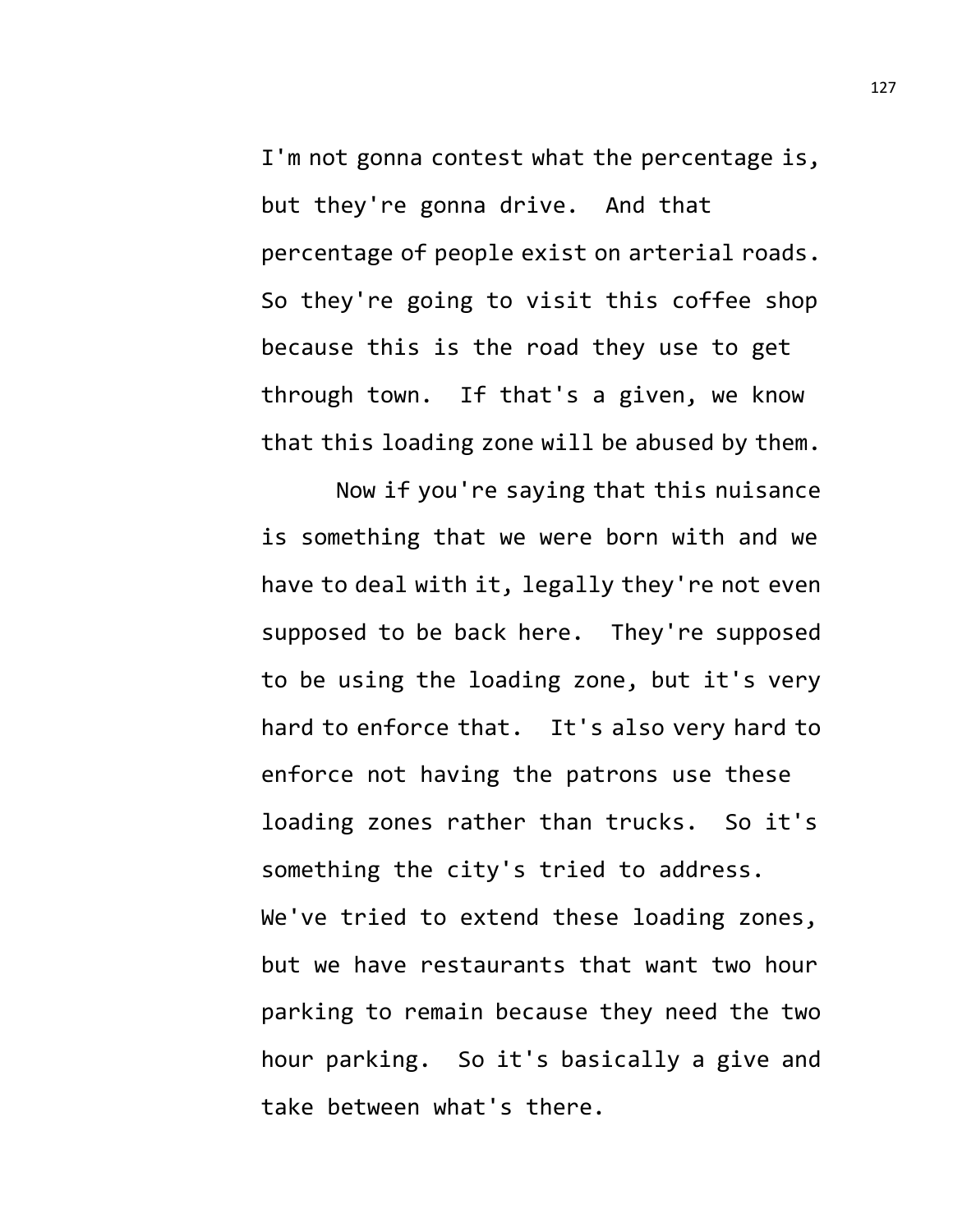I'm not gonna contest what the percentage is, but they're gonna drive. And that percentage of people exist on arterial roads. So they're going to visit this coffee shop because this is the road they use to get through town. If that's a given, we know that this loading zone will be abused by them.

Now if you're saying that this nuisance is something that we were born with and we have to deal with it, legally they're not even supposed to be back here. They're supposed to be using the loading zone, but it's very hard to enforce that. It's also very hard to enforce not having the patrons use these loading zones rather than trucks. So it's something the city's tried to address. We've tried to extend these loading zones, but we have restaurants that want two hour parking to remain because they need the two hour parking. So it's basically a give and take between what's there.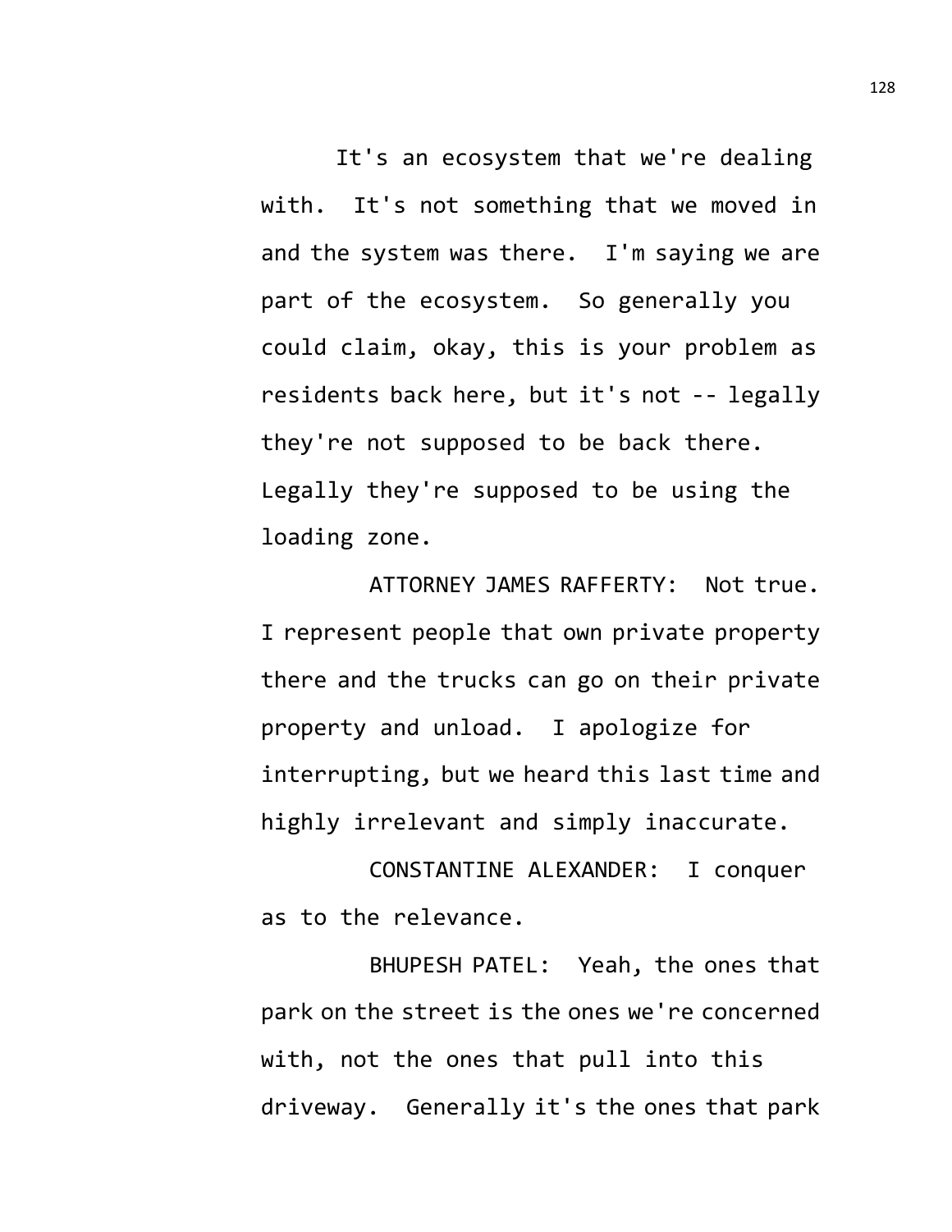It's an ecosystem that we're dealing with. It's not something that we moved in and the system was there. I'm saying we are part of the ecosystem. So generally you could claim, okay, this is your problem as residents back here, but it's not -- legally they're not supposed to be back there. Legally they're supposed to be using the loading zone.

ATTORNEY JAMES RAFFERTY: Not true. I represent people that own private property there and the trucks can go on their private property and unload. I apologize for interrupting, but we heard this last time and highly irrelevant and simply inaccurate.

CONSTANTINE ALEXANDER: I conquer as to the relevance.

BHUPESH PATEL: Yeah, the ones that park on the street is the ones we're concerned with, not the ones that pull into this driveway. Generally it's the ones that park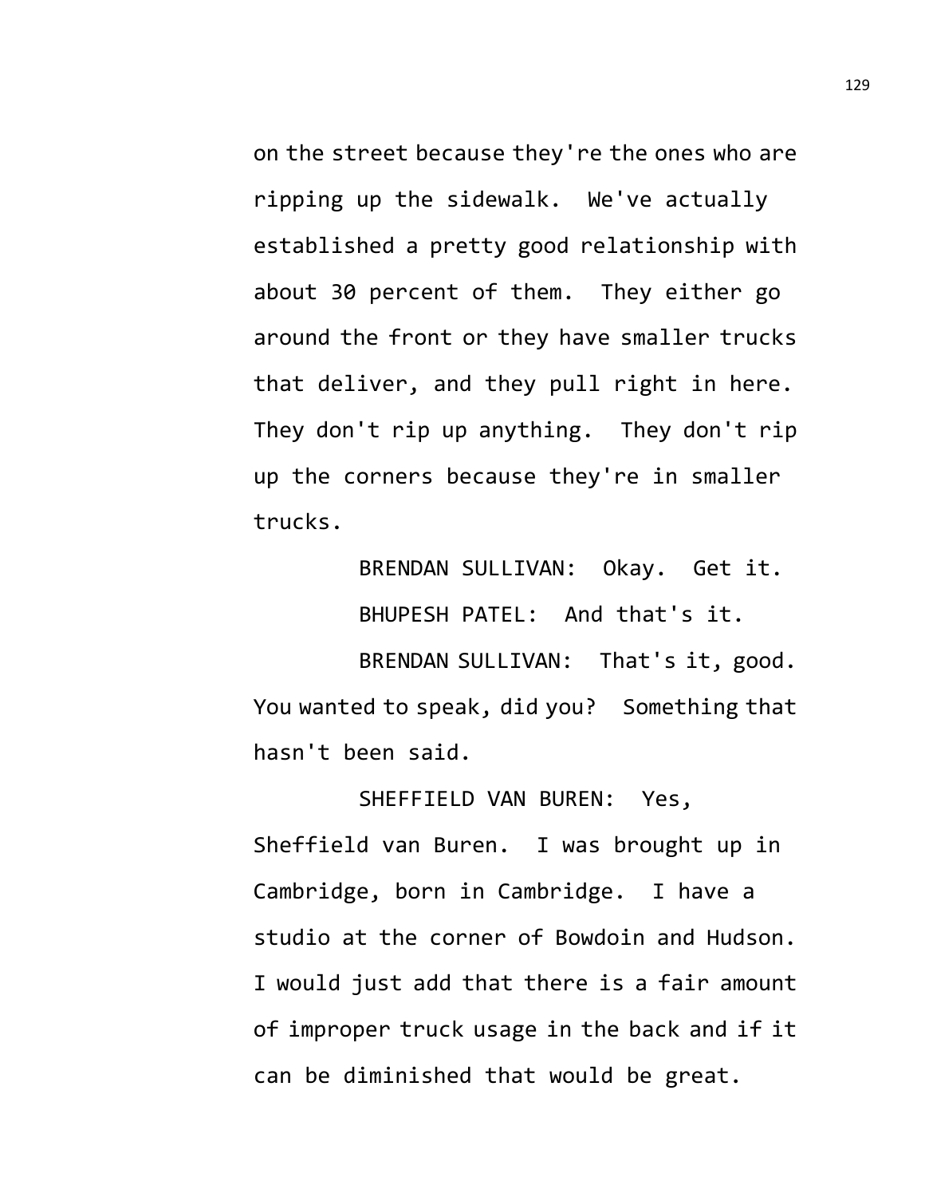on the street because they're the ones who are ripping up the sidewalk. We've actually established a pretty good relationship with about 30 percent of them. They either go around the front or they have smaller trucks that deliver, and they pull right in here. They don't rip up anything. They don't rip up the corners because they're in smaller trucks.

BRENDAN SULLIVAN: Okay. Get it.

BHUPESH PATEL: And that's it.

BRENDAN SULLIVAN: That's it, good. You wanted to speak, did you? Something that hasn't been said.

SHEFFIELD VAN BUREN: Yes, Sheffield van Buren. I was brought up in Cambridge, born in Cambridge. I have a studio at the corner of Bowdoin and Hudson. I would just add that there is a fair amount of improper truck usage in the back and if it can be diminished that would be great.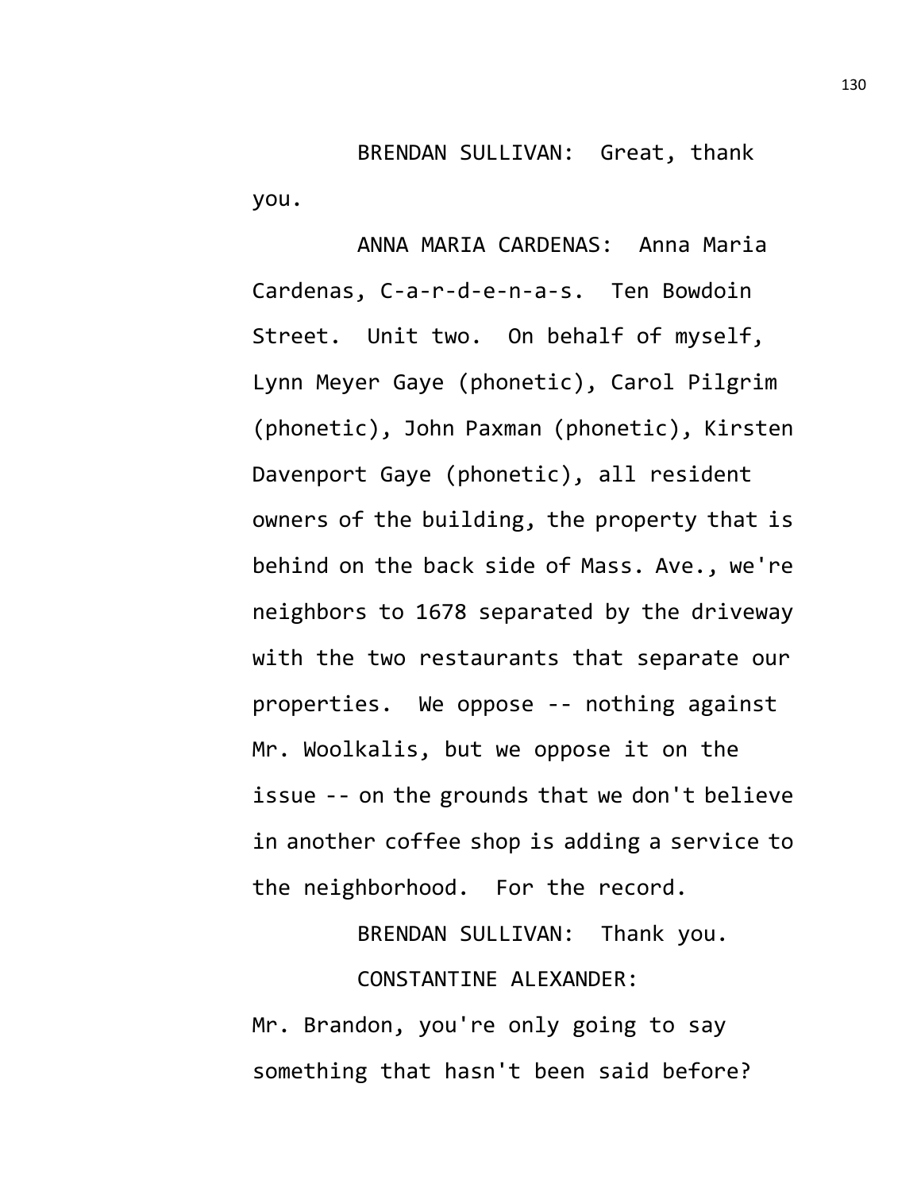BRENDAN SULLIVAN: Great, thank you.

ANNA MARIA CARDENAS: Anna Maria Cardenas, C-a-r-d-e-n-a-s. Ten Bowdoin Street. Unit two. On behalf of myself, Lynn Meyer Gaye (phonetic), Carol Pilgrim (phonetic), John Paxman (phonetic), Kirsten Davenport Gaye (phonetic), all resident owners of the building, the property that is behind on the back side of Mass. Ave., we're neighbors to 1678 separated by the driveway with the two restaurants that separate our properties. We oppose -- nothing against Mr. Woolkalis, but we oppose it on the issue -- on the grounds that we don't believe in another coffee shop is adding a service to the neighborhood. For the record.

BRENDAN SULLIVAN: Thank you.

CONSTANTINE ALEXANDER: Mr. Brandon, you're only going to say something that hasn't been said before?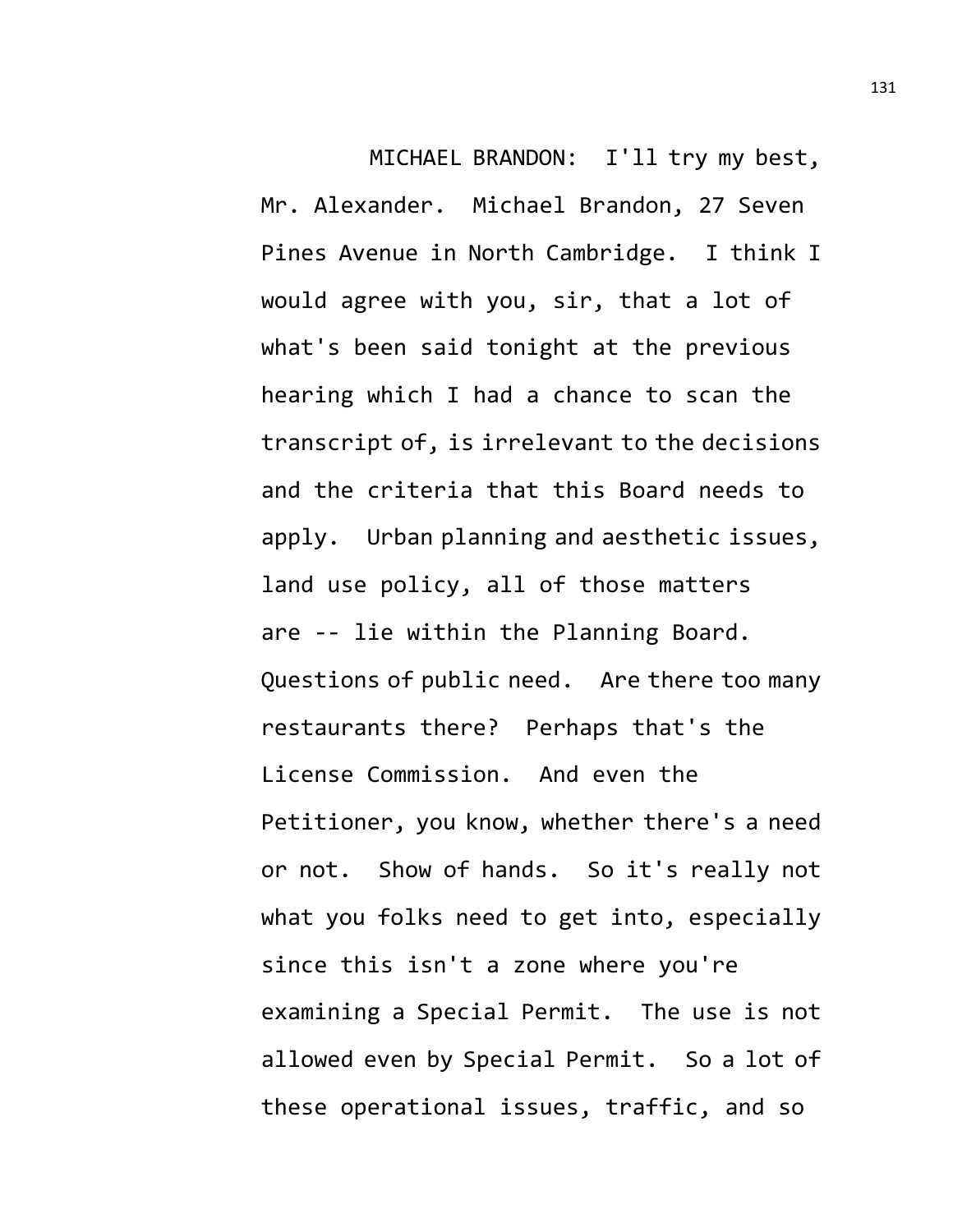MICHAEL BRANDON: I'll try my best, Mr. Alexander. Michael Brandon, 27 Seven Pines Avenue in North Cambridge. I think I would agree with you, sir, that a lot of what's been said tonight at the previous hearing which I had a chance to scan the transcript of, is irrelevant to the decisions and the criteria that this Board needs to apply. Urban planning and aesthetic issues, land use policy, all of those matters are -- lie within the Planning Board. Questions of public need. Are there too many restaurants there? Perhaps that's the License Commission. And even the Petitioner, you know, whether there's a need or not. Show of hands. So it's really not what you folks need to get into, especially since this isn't a zone where you're examining a Special Permit. The use is not allowed even by Special Permit. So a lot of these operational issues, traffic, and so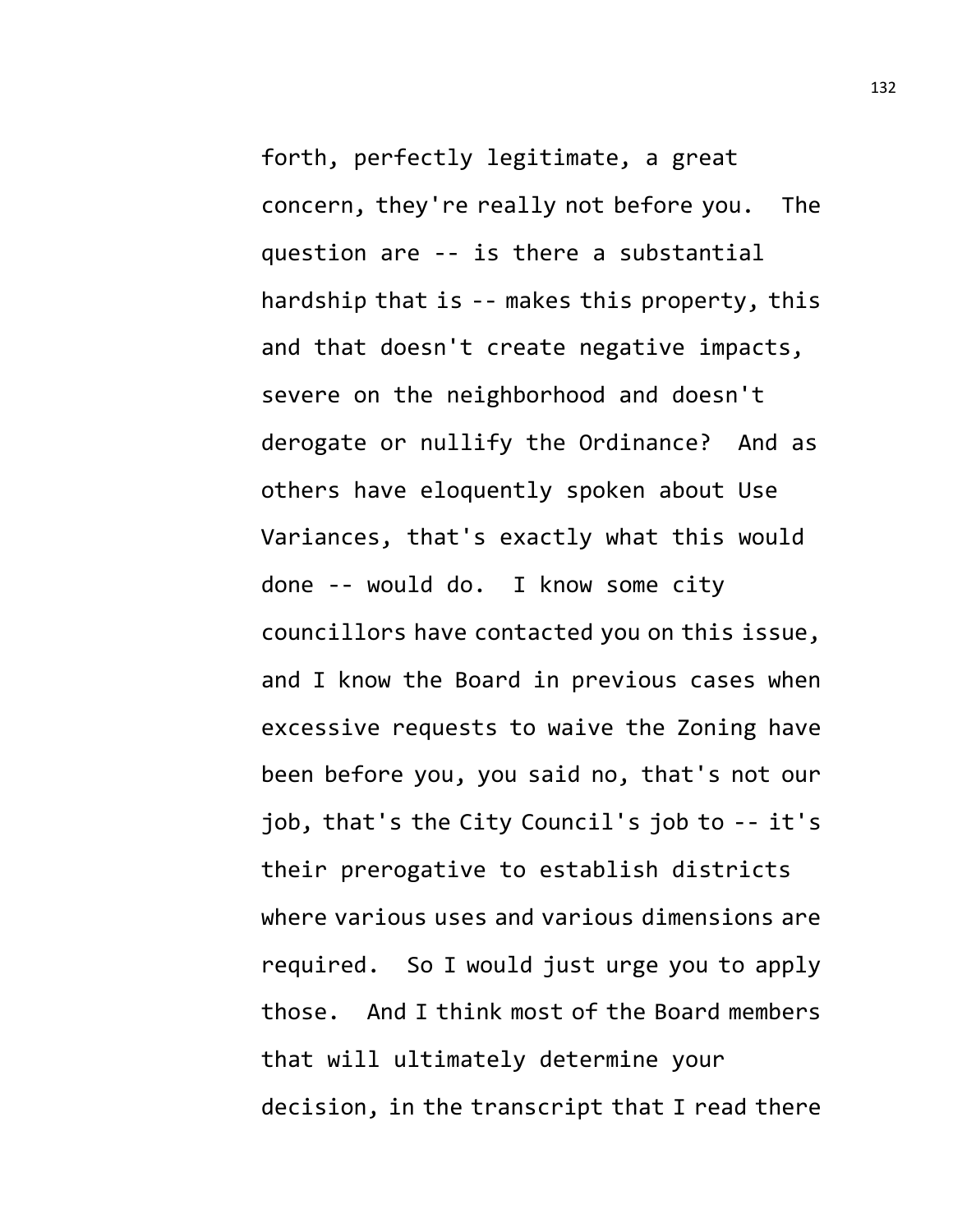forth, perfectly legitimate, a great concern, they're really not before you. The question are -- is there a substantial hardship that is -- makes this property, this and that doesn't create negative impacts, severe on the neighborhood and doesn't derogate or nullify the Ordinance? And as others have eloquently spoken about Use Variances, that's exactly what this would done -- would do. I know some city councillors have contacted you on this issue, and I know the Board in previous cases when excessive requests to waive the Zoning have been before you, you said no, that's not our job, that's the City Council's job to -- it's their prerogative to establish districts where various uses and various dimensions are required. So I would just urge you to apply those. And I think most of the Board members that will ultimately determine your decision, in the transcript that I read there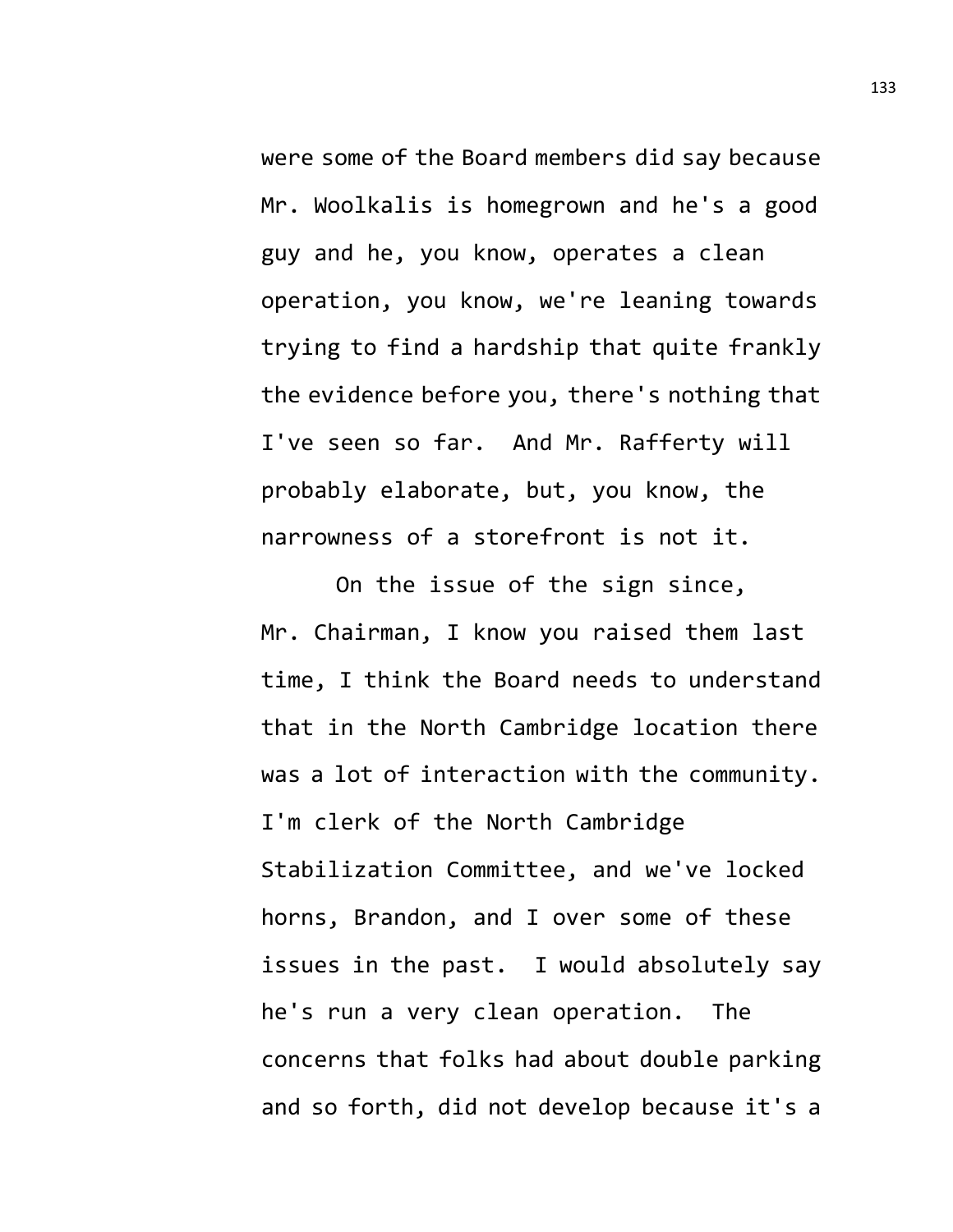were some of the Board members did say because Mr. Woolkalis is homegrown and he's a good guy and he, you know, operates a clean operation, you know, we're leaning towards trying to find a hardship that quite frankly the evidence before you, there's nothing that I've seen so far. And Mr. Rafferty will probably elaborate, but, you know, the narrowness of a storefront is not it.

On the issue of the sign since, Mr. Chairman, I know you raised them last time, I think the Board needs to understand that in the North Cambridge location there was a lot of interaction with the community. I'm clerk of the North Cambridge Stabilization Committee, and we've locked horns, Brandon, and I over some of these issues in the past. I would absolutely say he's run a very clean operation. The concerns that folks had about double parking and so forth, did not develop because it's a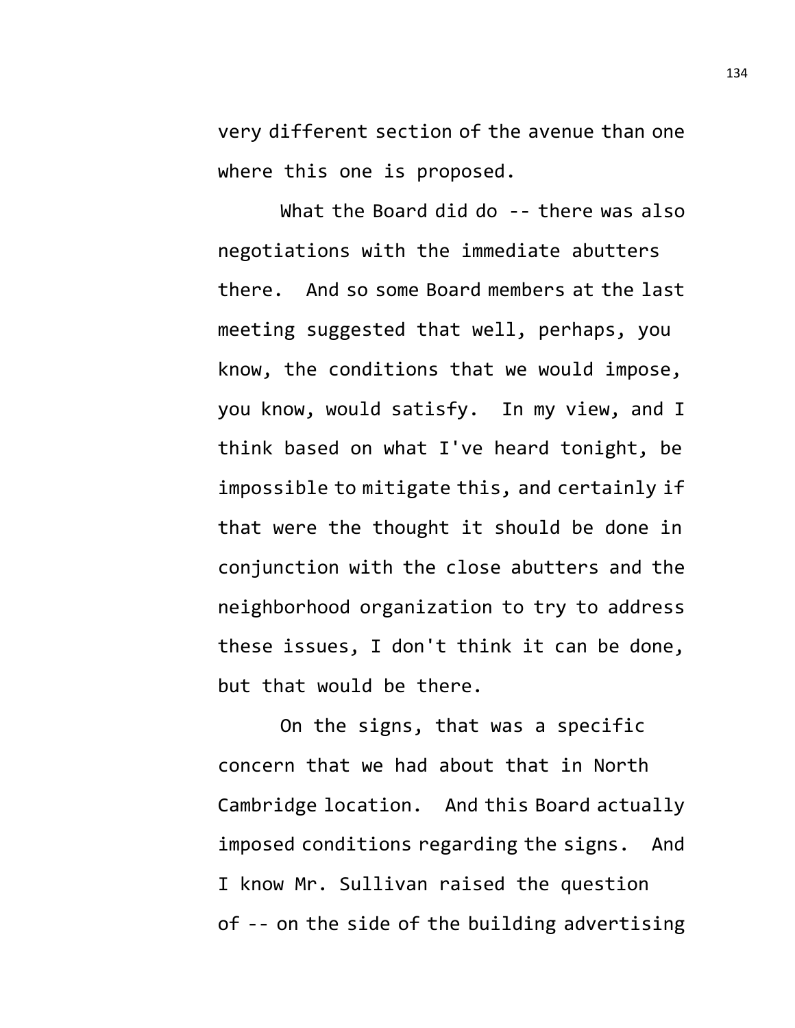very different section of the avenue than one where this one is proposed.

What the Board did do -- there was also negotiations with the immediate abutters there. And so some Board members at the last meeting suggested that well, perhaps, you know, the conditions that we would impose, you know, would satisfy. In my view, and I think based on what I've heard tonight, be impossible to mitigate this, and certainly if that were the thought it should be done in conjunction with the close abutters and the neighborhood organization to try to address these issues, I don't think it can be done, but that would be there.

On the signs, that was a specific concern that we had about that in North Cambridge location. And this Board actually imposed conditions regarding the signs. And I know Mr. Sullivan raised the question of -- on the side of the building advertising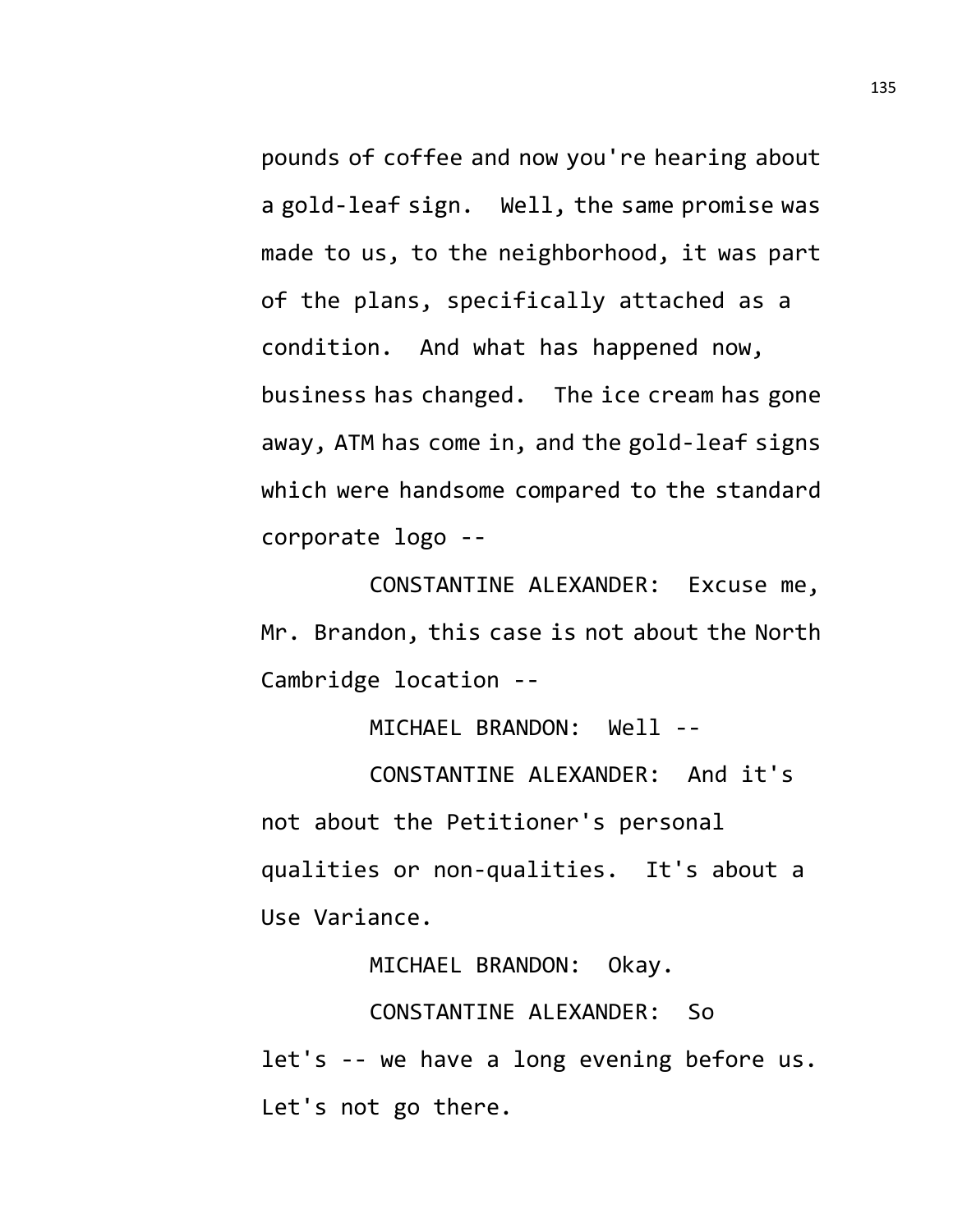pounds of coffee and now you're hearing about a gold-leaf sign. Well, the same promise was made to us, to the neighborhood, it was part of the plans, specifically attached as a condition. And what has happened now, business has changed. The ice cream has gone away, ATM has come in, and the gold-leaf signs which were handsome compared to the standard corporate logo --

CONSTANTINE ALEXANDER: Excuse me, Mr. Brandon, this case is not about the North Cambridge location --

MICHAEL BRANDON: Well --

CONSTANTINE ALEXANDER: And it's not about the Petitioner's personal qualities or non-qualities. It's about a Use Variance.

MICHAEL BRANDON: Okay.

CONSTANTINE ALEXANDER: So let's -- we have a long evening before us. Let's not go there.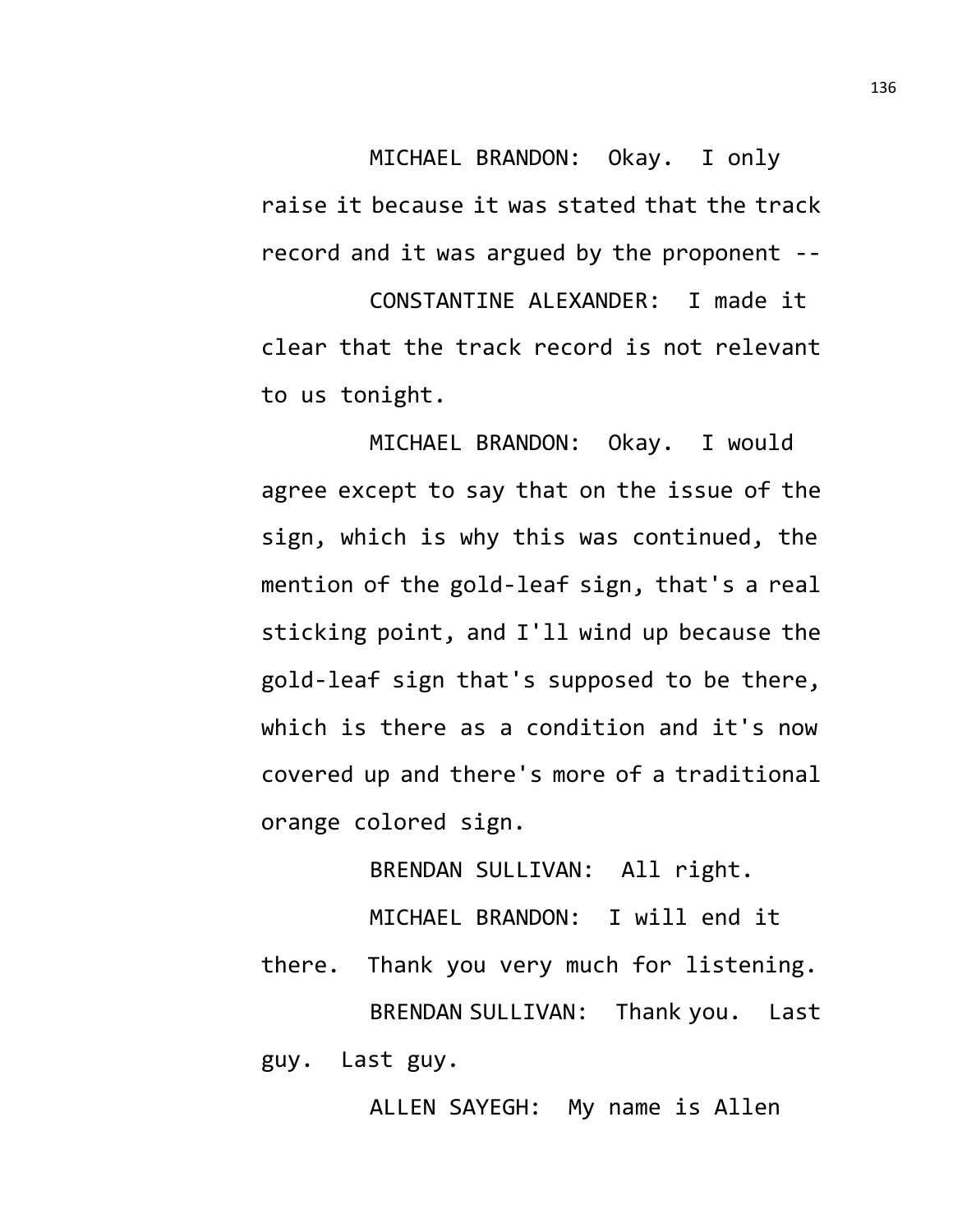MICHAEL BRANDON: Okay. I only raise it because it was stated that the track record and it was argued by the proponent --

CONSTANTINE ALEXANDER: I made it clear that the track record is not relevant to us tonight.

MICHAEL BRANDON: Okay. I would agree except to say that on the issue of the sign, which is why this was continued, the mention of the gold-leaf sign, that's a real sticking point, and I'll wind up because the gold-leaf sign that's supposed to be there, which is there as a condition and it's now covered up and there's more of a traditional orange colored sign.

BRENDAN SULLIVAN: All right.

MICHAEL BRANDON: I will end it there. Thank you very much for listening.

BRENDAN SULLIVAN: Thank you. Last guy. Last guy.

ALLEN SAYEGH: My name is Allen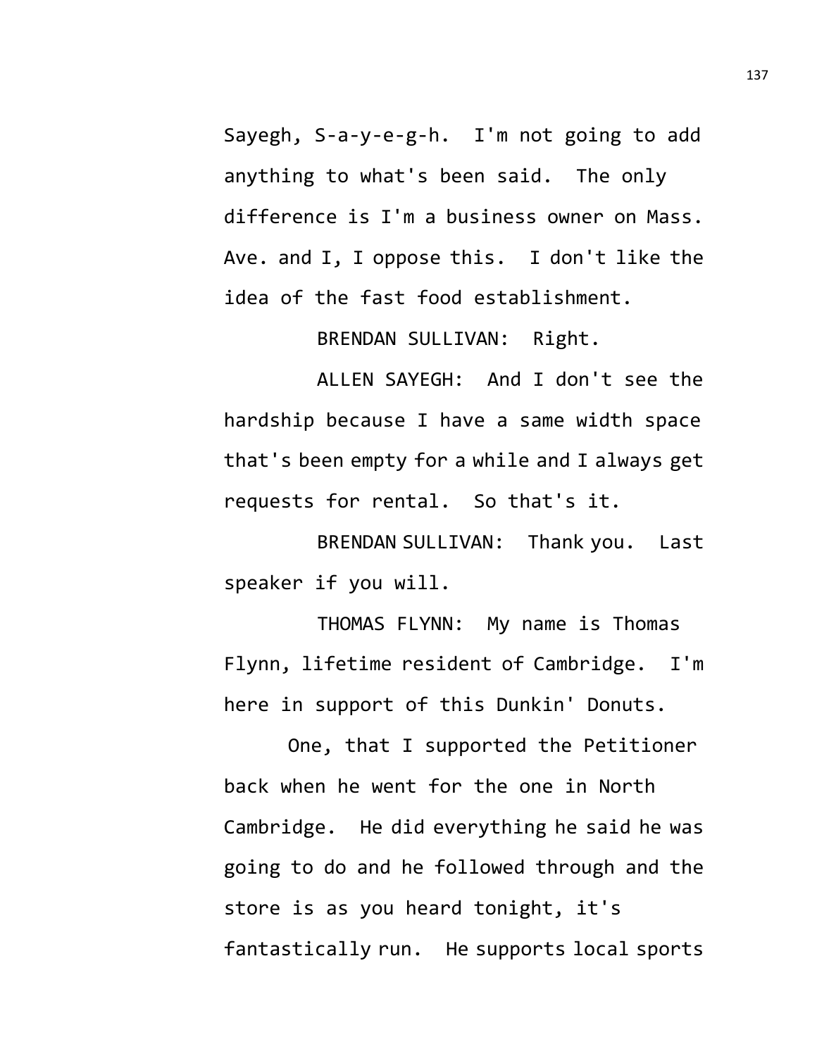Sayegh, S-a-y-e-g-h. I'm not going to add anything to what's been said. The only difference is I'm a business owner on Mass. Ave. and I, I oppose this. I don't like the idea of the fast food establishment.

BRENDAN SULLIVAN: Right.

ALLEN SAYEGH: And I don't see the hardship because I have a same width space that's been empty for a while and I always get requests for rental. So that's it.

BRENDAN SULLIVAN: Thank you. Last speaker if you will.

THOMAS FLYNN: My name is Thomas Flynn, lifetime resident of Cambridge. I'm here in support of this Dunkin' Donuts.

One, that I supported the Petitioner back when he went for the one in North Cambridge. He did everything he said he was going to do and he followed through and the store is as you heard tonight, it's fantastically run. He supports local sports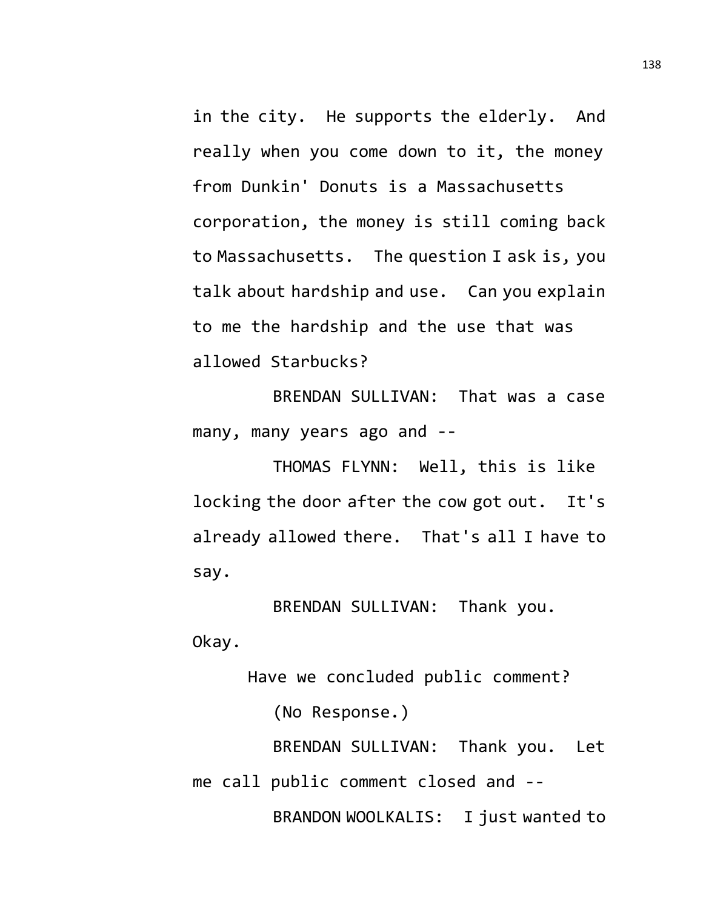in the city. He supports the elderly. And really when you come down to it, the money from Dunkin' Donuts is a Massachusetts corporation, the money is still coming back to Massachusetts. The question I ask is, you talk about hardship and use. Can you explain to me the hardship and the use that was allowed Starbucks?

BRENDAN SULLIVAN: That was a case many, many years ago and --

THOMAS FLYNN: Well, this is like locking the door after the cow got out. It's already allowed there. That's all I have to say.

BRENDAN SULLIVAN: Thank you. Okay.

Have we concluded public comment?

(No Response.)

BRENDAN SULLIVAN: Thank you. Let me call public comment closed and --

BRANDON WOOLKALIS: I just wanted to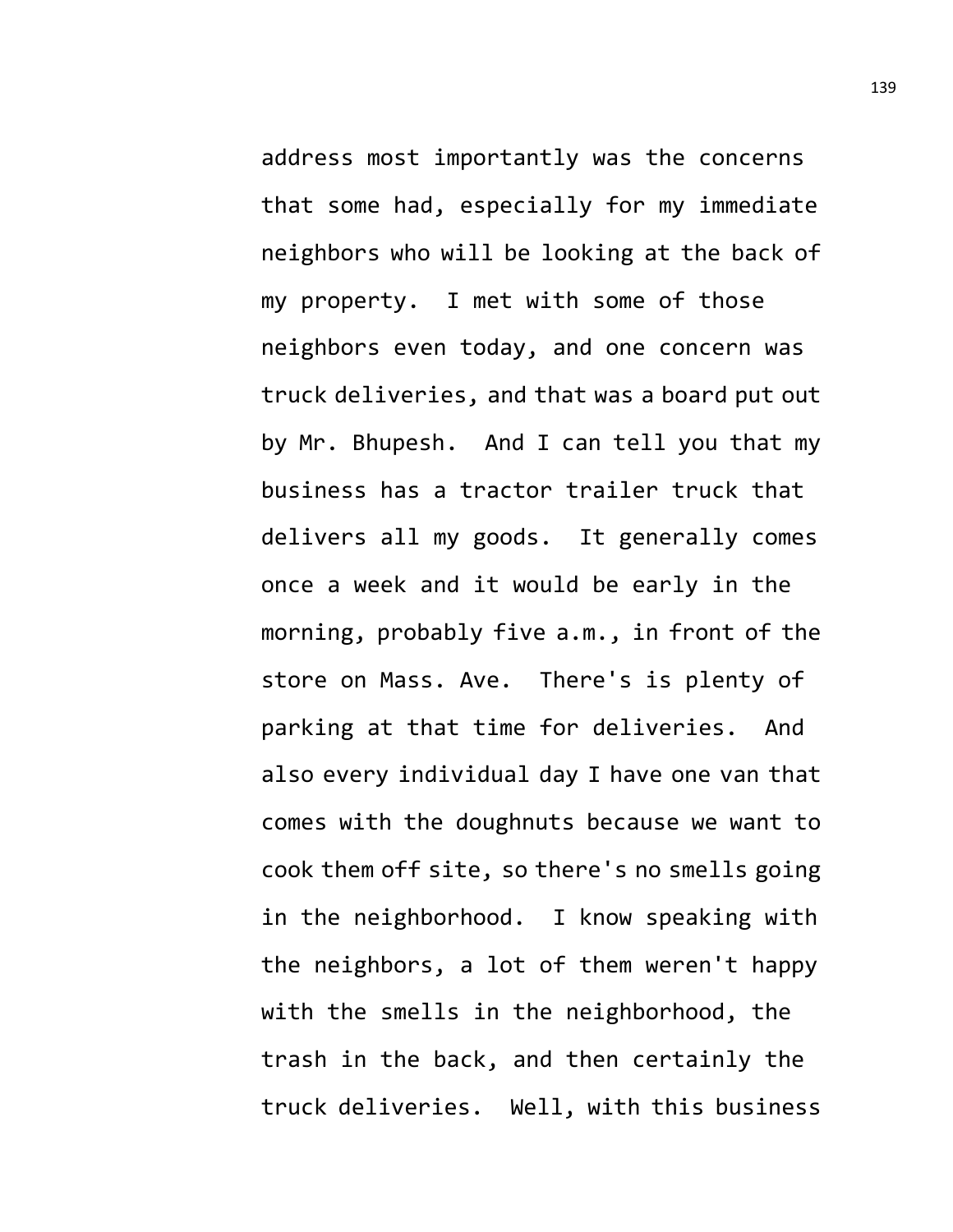address most importantly was the concerns that some had, especially for my immediate neighbors who will be looking at the back of my property. I met with some of those neighbors even today, and one concern was truck deliveries, and that was a board put out by Mr. Bhupesh. And I can tell you that my business has a tractor trailer truck that delivers all my goods. It generally comes once a week and it would be early in the morning, probably five a.m., in front of the store on Mass. Ave. There's is plenty of parking at that time for deliveries. And also every individual day I have one van that comes with the doughnuts because we want to cook them off site, so there's no smells going in the neighborhood. I know speaking with the neighbors, a lot of them weren't happy with the smells in the neighborhood, the trash in the back, and then certainly the truck deliveries. Well, with this business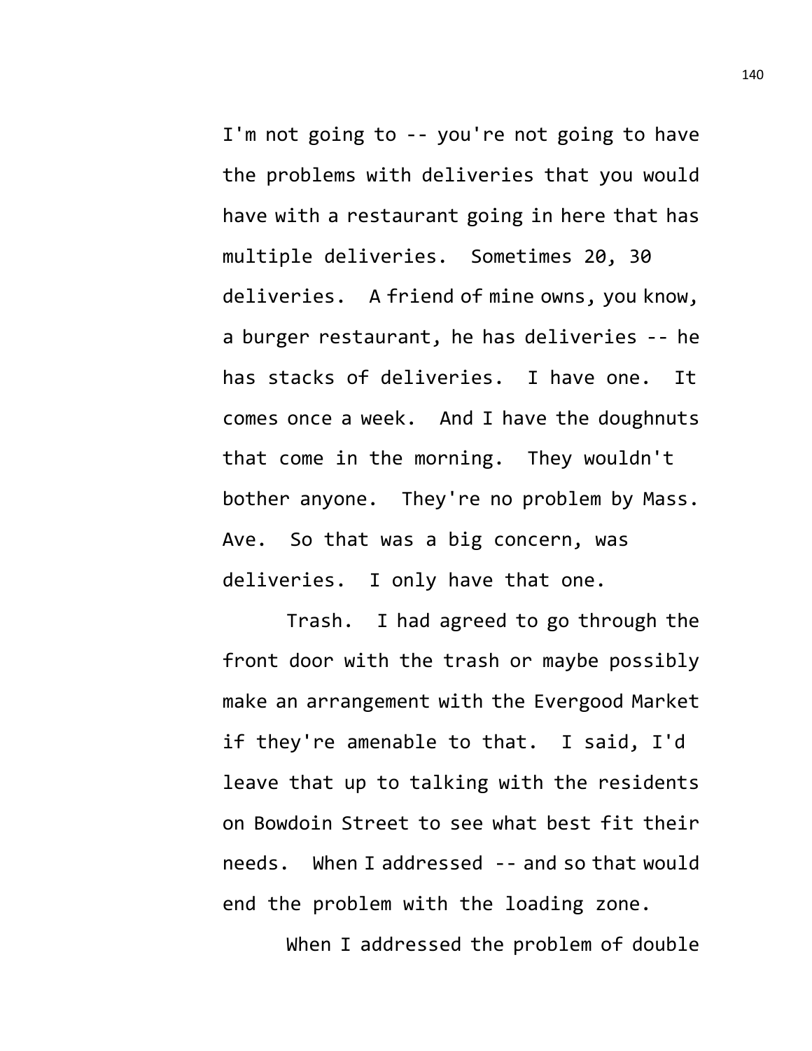I'm not going to -- you're not going to have the problems with deliveries that you would have with a restaurant going in here that has multiple deliveries. Sometimes 20, 30 deliveries. A friend of mine owns, you know, a burger restaurant, he has deliveries -- he has stacks of deliveries. I have one. It comes once a week. And I have the doughnuts that come in the morning. They wouldn't bother anyone. They're no problem by Mass. Ave. So that was a big concern, was deliveries. I only have that one.

Trash. I had agreed to go through the front door with the trash or maybe possibly make an arrangement with the Evergood Market if they're amenable to that. I said, I'd leave that up to talking with the residents on Bowdoin Street to see what best fit their needs. When I addressed -- and so that would end the problem with the loading zone.

When I addressed the problem of double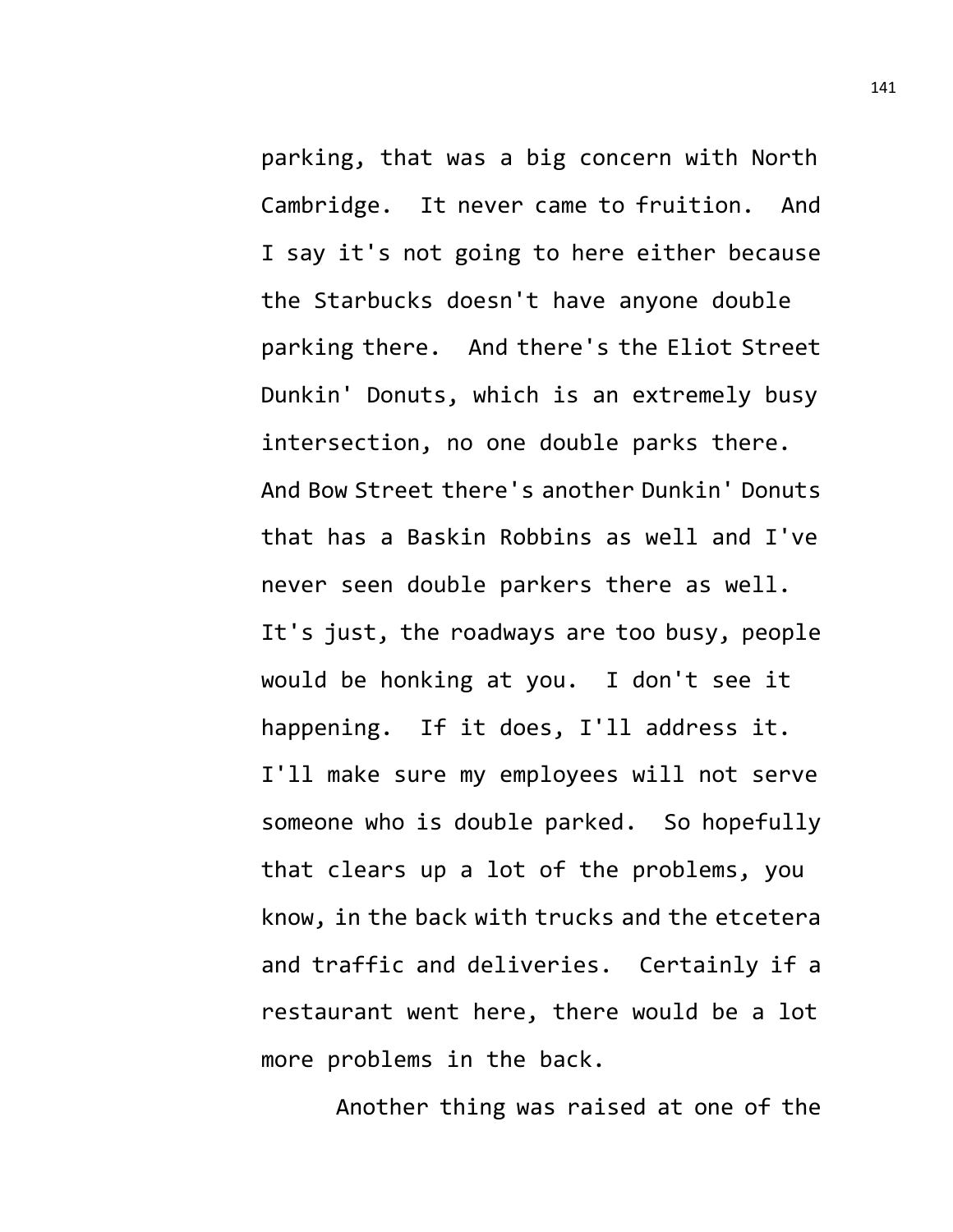parking, that was a big concern with North Cambridge. It never came to fruition. And I say it's not going to here either because the Starbucks doesn't have anyone double parking there. And there's the Eliot Street Dunkin' Donuts, which is an extremely busy intersection, no one double parks there. And Bow Street there's another Dunkin' Donuts that has a Baskin Robbins as well and I've never seen double parkers there as well. It's just, the roadways are too busy, people would be honking at you. I don't see it happening. If it does, I'll address it. I'll make sure my employees will not serve someone who is double parked. So hopefully that clears up a lot of the problems, you know, in the back with trucks and the etcetera and traffic and deliveries. Certainly if a restaurant went here, there would be a lot more problems in the back.

Another thing was raised at one of the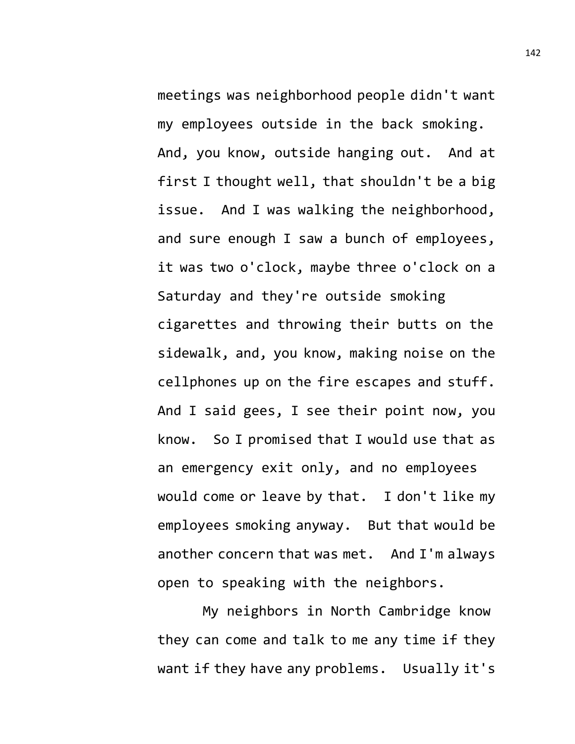meetings was neighborhood people didn't want my employees outside in the back smoking. And, you know, outside hanging out. And at first I thought well, that shouldn't be a big issue. And I was walking the neighborhood, and sure enough I saw a bunch of employees, it was two o'clock, maybe three o'clock on a Saturday and they're outside smoking cigarettes and throwing their butts on the sidewalk, and, you know, making noise on the cellphones up on the fire escapes and stuff. And I said gees, I see their point now, you know. So I promised that I would use that as an emergency exit only, and no employees would come or leave by that. I don't like my employees smoking anyway. But that would be another concern that was met. And I'm always open to speaking with the neighbors.

My neighbors in North Cambridge know they can come and talk to me any time if they want if they have any problems. Usually it's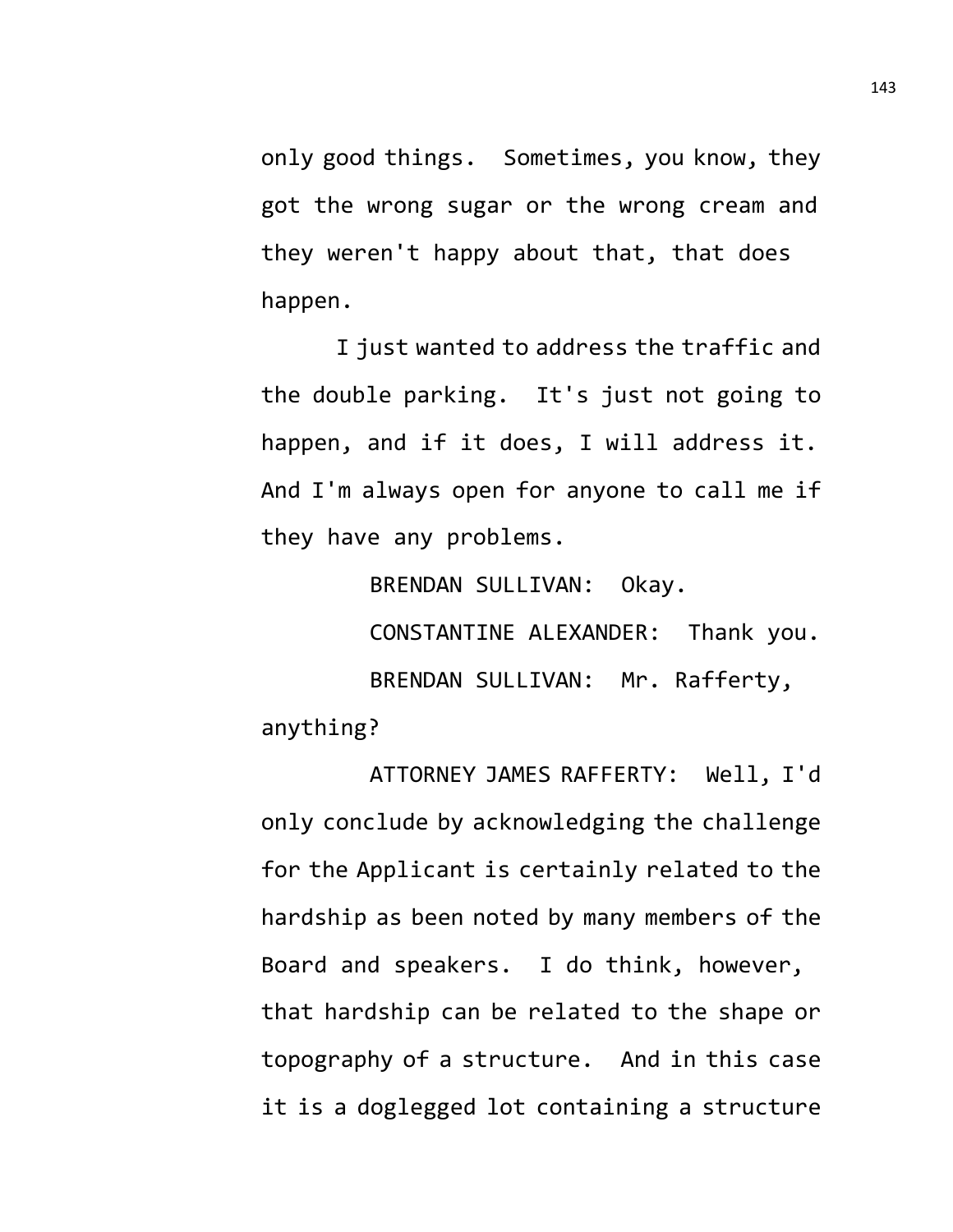only good things. Sometimes, you know, they got the wrong sugar or the wrong cream and they weren't happy about that, that does happen.

I just wanted to address the traffic and the double parking. It's just not going to happen, and if it does, I will address it. And I'm always open for anyone to call me if they have any problems.

BRENDAN SULLIVAN: Okay.

CONSTANTINE ALEXANDER: Thank you.

BRENDAN SULLIVAN: Mr. Rafferty, anything?

ATTORNEY JAMES RAFFERTY: Well, I'd only conclude by acknowledging the challenge for the Applicant is certainly related to the hardship as been noted by many members of the Board and speakers. I do think, however, that hardship can be related to the shape or topography of a structure. And in this case it is a doglegged lot containing a structure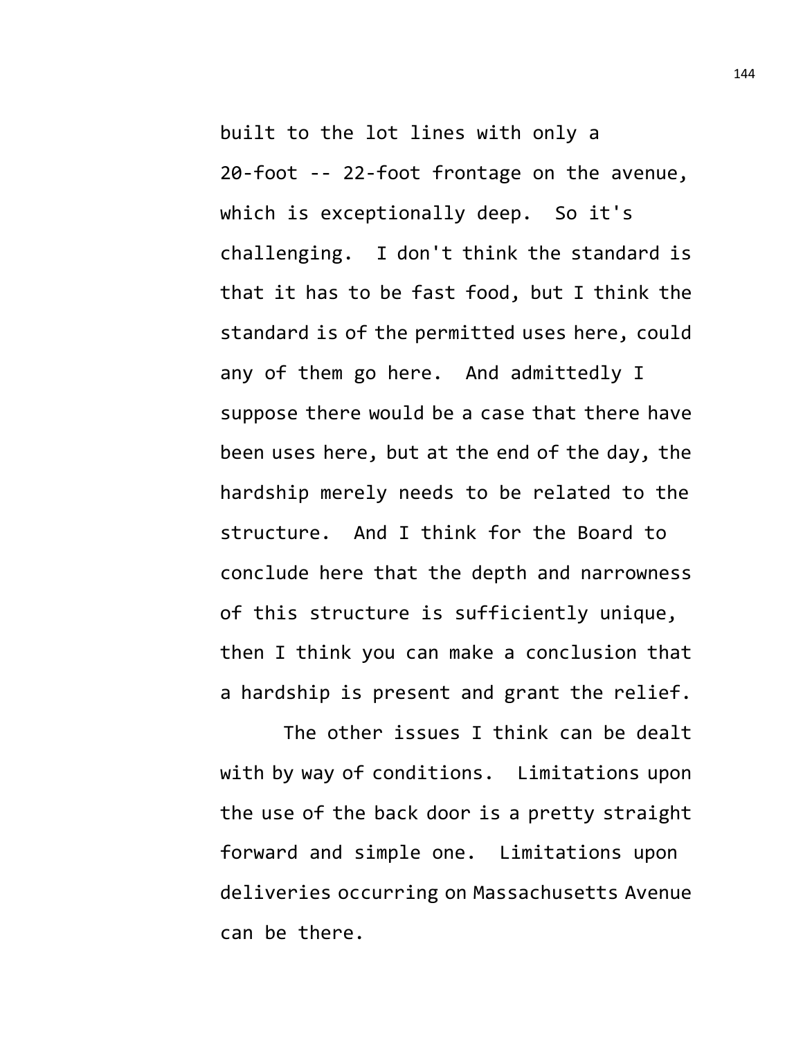built to the lot lines with only a 20-foot -- 22-foot frontage on the avenue, which is exceptionally deep. So it's challenging. I don't think the standard is that it has to be fast food, but I think the standard is of the permitted uses here, could any of them go here. And admittedly I suppose there would be a case that there have been uses here, but at the end of the day, the hardship merely needs to be related to the structure. And I think for the Board to conclude here that the depth and narrowness of this structure is sufficiently unique, then I think you can make a conclusion that a hardship is present and grant the relief.

The other issues I think can be dealt with by way of conditions. Limitations upon the use of the back door is a pretty straight forward and simple one. Limitations upon deliveries occurring on Massachusetts Avenue can be there.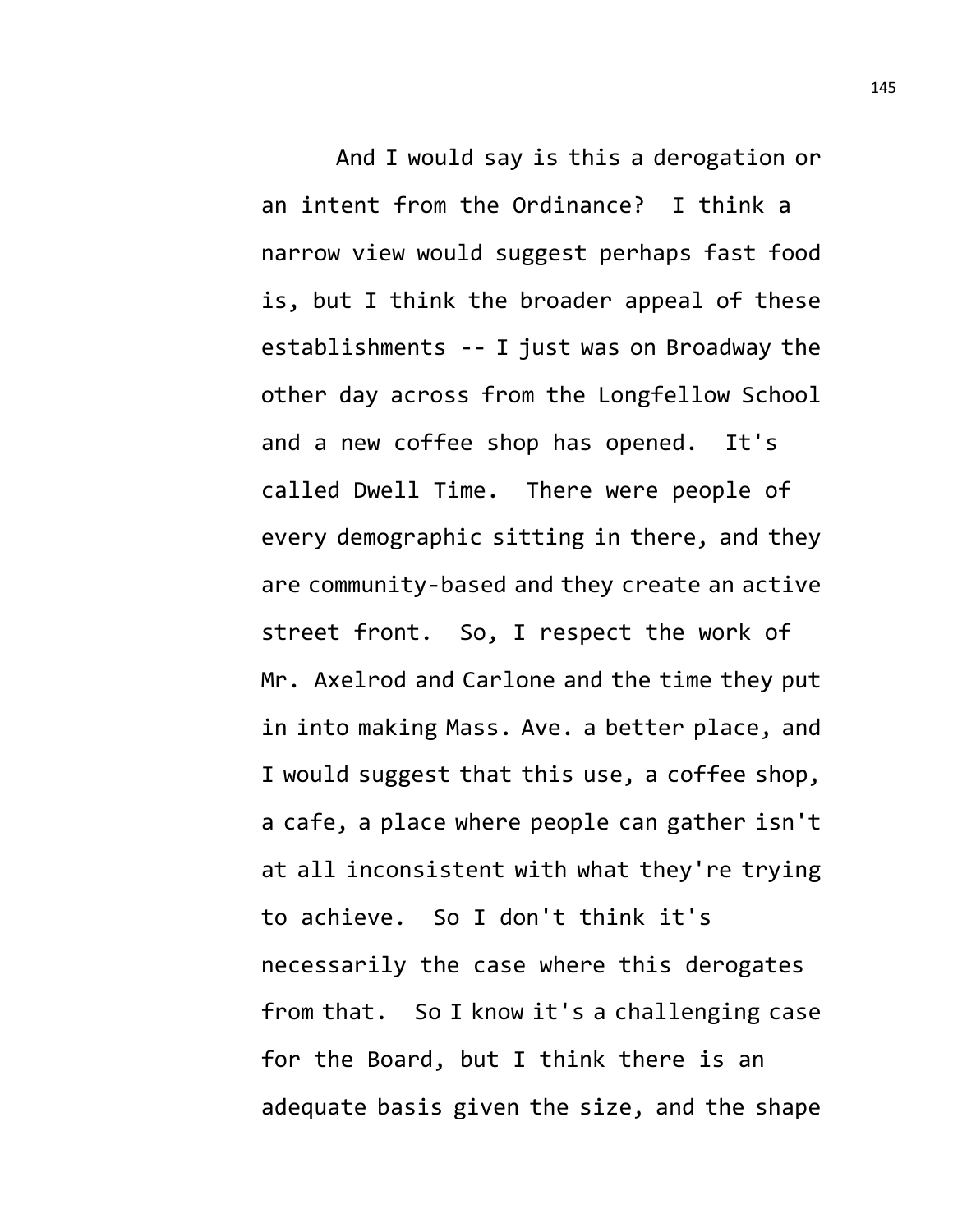And I would say is this a derogation or an intent from the Ordinance? I think a narrow view would suggest perhaps fast food is, but I think the broader appeal of these establishments -- I just was on Broadway the other day across from the Longfellow School and a new coffee shop has opened. It's called Dwell Time. There were people of every demographic sitting in there, and they are community-based and they create an active street front. So, I respect the work of Mr. Axelrod and Carlone and the time they put in into making Mass. Ave. a better place, and I would suggest that this use, a coffee shop, a cafe, a place where people can gather isn't at all inconsistent with what they're trying to achieve. So I don't think it's necessarily the case where this derogates from that. So I know it's a challenging case for the Board, but I think there is an adequate basis given the size, and the shape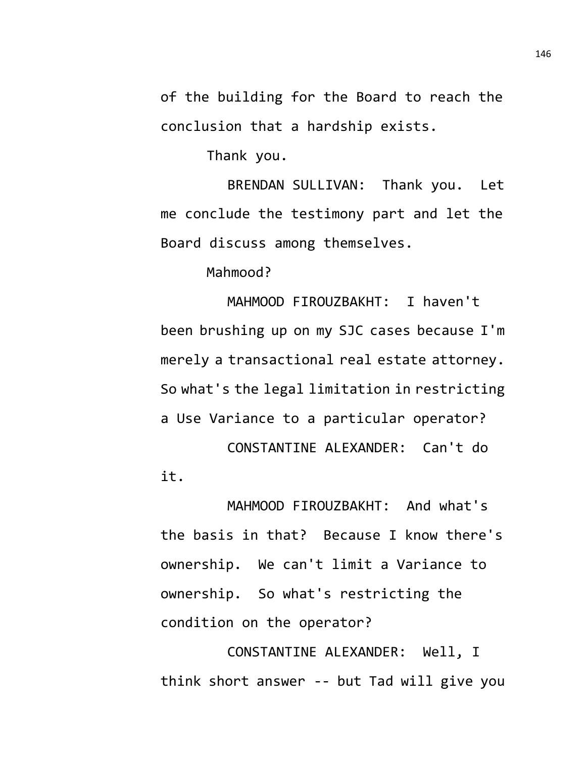of the building for the Board to reach the conclusion that a hardship exists.

Thank you.

BRENDAN SULLIVAN: Thank you. Let me conclude the testimony part and let the Board discuss among themselves.

Mahmood?

MAHMOOD FIROUZBAKHT: I haven't been brushing up on my SJC cases because I'm merely a transactional real estate attorney. So what's the legal limitation in restricting a Use Variance to a particular operator?

CONSTANTINE ALEXANDER: Can't do it.

MAHMOOD FIROUZBAKHT: And what's the basis in that? Because I know there's ownership. We can't limit a Variance to ownership. So what's restricting the condition on the operator?

CONSTANTINE ALEXANDER: Well, I think short answer -- but Tad will give you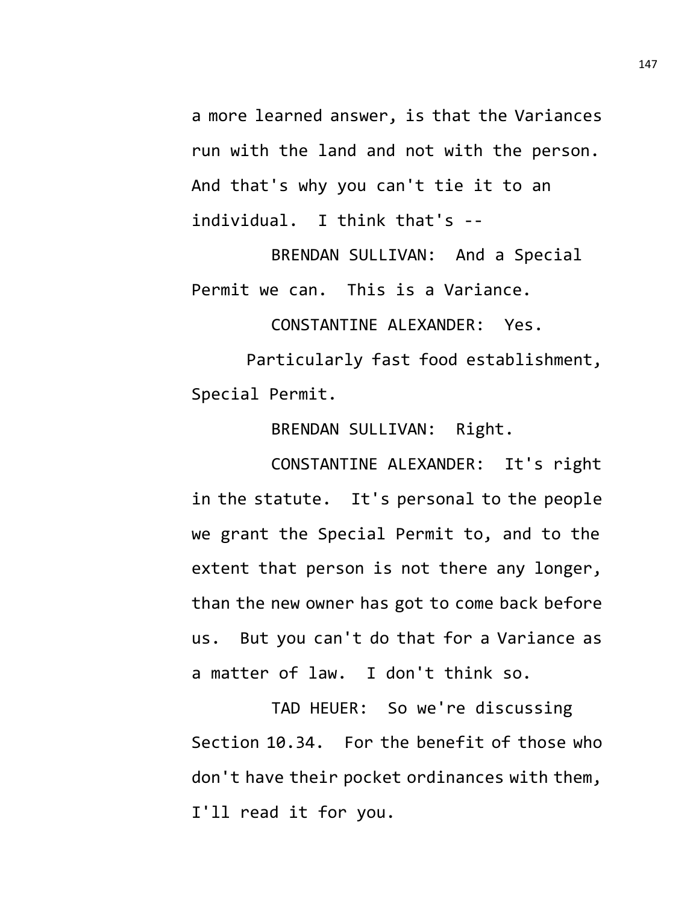a more learned answer, is that the Variances run with the land and not with the person. And that's why you can't tie it to an individual. I think that's --

BRENDAN SULLIVAN: And a Special Permit we can. This is a Variance.

CONSTANTINE ALEXANDER: Yes.

Particularly fast food establishment, Special Permit.

BRENDAN SULLIVAN: Right.

CONSTANTINE ALEXANDER: It's right in the statute. It's personal to the people we grant the Special Permit to, and to the extent that person is not there any longer, than the new owner has got to come back before us. But you can't do that for a Variance as a matter of law. I don't think so.

TAD HEUER: So we're discussing Section 10.34. For the benefit of those who don't have their pocket ordinances with them, I'll read it for you.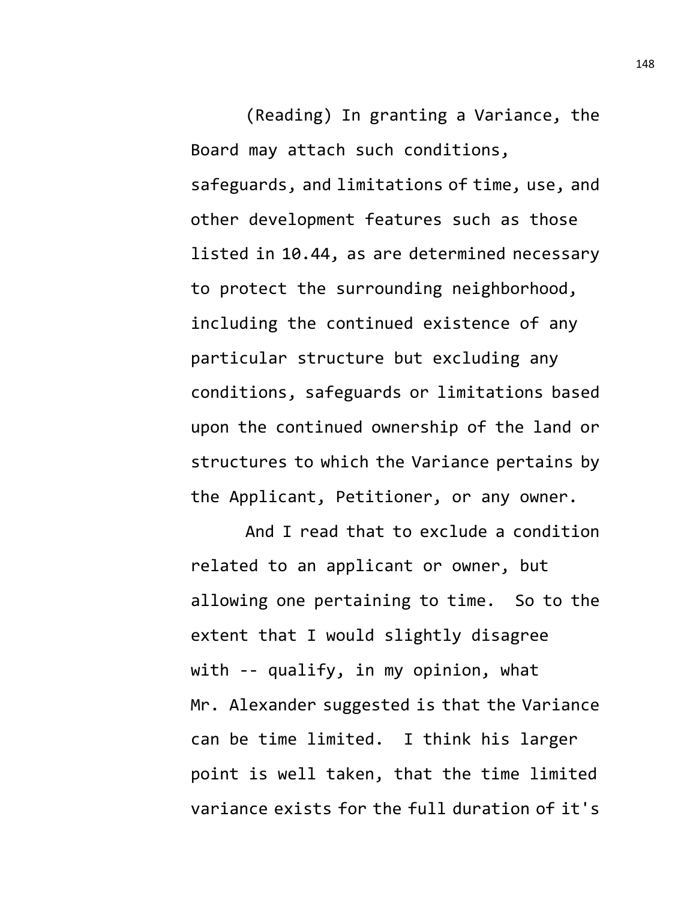(Reading) In granting a Variance, the Board may attach such conditions, safeguards, and limitations of time, use, and other development features such as those listed in 10.44, as are determined necessary to protect the surrounding neighborhood, including the continued existence of any particular structure but excluding any conditions, safeguards or limitations based upon the continued ownership of the land or structures to which the Variance pertains by the Applicant, Petitioner, or any owner.

And I read that to exclude a condition related to an applicant or owner, but allowing one pertaining to time. So to the extent that I would slightly disagree with -- qualify, in my opinion, what Mr. Alexander suggested is that the Variance can be time limited. I think his larger point is well taken, that the time limited variance exists for the full duration of it's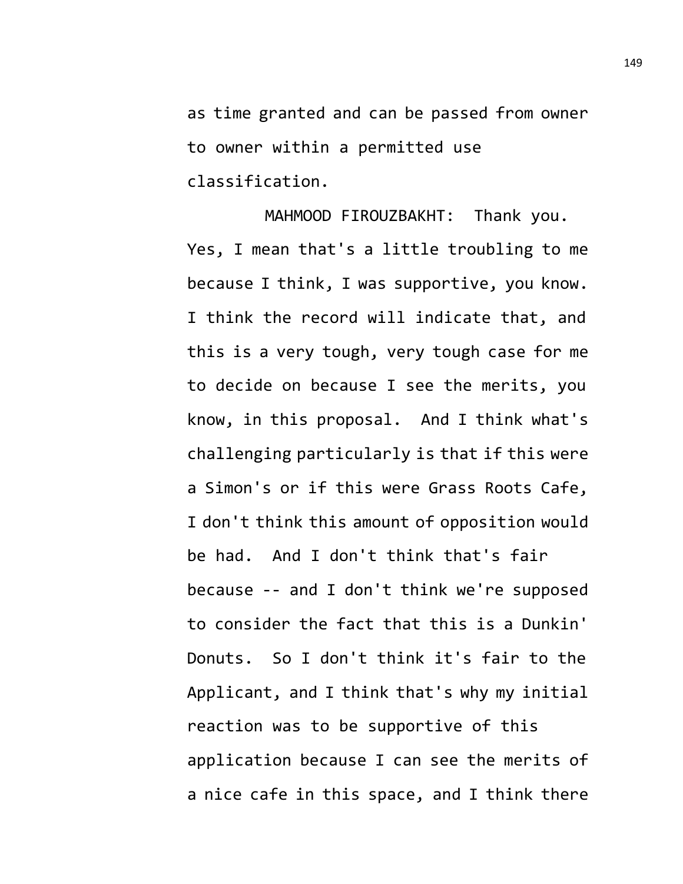as time granted and can be passed from owner to owner within a permitted use classification.

MAHMOOD FIROUZBAKHT: Thank you. Yes, I mean that's a little troubling to me because I think, I was supportive, you know. I think the record will indicate that, and this is a very tough, very tough case for me to decide on because I see the merits, you know, in this proposal. And I think what's challenging particularly is that if this were a Simon's or if this were Grass Roots Cafe, I don't think this amount of opposition would be had. And I don't think that's fair because -- and I don't think we're supposed to consider the fact that this is a Dunkin' Donuts. So I don't think it's fair to the Applicant, and I think that's why my initial reaction was to be supportive of this application because I can see the merits of a nice cafe in this space, and I think there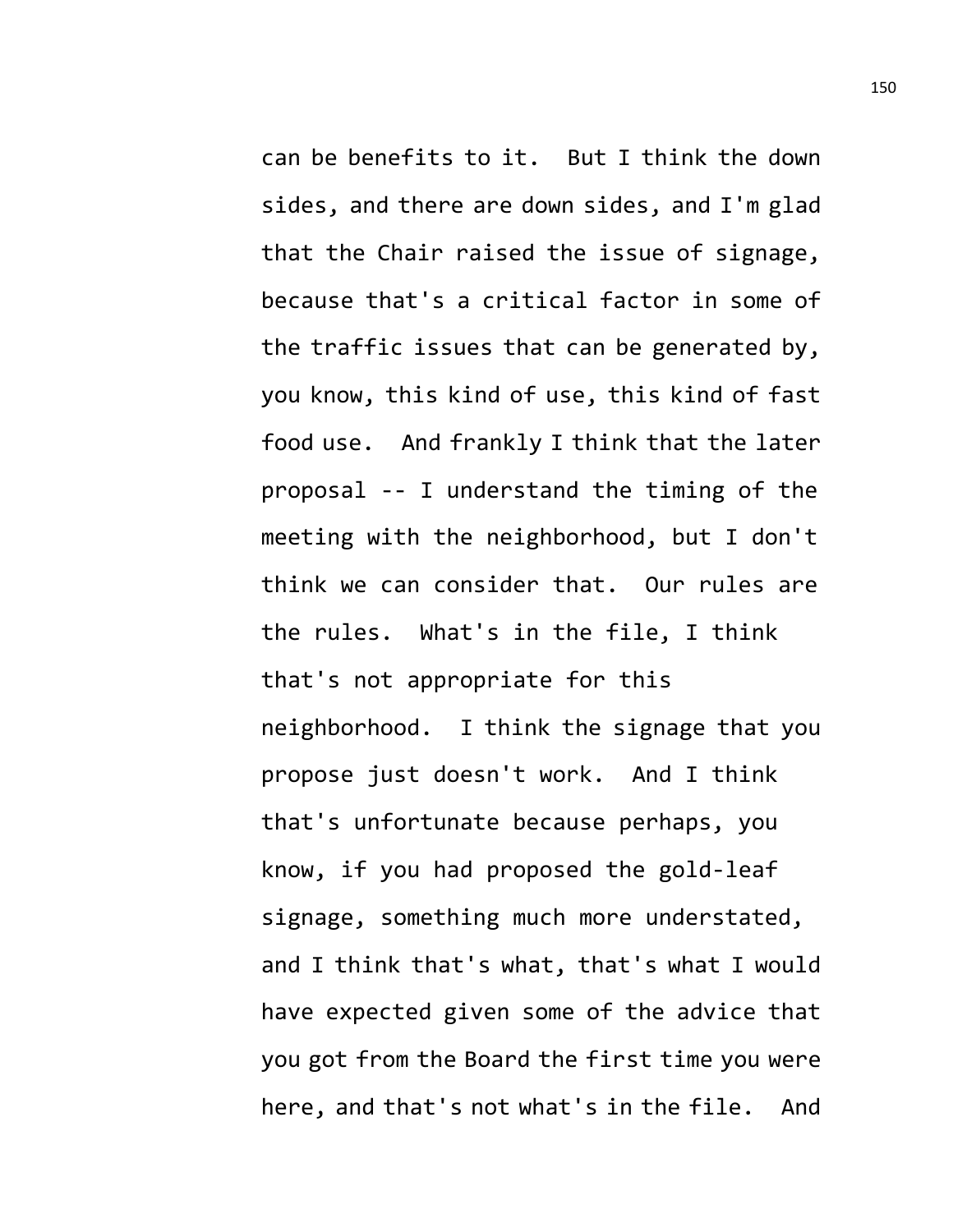can be benefits to it. But I think the down sides, and there are down sides, and I'm glad that the Chair raised the issue of signage, because that's a critical factor in some of the traffic issues that can be generated by, you know, this kind of use, this kind of fast food use. And frankly I think that the later proposal -- I understand the timing of the meeting with the neighborhood, but I don't think we can consider that. Our rules are the rules. What's in the file, I think that's not appropriate for this neighborhood. I think the signage that you propose just doesn't work. And I think that's unfortunate because perhaps, you know, if you had proposed the gold-leaf signage, something much more understated, and I think that's what, that's what I would have expected given some of the advice that you got from the Board the first time you were here, and that's not what's in the file. And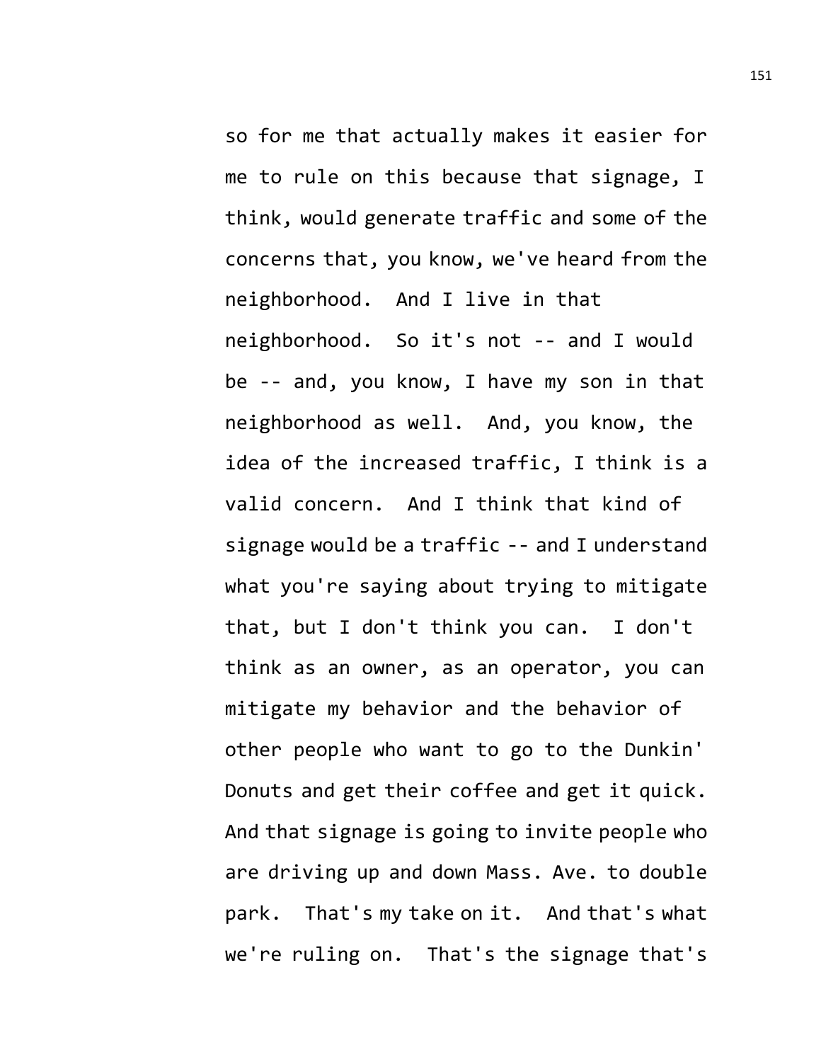so for me that actually makes it easier for me to rule on this because that signage, I think, would generate traffic and some of the concerns that, you know, we've heard from the neighborhood. And I live in that neighborhood. So it's not -- and I would be -- and, you know, I have my son in that neighborhood as well. And, you know, the idea of the increased traffic, I think is a valid concern. And I think that kind of signage would be a traffic -- and I understand what you're saying about trying to mitigate that, but I don't think you can. I don't think as an owner, as an operator, you can mitigate my behavior and the behavior of other people who want to go to the Dunkin' Donuts and get their coffee and get it quick. And that signage is going to invite people who are driving up and down Mass. Ave. to double park. That's my take on it. And that's what we're ruling on. That's the signage that's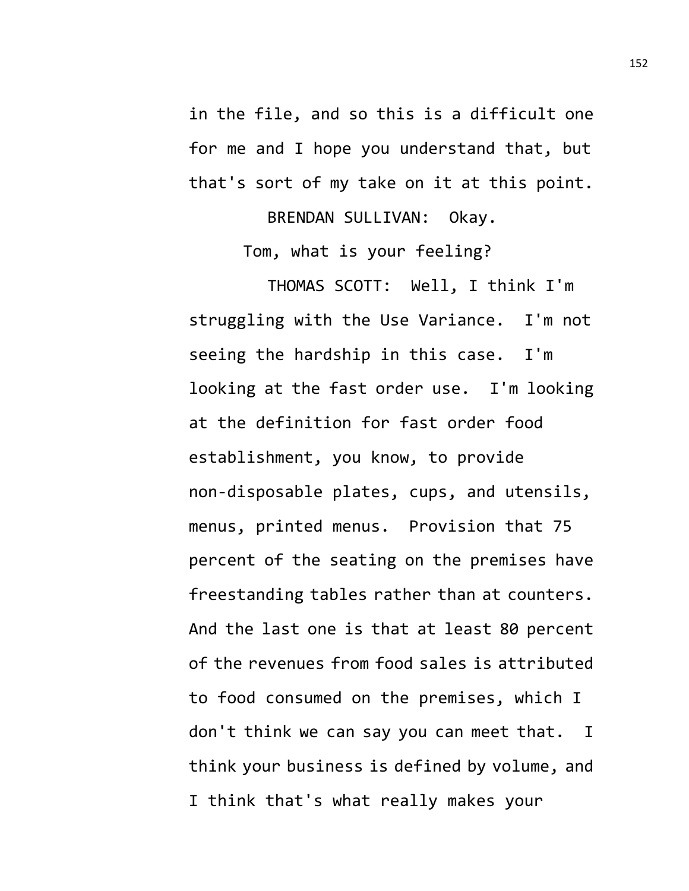in the file, and so this is a difficult one for me and I hope you understand that, but that's sort of my take on it at this point.

BRENDAN SULLIVAN: Okay.

Tom, what is your feeling?

THOMAS SCOTT: Well, I think I'm struggling with the Use Variance. I'm not seeing the hardship in this case. I'm looking at the fast order use. I'm looking at the definition for fast order food establishment, you know, to provide non-disposable plates, cups, and utensils, menus, printed menus. Provision that 75 percent of the seating on the premises have freestanding tables rather than at counters. And the last one is that at least 80 percent of the revenues from food sales is attributed to food consumed on the premises, which I don't think we can say you can meet that. I think your business is defined by volume, and I think that's what really makes your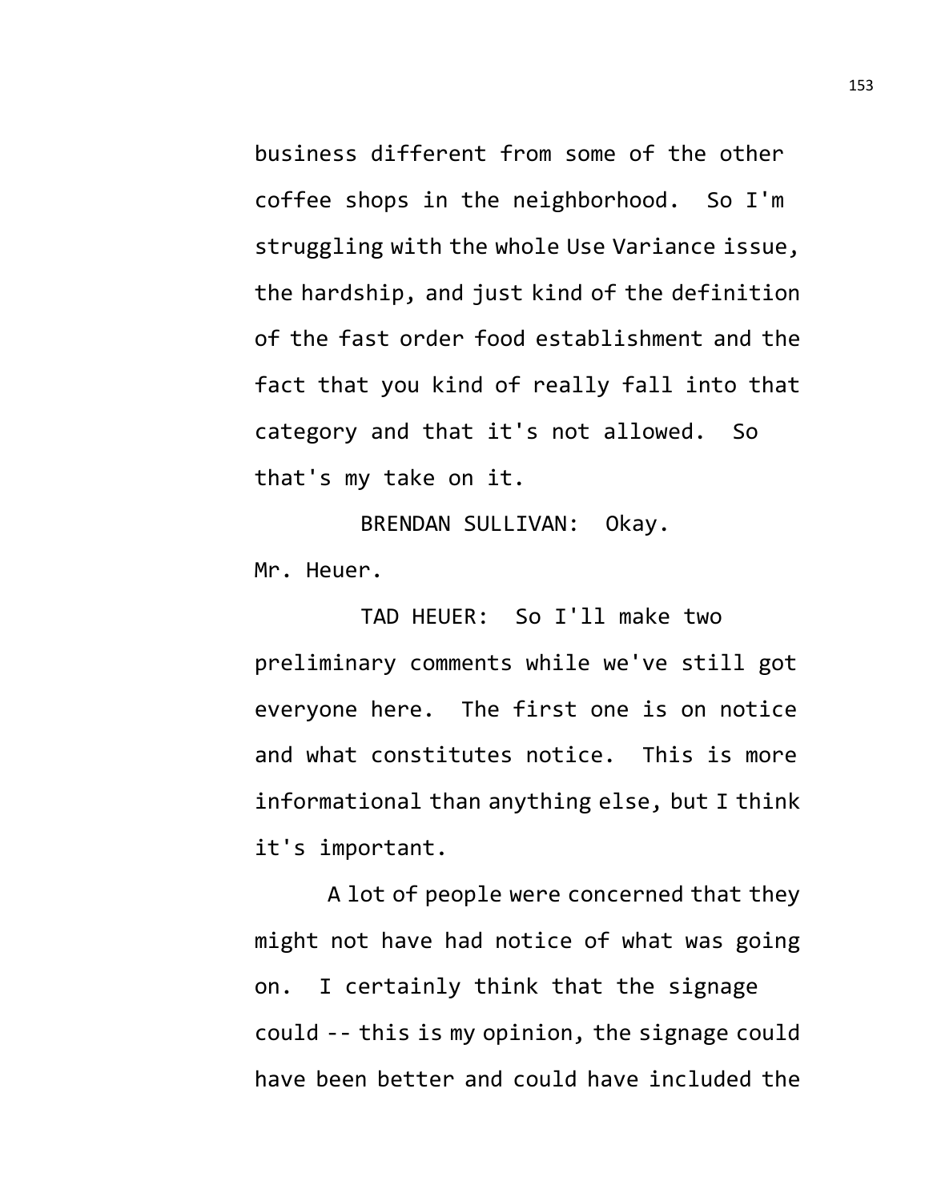business different from some of the other coffee shops in the neighborhood. So I'm struggling with the whole Use Variance issue, the hardship, and just kind of the definition of the fast order food establishment and the fact that you kind of really fall into that category and that it's not allowed. So that's my take on it.

BRENDAN SULLIVAN: Okay. Mr. Heuer.

TAD HEUER: So I'll make two preliminary comments while we've still got everyone here. The first one is on notice and what constitutes notice. This is more informational than anything else, but I think it's important.

A lot of people were concerned that they might not have had notice of what was going on. I certainly think that the signage could -- this is my opinion, the signage could have been better and could have included the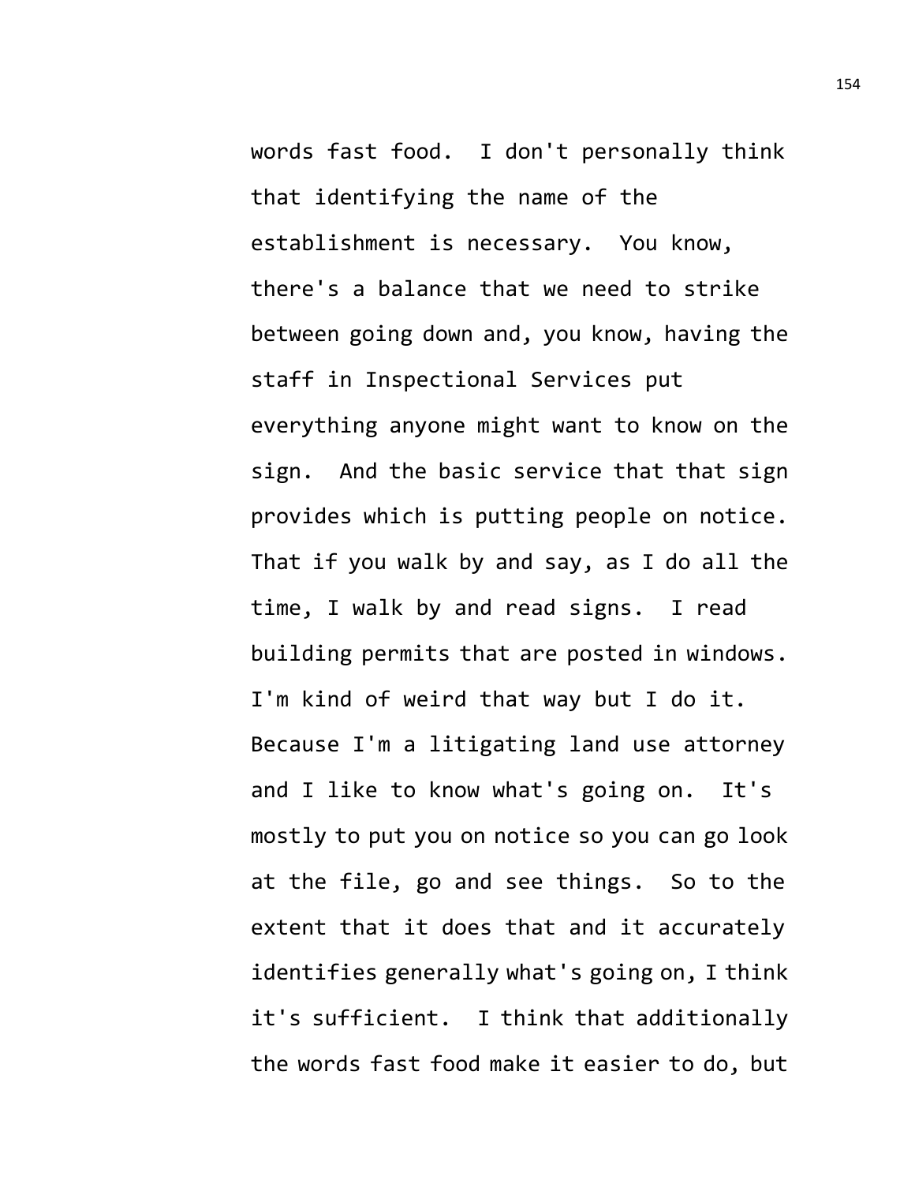words fast food. I don't personally think that identifying the name of the establishment is necessary. You know, there's a balance that we need to strike between going down and, you know, having the staff in Inspectional Services put everything anyone might want to know on the sign. And the basic service that that sign provides which is putting people on notice. That if you walk by and say, as I do all the time, I walk by and read signs. I read building permits that are posted in windows. I'm kind of weird that way but I do it. Because I'm a litigating land use attorney and I like to know what's going on. It's mostly to put you on notice so you can go look at the file, go and see things. So to the extent that it does that and it accurately identifies generally what's going on, I think it's sufficient. I think that additionally the words fast food make it easier to do, but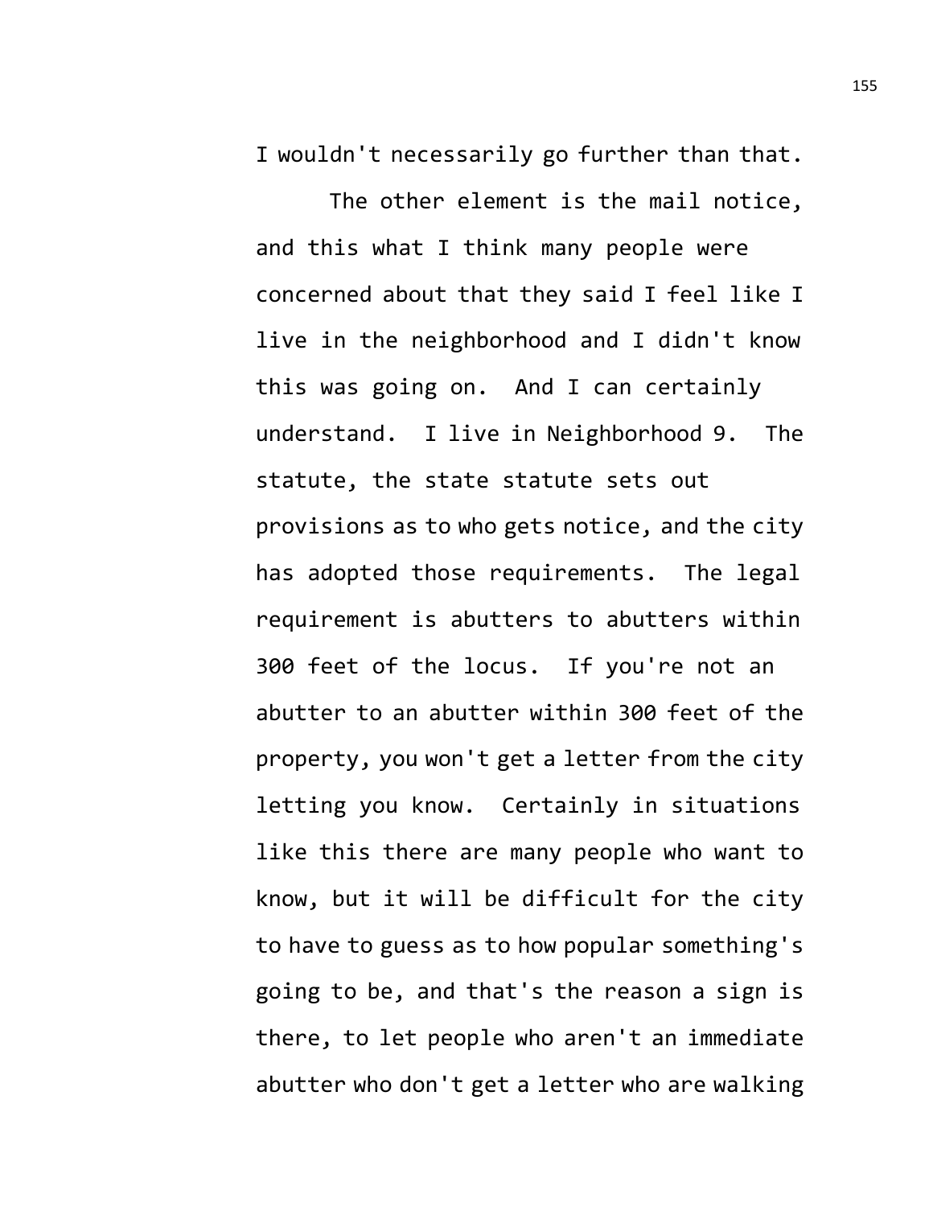I wouldn't necessarily go further than that.

The other element is the mail notice, and this what I think many people were concerned about that they said I feel like I live in the neighborhood and I didn't know this was going on. And I can certainly understand. I live in Neighborhood 9. The statute, the state statute sets out provisions as to who gets notice, and the city has adopted those requirements. The legal requirement is abutters to abutters within 300 feet of the locus. If you're not an abutter to an abutter within 300 feet of the property, you won't get a letter from the city letting you know. Certainly in situations like this there are many people who want to know, but it will be difficult for the city to have to guess as to how popular something's going to be, and that's the reason a sign is there, to let people who aren't an immediate abutter who don't get a letter who are walking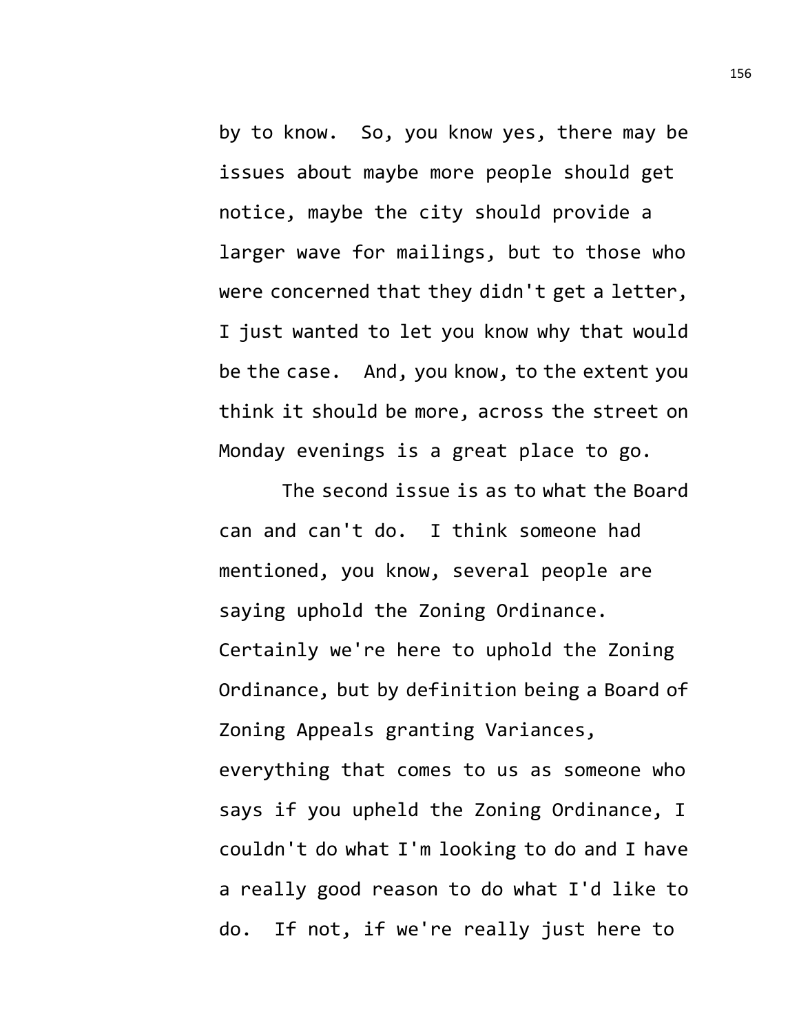by to know. So, you know yes, there may be issues about maybe more people should get notice, maybe the city should provide a larger wave for mailings, but to those who were concerned that they didn't get a letter, I just wanted to let you know why that would be the case. And, you know, to the extent you think it should be more, across the street on Monday evenings is a great place to go.

The second issue is as to what the Board can and can't do. I think someone had mentioned, you know, several people are saying uphold the Zoning Ordinance. Certainly we're here to uphold the Zoning Ordinance, but by definition being a Board of Zoning Appeals granting Variances, everything that comes to us as someone who says if you upheld the Zoning Ordinance, I couldn't do what I'm looking to do and I have a really good reason to do what I'd like to do. If not, if we're really just here to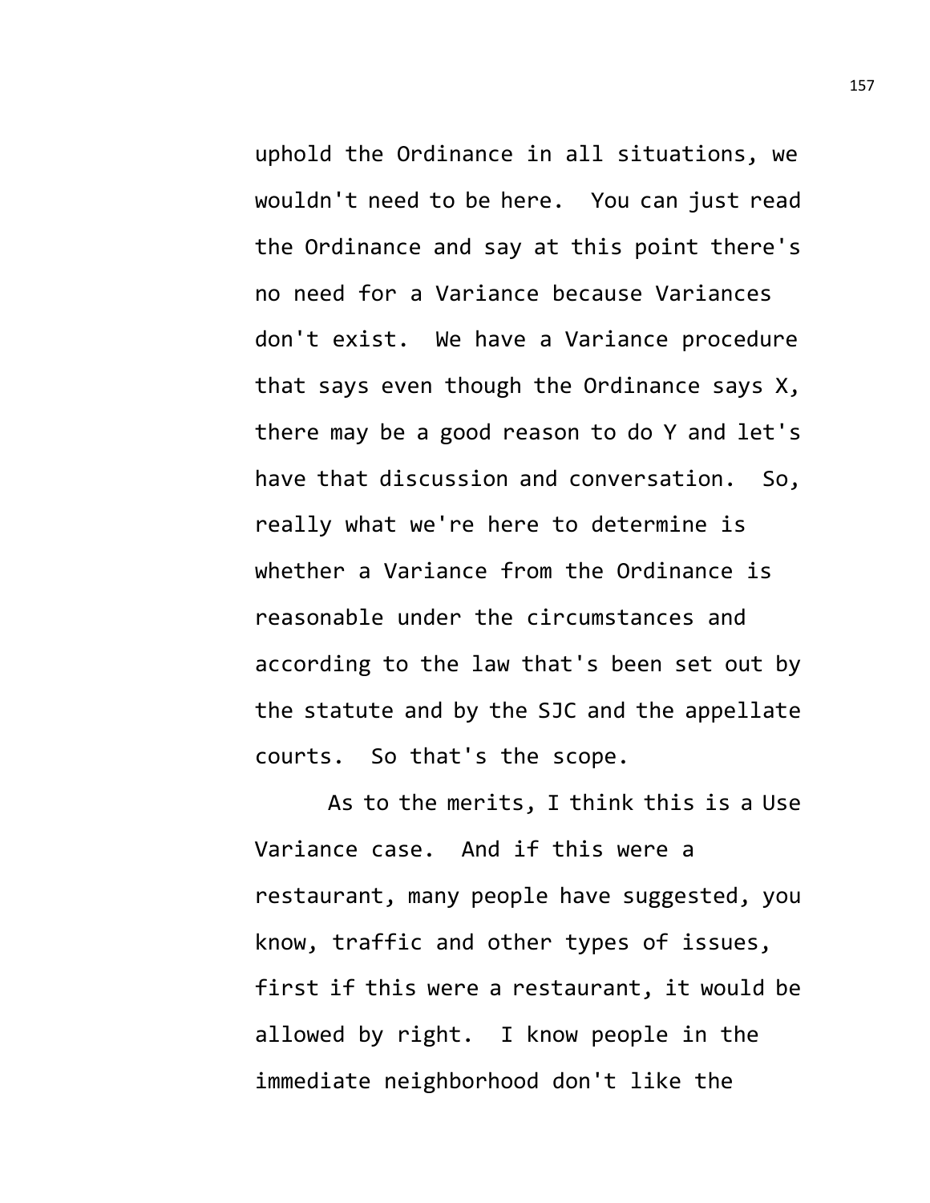uphold the Ordinance in all situations, we wouldn't need to be here. You can just read the Ordinance and say at this point there's no need for a Variance because Variances don't exist. We have a Variance procedure that says even though the Ordinance says X, there may be a good reason to do Y and let's have that discussion and conversation. So, really what we're here to determine is whether a Variance from the Ordinance is reasonable under the circumstances and according to the law that's been set out by the statute and by the SJC and the appellate courts. So that's the scope.

As to the merits, I think this is a Use Variance case. And if this were a restaurant, many people have suggested, you know, traffic and other types of issues, first if this were a restaurant, it would be allowed by right. I know people in the immediate neighborhood don't like the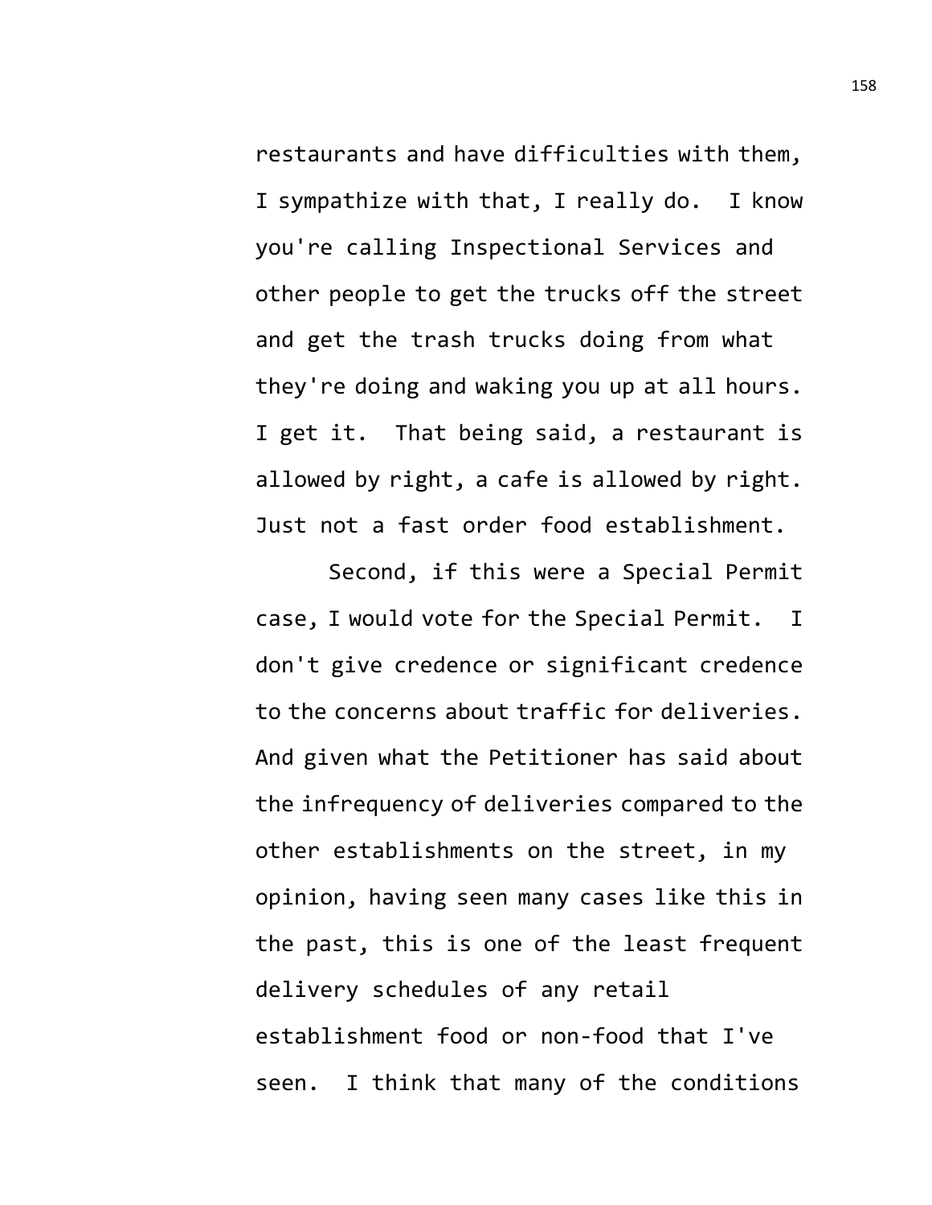restaurants and have difficulties with them, I sympathize with that, I really do. I know you're calling Inspectional Services and other people to get the trucks off the street and get the trash trucks doing from what they're doing and waking you up at all hours. I get it. That being said, a restaurant is allowed by right, a cafe is allowed by right. Just not a fast order food establishment.

Second, if this were a Special Permit case, I would vote for the Special Permit. I don't give credence or significant credence to the concerns about traffic for deliveries. And given what the Petitioner has said about the infrequency of deliveries compared to the other establishments on the street, in my opinion, having seen many cases like this in the past, this is one of the least frequent delivery schedules of any retail establishment food or non-food that I've seen. I think that many of the conditions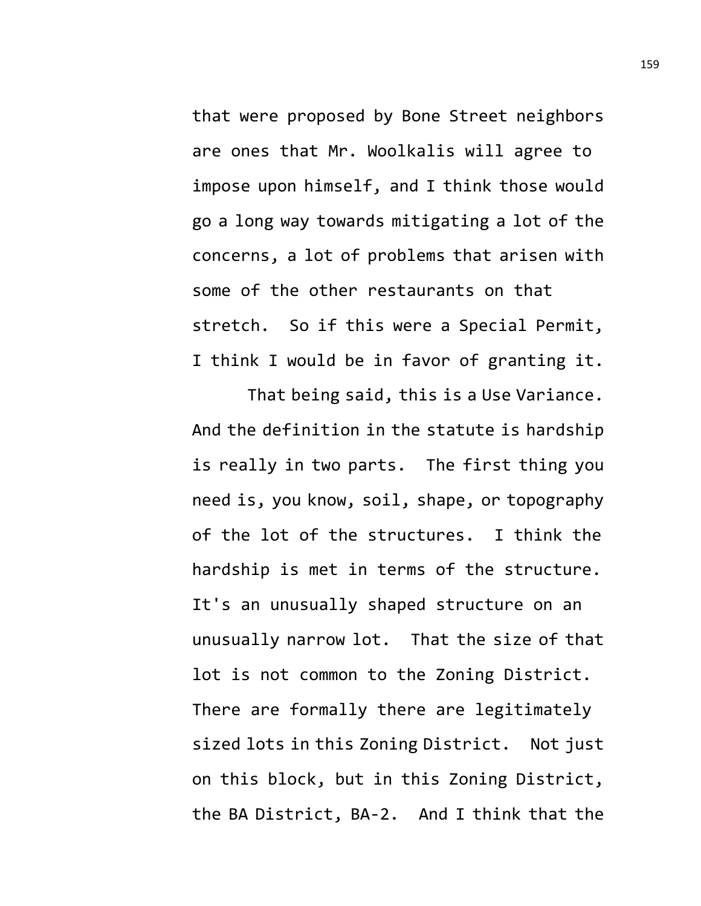that were proposed by Bone Street neighbors are ones that Mr. Woolkalis will agree to impose upon himself, and I think those would go a long way towards mitigating a lot of the concerns, a lot of problems that arisen with some of the other restaurants on that stretch. So if this were a Special Permit, I think I would be in favor of granting it.

That being said, this is a Use Variance. And the definition in the statute is hardship is really in two parts. The first thing you need is, you know, soil, shape, or topography of the lot of the structures. I think the hardship is met in terms of the structure. It's an unusually shaped structure on an unusually narrow lot. That the size of that lot is not common to the Zoning District. There are formally there are legitimately sized lots in this Zoning District. Not just on this block, but in this Zoning District, the BA District, BA-2. And I think that the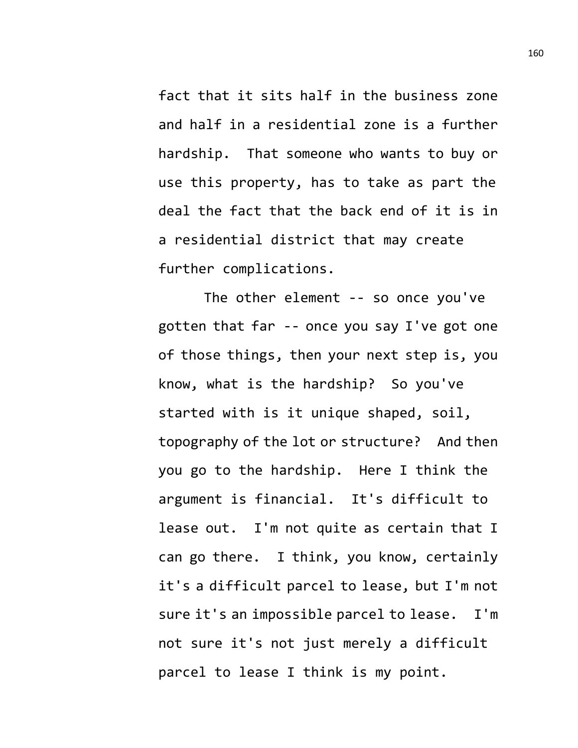fact that it sits half in the business zone and half in a residential zone is a further hardship. That someone who wants to buy or use this property, has to take as part the deal the fact that the back end of it is in a residential district that may create further complications.

The other element -- so once you've gotten that far -- once you say I've got one of those things, then your next step is, you know, what is the hardship? So you've started with is it unique shaped, soil, topography of the lot or structure? And then you go to the hardship. Here I think the argument is financial. It's difficult to lease out. I'm not quite as certain that I can go there. I think, you know, certainly it's a difficult parcel to lease, but I'm not sure it's an impossible parcel to lease. I'm not sure it's not just merely a difficult parcel to lease I think is my point.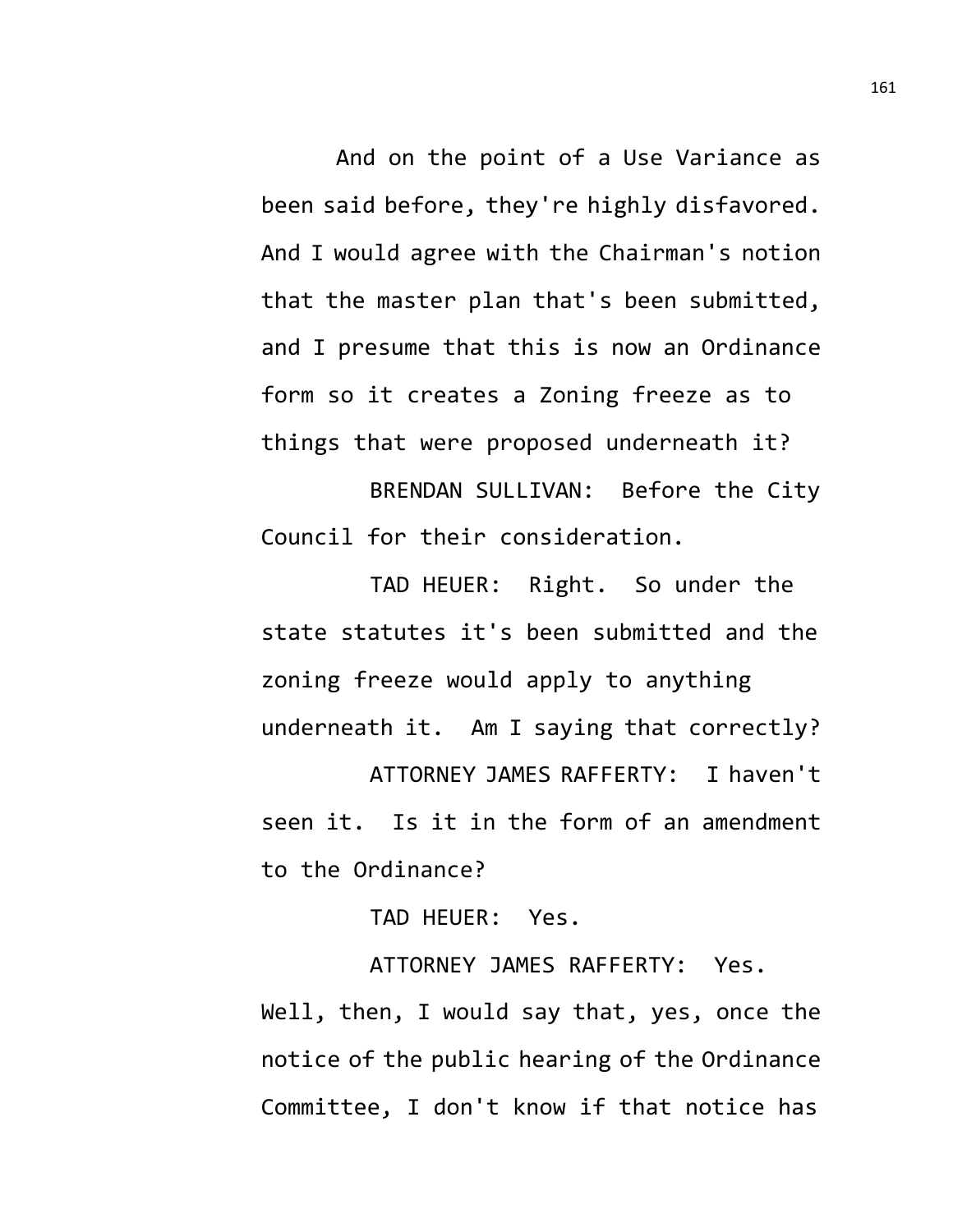And on the point of a Use Variance as been said before, they're highly disfavored. And I would agree with the Chairman's notion that the master plan that's been submitted, and I presume that this is now an Ordinance form so it creates a Zoning freeze as to things that were proposed underneath it?

BRENDAN SULLIVAN: Before the City Council for their consideration.

TAD HEUER: Right. So under the state statutes it's been submitted and the zoning freeze would apply to anything underneath it. Am I saying that correctly?

ATTORNEY JAMES RAFFERTY: I haven't seen it. Is it in the form of an amendment to the Ordinance?

TAD HEUER: Yes.

ATTORNEY JAMES RAFFERTY: Yes. Well, then, I would say that, yes, once the notice of the public hearing of the Ordinance Committee, I don't know if that notice has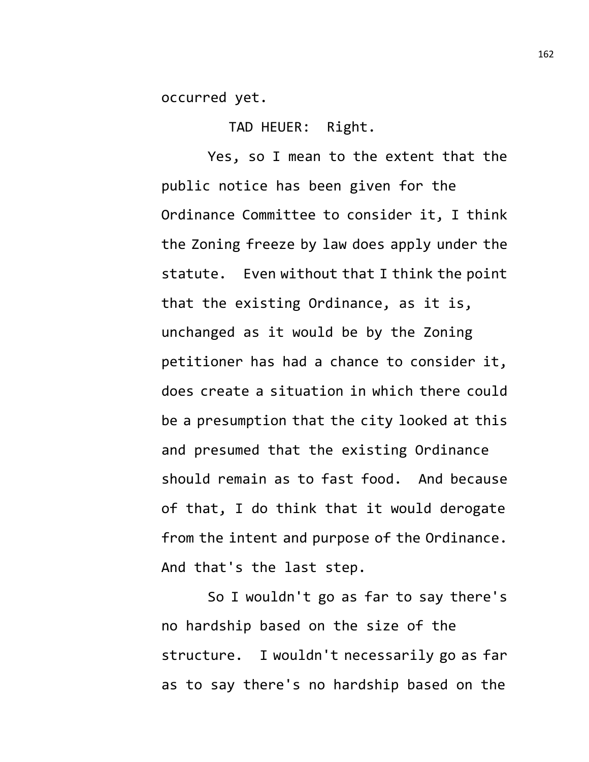occurred yet.

TAD HEUER: Right.

Yes, so I mean to the extent that the public notice has been given for the Ordinance Committee to consider it, I think the Zoning freeze by law does apply under the statute. Even without that I think the point that the existing Ordinance, as it is, unchanged as it would be by the Zoning petitioner has had a chance to consider it, does create a situation in which there could be a presumption that the city looked at this and presumed that the existing Ordinance should remain as to fast food. And because of that, I do think that it would derogate from the intent and purpose of the Ordinance. And that's the last step.

So I wouldn't go as far to say there's no hardship based on the size of the structure. I wouldn't necessarily go as far as to say there's no hardship based on the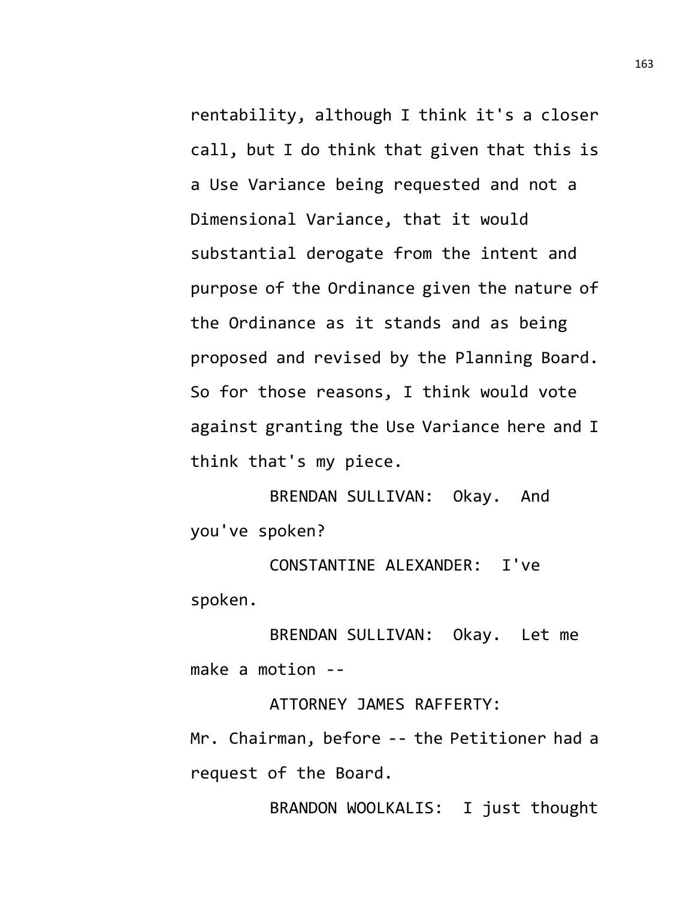rentability, although I think it's a closer call, but I do think that given that this is a Use Variance being requested and not a Dimensional Variance, that it would substantial derogate from the intent and purpose of the Ordinance given the nature of the Ordinance as it stands and as being proposed and revised by the Planning Board. So for those reasons, I think would vote against granting the Use Variance here and I think that's my piece.

BRENDAN SULLIVAN: Okay. And you've spoken?

CONSTANTINE ALEXANDER: I've spoken.

BRENDAN SULLIVAN: Okay. Let me make a motion --

ATTORNEY JAMES RAFFERTY: Mr. Chairman, before -- the Petitioner had a request of the Board.

BRANDON WOOLKALIS: I just thought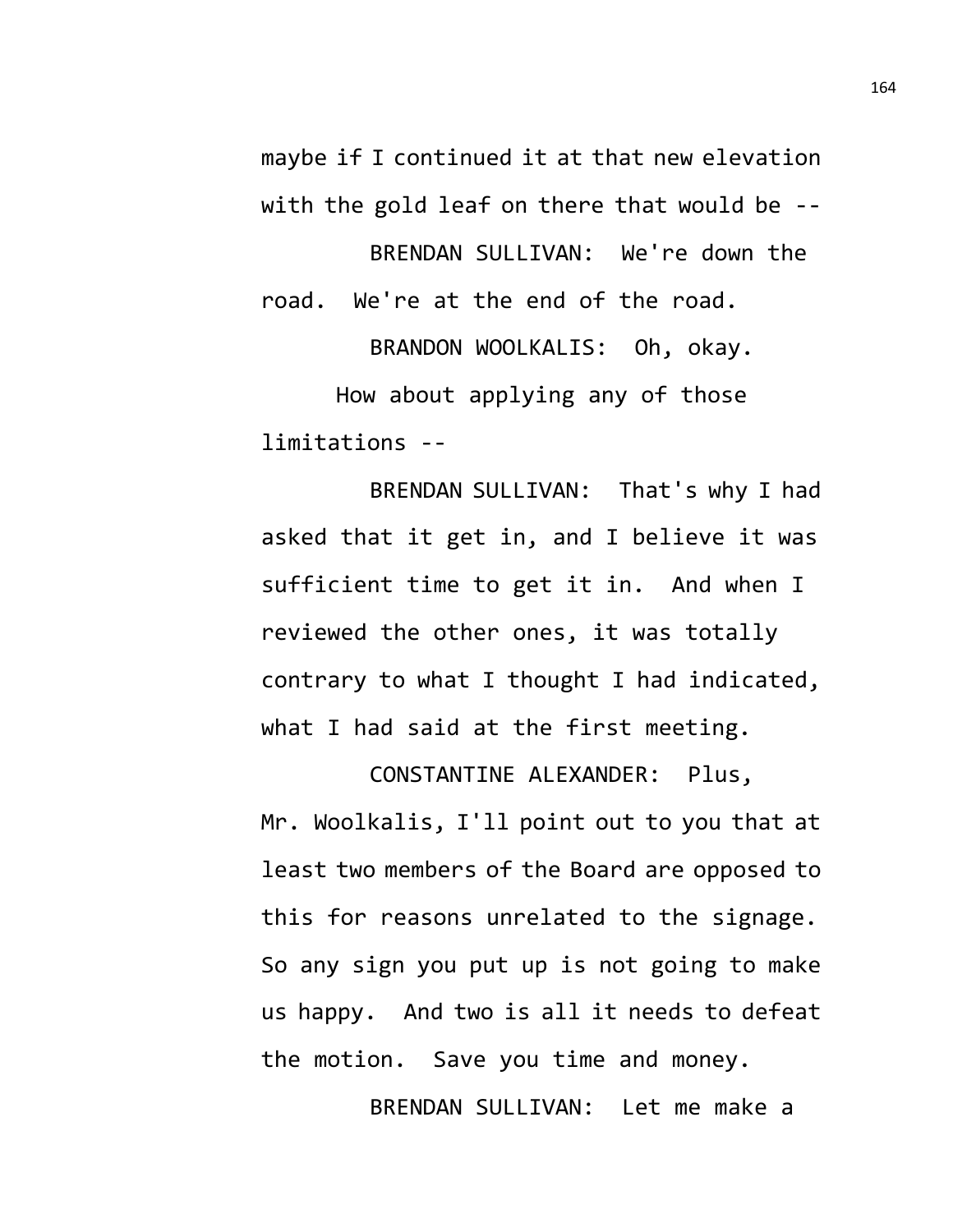maybe if I continued it at that new elevation with the gold leaf on there that would be --

BRENDAN SULLIVAN: We're down the road. We're at the end of the road.

BRANDON WOOLKALIS: Oh, okay.

How about applying any of those limitations --

BRENDAN SULLIVAN: That's why I had asked that it get in, and I believe it was sufficient time to get it in. And when I reviewed the other ones, it was totally contrary to what I thought I had indicated, what I had said at the first meeting.

CONSTANTINE ALEXANDER: Plus, Mr. Woolkalis, I'll point out to you that at least two members of the Board are opposed to this for reasons unrelated to the signage. So any sign you put up is not going to make us happy. And two is all it needs to defeat the motion. Save you time and money.

BRENDAN SULLIVAN: Let me make a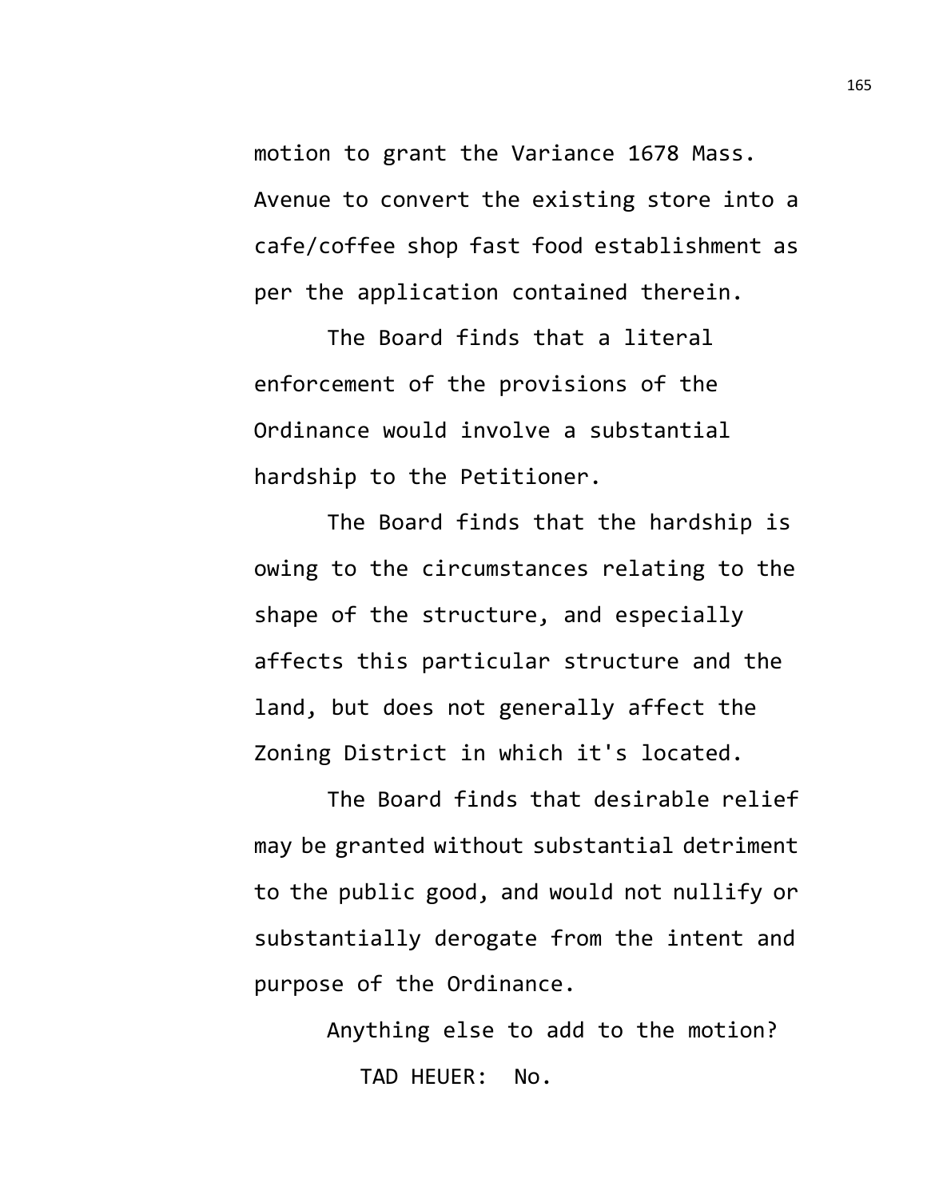motion to grant the Variance 1678 Mass. Avenue to convert the existing store into a cafe/coffee shop fast food establishment as per the application contained therein.

The Board finds that a literal enforcement of the provisions of the Ordinance would involve a substantial hardship to the Petitioner.

The Board finds that the hardship is owing to the circumstances relating to the shape of the structure, and especially affects this particular structure and the land, but does not generally affect the Zoning District in which it's located.

The Board finds that desirable relief may be granted without substantial detriment to the public good, and would not nullify or substantially derogate from the intent and purpose of the Ordinance.

Anything else to add to the motion?

TAD HEUER: No.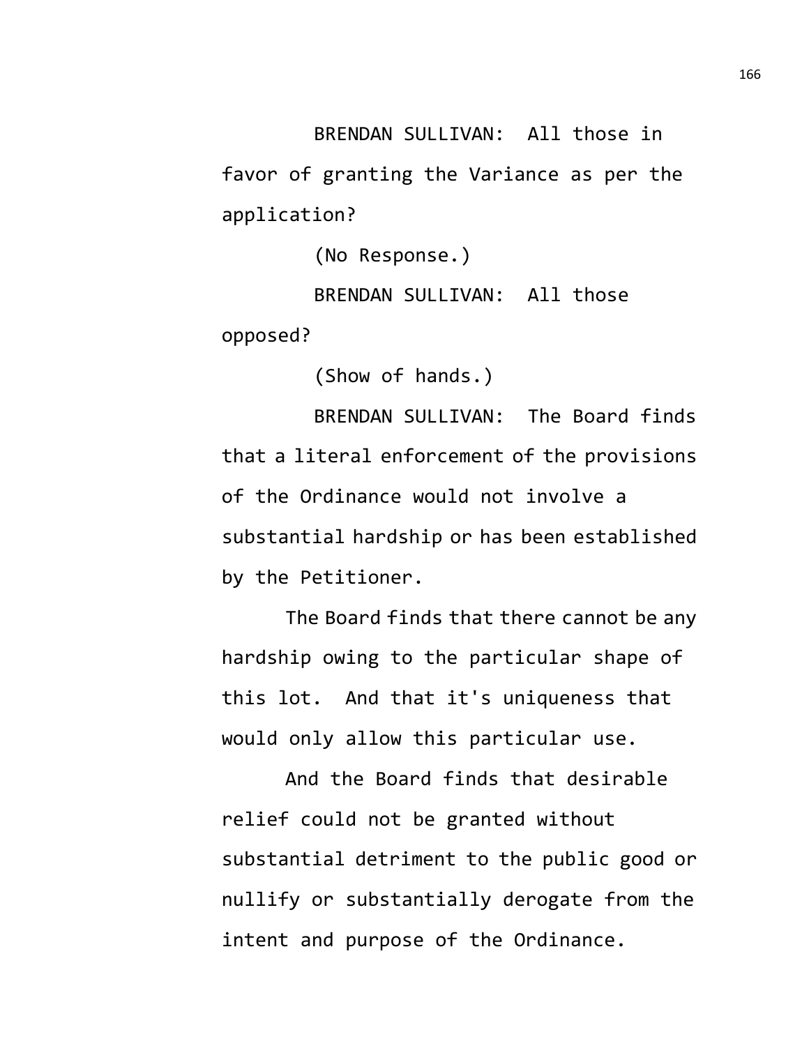BRENDAN SULLIVAN: All those in favor of granting the Variance as per the application?

(No Response.)

BRENDAN SULLIVAN: All those opposed?

(Show of hands.)

BRENDAN SULLIVAN: The Board finds that a literal enforcement of the provisions of the Ordinance would not involve a substantial hardship or has been established by the Petitioner.

The Board finds that there cannot be any hardship owing to the particular shape of this lot. And that it's uniqueness that would only allow this particular use.

And the Board finds that desirable relief could not be granted without substantial detriment to the public good or nullify or substantially derogate from the intent and purpose of the Ordinance.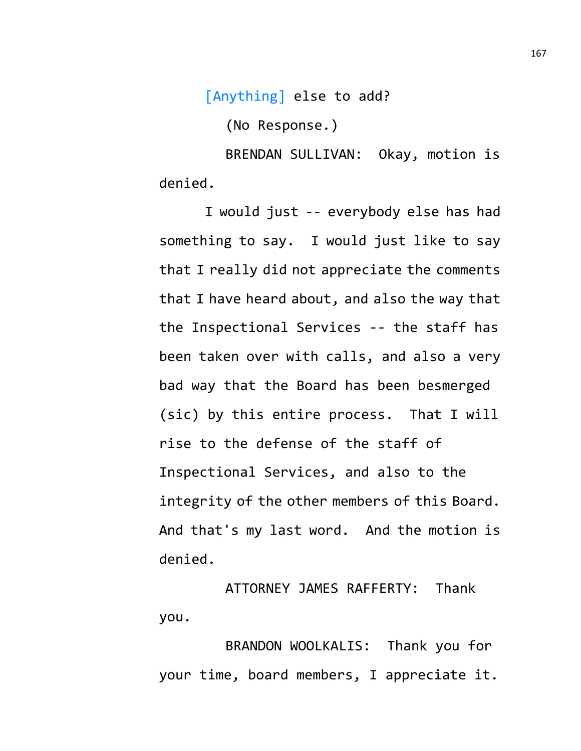[Anything] else to add?

(No Response.)

BRENDAN SULLIVAN: Okay, motion is denied.

I would just -- everybody else has had something to say. I would just like to say that I really did not appreciate the comments that I have heard about, and also the way that the Inspectional Services -- the staff has been taken over with calls, and also a very bad way that the Board has been besmerged (sic) by this entire process. That I will rise to the defense of the staff of Inspectional Services, and also to the integrity of the other members of this Board. And that's my last word. And the motion is denied.

ATTORNEY JAMES RAFFERTY: Thank you.

BRANDON WOOLKALIS: Thank you for your time, board members, I appreciate it.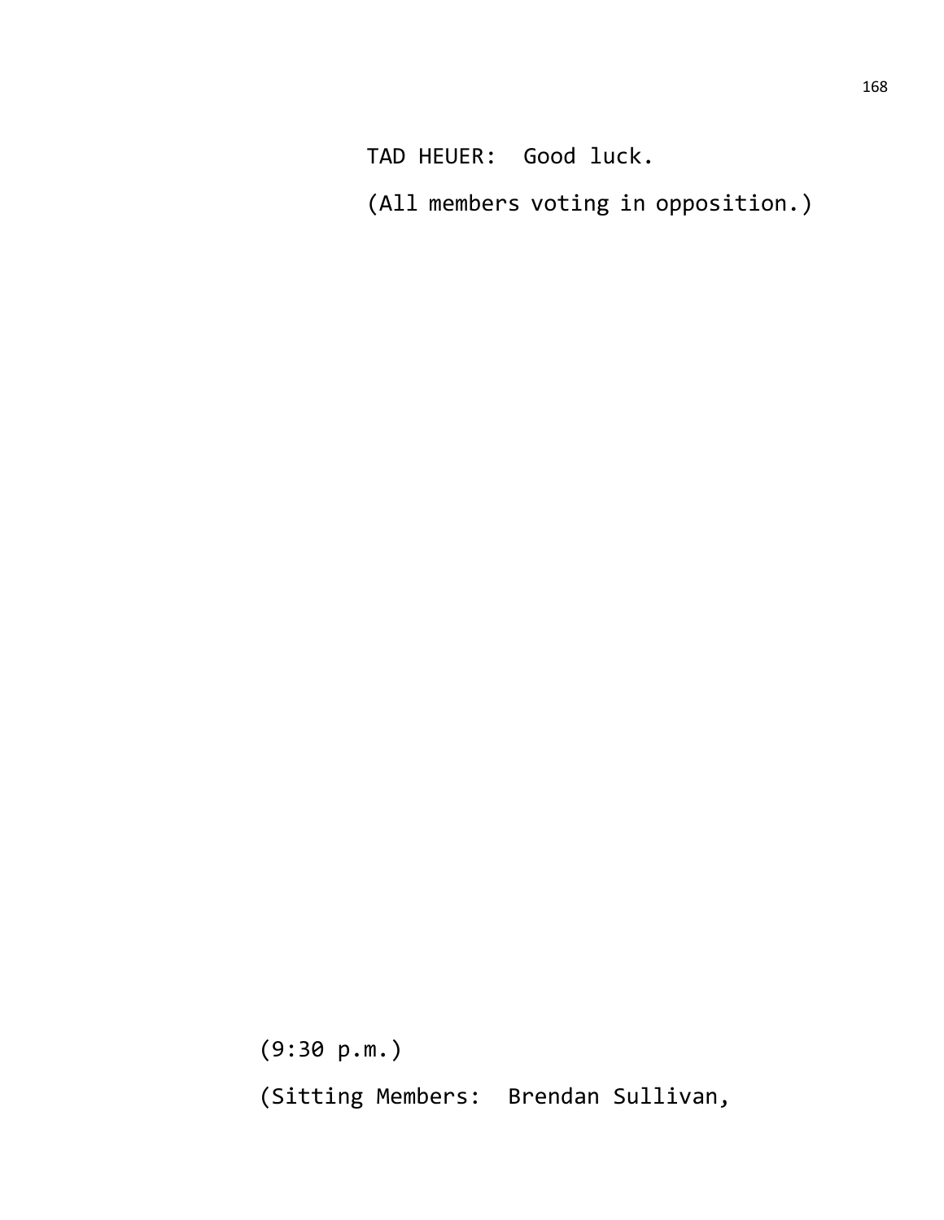TAD HEUER: Good luck.

(All members voting in opposition.)

(9:30 p.m.)

(Sitting Members: Brendan Sullivan,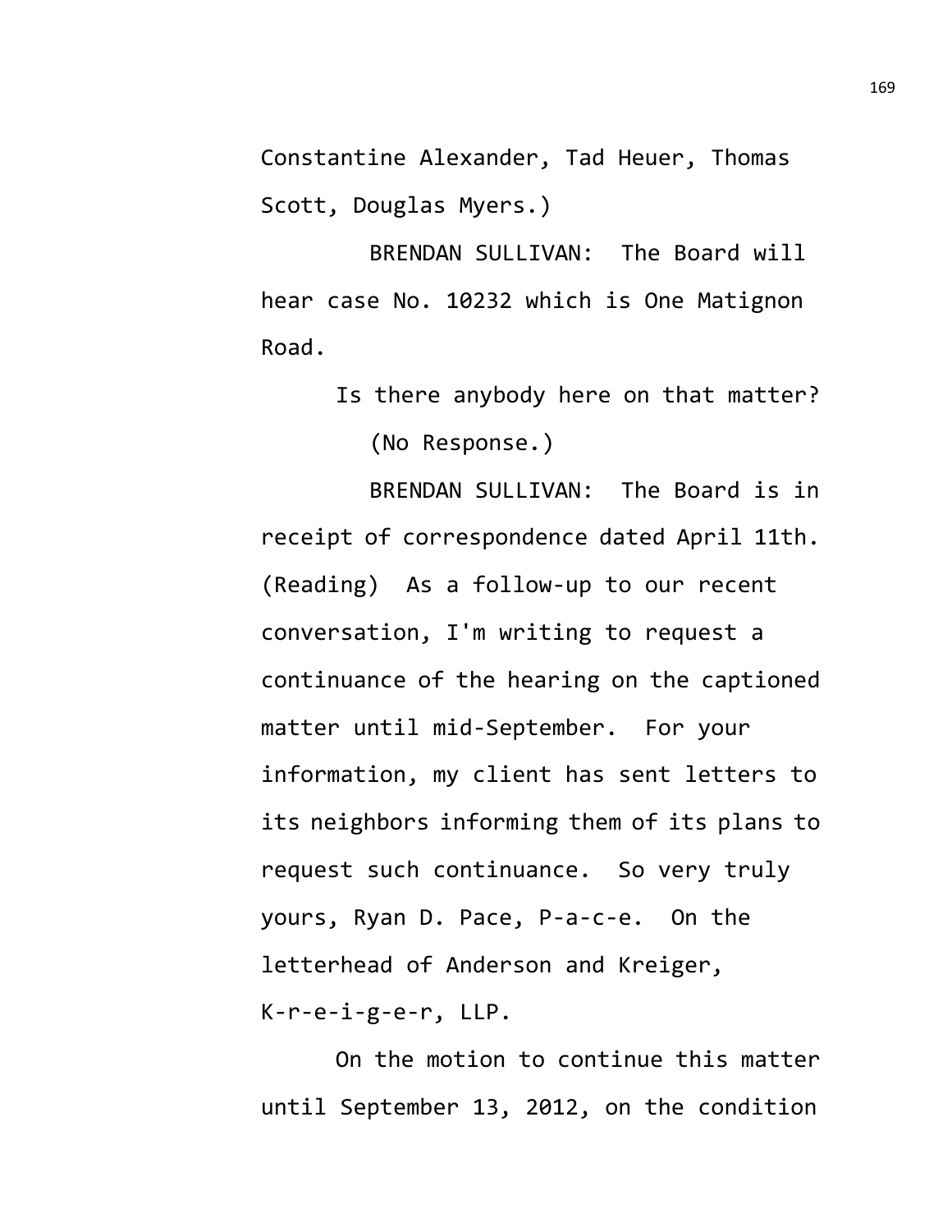Constantine Alexander, Tad Heuer, Thomas Scott, Douglas Myers.)

BRENDAN SULLIVAN: The Board will hear case No. 10232 which is One Matignon Road.

Is there anybody here on that matter?

(No Response.)

BRENDAN SULLIVAN: The Board is in receipt of correspondence dated April 11th. (Reading) As a follow-up to our recent conversation, I'm writing to request a continuance of the hearing on the captioned matter until mid-September. For your information, my client has sent letters to its neighbors informing them of its plans to request such continuance. So very truly yours, Ryan D. Pace, P-a-c-e. On the letterhead of Anderson and Kreiger, K-r-e-i-g-e-r, LLP.

On the motion to continue this matter until September 13, 2012, on the condition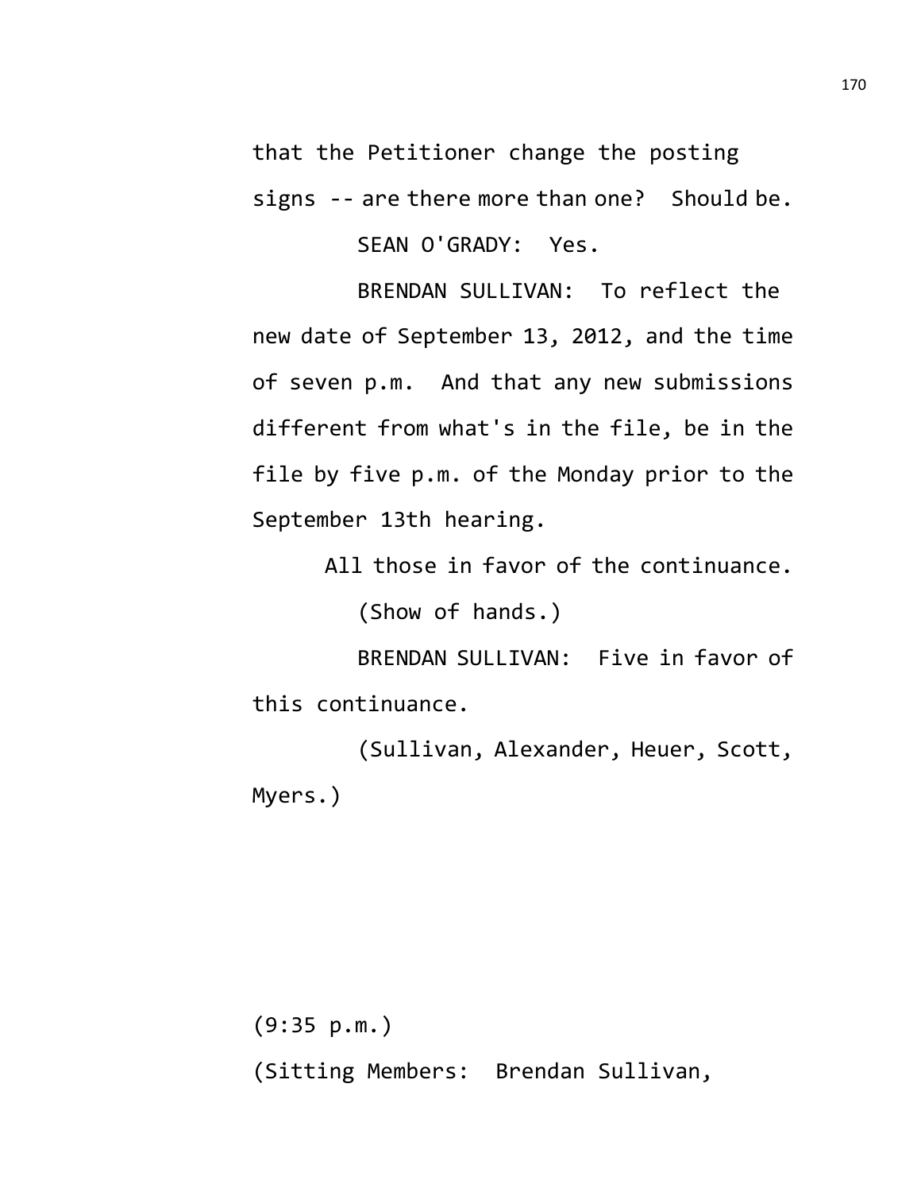that the Petitioner change the posting signs -- are there more than one? Should be.

SEAN O'GRADY: Yes.

BRENDAN SULLIVAN: To reflect the new date of September 13, 2012, and the time of seven p.m. And that any new submissions different from what's in the file, be in the file by five p.m. of the Monday prior to the September 13th hearing.

All those in favor of the continuance.

(Show of hands.)

BRENDAN SULLIVAN: Five in favor of this continuance.

(Sullivan, Alexander, Heuer, Scott, Myers.)

(9:35 p.m.)

(Sitting Members: Brendan Sullivan,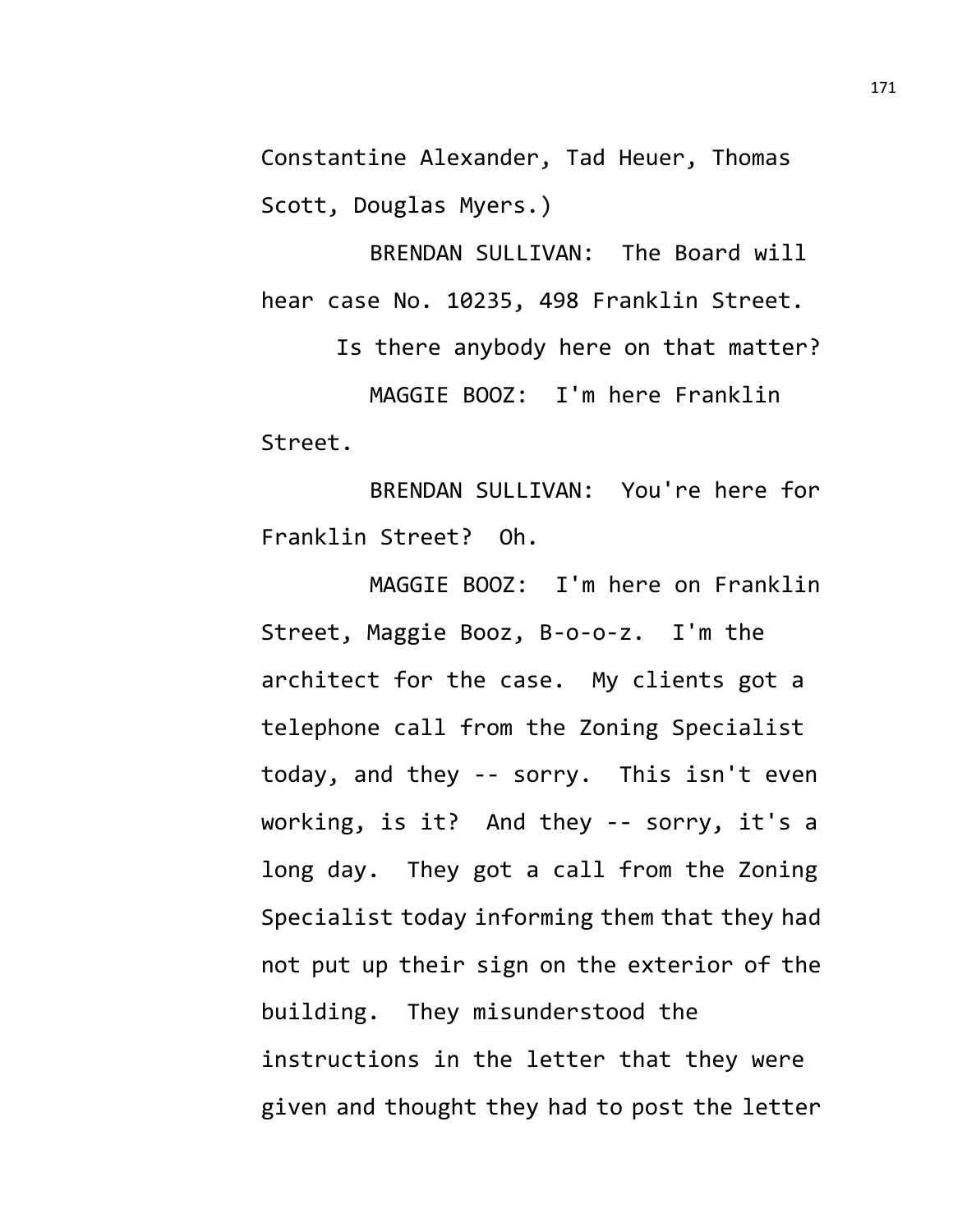Constantine Alexander, Tad Heuer, Thomas Scott, Douglas Myers.)

BRENDAN SULLIVAN: The Board will hear case No. 10235, 498 Franklin Street.

Is there anybody here on that matter?

MAGGIE BOOZ: I'm here Franklin Street.

BRENDAN SULLIVAN: You're here for Franklin Street? Oh.

MAGGIE BOOZ: I'm here on Franklin Street, Maggie Booz, B-o-o-z. I'm the architect for the case. My clients got a telephone call from the Zoning Specialist today, and they -- sorry. This isn't even working, is it? And they -- sorry, it's a long day. They got a call from the Zoning Specialist today informing them that they had not put up their sign on the exterior of the building. They misunderstood the instructions in the letter that they were given and thought they had to post the letter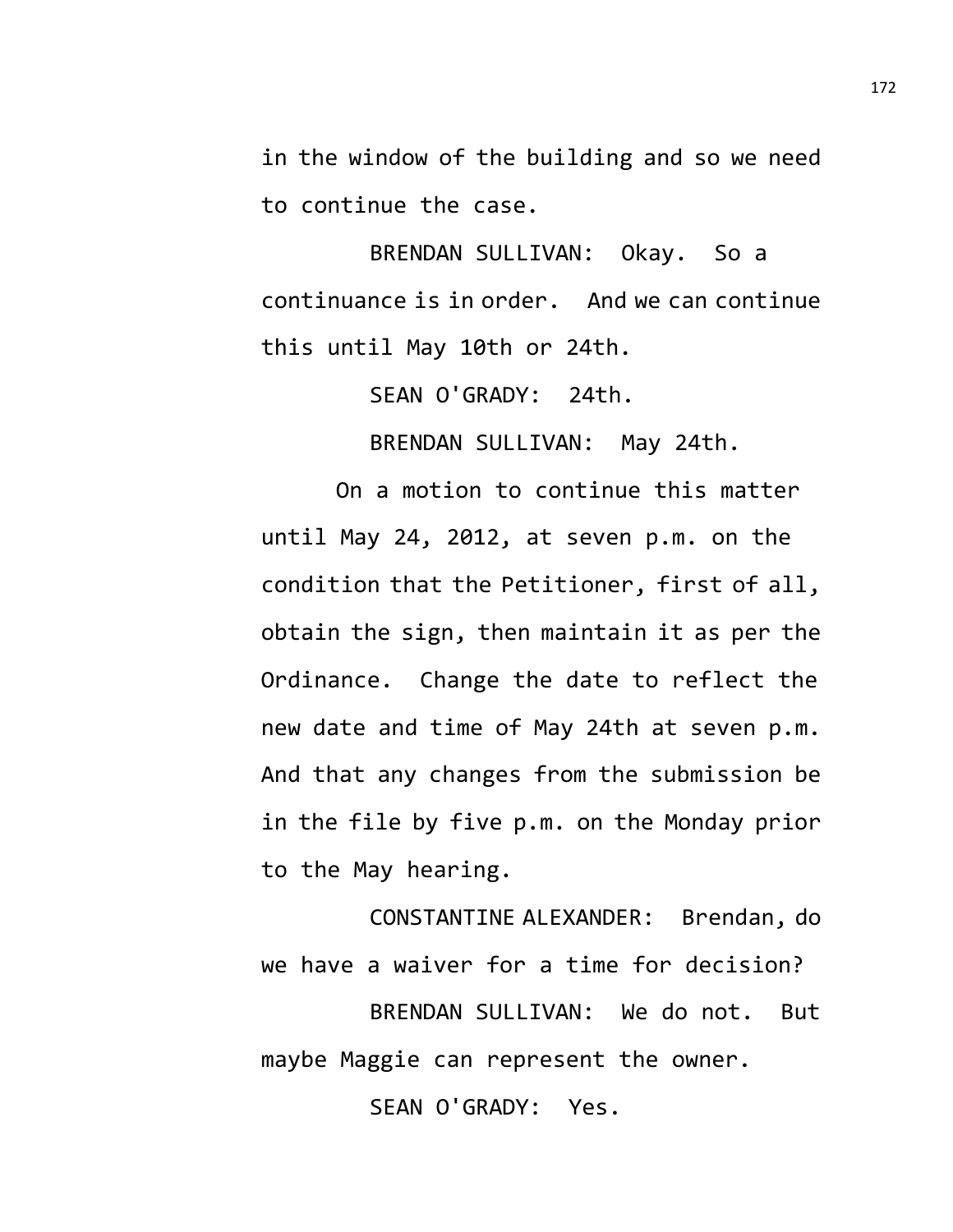in the window of the building and so we need to continue the case.

BRENDAN SULLIVAN: Okay. So a continuance is in order. And we can continue this until May 10th or 24th.

SEAN O'GRADY: 24th.

BRENDAN SULLIVAN: May 24th.

On a motion to continue this matter until May 24, 2012, at seven p.m. on the condition that the Petitioner, first of all, obtain the sign, then maintain it as per the Ordinance. Change the date to reflect the new date and time of May 24th at seven p.m. And that any changes from the submission be in the file by five p.m. on the Monday prior to the May hearing.

CONSTANTINE ALEXANDER: Brendan, do we have a waiver for a time for decision?

BRENDAN SULLIVAN: We do not. But maybe Maggie can represent the owner.

SEAN O'GRADY: Yes.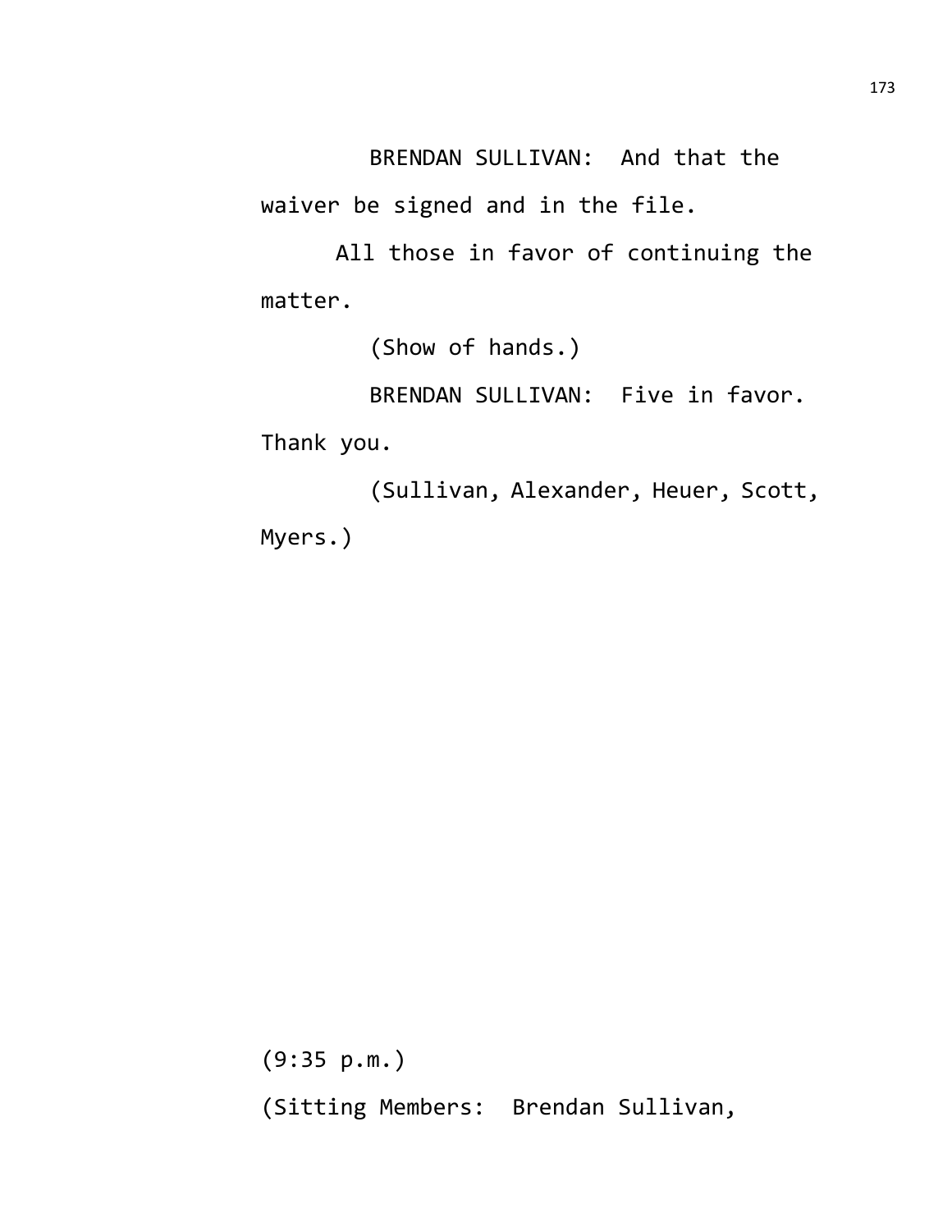BRENDAN SULLIVAN: And that the waiver be signed and in the file.

All those in favor of continuing the matter.

(Show of hands.)

BRENDAN SULLIVAN: Five in favor. Thank you.

(Sullivan, Alexander, Heuer, Scott, Myers.)

(9:35 p.m.)

(Sitting Members: Brendan Sullivan,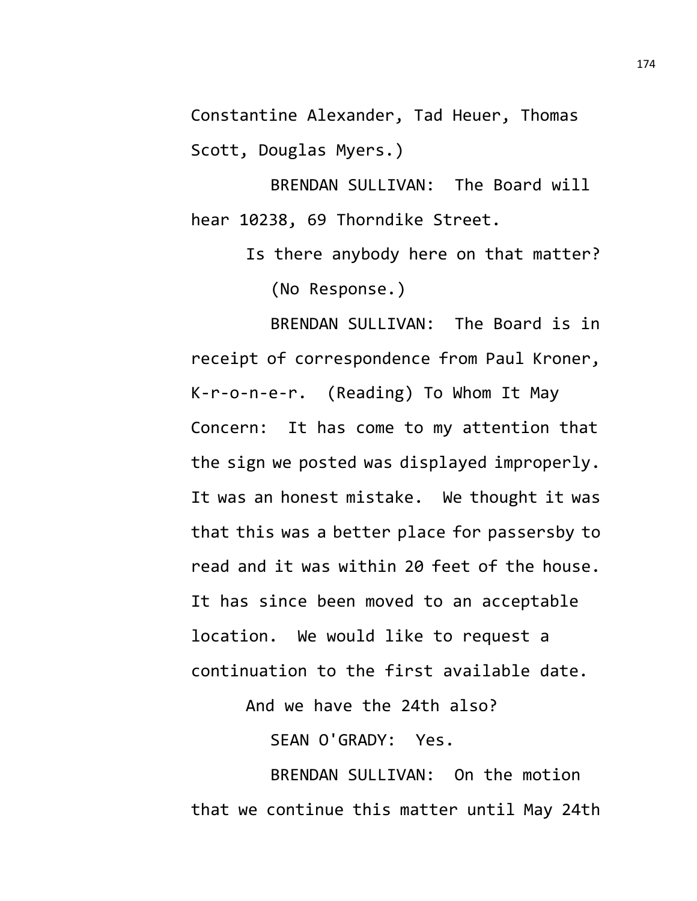Constantine Alexander, Tad Heuer, Thomas Scott, Douglas Myers.)

BRENDAN SULLIVAN: The Board will hear 10238, 69 Thorndike Street.

Is there anybody here on that matter?

(No Response.)

BRENDAN SULLIVAN: The Board is in receipt of correspondence from Paul Kroner, K-r-o-n-e-r. (Reading) To Whom It May Concern: It has come to my attention that the sign we posted was displayed improperly. It was an honest mistake. We thought it was that this was a better place for passersby to read and it was within 20 feet of the house. It has since been moved to an acceptable location. We would like to request a continuation to the first available date.

And we have the 24th also?

SEAN O'GRADY: Yes.

BRENDAN SULLIVAN: On the motion that we continue this matter until May 24th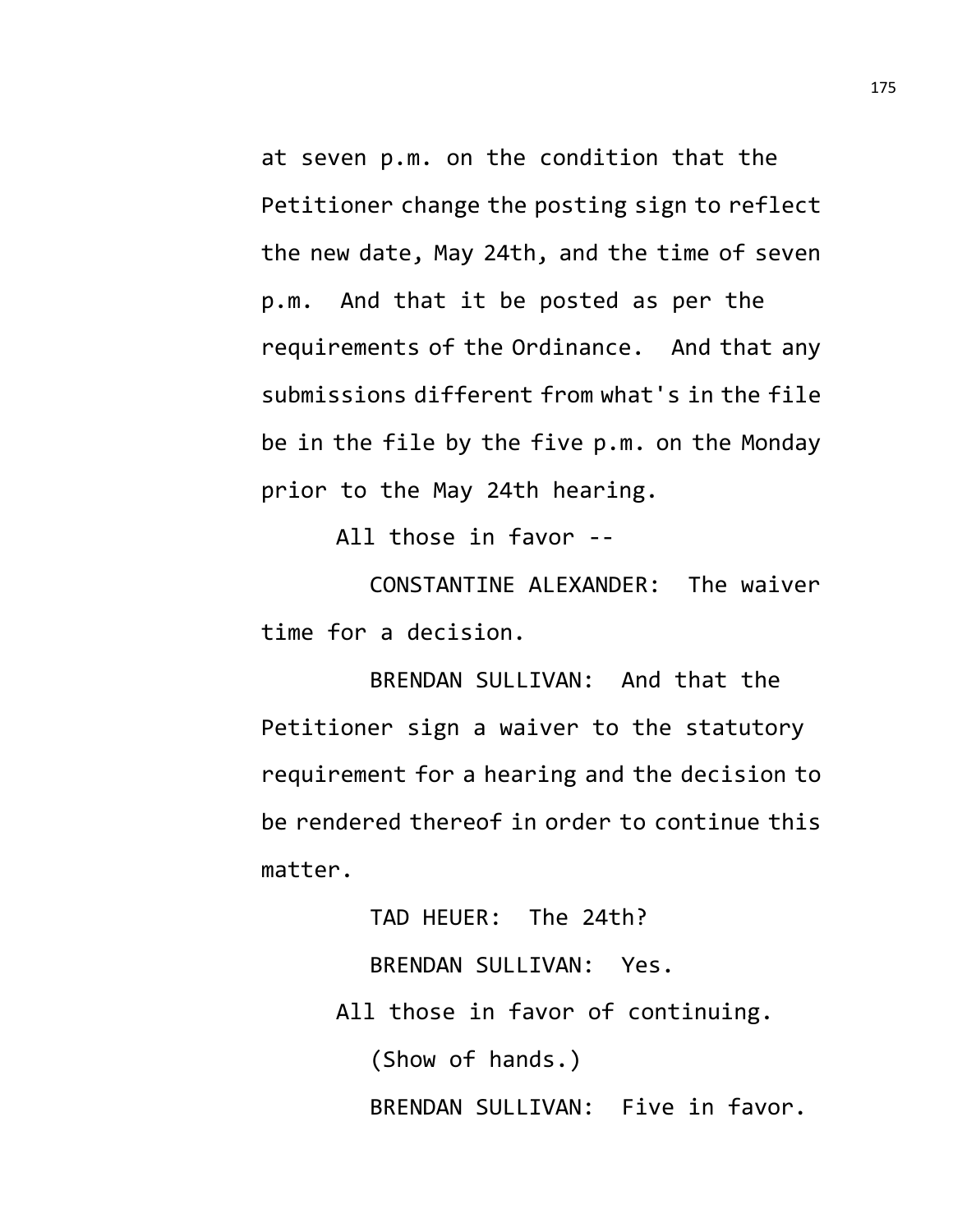at seven p.m. on the condition that the Petitioner change the posting sign to reflect the new date, May 24th, and the time of seven p.m. And that it be posted as per the requirements of the Ordinance. And that any submissions different from what's in the file be in the file by the five p.m. on the Monday prior to the May 24th hearing.

All those in favor --

CONSTANTINE ALEXANDER: The waiver time for a decision.

BRENDAN SULLIVAN: And that the Petitioner sign a waiver to the statutory requirement for a hearing and the decision to be rendered thereof in order to continue this matter.

TAD HEUER: The 24th?

BRENDAN SULLIVAN: Yes.

All those in favor of continuing.

(Show of hands.)

BRENDAN SULLIVAN: Five in favor.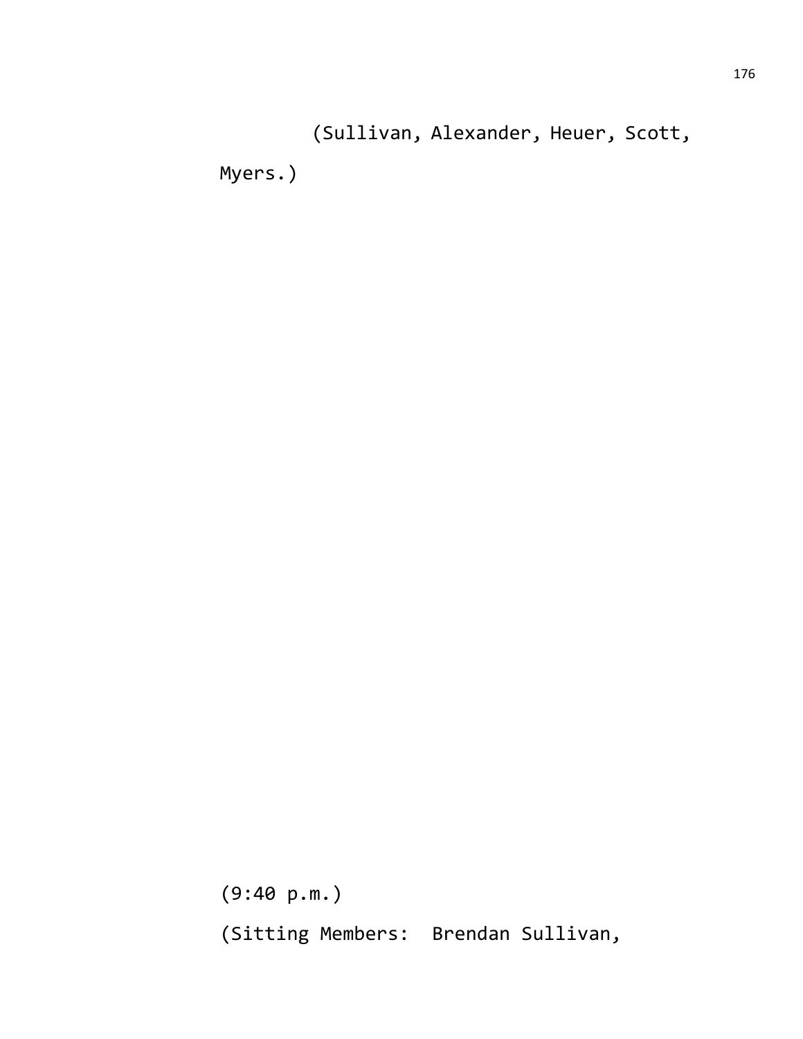(Sullivan, Alexander, Heuer, Scott, Myers.)

(9:40 p.m.)

(Sitting Members: Brendan Sullivan,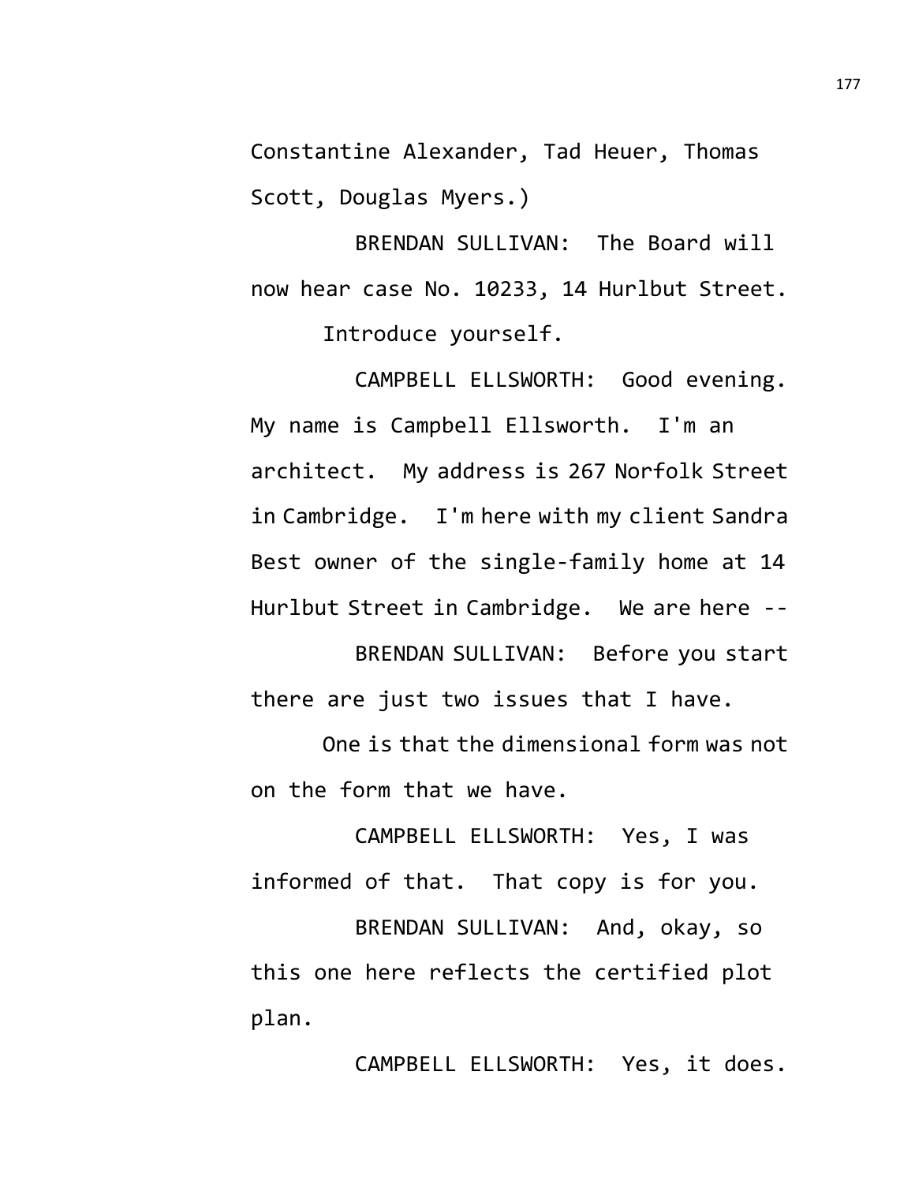Constantine Alexander, Tad Heuer, Thomas Scott, Douglas Myers.)

BRENDAN SULLIVAN: The Board will now hear case No. 10233, 14 Hurlbut Street.

Introduce yourself.

CAMPBELL ELLSWORTH: Good evening. My name is Campbell Ellsworth. I'm an architect. My address is 267 Norfolk Street in Cambridge. I'm here with my client Sandra Best owner of the single-family home at 14 Hurlbut Street in Cambridge. We are here --

BRENDAN SULLIVAN: Before you start there are just two issues that I have.

One is that the dimensional form was not on the form that we have.

CAMPBELL ELLSWORTH: Yes, I was informed of that. That copy is for you.

BRENDAN SULLIVAN: And, okay, so this one here reflects the certified plot plan.

CAMPBELL ELLSWORTH: Yes, it does.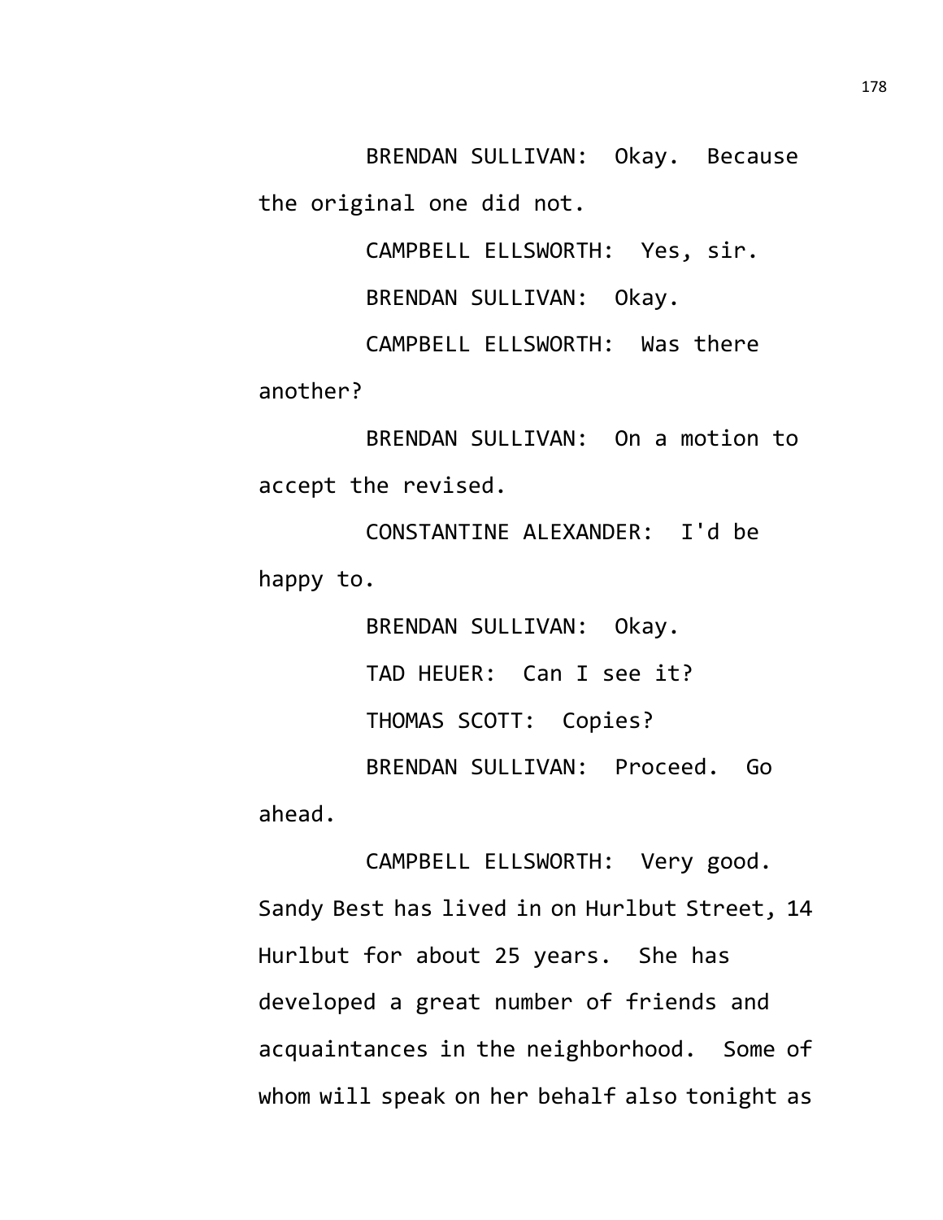BRENDAN SULLIVAN: Okay. Because the original one did not.

CAMPBELL ELLSWORTH: Yes, sir.

BRENDAN SULLIVAN: Okay.

CAMPBELL ELLSWORTH: Was there another?

BRENDAN SULLIVAN: On a motion to accept the revised.

CONSTANTINE ALEXANDER: I'd be happy to.

BRENDAN SULLIVAN: Okay.

TAD HEUER: Can I see it?

THOMAS SCOTT: Copies?

BRENDAN SULLIVAN: Proceed. Go ahead.

CAMPBELL ELLSWORTH: Very good. Sandy Best has lived in on Hurlbut Street, 14 Hurlbut for about 25 years. She has developed a great number of friends and acquaintances in the neighborhood. Some of whom will speak on her behalf also tonight as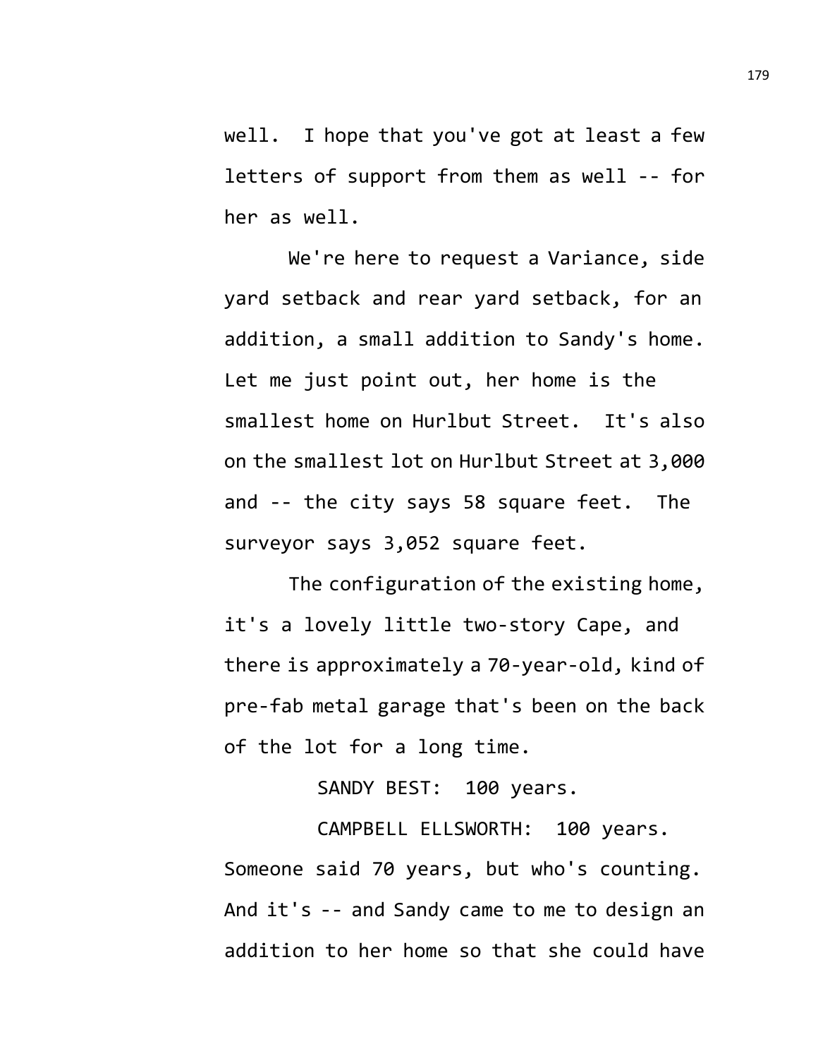well. I hope that you've got at least a few letters of support from them as well -- for her as well.

We're here to request a Variance, side yard setback and rear yard setback, for an addition, a small addition to Sandy's home. Let me just point out, her home is the smallest home on Hurlbut Street. It's also on the smallest lot on Hurlbut Street at 3,000 and -- the city says 58 square feet. The surveyor says 3,052 square feet.

The configuration of the existing home, it's a lovely little two-story Cape, and there is approximately a 70-year-old, kind of pre-fab metal garage that's been on the back of the lot for a long time.

SANDY BEST: 100 years.

CAMPBELL ELLSWORTH: 100 years. Someone said 70 years, but who's counting. And it's -- and Sandy came to me to design an addition to her home so that she could have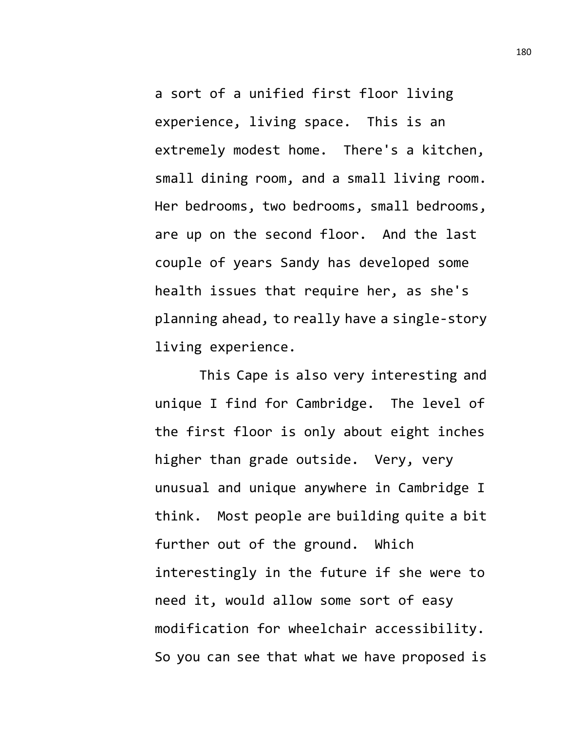a sort of a unified first floor living experience, living space. This is an extremely modest home. There's a kitchen, small dining room, and a small living room. Her bedrooms, two bedrooms, small bedrooms, are up on the second floor. And the last couple of years Sandy has developed some health issues that require her, as she's planning ahead, to really have a single-story living experience.

This Cape is also very interesting and unique I find for Cambridge. The level of the first floor is only about eight inches higher than grade outside. Very, very unusual and unique anywhere in Cambridge I think. Most people are building quite a bit further out of the ground. Which interestingly in the future if she were to need it, would allow some sort of easy modification for wheelchair accessibility. So you can see that what we have proposed is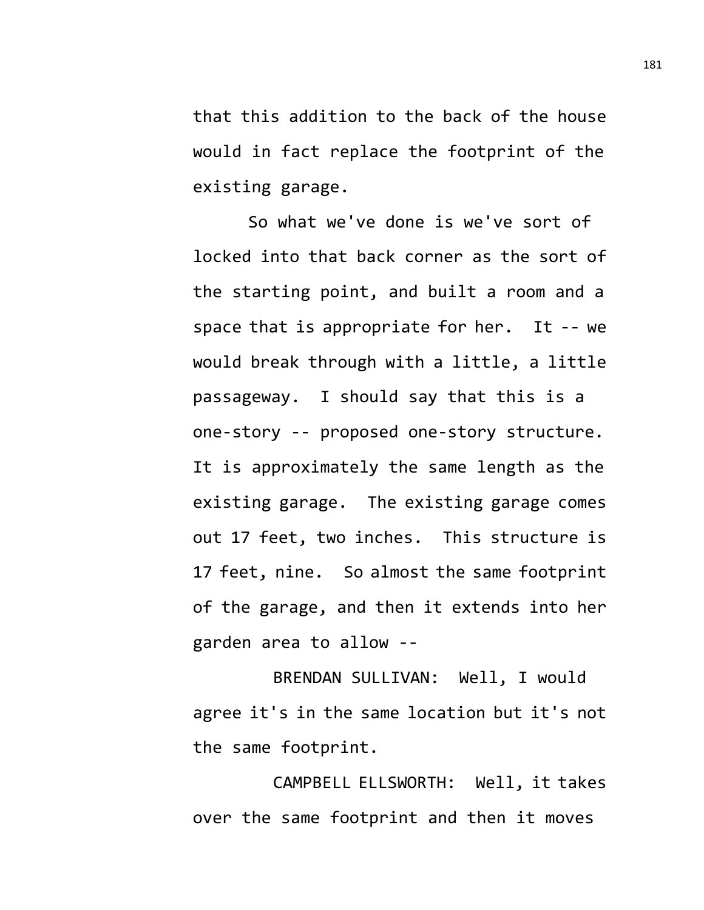that this addition to the back of the house would in fact replace the footprint of the existing garage.

So what we've done is we've sort of locked into that back corner as the sort of the starting point, and built a room and a space that is appropriate for her. It -- we would break through with a little, a little passageway. I should say that this is a one-story -- proposed one-story structure. It is approximately the same length as the existing garage. The existing garage comes out 17 feet, two inches. This structure is 17 feet, nine. So almost the same footprint of the garage, and then it extends into her garden area to allow --

BRENDAN SULLIVAN: Well, I would agree it's in the same location but it's not the same footprint.

CAMPBELL ELLSWORTH: Well, it takes over the same footprint and then it moves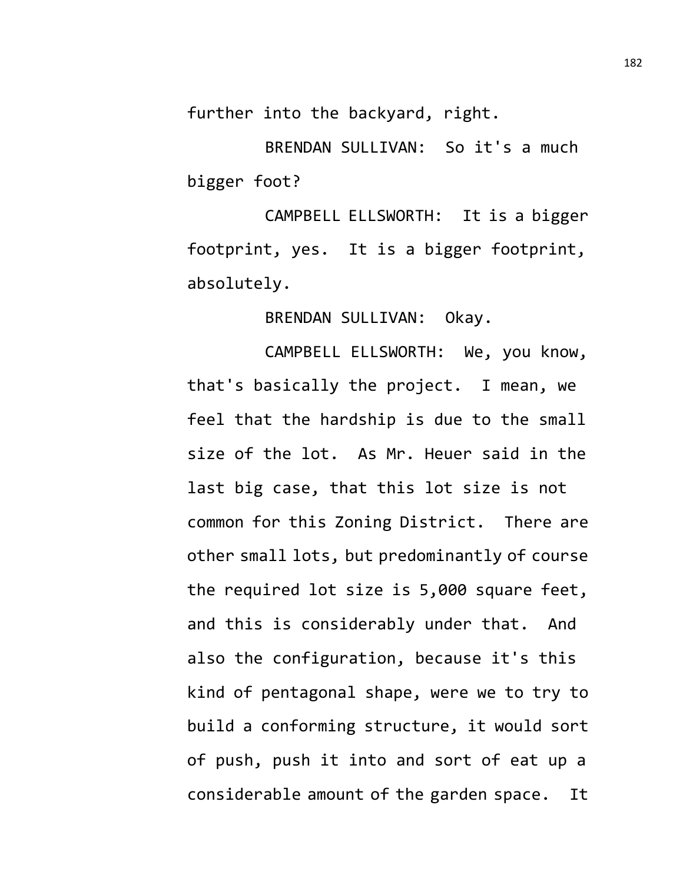further into the backyard, right.

BRENDAN SULLIVAN: So it's a much bigger foot?

CAMPBELL ELLSWORTH: It is a bigger footprint, yes. It is a bigger footprint, absolutely.

BRENDAN SULLIVAN: Okay.

CAMPBELL ELLSWORTH: We, you know, that's basically the project. I mean, we feel that the hardship is due to the small size of the lot. As Mr. Heuer said in the last big case, that this lot size is not common for this Zoning District. There are other small lots, but predominantly of course the required lot size is 5,000 square feet, and this is considerably under that. And also the configuration, because it's this kind of pentagonal shape, were we to try to build a conforming structure, it would sort of push, push it into and sort of eat up a considerable amount of the garden space. It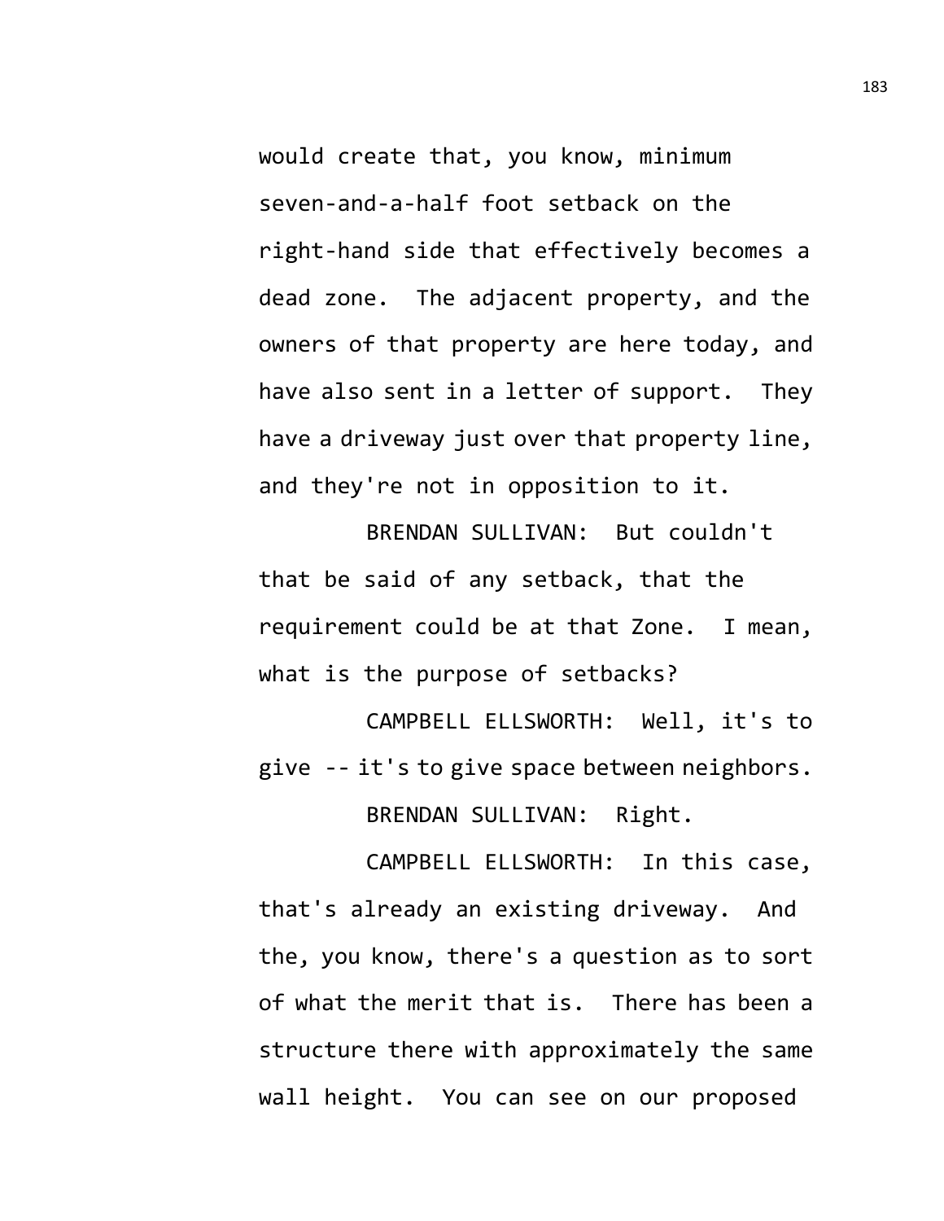would create that, you know, minimum seven-and-a-half foot setback on the right-hand side that effectively becomes a dead zone. The adjacent property, and the owners of that property are here today, and have also sent in a letter of support. They have a driveway just over that property line, and they're not in opposition to it.

BRENDAN SULLIVAN: But couldn't that be said of any setback, that the requirement could be at that Zone. I mean, what is the purpose of setbacks?

CAMPBELL ELLSWORTH: Well, it's to give -- it's to give space between neighbors.

BRENDAN SULLIVAN: Right.

CAMPBELL ELLSWORTH: In this case, that's already an existing driveway. And the, you know, there's a question as to sort of what the merit that is. There has been a structure there with approximately the same wall height. You can see on our proposed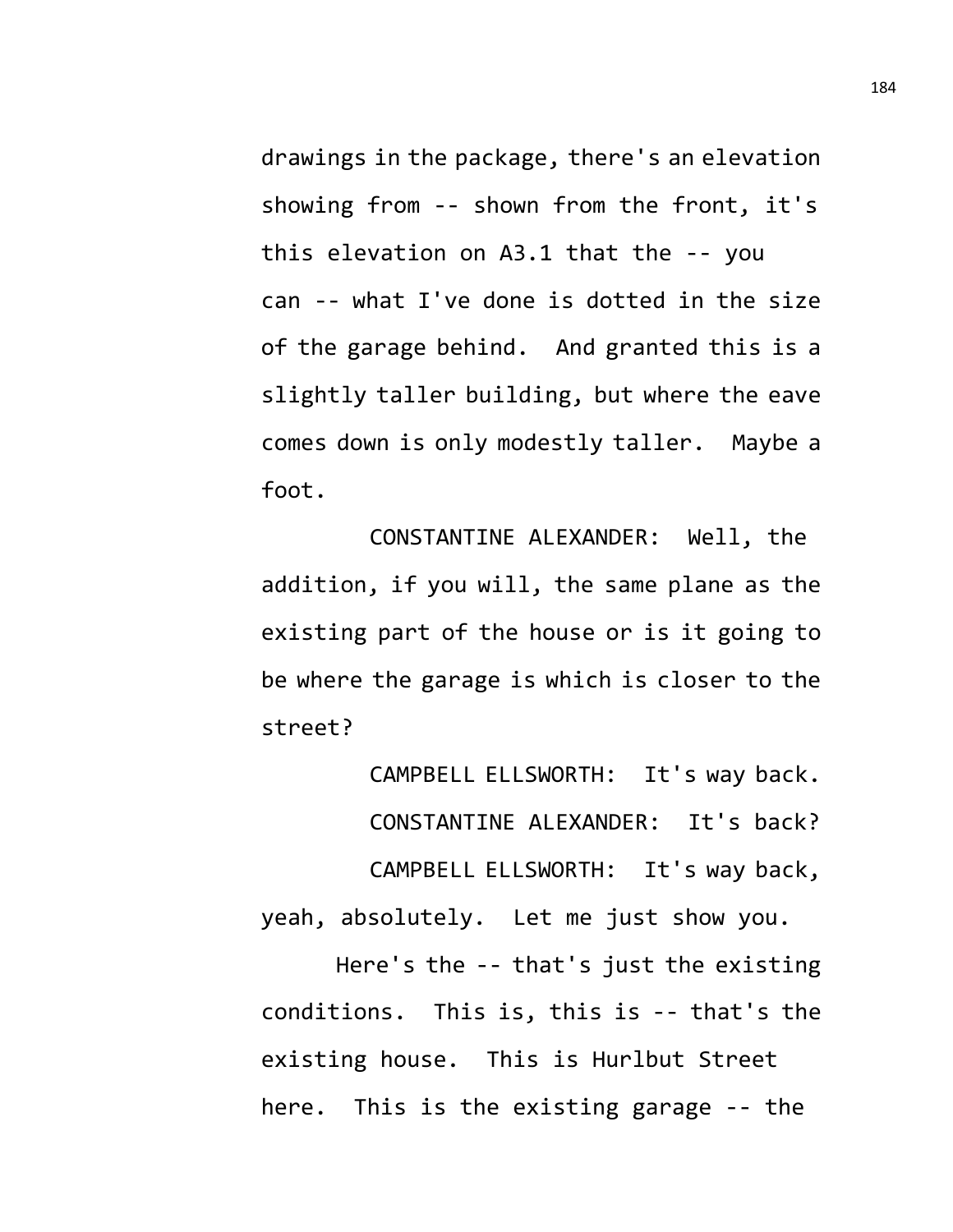drawings in the package, there's an elevation showing from -- shown from the front, it's this elevation on A3.1 that the -- you can -- what I've done is dotted in the size of the garage behind. And granted this is a slightly taller building, but where the eave comes down is only modestly taller. Maybe a foot.

CONSTANTINE ALEXANDER: Well, the addition, if you will, the same plane as the existing part of the house or is it going to be where the garage is which is closer to the street?

CAMPBELL ELLSWORTH: It's way back.

CONSTANTINE ALEXANDER: It's back?

CAMPBELL ELLSWORTH: It's way back, yeah, absolutely. Let me just show you.

Here's the -- that's just the existing conditions. This is, this is -- that's the existing house. This is Hurlbut Street here. This is the existing garage -- the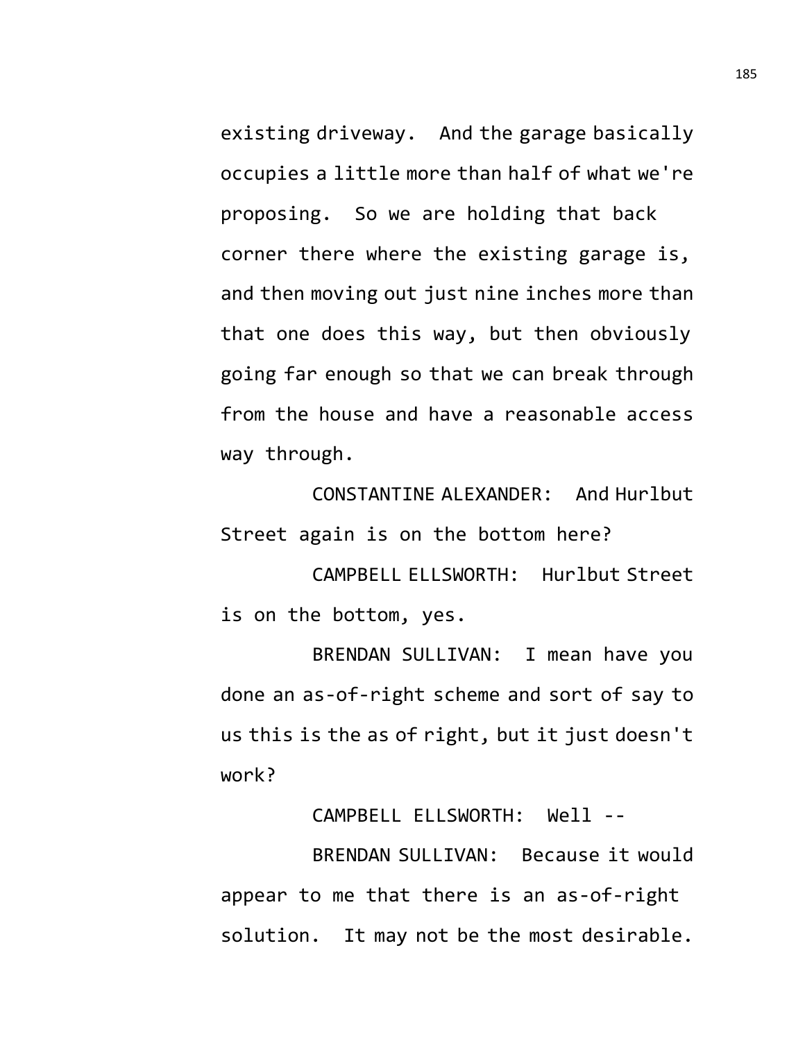existing driveway. And the garage basically occupies a little more than half of what we're proposing. So we are holding that back corner there where the existing garage is, and then moving out just nine inches more than that one does this way, but then obviously going far enough so that we can break through from the house and have a reasonable access way through.

CONSTANTINE ALEXANDER: And Hurlbut Street again is on the bottom here?

CAMPBELL ELLSWORTH: Hurlbut Street is on the bottom, yes.

BRENDAN SULLIVAN: I mean have you done an as-of-right scheme and sort of say to us this is the as of right, but it just doesn't work?

CAMPBELL ELLSWORTH: Well --

BRENDAN SULLIVAN: Because it would appear to me that there is an as-of-right solution. It may not be the most desirable.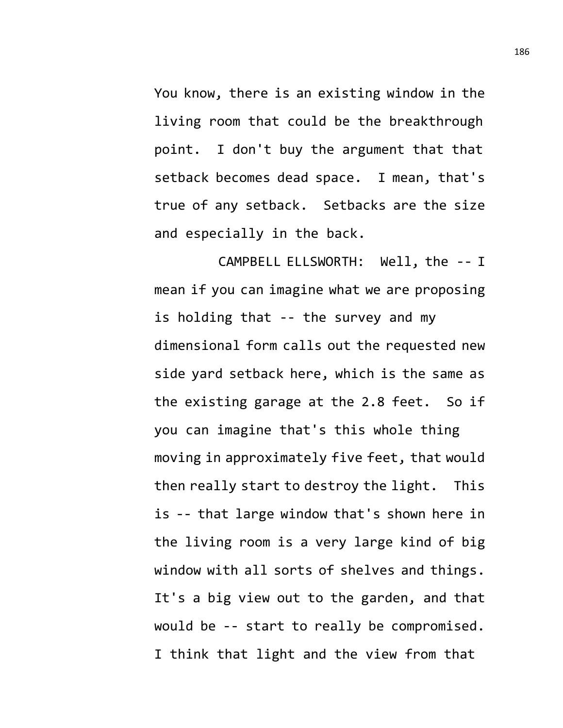You know, there is an existing window in the living room that could be the breakthrough point. I don't buy the argument that that setback becomes dead space. I mean, that's true of any setback. Setbacks are the size and especially in the back.

CAMPBELL ELLSWORTH: Well, the -- I mean if you can imagine what we are proposing is holding that -- the survey and my dimensional form calls out the requested new side yard setback here, which is the same as the existing garage at the 2.8 feet. So if you can imagine that's this whole thing moving in approximately five feet, that would then really start to destroy the light. This is -- that large window that's shown here in the living room is a very large kind of big window with all sorts of shelves and things. It's a big view out to the garden, and that would be -- start to really be compromised. I think that light and the view from that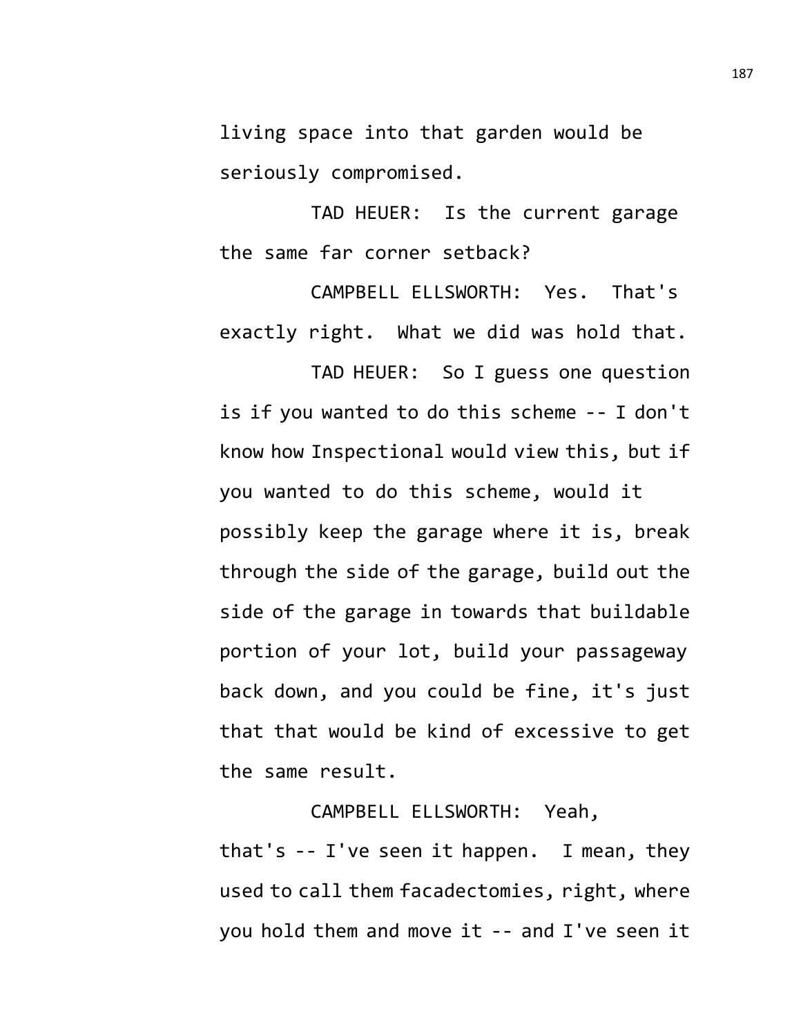living space into that garden would be seriously compromised.

TAD HEUER: Is the current garage the same far corner setback?

CAMPBELL ELLSWORTH: Yes. That's exactly right. What we did was hold that.

TAD HEUER: So I guess one question is if you wanted to do this scheme -- I don't know how Inspectional would view this, but if you wanted to do this scheme, would it possibly keep the garage where it is, break through the side of the garage, build out the side of the garage in towards that buildable portion of your lot, build your passageway back down, and you could be fine, it's just that that would be kind of excessive to get the same result.

CAMPBELL ELLSWORTH: Yeah, that's -- I've seen it happen. I mean, they used to call them facadectomies, right, where you hold them and move it -- and I've seen it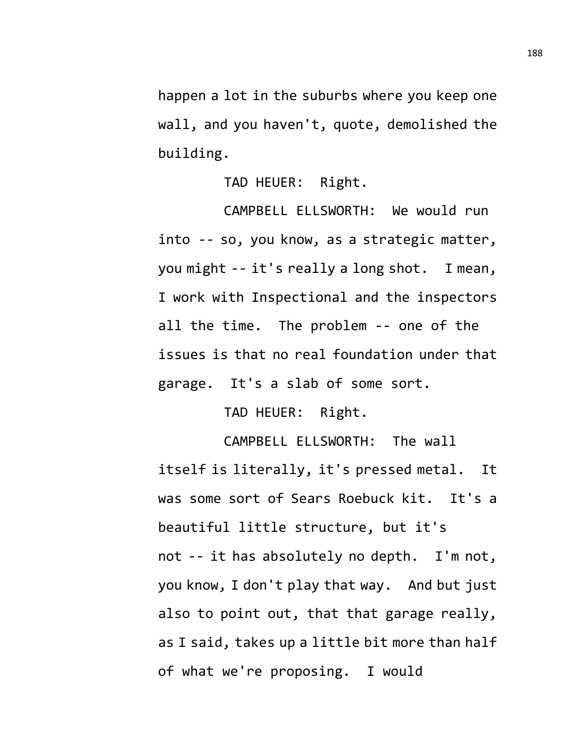happen a lot in the suburbs where you keep one wall, and you haven't, quote, demolished the building.

TAD HEUER: Right.

CAMPBELL ELLSWORTH: We would run into -- so, you know, as a strategic matter, you might -- it's really a long shot. I mean, I work with Inspectional and the inspectors all the time. The problem -- one of the issues is that no real foundation under that garage. It's a slab of some sort.

TAD HEUER: Right.

CAMPBELL ELLSWORTH: The wall itself is literally, it's pressed metal. It was some sort of Sears Roebuck kit. It's a beautiful little structure, but it's not -- it has absolutely no depth. I'm not, you know, I don't play that way. And but just also to point out, that that garage really, as I said, takes up a little bit more than half of what we're proposing. I would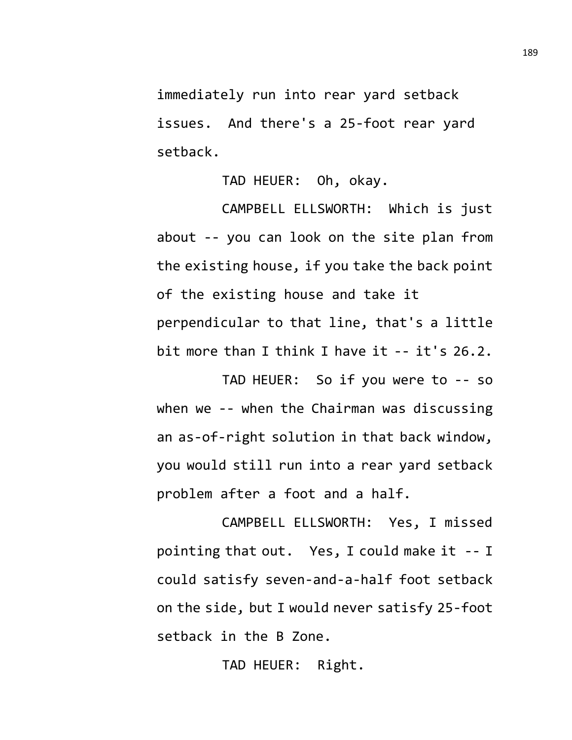immediately run into rear yard setback issues. And there's a 25-foot rear yard setback.

TAD HEUER: Oh, okay.

CAMPBELL ELLSWORTH: Which is just about -- you can look on the site plan from the existing house, if you take the back point of the existing house and take it perpendicular to that line, that's a little bit more than I think I have it -- it's 26.2.

TAD HEUER: So if you were to -- so when we -- when the Chairman was discussing an as-of-right solution in that back window, you would still run into a rear yard setback problem after a foot and a half.

CAMPBELL ELLSWORTH: Yes, I missed pointing that out. Yes, I could make it -- I could satisfy seven-and-a-half foot setback on the side, but I would never satisfy 25-foot setback in the B Zone.

TAD HEUER: Right.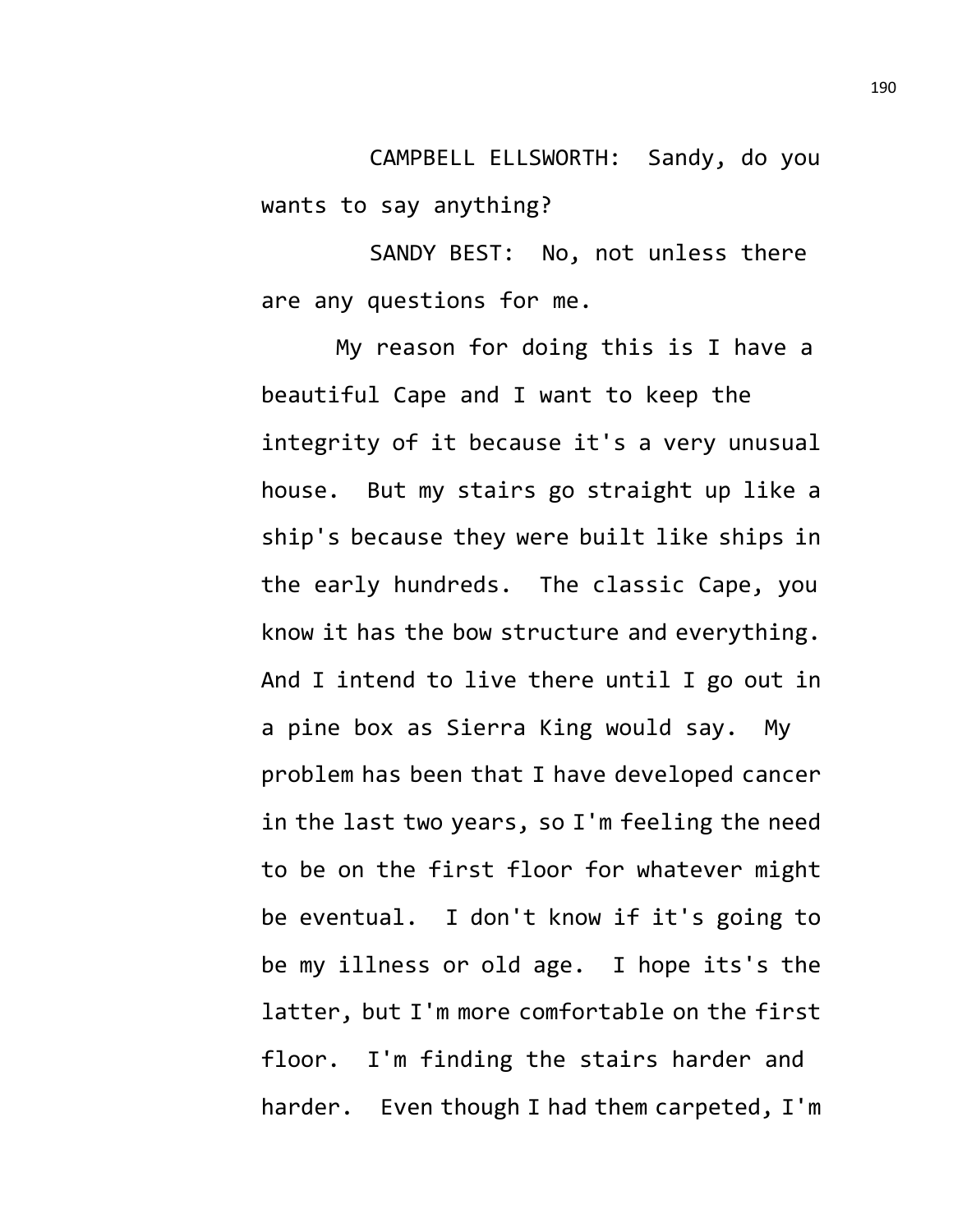CAMPBELL ELLSWORTH: Sandy, do you wants to say anything?

SANDY BEST: No, not unless there are any questions for me.

My reason for doing this is I have a beautiful Cape and I want to keep the integrity of it because it's a very unusual house. But my stairs go straight up like a ship's because they were built like ships in the early hundreds. The classic Cape, you know it has the bow structure and everything. And I intend to live there until I go out in a pine box as Sierra King would say. My problem has been that I have developed cancer in the last two years, so I'm feeling the need to be on the first floor for whatever might be eventual. I don't know if it's going to be my illness or old age. I hope its's the latter, but I'm more comfortable on the first floor. I'm finding the stairs harder and harder. Even though I had them carpeted, I'm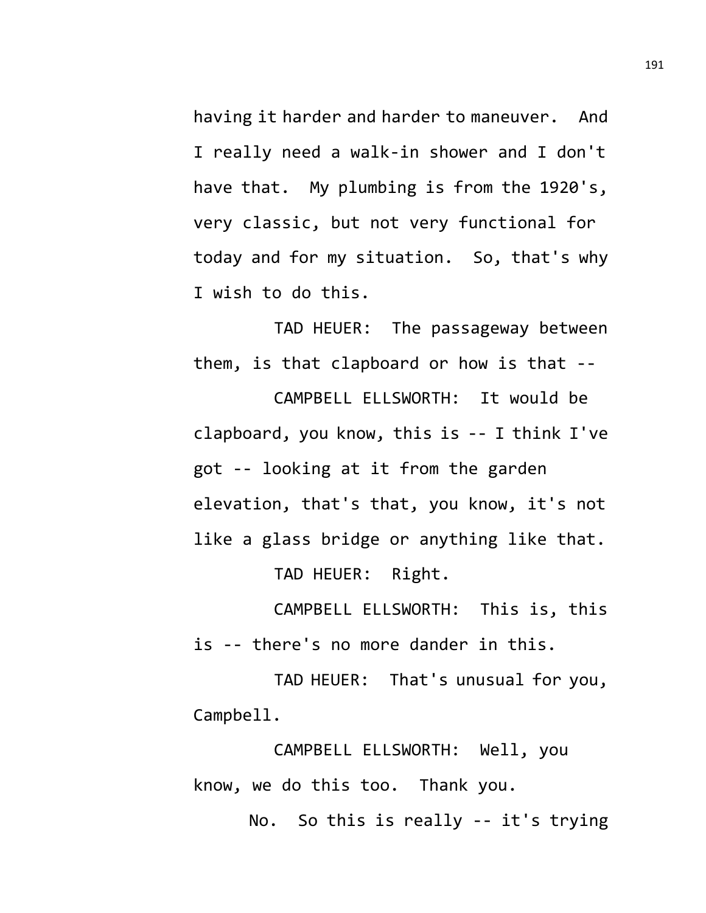having it harder and harder to maneuver. And I really need a walk-in shower and I don't have that. My plumbing is from the 1920's, very classic, but not very functional for today and for my situation. So, that's why I wish to do this.

TAD HEUER: The passageway between them, is that clapboard or how is that --

CAMPBELL ELLSWORTH: It would be clapboard, you know, this is -- I think I've got -- looking at it from the garden elevation, that's that, you know, it's not like a glass bridge or anything like that.

TAD HEUER: Right.

CAMPBELL ELLSWORTH: This is, this is -- there's no more dander in this.

TAD HEUER: That's unusual for you, Campbell.

CAMPBELL ELLSWORTH: Well, you know, we do this too. Thank you.

No. So this is really -- it's trying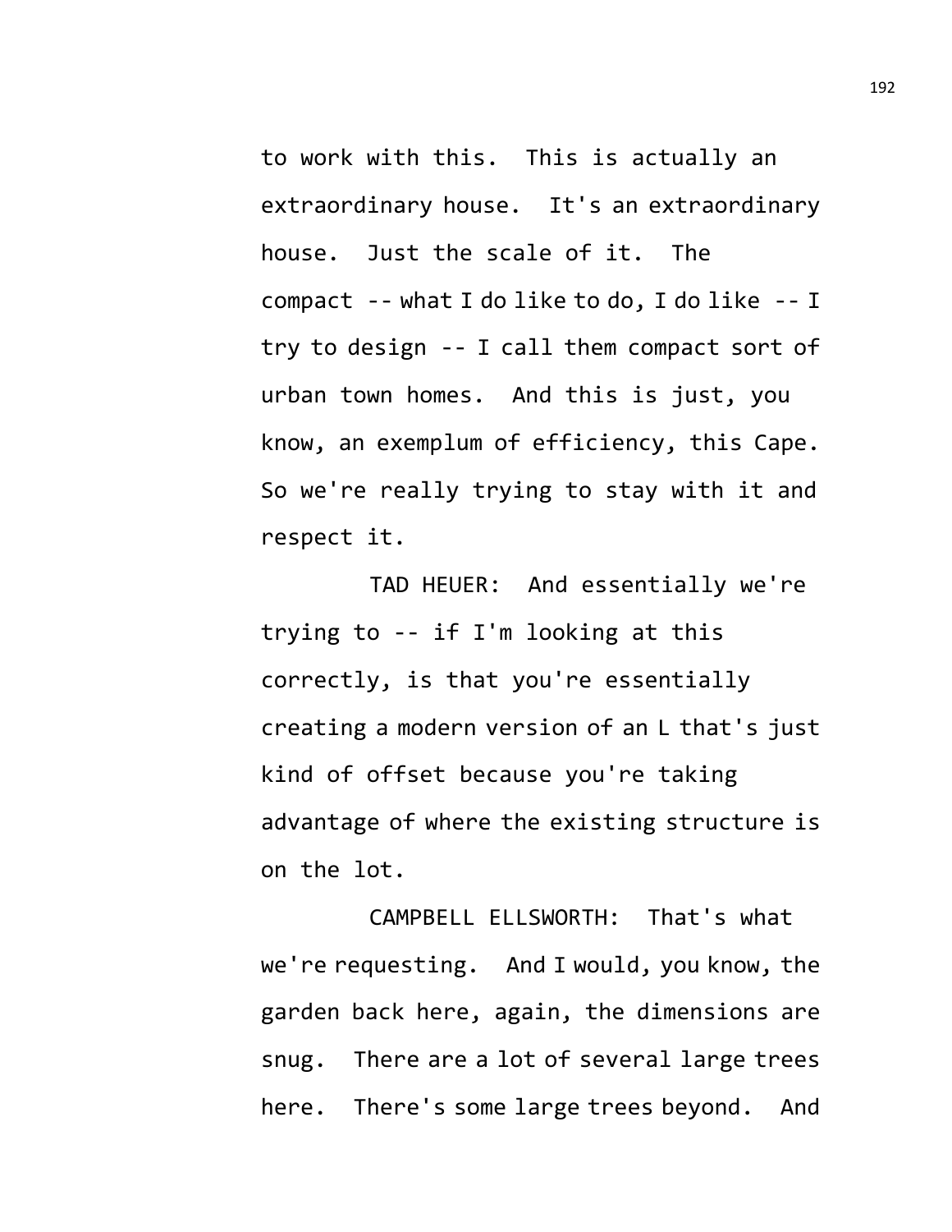to work with this. This is actually an extraordinary house. It's an extraordinary house. Just the scale of it. The compact -- what I do like to do, I do like -- I try to design -- I call them compact sort of urban town homes. And this is just, you know, an exemplum of efficiency, this Cape. So we're really trying to stay with it and respect it.

TAD HEUER: And essentially we're trying to -- if I'm looking at this correctly, is that you're essentially creating a modern version of an L that's just kind of offset because you're taking advantage of where the existing structure is on the lot.

CAMPBELL ELLSWORTH: That's what we're requesting. And I would, you know, the garden back here, again, the dimensions are snug. There are a lot of several large trees here. There's some large trees beyond. And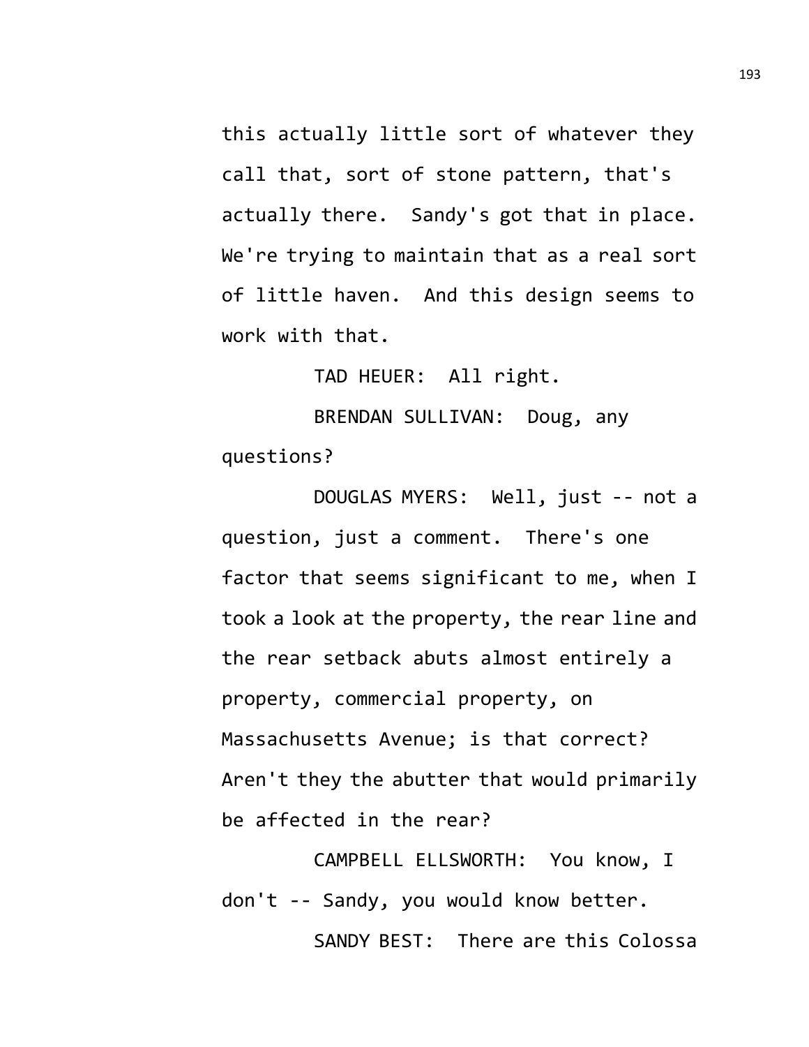this actually little sort of whatever they call that, sort of stone pattern, that's actually there. Sandy's got that in place. We're trying to maintain that as a real sort of little haven. And this design seems to work with that.

TAD HEUER: All right.

BRENDAN SULLIVAN: Doug, any questions?

DOUGLAS MYERS: Well, just -- not a question, just a comment. There's one factor that seems significant to me, when I took a look at the property, the rear line and the rear setback abuts almost entirely a property, commercial property, on Massachusetts Avenue; is that correct? Aren't they the abutter that would primarily be affected in the rear?

CAMPBELL ELLSWORTH: You know, I don't -- Sandy, you would know better.

SANDY BEST: There are this Colossa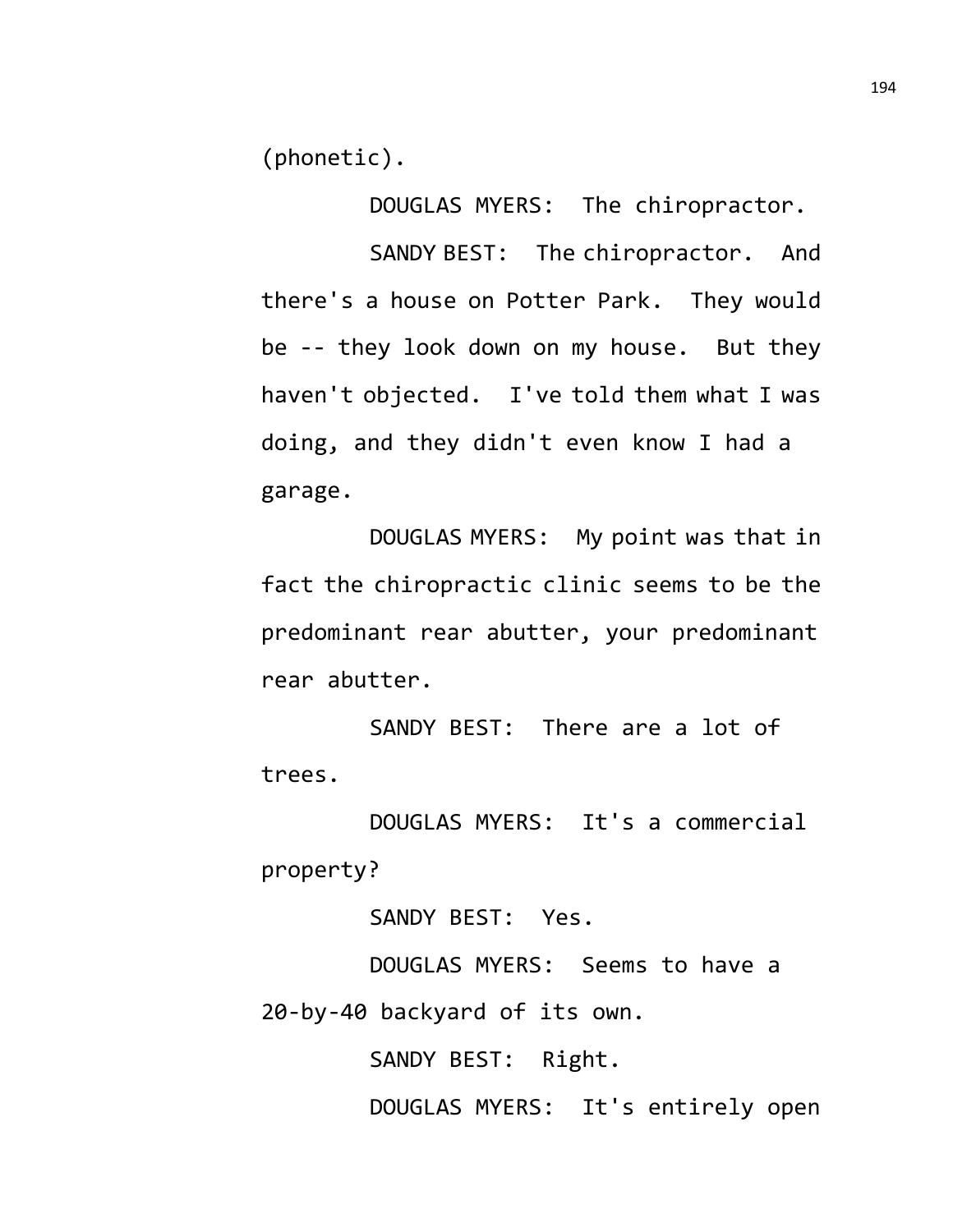(phonetic).

DOUGLAS MYERS: The chiropractor.

SANDY BEST: The chiropractor. And there's a house on Potter Park. They would be -- they look down on my house. But they haven't objected. I've told them what I was doing, and they didn't even know I had a garage.

DOUGLAS MYERS: My point was that in fact the chiropractic clinic seems to be the predominant rear abutter, your predominant rear abutter.

SANDY BEST: There are a lot of trees.

DOUGLAS MYERS: It's a commercial property?

SANDY BEST: Yes.

DOUGLAS MYERS: Seems to have a 20-by-40 backyard of its own.

SANDY BEST: Right.

DOUGLAS MYERS: It's entirely open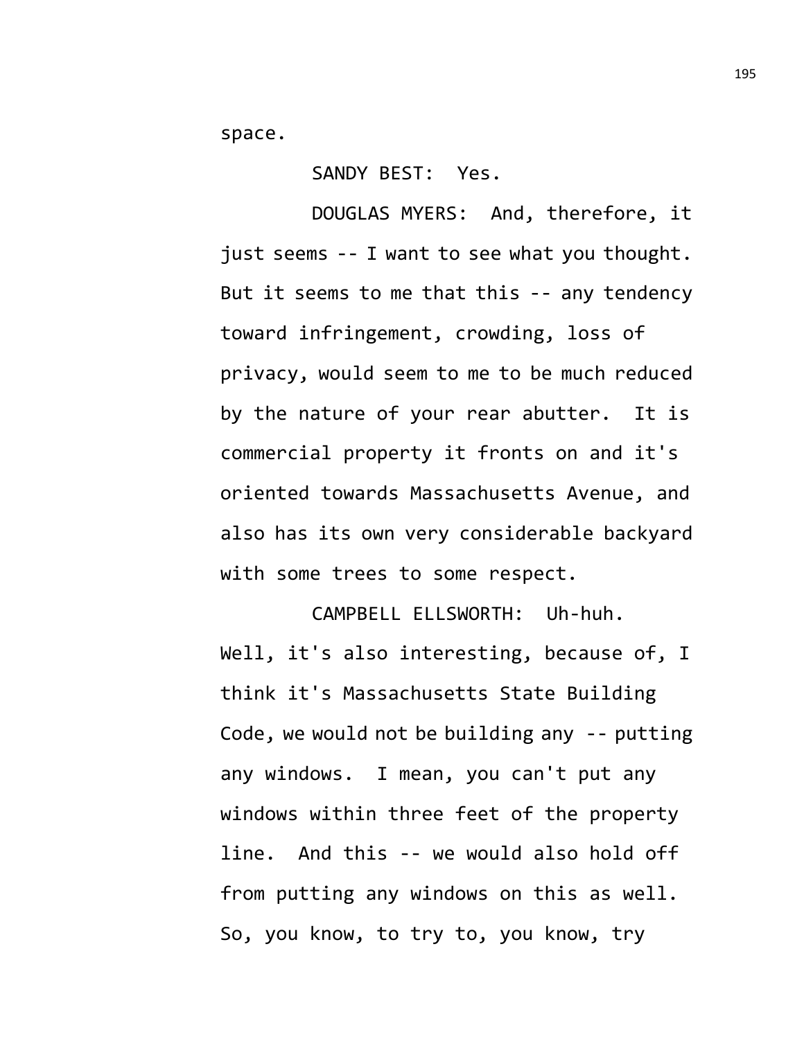space.

SANDY BEST: Yes.

DOUGLAS MYERS: And, therefore, it just seems -- I want to see what you thought. But it seems to me that this -- any tendency toward infringement, crowding, loss of privacy, would seem to me to be much reduced by the nature of your rear abutter. It is commercial property it fronts on and it's oriented towards Massachusetts Avenue, and also has its own very considerable backyard with some trees to some respect.

CAMPBELL ELLSWORTH: Uh-huh. Well, it's also interesting, because of, I think it's Massachusetts State Building Code, we would not be building any -- putting any windows. I mean, you can't put any windows within three feet of the property line. And this -- we would also hold off from putting any windows on this as well. So, you know, to try to, you know, try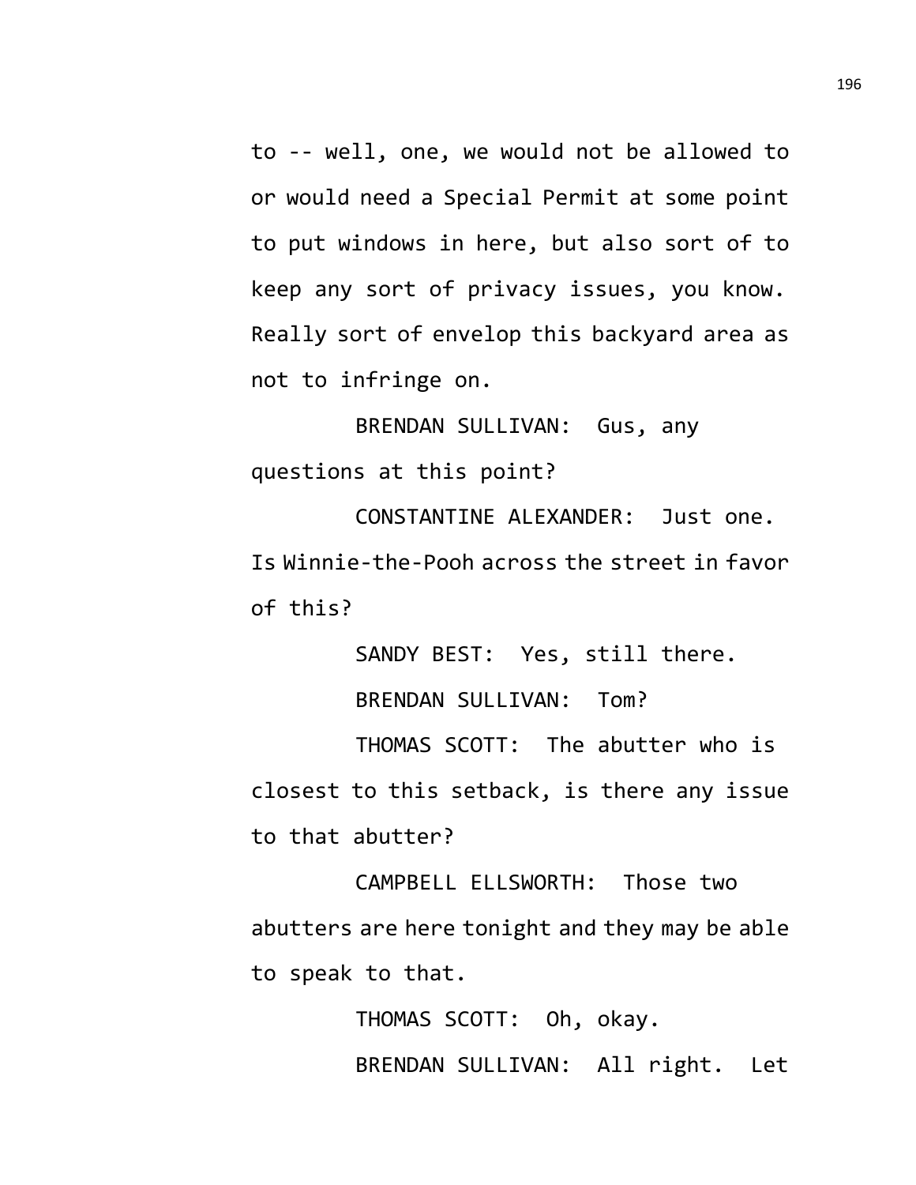to -- well, one, we would not be allowed to or would need a Special Permit at some point to put windows in here, but also sort of to keep any sort of privacy issues, you know. Really sort of envelop this backyard area as not to infringe on.

BRENDAN SULLIVAN: Gus, any questions at this point?

CONSTANTINE ALEXANDER: Just one. Is Winnie-the-Pooh across the street in favor of this?

SANDY BEST: Yes, still there.

BRENDAN SULLIVAN: Tom?

THOMAS SCOTT: The abutter who is closest to this setback, is there any issue to that abutter?

CAMPBELL ELLSWORTH: Those two abutters are here tonight and they may be able to speak to that.

THOMAS SCOTT: Oh, okay.

BRENDAN SULLIVAN: All right. Let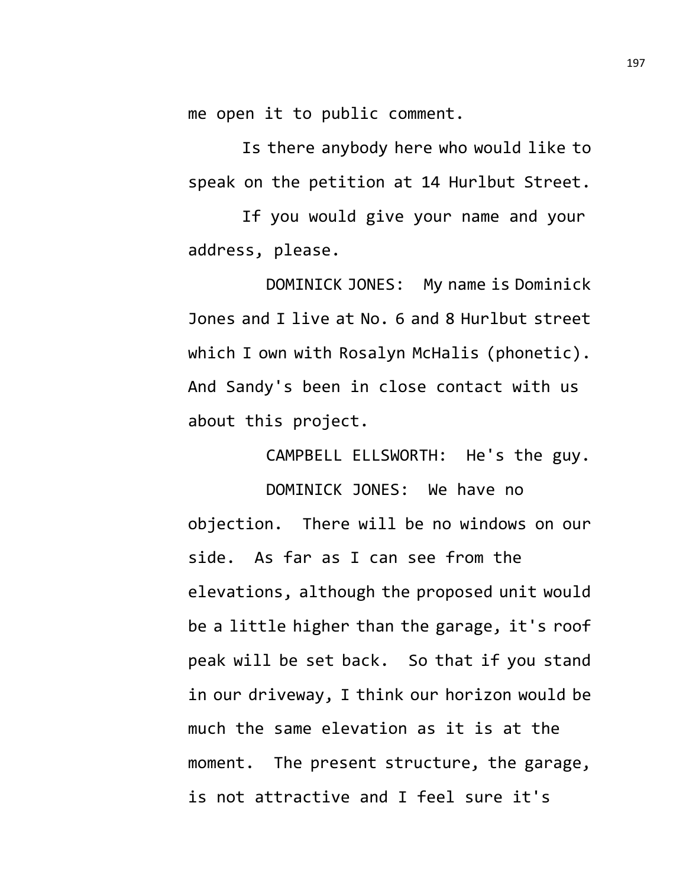me open it to public comment.

Is there anybody here who would like to speak on the petition at 14 Hurlbut Street.

If you would give your name and your address, please.

DOMINICK JONES: My name is Dominick Jones and I live at No. 6 and 8 Hurlbut street which I own with Rosalyn McHalis (phonetic). And Sandy's been in close contact with us about this project.

CAMPBELL ELLSWORTH: He's the guy.

DOMINICK JONES: We have no objection. There will be no windows on our side. As far as I can see from the elevations, although the proposed unit would be a little higher than the garage, it's roof peak will be set back. So that if you stand in our driveway, I think our horizon would be much the same elevation as it is at the moment. The present structure, the garage, is not attractive and I feel sure it's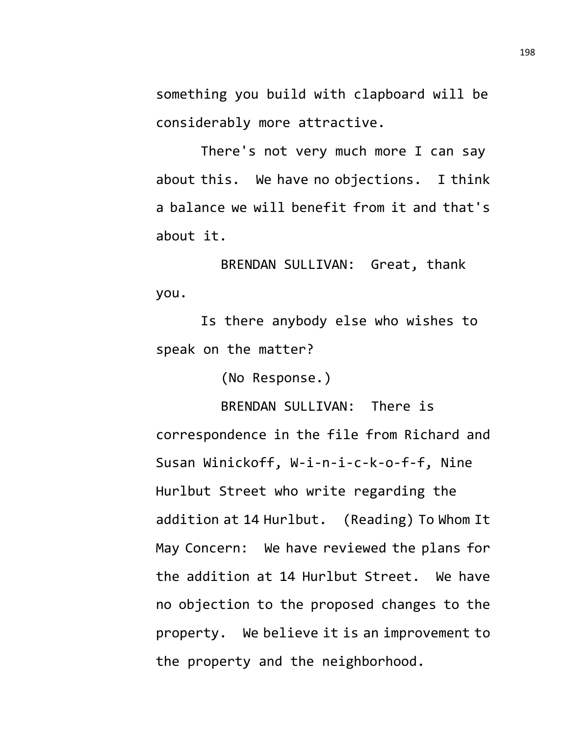something you build with clapboard will be considerably more attractive.

There's not very much more I can say about this. We have no objections. I think a balance we will benefit from it and that's about it.

BRENDAN SULLIVAN: Great, thank you.

Is there anybody else who wishes to speak on the matter?

(No Response.)

BRENDAN SULLIVAN: There is correspondence in the file from Richard and Susan Winickoff, W-i-n-i-c-k-o-f-f, Nine Hurlbut Street who write regarding the addition at 14 Hurlbut. (Reading) To Whom It May Concern: We have reviewed the plans for the addition at 14 Hurlbut Street. We have no objection to the proposed changes to the property. We believe it is an improvement to the property and the neighborhood.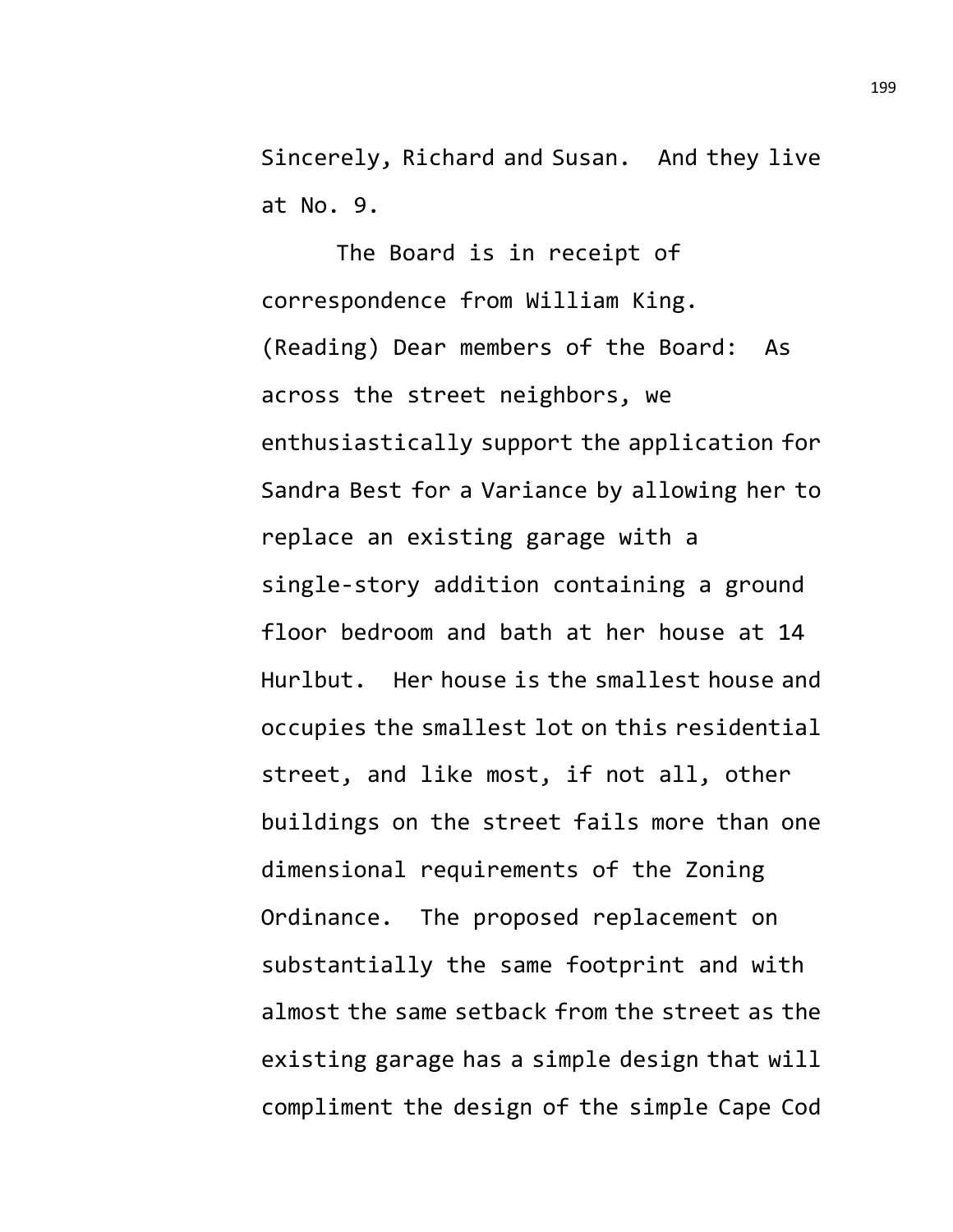Sincerely, Richard and Susan. And they live at No. 9.

The Board is in receipt of correspondence from William King. (Reading) Dear members of the Board: As across the street neighbors, we enthusiastically support the application for Sandra Best for a Variance by allowing her to replace an existing garage with a single-story addition containing a ground floor bedroom and bath at her house at 14 Hurlbut. Her house is the smallest house and occupies the smallest lot on this residential street, and like most, if not all, other buildings on the street fails more than one dimensional requirements of the Zoning Ordinance. The proposed replacement on substantially the same footprint and with almost the same setback from the street as the existing garage has a simple design that will compliment the design of the simple Cape Cod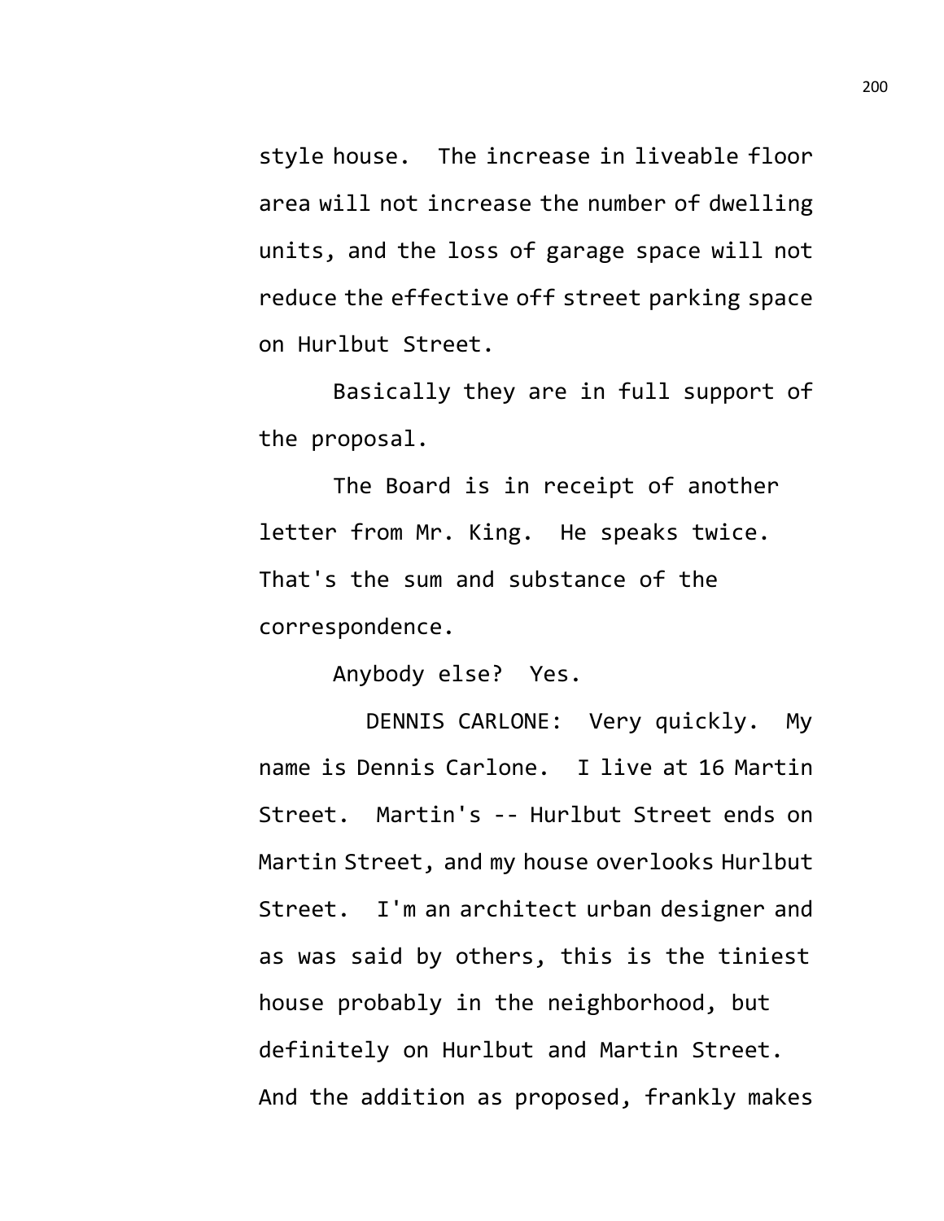style house. The increase in liveable floor area will not increase the number of dwelling units, and the loss of garage space will not reduce the effective off street parking space on Hurlbut Street.

Basically they are in full support of the proposal.

The Board is in receipt of another letter from Mr. King. He speaks twice. That's the sum and substance of the correspondence.

Anybody else? Yes.

DENNIS CARLONE: Very quickly. My name is Dennis Carlone. I live at 16 Martin Street. Martin's -- Hurlbut Street ends on Martin Street, and my house overlooks Hurlbut Street. I'm an architect urban designer and as was said by others, this is the tiniest house probably in the neighborhood, but definitely on Hurlbut and Martin Street. And the addition as proposed, frankly makes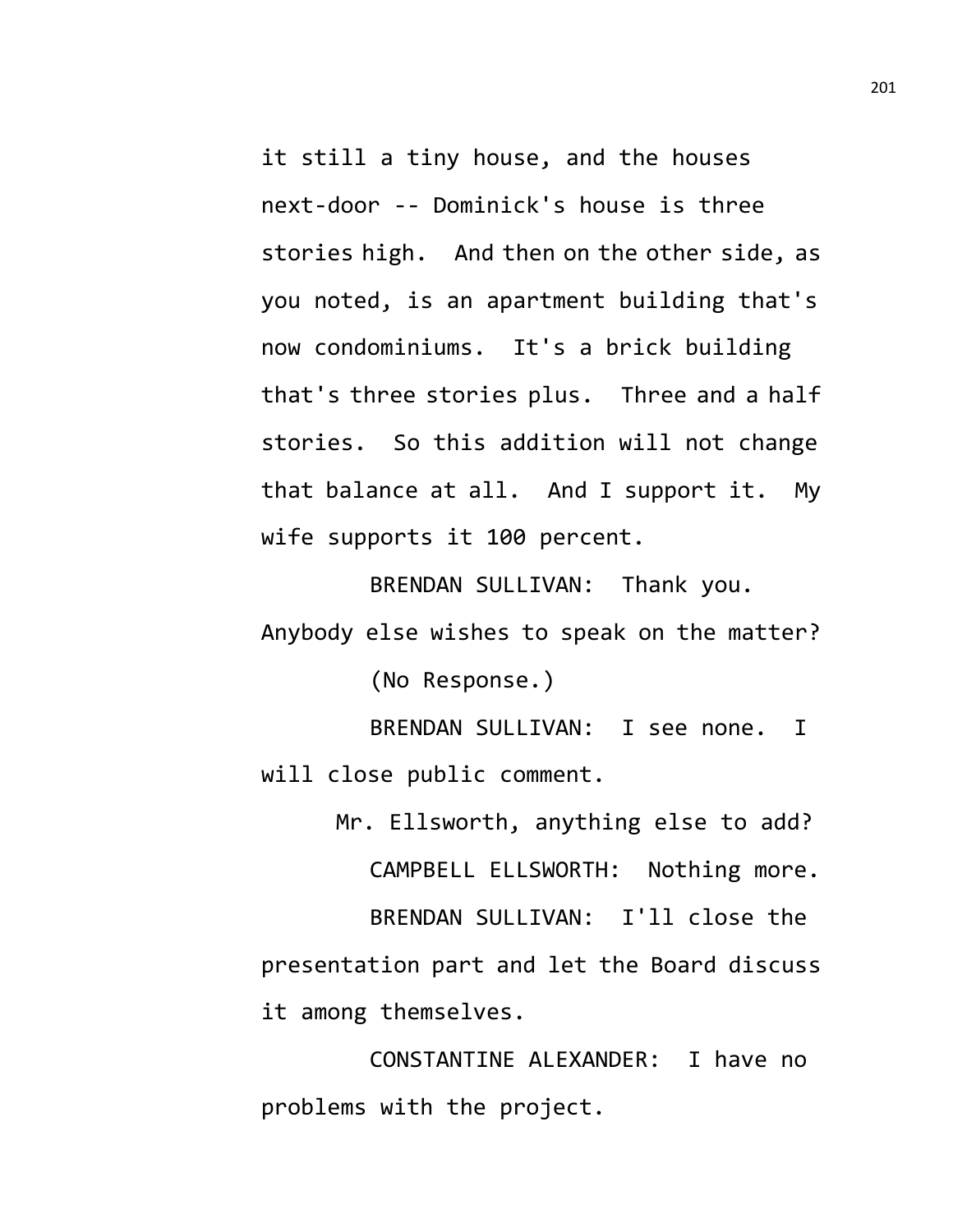it still a tiny house, and the houses next-door -- Dominick's house is three stories high. And then on the other side, as you noted, is an apartment building that's now condominiums. It's a brick building that's three stories plus. Three and a half stories. So this addition will not change that balance at all. And I support it. My wife supports it 100 percent.

BRENDAN SULLIVAN: Thank you. Anybody else wishes to speak on the matter?

(No Response.)

BRENDAN SULLIVAN: I see none. I will close public comment.

Mr. Ellsworth, anything else to add?

CAMPBELL ELLSWORTH: Nothing more.

BRENDAN SULLIVAN: I'll close the presentation part and let the Board discuss it among themselves.

CONSTANTINE ALEXANDER: I have no problems with the project.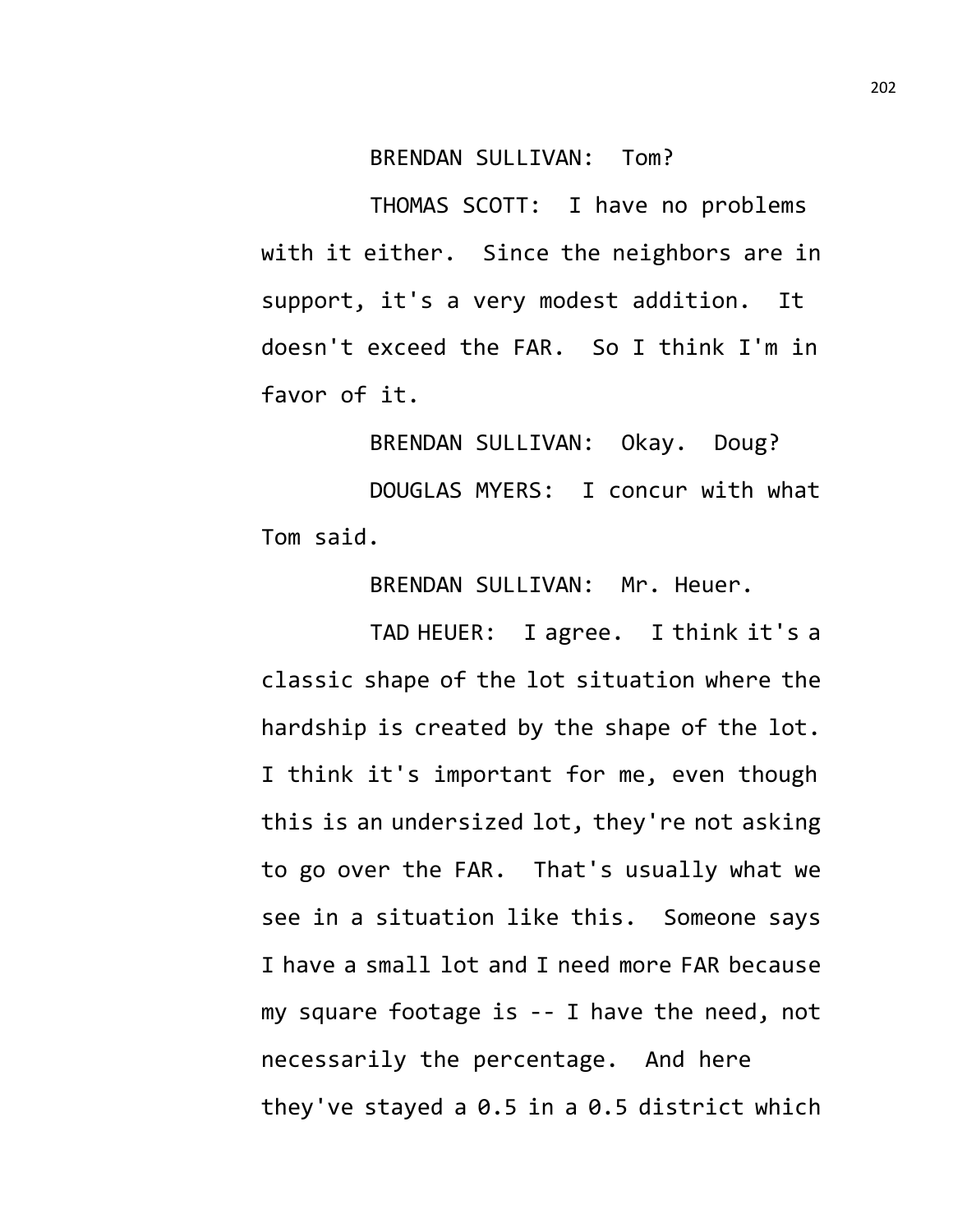BRENDAN SULLIVAN: Tom?

THOMAS SCOTT: I have no problems with it either. Since the neighbors are in support, it's a very modest addition. It doesn't exceed the FAR. So I think I'm in favor of it.

BRENDAN SULLIVAN: Okay. Doug?

DOUGLAS MYERS: I concur with what Tom said.

BRENDAN SULLIVAN: Mr. Heuer.

TAD HEUER: I agree. I think it's a classic shape of the lot situation where the hardship is created by the shape of the lot. I think it's important for me, even though this is an undersized lot, they're not asking to go over the FAR. That's usually what we see in a situation like this. Someone says I have a small lot and I need more FAR because my square footage is -- I have the need, not necessarily the percentage. And here they've stayed a 0.5 in a 0.5 district which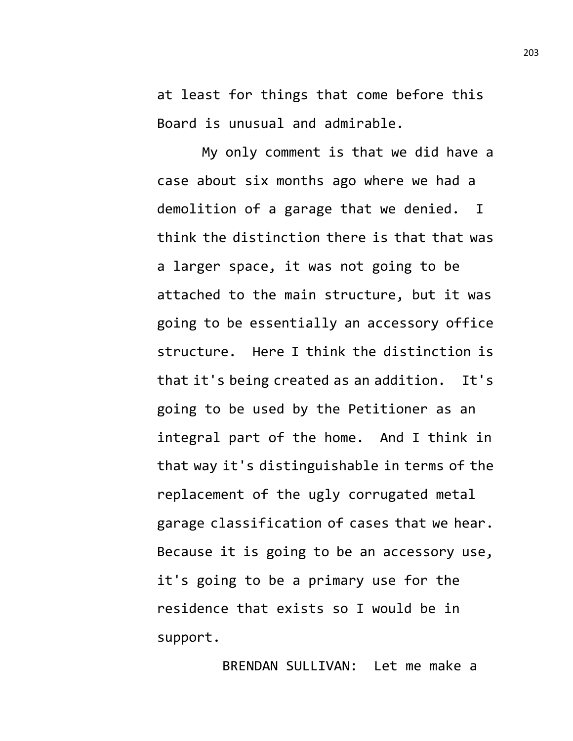at least for things that come before this Board is unusual and admirable.

My only comment is that we did have a case about six months ago where we had a demolition of a garage that we denied. I think the distinction there is that that was a larger space, it was not going to be attached to the main structure, but it was going to be essentially an accessory office structure. Here I think the distinction is that it's being created as an addition. It's going to be used by the Petitioner as an integral part of the home. And I think in that way it's distinguishable in terms of the replacement of the ugly corrugated metal garage classification of cases that we hear. Because it is going to be an accessory use, it's going to be a primary use for the residence that exists so I would be in support.

BRENDAN SULLIVAN: Let me make a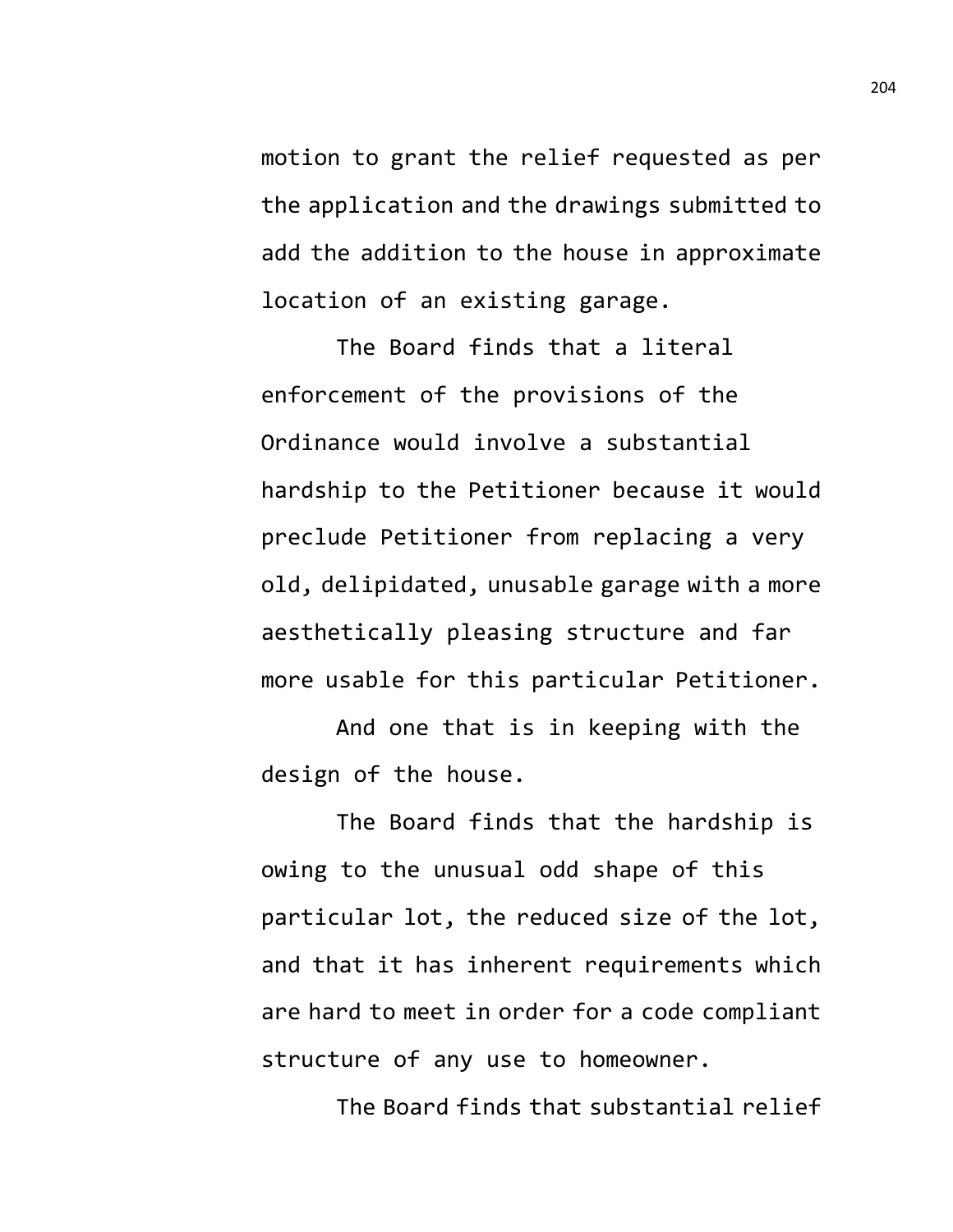motion to grant the relief requested as per the application and the drawings submitted to add the addition to the house in approximate location of an existing garage.

The Board finds that a literal enforcement of the provisions of the Ordinance would involve a substantial hardship to the Petitioner because it would preclude Petitioner from replacing a very old, delipidated, unusable garage with a more aesthetically pleasing structure and far more usable for this particular Petitioner.

And one that is in keeping with the design of the house.

The Board finds that the hardship is owing to the unusual odd shape of this particular lot, the reduced size of the lot, and that it has inherent requirements which are hard to meet in order for a code compliant structure of any use to homeowner.

The Board finds that substantial relief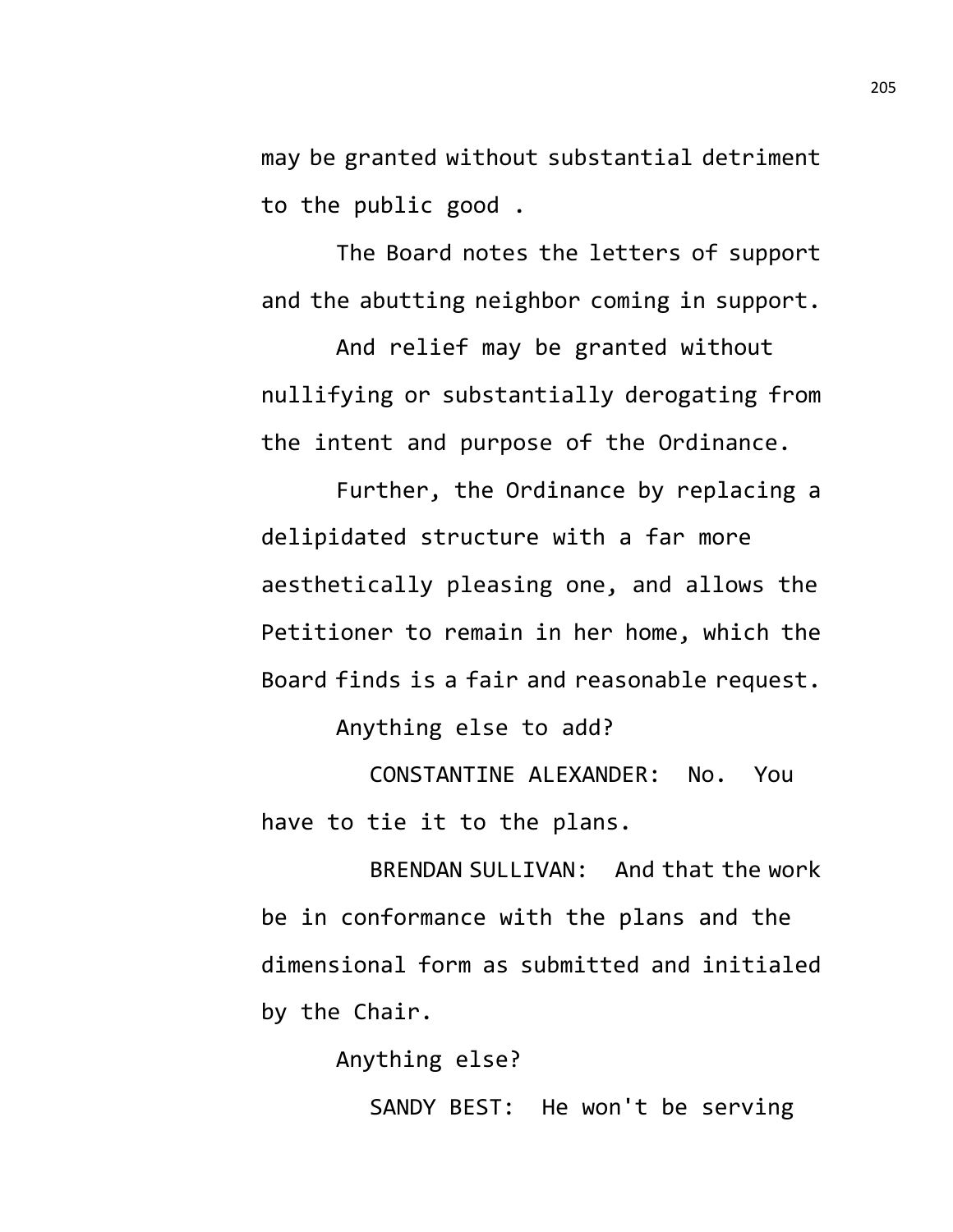may be granted without substantial detriment to the public good .

The Board notes the letters of support and the abutting neighbor coming in support.

And relief may be granted without nullifying or substantially derogating from the intent and purpose of the Ordinance.

Further, the Ordinance by replacing a delipidated structure with a far more aesthetically pleasing one, and allows the Petitioner to remain in her home, which the Board finds is a fair and reasonable request.

Anything else to add?

CONSTANTINE ALEXANDER: No. You have to tie it to the plans.

BRENDAN SULLIVAN: And that the work be in conformance with the plans and the dimensional form as submitted and initialed by the Chair.

Anything else?

SANDY BEST: He won't be serving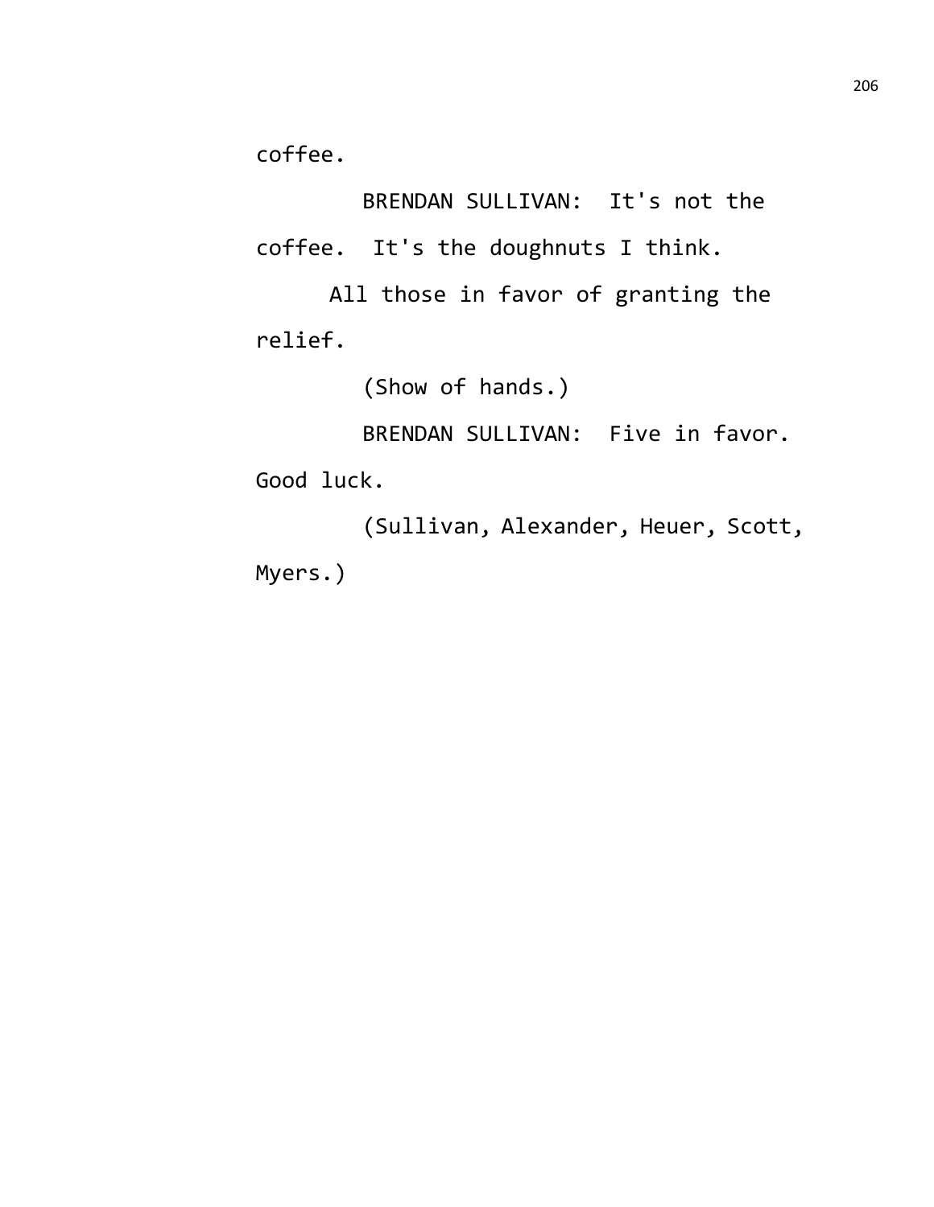coffee.

BRENDAN SULLIVAN: It's not the coffee. It's the doughnuts I think.

All those in favor of granting the relief.

(Show of hands.)

BRENDAN SULLIVAN: Five in favor. Good luck.

(Sullivan, Alexander, Heuer, Scott, Myers.)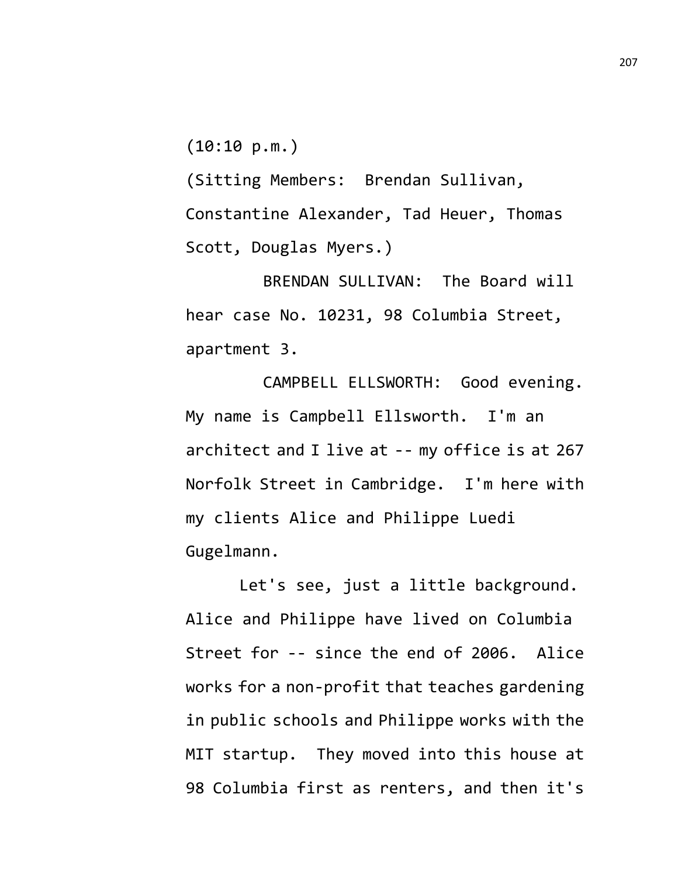(10:10 p.m.)

(Sitting Members: Brendan Sullivan, Constantine Alexander, Tad Heuer, Thomas Scott, Douglas Myers.)

BRENDAN SULLIVAN: The Board will hear case No. 10231, 98 Columbia Street, apartment 3.

CAMPBELL ELLSWORTH: Good evening. My name is Campbell Ellsworth. I'm an architect and I live at -- my office is at 267 Norfolk Street in Cambridge. I'm here with my clients Alice and Philippe Luedi Gugelmann.

Let's see, just a little background. Alice and Philippe have lived on Columbia Street for -- since the end of 2006. Alice works for a non-profit that teaches gardening in public schools and Philippe works with the MIT startup. They moved into this house at 98 Columbia first as renters, and then it's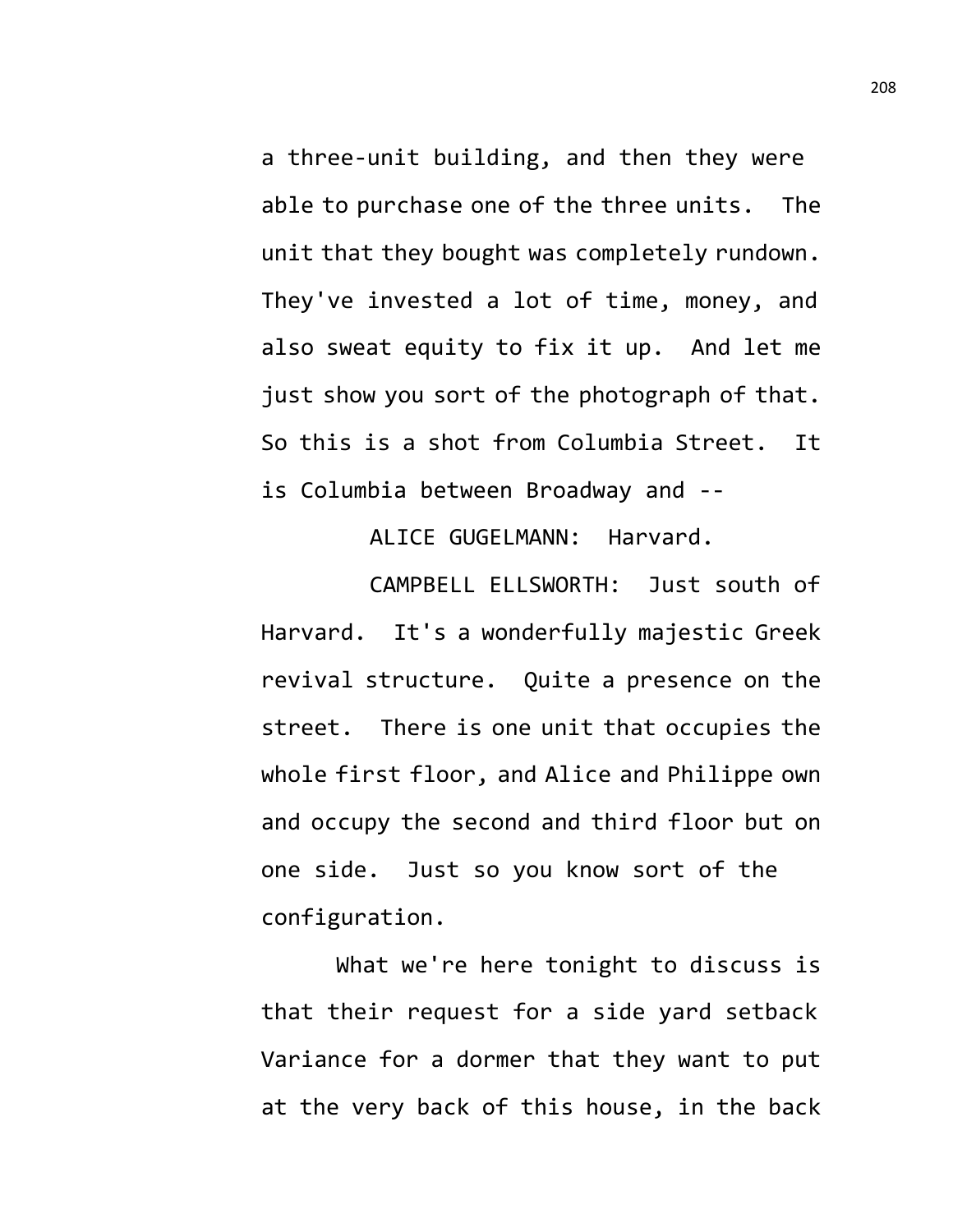a three-unit building, and then they were able to purchase one of the three units. The unit that they bought was completely rundown. They've invested a lot of time, money, and also sweat equity to fix it up. And let me just show you sort of the photograph of that. So this is a shot from Columbia Street. It is Columbia between Broadway and --

ALICE GUGELMANN: Harvard.

CAMPBELL ELLSWORTH: Just south of Harvard. It's a wonderfully majestic Greek revival structure. Quite a presence on the street. There is one unit that occupies the whole first floor, and Alice and Philippe own and occupy the second and third floor but on one side. Just so you know sort of the configuration.

What we're here tonight to discuss is that their request for a side yard setback Variance for a dormer that they want to put at the very back of this house, in the back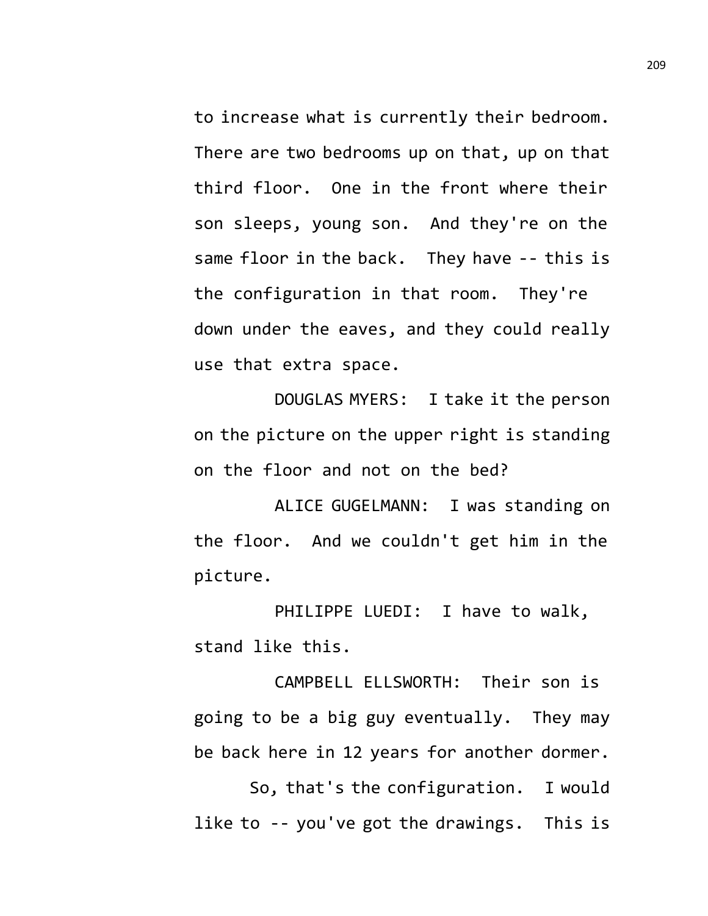to increase what is currently their bedroom. There are two bedrooms up on that, up on that third floor. One in the front where their son sleeps, young son. And they're on the same floor in the back. They have -- this is the configuration in that room. They're down under the eaves, and they could really use that extra space.

DOUGLAS MYERS: I take it the person on the picture on the upper right is standing on the floor and not on the bed?

ALICE GUGELMANN: I was standing on the floor. And we couldn't get him in the picture.

PHILIPPE LUEDI: I have to walk, stand like this.

CAMPBELL ELLSWORTH: Their son is going to be a big guy eventually. They may be back here in 12 years for another dormer.

So, that's the configuration. I would like to -- you've got the drawings. This is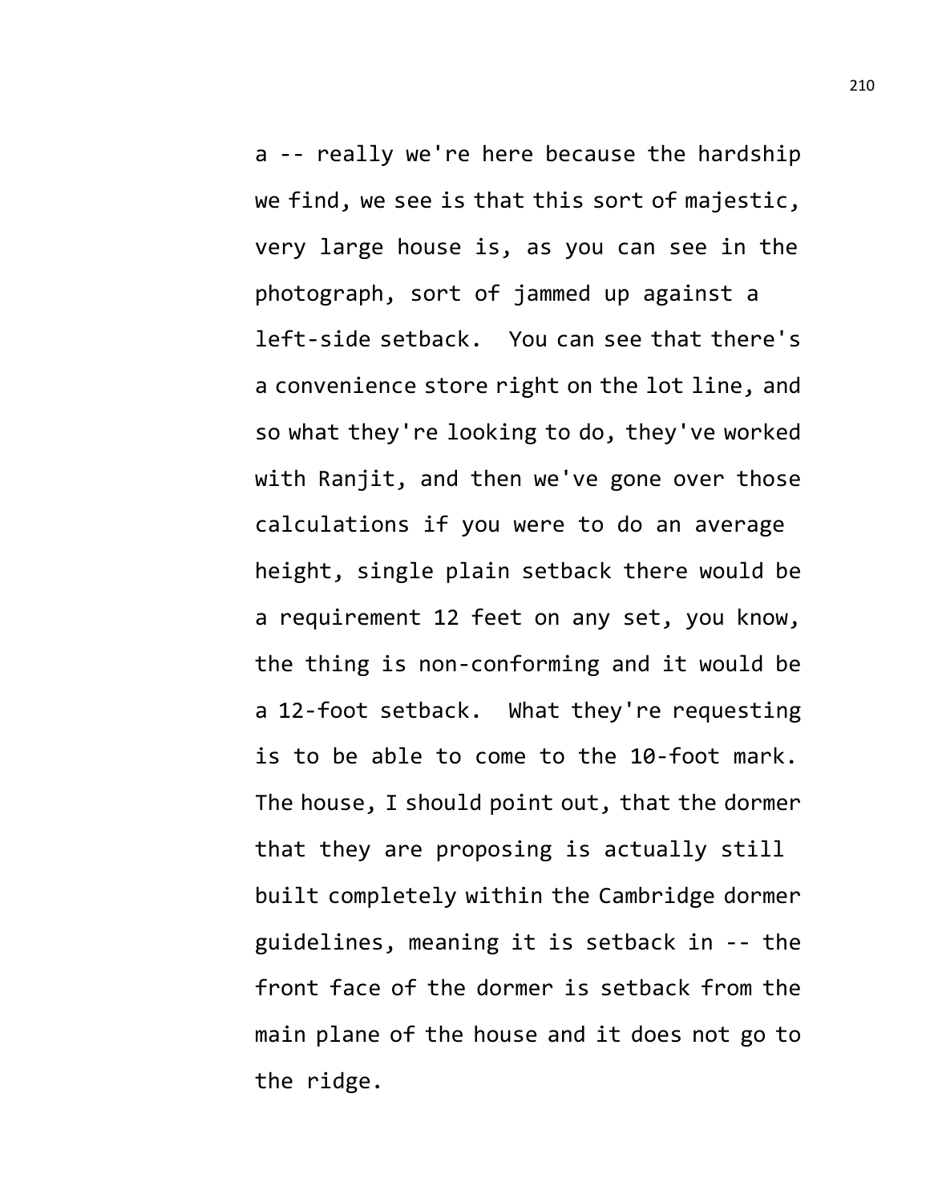a -- really we're here because the hardship we find, we see is that this sort of majestic, very large house is, as you can see in the photograph, sort of jammed up against a left-side setback. You can see that there's a convenience store right on the lot line, and so what they're looking to do, they've worked with Ranjit, and then we've gone over those calculations if you were to do an average height, single plain setback there would be a requirement 12 feet on any set, you know, the thing is non-conforming and it would be a 12-foot setback. What they're requesting is to be able to come to the 10-foot mark. The house, I should point out, that the dormer that they are proposing is actually still built completely within the Cambridge dormer guidelines, meaning it is setback in -- the front face of the dormer is setback from the main plane of the house and it does not go to the ridge.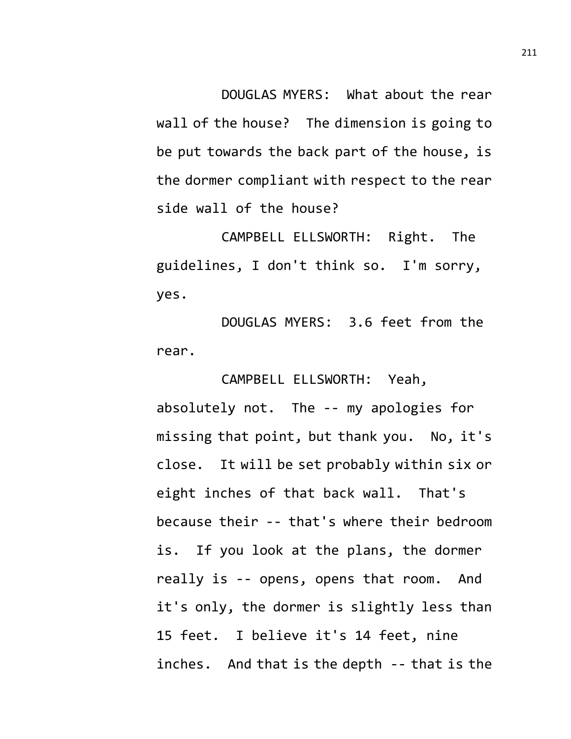DOUGLAS MYERS: What about the rear wall of the house? The dimension is going to be put towards the back part of the house, is the dormer compliant with respect to the rear side wall of the house?

CAMPBELL ELLSWORTH: Right. The guidelines, I don't think so. I'm sorry, yes.

DOUGLAS MYERS: 3.6 feet from the rear.

CAMPBELL ELLSWORTH: Yeah, absolutely not. The -- my apologies for missing that point, but thank you. No, it's close. It will be set probably within six or eight inches of that back wall. That's because their -- that's where their bedroom is. If you look at the plans, the dormer really is -- opens, opens that room. And it's only, the dormer is slightly less than 15 feet. I believe it's 14 feet, nine inches. And that is the depth -- that is the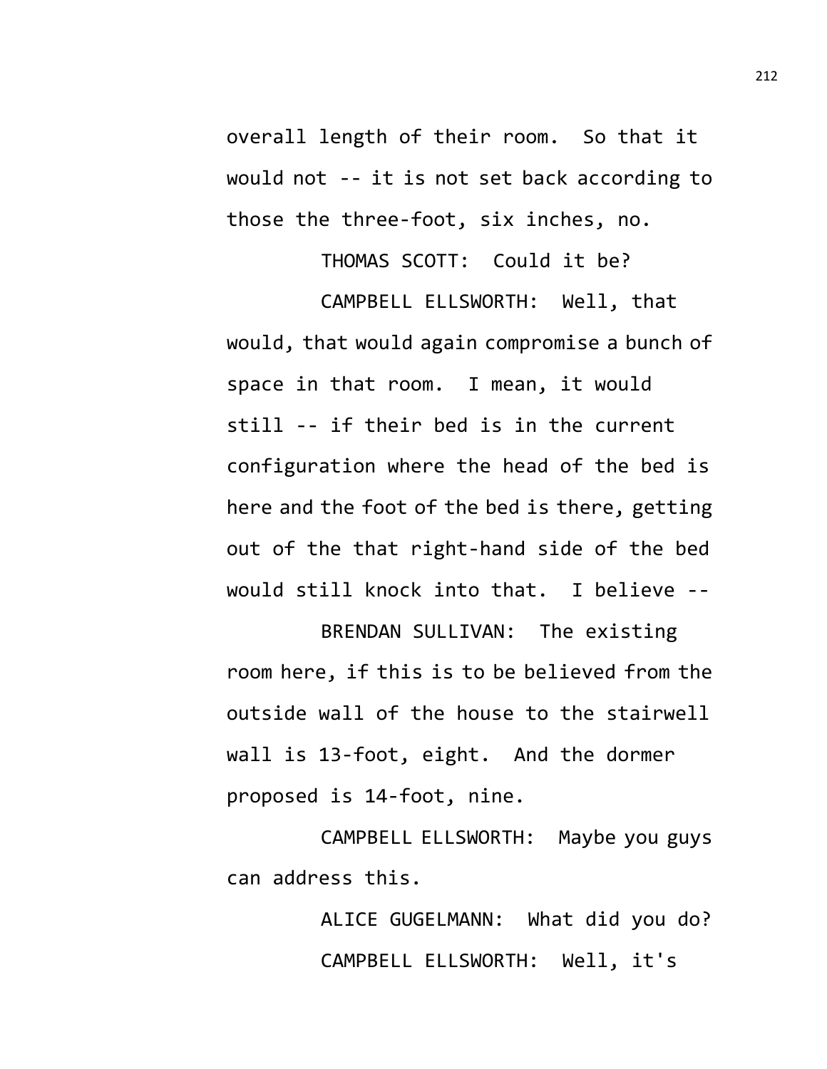overall length of their room. So that it would not -- it is not set back according to those the three-foot, six inches, no.

THOMAS SCOTT: Could it be?

CAMPBELL ELLSWORTH: Well, that would, that would again compromise a bunch of space in that room. I mean, it would still -- if their bed is in the current configuration where the head of the bed is here and the foot of the bed is there, getting out of the that right-hand side of the bed would still knock into that. I believe --

BRENDAN SULLIVAN: The existing room here, if this is to be believed from the outside wall of the house to the stairwell wall is 13-foot, eight. And the dormer proposed is 14-foot, nine.

CAMPBELL ELLSWORTH: Maybe you guys can address this.

ALICE GUGELMANN: What did you do?

CAMPBELL ELLSWORTH: Well, it's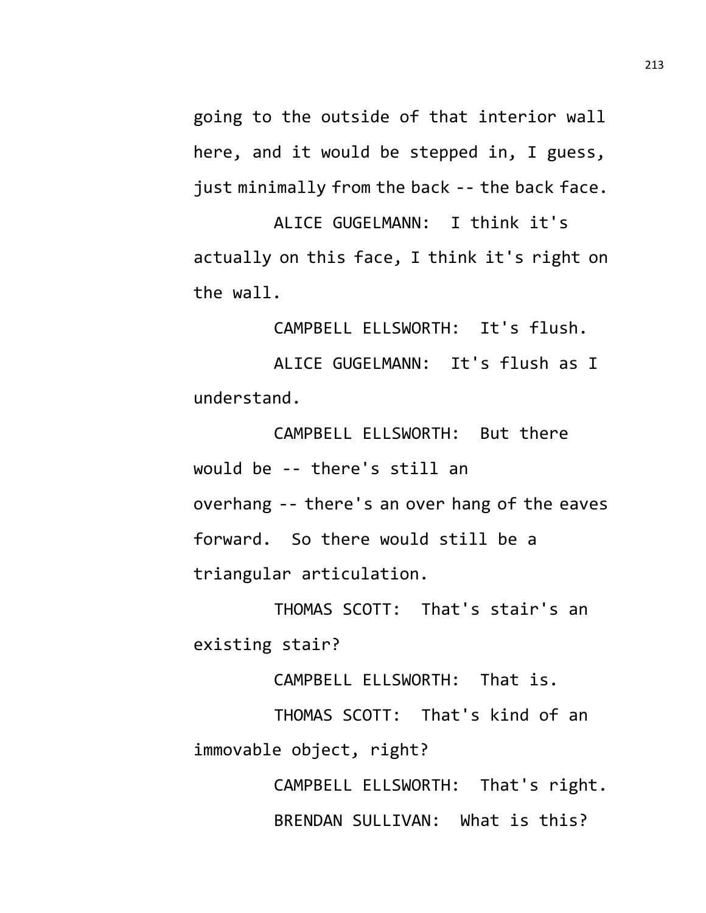going to the outside of that interior wall here, and it would be stepped in, I guess, just minimally from the back -- the back face.

ALICE GUGELMANN: I think it's actually on this face, I think it's right on the wall.

CAMPBELL ELLSWORTH: It's flush.

ALICE GUGELMANN: It's flush as I understand.

CAMPBELL ELLSWORTH: But there would be -- there's still an overhang -- there's an over hang of the eaves forward. So there would still be a triangular articulation.

THOMAS SCOTT: That's stair's an existing stair?

CAMPBELL ELLSWORTH: That is.

THOMAS SCOTT: That's kind of an immovable object, right?

CAMPBELL ELLSWORTH: That's right.

BRENDAN SULLIVAN: What is this?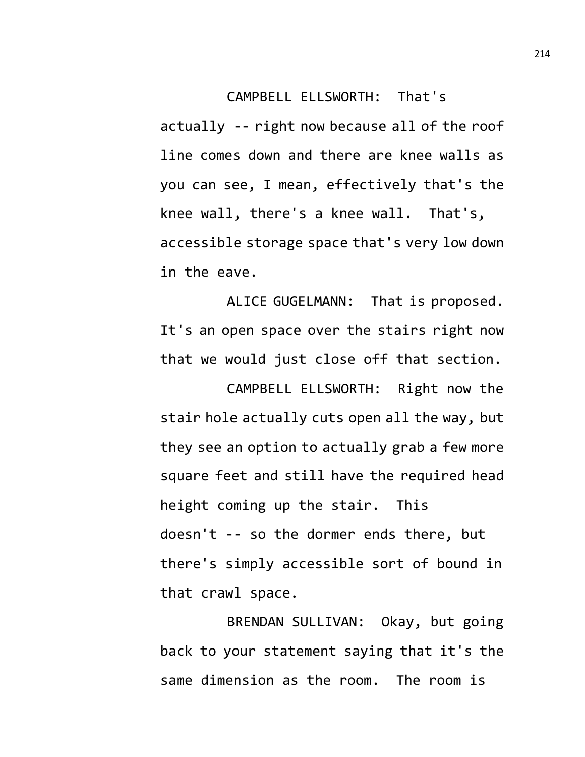CAMPBELL ELLSWORTH: That's actually -- right now because all of the roof line comes down and there are knee walls as you can see, I mean, effectively that's the knee wall, there's a knee wall. That's, accessible storage space that's very low down in the eave.

ALICE GUGELMANN: That is proposed. It's an open space over the stairs right now that we would just close off that section.

CAMPBELL ELLSWORTH: Right now the stair hole actually cuts open all the way, but they see an option to actually grab a few more square feet and still have the required head height coming up the stair. This doesn't -- so the dormer ends there, but there's simply accessible sort of bound in that crawl space.

BRENDAN SULLIVAN: Okay, but going back to your statement saying that it's the same dimension as the room. The room is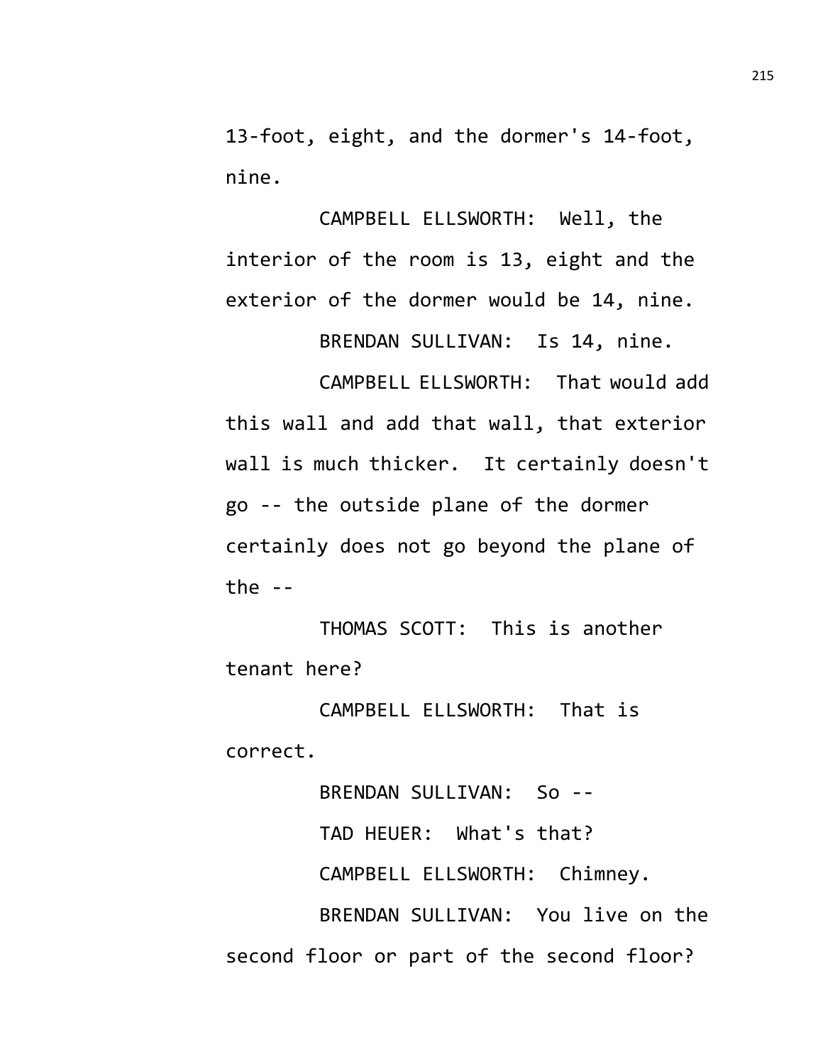13-foot, eight, and the dormer's 14-foot, nine.

CAMPBELL ELLSWORTH: Well, the interior of the room is 13, eight and the exterior of the dormer would be 14, nine.

BRENDAN SULLIVAN: Is 14, nine.

CAMPBELL ELLSWORTH: That would add this wall and add that wall, that exterior wall is much thicker. It certainly doesn't go -- the outside plane of the dormer certainly does not go beyond the plane of the --

THOMAS SCOTT: This is another tenant here?

CAMPBELL ELLSWORTH: That is correct.

BRENDAN SULLIVAN: So --

TAD HEUER: What's that?

CAMPBELL ELLSWORTH: Chimney.

BRENDAN SULLIVAN: You live on the second floor or part of the second floor?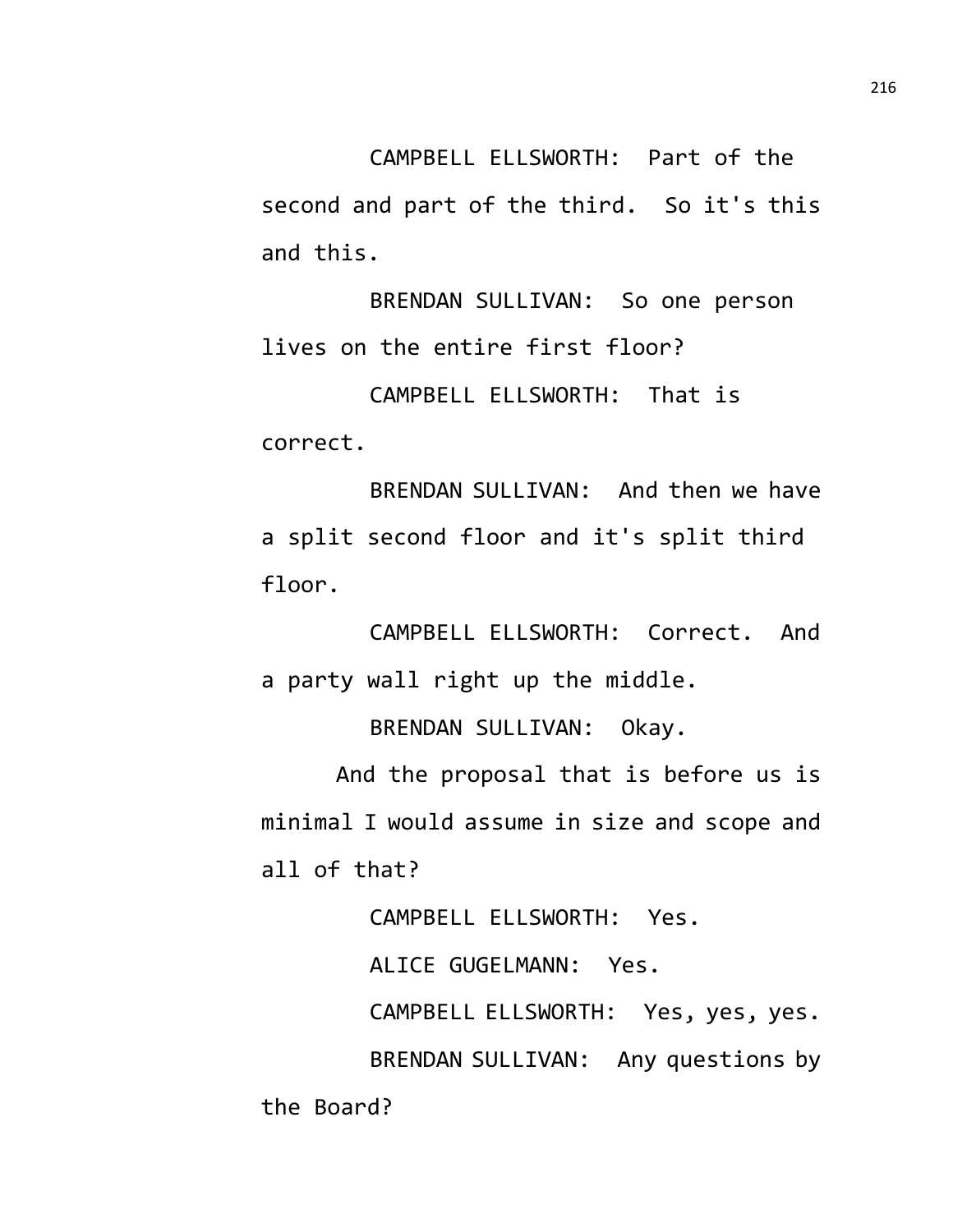CAMPBELL ELLSWORTH: Part of the second and part of the third. So it's this and this.

BRENDAN SULLIVAN: So one person lives on the entire first floor?

CAMPBELL ELLSWORTH: That is correct.

BRENDAN SULLIVAN: And then we have a split second floor and it's split third floor.

CAMPBELL ELLSWORTH: Correct. And a party wall right up the middle.

BRENDAN SULLIVAN: Okay.

And the proposal that is before us is minimal I would assume in size and scope and all of that?

CAMPBELL ELLSWORTH: Yes.

ALICE GUGELMANN: Yes.

CAMPBELL ELLSWORTH: Yes, yes, yes.

BRENDAN SULLIVAN: Any questions by the Board?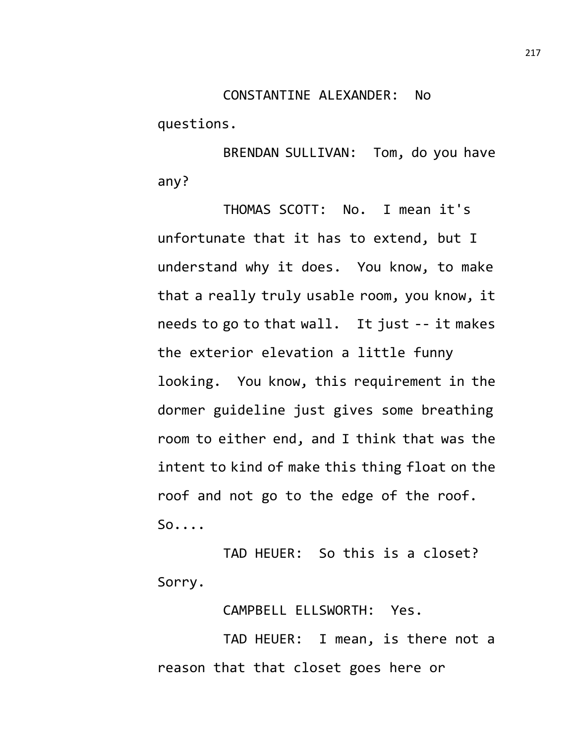CONSTANTINE ALEXANDER: No questions.

BRENDAN SULLIVAN: Tom, do you have any?

THOMAS SCOTT: No. I mean it's unfortunate that it has to extend, but I understand why it does. You know, to make that a really truly usable room, you know, it needs to go to that wall. It just -- it makes the exterior elevation a little funny looking. You know, this requirement in the dormer guideline just gives some breathing room to either end, and I think that was the intent to kind of make this thing float on the roof and not go to the edge of the roof. So....

TAD HEUER: So this is a closet? Sorry.

CAMPBELL ELLSWORTH: Yes.

TAD HEUER: I mean, is there not a reason that that closet goes here or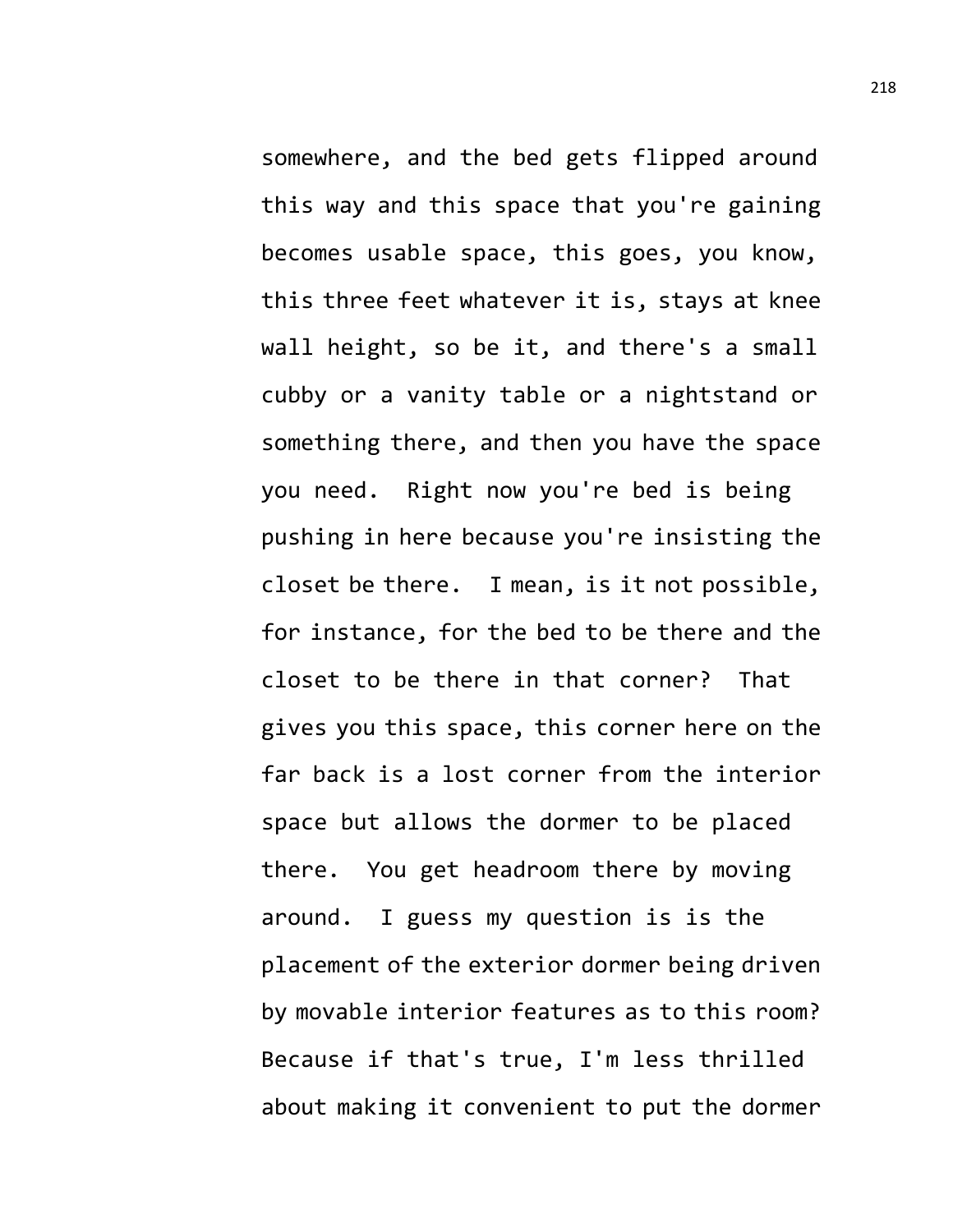somewhere, and the bed gets flipped around this way and this space that you're gaining becomes usable space, this goes, you know, this three feet whatever it is, stays at knee wall height, so be it, and there's a small cubby or a vanity table or a nightstand or something there, and then you have the space you need. Right now you're bed is being pushing in here because you're insisting the closet be there. I mean, is it not possible, for instance, for the bed to be there and the closet to be there in that corner? That gives you this space, this corner here on the far back is a lost corner from the interior space but allows the dormer to be placed there. You get headroom there by moving around. I guess my question is is the placement of the exterior dormer being driven by movable interior features as to this room? Because if that's true, I'm less thrilled about making it convenient to put the dormer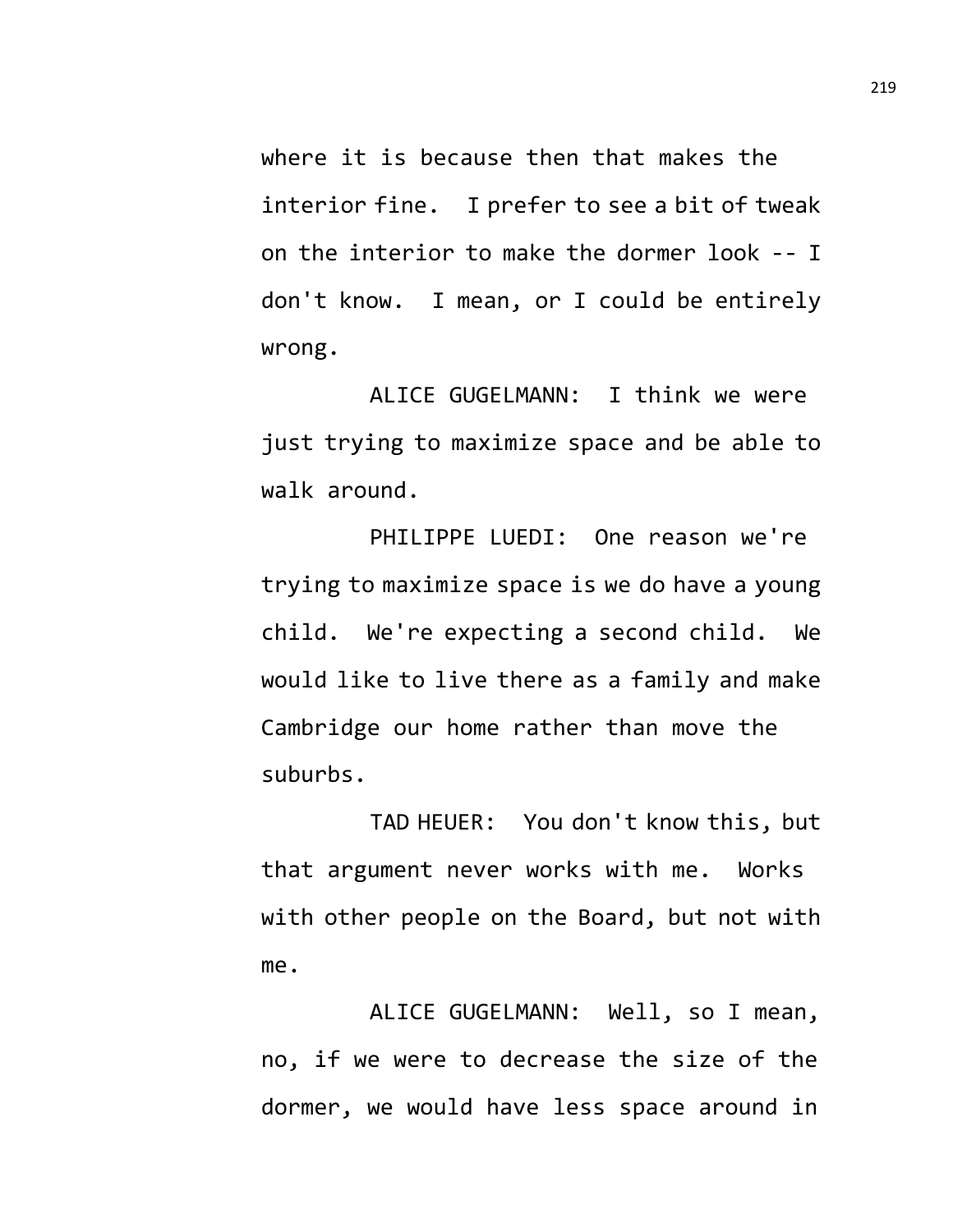where it is because then that makes the interior fine. I prefer to see a bit of tweak on the interior to make the dormer look -- I don't know. I mean, or I could be entirely wrong.

ALICE GUGELMANN: I think we were just trying to maximize space and be able to walk around.

PHILIPPE LUEDI: One reason we're trying to maximize space is we do have a young child. We're expecting a second child. We would like to live there as a family and make Cambridge our home rather than move the suburbs.

TAD HEUER: You don't know this, but that argument never works with me. Works with other people on the Board, but not with me.

ALICE GUGELMANN: Well, so I mean, no, if we were to decrease the size of the dormer, we would have less space around in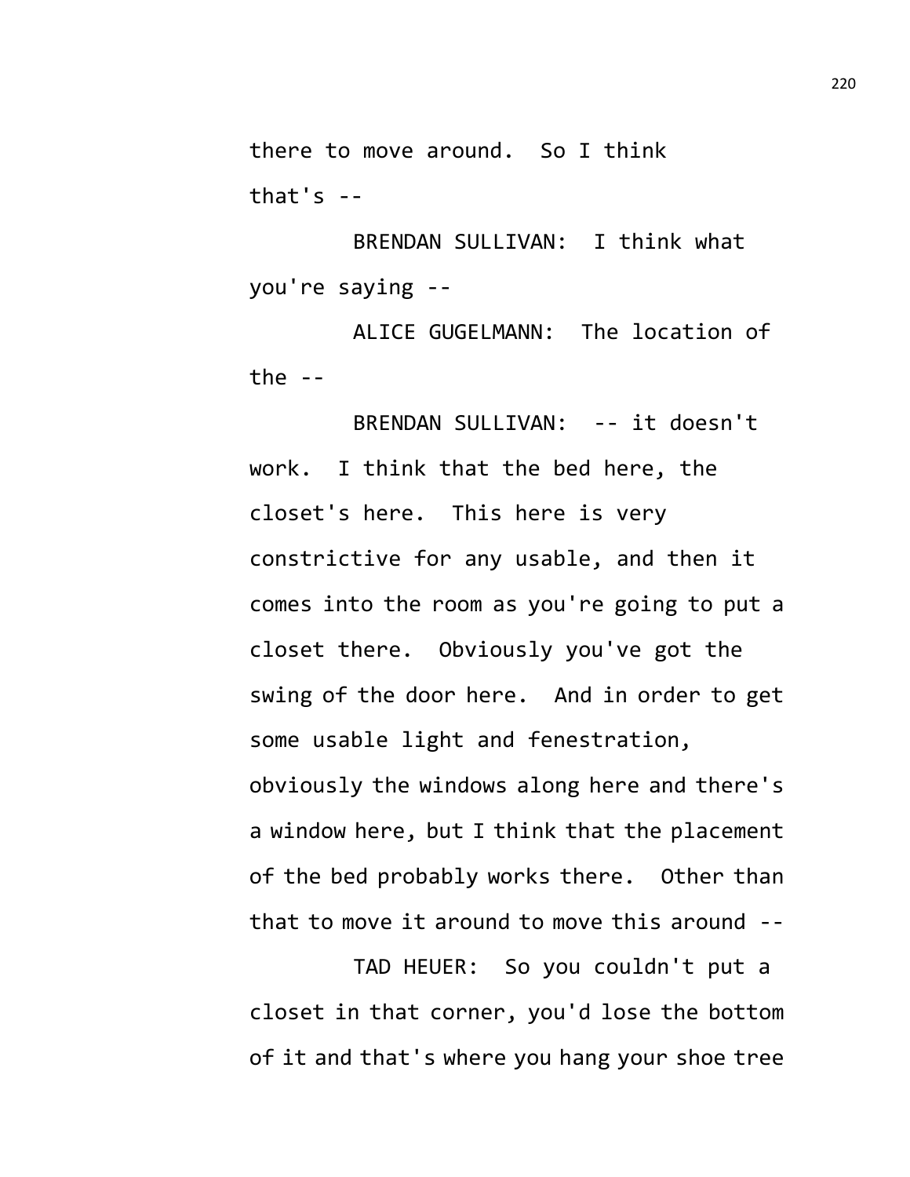there to move around. So I think that's --

BRENDAN SULLIVAN: I think what you're saying --

ALICE GUGELMANN: The location of the --

BRENDAN SULLIVAN: -- it doesn't work. I think that the bed here, the closet's here. This here is very constrictive for any usable, and then it comes into the room as you're going to put a closet there. Obviously you've got the swing of the door here. And in order to get some usable light and fenestration, obviously the windows along here and there's a window here, but I think that the placement of the bed probably works there. Other than that to move it around to move this around --

TAD HEUER: So you couldn't put a closet in that corner, you'd lose the bottom of it and that's where you hang your shoe tree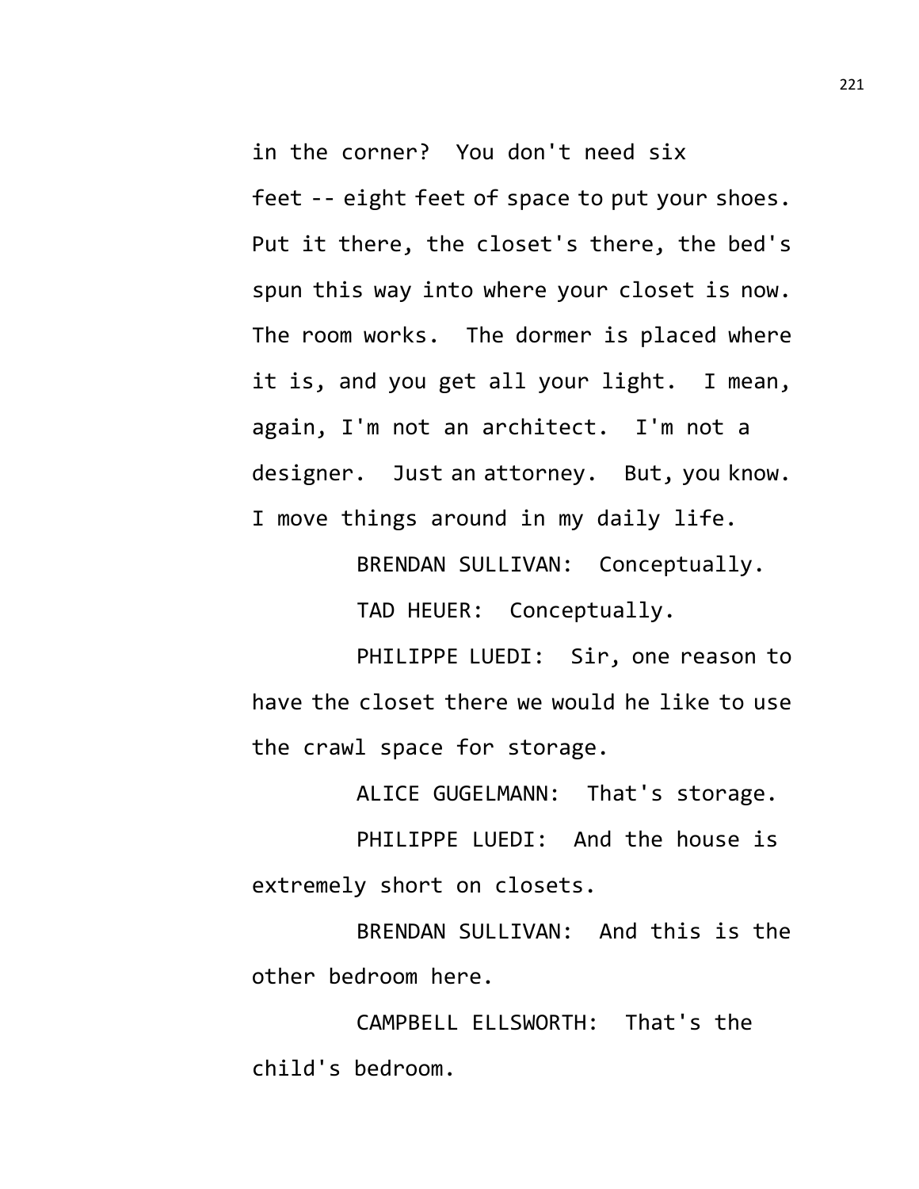in the corner? You don't need six feet -- eight feet of space to put your shoes. Put it there, the closet's there, the bed's spun this way into where your closet is now. The room works. The dormer is placed where it is, and you get all your light. I mean, again, I'm not an architect. I'm not a designer. Just an attorney. But, you know. I move things around in my daily life.

BRENDAN SULLIVAN: Conceptually.

TAD HEUER: Conceptually.

PHILIPPE LUEDI: Sir, one reason to have the closet there we would he like to use the crawl space for storage.

ALICE GUGELMANN: That's storage.

PHILIPPE LUEDI: And the house is extremely short on closets.

BRENDAN SULLIVAN: And this is the other bedroom here.

CAMPBELL ELLSWORTH: That's the child's bedroom.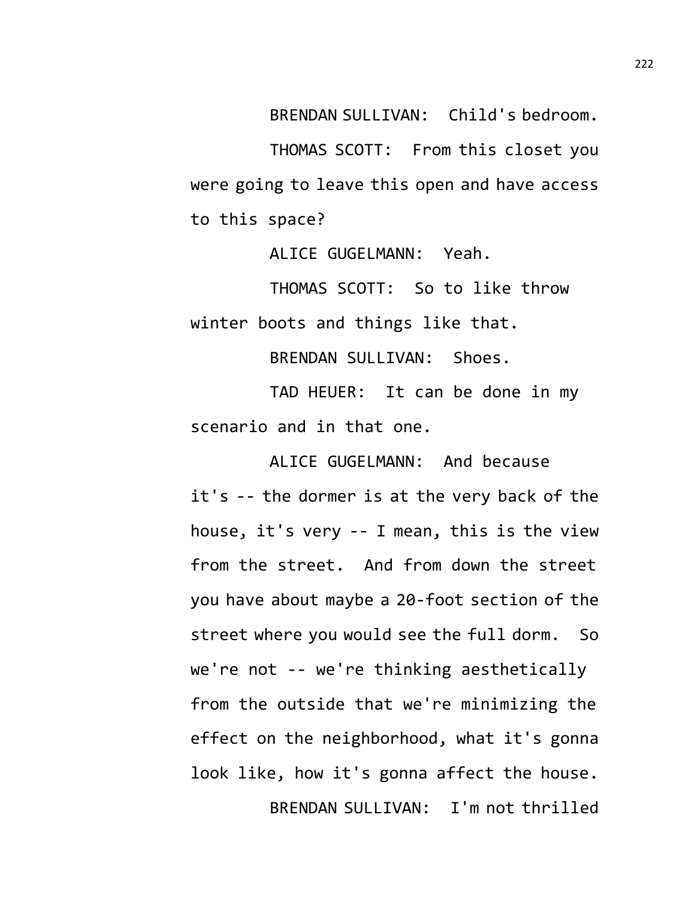BRENDAN SULLIVAN: Child's bedroom.

THOMAS SCOTT: From this closet you were going to leave this open and have access to this space?

ALICE GUGELMANN: Yeah.

THOMAS SCOTT: So to like throw winter boots and things like that.

BRENDAN SULLIVAN: Shoes.

TAD HEUER: It can be done in my scenario and in that one.

ALICE GUGELMANN: And because it's -- the dormer is at the very back of the house, it's very -- I mean, this is the view from the street. And from down the street you have about maybe a 20-foot section of the street where you would see the full dorm. So we're not -- we're thinking aesthetically from the outside that we're minimizing the effect on the neighborhood, what it's gonna look like, how it's gonna affect the house.

BRENDAN SULLIVAN: I'm not thrilled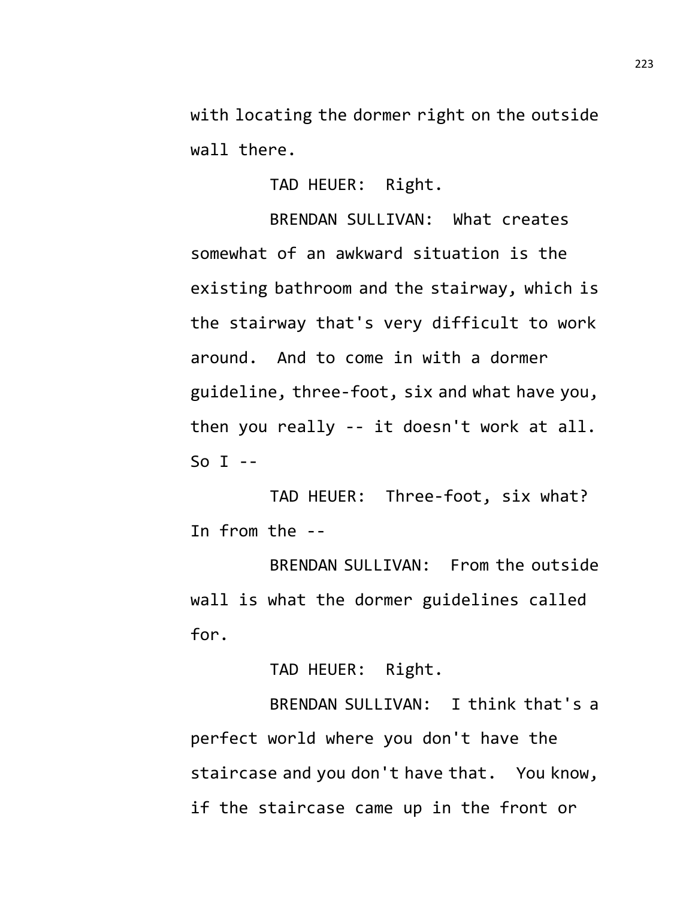with locating the dormer right on the outside wall there.

TAD HEUER: Right.

BRENDAN SULLIVAN: What creates somewhat of an awkward situation is the existing bathroom and the stairway, which is the stairway that's very difficult to work around. And to come in with a dormer guideline, three-foot, six and what have you, then you really -- it doesn't work at all. So I --

TAD HEUER: Three-foot, six what? In from the --

BRENDAN SULLIVAN: From the outside wall is what the dormer guidelines called for.

TAD HEUER: Right.

BRENDAN SULLIVAN: I think that's a perfect world where you don't have the staircase and you don't have that. You know, if the staircase came up in the front or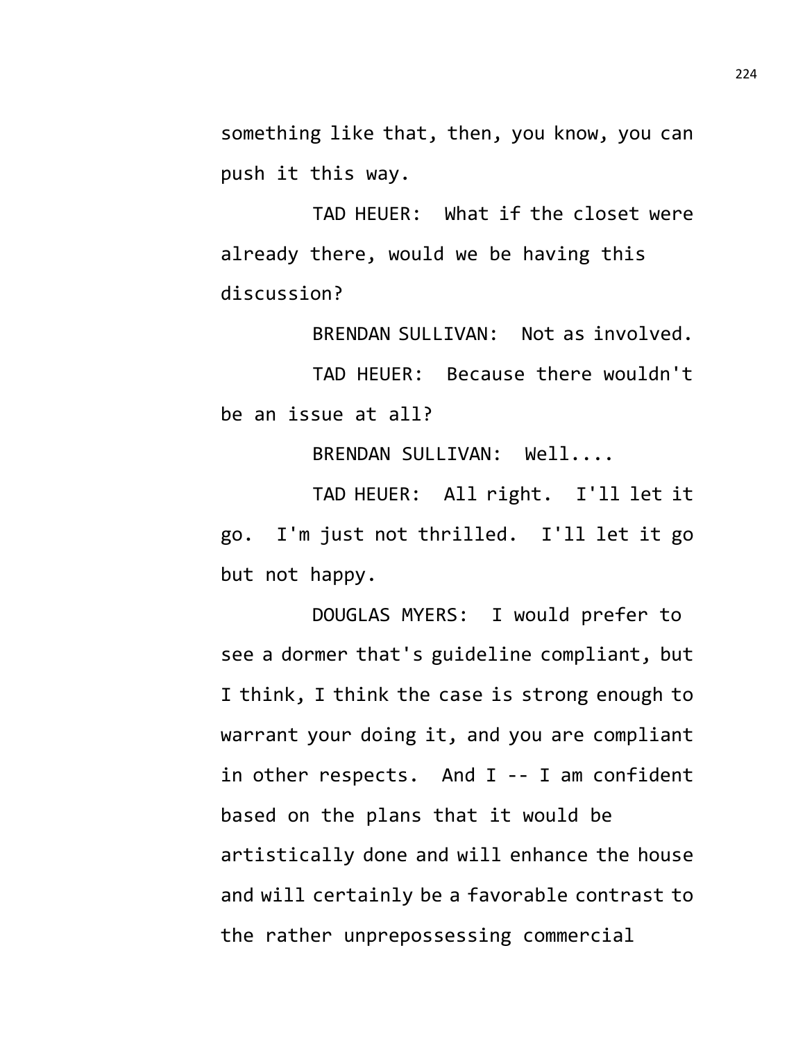something like that, then, you know, you can push it this way.

TAD HEUER: What if the closet were already there, would we be having this discussion?

BRENDAN SULLIVAN: Not as involved.

TAD HEUER: Because there wouldn't be an issue at all?

BRENDAN SULLIVAN: Well....

TAD HEUER: All right. I'll let it go. I'm just not thrilled. I'll let it go but not happy.

DOUGLAS MYERS: I would prefer to see a dormer that's guideline compliant, but I think, I think the case is strong enough to warrant your doing it, and you are compliant in other respects. And I -- I am confident based on the plans that it would be artistically done and will enhance the house and will certainly be a favorable contrast to the rather unprepossessing commercial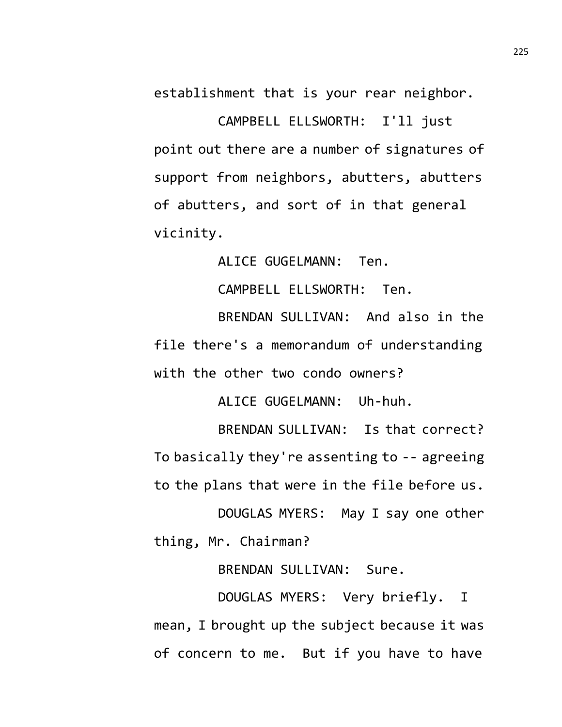establishment that is your rear neighbor.

CAMPBELL ELLSWORTH: I'll just point out there are a number of signatures of support from neighbors, abutters, abutters of abutters, and sort of in that general vicinity.

ALICE GUGELMANN: Ten.

CAMPBELL ELLSWORTH: Ten.

BRENDAN SULLIVAN: And also in the file there's a memorandum of understanding with the other two condo owners?

ALICE GUGELMANN: Uh-huh.

BRENDAN SULLIVAN: Is that correct? To basically they're assenting to -- agreeing to the plans that were in the file before us.

DOUGLAS MYERS: May I say one other thing, Mr. Chairman?

BRENDAN SULLIVAN: Sure.

DOUGLAS MYERS: Very briefly. I mean, I brought up the subject because it was of concern to me. But if you have to have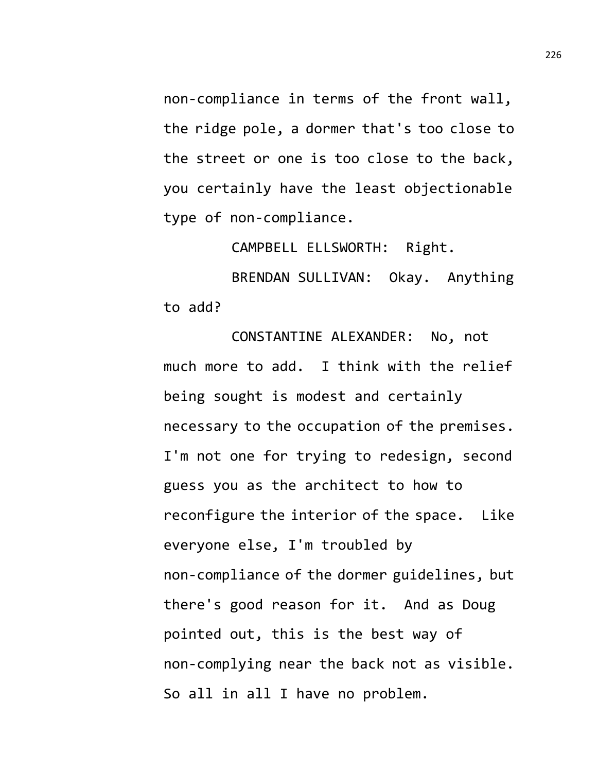non-compliance in terms of the front wall, the ridge pole, a dormer that's too close to the street or one is too close to the back, you certainly have the least objectionable type of non-compliance.

CAMPBELL ELLSWORTH: Right.

BRENDAN SULLIVAN: Okay. Anything to add?

CONSTANTINE ALEXANDER: No, not much more to add. I think with the relief being sought is modest and certainly necessary to the occupation of the premises. I'm not one for trying to redesign, second guess you as the architect to how to reconfigure the interior of the space. Like everyone else, I'm troubled by non-compliance of the dormer guidelines, but there's good reason for it. And as Doug pointed out, this is the best way of non-complying near the back not as visible. So all in all I have no problem.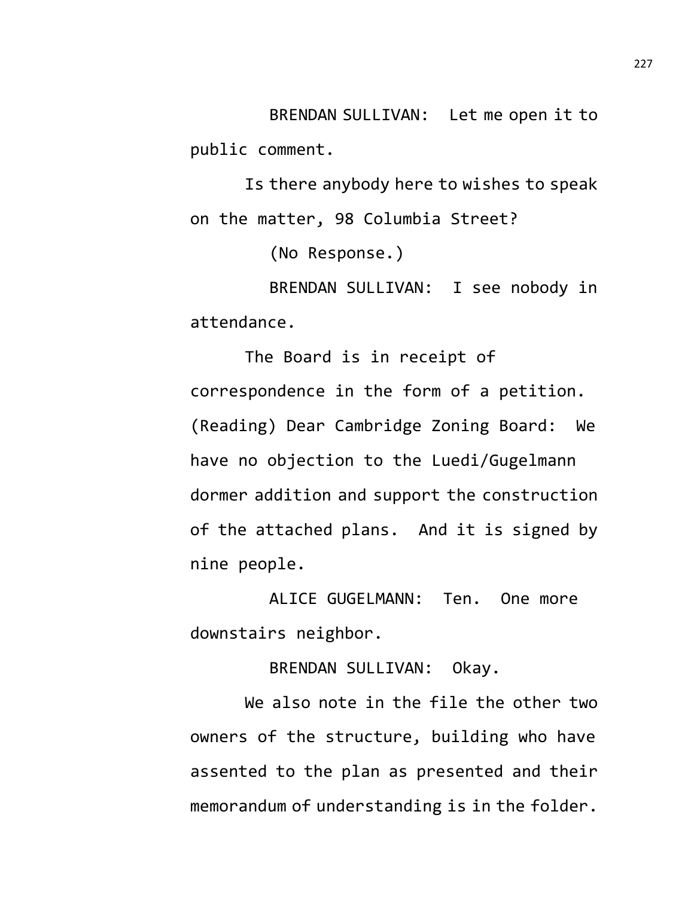BRENDAN SULLIVAN: Let me open it to public comment.

Is there anybody here to wishes to speak on the matter, 98 Columbia Street?

(No Response.)

BRENDAN SULLIVAN: I see nobody in attendance.

The Board is in receipt of correspondence in the form of a petition. (Reading) Dear Cambridge Zoning Board: We have no objection to the Luedi/Gugelmann dormer addition and support the construction of the attached plans. And it is signed by nine people.

ALICE GUGELMANN: Ten. One more downstairs neighbor.

BRENDAN SULLIVAN: Okay.

We also note in the file the other two owners of the structure, building who have assented to the plan as presented and their memorandum of understanding is in the folder.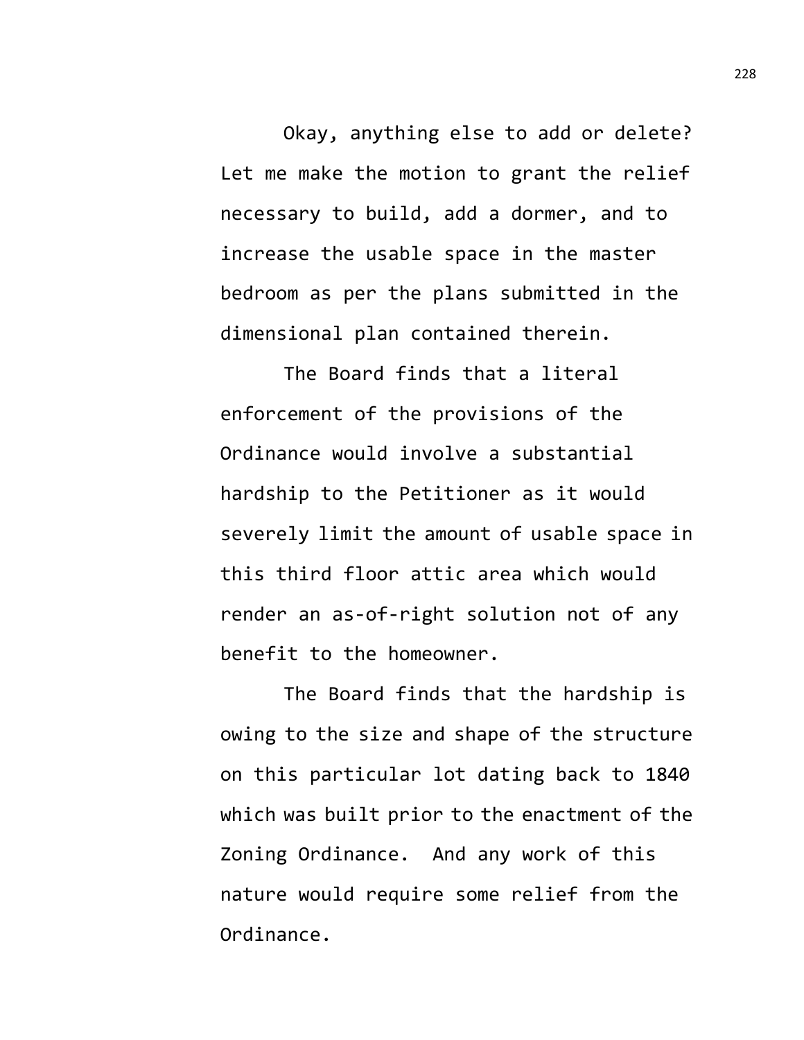Okay, anything else to add or delete? Let me make the motion to grant the relief necessary to build, add a dormer, and to increase the usable space in the master bedroom as per the plans submitted in the dimensional plan contained therein.

The Board finds that a literal enforcement of the provisions of the Ordinance would involve a substantial hardship to the Petitioner as it would severely limit the amount of usable space in this third floor attic area which would render an as-of-right solution not of any benefit to the homeowner.

The Board finds that the hardship is owing to the size and shape of the structure on this particular lot dating back to 1840 which was built prior to the enactment of the Zoning Ordinance. And any work of this nature would require some relief from the Ordinance.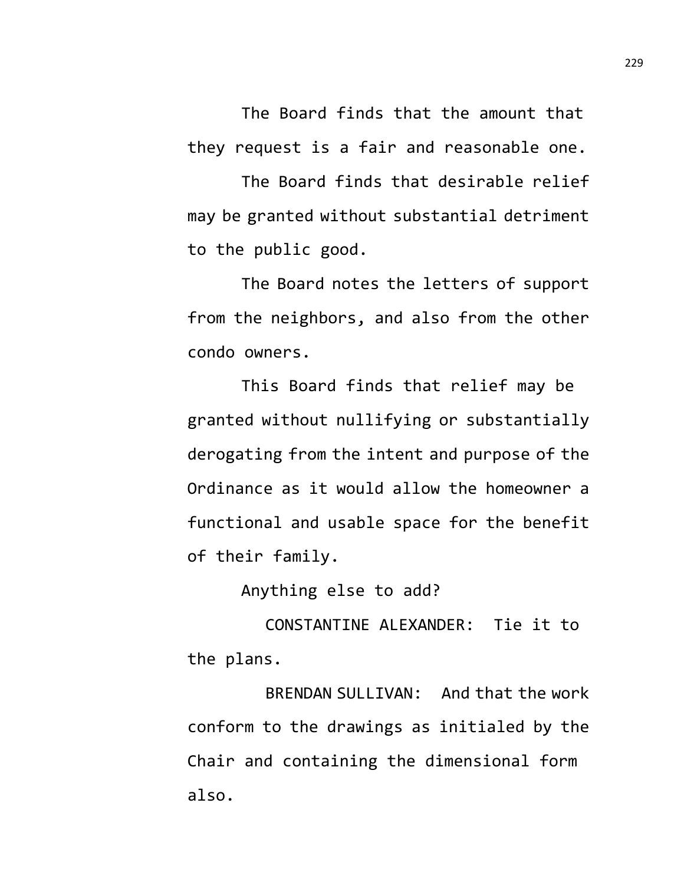The Board finds that the amount that they request is a fair and reasonable one.

The Board finds that desirable relief may be granted without substantial detriment to the public good.

The Board notes the letters of support from the neighbors, and also from the other condo owners.

This Board finds that relief may be granted without nullifying or substantially derogating from the intent and purpose of the Ordinance as it would allow the homeowner a functional and usable space for the benefit of their family.

Anything else to add?

CONSTANTINE ALEXANDER: Tie it to the plans.

BRENDAN SULLIVAN: And that the work conform to the drawings as initialed by the Chair and containing the dimensional form also.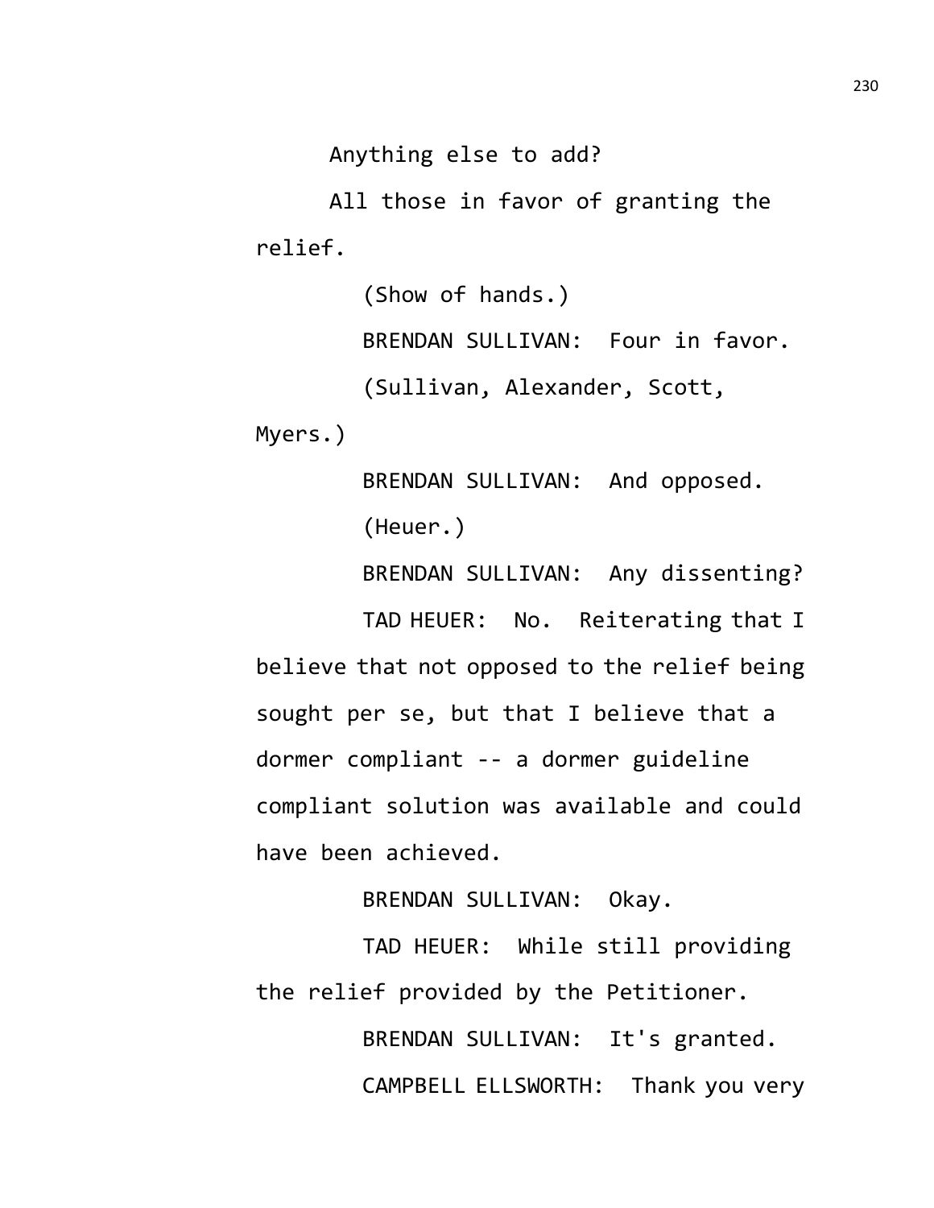Anything else to add?

All those in favor of granting the relief.

(Show of hands.)

BRENDAN SULLIVAN: Four in favor.

(Sullivan, Alexander, Scott, Myers.)

BRENDAN SULLIVAN: And opposed.

(Heuer.)

BRENDAN SULLIVAN: Any dissenting?

TAD HEUER: No. Reiterating that I believe that not opposed to the relief being sought per se, but that I believe that a dormer compliant -- a dormer guideline compliant solution was available and could have been achieved.

BRENDAN SULLIVAN: Okay.

TAD HEUER: While still providing the relief provided by the Petitioner.

BRENDAN SULLIVAN: It's granted.

CAMPBELL ELLSWORTH: Thank you very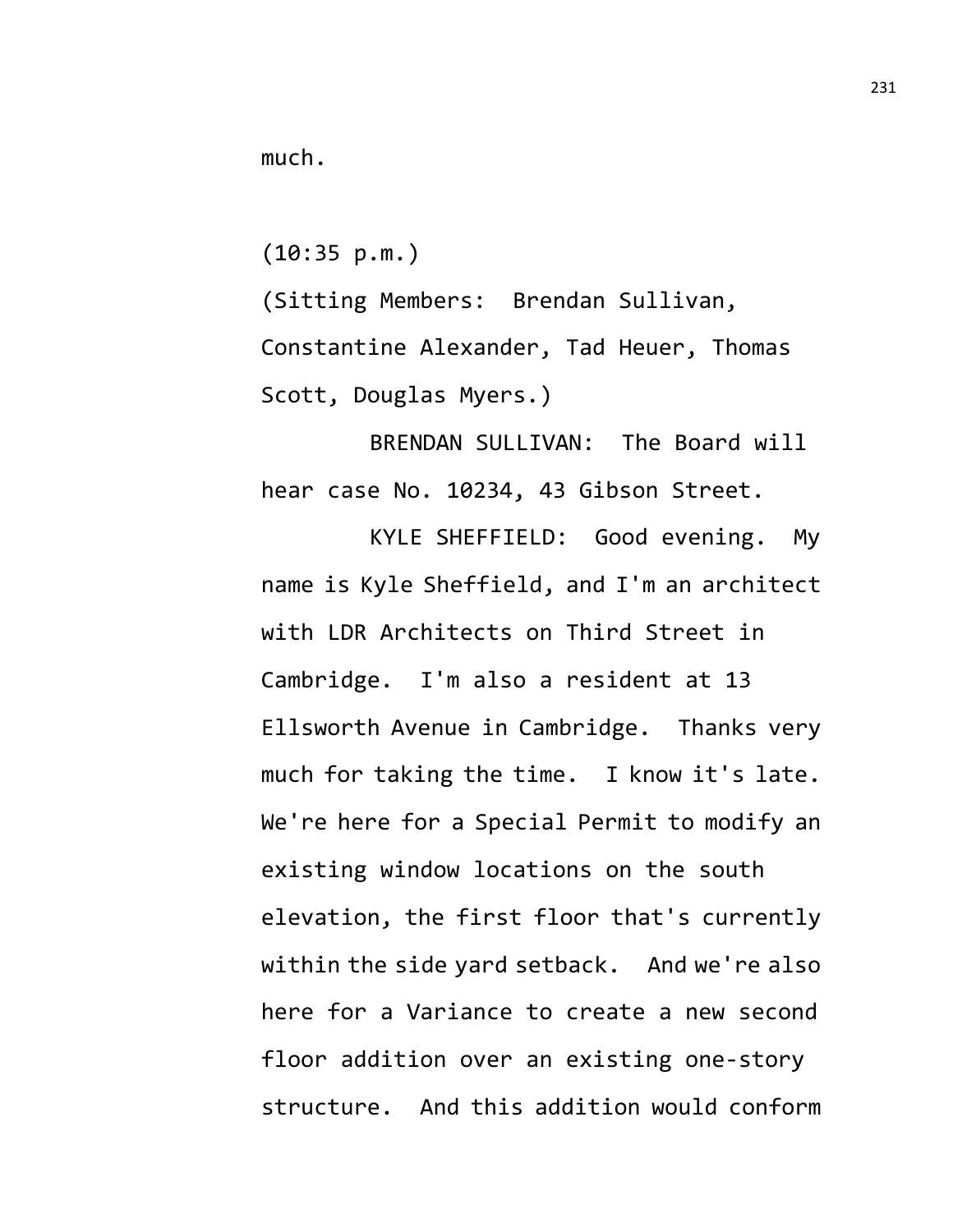much.

(10:35 p.m.)

(Sitting Members: Brendan Sullivan, Constantine Alexander, Tad Heuer, Thomas Scott, Douglas Myers.)

BRENDAN SULLIVAN: The Board will hear case No. 10234, 43 Gibson Street.

KYLE SHEFFIELD: Good evening. My name is Kyle Sheffield, and I'm an architect with LDR Architects on Third Street in Cambridge. I'm also a resident at 13 Ellsworth Avenue in Cambridge. Thanks very much for taking the time. I know it's late. We're here for a Special Permit to modify an existing window locations on the south elevation, the first floor that's currently within the side yard setback. And we're also here for a Variance to create a new second floor addition over an existing one-story structure. And this addition would conform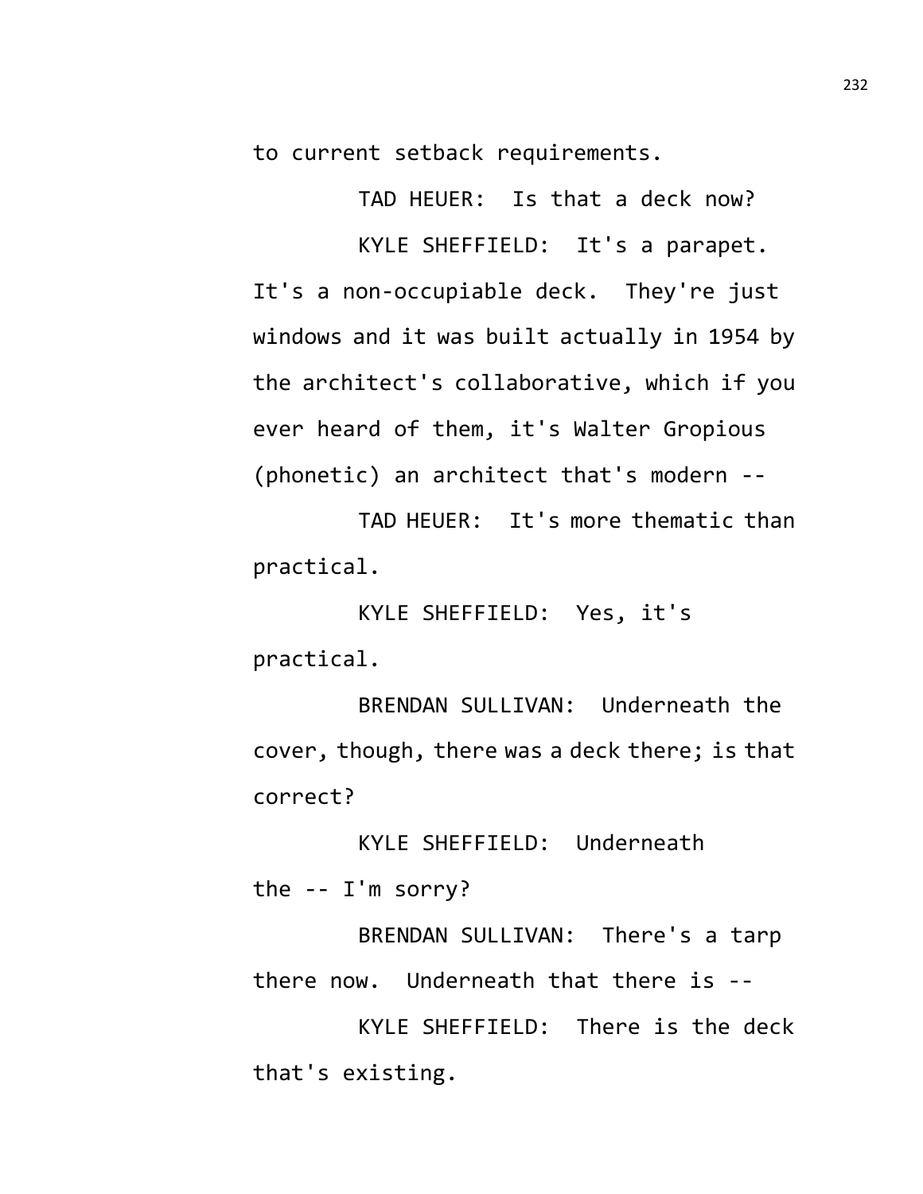to current setback requirements.

TAD HEUER: Is that a deck now?

KYLE SHEFFIELD: It's a parapet. It's a non-occupiable deck. They're just windows and it was built actually in 1954 by the architect's collaborative, which if you ever heard of them, it's Walter Gropious (phonetic) an architect that's modern --

TAD HEUER: It's more thematic than practical.

KYLE SHEFFIELD: Yes, it's practical.

BRENDAN SULLIVAN: Underneath the cover, though, there was a deck there; is that correct?

KYLE SHEFFIELD: Underneath the -- I'm sorry?

BRENDAN SULLIVAN: There's a tarp there now. Underneath that there is --

KYLE SHEFFIELD: There is the deck that's existing.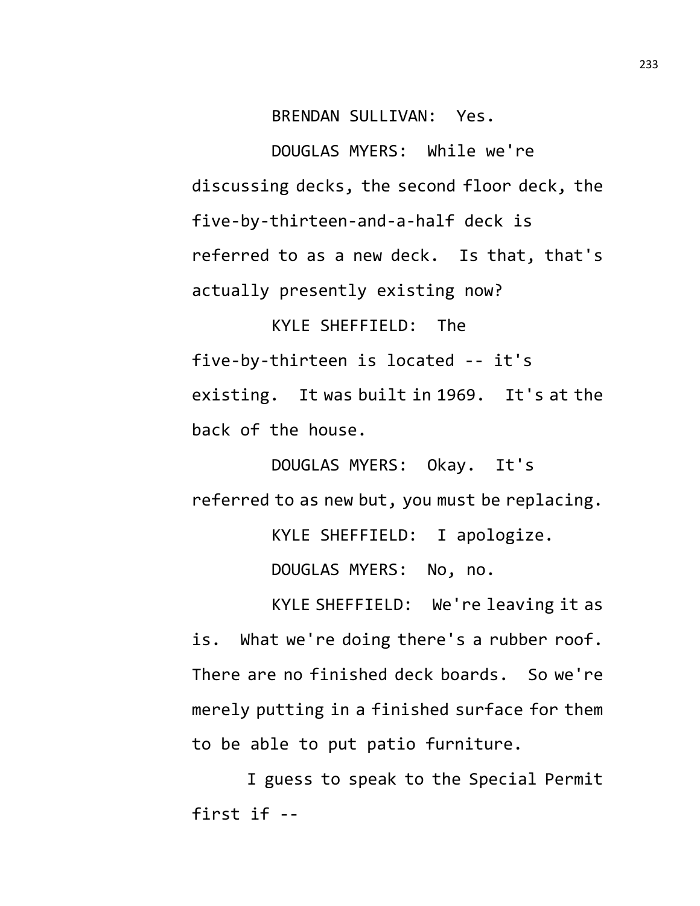BRENDAN SULLIVAN: Yes.

DOUGLAS MYERS: While we're discussing decks, the second floor deck, the five-by-thirteen-and-a-half deck is referred to as a new deck. Is that, that's actually presently existing now?

KYLE SHEFFIELD: The five-by-thirteen is located -- it's existing. It was built in 1969. It's at the back of the house.

DOUGLAS MYERS: Okay. It's referred to as new but, you must be replacing.

KYLE SHEFFIELD: I apologize.

DOUGLAS MYERS: No, no.

KYLE SHEFFIELD: We're leaving it as is. What we're doing there's a rubber roof. There are no finished deck boards. So we're merely putting in a finished surface for them to be able to put patio furniture.

I guess to speak to the Special Permit first if --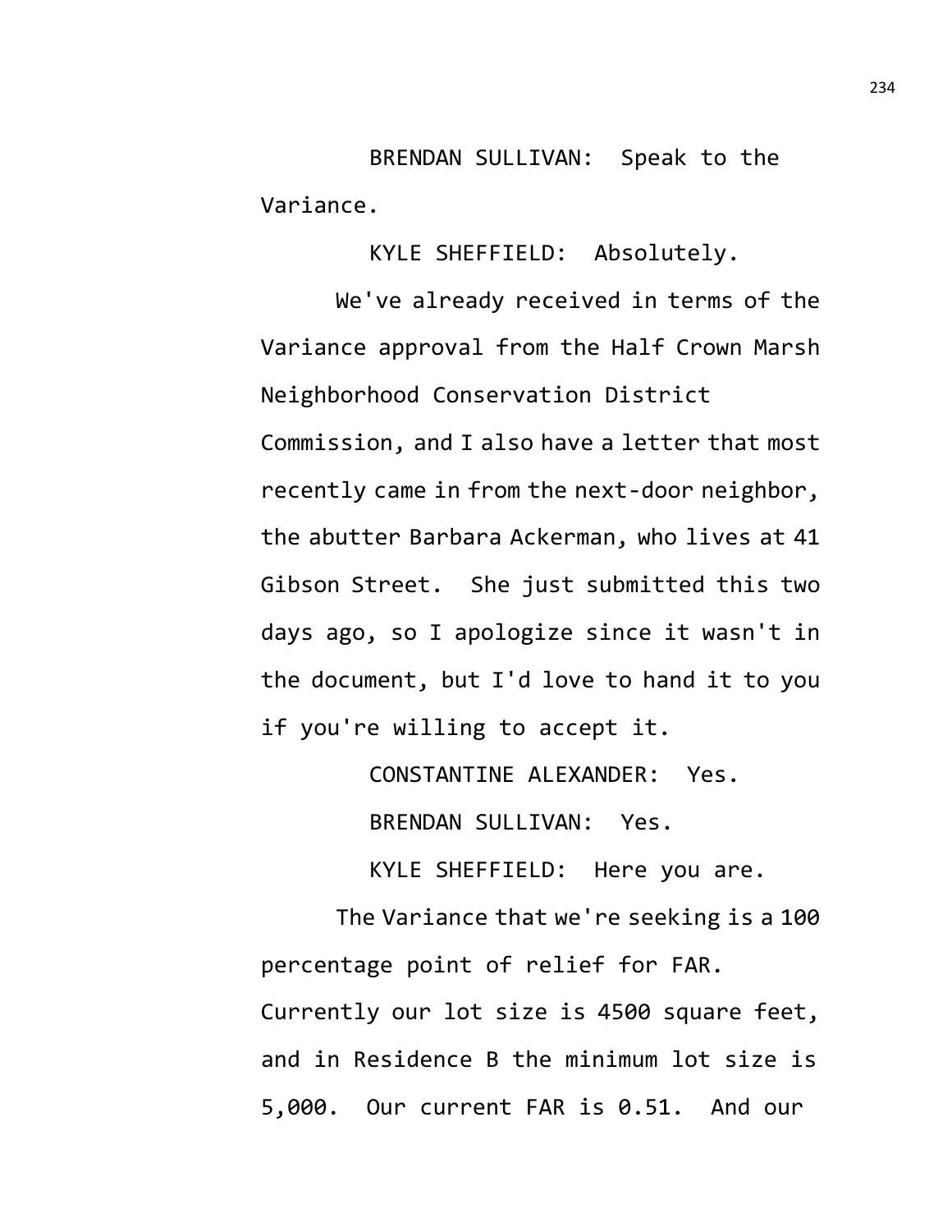BRENDAN SULLIVAN: Speak to the Variance.

KYLE SHEFFIELD: Absolutely.

We've already received in terms of the Variance approval from the Half Crown Marsh Neighborhood Conservation District Commission, and I also have a letter that most recently came in from the next-door neighbor, the abutter Barbara Ackerman, who lives at 41 Gibson Street. She just submitted this two days ago, so I apologize since it wasn't in the document, but I'd love to hand it to you if you're willing to accept it.

CONSTANTINE ALEXANDER: Yes.

BRENDAN SULLIVAN: Yes.

KYLE SHEFFIELD: Here you are.

The Variance that we're seeking is a 100 percentage point of relief for FAR. Currently our lot size is 4500 square feet, and in Residence B the minimum lot size is 5,000. Our current FAR is 0.51. And our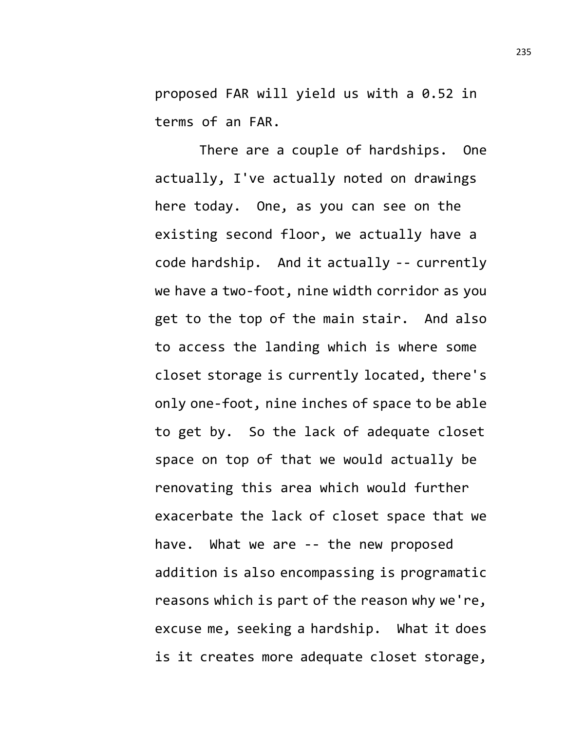proposed FAR will yield us with a 0.52 in terms of an FAR.

There are a couple of hardships. One actually, I've actually noted on drawings here today. One, as you can see on the existing second floor, we actually have a code hardship. And it actually -- currently we have a two-foot, nine width corridor as you get to the top of the main stair. And also to access the landing which is where some closet storage is currently located, there's only one-foot, nine inches of space to be able to get by. So the lack of adequate closet space on top of that we would actually be renovating this area which would further exacerbate the lack of closet space that we have. What we are -- the new proposed addition is also encompassing is programatic reasons which is part of the reason why we're, excuse me, seeking a hardship. What it does is it creates more adequate closet storage,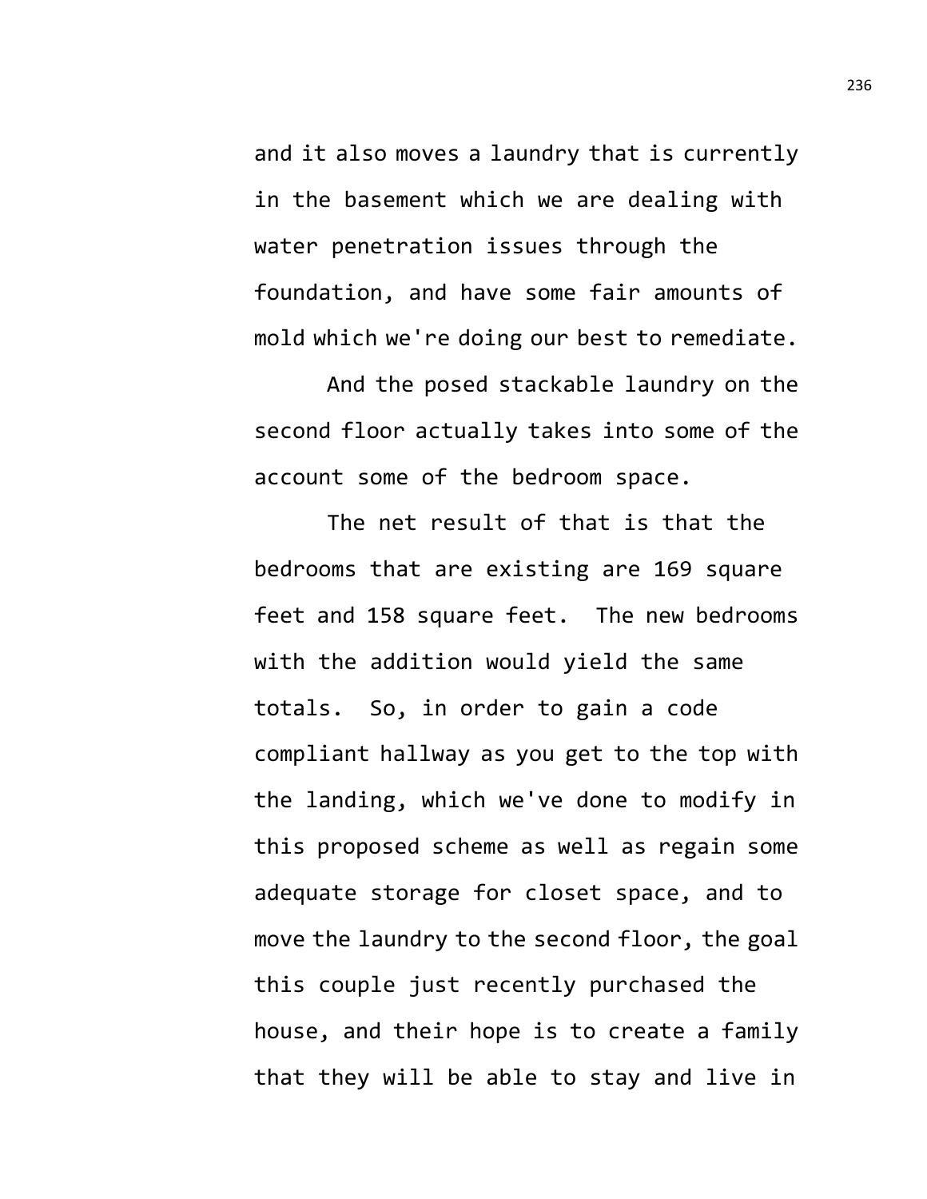and it also moves a laundry that is currently in the basement which we are dealing with water penetration issues through the foundation, and have some fair amounts of mold which we're doing our best to remediate.

And the posed stackable laundry on the second floor actually takes into some of the account some of the bedroom space.

The net result of that is that the bedrooms that are existing are 169 square feet and 158 square feet. The new bedrooms with the addition would yield the same totals. So, in order to gain a code compliant hallway as you get to the top with the landing, which we've done to modify in this proposed scheme as well as regain some adequate storage for closet space, and to move the laundry to the second floor, the goal this couple just recently purchased the house, and their hope is to create a family that they will be able to stay and live in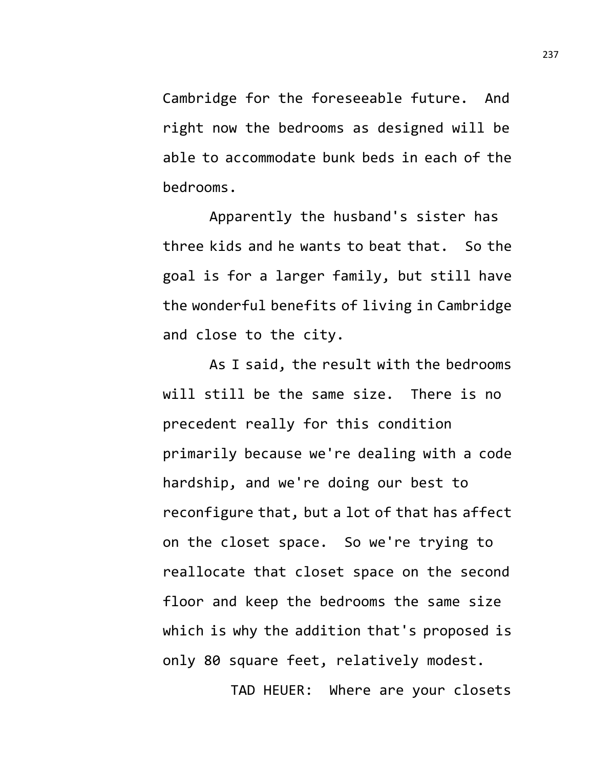Cambridge for the foreseeable future. And right now the bedrooms as designed will be able to accommodate bunk beds in each of the bedrooms.

Apparently the husband's sister has three kids and he wants to beat that. So the goal is for a larger family, but still have the wonderful benefits of living in Cambridge and close to the city.

As I said, the result with the bedrooms will still be the same size. There is no precedent really for this condition primarily because we're dealing with a code hardship, and we're doing our best to reconfigure that, but a lot of that has affect on the closet space. So we're trying to reallocate that closet space on the second floor and keep the bedrooms the same size which is why the addition that's proposed is only 80 square feet, relatively modest.

TAD HEUER: Where are your closets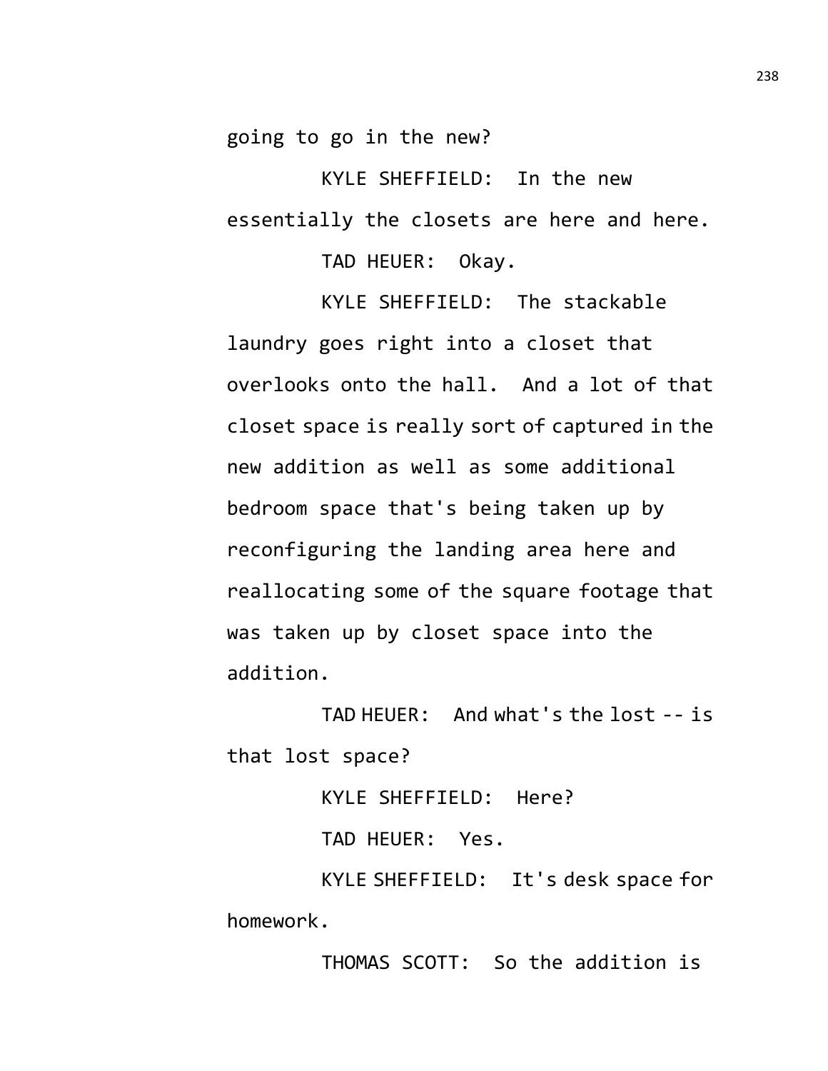going to go in the new?

KYLE SHEFFIELD: In the new essentially the closets are here and here.

TAD HEUER: Okay.

KYLE SHEFFIELD: The stackable laundry goes right into a closet that overlooks onto the hall. And a lot of that closet space is really sort of captured in the new addition as well as some additional bedroom space that's being taken up by reconfiguring the landing area here and reallocating some of the square footage that was taken up by closet space into the addition.

TAD HEUER: And what's the lost -- is that lost space?

KYLE SHEFFIELD: Here?

TAD HEUER: Yes.

KYLE SHEFFIELD: It's desk space for homework.

THOMAS SCOTT: So the addition is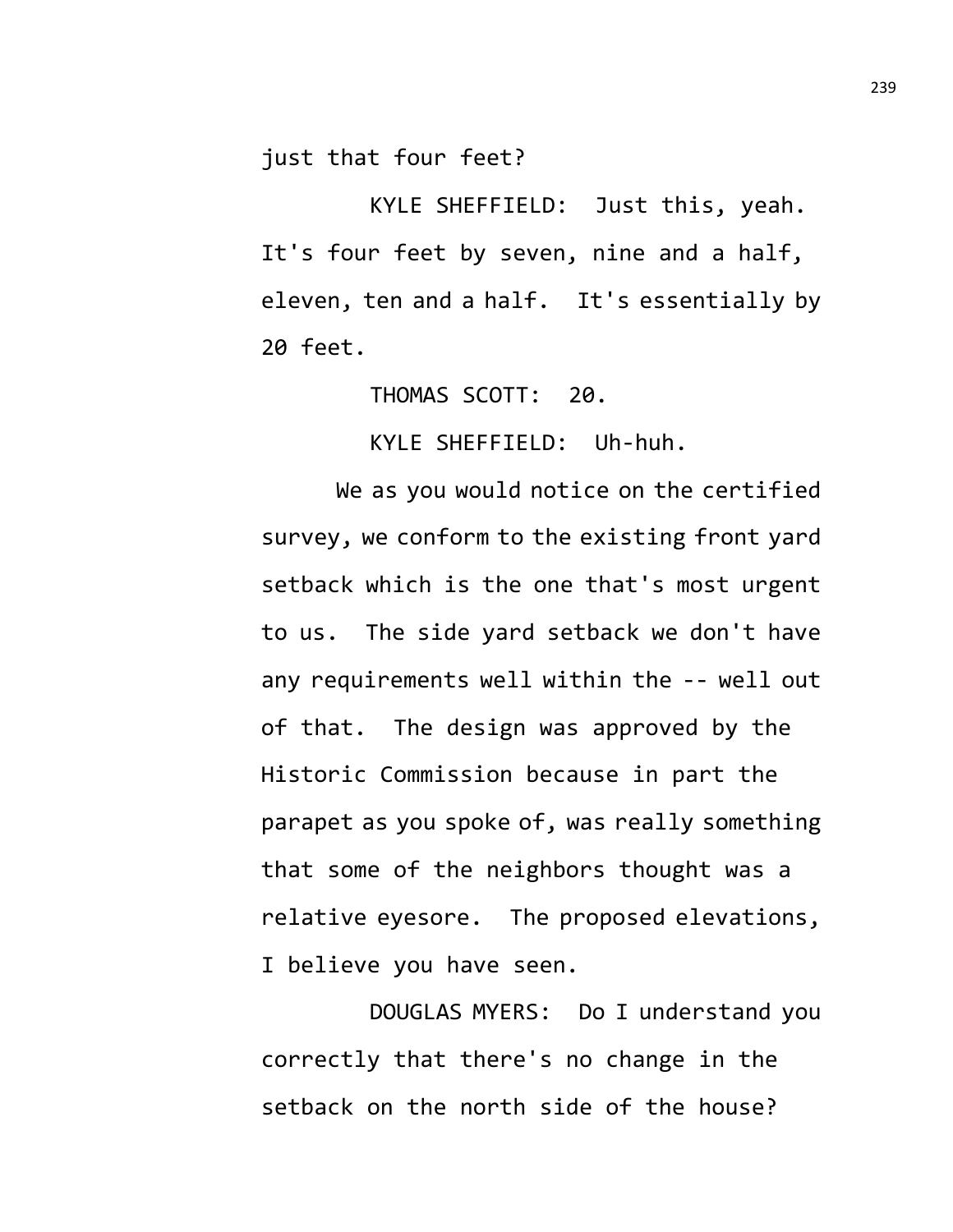just that four feet?

KYLE SHEFFIELD: Just this, yeah. It's four feet by seven, nine and a half, eleven, ten and a half. It's essentially by 20 feet.

THOMAS SCOTT: 20.

KYLE SHEFFIELD: Uh-huh.

We as you would notice on the certified survey, we conform to the existing front yard setback which is the one that's most urgent to us. The side yard setback we don't have any requirements well within the -- well out of that. The design was approved by the Historic Commission because in part the parapet as you spoke of, was really something that some of the neighbors thought was a relative eyesore. The proposed elevations, I believe you have seen.

DOUGLAS MYERS: Do I understand you correctly that there's no change in the setback on the north side of the house?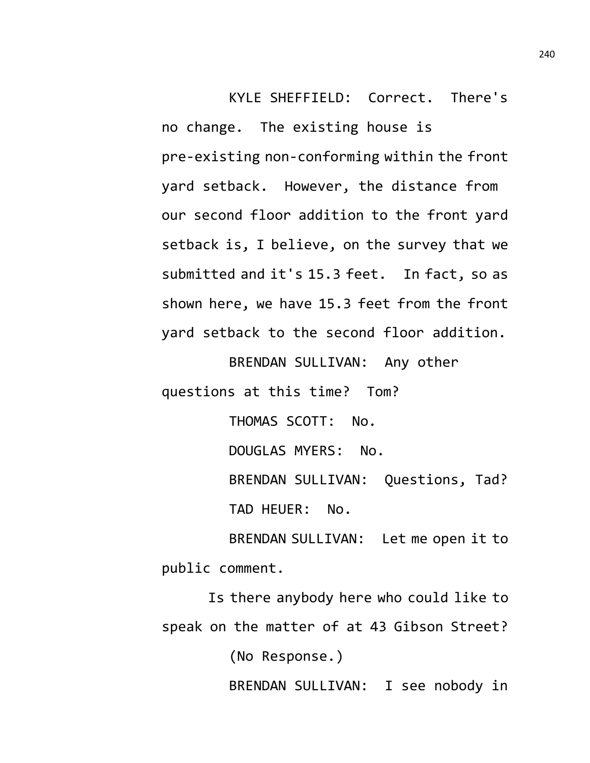KYLE SHEFFIELD: Correct. There's no change. The existing house is pre-existing non-conforming within the front yard setback. However, the distance from our second floor addition to the front yard setback is, I believe, on the survey that we submitted and it's 15.3 feet. In fact, so as shown here, we have 15.3 feet from the front yard setback to the second floor addition.

BRENDAN SULLIVAN: Any other questions at this time? Tom?

THOMAS SCOTT: No.

DOUGLAS MYERS: No.

BRENDAN SULLIVAN: Questions, Tad?

TAD HEUER: No.

BRENDAN SULLIVAN: Let me open it to public comment.

Is there anybody here who could like to speak on the matter of at 43 Gibson Street?

(No Response.)

BRENDAN SULLIVAN: I see nobody in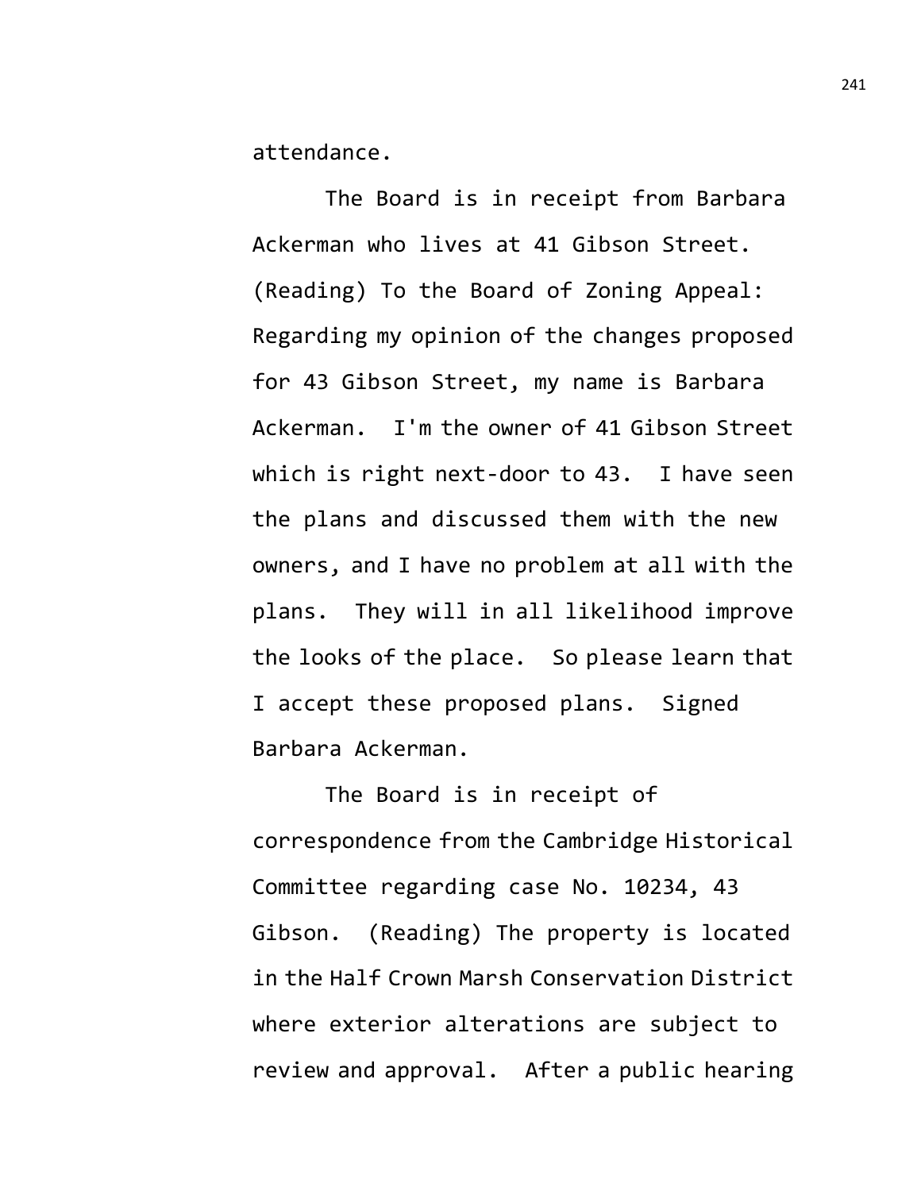attendance.

The Board is in receipt from Barbara Ackerman who lives at 41 Gibson Street. (Reading) To the Board of Zoning Appeal: Regarding my opinion of the changes proposed for 43 Gibson Street, my name is Barbara Ackerman. I'm the owner of 41 Gibson Street which is right next-door to 43. I have seen the plans and discussed them with the new owners, and I have no problem at all with the plans. They will in all likelihood improve the looks of the place. So please learn that I accept these proposed plans. Signed Barbara Ackerman.

The Board is in receipt of correspondence from the Cambridge Historical Committee regarding case No. 10234, 43 Gibson. (Reading) The property is located in the Half Crown Marsh Conservation District where exterior alterations are subject to review and approval. After a public hearing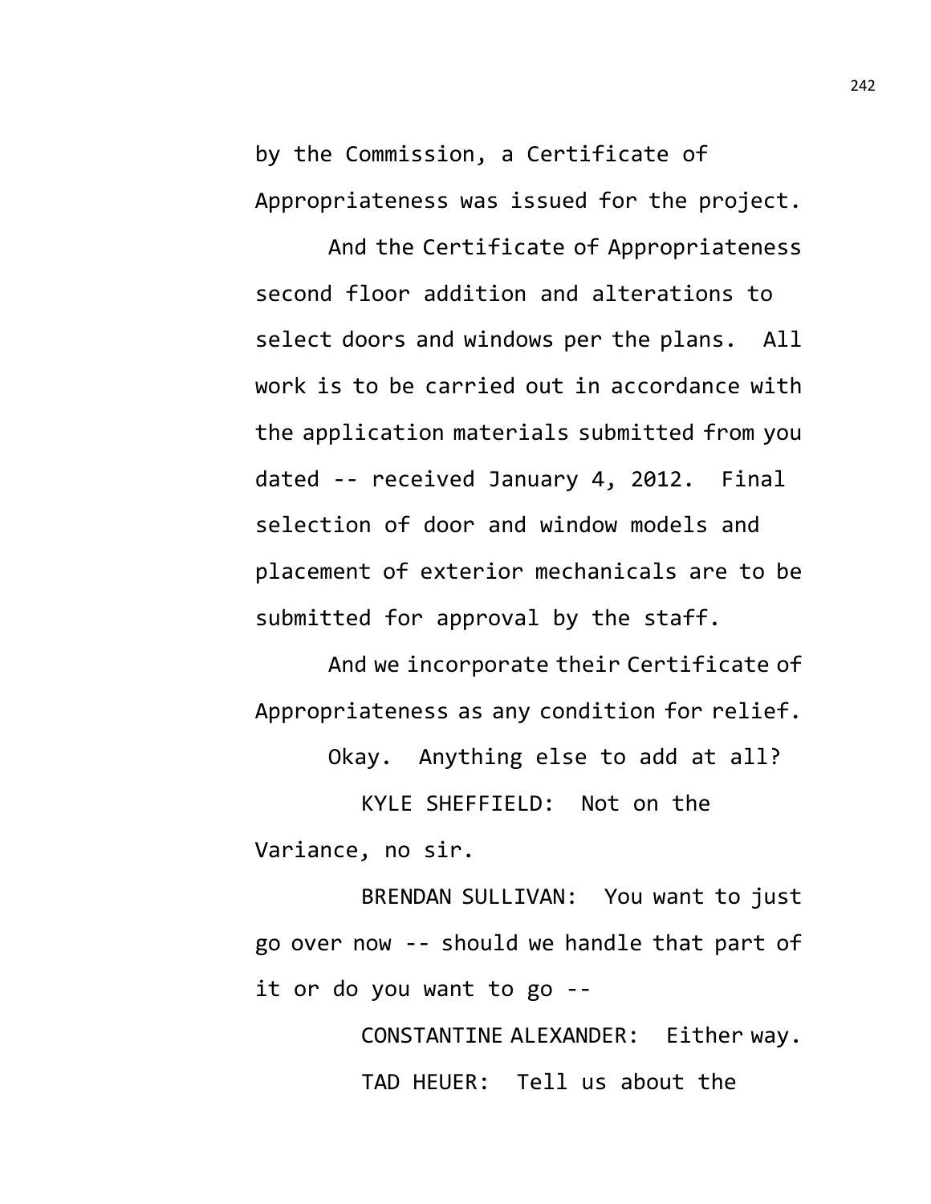by the Commission, a Certificate of Appropriateness was issued for the project.

And the Certificate of Appropriateness second floor addition and alterations to select doors and windows per the plans. All work is to be carried out in accordance with the application materials submitted from you dated -- received January 4, 2012. Final selection of door and window models and placement of exterior mechanicals are to be submitted for approval by the staff.

And we incorporate their Certificate of Appropriateness as any condition for relief.

Okay. Anything else to add at all?

KYLE SHEFFIELD: Not on the Variance, no sir.

BRENDAN SULLIVAN: You want to just go over now -- should we handle that part of it or do you want to go --

CONSTANTINE ALEXANDER: Either way.

TAD HEUER: Tell us about the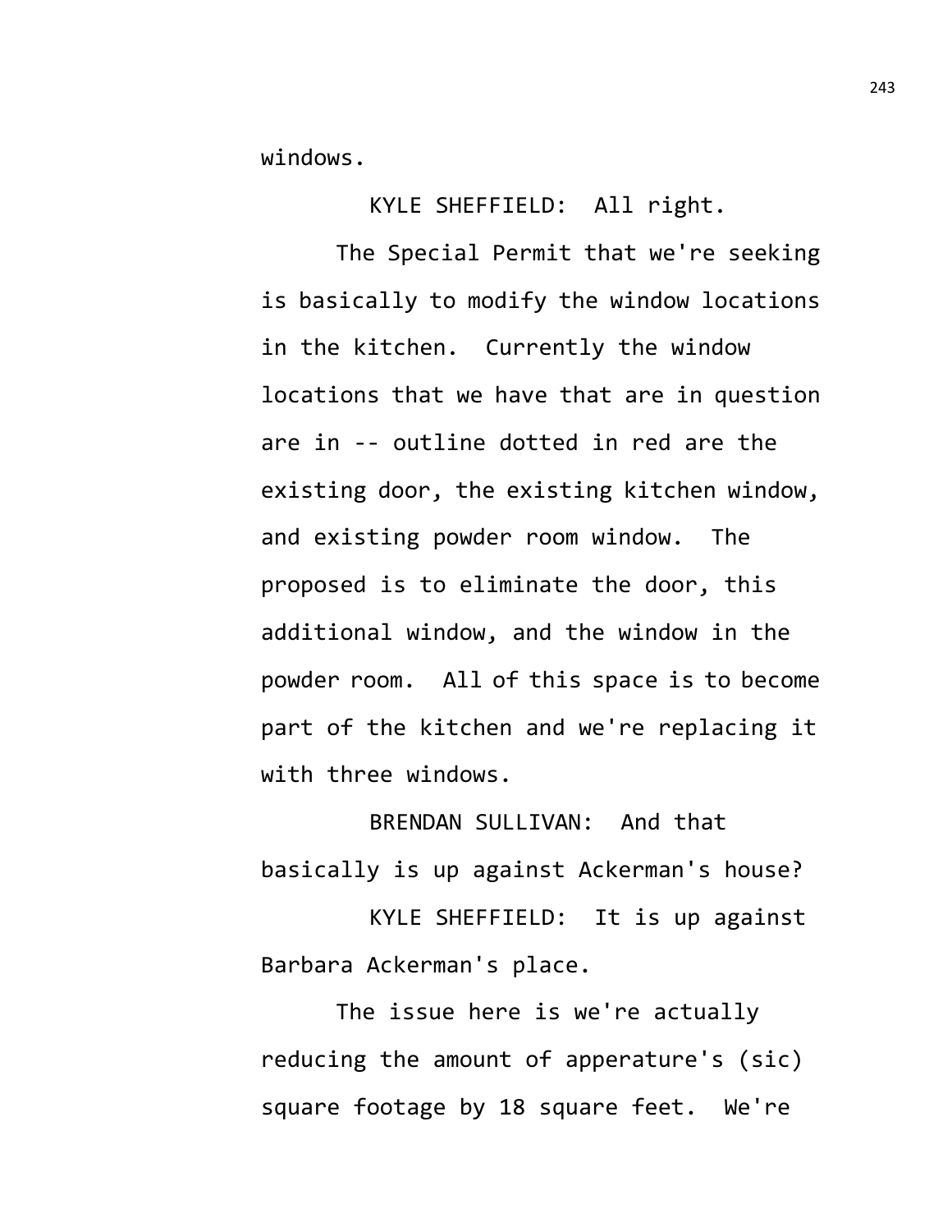windows.

KYLE SHEFFIELD: All right.

The Special Permit that we're seeking is basically to modify the window locations in the kitchen. Currently the window locations that we have that are in question are in -- outline dotted in red are the existing door, the existing kitchen window, and existing powder room window. The proposed is to eliminate the door, this additional window, and the window in the powder room. All of this space is to become part of the kitchen and we're replacing it with three windows.

BRENDAN SULLIVAN: And that basically is up against Ackerman's house?

KYLE SHEFFIELD: It is up against Barbara Ackerman's place.

The issue here is we're actually reducing the amount of apperature's (sic) square footage by 18 square feet. We're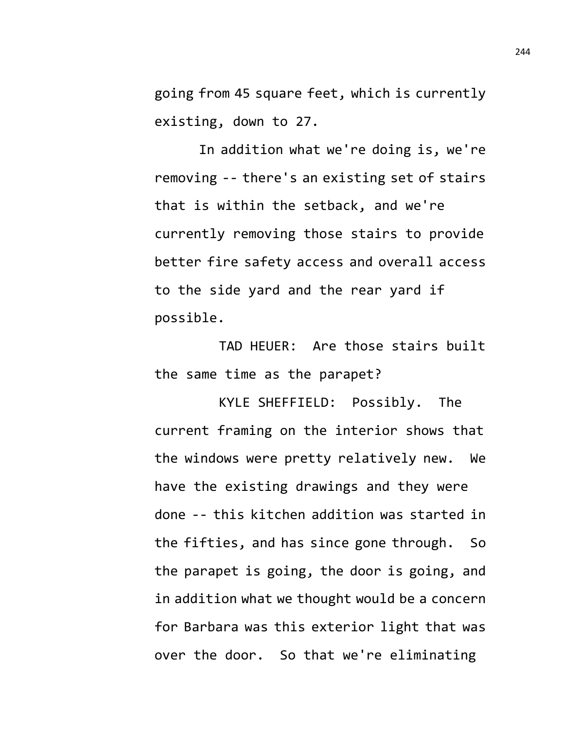going from 45 square feet, which is currently existing, down to 27.

In addition what we're doing is, we're removing -- there's an existing set of stairs that is within the setback, and we're currently removing those stairs to provide better fire safety access and overall access to the side yard and the rear yard if possible.

TAD HEUER: Are those stairs built the same time as the parapet?

KYLE SHEFFIELD: Possibly. The current framing on the interior shows that the windows were pretty relatively new. We have the existing drawings and they were done -- this kitchen addition was started in the fifties, and has since gone through. So the parapet is going, the door is going, and in addition what we thought would be a concern for Barbara was this exterior light that was over the door. So that we're eliminating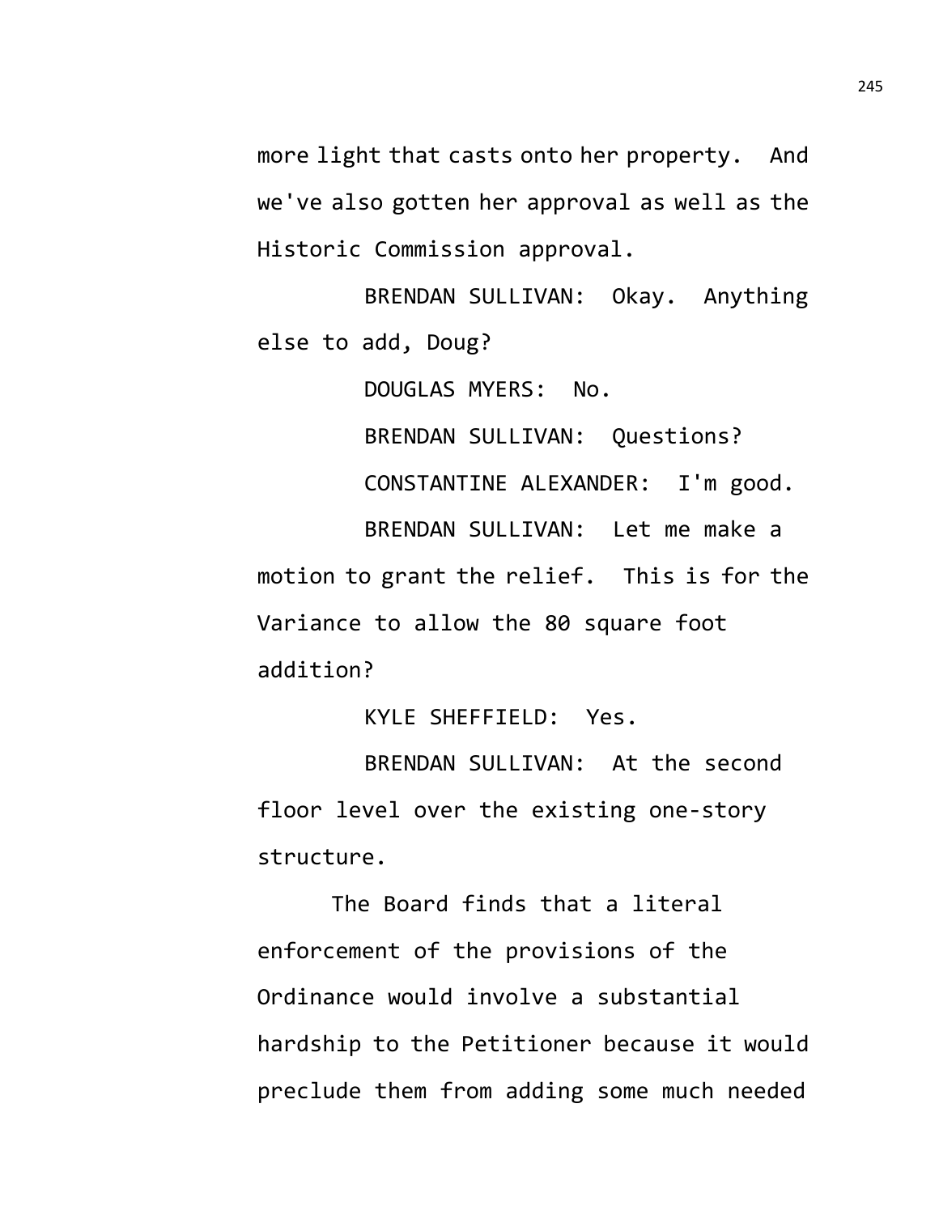more light that casts onto her property. And we've also gotten her approval as well as the Historic Commission approval.

BRENDAN SULLIVAN: Okay. Anything else to add, Doug?

DOUGLAS MYERS: No.

BRENDAN SULLIVAN: Questions?

CONSTANTINE ALEXANDER: I'm good.

BRENDAN SULLIVAN: Let me make a motion to grant the relief. This is for the Variance to allow the 80 square foot addition?

KYLE SHEFFIELD: Yes.

BRENDAN SULLIVAN: At the second floor level over the existing one-story structure.

The Board finds that a literal enforcement of the provisions of the Ordinance would involve a substantial hardship to the Petitioner because it would preclude them from adding some much needed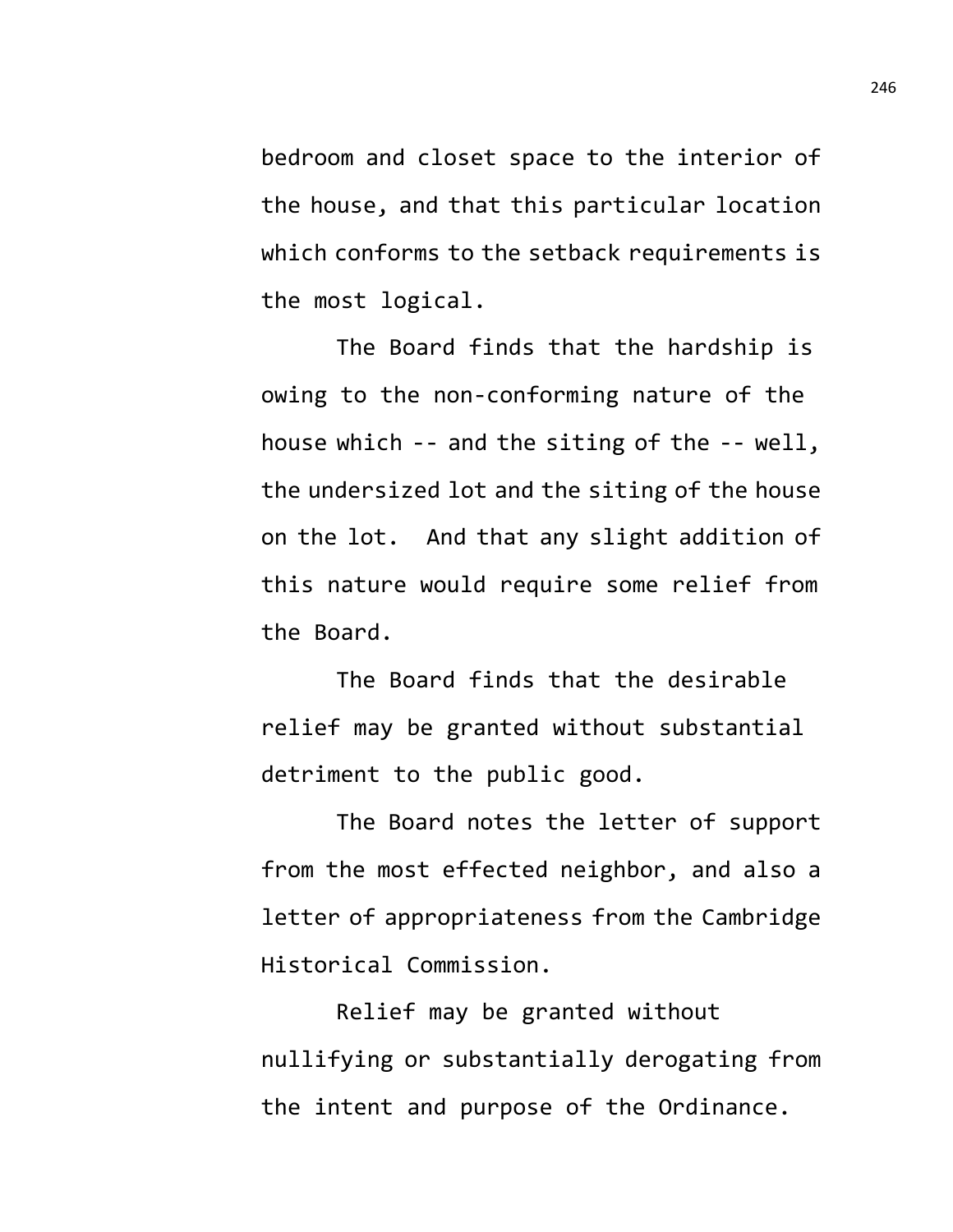bedroom and closet space to the interior of the house, and that this particular location which conforms to the setback requirements is the most logical.

The Board finds that the hardship is owing to the non-conforming nature of the house which -- and the siting of the -- well, the undersized lot and the siting of the house on the lot. And that any slight addition of this nature would require some relief from the Board.

The Board finds that the desirable relief may be granted without substantial detriment to the public good.

The Board notes the letter of support from the most effected neighbor, and also a letter of appropriateness from the Cambridge Historical Commission.

Relief may be granted without nullifying or substantially derogating from the intent and purpose of the Ordinance.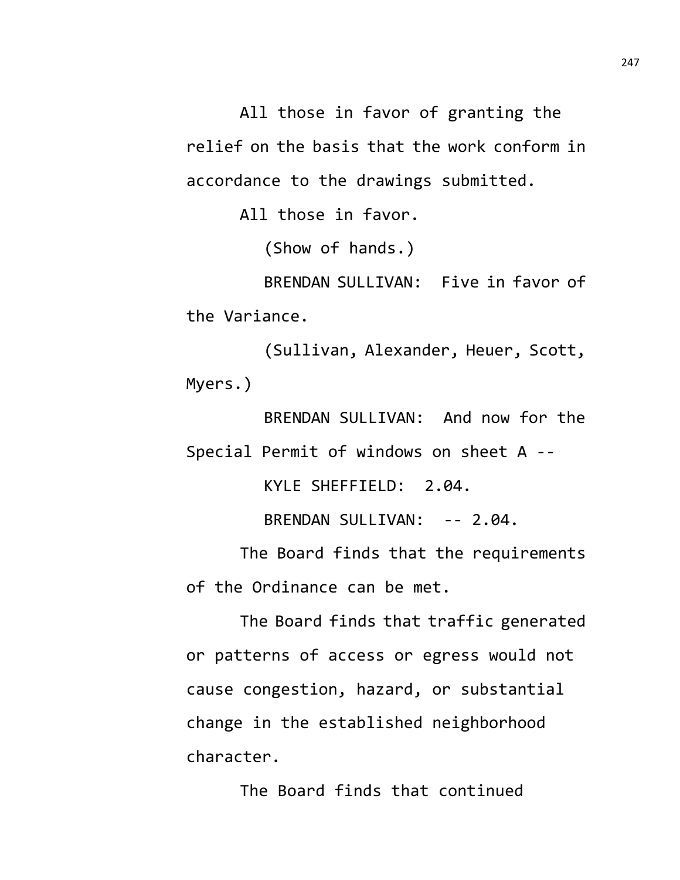All those in favor of granting the relief on the basis that the work conform in accordance to the drawings submitted.

All those in favor.

(Show of hands.)

BRENDAN SULLIVAN: Five in favor of the Variance.

(Sullivan, Alexander, Heuer, Scott, Myers.)

BRENDAN SULLIVAN: And now for the Special Permit of windows on sheet A --

KYLE SHEFFIELD: 2.04.

BRENDAN SULLIVAN: -- 2.04.

The Board finds that the requirements of the Ordinance can be met.

The Board finds that traffic generated or patterns of access or egress would not cause congestion, hazard, or substantial change in the established neighborhood character.

The Board finds that continued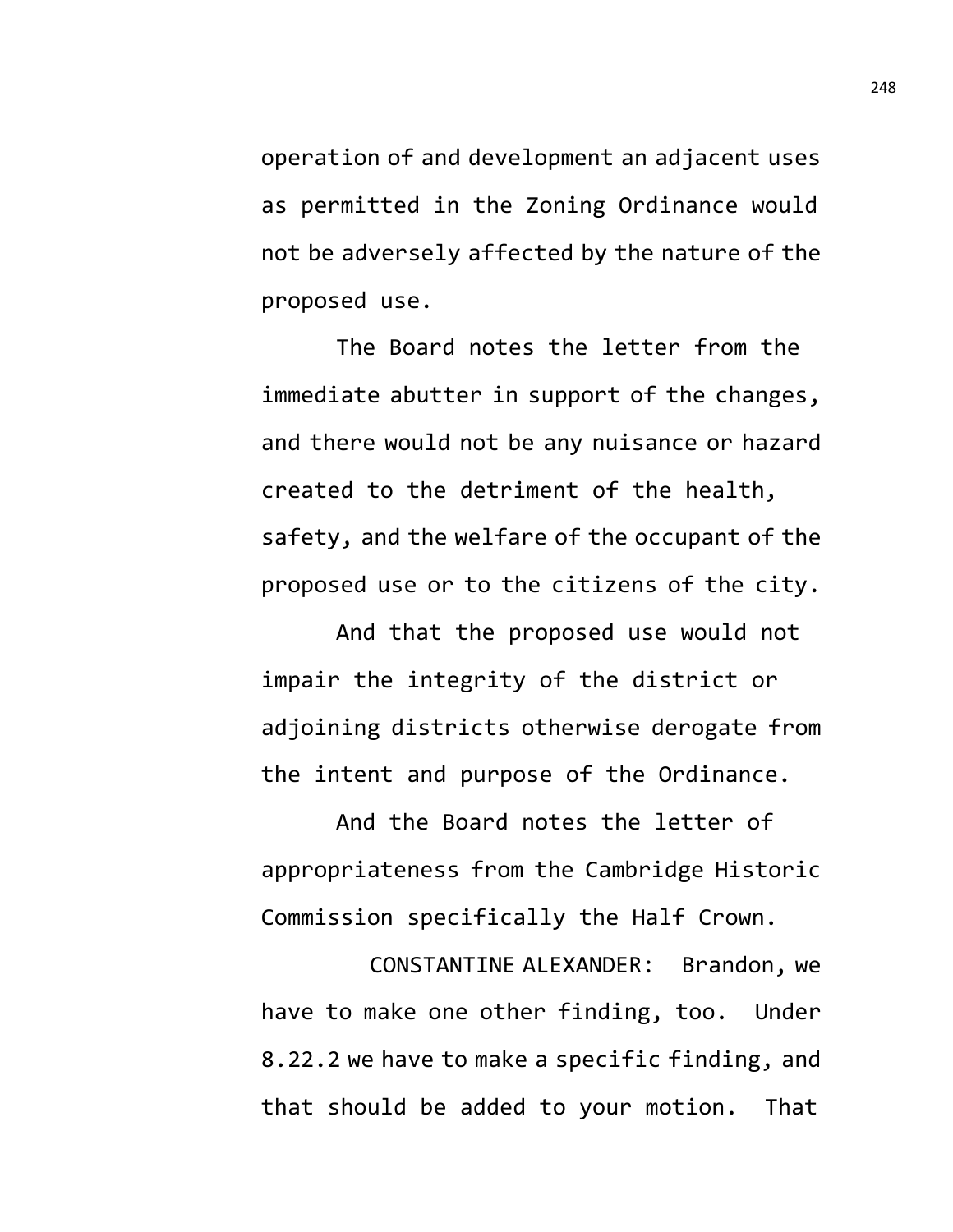operation of and development an adjacent uses as permitted in the Zoning Ordinance would not be adversely affected by the nature of the proposed use.

The Board notes the letter from the immediate abutter in support of the changes, and there would not be any nuisance or hazard created to the detriment of the health, safety, and the welfare of the occupant of the proposed use or to the citizens of the city.

And that the proposed use would not impair the integrity of the district or adjoining districts otherwise derogate from the intent and purpose of the Ordinance.

And the Board notes the letter of appropriateness from the Cambridge Historic Commission specifically the Half Crown.

CONSTANTINE ALEXANDER: Brandon, we have to make one other finding, too. Under 8.22.2 we have to make a specific finding, and that should be added to your motion. That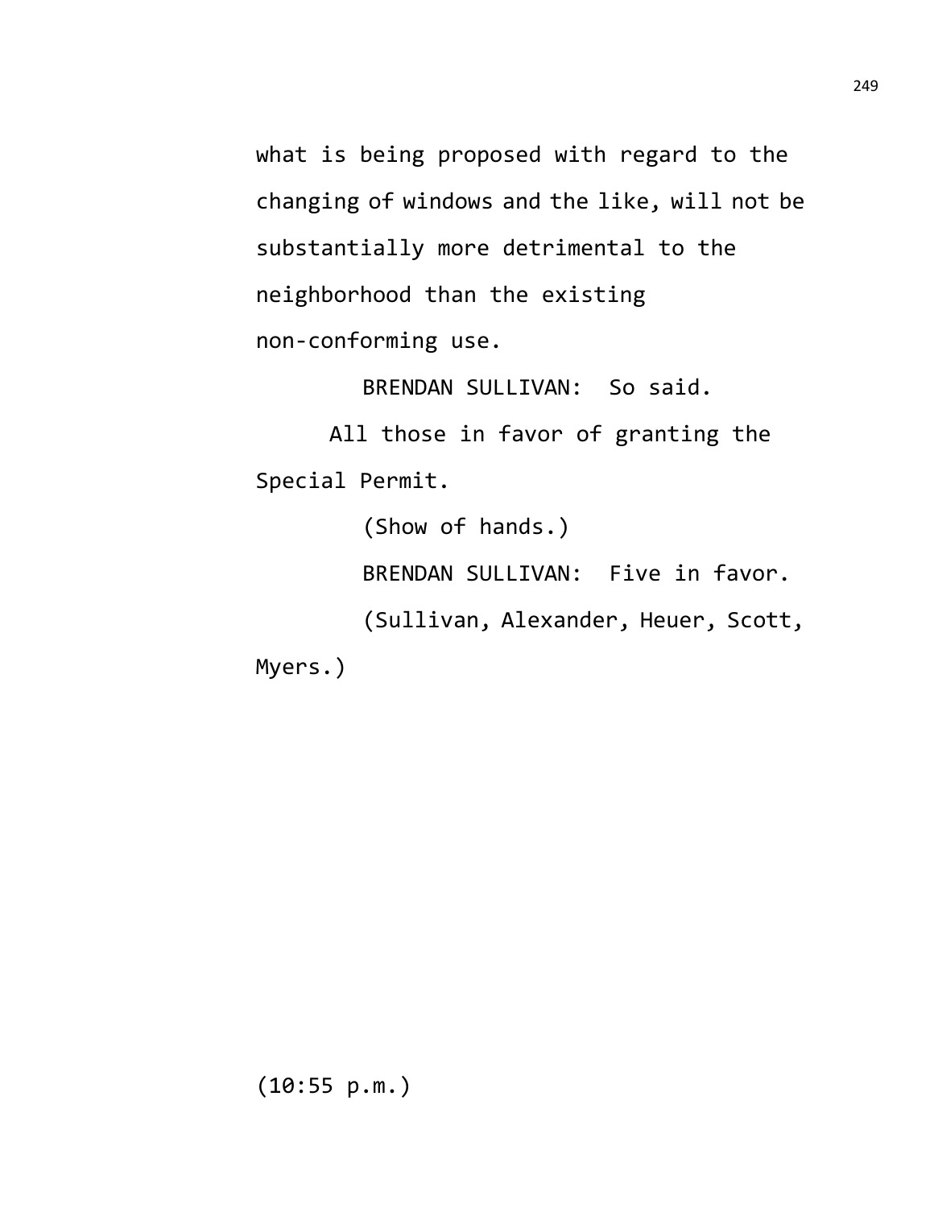what is being proposed with regard to the changing of windows and the like, will not be substantially more detrimental to the neighborhood than the existing non-conforming use.

BRENDAN SULLIVAN: So said.

All those in favor of granting the Special Permit.

(Show of hands.)

BRENDAN SULLIVAN: Five in favor.

(Sullivan, Alexander, Heuer, Scott, Myers.)

(10:55 p.m.)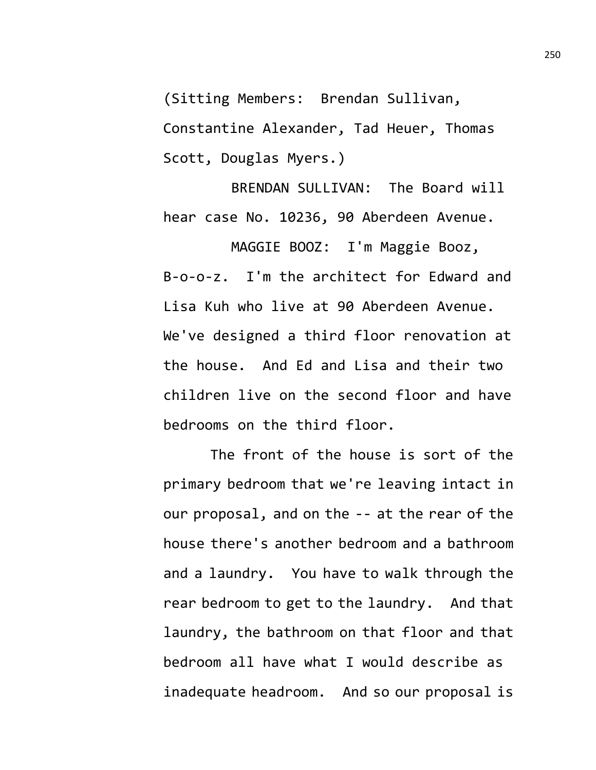(Sitting Members: Brendan Sullivan, Constantine Alexander, Tad Heuer, Thomas Scott, Douglas Myers.)

BRENDAN SULLIVAN: The Board will hear case No. 10236, 90 Aberdeen Avenue.

MAGGIE BOOZ: I'm Maggie Booz, B-o-o-z. I'm the architect for Edward and Lisa Kuh who live at 90 Aberdeen Avenue. We've designed a third floor renovation at the house. And Ed and Lisa and their two children live on the second floor and have bedrooms on the third floor.

The front of the house is sort of the primary bedroom that we're leaving intact in our proposal, and on the -- at the rear of the house there's another bedroom and a bathroom and a laundry. You have to walk through the rear bedroom to get to the laundry. And that laundry, the bathroom on that floor and that bedroom all have what I would describe as inadequate headroom. And so our proposal is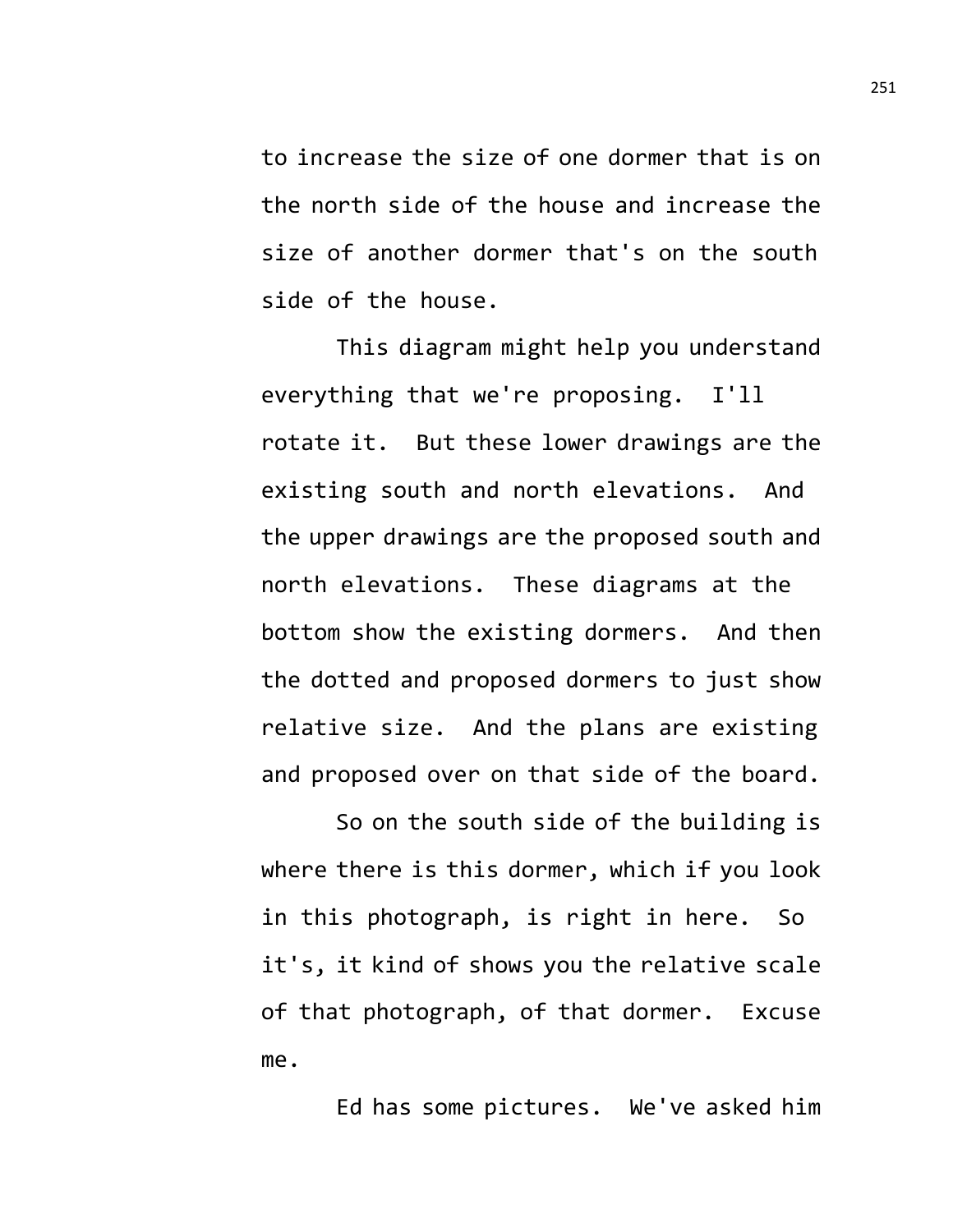to increase the size of one dormer that is on the north side of the house and increase the size of another dormer that's on the south side of the house.

This diagram might help you understand everything that we're proposing. I'll rotate it. But these lower drawings are the existing south and north elevations. And the upper drawings are the proposed south and north elevations. These diagrams at the bottom show the existing dormers. And then the dotted and proposed dormers to just show relative size. And the plans are existing and proposed over on that side of the board.

So on the south side of the building is where there is this dormer, which if you look in this photograph, is right in here. So it's, it kind of shows you the relative scale of that photograph, of that dormer. Excuse me.

Ed has some pictures. We've asked him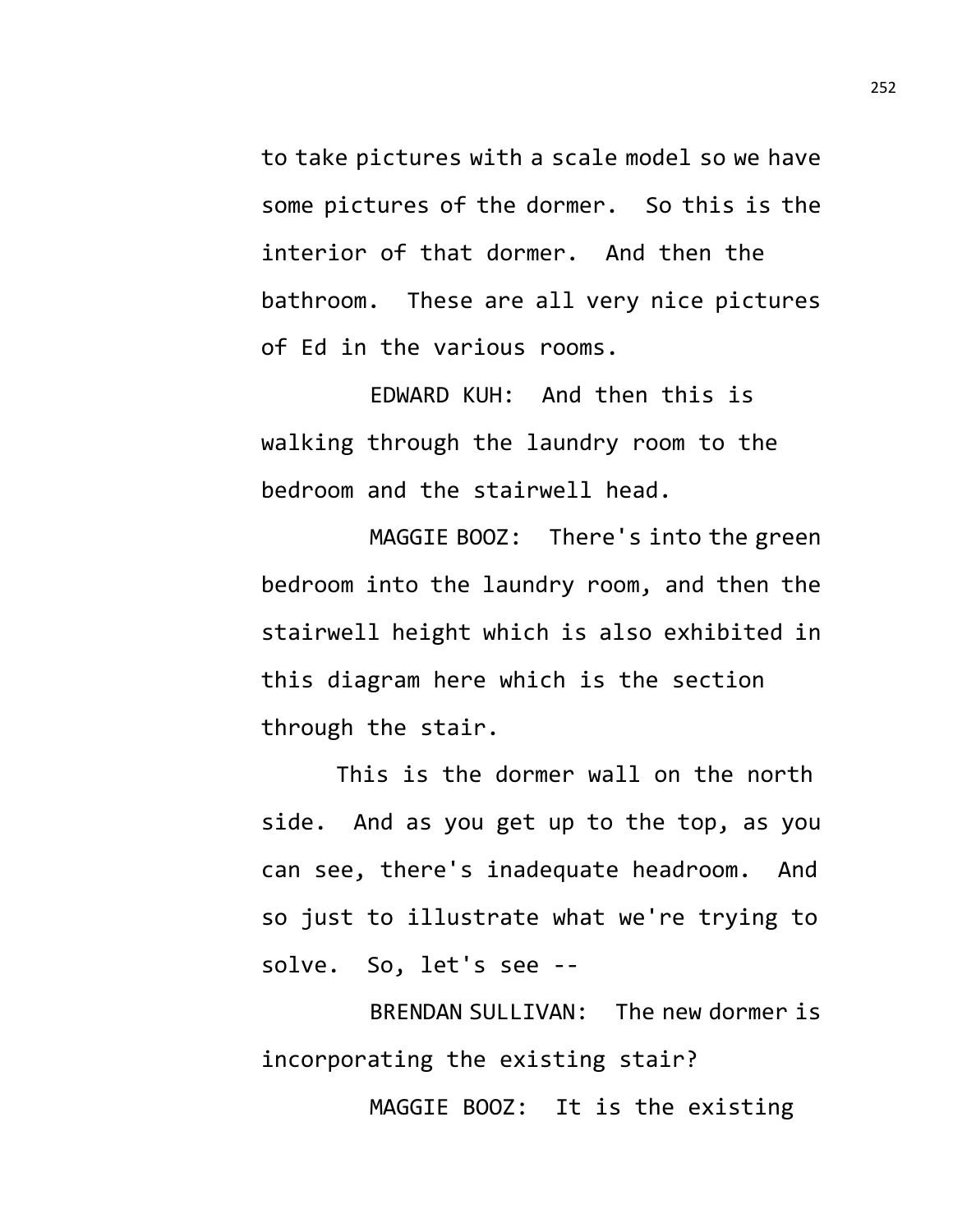to take pictures with a scale model so we have some pictures of the dormer. So this is the interior of that dormer. And then the bathroom. These are all very nice pictures of Ed in the various rooms.

EDWARD KUH: And then this is walking through the laundry room to the bedroom and the stairwell head.

MAGGIE BOOZ: There's into the green bedroom into the laundry room, and then the stairwell height which is also exhibited in this diagram here which is the section through the stair.

This is the dormer wall on the north side. And as you get up to the top, as you can see, there's inadequate headroom. And so just to illustrate what we're trying to solve. So, let's see --

BRENDAN SULLIVAN: The new dormer is incorporating the existing stair?

MAGGIE BOOZ: It is the existing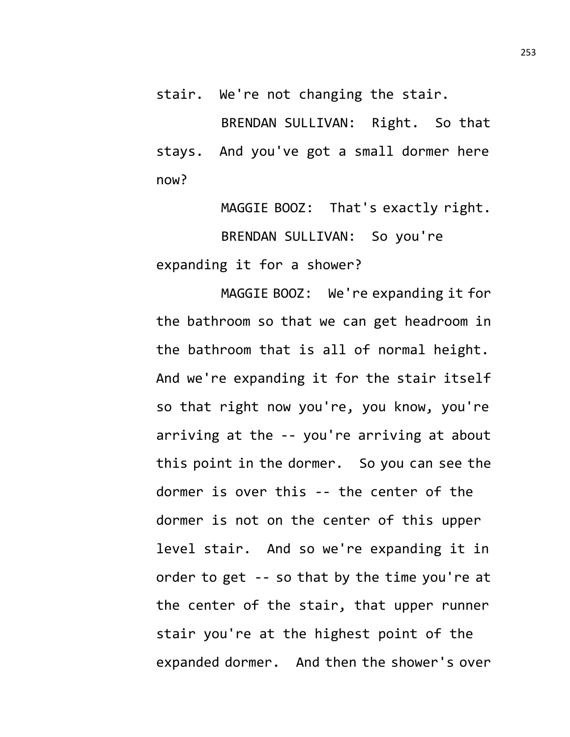stair. We're not changing the stair.

BRENDAN SULLIVAN: Right. So that stays. And you've got a small dormer here now?

MAGGIE BOOZ: That's exactly right.

BRENDAN SULLIVAN: So you're expanding it for a shower?

MAGGIE BOOZ: We're expanding it for the bathroom so that we can get headroom in the bathroom that is all of normal height. And we're expanding it for the stair itself so that right now you're, you know, you're arriving at the -- you're arriving at about this point in the dormer. So you can see the dormer is over this -- the center of the dormer is not on the center of this upper level stair. And so we're expanding it in order to get -- so that by the time you're at the center of the stair, that upper runner stair you're at the highest point of the expanded dormer. And then the shower's over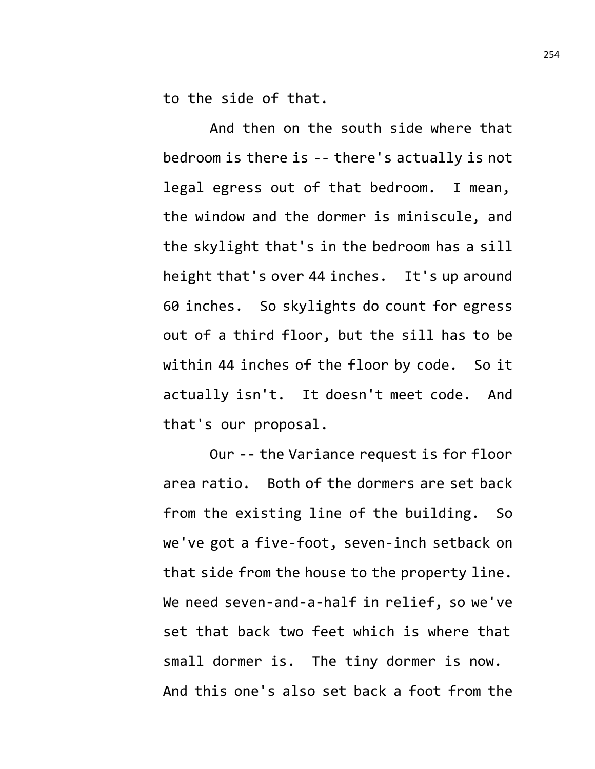to the side of that.

And then on the south side where that bedroom is there is -- there's actually is not legal egress out of that bedroom. I mean, the window and the dormer is miniscule, and the skylight that's in the bedroom has a sill height that's over 44 inches. It's up around 60 inches. So skylights do count for egress out of a third floor, but the sill has to be within 44 inches of the floor by code. So it actually isn't. It doesn't meet code. And that's our proposal.

Our -- the Variance request is for floor area ratio. Both of the dormers are set back from the existing line of the building. So we've got a five-foot, seven-inch setback on that side from the house to the property line. We need seven-and-a-half in relief, so we've set that back two feet which is where that small dormer is. The tiny dormer is now. And this one's also set back a foot from the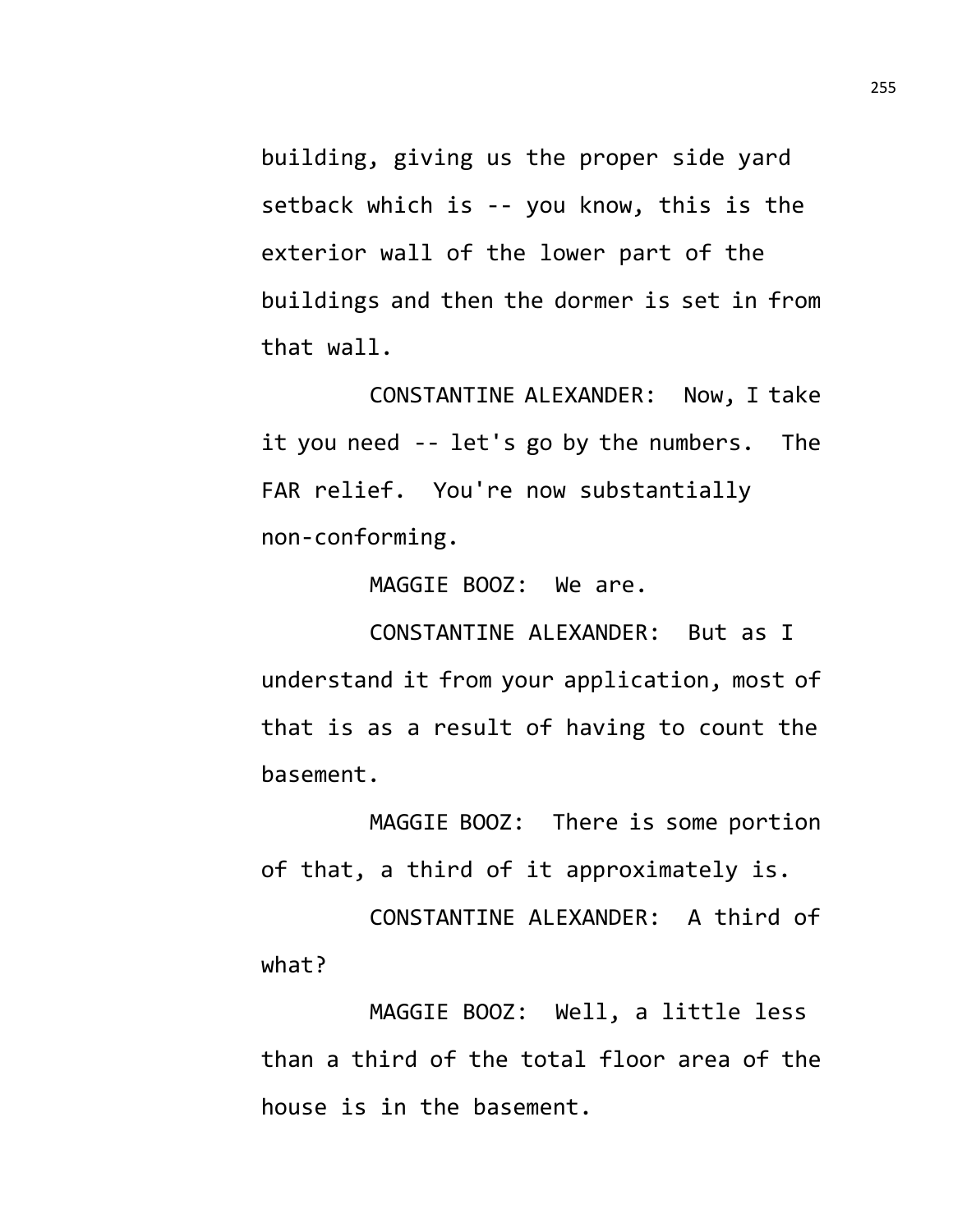building, giving us the proper side yard setback which is -- you know, this is the exterior wall of the lower part of the buildings and then the dormer is set in from that wall.

CONSTANTINE ALEXANDER: Now, I take it you need -- let's go by the numbers. The FAR relief. You're now substantially non-conforming.

MAGGIE BOOZ: We are.

CONSTANTINE ALEXANDER: But as I understand it from your application, most of that is as a result of having to count the basement.

MAGGIE BOOZ: There is some portion of that, a third of it approximately is.

CONSTANTINE ALEXANDER: A third of what?

MAGGIE BOOZ: Well, a little less than a third of the total floor area of the house is in the basement.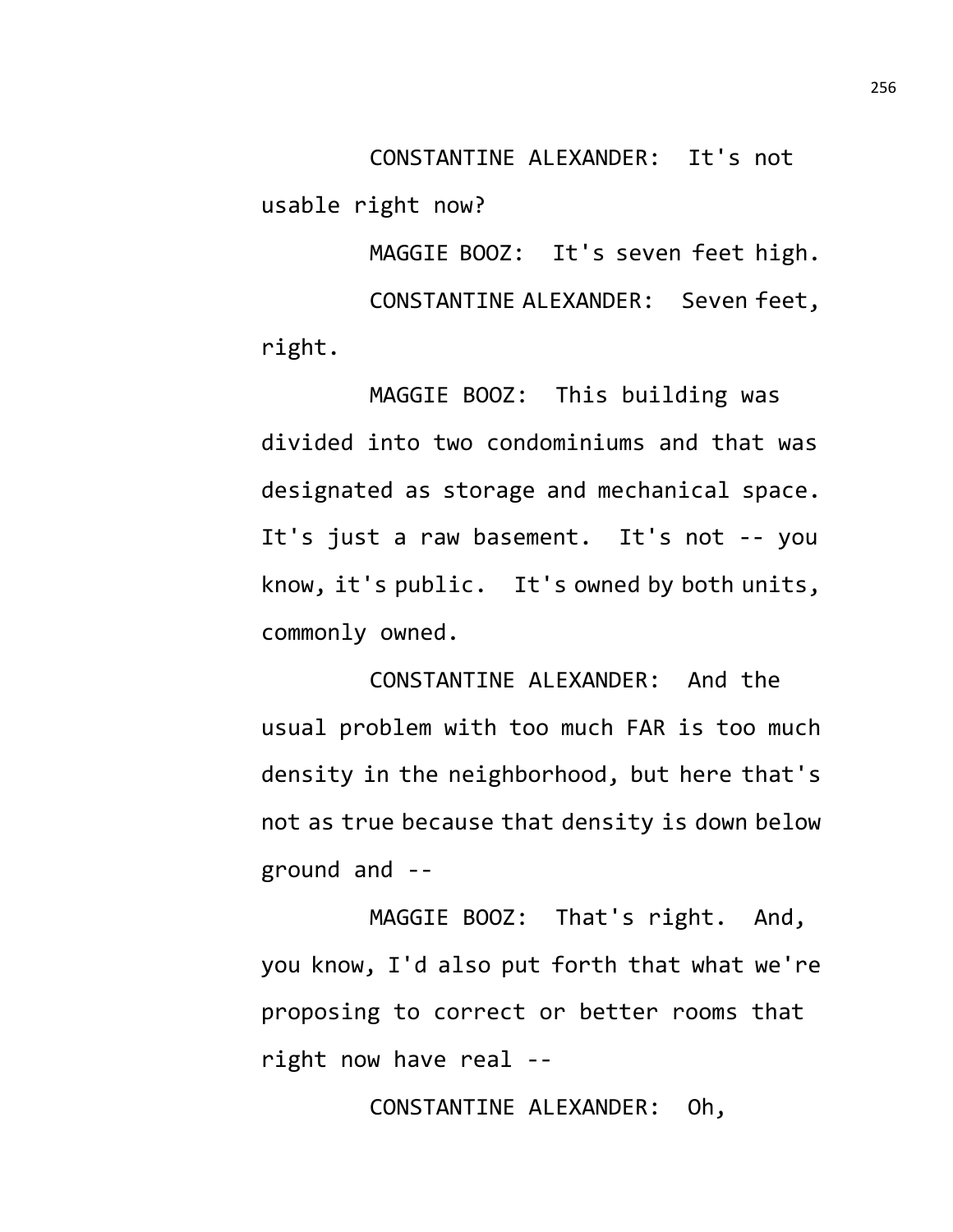CONSTANTINE ALEXANDER: It's not usable right now?

MAGGIE BOOZ: It's seven feet high.

CONSTANTINE ALEXANDER: Seven feet, right.

MAGGIE BOOZ: This building was divided into two condominiums and that was designated as storage and mechanical space. It's just a raw basement. It's not -- you know, it's public. It's owned by both units, commonly owned.

CONSTANTINE ALEXANDER: And the usual problem with too much FAR is too much density in the neighborhood, but here that's not as true because that density is down below ground and --

MAGGIE BOOZ: That's right. And, you know, I'd also put forth that what we're proposing to correct or better rooms that right now have real --

CONSTANTINE ALEXANDER: Oh,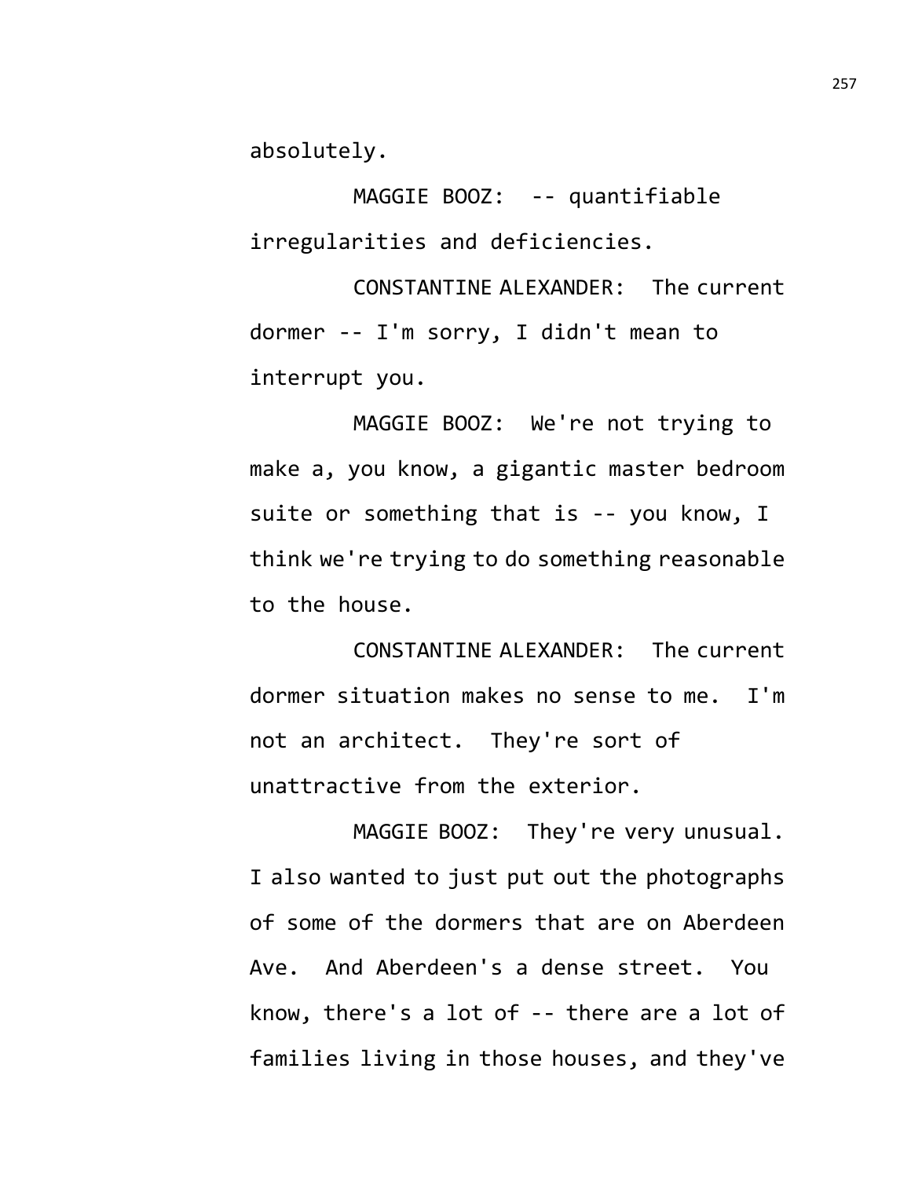absolutely.

MAGGIE BOOZ: -- quantifiable irregularities and deficiencies.

CONSTANTINE ALEXANDER: The current dormer -- I'm sorry, I didn't mean to interrupt you.

MAGGIE BOOZ: We're not trying to make a, you know, a gigantic master bedroom suite or something that is -- you know, I think we're trying to do something reasonable to the house.

CONSTANTINE ALEXANDER: The current dormer situation makes no sense to me. I'm not an architect. They're sort of unattractive from the exterior.

MAGGIE BOOZ: They're very unusual. I also wanted to just put out the photographs of some of the dormers that are on Aberdeen Ave. And Aberdeen's a dense street. You know, there's a lot of -- there are a lot of families living in those houses, and they've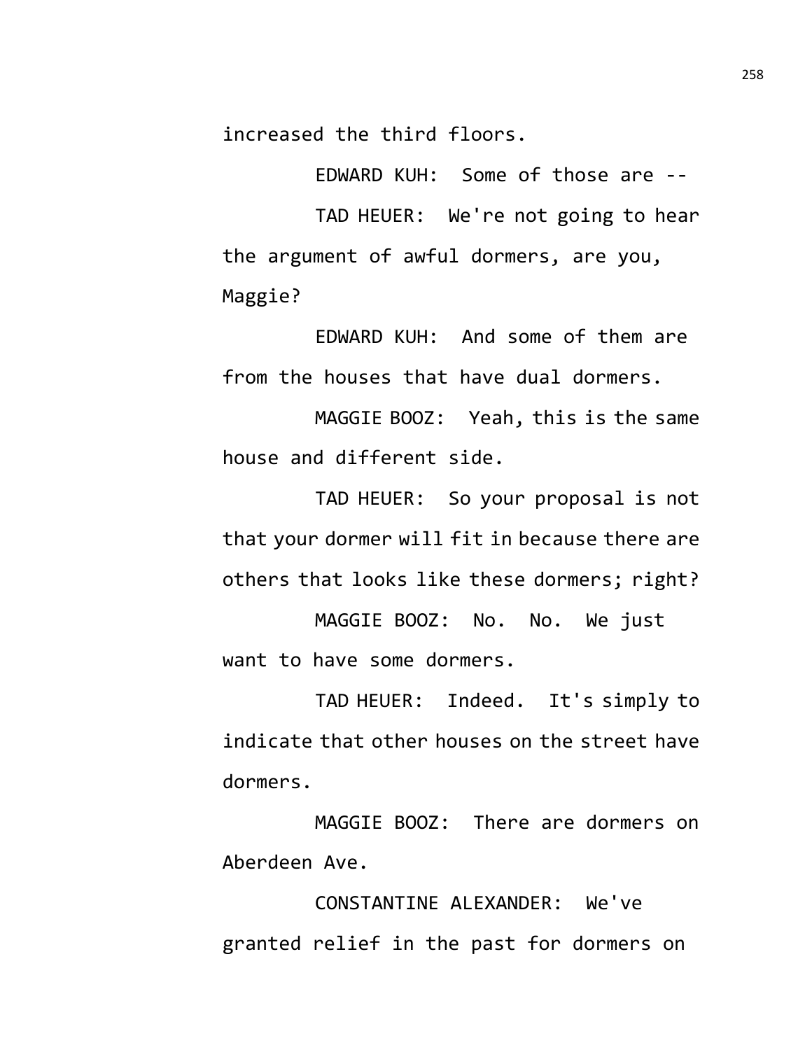increased the third floors.

EDWARD KUH: Some of those are --

TAD HEUER: We're not going to hear the argument of awful dormers, are you, Maggie?

EDWARD KUH: And some of them are from the houses that have dual dormers.

MAGGIE BOOZ: Yeah, this is the same house and different side.

TAD HEUER: So your proposal is not that your dormer will fit in because there are others that looks like these dormers; right?

MAGGIE BOOZ: No. No. We just want to have some dormers.

TAD HEUER: Indeed. It's simply to indicate that other houses on the street have dormers.

MAGGIE BOOZ: There are dormers on Aberdeen Ave.

CONSTANTINE ALEXANDER: We've granted relief in the past for dormers on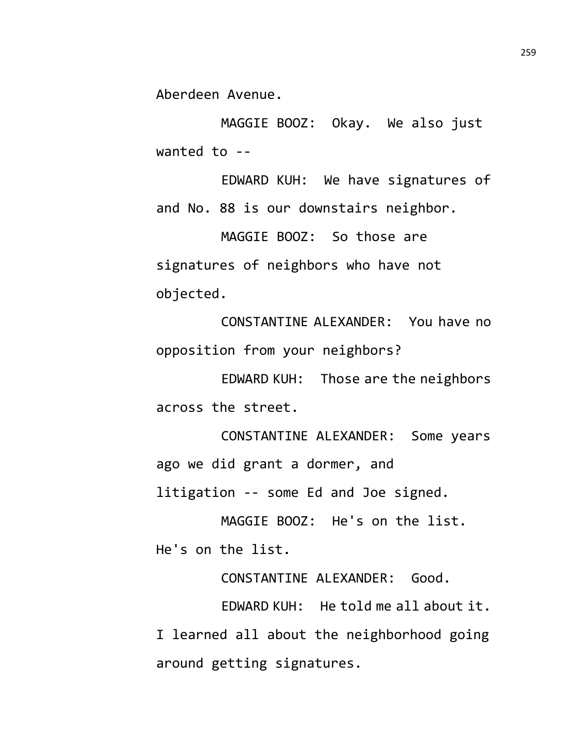Aberdeen Avenue.

MAGGIE BOOZ: Okay. We also just wanted to --

EDWARD KUH: We have signatures of and No. 88 is our downstairs neighbor.

MAGGIE BOOZ: So those are signatures of neighbors who have not objected.

CONSTANTINE ALEXANDER: You have no opposition from your neighbors?

EDWARD KUH: Those are the neighbors across the street.

CONSTANTINE ALEXANDER: Some years ago we did grant a dormer, and litigation -- some Ed and Joe signed.

MAGGIE BOOZ: He's on the list. He's on the list.

CONSTANTINE ALEXANDER: Good.

EDWARD KUH: He told me all about it. I learned all about the neighborhood going around getting signatures.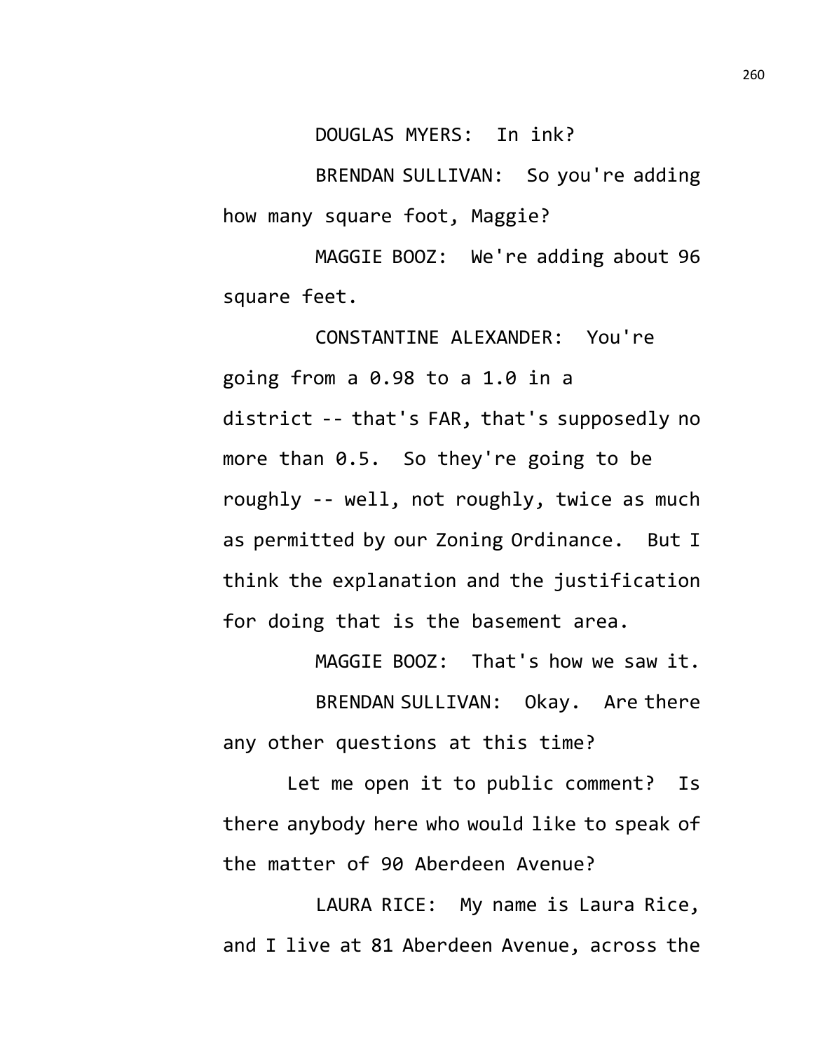DOUGLAS MYERS: In ink?

BRENDAN SULLIVAN: So you're adding how many square foot, Maggie?

MAGGIE BOOZ: We're adding about 96 square feet.

CONSTANTINE ALEXANDER: You're going from a 0.98 to a 1.0 in a district -- that's FAR, that's supposedly no more than 0.5. So they're going to be roughly -- well, not roughly, twice as much as permitted by our Zoning Ordinance. But I think the explanation and the justification for doing that is the basement area.

MAGGIE BOOZ: That's how we saw it.

BRENDAN SULLIVAN: Okay. Are there any other questions at this time?

Let me open it to public comment? Is there anybody here who would like to speak of the matter of 90 Aberdeen Avenue?

LAURA RICE: My name is Laura Rice, and I live at 81 Aberdeen Avenue, across the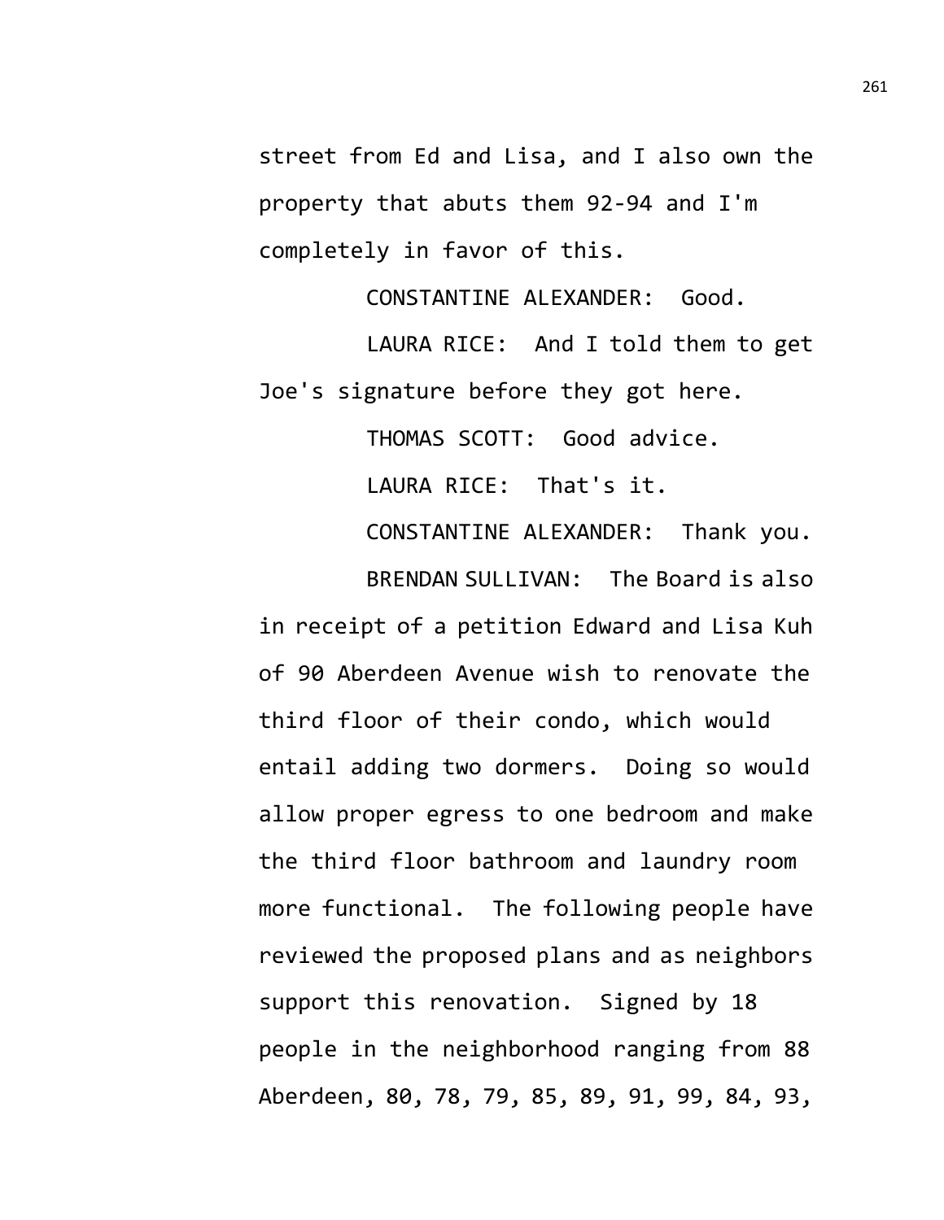street from Ed and Lisa, and I also own the property that abuts them 92-94 and I'm completely in favor of this.

CONSTANTINE ALEXANDER: Good.

LAURA RICE: And I told them to get Joe's signature before they got here.

THOMAS SCOTT: Good advice.

LAURA RICE: That's it.

CONSTANTINE ALEXANDER: Thank you.

BRENDAN SULLIVAN: The Board is also in receipt of a petition Edward and Lisa Kuh of 90 Aberdeen Avenue wish to renovate the third floor of their condo, which would entail adding two dormers. Doing so would allow proper egress to one bedroom and make the third floor bathroom and laundry room more functional. The following people have reviewed the proposed plans and as neighbors support this renovation. Signed by 18 people in the neighborhood ranging from 88 Aberdeen, 80, 78, 79, 85, 89, 91, 99, 84, 93,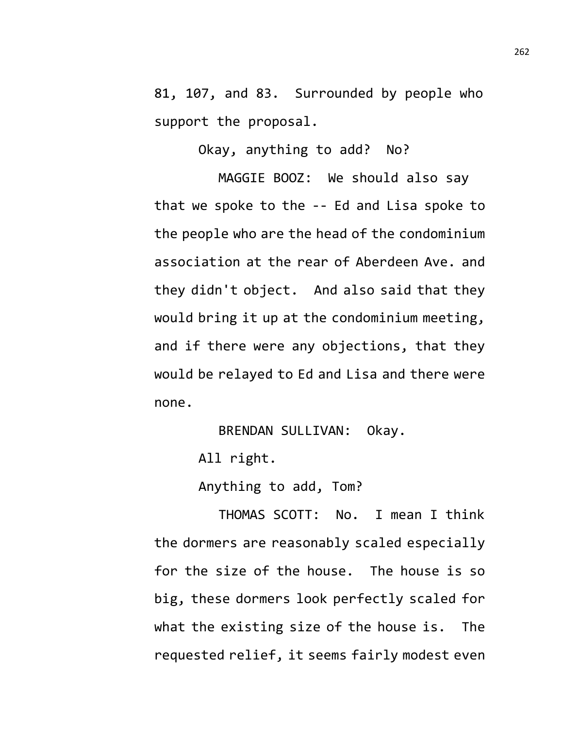81, 107, and 83. Surrounded by people who support the proposal.

Okay, anything to add? No?

MAGGIE BOOZ: We should also say that we spoke to the -- Ed and Lisa spoke to the people who are the head of the condominium association at the rear of Aberdeen Ave. and they didn't object. And also said that they would bring it up at the condominium meeting, and if there were any objections, that they would be relayed to Ed and Lisa and there were none.

BRENDAN SULLIVAN: Okay.

All right.

Anything to add, Tom?

THOMAS SCOTT: No. I mean I think the dormers are reasonably scaled especially for the size of the house. The house is so big, these dormers look perfectly scaled for what the existing size of the house is. The requested relief, it seems fairly modest even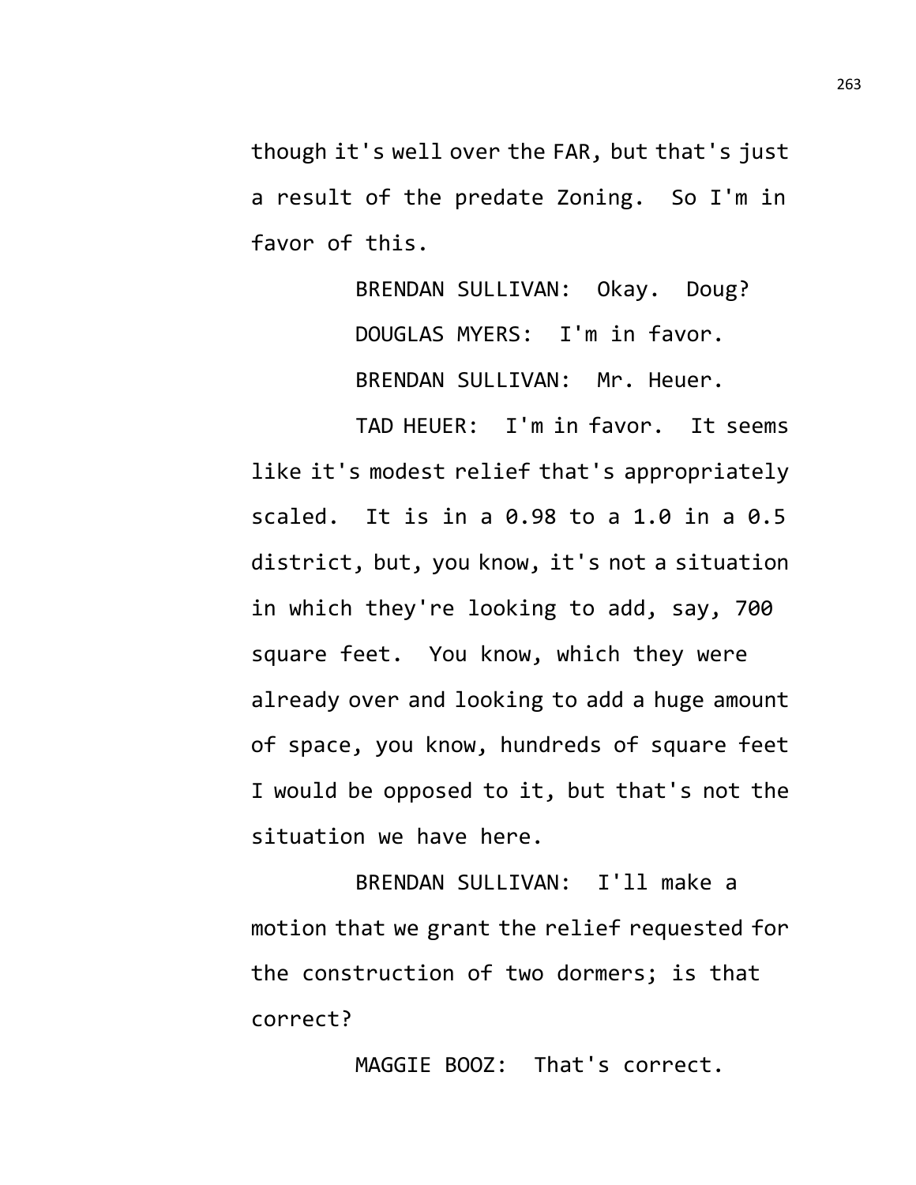though it's well over the FAR, but that's just a result of the predate Zoning. So I'm in favor of this.

BRENDAN SULLIVAN: Okay. Doug?

DOUGLAS MYERS: I'm in favor.

BRENDAN SULLIVAN: Mr. Heuer.

TAD HEUER: I'm in favor. It seems like it's modest relief that's appropriately scaled. It is in a 0.98 to a 1.0 in a 0.5 district, but, you know, it's not a situation in which they're looking to add, say, 700 square feet. You know, which they were already over and looking to add a huge amount of space, you know, hundreds of square feet I would be opposed to it, but that's not the situation we have here.

BRENDAN SULLIVAN: I'll make a motion that we grant the relief requested for the construction of two dormers; is that correct?

MAGGIE BOOZ: That's correct.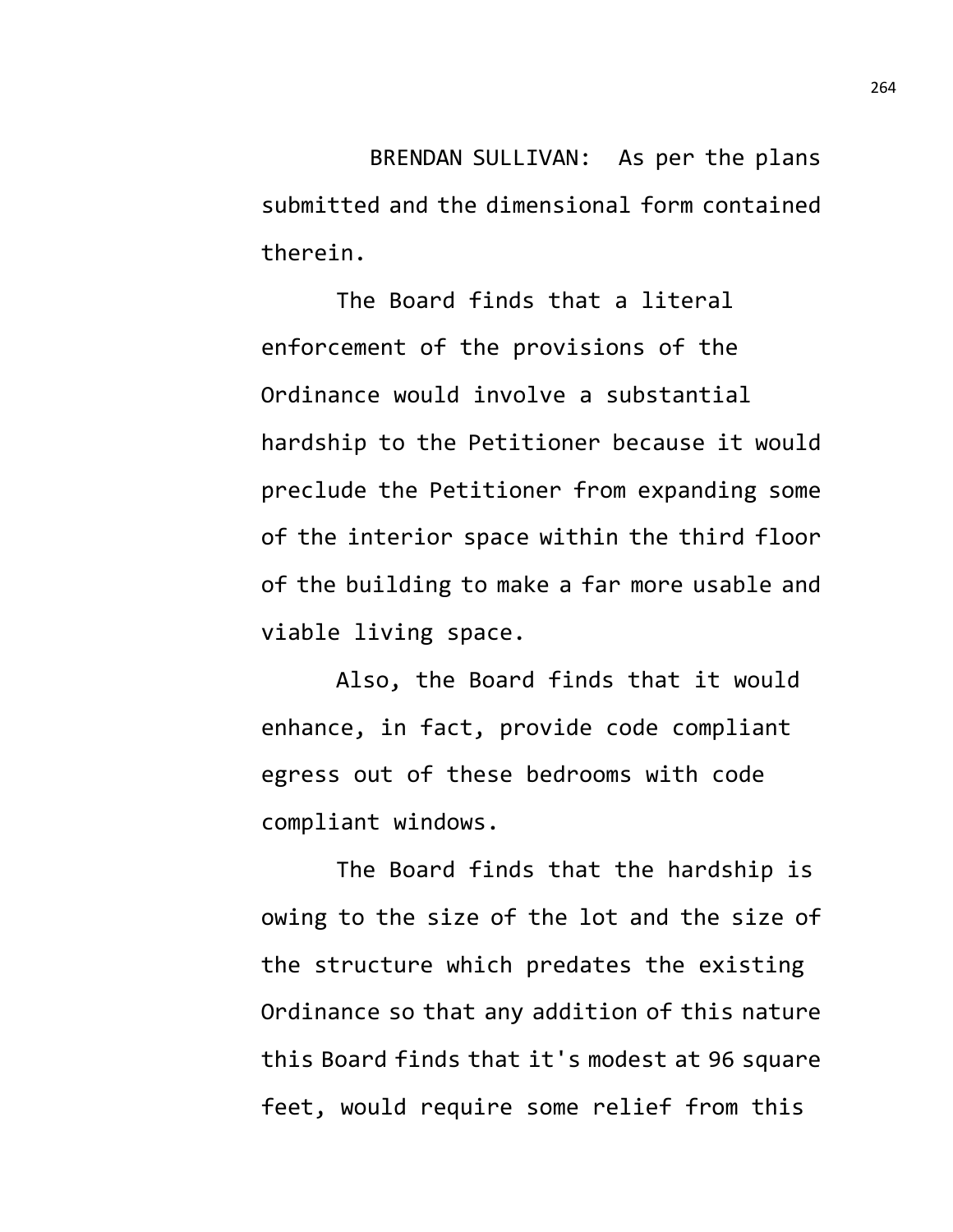BRENDAN SULLIVAN: As per the plans submitted and the dimensional form contained therein.

The Board finds that a literal enforcement of the provisions of the Ordinance would involve a substantial hardship to the Petitioner because it would preclude the Petitioner from expanding some of the interior space within the third floor of the building to make a far more usable and viable living space.

Also, the Board finds that it would enhance, in fact, provide code compliant egress out of these bedrooms with code compliant windows.

The Board finds that the hardship is owing to the size of the lot and the size of the structure which predates the existing Ordinance so that any addition of this nature this Board finds that it's modest at 96 square feet, would require some relief from this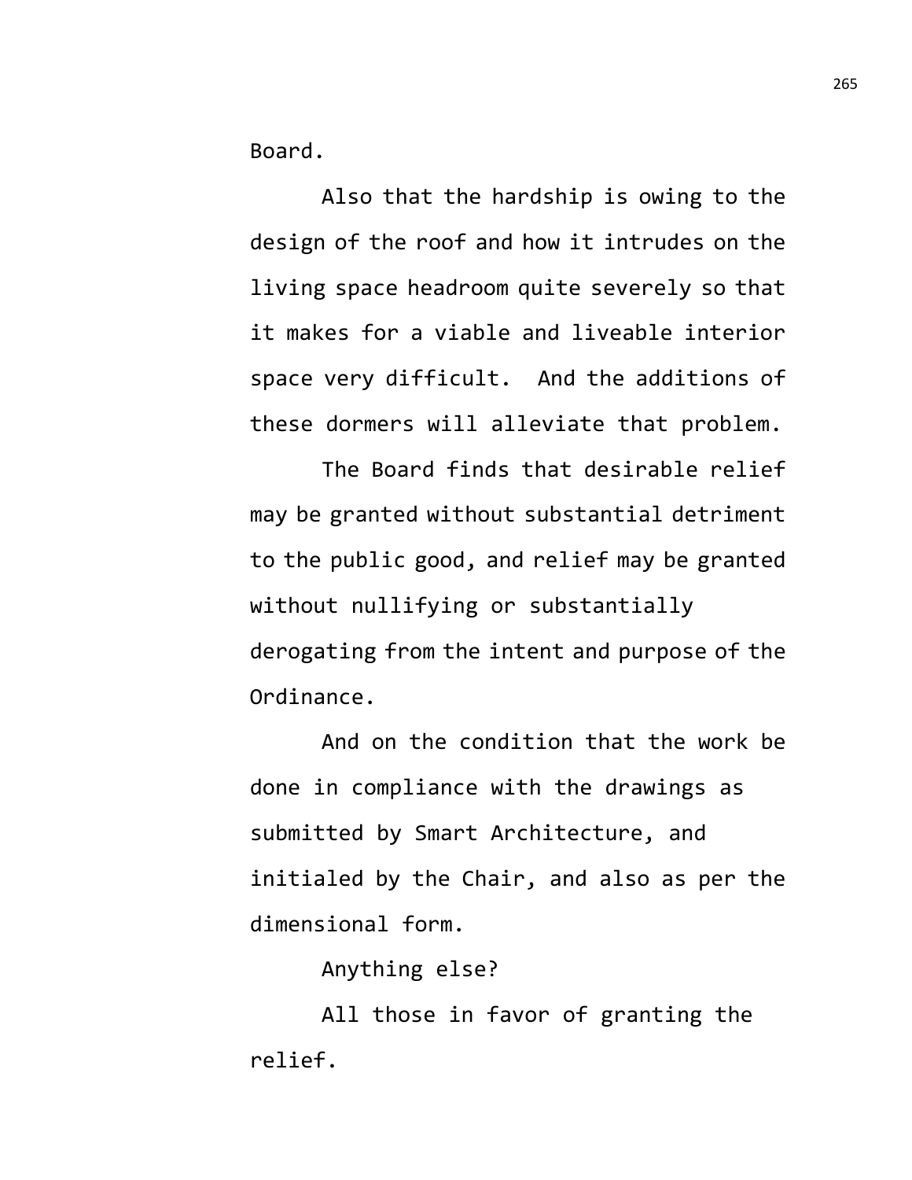Board.

Also that the hardship is owing to the design of the roof and how it intrudes on the living space headroom quite severely so that it makes for a viable and liveable interior space very difficult. And the additions of these dormers will alleviate that problem.

The Board finds that desirable relief may be granted without substantial detriment to the public good, and relief may be granted without nullifying or substantially derogating from the intent and purpose of the Ordinance.

And on the condition that the work be done in compliance with the drawings as submitted by Smart Architecture, and initialed by the Chair, and also as per the dimensional form.

Anything else?

All those in favor of granting the relief.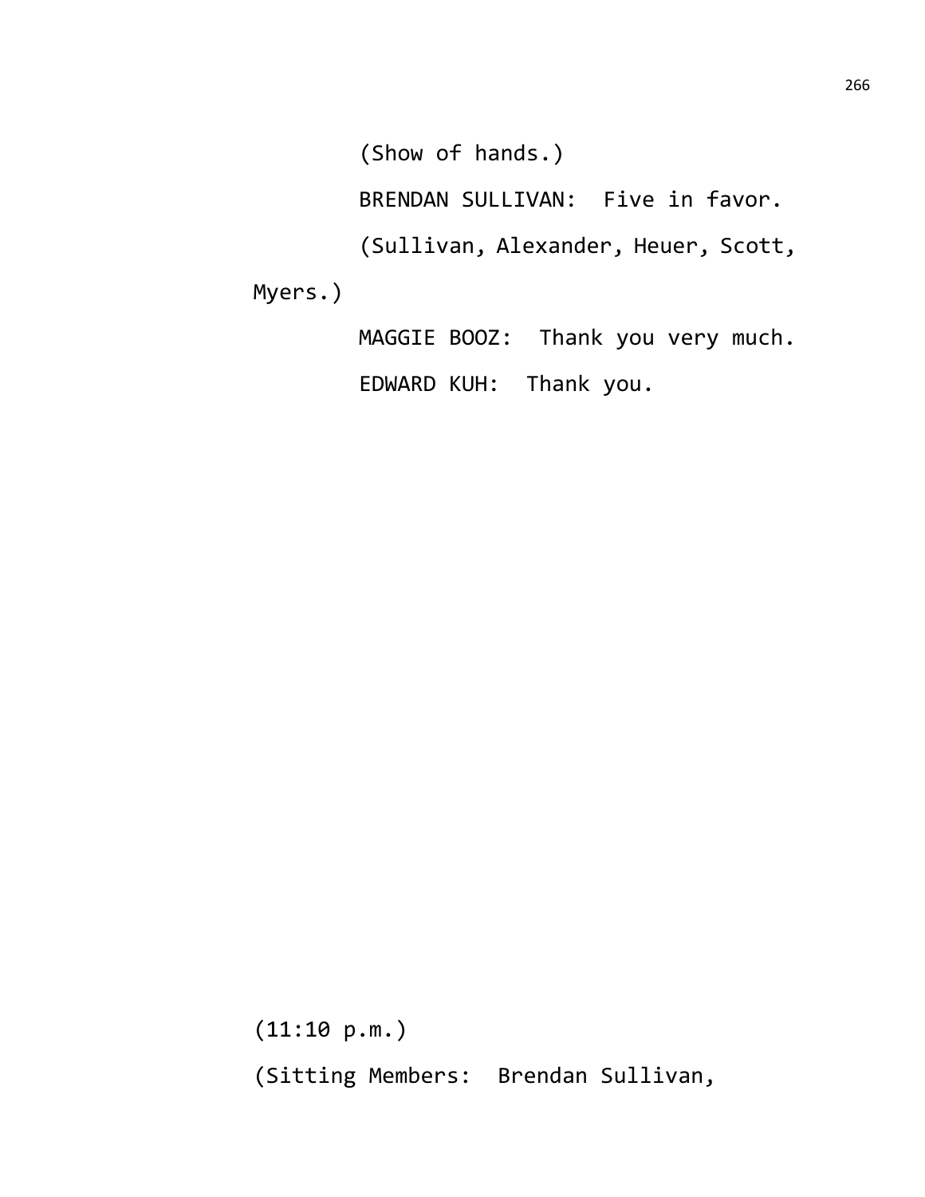(Show of hands.)

BRENDAN SULLIVAN: Five in favor.

(Sullivan, Alexander, Heuer, Scott, Myers.)

MAGGIE BOOZ: Thank you very much.

EDWARD KUH: Thank you.

(11:10 p.m.)

(Sitting Members: Brendan Sullivan,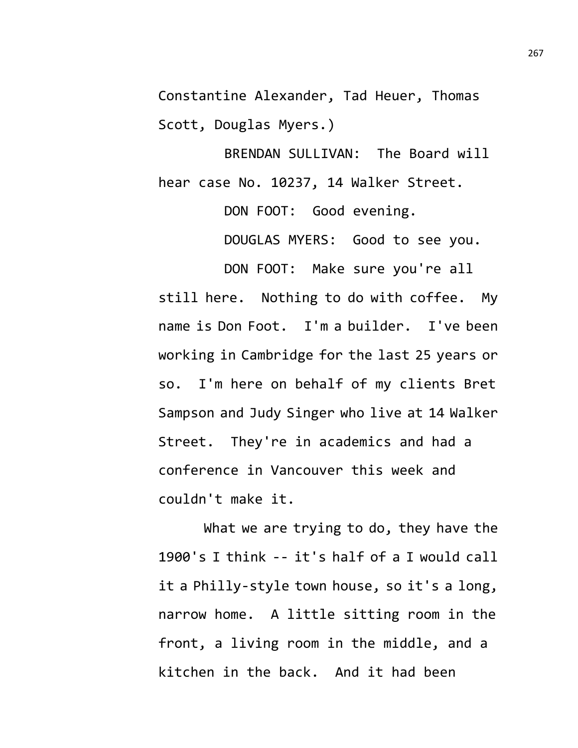Constantine Alexander, Tad Heuer, Thomas Scott, Douglas Myers.)

BRENDAN SULLIVAN: The Board will hear case No. 10237, 14 Walker Street.

DON FOOT: Good evening.

DOUGLAS MYERS: Good to see you.

DON FOOT: Make sure you're all still here. Nothing to do with coffee. My name is Don Foot. I'm a builder. I've been working in Cambridge for the last 25 years or so. I'm here on behalf of my clients Bret Sampson and Judy Singer who live at 14 Walker Street. They're in academics and had a conference in Vancouver this week and couldn't make it.

What we are trying to do, they have the 1900's I think -- it's half of a I would call it a Philly-style town house, so it's a long, narrow home. A little sitting room in the front, a living room in the middle, and a kitchen in the back. And it had been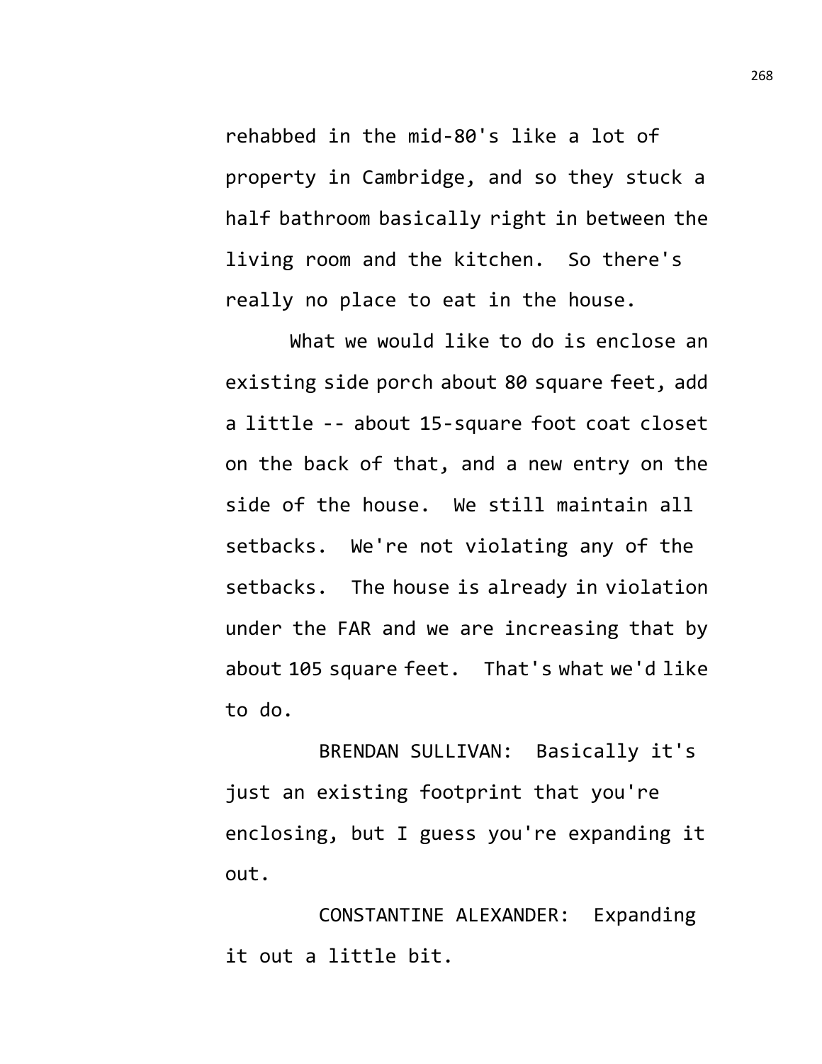rehabbed in the mid-80's like a lot of property in Cambridge, and so they stuck a half bathroom basically right in between the living room and the kitchen. So there's really no place to eat in the house.

What we would like to do is enclose an existing side porch about 80 square feet, add a little -- about 15-square foot coat closet on the back of that, and a new entry on the side of the house. We still maintain all setbacks. We're not violating any of the setbacks. The house is already in violation under the FAR and we are increasing that by about 105 square feet. That's what we'd like to do.

BRENDAN SULLIVAN: Basically it's just an existing footprint that you're enclosing, but I guess you're expanding it out.

CONSTANTINE ALEXANDER: Expanding it out a little bit.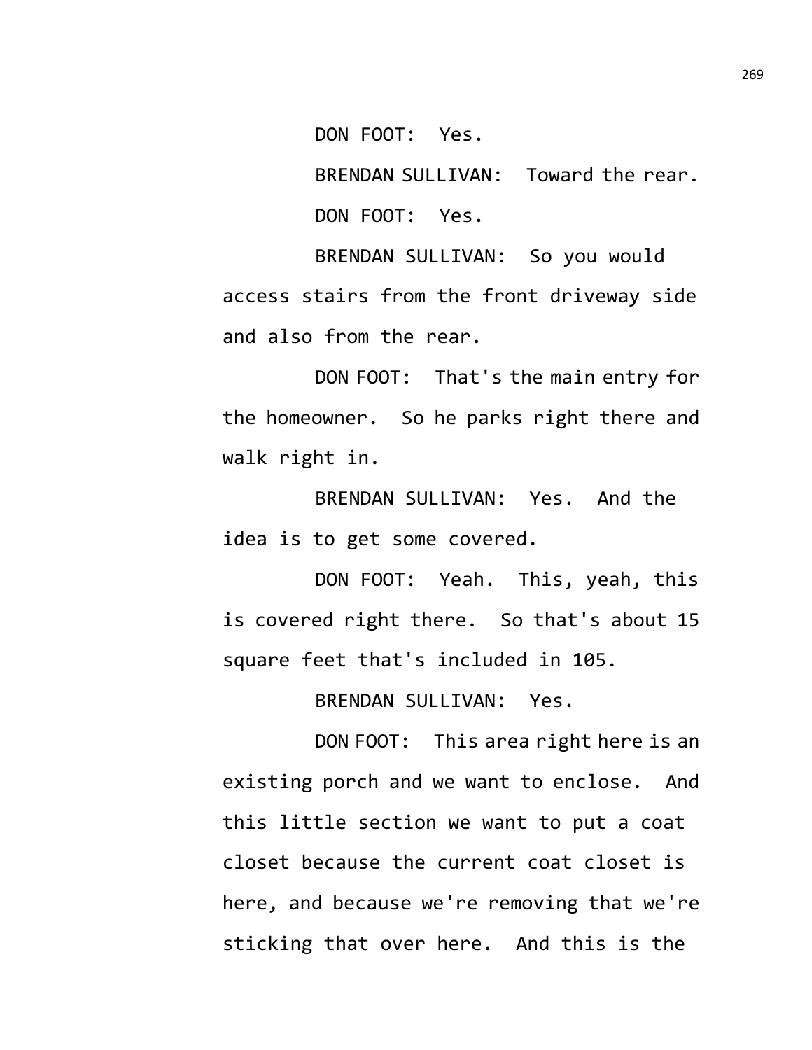DON FOOT: Yes.

BRENDAN SULLIVAN: Toward the rear.

DON FOOT: Yes.

BRENDAN SULLIVAN: So you would access stairs from the front driveway side and also from the rear.

DON FOOT: That's the main entry for the homeowner. So he parks right there and walk right in.

BRENDAN SULLIVAN: Yes. And the idea is to get some covered.

DON FOOT: Yeah. This, yeah, this is covered right there. So that's about 15 square feet that's included in 105.

BRENDAN SULLIVAN: Yes.

DON FOOT: This area right here is an existing porch and we want to enclose. And this little section we want to put a coat closet because the current coat closet is here, and because we're removing that we're sticking that over here. And this is the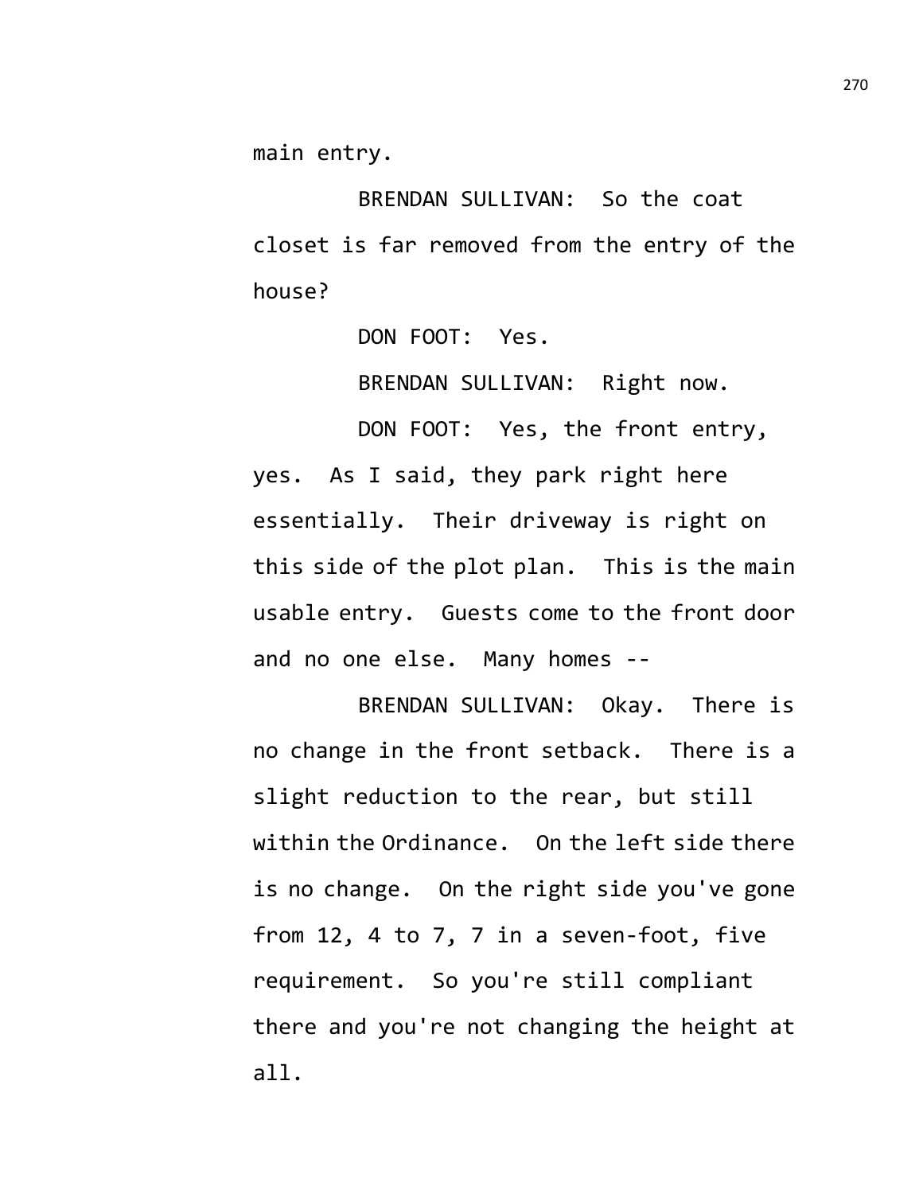main entry.

BRENDAN SULLIVAN: So the coat closet is far removed from the entry of the house?

DON FOOT: Yes.

BRENDAN SULLIVAN: Right now.

DON FOOT: Yes, the front entry, yes. As I said, they park right here essentially. Their driveway is right on this side of the plot plan. This is the main usable entry. Guests come to the front door and no one else. Many homes --

BRENDAN SULLIVAN: Okay. There is no change in the front setback. There is a slight reduction to the rear, but still within the Ordinance. On the left side there is no change. On the right side you've gone from 12, 4 to 7, 7 in a seven-foot, five requirement. So you're still compliant there and you're not changing the height at all.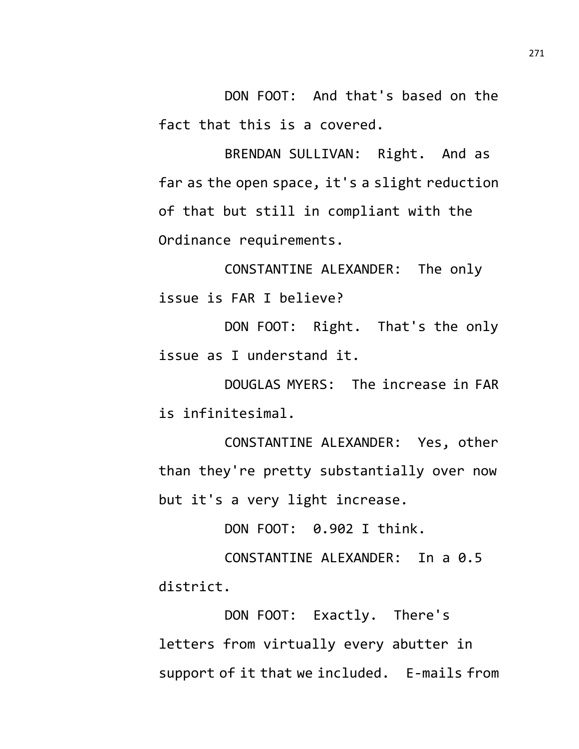DON FOOT: And that's based on the fact that this is a covered.

BRENDAN SULLIVAN: Right. And as far as the open space, it's a slight reduction of that but still in compliant with the Ordinance requirements.

CONSTANTINE ALEXANDER: The only issue is FAR I believe?

DON FOOT: Right. That's the only issue as I understand it.

DOUGLAS MYERS: The increase in FAR is infinitesimal.

CONSTANTINE ALEXANDER: Yes, other than they're pretty substantially over now but it's a very light increase.

DON FOOT: 0.902 I think.

CONSTANTINE ALEXANDER: In a 0.5 district.

DON FOOT: Exactly. There's letters from virtually every abutter in support of it that we included. E-mails from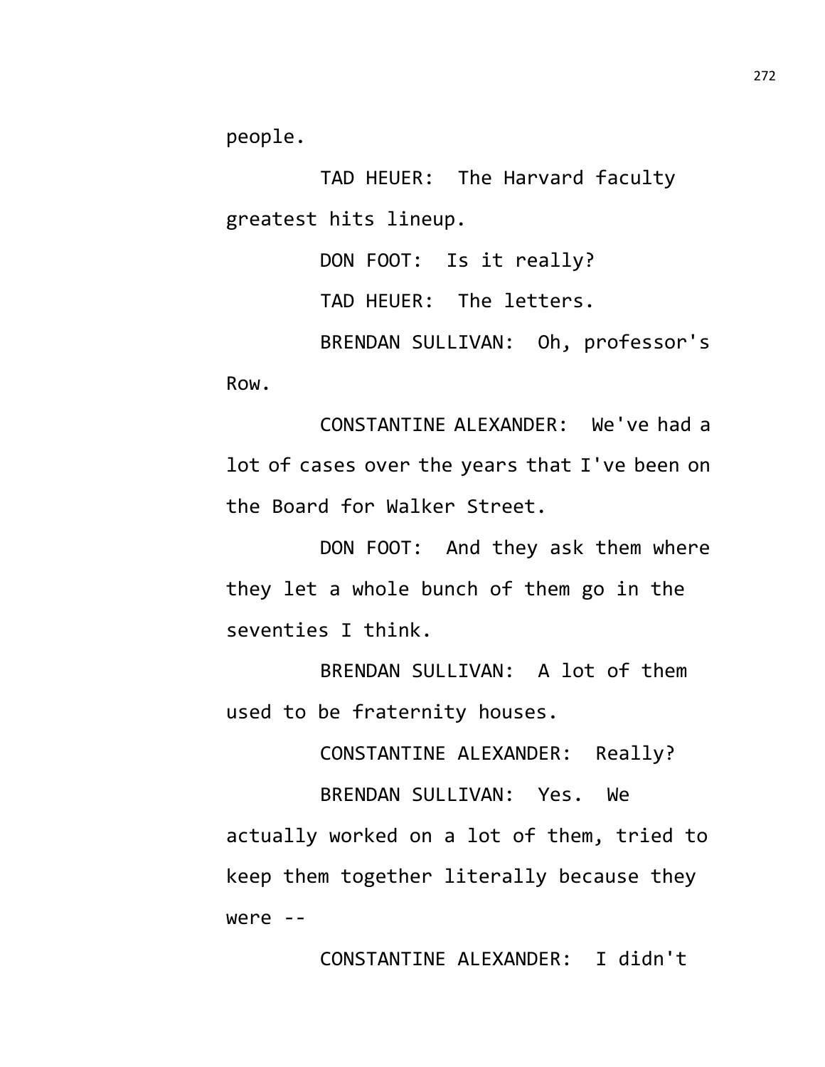people.

TAD HEUER: The Harvard faculty greatest hits lineup.

DON FOOT: Is it really?

TAD HEUER: The letters.

BRENDAN SULLIVAN: Oh, professor's Row.

CONSTANTINE ALEXANDER: We've had a lot of cases over the years that I've been on the Board for Walker Street.

DON FOOT: And they ask them where they let a whole bunch of them go in the seventies I think.

BRENDAN SULLIVAN: A lot of them used to be fraternity houses.

CONSTANTINE ALEXANDER: Really?

BRENDAN SULLIVAN: Yes. We actually worked on a lot of them, tried to keep them together literally because they were --

CONSTANTINE ALEXANDER: I didn't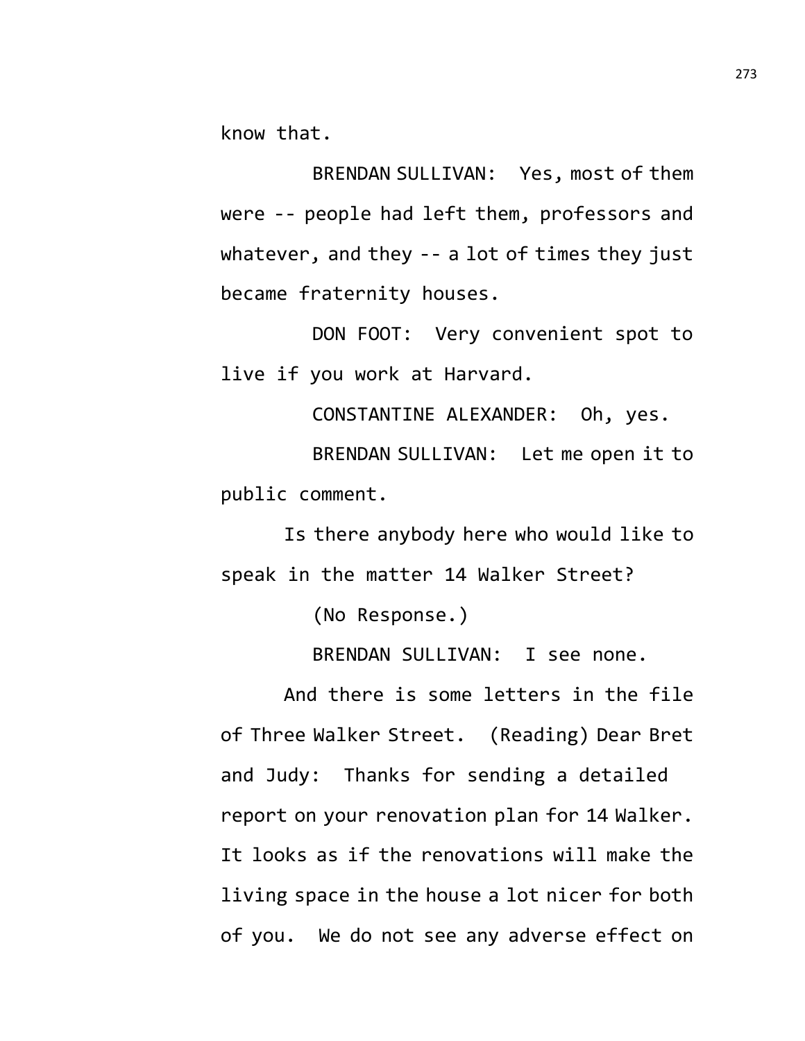know that.

BRENDAN SULLIVAN: Yes, most of them were -- people had left them, professors and whatever, and they -- a lot of times they just became fraternity houses.

DON FOOT: Very convenient spot to live if you work at Harvard.

CONSTANTINE ALEXANDER: Oh, yes.

BRENDAN SULLIVAN: Let me open it to public comment.

Is there anybody here who would like to speak in the matter 14 Walker Street?

(No Response.)

BRENDAN SULLIVAN: I see none.

And there is some letters in the file of Three Walker Street. (Reading) Dear Bret and Judy: Thanks for sending a detailed report on your renovation plan for 14 Walker. It looks as if the renovations will make the living space in the house a lot nicer for both of you. We do not see any adverse effect on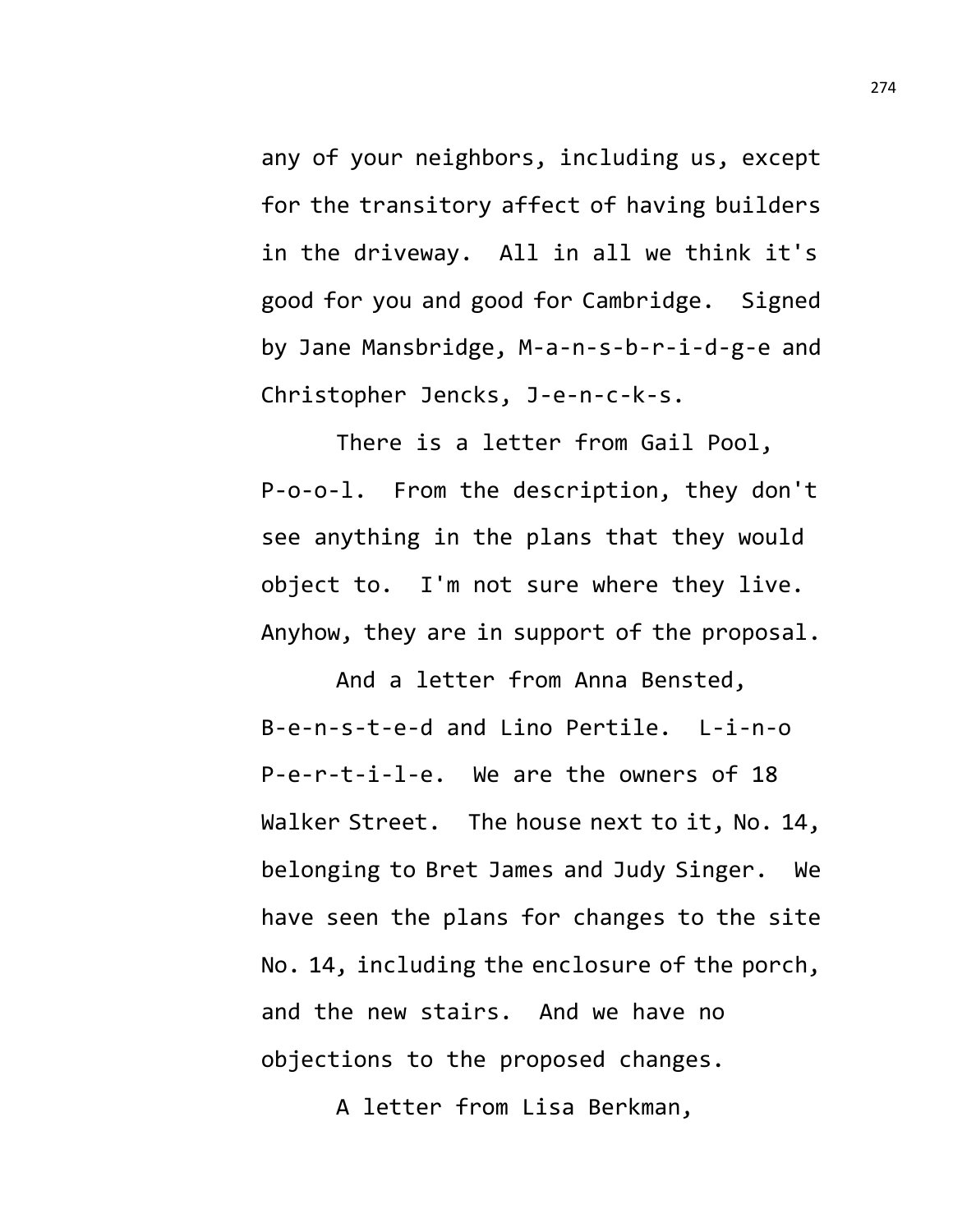any of your neighbors, including us, except for the transitory affect of having builders in the driveway. All in all we think it's good for you and good for Cambridge. Signed by Jane Mansbridge, M-a-n-s-b-r-i-d-g-e and Christopher Jencks, J-e-n-c-k-s.

There is a letter from Gail Pool, P-o-o-l. From the description, they don't see anything in the plans that they would object to. I'm not sure where they live. Anyhow, they are in support of the proposal.

And a letter from Anna Bensted, B-e-n-s-t-e-d and Lino Pertile. L-i-n-o P-e-r-t-i-l-e. We are the owners of 18 Walker Street. The house next to it, No. 14, belonging to Bret James and Judy Singer. We have seen the plans for changes to the site No. 14, including the enclosure of the porch, and the new stairs. And we have no objections to the proposed changes.

A letter from Lisa Berkman,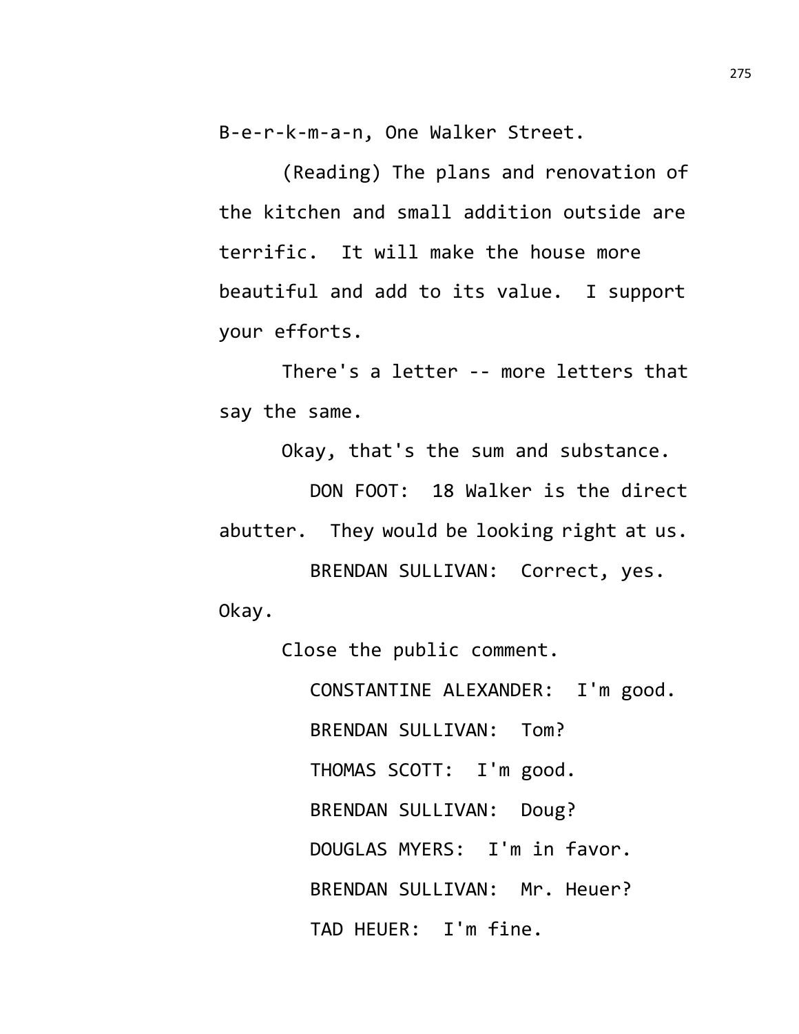B-e-r-k-m-a-n, One Walker Street.

(Reading) The plans and renovation of the kitchen and small addition outside are terrific. It will make the house more beautiful and add to its value. I support your efforts.

There's a letter -- more letters that say the same.

Okay, that's the sum and substance.

DON FOOT: 18 Walker is the direct abutter. They would be looking right at us.

BRENDAN SULLIVAN: Correct, yes. Okay.

Close the public comment.

CONSTANTINE ALEXANDER: I'm good.

BRENDAN SULLIVAN: Tom?

THOMAS SCOTT: I'm good.

BRENDAN SULLIVAN: Doug?

DOUGLAS MYERS: I'm in favor.

BRENDAN SULLIVAN: Mr. Heuer?

TAD HEUER: I'm fine.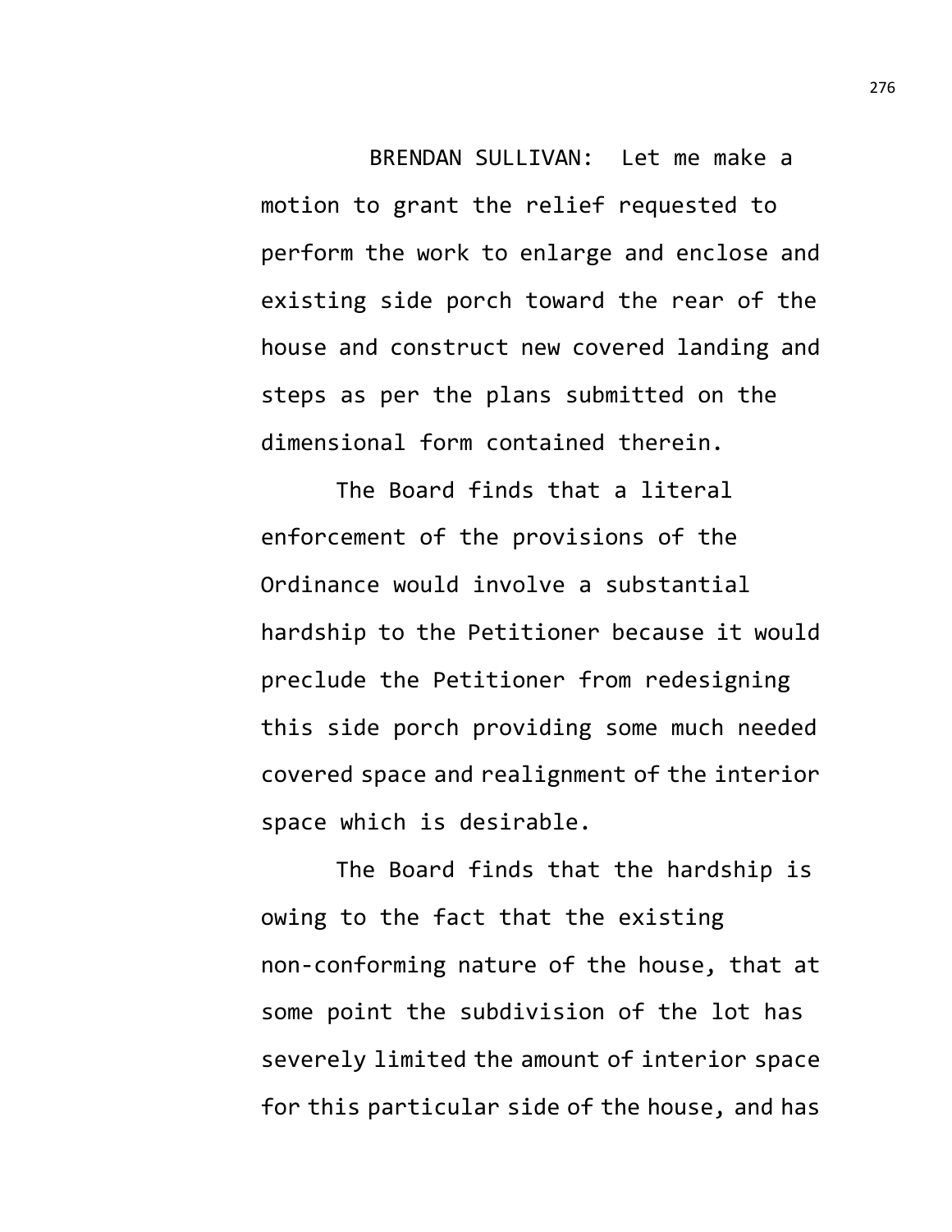BRENDAN SULLIVAN: Let me make a motion to grant the relief requested to perform the work to enlarge and enclose and existing side porch toward the rear of the house and construct new covered landing and steps as per the plans submitted on the dimensional form contained therein.

The Board finds that a literal enforcement of the provisions of the Ordinance would involve a substantial hardship to the Petitioner because it would preclude the Petitioner from redesigning this side porch providing some much needed covered space and realignment of the interior space which is desirable.

The Board finds that the hardship is owing to the fact that the existing non-conforming nature of the house, that at some point the subdivision of the lot has severely limited the amount of interior space for this particular side of the house, and has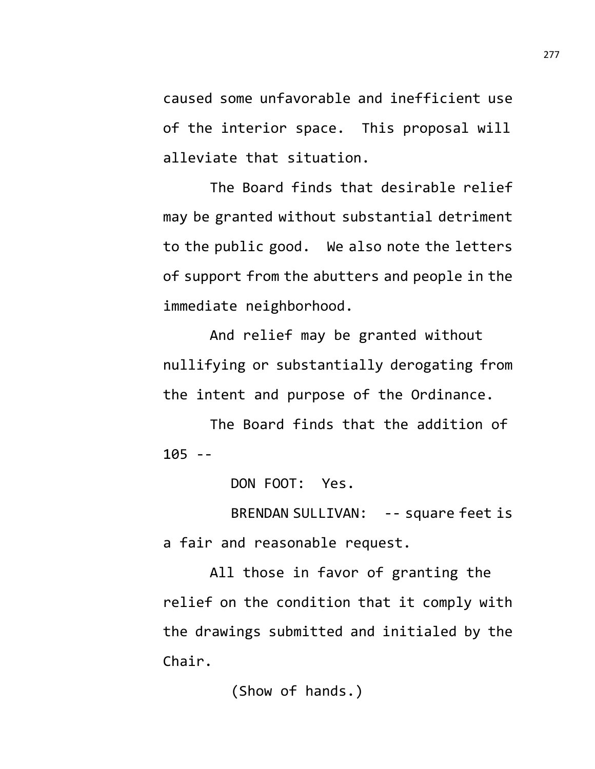caused some unfavorable and inefficient use of the interior space. This proposal will alleviate that situation.

The Board finds that desirable relief may be granted without substantial detriment to the public good. We also note the letters of support from the abutters and people in the immediate neighborhood.

And relief may be granted without nullifying or substantially derogating from the intent and purpose of the Ordinance.

The Board finds that the addition of 105 --

DON FOOT: Yes.

BRENDAN SULLIVAN: -- square feet is a fair and reasonable request.

All those in favor of granting the relief on the condition that it comply with the drawings submitted and initialed by the Chair.

(Show of hands.)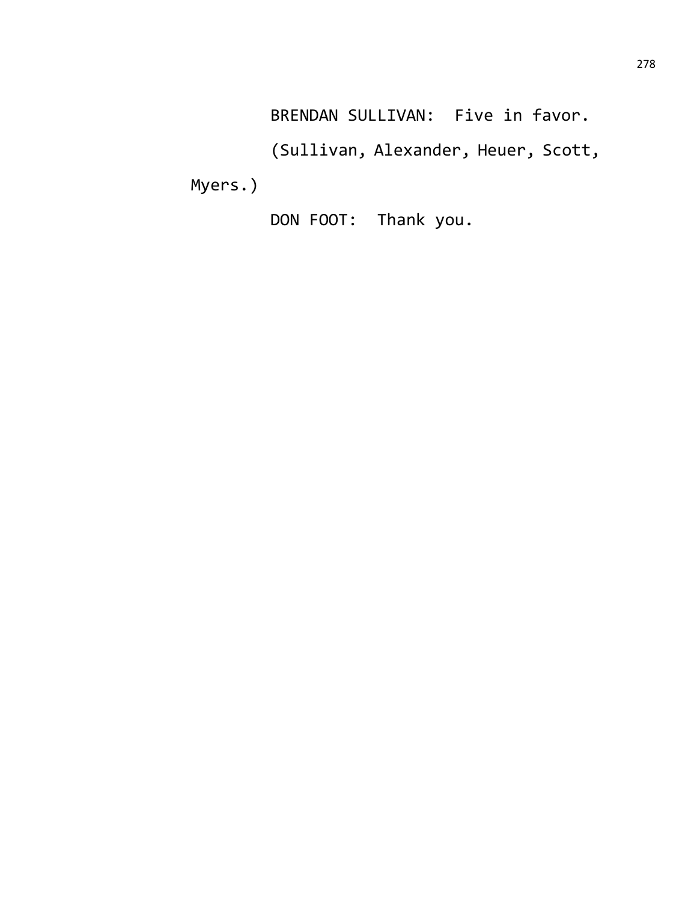BRENDAN SULLIVAN: Five in favor.

(Sullivan, Alexander, Heuer, Scott, Myers.)

DON FOOT: Thank you.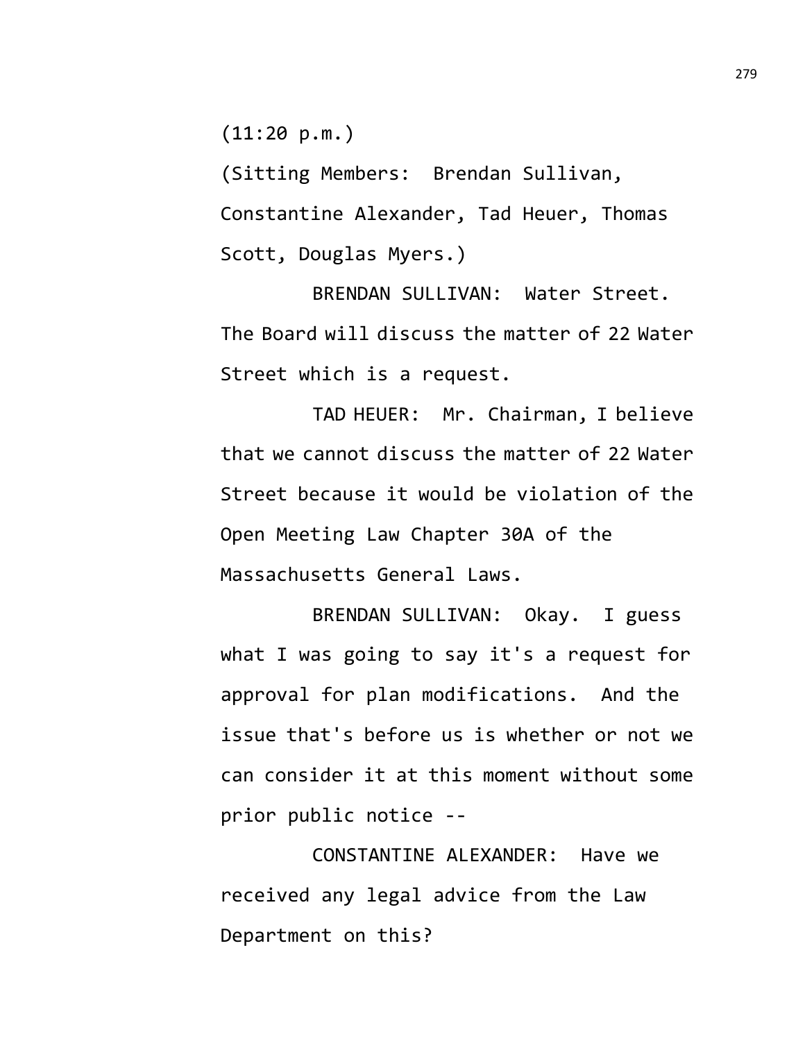(11:20 p.m.)

(Sitting Members: Brendan Sullivan, Constantine Alexander, Tad Heuer, Thomas Scott, Douglas Myers.)

BRENDAN SULLIVAN: Water Street. The Board will discuss the matter of 22 Water Street which is a request.

TAD HEUER: Mr. Chairman, I believe that we cannot discuss the matter of 22 Water Street because it would be violation of the Open Meeting Law Chapter 30A of the Massachusetts General Laws.

BRENDAN SULLIVAN: Okay. I guess what I was going to say it's a request for approval for plan modifications. And the issue that's before us is whether or not we can consider it at this moment without some prior public notice --

CONSTANTINE ALEXANDER: Have we received any legal advice from the Law Department on this?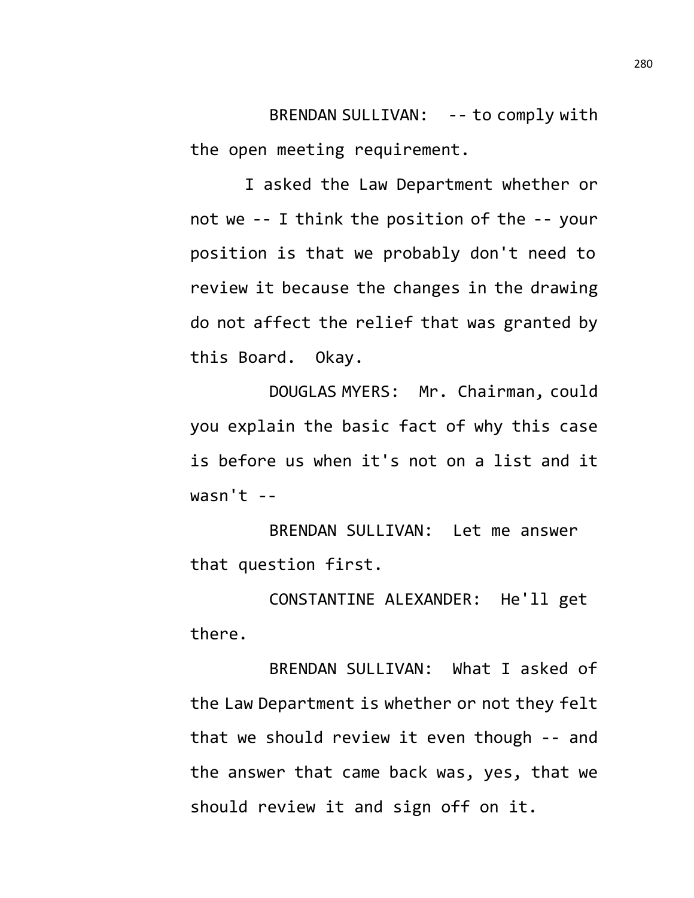BRENDAN SULLIVAN: -- to comply with the open meeting requirement.

I asked the Law Department whether or not we -- I think the position of the -- your position is that we probably don't need to review it because the changes in the drawing do not affect the relief that was granted by this Board. Okay.

DOUGLAS MYERS: Mr. Chairman, could you explain the basic fact of why this case is before us when it's not on a list and it wasn't --

BRENDAN SULLIVAN: Let me answer that question first.

CONSTANTINE ALEXANDER: He'll get there.

BRENDAN SULLIVAN: What I asked of the Law Department is whether or not they felt that we should review it even though -- and the answer that came back was, yes, that we should review it and sign off on it.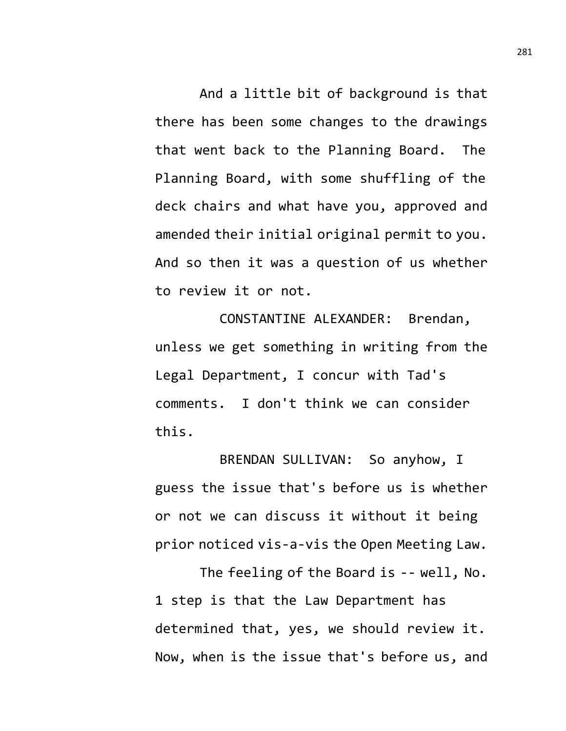And a little bit of background is that there has been some changes to the drawings that went back to the Planning Board. The Planning Board, with some shuffling of the deck chairs and what have you, approved and amended their initial original permit to you. And so then it was a question of us whether to review it or not.

CONSTANTINE ALEXANDER: Brendan, unless we get something in writing from the Legal Department, I concur with Tad's comments. I don't think we can consider this.

BRENDAN SULLIVAN: So anyhow, I guess the issue that's before us is whether or not we can discuss it without it being prior noticed vis-a-vis the Open Meeting Law.

The feeling of the Board is -- well, No. 1 step is that the Law Department has determined that, yes, we should review it. Now, when is the issue that's before us, and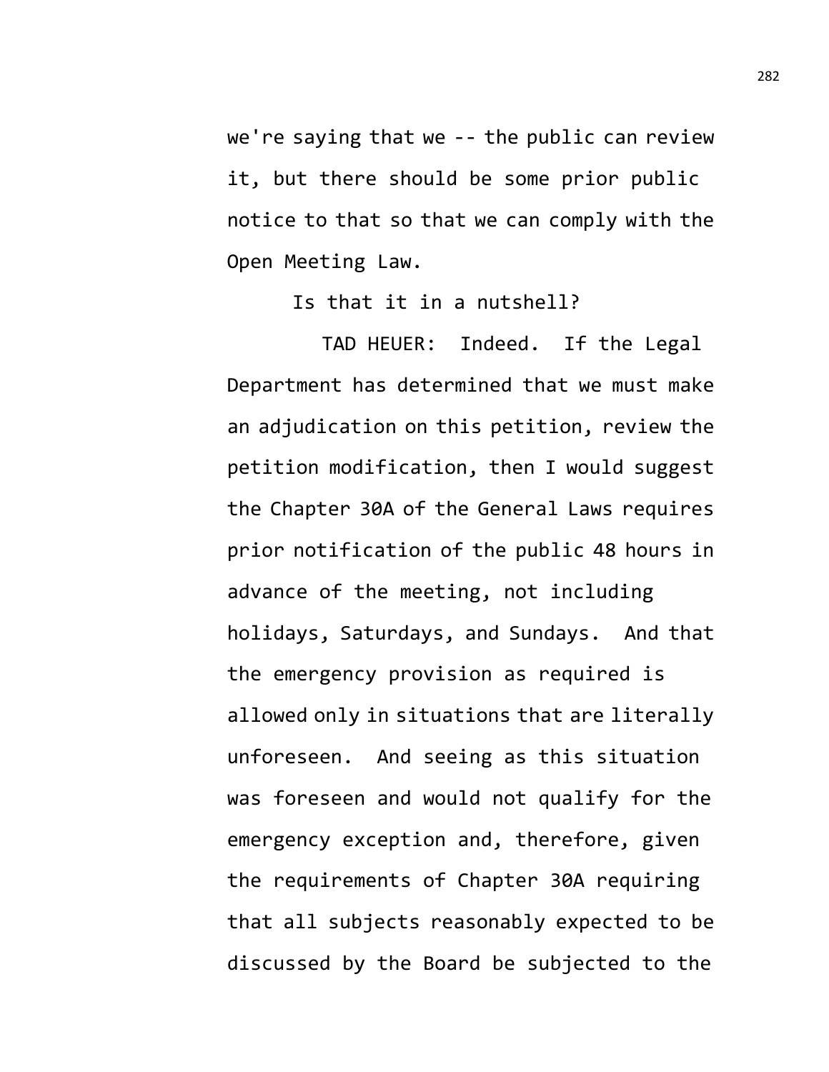we're saying that we -- the public can review it, but there should be some prior public notice to that so that we can comply with the Open Meeting Law.

Is that it in a nutshell?

TAD HEUER: Indeed. If the Legal Department has determined that we must make an adjudication on this petition, review the petition modification, then I would suggest the Chapter 30A of the General Laws requires prior notification of the public 48 hours in advance of the meeting, not including holidays, Saturdays, and Sundays. And that the emergency provision as required is allowed only in situations that are literally unforeseen. And seeing as this situation was foreseen and would not qualify for the emergency exception and, therefore, given the requirements of Chapter 30A requiring that all subjects reasonably expected to be discussed by the Board be subjected to the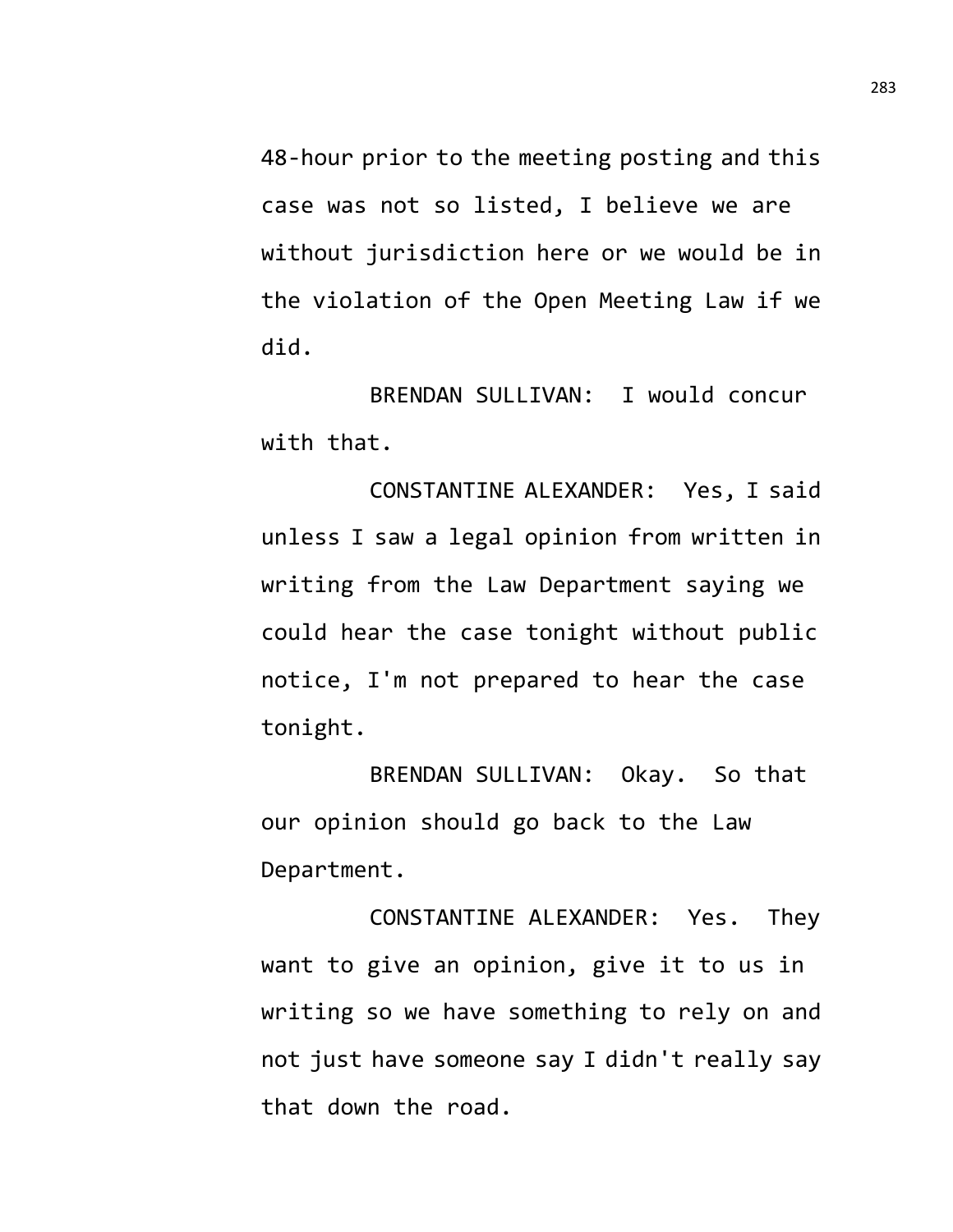48-hour prior to the meeting posting and this case was not so listed, I believe we are without jurisdiction here or we would be in the violation of the Open Meeting Law if we did.

BRENDAN SULLIVAN: I would concur with that.

CONSTANTINE ALEXANDER: Yes, I said unless I saw a legal opinion from written in writing from the Law Department saying we could hear the case tonight without public notice, I'm not prepared to hear the case tonight.

BRENDAN SULLIVAN: Okay. So that our opinion should go back to the Law Department.

CONSTANTINE ALEXANDER: Yes. They want to give an opinion, give it to us in writing so we have something to rely on and not just have someone say I didn't really say that down the road.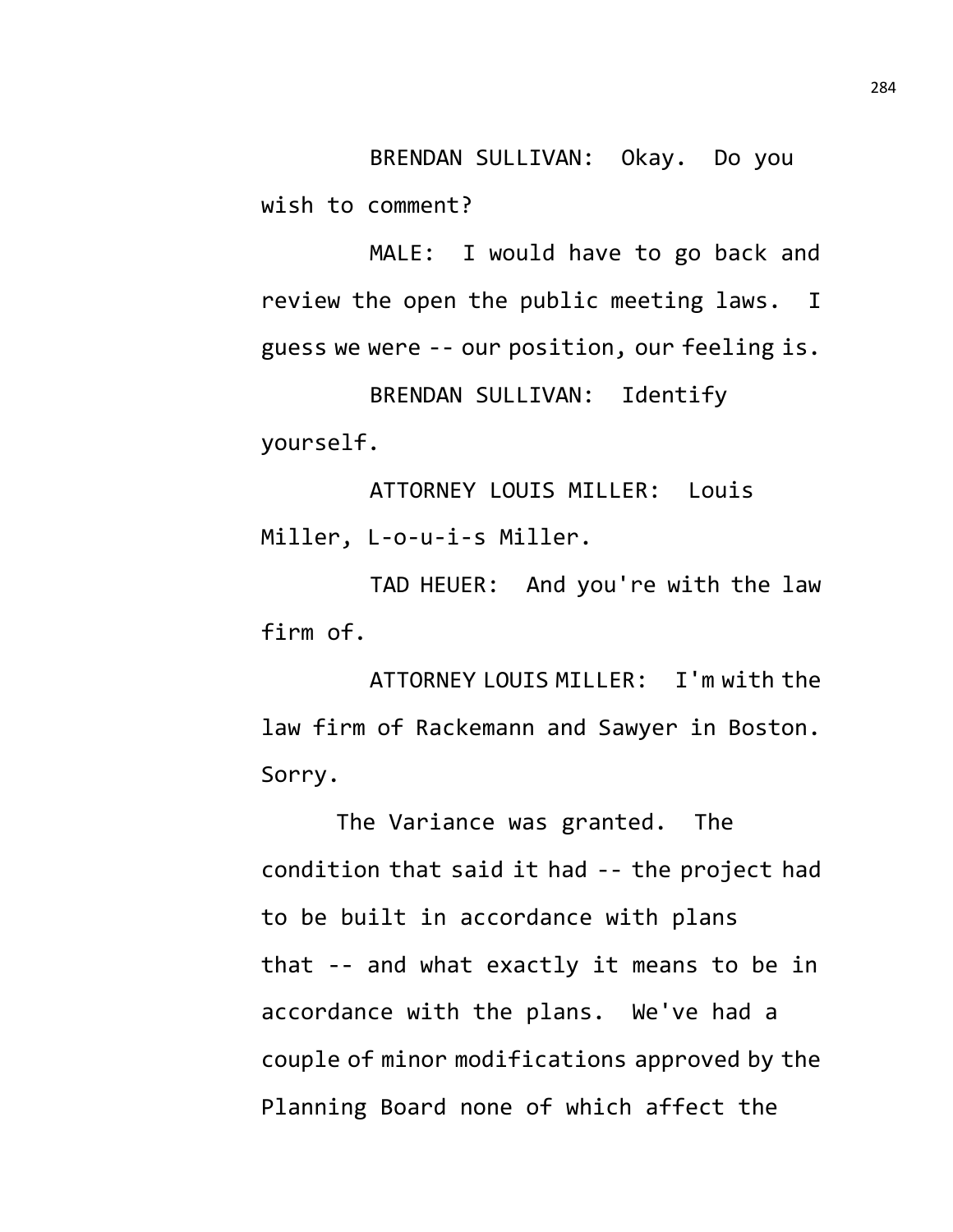BRENDAN SULLIVAN: Okay. Do you wish to comment?

MALE: I would have to go back and review the open the public meeting laws. I guess we were -- our position, our feeling is.

BRENDAN SULLIVAN: Identify yourself.

ATTORNEY LOUIS MILLER: Louis Miller, L-o-u-i-s Miller.

TAD HEUER: And you're with the law firm of.

ATTORNEY LOUIS MILLER: I'm with the law firm of Rackemann and Sawyer in Boston. Sorry.

The Variance was granted. The condition that said it had -- the project had to be built in accordance with plans that -- and what exactly it means to be in accordance with the plans. We've had a couple of minor modifications approved by the Planning Board none of which affect the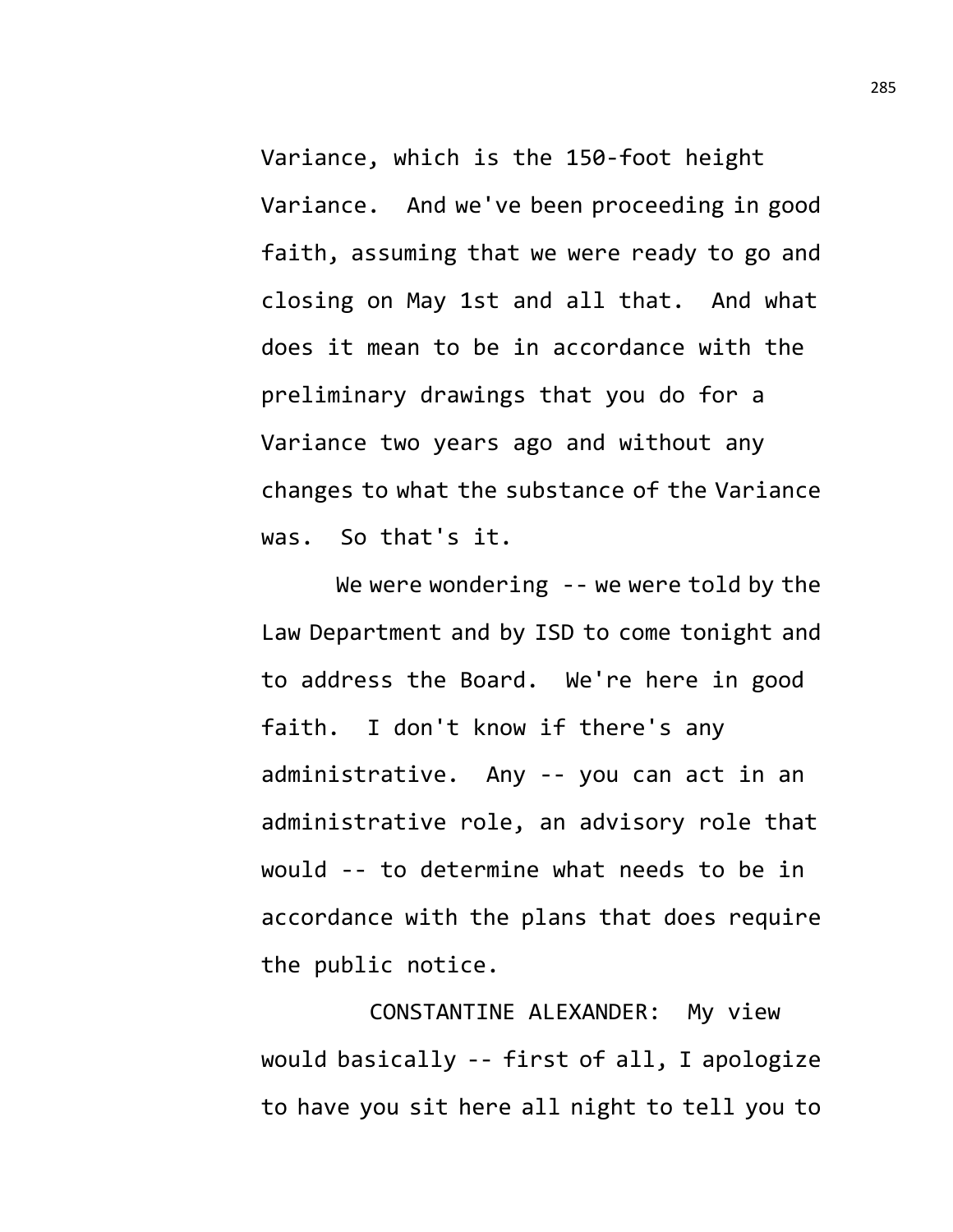Variance, which is the 150-foot height Variance. And we've been proceeding in good faith, assuming that we were ready to go and closing on May 1st and all that. And what does it mean to be in accordance with the preliminary drawings that you do for a Variance two years ago and without any changes to what the substance of the Variance was. So that's it.

We were wondering -- we were told by the Law Department and by ISD to come tonight and to address the Board. We're here in good faith. I don't know if there's any administrative. Any -- you can act in an administrative role, an advisory role that would -- to determine what needs to be in accordance with the plans that does require the public notice.

CONSTANTINE ALEXANDER: My view would basically -- first of all, I apologize to have you sit here all night to tell you to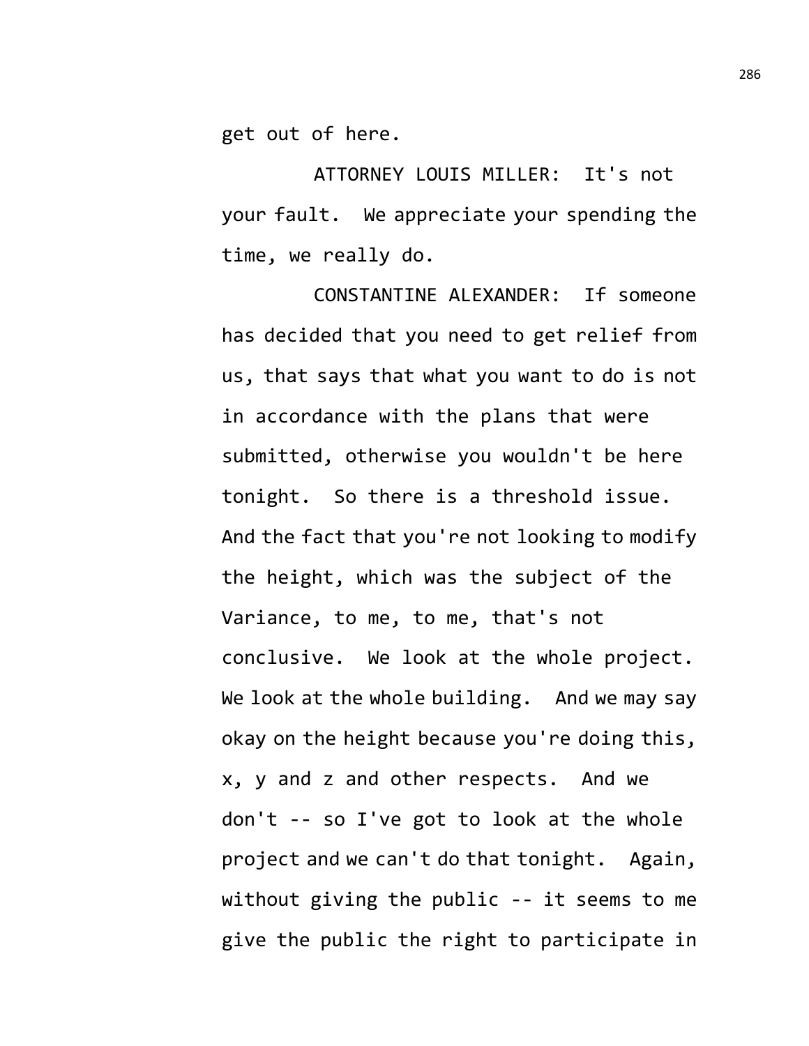get out of here.

ATTORNEY LOUIS MILLER: It's not your fault. We appreciate your spending the time, we really do.

CONSTANTINE ALEXANDER: If someone has decided that you need to get relief from us, that says that what you want to do is not in accordance with the plans that were submitted, otherwise you wouldn't be here tonight. So there is a threshold issue. And the fact that you're not looking to modify the height, which was the subject of the Variance, to me, to me, that's not conclusive. We look at the whole project. We look at the whole building. And we may say okay on the height because you're doing this, x, y and z and other respects. And we don't -- so I've got to look at the whole project and we can't do that tonight. Again, without giving the public -- it seems to me give the public the right to participate in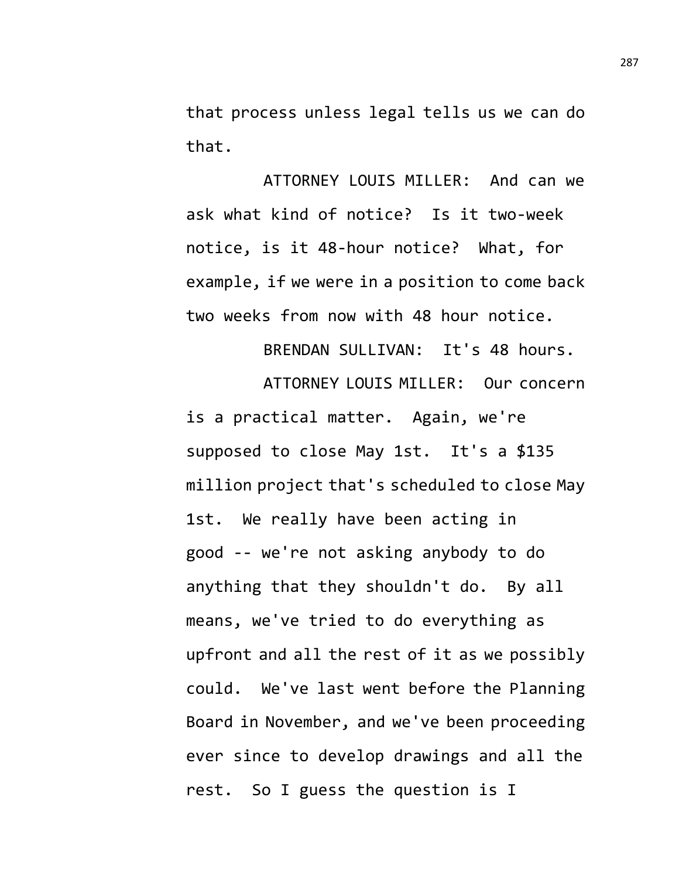that process unless legal tells us we can do that.

ATTORNEY LOUIS MILLER: And can we ask what kind of notice? Is it two-week notice, is it 48-hour notice? What, for example, if we were in a position to come back two weeks from now with 48 hour notice.

BRENDAN SULLIVAN: It's 48 hours.

ATTORNEY LOUIS MILLER: Our concern is a practical matter. Again, we're supposed to close May 1st. It's a $135 million project that's scheduled to close May 1st. We really have been acting in good -- we're not asking anybody to do anything that they shouldn't do. By all means, we've tried to do everything as upfront and all the rest of it as we possibly could. We've last went before the Planning Board in November, and we've been proceeding ever since to develop drawings and all the rest. So I guess the question is I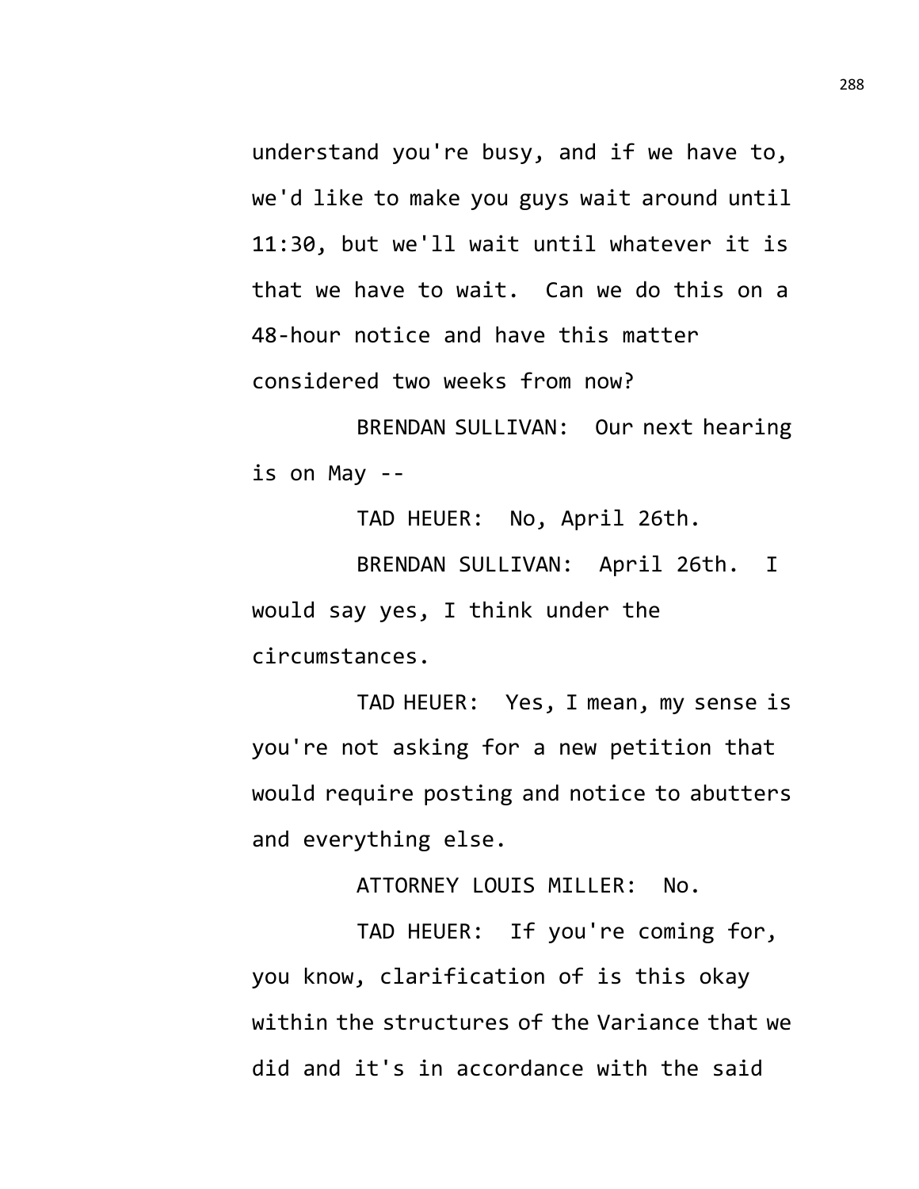understand you're busy, and if we have to, we'd like to make you guys wait around until 11:30, but we'll wait until whatever it is that we have to wait. Can we do this on a 48-hour notice and have this matter considered two weeks from now?

BRENDAN SULLIVAN: Our next hearing is on May --

TAD HEUER: No, April 26th.

BRENDAN SULLIVAN: April 26th. I would say yes, I think under the circumstances.

TAD HEUER: Yes, I mean, my sense is you're not asking for a new petition that would require posting and notice to abutters and everything else.

ATTORNEY LOUIS MILLER: No.

TAD HEUER: If you're coming for, you know, clarification of is this okay within the structures of the Variance that we did and it's in accordance with the said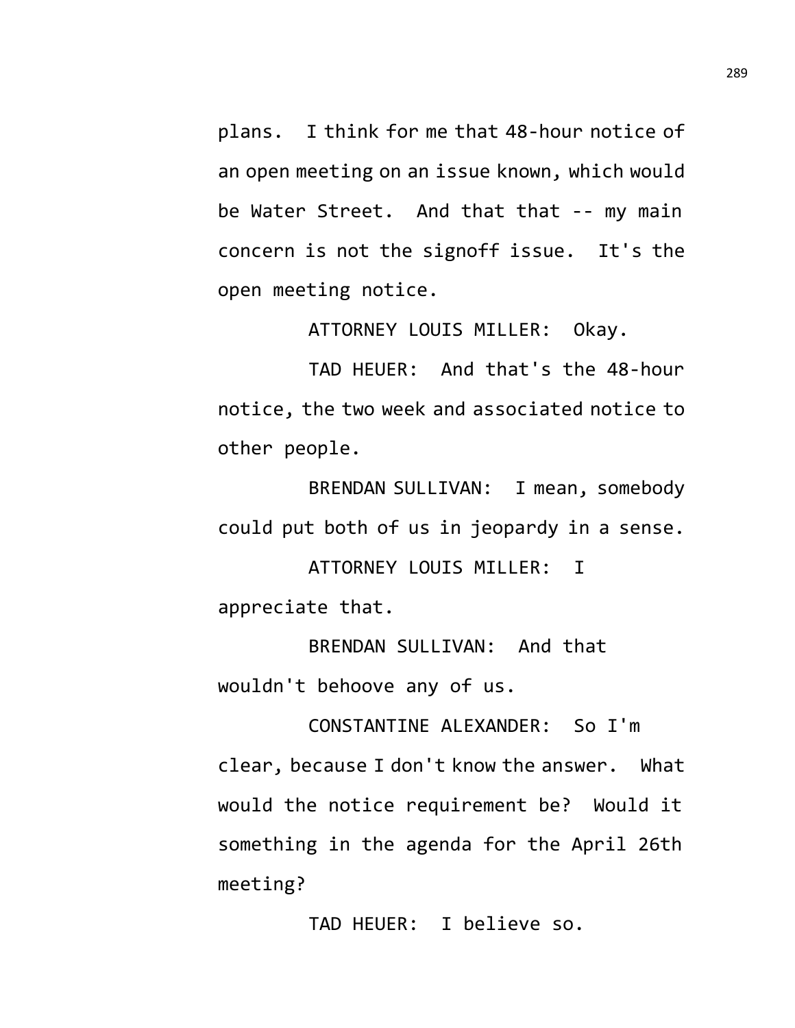plans. I think for me that 48-hour notice of an open meeting on an issue known, which would be Water Street. And that that -- my main concern is not the signoff issue. It's the open meeting notice.

ATTORNEY LOUIS MILLER: Okay.

TAD HEUER: And that's the 48-hour notice, the two week and associated notice to other people.

BRENDAN SULLIVAN: I mean, somebody could put both of us in jeopardy in a sense.

ATTORNEY LOUIS MILLER: I appreciate that.

BRENDAN SULLIVAN: And that wouldn't behoove any of us.

CONSTANTINE ALEXANDER: So I'm clear, because I don't know the answer. What would the notice requirement be? Would it something in the agenda for the April 26th meeting?

TAD HEUER: I believe so.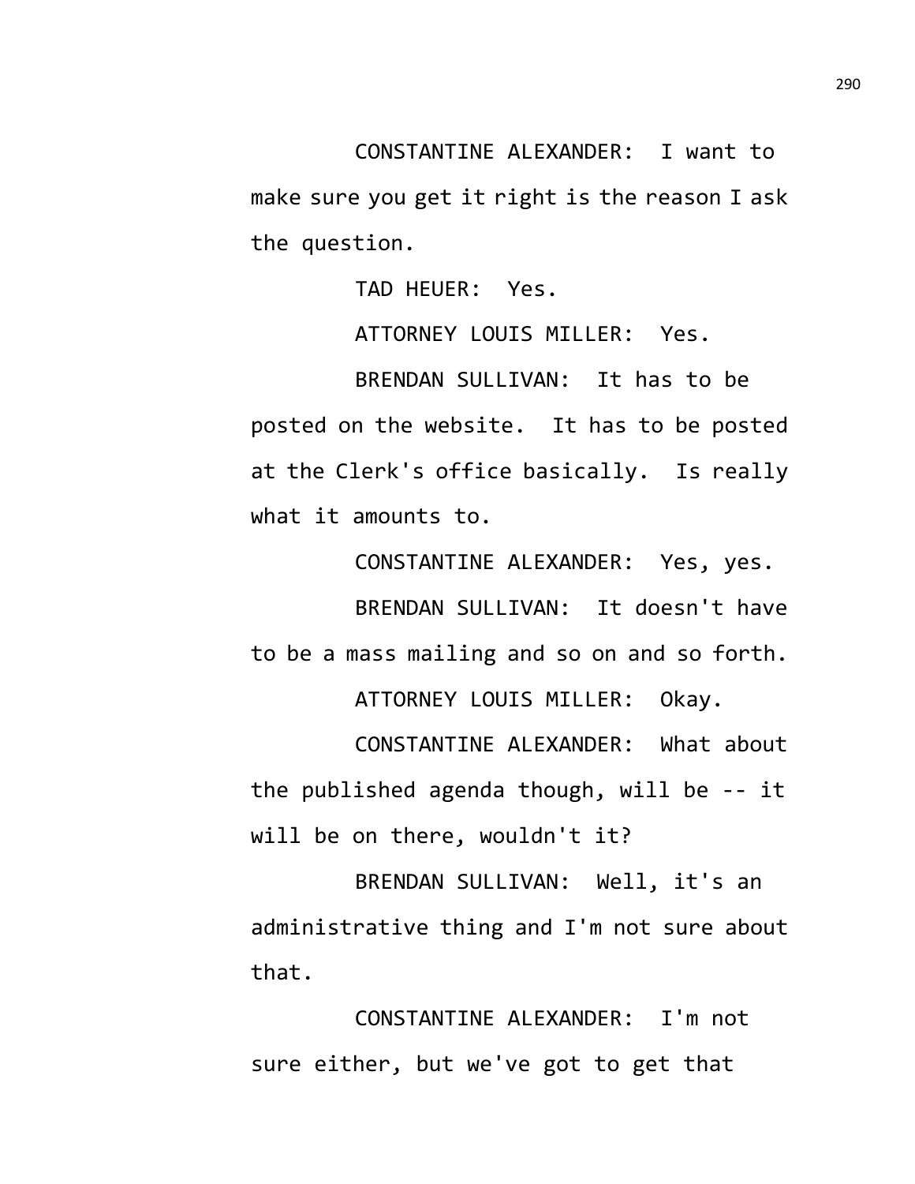CONSTANTINE ALEXANDER: I want to make sure you get it right is the reason I ask the question.

TAD HEUER: Yes.

ATTORNEY LOUIS MILLER: Yes.

BRENDAN SULLIVAN: It has to be posted on the website. It has to be posted at the Clerk's office basically. Is really what it amounts to.

CONSTANTINE ALEXANDER: Yes, yes.

BRENDAN SULLIVAN: It doesn't have to be a mass mailing and so on and so forth.

ATTORNEY LOUIS MILLER: Okay.

CONSTANTINE ALEXANDER: What about the published agenda though, will be -- it will be on there, wouldn't it?

BRENDAN SULLIVAN: Well, it's an administrative thing and I'm not sure about that.

CONSTANTINE ALEXANDER: I'm not sure either, but we've got to get that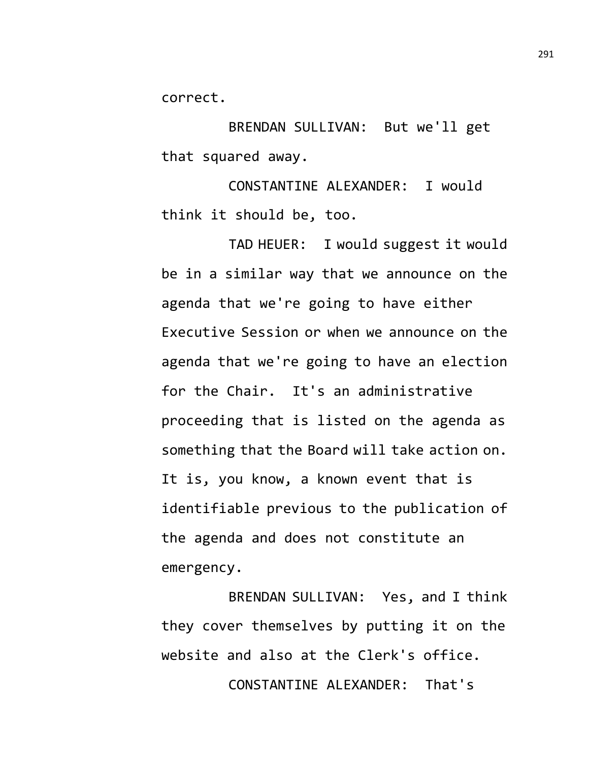correct.

BRENDAN SULLIVAN: But we'll get that squared away.

CONSTANTINE ALEXANDER: I would think it should be, too.

TAD HEUER: I would suggest it would be in a similar way that we announce on the agenda that we're going to have either Executive Session or when we announce on the agenda that we're going to have an election for the Chair. It's an administrative proceeding that is listed on the agenda as something that the Board will take action on. It is, you know, a known event that is identifiable previous to the publication of the agenda and does not constitute an emergency.

BRENDAN SULLIVAN: Yes, and I think they cover themselves by putting it on the website and also at the Clerk's office.

CONSTANTINE ALEXANDER: That's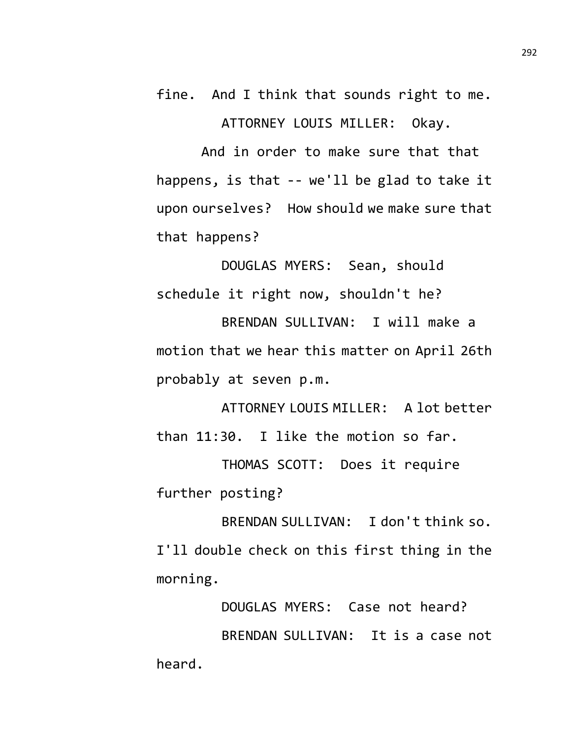fine. And I think that sounds right to me.

ATTORNEY LOUIS MILLER: Okay.

And in order to make sure that that happens, is that -- we'll be glad to take it upon ourselves? How should we make sure that that happens?

DOUGLAS MYERS: Sean, should schedule it right now, shouldn't he?

BRENDAN SULLIVAN: I will make a motion that we hear this matter on April 26th probably at seven p.m.

ATTORNEY LOUIS MILLER: A lot better than 11:30. I like the motion so far.

THOMAS SCOTT: Does it require further posting?

BRENDAN SULLIVAN: I don't think so. I'll double check on this first thing in the morning.

DOUGLAS MYERS: Case not heard?

BRENDAN SULLIVAN: It is a case not heard.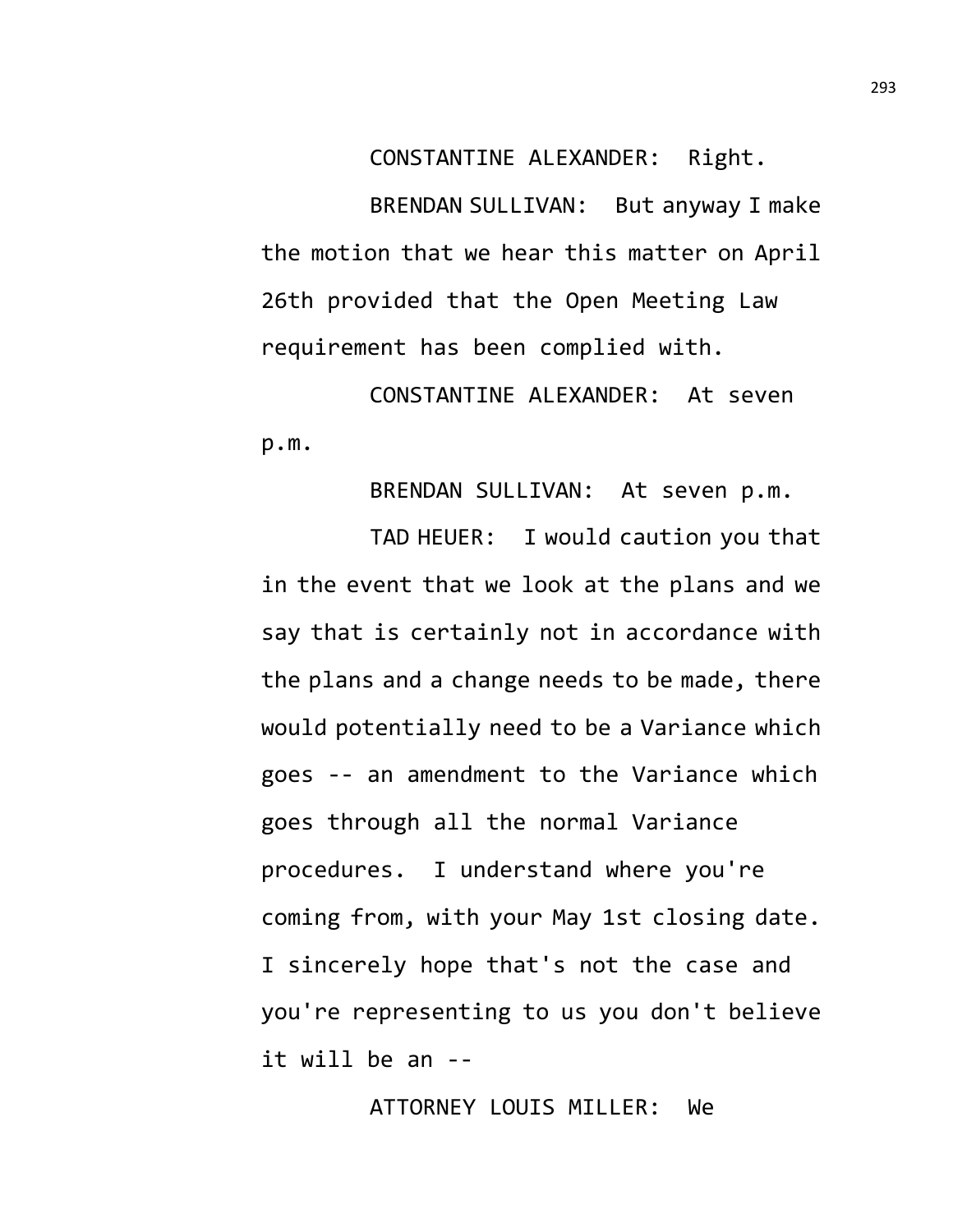CONSTANTINE ALEXANDER: Right.

BRENDAN SULLIVAN: But anyway I make the motion that we hear this matter on April 26th provided that the Open Meeting Law requirement has been complied with.

CONSTANTINE ALEXANDER: At seven p.m.

BRENDAN SULLIVAN: At seven p.m.

TAD HEUER: I would caution you that in the event that we look at the plans and we say that is certainly not in accordance with the plans and a change needs to be made, there would potentially need to be a Variance which goes -- an amendment to the Variance which goes through all the normal Variance procedures. I understand where you're coming from, with your May 1st closing date. I sincerely hope that's not the case and you're representing to us you don't believe it will be an --

ATTORNEY LOUIS MILLER: We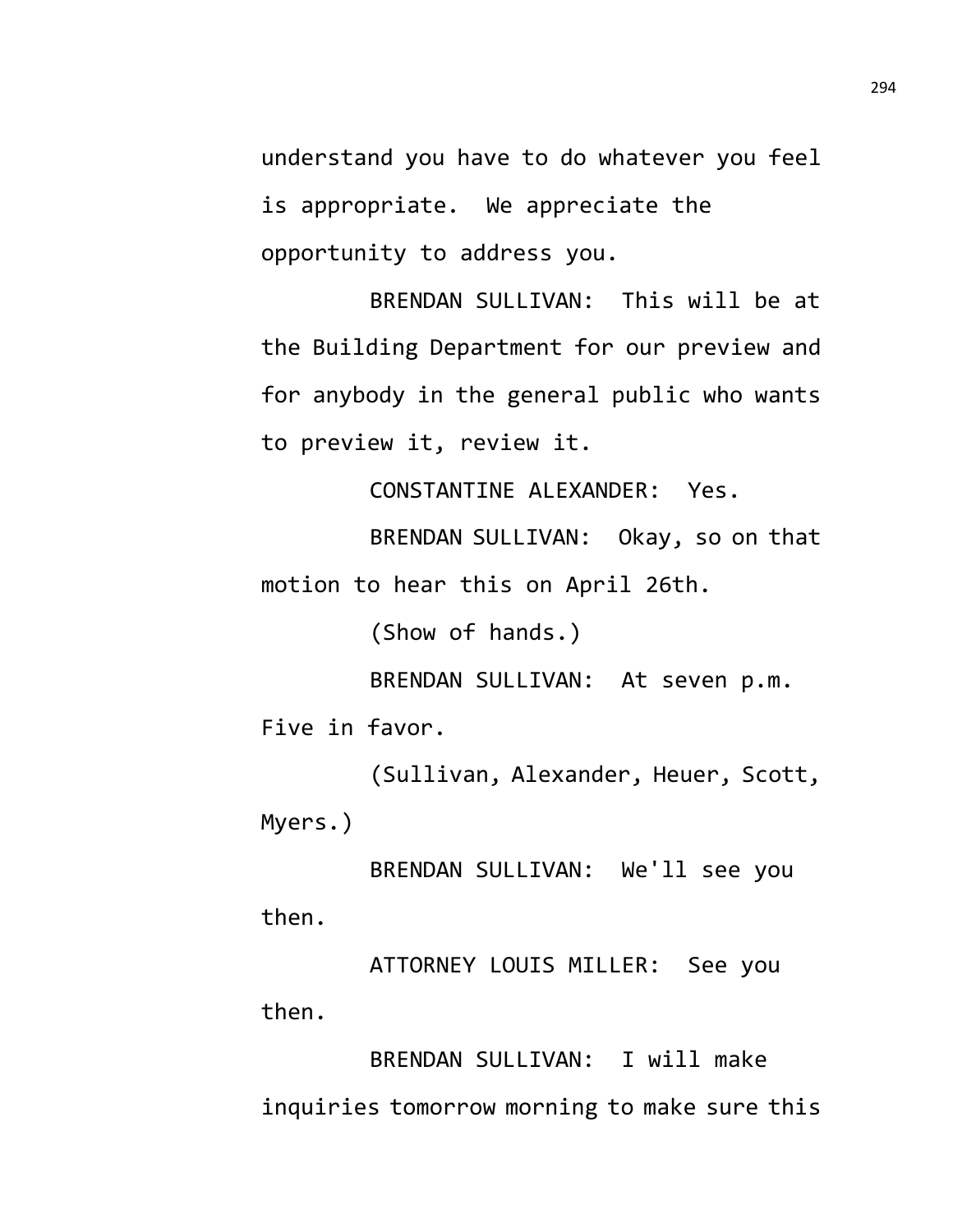understand you have to do whatever you feel is appropriate. We appreciate the opportunity to address you.

BRENDAN SULLIVAN: This will be at the Building Department for our preview and for anybody in the general public who wants to preview it, review it.

CONSTANTINE ALEXANDER: Yes.

BRENDAN SULLIVAN: Okay, so on that motion to hear this on April 26th.

(Show of hands.)

BRENDAN SULLIVAN: At seven p.m. Five in favor.

(Sullivan, Alexander, Heuer, Scott, Myers.)

BRENDAN SULLIVAN: We'll see you then.

ATTORNEY LOUIS MILLER: See you then.

BRENDAN SULLIVAN: I will make inquiries tomorrow morning to make sure this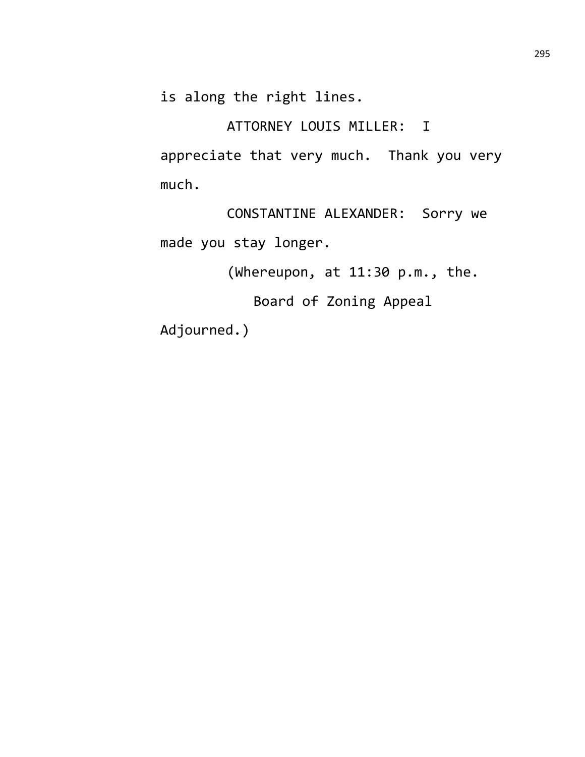is along the right lines.

ATTORNEY LOUIS MILLER: I appreciate that very much. Thank you very much.

CONSTANTINE ALEXANDER: Sorry we made you stay longer.

(Whereupon, at 11:30 p.m., the.

Board of Zoning Appeal

Adjourned.)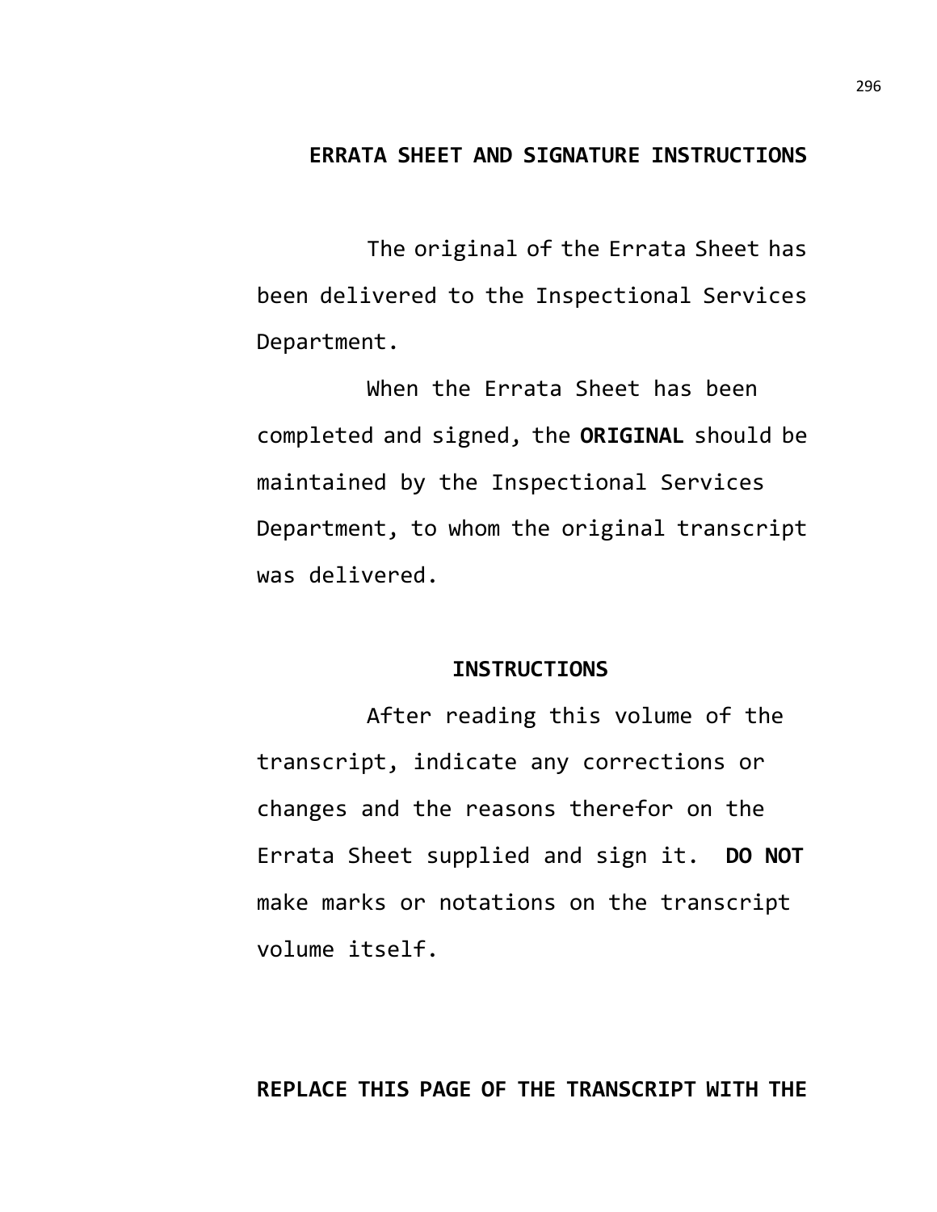## ERRATA SHEET AND SIGNATURE INSTRUCTIONS

The original of the Errata Sheet has been delivered to the Inspectional Services Department.

When the Errata Sheet has been completed and signed, the **ORIGINAL** should be maintained by the Inspectional Services Department, to whom the original transcript was delivered.

## INSTRUCTIONS

After reading this volume of the transcript, indicate any corrections or changes and the reasons therefor on the Errata Sheet supplied and sign it. **DO NOT** make marks or notations on the transcript volume itself.

**REPLACE THIS PAGE OF THE TRANSCRIPT WITH THE**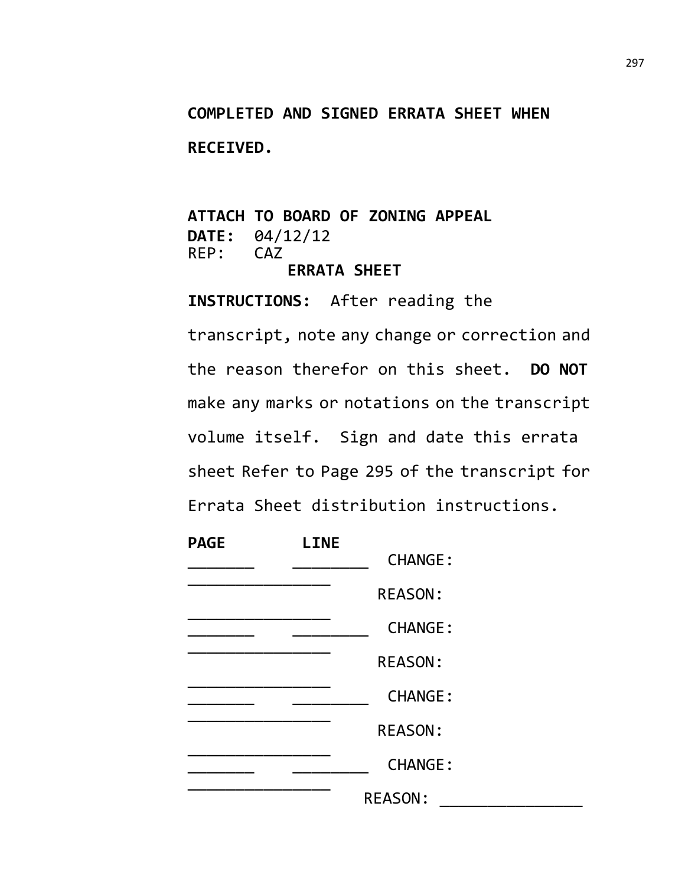**COMPLETED AND SIGNED ERRATA SHEET WHEN RECEIVED.**

**ATTACH TO BOARD OF ZONING APPEAL**
**DATE:** 04/12/12
REP: CAZ

**ERRATA SHEET**

**INSTRUCTIONS:** After reading the transcript, note any change or correction and the reason therefor on this sheet. **DO NOT** make any marks or notations on the transcript volume itself. Sign and date this errata sheet Refer to Page 295 of the transcript for Errata Sheet distribution instructions.

**PAGE** **LINE**

_______ ________ CHANGE: ________________

REASON: ________________

_______ ________ CHANGE: ________________

REASON: ________________

_______ ________ CHANGE: ________________

REASON: ________________

_______ ________ CHANGE: ________________

REASON: ________________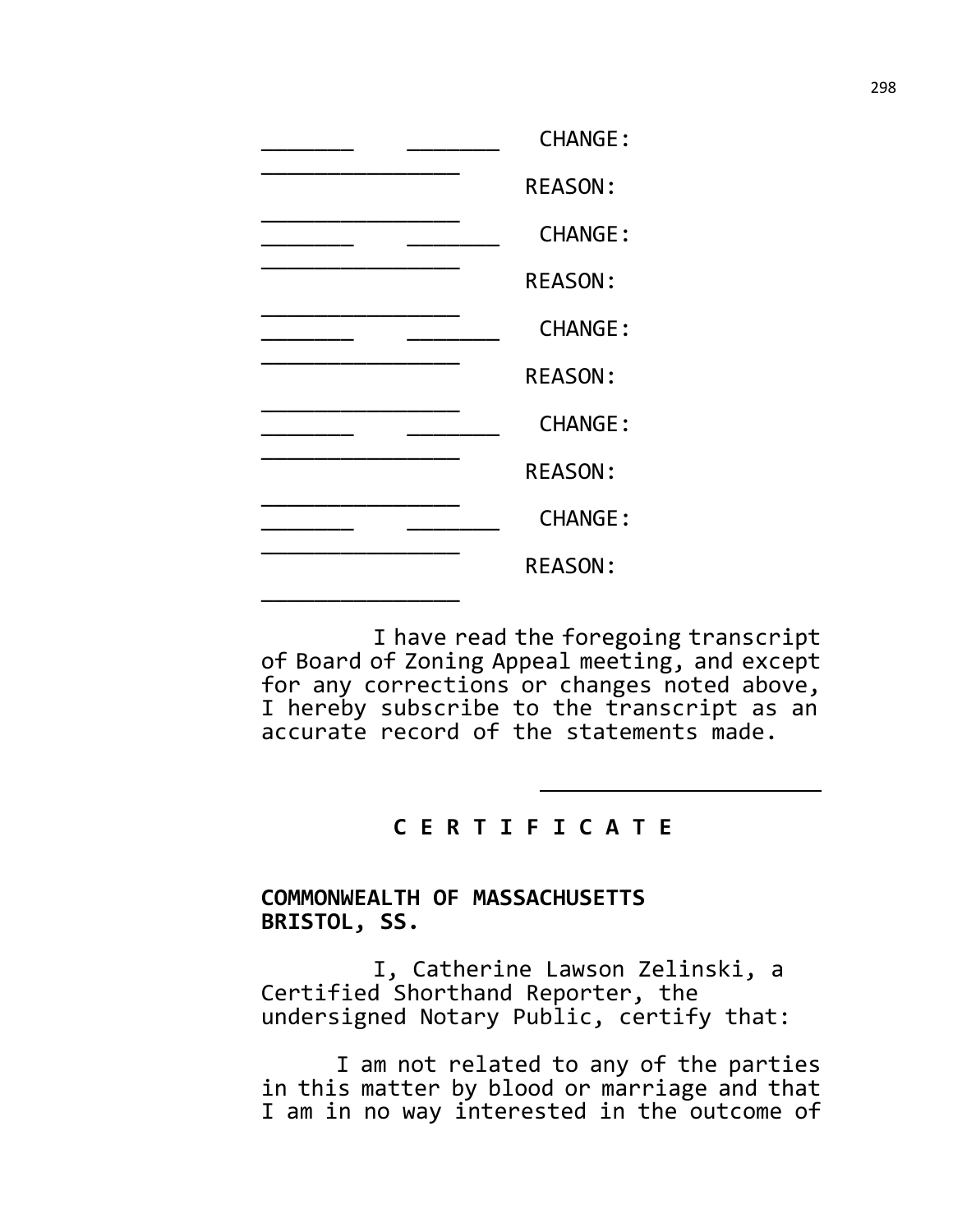_______ _______ CHANGE:
_______________
REASON:
_______________
_______ _______ CHANGE:
_______________
REASON:
_______________
_______ _______ CHANGE:
_______________
REASON:
_______________
_______ _______ CHANGE:
_______________
REASON:
_______________
_______ _______ CHANGE:
_______________
REASON:
_______________

I have read the foregoing transcript of Board of Zoning Appeal meeting, and except for any corrections or changes noted above, I hereby subscribe to the transcript as an accurate record of the statements made.

_____________________

**C E R T I F I C A T E**

**COMMONWEALTH OF MASSACHUSETTS**
**BRISTOL, SS.**

I, Catherine Lawson Zelinski, a Certified Shorthand Reporter, the undersigned Notary Public, certify that:

I am not related to any of the parties in this matter by blood or marriage and that I am in no way interested in the outcome of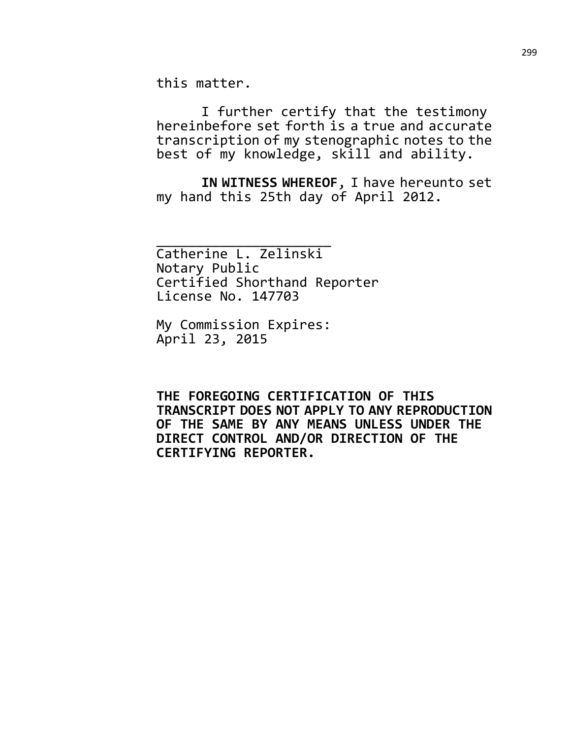this matter.

I further certify that the testimony hereinbefore set forth is a true and accurate transcription of my stenographic notes to the best of my knowledge, skill and ability.

**IN WITNESS WHEREOF**, I have hereunto set my hand this 25th day of April 2012.

______________________
Catherine L. Zelinski
Notary Public
Certified Shorthand Reporter
License No. 147703

My Commission Expires:
April 23, 2015

**THE FOREGOING CERTIFICATION OF THIS TRANSCRIPT DOES NOT APPLY TO ANY REPRODUCTION OF THE SAME BY ANY MEANS UNLESS UNDER THE DIRECT CONTROL AND/OR DIRECTION OF THE CERTIFYING REPORTER.**